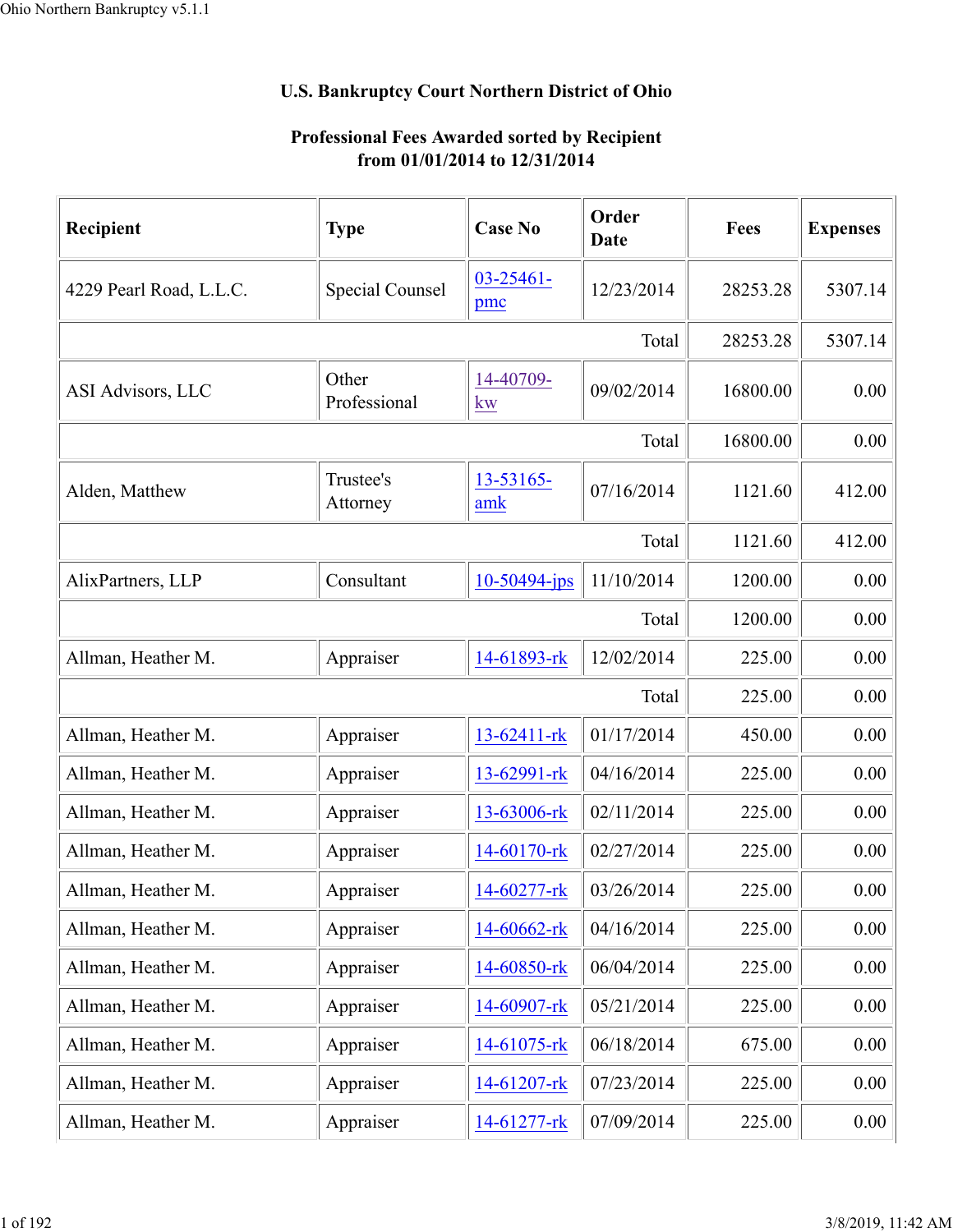## U.S. Bankruptcy Court Northern District of Ohio

### Professional Fees Awarded sorted by Recipient
### from 01/01/2014 to 12/31/2014

| Recipient | Type | Case No | Order Date | Fees | Expenses |
|---|---|---|---|---|---|
| 4229 Pearl Road, L.L.C. | Special Counsel | 03-25461-pmc | 12/23/2014 | 28253.28 | 5307.14 |
| | | | Total | 28253.28 | 5307.14 |
| ASI Advisors, LLC | Other Professional | 14-40709-kw | 09/02/2014 | 16800.00 | 0.00 |
| | | | Total | 16800.00 | 0.00 |
| Alden, Matthew | Trustee's Attorney | 13-53165-amk | 07/16/2014 | 1121.60 | 412.00 |
| | | | Total | 1121.60 | 412.00 |
| AlixPartners, LLP | Consultant | 10-50494-jps | 11/10/2014 | 1200.00 | 0.00 |
| | | | Total | 1200.00 | 0.00 |
| Allman, Heather M. | Appraiser | 14-61893-rk | 12/02/2014 | 225.00 | 0.00 |
| | | | Total | 225.00 | 0.00 |
| Allman, Heather M. | Appraiser | 13-62411-rk | 01/17/2014 | 450.00 | 0.00 |
| Allman, Heather M. | Appraiser | 13-62991-rk | 04/16/2014 | 225.00 | 0.00 |
| Allman, Heather M. | Appraiser | 13-63006-rk | 02/11/2014 | 225.00 | 0.00 |
| Allman, Heather M. | Appraiser | 14-60170-rk | 02/27/2014 | 225.00 | 0.00 |
| Allman, Heather M. | Appraiser | 14-60277-rk | 03/26/2014 | 225.00 | 0.00 |
| Allman, Heather M. | Appraiser | 14-60662-rk | 04/16/2014 | 225.00 | 0.00 |
| Allman, Heather M. | Appraiser | 14-60850-rk | 06/04/2014 | 225.00 | 0.00 |
| Allman, Heather M. | Appraiser | 14-60907-rk | 05/21/2014 | 225.00 | 0.00 |
| Allman, Heather M. | Appraiser | 14-61075-rk | 06/18/2014 | 675.00 | 0.00 |
| Allman, Heather M. | Appraiser | 14-61207-rk | 07/23/2014 | 225.00 | 0.00 |
| Allman, Heather M. | Appraiser | 14-61277-rk | 07/09/2014 | 225.00 | 0.00 |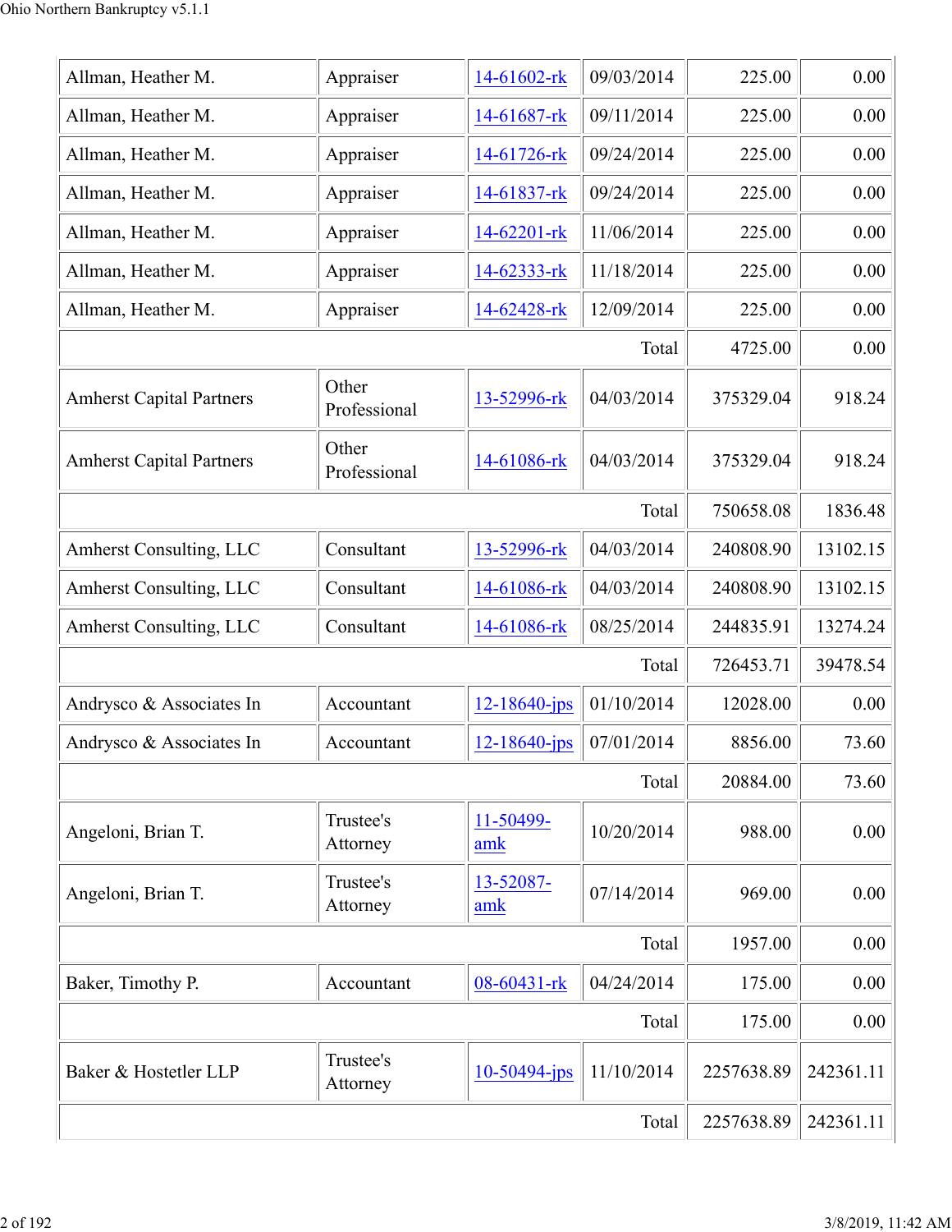| | | | | | |
|---|---|---|---|---|---|
| Allman, Heather M. | Appraiser | 14-61602-rk | 09/03/2014 | 225.00 | 0.00 |
| Allman, Heather M. | Appraiser | 14-61687-rk | 09/11/2014 | 225.00 | 0.00 |
| Allman, Heather M. | Appraiser | 14-61726-rk | 09/24/2014 | 225.00 | 0.00 |
| Allman, Heather M. | Appraiser | 14-61837-rk | 09/24/2014 | 225.00 | 0.00 |
| Allman, Heather M. | Appraiser | 14-62201-rk | 11/06/2014 | 225.00 | 0.00 |
| Allman, Heather M. | Appraiser | 14-62333-rk | 11/18/2014 | 225.00 | 0.00 |
| Allman, Heather M. | Appraiser | 14-62428-rk | 12/09/2014 | 225.00 | 0.00 |
| | | | Total | 4725.00 | 0.00 |
| Amherst Capital Partners | Other Professional | 13-52996-rk | 04/03/2014 | 375329.04 | 918.24 |
| Amherst Capital Partners | Other Professional | 14-61086-rk | 04/03/2014 | 375329.04 | 918.24 |
| | | | Total | 750658.08 | 1836.48 |
| Amherst Consulting, LLC | Consultant | 13-52996-rk | 04/03/2014 | 240808.90 | 13102.15 |
| Amherst Consulting, LLC | Consultant | 14-61086-rk | 04/03/2014 | 240808.90 | 13102.15 |
| Amherst Consulting, LLC | Consultant | 14-61086-rk | 08/25/2014 | 244835.91 | 13274.24 |
| | | | Total | 726453.71 | 39478.54 |
| Andrysco & Associates In | Accountant | 12-18640-jps | 01/10/2014 | 12028.00 | 0.00 |
| Andrysco & Associates In | Accountant | 12-18640-jps | 07/01/2014 | 8856.00 | 73.60 |
| | | | Total | 20884.00 | 73.60 |
| Angeloni, Brian T. | Trustee's Attorney | 11-50499-amk | 10/20/2014 | 988.00 | 0.00 |
| Angeloni, Brian T. | Trustee's Attorney | 13-52087-amk | 07/14/2014 | 969.00 | 0.00 |
| | | | Total | 1957.00 | 0.00 |
| Baker, Timothy P. | Accountant | 08-60431-rk | 04/24/2014 | 175.00 | 0.00 |
| | | | Total | 175.00 | 0.00 |
| Baker & Hostetler LLP | Trustee's Attorney | 10-50494-jps | 11/10/2014 | 2257638.89 | 242361.11 |
| | | | Total | 2257638.89 | 242361.11 |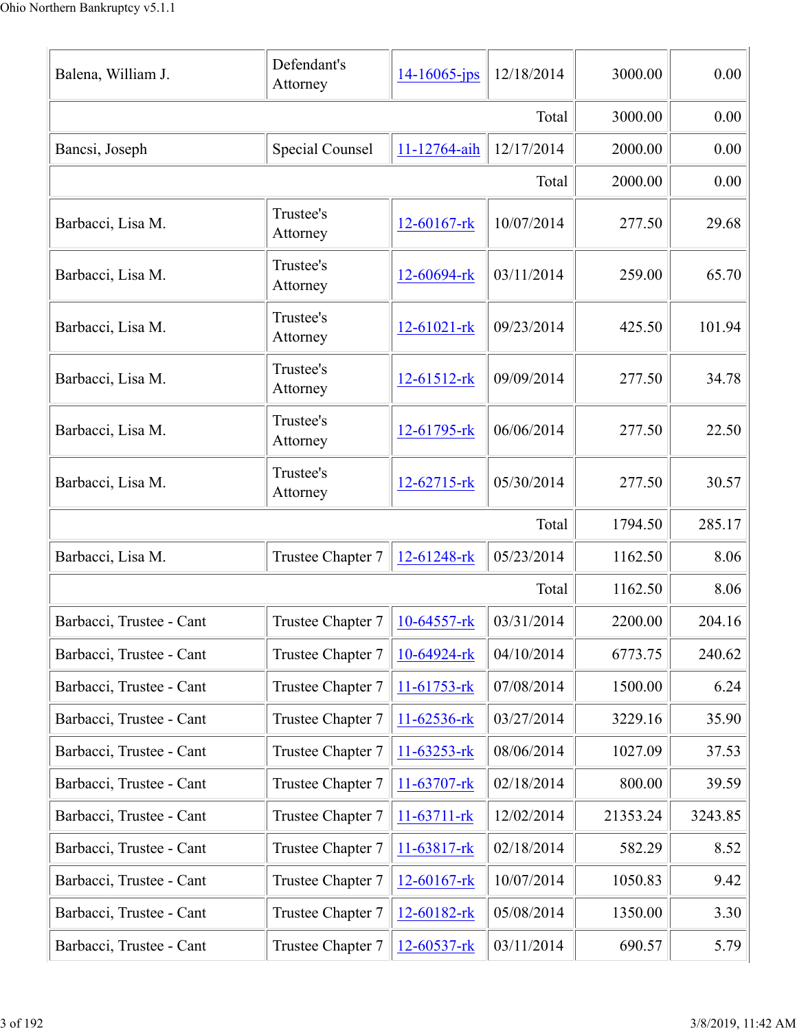| | | | | | |
|---|---|---|---|---|---|
| Balena, William J. | Defendant's Attorney | 14-16065-jps | 12/18/2014 | 3000.00 | 0.00 |
| | | | Total | 3000.00 | 0.00 |
| Bancsi, Joseph | Special Counsel | 11-12764-aih | 12/17/2014 | 2000.00 | 0.00 |
| | | | Total | 2000.00 | 0.00 |
| Barbacci, Lisa M. | Trustee's Attorney | 12-60167-rk | 10/07/2014 | 277.50 | 29.68 |
| Barbacci, Lisa M. | Trustee's Attorney | 12-60694-rk | 03/11/2014 | 259.00 | 65.70 |
| Barbacci, Lisa M. | Trustee's Attorney | 12-61021-rk | 09/23/2014 | 425.50 | 101.94 |
| Barbacci, Lisa M. | Trustee's Attorney | 12-61512-rk | 09/09/2014 | 277.50 | 34.78 |
| Barbacci, Lisa M. | Trustee's Attorney | 12-61795-rk | 06/06/2014 | 277.50 | 22.50 |
| Barbacci, Lisa M. | Trustee's Attorney | 12-62715-rk | 05/30/2014 | 277.50 | 30.57 |
| | | | Total | 1794.50 | 285.17 |
| Barbacci, Lisa M. | Trustee Chapter 7 | 12-61248-rk | 05/23/2014 | 1162.50 | 8.06 |
| | | | Total | 1162.50 | 8.06 |
| Barbacci, Trustee - Cant | Trustee Chapter 7 | 10-64557-rk | 03/31/2014 | 2200.00 | 204.16 |
| Barbacci, Trustee - Cant | Trustee Chapter 7 | 10-64924-rk | 04/10/2014 | 6773.75 | 240.62 |
| Barbacci, Trustee - Cant | Trustee Chapter 7 | 11-61753-rk | 07/08/2014 | 1500.00 | 6.24 |
| Barbacci, Trustee - Cant | Trustee Chapter 7 | 11-62536-rk | 03/27/2014 | 3229.16 | 35.90 |
| Barbacci, Trustee - Cant | Trustee Chapter 7 | 11-63253-rk | 08/06/2014 | 1027.09 | 37.53 |
| Barbacci, Trustee - Cant | Trustee Chapter 7 | 11-63707-rk | 02/18/2014 | 800.00 | 39.59 |
| Barbacci, Trustee - Cant | Trustee Chapter 7 | 11-63711-rk | 12/02/2014 | 21353.24 | 3243.85 |
| Barbacci, Trustee - Cant | Trustee Chapter 7 | 11-63817-rk | 02/18/2014 | 582.29 | 8.52 |
| Barbacci, Trustee - Cant | Trustee Chapter 7 | 12-60167-rk | 10/07/2014 | 1050.83 | 9.42 |
| Barbacci, Trustee - Cant | Trustee Chapter 7 | 12-60182-rk | 05/08/2014 | 1350.00 | 3.30 |
| Barbacci, Trustee - Cant | Trustee Chapter 7 | 12-60537-rk | 03/11/2014 | 690.57 | 5.79 |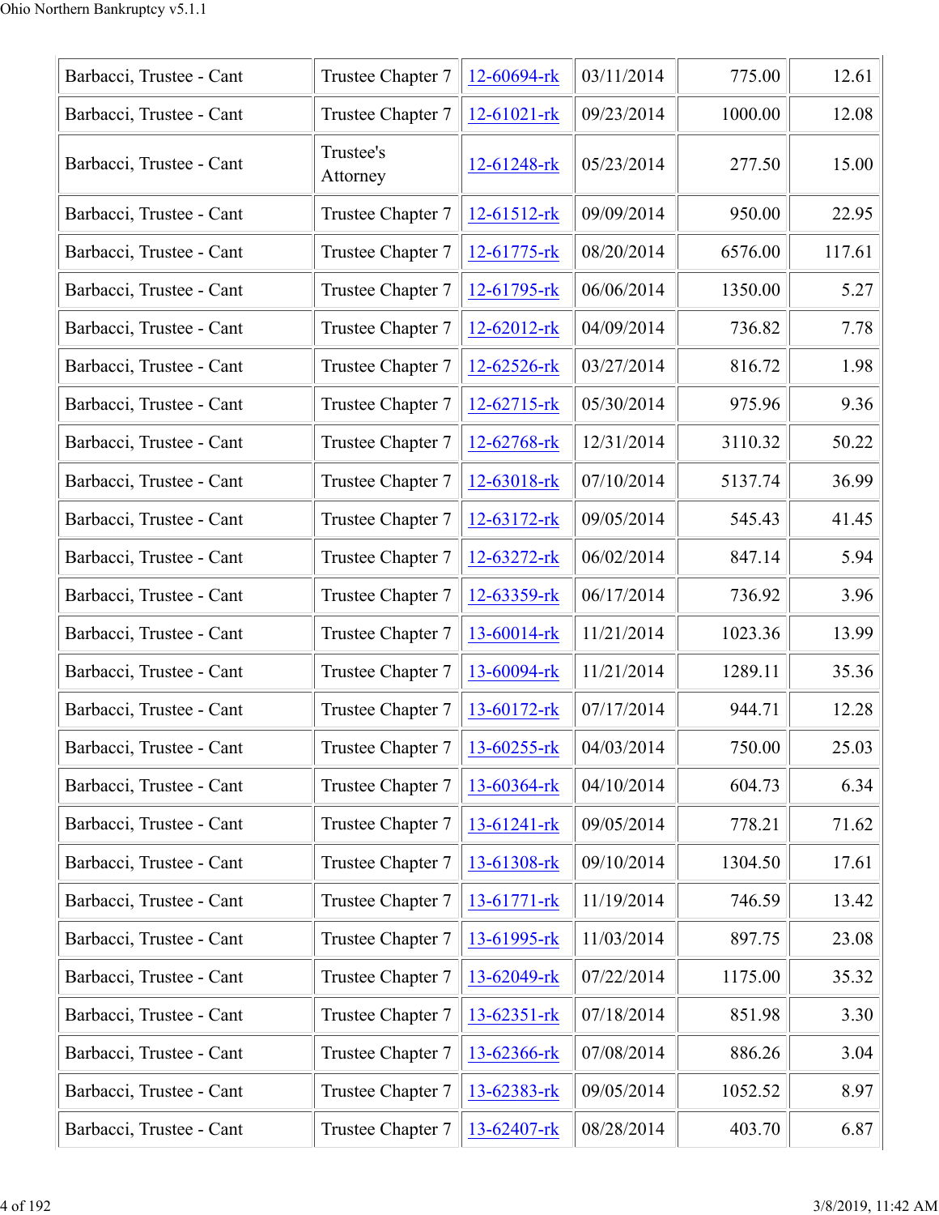| Barbacci, Trustee - Cant | Trustee Chapter 7 | 12-60694-rk | 03/11/2014 | 775.00 | 12.61 |
|---|---|---|---|---|---|
| Barbacci, Trustee - Cant | Trustee Chapter 7 | 12-61021-rk | 09/23/2014 | 1000.00 | 12.08 |
| Barbacci, Trustee - Cant | Trustee's Attorney | 12-61248-rk | 05/23/2014 | 277.50 | 15.00 |
| Barbacci, Trustee - Cant | Trustee Chapter 7 | 12-61512-rk | 09/09/2014 | 950.00 | 22.95 |
| Barbacci, Trustee - Cant | Trustee Chapter 7 | 12-61775-rk | 08/20/2014 | 6576.00 | 117.61 |
| Barbacci, Trustee - Cant | Trustee Chapter 7 | 12-61795-rk | 06/06/2014 | 1350.00 | 5.27 |
| Barbacci, Trustee - Cant | Trustee Chapter 7 | 12-62012-rk | 04/09/2014 | 736.82 | 7.78 |
| Barbacci, Trustee - Cant | Trustee Chapter 7 | 12-62526-rk | 03/27/2014 | 816.72 | 1.98 |
| Barbacci, Trustee - Cant | Trustee Chapter 7 | 12-62715-rk | 05/30/2014 | 975.96 | 9.36 |
| Barbacci, Trustee - Cant | Trustee Chapter 7 | 12-62768-rk | 12/31/2014 | 3110.32 | 50.22 |
| Barbacci, Trustee - Cant | Trustee Chapter 7 | 12-63018-rk | 07/10/2014 | 5137.74 | 36.99 |
| Barbacci, Trustee - Cant | Trustee Chapter 7 | 12-63172-rk | 09/05/2014 | 545.43 | 41.45 |
| Barbacci, Trustee - Cant | Trustee Chapter 7 | 12-63272-rk | 06/02/2014 | 847.14 | 5.94 |
| Barbacci, Trustee - Cant | Trustee Chapter 7 | 12-63359-rk | 06/17/2014 | 736.92 | 3.96 |
| Barbacci, Trustee - Cant | Trustee Chapter 7 | 13-60014-rk | 11/21/2014 | 1023.36 | 13.99 |
| Barbacci, Trustee - Cant | Trustee Chapter 7 | 13-60094-rk | 11/21/2014 | 1289.11 | 35.36 |
| Barbacci, Trustee - Cant | Trustee Chapter 7 | 13-60172-rk | 07/17/2014 | 944.71 | 12.28 |
| Barbacci, Trustee - Cant | Trustee Chapter 7 | 13-60255-rk | 04/03/2014 | 750.00 | 25.03 |
| Barbacci, Trustee - Cant | Trustee Chapter 7 | 13-60364-rk | 04/10/2014 | 604.73 | 6.34 |
| Barbacci, Trustee - Cant | Trustee Chapter 7 | 13-61241-rk | 09/05/2014 | 778.21 | 71.62 |
| Barbacci, Trustee - Cant | Trustee Chapter 7 | 13-61308-rk | 09/10/2014 | 1304.50 | 17.61 |
| Barbacci, Trustee - Cant | Trustee Chapter 7 | 13-61771-rk | 11/19/2014 | 746.59 | 13.42 |
| Barbacci, Trustee - Cant | Trustee Chapter 7 | 13-61995-rk | 11/03/2014 | 897.75 | 23.08 |
| Barbacci, Trustee - Cant | Trustee Chapter 7 | 13-62049-rk | 07/22/2014 | 1175.00 | 35.32 |
| Barbacci, Trustee - Cant | Trustee Chapter 7 | 13-62351-rk | 07/18/2014 | 851.98 | 3.30 |
| Barbacci, Trustee - Cant | Trustee Chapter 7 | 13-62366-rk | 07/08/2014 | 886.26 | 3.04 |
| Barbacci, Trustee - Cant | Trustee Chapter 7 | 13-62383-rk | 09/05/2014 | 1052.52 | 8.97 |
| Barbacci, Trustee - Cant | Trustee Chapter 7 | 13-62407-rk | 08/28/2014 | 403.70 | 6.87 |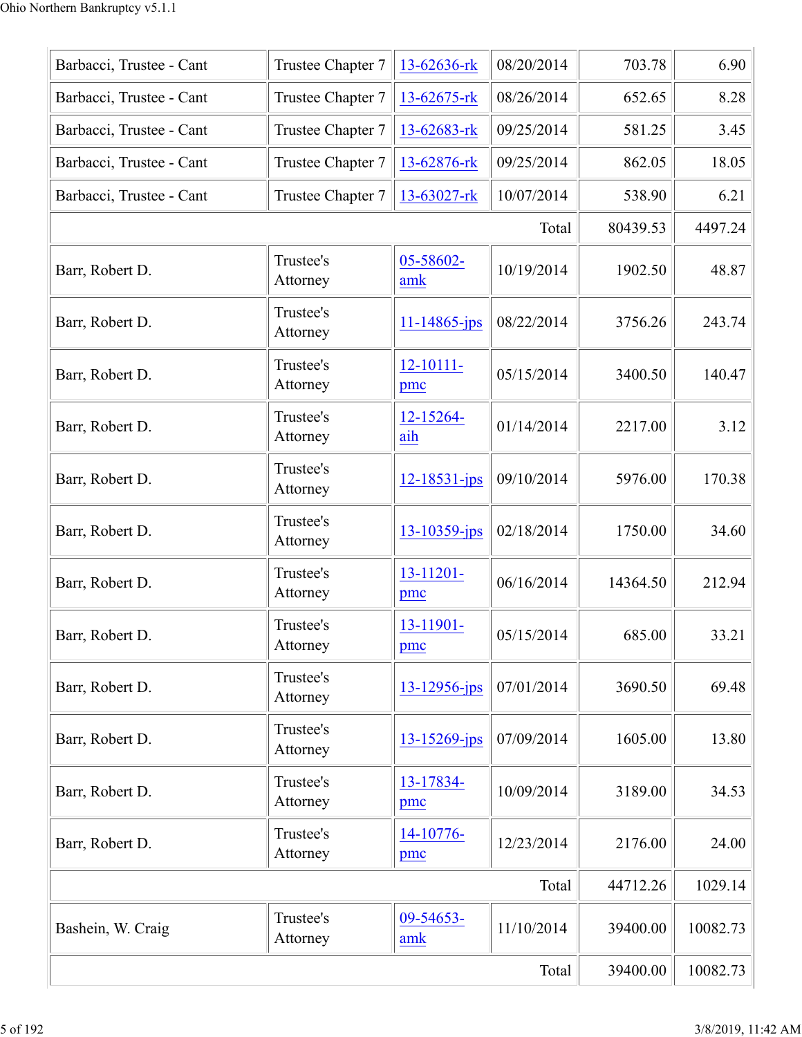| | | | | | |
|---|---|---|---|---|---|
| Barbacci, Trustee - Cant | Trustee Chapter 7 | 13-62636-rk | 08/20/2014 | 703.78 | 6.90 |
| Barbacci, Trustee - Cant | Trustee Chapter 7 | 13-62675-rk | 08/26/2014 | 652.65 | 8.28 |
| Barbacci, Trustee - Cant | Trustee Chapter 7 | 13-62683-rk | 09/25/2014 | 581.25 | 3.45 |
| Barbacci, Trustee - Cant | Trustee Chapter 7 | 13-62876-rk | 09/25/2014 | 862.05 | 18.05 |
| Barbacci, Trustee - Cant | Trustee Chapter 7 | 13-63027-rk | 10/07/2014 | 538.90 | 6.21 |
| | | | Total | 80439.53 | 4497.24 |
| Barr, Robert D. | Trustee's Attorney | 05-58602-amk | 10/19/2014 | 1902.50 | 48.87 |
| Barr, Robert D. | Trustee's Attorney | 11-14865-jps | 08/22/2014 | 3756.26 | 243.74 |
| Barr, Robert D. | Trustee's Attorney | 12-10111-pmc | 05/15/2014 | 3400.50 | 140.47 |
| Barr, Robert D. | Trustee's Attorney | 12-15264-aih | 01/14/2014 | 2217.00 | 3.12 |
| Barr, Robert D. | Trustee's Attorney | 12-18531-jps | 09/10/2014 | 5976.00 | 170.38 |
| Barr, Robert D. | Trustee's Attorney | 13-10359-jps | 02/18/2014 | 1750.00 | 34.60 |
| Barr, Robert D. | Trustee's Attorney | 13-11201-pmc | 06/16/2014 | 14364.50 | 212.94 |
| Barr, Robert D. | Trustee's Attorney | 13-11901-pmc | 05/15/2014 | 685.00 | 33.21 |
| Barr, Robert D. | Trustee's Attorney | 13-12956-jps | 07/01/2014 | 3690.50 | 69.48 |
| Barr, Robert D. | Trustee's Attorney | 13-15269-jps | 07/09/2014 | 1605.00 | 13.80 |
| Barr, Robert D. | Trustee's Attorney | 13-17834-pmc | 10/09/2014 | 3189.00 | 34.53 |
| Barr, Robert D. | Trustee's Attorney | 14-10776-pmc | 12/23/2014 | 2176.00 | 24.00 |
| | | | Total | 44712.26 | 1029.14 |
| Bashein, W. Craig | Trustee's Attorney | 09-54653-amk | 11/10/2014 | 39400.00 | 10082.73 |
| | | | Total | 39400.00 | 10082.73 |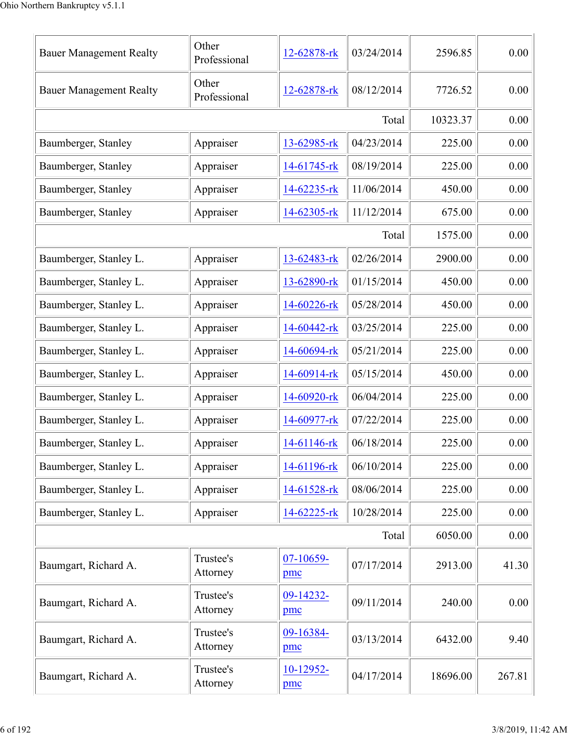| | | | | | |
|---|---|---|---|---|---|
| Bauer Management Realty | Other Professional | 12-62878-rk | 03/24/2014 | 2596.85 | 0.00 |
| Bauer Management Realty | Other Professional | 12-62878-rk | 08/12/2014 | 7726.52 | 0.00 |
| | | | Total | 10323.37 | 0.00 |
| Baumberger, Stanley | Appraiser | 13-62985-rk | 04/23/2014 | 225.00 | 0.00 |
| Baumberger, Stanley | Appraiser | 14-61745-rk | 08/19/2014 | 225.00 | 0.00 |
| Baumberger, Stanley | Appraiser | 14-62235-rk | 11/06/2014 | 450.00 | 0.00 |
| Baumberger, Stanley | Appraiser | 14-62305-rk | 11/12/2014 | 675.00 | 0.00 |
| | | | Total | 1575.00 | 0.00 |
| Baumberger, Stanley L. | Appraiser | 13-62483-rk | 02/26/2014 | 2900.00 | 0.00 |
| Baumberger, Stanley L. | Appraiser | 13-62890-rk | 01/15/2014 | 450.00 | 0.00 |
| Baumberger, Stanley L. | Appraiser | 14-60226-rk | 05/28/2014 | 450.00 | 0.00 |
| Baumberger, Stanley L. | Appraiser | 14-60442-rk | 03/25/2014 | 225.00 | 0.00 |
| Baumberger, Stanley L. | Appraiser | 14-60694-rk | 05/21/2014 | 225.00 | 0.00 |
| Baumberger, Stanley L. | Appraiser | 14-60914-rk | 05/15/2014 | 450.00 | 0.00 |
| Baumberger, Stanley L. | Appraiser | 14-60920-rk | 06/04/2014 | 225.00 | 0.00 |
| Baumberger, Stanley L. | Appraiser | 14-60977-rk | 07/22/2014 | 225.00 | 0.00 |
| Baumberger, Stanley L. | Appraiser | 14-61146-rk | 06/18/2014 | 225.00 | 0.00 |
| Baumberger, Stanley L. | Appraiser | 14-61196-rk | 06/10/2014 | 225.00 | 0.00 |
| Baumberger, Stanley L. | Appraiser | 14-61528-rk | 08/06/2014 | 225.00 | 0.00 |
| Baumberger, Stanley L. | Appraiser | 14-62225-rk | 10/28/2014 | 225.00 | 0.00 |
| | | | Total | 6050.00 | 0.00 |
| Baumgart, Richard A. | Trustee's Attorney | 07-10659-pmc | 07/17/2014 | 2913.00 | 41.30 |
| Baumgart, Richard A. | Trustee's Attorney | 09-14232-pmc | 09/11/2014 | 240.00 | 0.00 |
| Baumgart, Richard A. | Trustee's Attorney | 09-16384-pmc | 03/13/2014 | 6432.00 | 9.40 |
| Baumgart, Richard A. | Trustee's Attorney | 10-12952-pmc | 04/17/2014 | 18696.00 | 267.81 |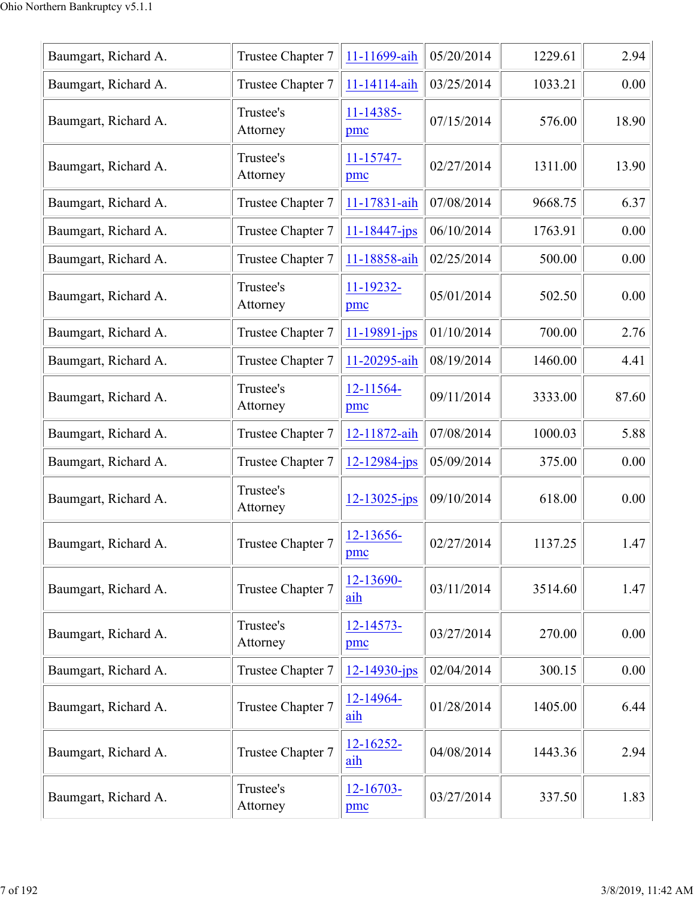| | | | | | |
|---|---|---|---|---|---|
| Baumgart, Richard A. | Trustee Chapter 7 | 11-11699-aih | 05/20/2014 | 1229.61 | 2.94 |
| Baumgart, Richard A. | Trustee Chapter 7 | 11-14114-aih | 03/25/2014 | 1033.21 | 0.00 |
| Baumgart, Richard A. | Trustee's Attorney | 11-14385-pmc | 07/15/2014 | 576.00 | 18.90 |
| Baumgart, Richard A. | Trustee's Attorney | 11-15747-pmc | 02/27/2014 | 1311.00 | 13.90 |
| Baumgart, Richard A. | Trustee Chapter 7 | 11-17831-aih | 07/08/2014 | 9668.75 | 6.37 |
| Baumgart, Richard A. | Trustee Chapter 7 | 11-18447-jps | 06/10/2014 | 1763.91 | 0.00 |
| Baumgart, Richard A. | Trustee Chapter 7 | 11-18858-aih | 02/25/2014 | 500.00 | 0.00 |
| Baumgart, Richard A. | Trustee's Attorney | 11-19232-pmc | 05/01/2014 | 502.50 | 0.00 |
| Baumgart, Richard A. | Trustee Chapter 7 | 11-19891-jps | 01/10/2014 | 700.00 | 2.76 |
| Baumgart, Richard A. | Trustee Chapter 7 | 11-20295-aih | 08/19/2014 | 1460.00 | 4.41 |
| Baumgart, Richard A. | Trustee's Attorney | 12-11564-pmc | 09/11/2014 | 3333.00 | 87.60 |
| Baumgart, Richard A. | Trustee Chapter 7 | 12-11872-aih | 07/08/2014 | 1000.03 | 5.88 |
| Baumgart, Richard A. | Trustee Chapter 7 | 12-12984-jps | 05/09/2014 | 375.00 | 0.00 |
| Baumgart, Richard A. | Trustee's Attorney | 12-13025-jps | 09/10/2014 | 618.00 | 0.00 |
| Baumgart, Richard A. | Trustee Chapter 7 | 12-13656-pmc | 02/27/2014 | 1137.25 | 1.47 |
| Baumgart, Richard A. | Trustee Chapter 7 | 12-13690-aih | 03/11/2014 | 3514.60 | 1.47 |
| Baumgart, Richard A. | Trustee's Attorney | 12-14573-pmc | 03/27/2014 | 270.00 | 0.00 |
| Baumgart, Richard A. | Trustee Chapter 7 | 12-14930-jps | 02/04/2014 | 300.15 | 0.00 |
| Baumgart, Richard A. | Trustee Chapter 7 | 12-14964-aih | 01/28/2014 | 1405.00 | 6.44 |
| Baumgart, Richard A. | Trustee Chapter 7 | 12-16252-aih | 04/08/2014 | 1443.36 | 2.94 |
| Baumgart, Richard A. | Trustee's Attorney | 12-16703-pmc | 03/27/2014 | 337.50 | 1.83 |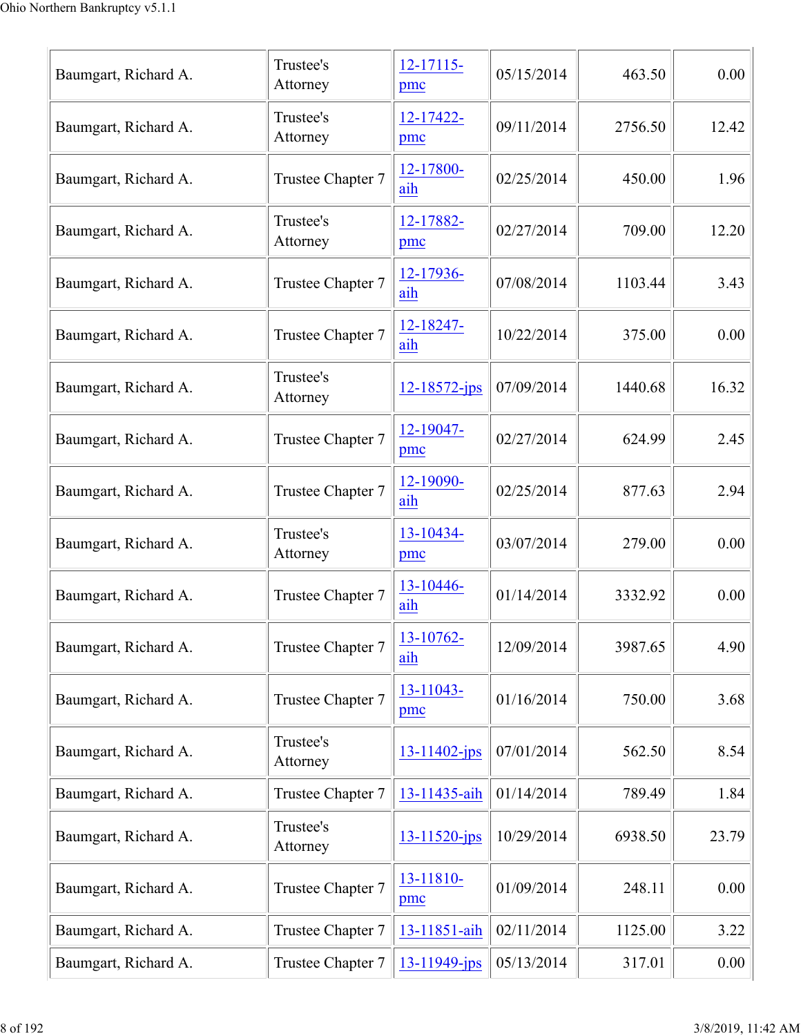| | | | | | |
|---|---|---|---|---|---|
| Baumgart, Richard A. | Trustee's Attorney | 12-17115-pmc | 05/15/2014 | 463.50 | 0.00 |
| Baumgart, Richard A. | Trustee's Attorney | 12-17422-pmc | 09/11/2014 | 2756.50 | 12.42 |
| Baumgart, Richard A. | Trustee Chapter 7 | 12-17800-aih | 02/25/2014 | 450.00 | 1.96 |
| Baumgart, Richard A. | Trustee's Attorney | 12-17882-pmc | 02/27/2014 | 709.00 | 12.20 |
| Baumgart, Richard A. | Trustee Chapter 7 | 12-17936-aih | 07/08/2014 | 1103.44 | 3.43 |
| Baumgart, Richard A. | Trustee Chapter 7 | 12-18247-aih | 10/22/2014 | 375.00 | 0.00 |
| Baumgart, Richard A. | Trustee's Attorney | 12-18572-jps | 07/09/2014 | 1440.68 | 16.32 |
| Baumgart, Richard A. | Trustee Chapter 7 | 12-19047-pmc | 02/27/2014 | 624.99 | 2.45 |
| Baumgart, Richard A. | Trustee Chapter 7 | 12-19090-aih | 02/25/2014 | 877.63 | 2.94 |
| Baumgart, Richard A. | Trustee's Attorney | 13-10434-pmc | 03/07/2014 | 279.00 | 0.00 |
| Baumgart, Richard A. | Trustee Chapter 7 | 13-10446-aih | 01/14/2014 | 3332.92 | 0.00 |
| Baumgart, Richard A. | Trustee Chapter 7 | 13-10762-aih | 12/09/2014 | 3987.65 | 4.90 |
| Baumgart, Richard A. | Trustee Chapter 7 | 13-11043-pmc | 01/16/2014 | 750.00 | 3.68 |
| Baumgart, Richard A. | Trustee's Attorney | 13-11402-jps | 07/01/2014 | 562.50 | 8.54 |
| Baumgart, Richard A. | Trustee Chapter 7 | 13-11435-aih | 01/14/2014 | 789.49 | 1.84 |
| Baumgart, Richard A. | Trustee's Attorney | 13-11520-jps | 10/29/2014 | 6938.50 | 23.79 |
| Baumgart, Richard A. | Trustee Chapter 7 | 13-11810-pmc | 01/09/2014 | 248.11 | 0.00 |
| Baumgart, Richard A. | Trustee Chapter 7 | 13-11851-aih | 02/11/2014 | 1125.00 | 3.22 |
| Baumgart, Richard A. | Trustee Chapter 7 | 13-11949-jps | 05/13/2014 | 317.01 | 0.00 |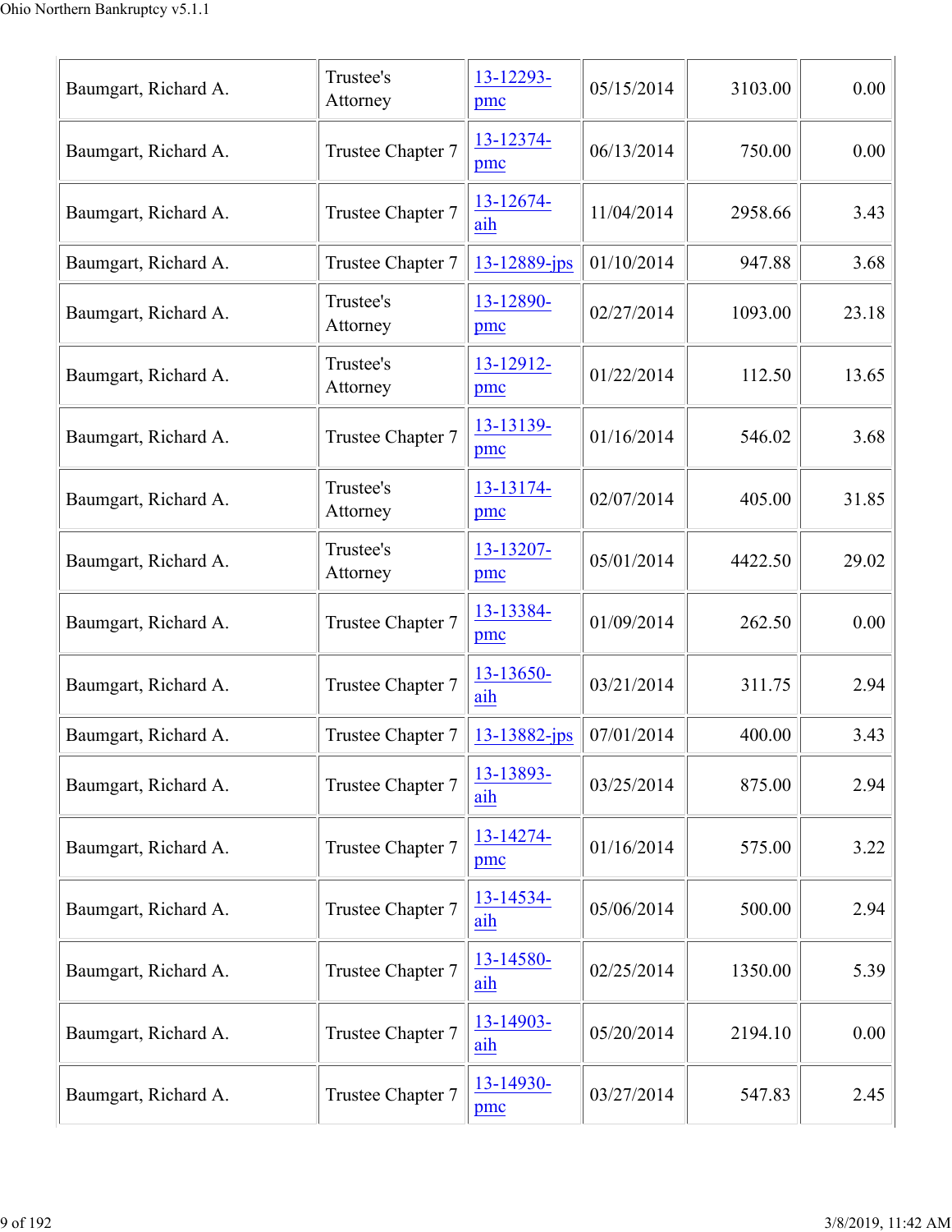| | | | | | |
|---|---|---|---|---|---|
| Baumgart, Richard A. | Trustee's Attorney | 13-12293-pmc | 05/15/2014 | 3103.00 | 0.00 |
| Baumgart, Richard A. | Trustee Chapter 7 | 13-12374-pmc | 06/13/2014 | 750.00 | 0.00 |
| Baumgart, Richard A. | Trustee Chapter 7 | 13-12674-aih | 11/04/2014 | 2958.66 | 3.43 |
| Baumgart, Richard A. | Trustee Chapter 7 | 13-12889-jps | 01/10/2014 | 947.88 | 3.68 |
| Baumgart, Richard A. | Trustee's Attorney | 13-12890-pmc | 02/27/2014 | 1093.00 | 23.18 |
| Baumgart, Richard A. | Trustee's Attorney | 13-12912-pmc | 01/22/2014 | 112.50 | 13.65 |
| Baumgart, Richard A. | Trustee Chapter 7 | 13-13139-pmc | 01/16/2014 | 546.02 | 3.68 |
| Baumgart, Richard A. | Trustee's Attorney | 13-13174-pmc | 02/07/2014 | 405.00 | 31.85 |
| Baumgart, Richard A. | Trustee's Attorney | 13-13207-pmc | 05/01/2014 | 4422.50 | 29.02 |
| Baumgart, Richard A. | Trustee Chapter 7 | 13-13384-pmc | 01/09/2014 | 262.50 | 0.00 |
| Baumgart, Richard A. | Trustee Chapter 7 | 13-13650-aih | 03/21/2014 | 311.75 | 2.94 |
| Baumgart, Richard A. | Trustee Chapter 7 | 13-13882-jps | 07/01/2014 | 400.00 | 3.43 |
| Baumgart, Richard A. | Trustee Chapter 7 | 13-13893-aih | 03/25/2014 | 875.00 | 2.94 |
| Baumgart, Richard A. | Trustee Chapter 7 | 13-14274-pmc | 01/16/2014 | 575.00 | 3.22 |
| Baumgart, Richard A. | Trustee Chapter 7 | 13-14534-aih | 05/06/2014 | 500.00 | 2.94 |
| Baumgart, Richard A. | Trustee Chapter 7 | 13-14580-aih | 02/25/2014 | 1350.00 | 5.39 |
| Baumgart, Richard A. | Trustee Chapter 7 | 13-14903-aih | 05/20/2014 | 2194.10 | 0.00 |
| Baumgart, Richard A. | Trustee Chapter 7 | 13-14930-pmc | 03/27/2014 | 547.83 | 2.45 |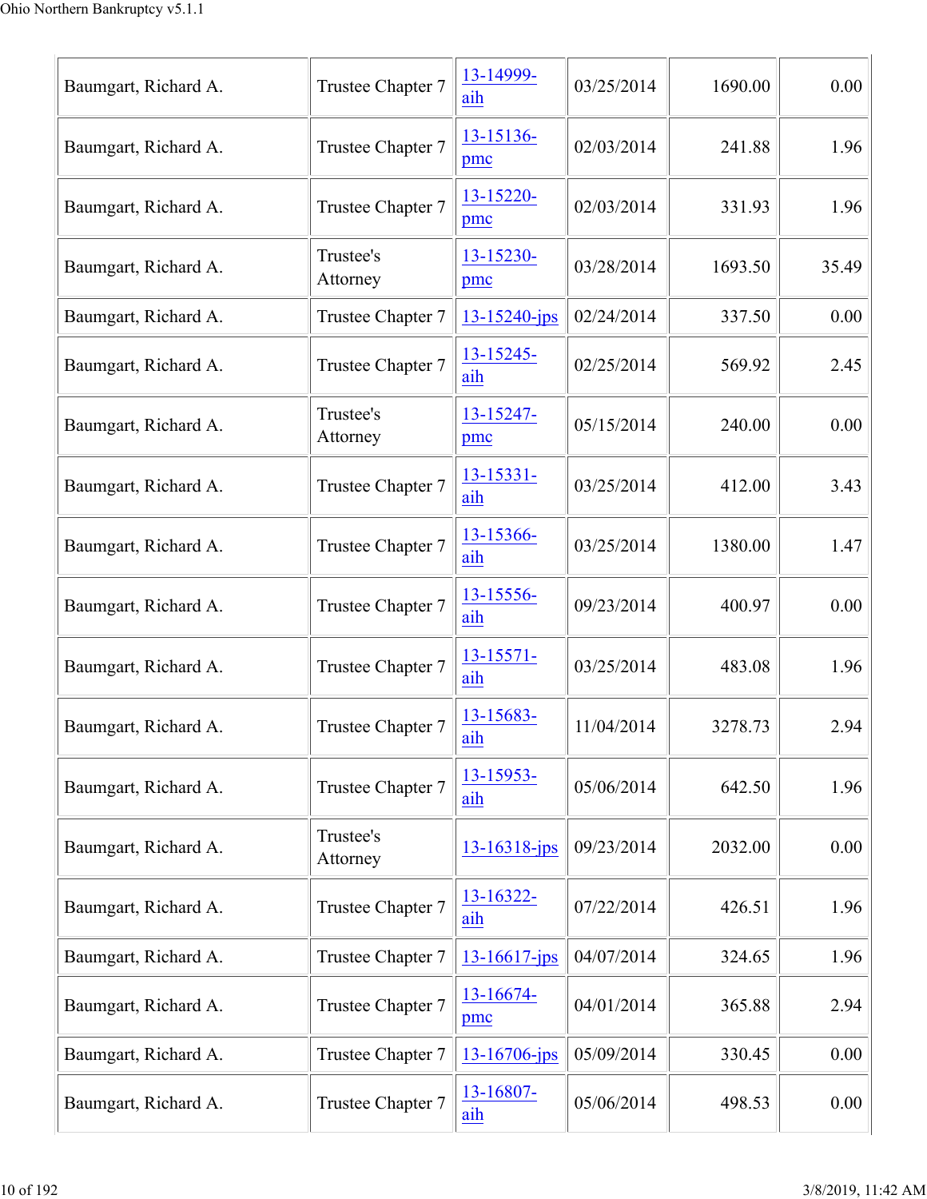| Baumgart, Richard A. | Trustee Chapter 7 | 13-14999-aih | 03/25/2014 | 1690.00 | 0.00 |
|---|---|---|---|---|---|
| Baumgart, Richard A. | Trustee Chapter 7 | 13-15136-pmc | 02/03/2014 | 241.88 | 1.96 |
| Baumgart, Richard A. | Trustee Chapter 7 | 13-15220-pmc | 02/03/2014 | 331.93 | 1.96 |
| Baumgart, Richard A. | Trustee's Attorney | 13-15230-pmc | 03/28/2014 | 1693.50 | 35.49 |
| Baumgart, Richard A. | Trustee Chapter 7 | 13-15240-jps | 02/24/2014 | 337.50 | 0.00 |
| Baumgart, Richard A. | Trustee Chapter 7 | 13-15245-aih | 02/25/2014 | 569.92 | 2.45 |
| Baumgart, Richard A. | Trustee's Attorney | 13-15247-pmc | 05/15/2014 | 240.00 | 0.00 |
| Baumgart, Richard A. | Trustee Chapter 7 | 13-15331-aih | 03/25/2014 | 412.00 | 3.43 |
| Baumgart, Richard A. | Trustee Chapter 7 | 13-15366-aih | 03/25/2014 | 1380.00 | 1.47 |
| Baumgart, Richard A. | Trustee Chapter 7 | 13-15556-aih | 09/23/2014 | 400.97 | 0.00 |
| Baumgart, Richard A. | Trustee Chapter 7 | 13-15571-aih | 03/25/2014 | 483.08 | 1.96 |
| Baumgart, Richard A. | Trustee Chapter 7 | 13-15683-aih | 11/04/2014 | 3278.73 | 2.94 |
| Baumgart, Richard A. | Trustee Chapter 7 | 13-15953-aih | 05/06/2014 | 642.50 | 1.96 |
| Baumgart, Richard A. | Trustee's Attorney | 13-16318-jps | 09/23/2014 | 2032.00 | 0.00 |
| Baumgart, Richard A. | Trustee Chapter 7 | 13-16322-aih | 07/22/2014 | 426.51 | 1.96 |
| Baumgart, Richard A. | Trustee Chapter 7 | 13-16617-jps | 04/07/2014 | 324.65 | 1.96 |
| Baumgart, Richard A. | Trustee Chapter 7 | 13-16674-pmc | 04/01/2014 | 365.88 | 2.94 |
| Baumgart, Richard A. | Trustee Chapter 7 | 13-16706-jps | 05/09/2014 | 330.45 | 0.00 |
| Baumgart, Richard A. | Trustee Chapter 7 | 13-16807-aih | 05/06/2014 | 498.53 | 0.00 |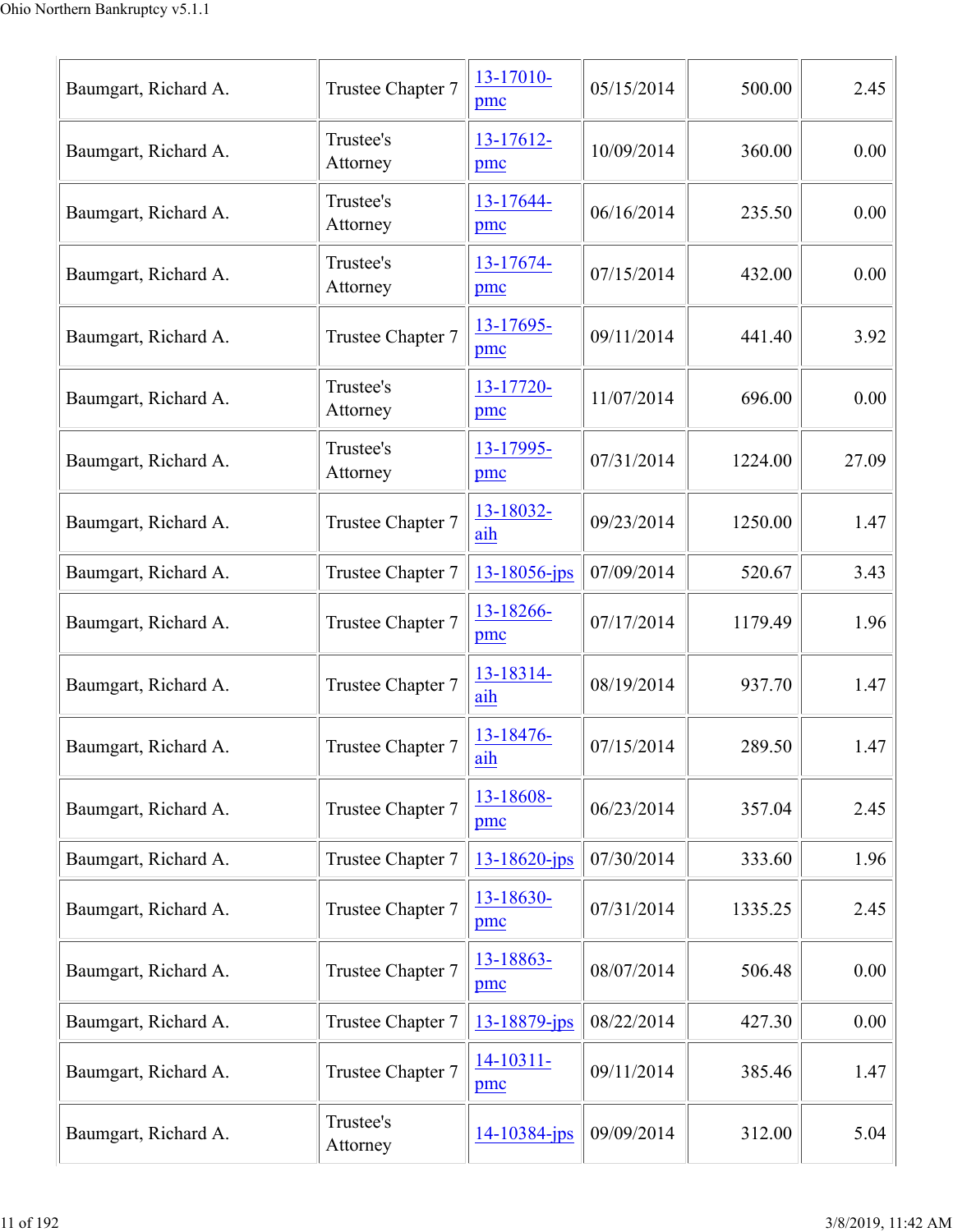| | | | | | |
|---|---|---|---|---|---|
| Baumgart, Richard A. | Trustee Chapter 7 | 13-17010-pmc | 05/15/2014 | 500.00 | 2.45 |
| Baumgart, Richard A. | Trustee's Attorney | 13-17612-pmc | 10/09/2014 | 360.00 | 0.00 |
| Baumgart, Richard A. | Trustee's Attorney | 13-17644-pmc | 06/16/2014 | 235.50 | 0.00 |
| Baumgart, Richard A. | Trustee's Attorney | 13-17674-pmc | 07/15/2014 | 432.00 | 0.00 |
| Baumgart, Richard A. | Trustee Chapter 7 | 13-17695-pmc | 09/11/2014 | 441.40 | 3.92 |
| Baumgart, Richard A. | Trustee's Attorney | 13-17720-pmc | 11/07/2014 | 696.00 | 0.00 |
| Baumgart, Richard A. | Trustee's Attorney | 13-17995-pmc | 07/31/2014 | 1224.00 | 27.09 |
| Baumgart, Richard A. | Trustee Chapter 7 | 13-18032-aih | 09/23/2014 | 1250.00 | 1.47 |
| Baumgart, Richard A. | Trustee Chapter 7 | 13-18056-jps | 07/09/2014 | 520.67 | 3.43 |
| Baumgart, Richard A. | Trustee Chapter 7 | 13-18266-pmc | 07/17/2014 | 1179.49 | 1.96 |
| Baumgart, Richard A. | Trustee Chapter 7 | 13-18314-aih | 08/19/2014 | 937.70 | 1.47 |
| Baumgart, Richard A. | Trustee Chapter 7 | 13-18476-aih | 07/15/2014 | 289.50 | 1.47 |
| Baumgart, Richard A. | Trustee Chapter 7 | 13-18608-pmc | 06/23/2014 | 357.04 | 2.45 |
| Baumgart, Richard A. | Trustee Chapter 7 | 13-18620-jps | 07/30/2014 | 333.60 | 1.96 |
| Baumgart, Richard A. | Trustee Chapter 7 | 13-18630-pmc | 07/31/2014 | 1335.25 | 2.45 |
| Baumgart, Richard A. | Trustee Chapter 7 | 13-18863-pmc | 08/07/2014 | 506.48 | 0.00 |
| Baumgart, Richard A. | Trustee Chapter 7 | 13-18879-jps | 08/22/2014 | 427.30 | 0.00 |
| Baumgart, Richard A. | Trustee Chapter 7 | 14-10311-pmc | 09/11/2014 | 385.46 | 1.47 |
| Baumgart, Richard A. | Trustee's Attorney | 14-10384-jps | 09/09/2014 | 312.00 | 5.04 |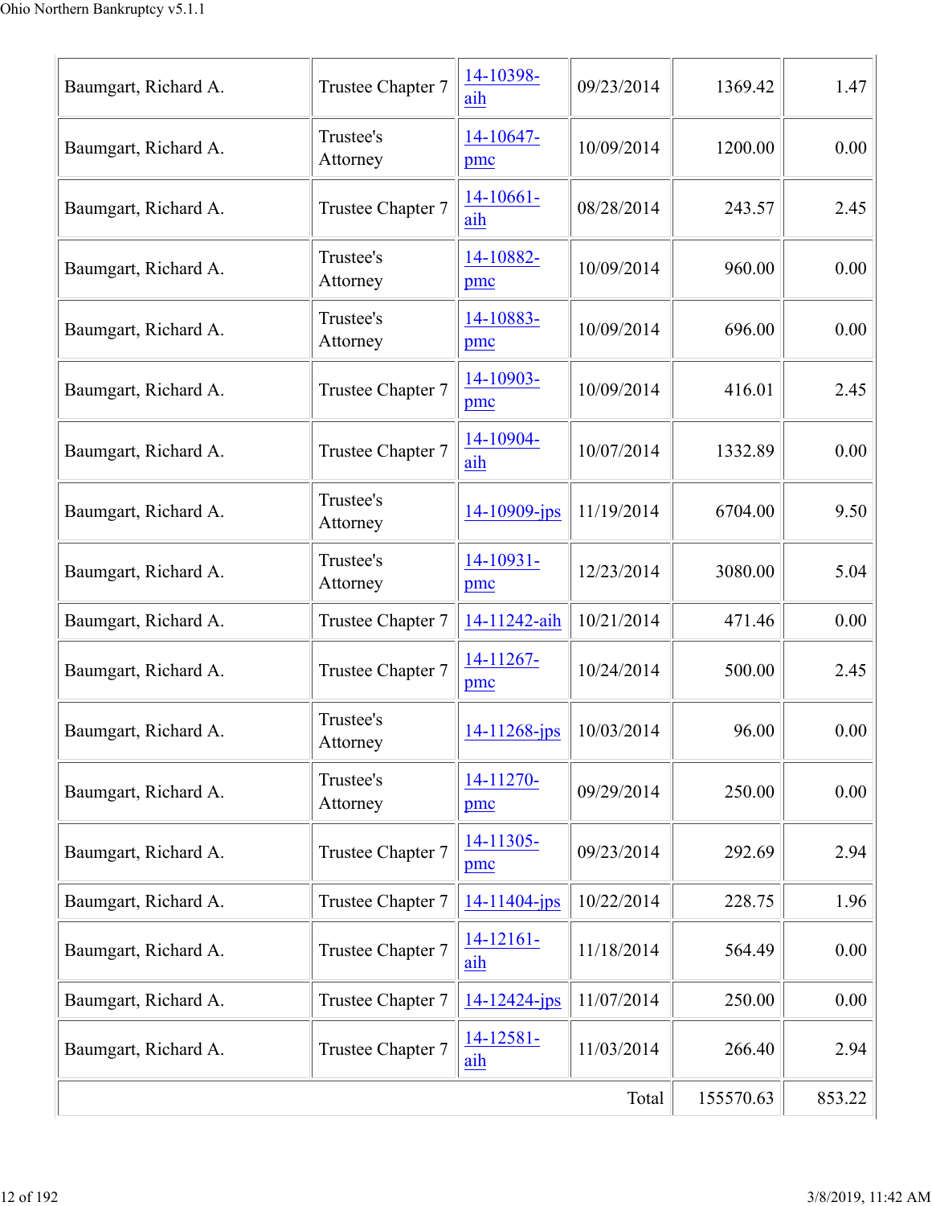| | | | | | |
|---|---|---|---|---|---|
| Baumgart, Richard A. | Trustee Chapter 7 | 14-10398-aih | 09/23/2014 | 1369.42 | 1.47 |
| Baumgart, Richard A. | Trustee's Attorney | 14-10647-pmc | 10/09/2014 | 1200.00 | 0.00 |
| Baumgart, Richard A. | Trustee Chapter 7 | 14-10661-aih | 08/28/2014 | 243.57 | 2.45 |
| Baumgart, Richard A. | Trustee's Attorney | 14-10882-pmc | 10/09/2014 | 960.00 | 0.00 |
| Baumgart, Richard A. | Trustee's Attorney | 14-10883-pmc | 10/09/2014 | 696.00 | 0.00 |
| Baumgart, Richard A. | Trustee Chapter 7 | 14-10903-pmc | 10/09/2014 | 416.01 | 2.45 |
| Baumgart, Richard A. | Trustee Chapter 7 | 14-10904-aih | 10/07/2014 | 1332.89 | 0.00 |
| Baumgart, Richard A. | Trustee's Attorney | 14-10909-jps | 11/19/2014 | 6704.00 | 9.50 |
| Baumgart, Richard A. | Trustee's Attorney | 14-10931-pmc | 12/23/2014 | 3080.00 | 5.04 |
| Baumgart, Richard A. | Trustee Chapter 7 | 14-11242-aih | 10/21/2014 | 471.46 | 0.00 |
| Baumgart, Richard A. | Trustee Chapter 7 | 14-11267-pmc | 10/24/2014 | 500.00 | 2.45 |
| Baumgart, Richard A. | Trustee's Attorney | 14-11268-jps | 10/03/2014 | 96.00 | 0.00 |
| Baumgart, Richard A. | Trustee's Attorney | 14-11270-pmc | 09/29/2014 | 250.00 | 0.00 |
| Baumgart, Richard A. | Trustee Chapter 7 | 14-11305-pmc | 09/23/2014 | 292.69 | 2.94 |
| Baumgart, Richard A. | Trustee Chapter 7 | 14-11404-jps | 10/22/2014 | 228.75 | 1.96 |
| Baumgart, Richard A. | Trustee Chapter 7 | 14-12161-aih | 11/18/2014 | 564.49 | 0.00 |
| Baumgart, Richard A. | Trustee Chapter 7 | 14-12424-jps | 11/07/2014 | 250.00 | 0.00 |
| Baumgart, Richard A. | Trustee Chapter 7 | 14-12581-aih | 11/03/2014 | 266.40 | 2.94 |
| | | | Total | 155570.63 | 853.22 |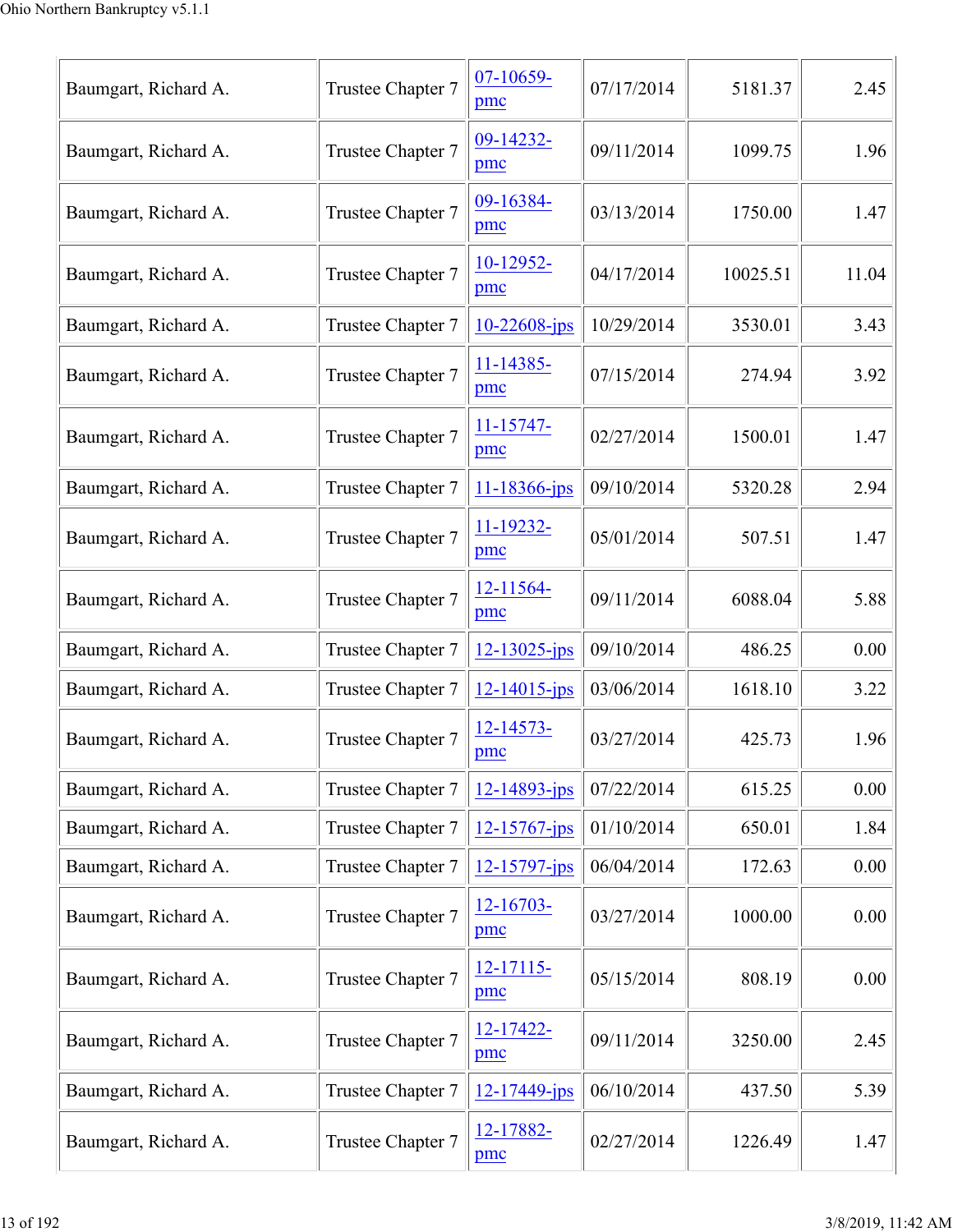| Baumgart, Richard A. | Trustee Chapter 7 | 07-10659-pmc | 07/17/2014 | 5181.37 | 2.45 |
|---|---|---|---|---|---|
| Baumgart, Richard A. | Trustee Chapter 7 | 09-14232-pmc | 09/11/2014 | 1099.75 | 1.96 |
| Baumgart, Richard A. | Trustee Chapter 7 | 09-16384-pmc | 03/13/2014 | 1750.00 | 1.47 |
| Baumgart, Richard A. | Trustee Chapter 7 | 10-12952-pmc | 04/17/2014 | 10025.51 | 11.04 |
| Baumgart, Richard A. | Trustee Chapter 7 | 10-22608-jps | 10/29/2014 | 3530.01 | 3.43 |
| Baumgart, Richard A. | Trustee Chapter 7 | 11-14385-pmc | 07/15/2014 | 274.94 | 3.92 |
| Baumgart, Richard A. | Trustee Chapter 7 | 11-15747-pmc | 02/27/2014 | 1500.01 | 1.47 |
| Baumgart, Richard A. | Trustee Chapter 7 | 11-18366-jps | 09/10/2014 | 5320.28 | 2.94 |
| Baumgart, Richard A. | Trustee Chapter 7 | 11-19232-pmc | 05/01/2014 | 507.51 | 1.47 |
| Baumgart, Richard A. | Trustee Chapter 7 | 12-11564-pmc | 09/11/2014 | 6088.04 | 5.88 |
| Baumgart, Richard A. | Trustee Chapter 7 | 12-13025-jps | 09/10/2014 | 486.25 | 0.00 |
| Baumgart, Richard A. | Trustee Chapter 7 | 12-14015-jps | 03/06/2014 | 1618.10 | 3.22 |
| Baumgart, Richard A. | Trustee Chapter 7 | 12-14573-pmc | 03/27/2014 | 425.73 | 1.96 |
| Baumgart, Richard A. | Trustee Chapter 7 | 12-14893-jps | 07/22/2014 | 615.25 | 0.00 |
| Baumgart, Richard A. | Trustee Chapter 7 | 12-15767-jps | 01/10/2014 | 650.01 | 1.84 |
| Baumgart, Richard A. | Trustee Chapter 7 | 12-15797-jps | 06/04/2014 | 172.63 | 0.00 |
| Baumgart, Richard A. | Trustee Chapter 7 | 12-16703-pmc | 03/27/2014 | 1000.00 | 0.00 |
| Baumgart, Richard A. | Trustee Chapter 7 | 12-17115-pmc | 05/15/2014 | 808.19 | 0.00 |
| Baumgart, Richard A. | Trustee Chapter 7 | 12-17422-pmc | 09/11/2014 | 3250.00 | 2.45 |
| Baumgart, Richard A. | Trustee Chapter 7 | 12-17449-jps | 06/10/2014 | 437.50 | 5.39 |
| Baumgart, Richard A. | Trustee Chapter 7 | 12-17882-pmc | 02/27/2014 | 1226.49 | 1.47 |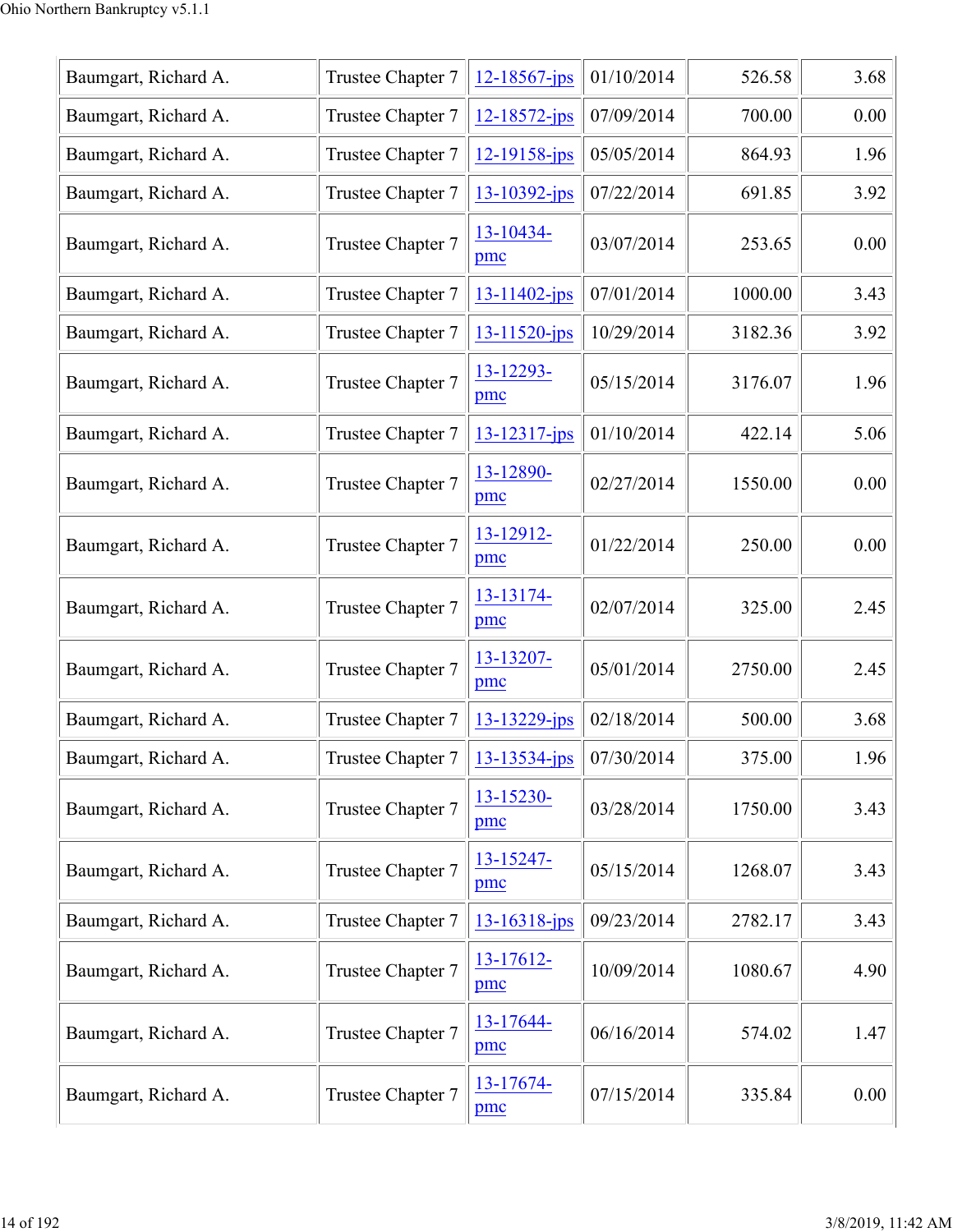| Baumgart, Richard A. | Trustee Chapter 7 | 12-18567-jps | 01/10/2014 | 526.58 | 3.68 |
|---|---|---|---|---|---|
| Baumgart, Richard A. | Trustee Chapter 7 | 12-18572-jps | 07/09/2014 | 700.00 | 0.00 |
| Baumgart, Richard A. | Trustee Chapter 7 | 12-19158-jps | 05/05/2014 | 864.93 | 1.96 |
| Baumgart, Richard A. | Trustee Chapter 7 | 13-10392-jps | 07/22/2014 | 691.85 | 3.92 |
| Baumgart, Richard A. | Trustee Chapter 7 | 13-10434-pmc | 03/07/2014 | 253.65 | 0.00 |
| Baumgart, Richard A. | Trustee Chapter 7 | 13-11402-jps | 07/01/2014 | 1000.00 | 3.43 |
| Baumgart, Richard A. | Trustee Chapter 7 | 13-11520-jps | 10/29/2014 | 3182.36 | 3.92 |
| Baumgart, Richard A. | Trustee Chapter 7 | 13-12293-pmc | 05/15/2014 | 3176.07 | 1.96 |
| Baumgart, Richard A. | Trustee Chapter 7 | 13-12317-jps | 01/10/2014 | 422.14 | 5.06 |
| Baumgart, Richard A. | Trustee Chapter 7 | 13-12890-pmc | 02/27/2014 | 1550.00 | 0.00 |
| Baumgart, Richard A. | Trustee Chapter 7 | 13-12912-pmc | 01/22/2014 | 250.00 | 0.00 |
| Baumgart, Richard A. | Trustee Chapter 7 | 13-13174-pmc | 02/07/2014 | 325.00 | 2.45 |
| Baumgart, Richard A. | Trustee Chapter 7 | 13-13207-pmc | 05/01/2014 | 2750.00 | 2.45 |
| Baumgart, Richard A. | Trustee Chapter 7 | 13-13229-jps | 02/18/2014 | 500.00 | 3.68 |
| Baumgart, Richard A. | Trustee Chapter 7 | 13-13534-jps | 07/30/2014 | 375.00 | 1.96 |
| Baumgart, Richard A. | Trustee Chapter 7 | 13-15230-pmc | 03/28/2014 | 1750.00 | 3.43 |
| Baumgart, Richard A. | Trustee Chapter 7 | 13-15247-pmc | 05/15/2014 | 1268.07 | 3.43 |
| Baumgart, Richard A. | Trustee Chapter 7 | 13-16318-jps | 09/23/2014 | 2782.17 | 3.43 |
| Baumgart, Richard A. | Trustee Chapter 7 | 13-17612-pmc | 10/09/2014 | 1080.67 | 4.90 |
| Baumgart, Richard A. | Trustee Chapter 7 | 13-17644-pmc | 06/16/2014 | 574.02 | 1.47 |
| Baumgart, Richard A. | Trustee Chapter 7 | 13-17674-pmc | 07/15/2014 | 335.84 | 0.00 |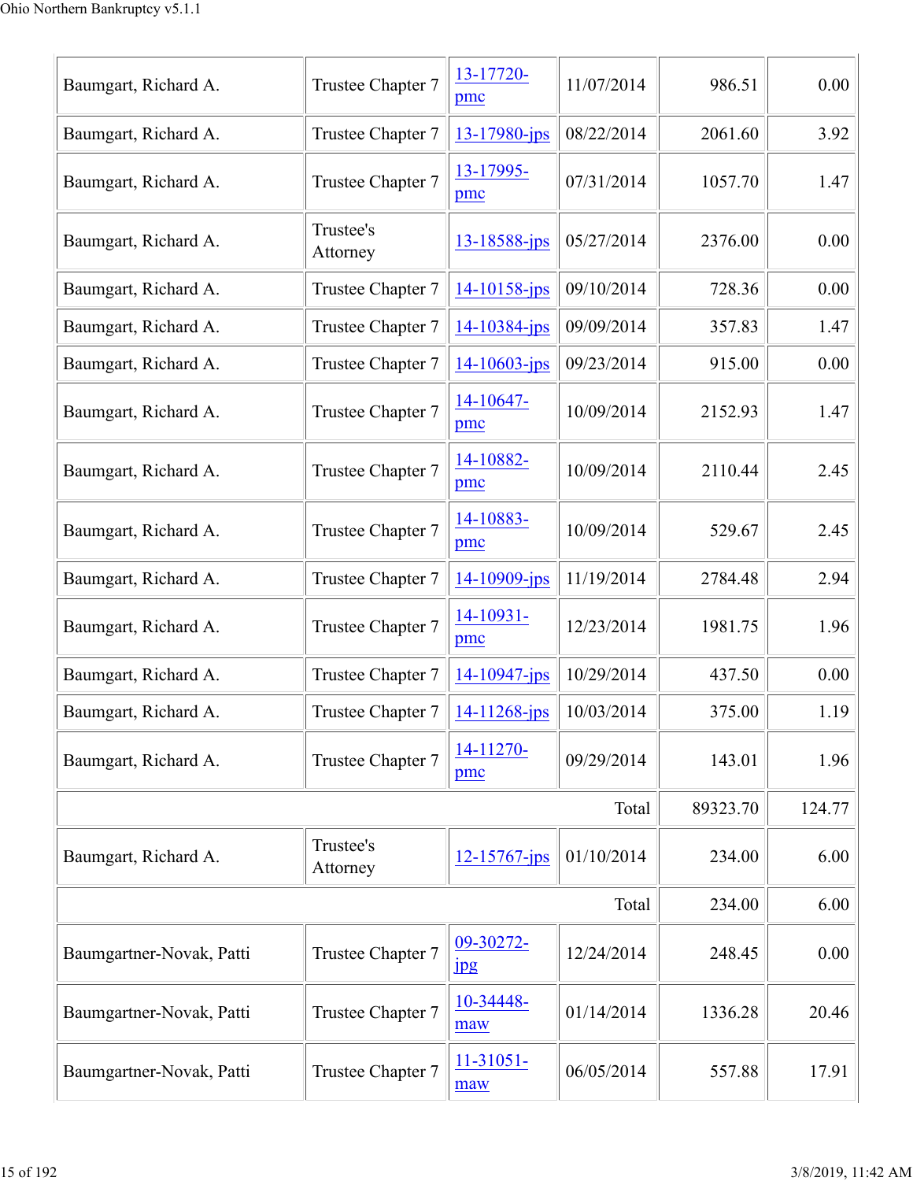| Baumgart, Richard A. | Trustee Chapter 7 | 13-17720-pmc | 11/07/2014 | 986.51 | 0.00 |
|---|---|---|---|---|---|
| Baumgart, Richard A. | Trustee Chapter 7 | 13-17980-jps | 08/22/2014 | 2061.60 | 3.92 |
| Baumgart, Richard A. | Trustee Chapter 7 | 13-17995-pmc | 07/31/2014 | 1057.70 | 1.47 |
| Baumgart, Richard A. | Trustee's Attorney | 13-18588-jps | 05/27/2014 | 2376.00 | 0.00 |
| Baumgart, Richard A. | Trustee Chapter 7 | 14-10158-jps | 09/10/2014 | 728.36 | 0.00 |
| Baumgart, Richard A. | Trustee Chapter 7 | 14-10384-jps | 09/09/2014 | 357.83 | 1.47 |
| Baumgart, Richard A. | Trustee Chapter 7 | 14-10603-jps | 09/23/2014 | 915.00 | 0.00 |
| Baumgart, Richard A. | Trustee Chapter 7 | 14-10647-pmc | 10/09/2014 | 2152.93 | 1.47 |
| Baumgart, Richard A. | Trustee Chapter 7 | 14-10882-pmc | 10/09/2014 | 2110.44 | 2.45 |
| Baumgart, Richard A. | Trustee Chapter 7 | 14-10883-pmc | 10/09/2014 | 529.67 | 2.45 |
| Baumgart, Richard A. | Trustee Chapter 7 | 14-10909-jps | 11/19/2014 | 2784.48 | 2.94 |
| Baumgart, Richard A. | Trustee Chapter 7 | 14-10931-pmc | 12/23/2014 | 1981.75 | 1.96 |
| Baumgart, Richard A. | Trustee Chapter 7 | 14-10947-jps | 10/29/2014 | 437.50 | 0.00 |
| Baumgart, Richard A. | Trustee Chapter 7 | 14-11268-jps | 10/03/2014 | 375.00 | 1.19 |
| Baumgart, Richard A. | Trustee Chapter 7 | 14-11270-pmc | 09/29/2014 | 143.01 | 1.96 |
| | | | Total | 89323.70 | 124.77 |
| Baumgart, Richard A. | Trustee's Attorney | 12-15767-jps | 01/10/2014 | 234.00 | 6.00 |
| | | | Total | 234.00 | 6.00 |
| Baumgartner-Novak, Patti | Trustee Chapter 7 | 09-30272-jpg | 12/24/2014 | 248.45 | 0.00 |
| Baumgartner-Novak, Patti | Trustee Chapter 7 | 10-34448-maw | 01/14/2014 | 1336.28 | 20.46 |
| Baumgartner-Novak, Patti | Trustee Chapter 7 | 11-31051-maw | 06/05/2014 | 557.88 | 17.91 |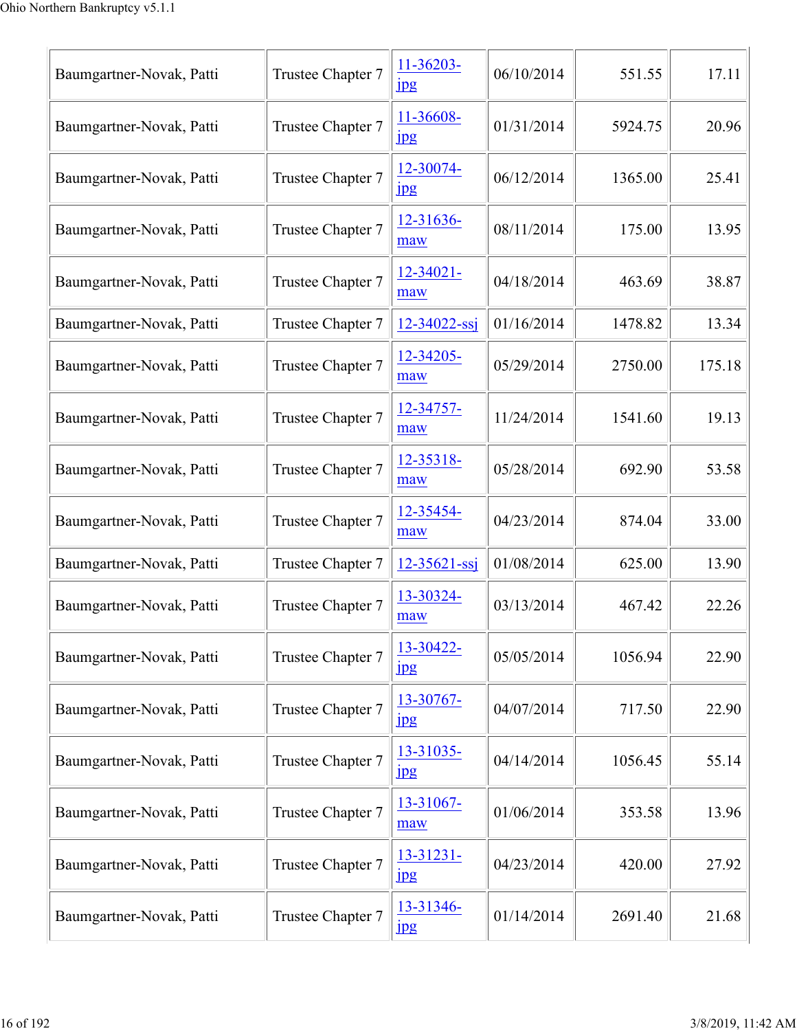| Baumgartner-Novak, Patti | Trustee Chapter 7 | 11-36203-jpg | 06/10/2014 | 551.55 | 17.11 |
|---|---|---|---|---|---|
| Baumgartner-Novak, Patti | Trustee Chapter 7 | 11-36608-jpg | 01/31/2014 | 5924.75 | 20.96 |
| Baumgartner-Novak, Patti | Trustee Chapter 7 | 12-30074-jpg | 06/12/2014 | 1365.00 | 25.41 |
| Baumgartner-Novak, Patti | Trustee Chapter 7 | 12-31636-maw | 08/11/2014 | 175.00 | 13.95 |
| Baumgartner-Novak, Patti | Trustee Chapter 7 | 12-34021-maw | 04/18/2014 | 463.69 | 38.87 |
| Baumgartner-Novak, Patti | Trustee Chapter 7 | 12-34022-ssj | 01/16/2014 | 1478.82 | 13.34 |
| Baumgartner-Novak, Patti | Trustee Chapter 7 | 12-34205-maw | 05/29/2014 | 2750.00 | 175.18 |
| Baumgartner-Novak, Patti | Trustee Chapter 7 | 12-34757-maw | 11/24/2014 | 1541.60 | 19.13 |
| Baumgartner-Novak, Patti | Trustee Chapter 7 | 12-35318-maw | 05/28/2014 | 692.90 | 53.58 |
| Baumgartner-Novak, Patti | Trustee Chapter 7 | 12-35454-maw | 04/23/2014 | 874.04 | 33.00 |
| Baumgartner-Novak, Patti | Trustee Chapter 7 | 12-35621-ssj | 01/08/2014 | 625.00 | 13.90 |
| Baumgartner-Novak, Patti | Trustee Chapter 7 | 13-30324-maw | 03/13/2014 | 467.42 | 22.26 |
| Baumgartner-Novak, Patti | Trustee Chapter 7 | 13-30422-jpg | 05/05/2014 | 1056.94 | 22.90 |
| Baumgartner-Novak, Patti | Trustee Chapter 7 | 13-30767-jpg | 04/07/2014 | 717.50 | 22.90 |
| Baumgartner-Novak, Patti | Trustee Chapter 7 | 13-31035-jpg | 04/14/2014 | 1056.45 | 55.14 |
| Baumgartner-Novak, Patti | Trustee Chapter 7 | 13-31067-maw | 01/06/2014 | 353.58 | 13.96 |
| Baumgartner-Novak, Patti | Trustee Chapter 7 | 13-31231-jpg | 04/23/2014 | 420.00 | 27.92 |
| Baumgartner-Novak, Patti | Trustee Chapter 7 | 13-31346-jpg | 01/14/2014 | 2691.40 | 21.68 |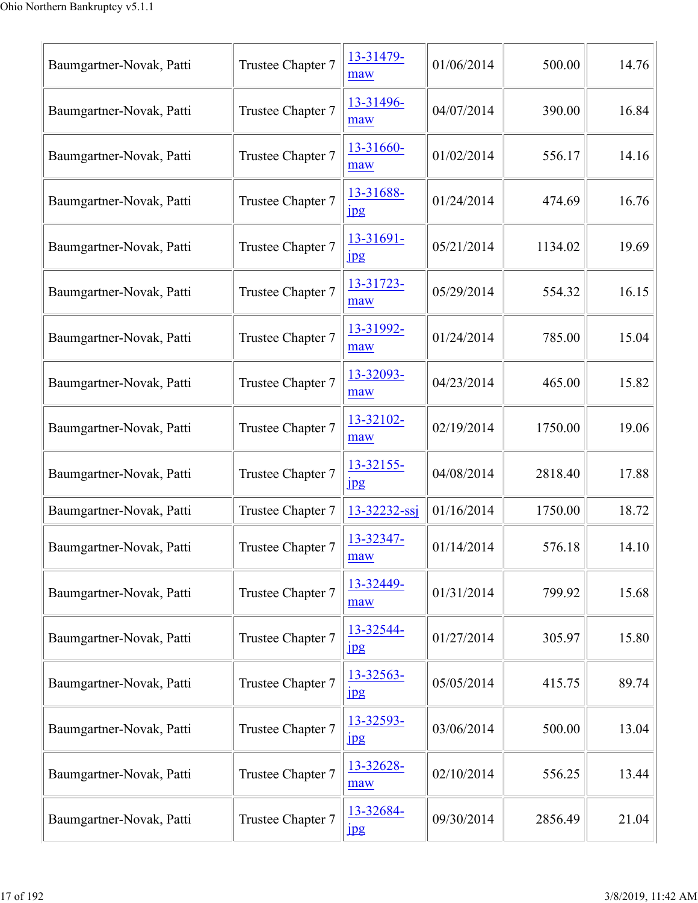| | | | | | |
|---|---|---|---|---|---|
| Baumgartner-Novak, Patti | Trustee Chapter 7 | 13-31479-maw | 01/06/2014 | 500.00 | 14.76 |
| Baumgartner-Novak, Patti | Trustee Chapter 7 | 13-31496-maw | 04/07/2014 | 390.00 | 16.84 |
| Baumgartner-Novak, Patti | Trustee Chapter 7 | 13-31660-maw | 01/02/2014 | 556.17 | 14.16 |
| Baumgartner-Novak, Patti | Trustee Chapter 7 | 13-31688-jpg | 01/24/2014 | 474.69 | 16.76 |
| Baumgartner-Novak, Patti | Trustee Chapter 7 | 13-31691-jpg | 05/21/2014 | 1134.02 | 19.69 |
| Baumgartner-Novak, Patti | Trustee Chapter 7 | 13-31723-maw | 05/29/2014 | 554.32 | 16.15 |
| Baumgartner-Novak, Patti | Trustee Chapter 7 | 13-31992-maw | 01/24/2014 | 785.00 | 15.04 |
| Baumgartner-Novak, Patti | Trustee Chapter 7 | 13-32093-maw | 04/23/2014 | 465.00 | 15.82 |
| Baumgartner-Novak, Patti | Trustee Chapter 7 | 13-32102-maw | 02/19/2014 | 1750.00 | 19.06 |
| Baumgartner-Novak, Patti | Trustee Chapter 7 | 13-32155-jpg | 04/08/2014 | 2818.40 | 17.88 |
| Baumgartner-Novak, Patti | Trustee Chapter 7 | 13-32232-ssj | 01/16/2014 | 1750.00 | 18.72 |
| Baumgartner-Novak, Patti | Trustee Chapter 7 | 13-32347-maw | 01/14/2014 | 576.18 | 14.10 |
| Baumgartner-Novak, Patti | Trustee Chapter 7 | 13-32449-maw | 01/31/2014 | 799.92 | 15.68 |
| Baumgartner-Novak, Patti | Trustee Chapter 7 | 13-32544-jpg | 01/27/2014 | 305.97 | 15.80 |
| Baumgartner-Novak, Patti | Trustee Chapter 7 | 13-32563-jpg | 05/05/2014 | 415.75 | 89.74 |
| Baumgartner-Novak, Patti | Trustee Chapter 7 | 13-32593-jpg | 03/06/2014 | 500.00 | 13.04 |
| Baumgartner-Novak, Patti | Trustee Chapter 7 | 13-32628-maw | 02/10/2014 | 556.25 | 13.44 |
| Baumgartner-Novak, Patti | Trustee Chapter 7 | 13-32684-jpg | 09/30/2014 | 2856.49 | 21.04 |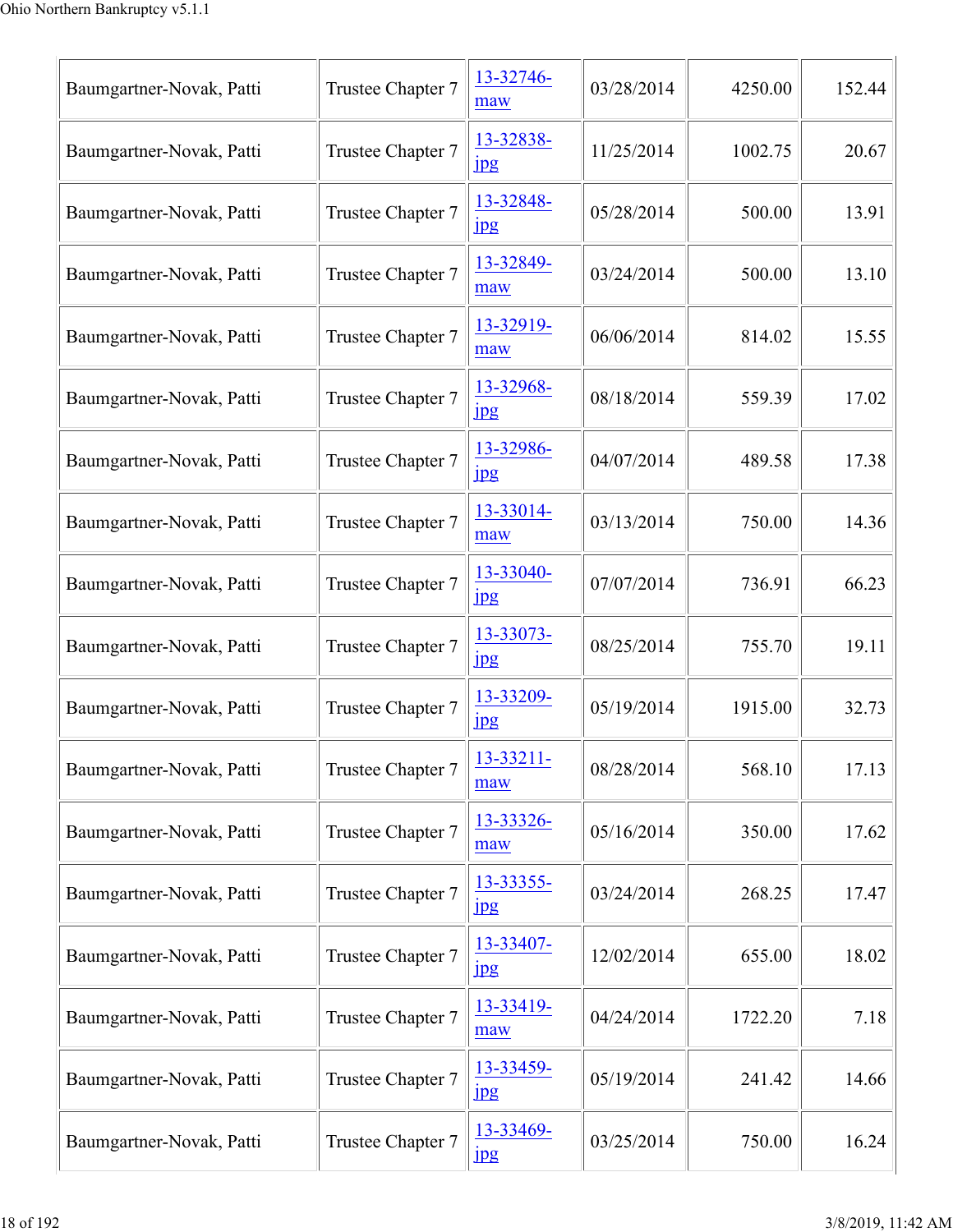| | | | | | |
|---|---|---|---|---|---|
| Baumgartner-Novak, Patti | Trustee Chapter 7 | 13-32746-maw | 03/28/2014 | 4250.00 | 152.44 |
| Baumgartner-Novak, Patti | Trustee Chapter 7 | 13-32838-jpg | 11/25/2014 | 1002.75 | 20.67 |
| Baumgartner-Novak, Patti | Trustee Chapter 7 | 13-32848-jpg | 05/28/2014 | 500.00 | 13.91 |
| Baumgartner-Novak, Patti | Trustee Chapter 7 | 13-32849-maw | 03/24/2014 | 500.00 | 13.10 |
| Baumgartner-Novak, Patti | Trustee Chapter 7 | 13-32919-maw | 06/06/2014 | 814.02 | 15.55 |
| Baumgartner-Novak, Patti | Trustee Chapter 7 | 13-32968-jpg | 08/18/2014 | 559.39 | 17.02 |
| Baumgartner-Novak, Patti | Trustee Chapter 7 | 13-32986-jpg | 04/07/2014 | 489.58 | 17.38 |
| Baumgartner-Novak, Patti | Trustee Chapter 7 | 13-33014-maw | 03/13/2014 | 750.00 | 14.36 |
| Baumgartner-Novak, Patti | Trustee Chapter 7 | 13-33040-jpg | 07/07/2014 | 736.91 | 66.23 |
| Baumgartner-Novak, Patti | Trustee Chapter 7 | 13-33073-jpg | 08/25/2014 | 755.70 | 19.11 |
| Baumgartner-Novak, Patti | Trustee Chapter 7 | 13-33209-jpg | 05/19/2014 | 1915.00 | 32.73 |
| Baumgartner-Novak, Patti | Trustee Chapter 7 | 13-33211-maw | 08/28/2014 | 568.10 | 17.13 |
| Baumgartner-Novak, Patti | Trustee Chapter 7 | 13-33326-maw | 05/16/2014 | 350.00 | 17.62 |
| Baumgartner-Novak, Patti | Trustee Chapter 7 | 13-33355-jpg | 03/24/2014 | 268.25 | 17.47 |
| Baumgartner-Novak, Patti | Trustee Chapter 7 | 13-33407-jpg | 12/02/2014 | 655.00 | 18.02 |
| Baumgartner-Novak, Patti | Trustee Chapter 7 | 13-33419-maw | 04/24/2014 | 1722.20 | 7.18 |
| Baumgartner-Novak, Patti | Trustee Chapter 7 | 13-33459-jpg | 05/19/2014 | 241.42 | 14.66 |
| Baumgartner-Novak, Patti | Trustee Chapter 7 | 13-33469-jpg | 03/25/2014 | 750.00 | 16.24 |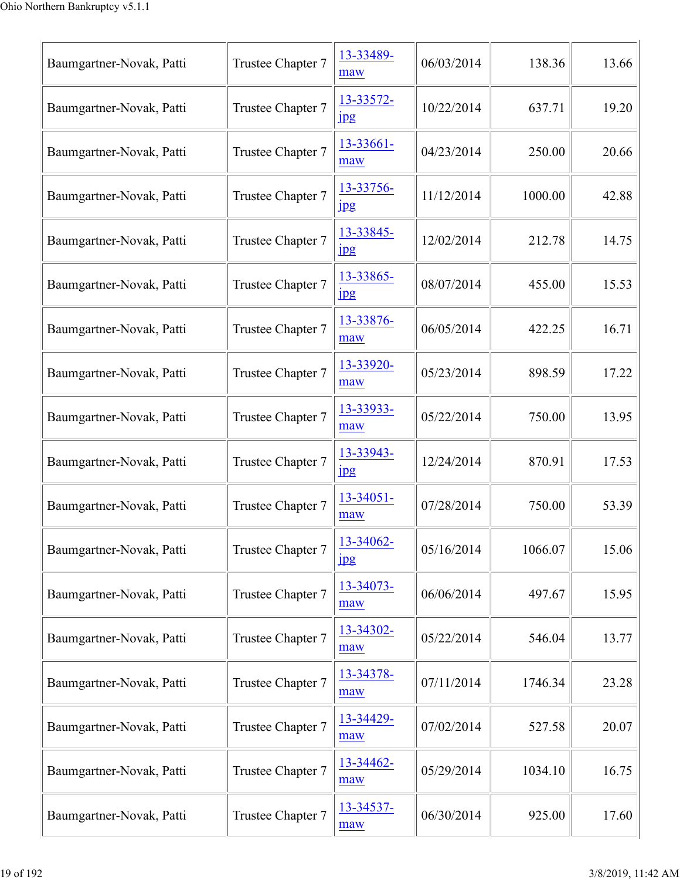| | | | | | |
|---|---|---|---|---|---|
| Baumgartner-Novak, Patti | Trustee Chapter 7 | 13-33489-maw | 06/03/2014 | 138.36 | 13.66 |
| Baumgartner-Novak, Patti | Trustee Chapter 7 | 13-33572-jpg | 10/22/2014 | 637.71 | 19.20 |
| Baumgartner-Novak, Patti | Trustee Chapter 7 | 13-33661-maw | 04/23/2014 | 250.00 | 20.66 |
| Baumgartner-Novak, Patti | Trustee Chapter 7 | 13-33756-jpg | 11/12/2014 | 1000.00 | 42.88 |
| Baumgartner-Novak, Patti | Trustee Chapter 7 | 13-33845-jpg | 12/02/2014 | 212.78 | 14.75 |
| Baumgartner-Novak, Patti | Trustee Chapter 7 | 13-33865-jpg | 08/07/2014 | 455.00 | 15.53 |
| Baumgartner-Novak, Patti | Trustee Chapter 7 | 13-33876-maw | 06/05/2014 | 422.25 | 16.71 |
| Baumgartner-Novak, Patti | Trustee Chapter 7 | 13-33920-maw | 05/23/2014 | 898.59 | 17.22 |
| Baumgartner-Novak, Patti | Trustee Chapter 7 | 13-33933-maw | 05/22/2014 | 750.00 | 13.95 |
| Baumgartner-Novak, Patti | Trustee Chapter 7 | 13-33943-jpg | 12/24/2014 | 870.91 | 17.53 |
| Baumgartner-Novak, Patti | Trustee Chapter 7 | 13-34051-maw | 07/28/2014 | 750.00 | 53.39 |
| Baumgartner-Novak, Patti | Trustee Chapter 7 | 13-34062-jpg | 05/16/2014 | 1066.07 | 15.06 |
| Baumgartner-Novak, Patti | Trustee Chapter 7 | 13-34073-maw | 06/06/2014 | 497.67 | 15.95 |
| Baumgartner-Novak, Patti | Trustee Chapter 7 | 13-34302-maw | 05/22/2014 | 546.04 | 13.77 |
| Baumgartner-Novak, Patti | Trustee Chapter 7 | 13-34378-maw | 07/11/2014 | 1746.34 | 23.28 |
| Baumgartner-Novak, Patti | Trustee Chapter 7 | 13-34429-maw | 07/02/2014 | 527.58 | 20.07 |
| Baumgartner-Novak, Patti | Trustee Chapter 7 | 13-34462-maw | 05/29/2014 | 1034.10 | 16.75 |
| Baumgartner-Novak, Patti | Trustee Chapter 7 | 13-34537-maw | 06/30/2014 | 925.00 | 17.60 |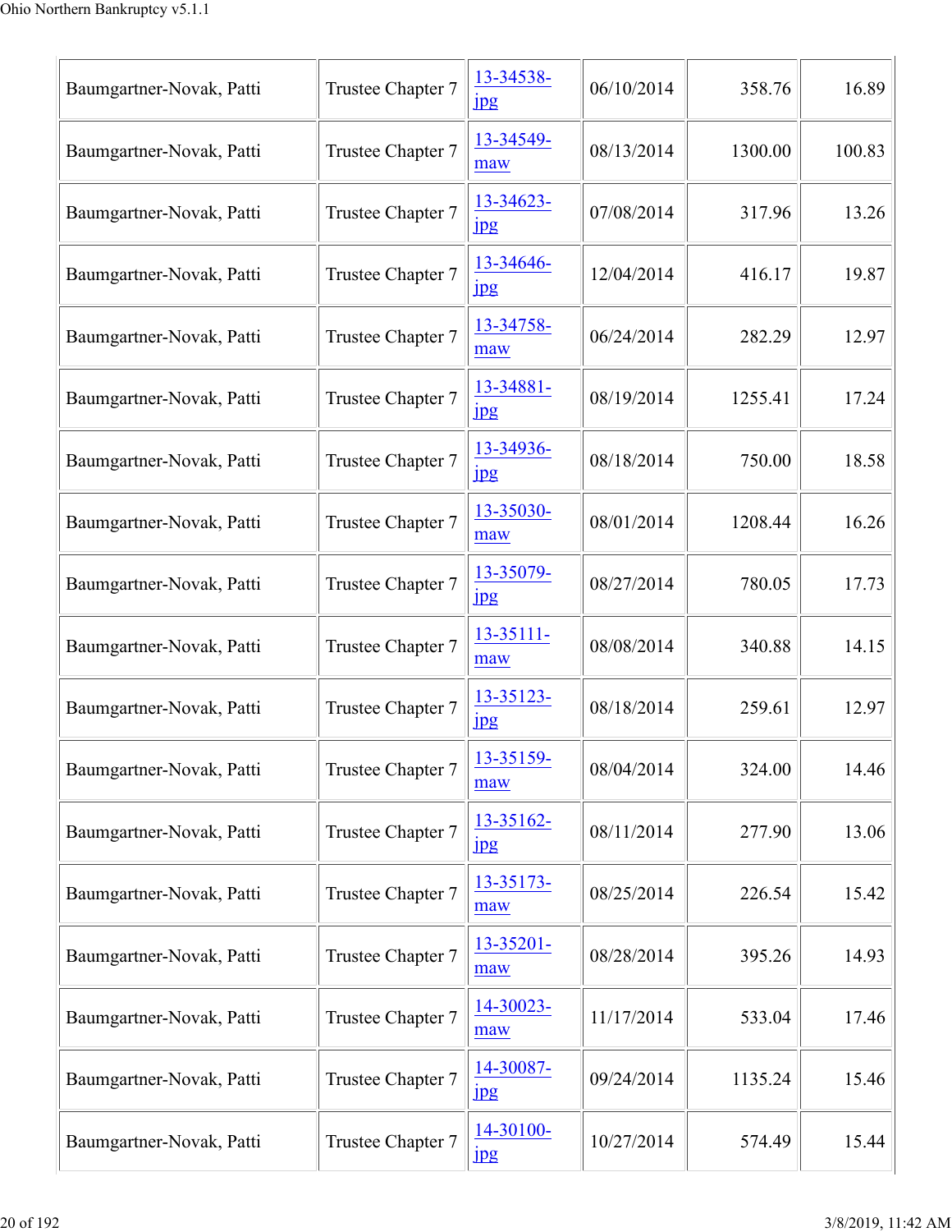| Baumgartner-Novak, Patti | Trustee Chapter 7 | 13-34538-jpg | 06/10/2014 | 358.76 | 16.89 |
|---|---|---|---|---|---|
| Baumgartner-Novak, Patti | Trustee Chapter 7 | 13-34549-maw | 08/13/2014 | 1300.00 | 100.83 |
| Baumgartner-Novak, Patti | Trustee Chapter 7 | 13-34623-jpg | 07/08/2014 | 317.96 | 13.26 |
| Baumgartner-Novak, Patti | Trustee Chapter 7 | 13-34646-jpg | 12/04/2014 | 416.17 | 19.87 |
| Baumgartner-Novak, Patti | Trustee Chapter 7 | 13-34758-maw | 06/24/2014 | 282.29 | 12.97 |
| Baumgartner-Novak, Patti | Trustee Chapter 7 | 13-34881-jpg | 08/19/2014 | 1255.41 | 17.24 |
| Baumgartner-Novak, Patti | Trustee Chapter 7 | 13-34936-jpg | 08/18/2014 | 750.00 | 18.58 |
| Baumgartner-Novak, Patti | Trustee Chapter 7 | 13-35030-maw | 08/01/2014 | 1208.44 | 16.26 |
| Baumgartner-Novak, Patti | Trustee Chapter 7 | 13-35079-jpg | 08/27/2014 | 780.05 | 17.73 |
| Baumgartner-Novak, Patti | Trustee Chapter 7 | 13-35111-maw | 08/08/2014 | 340.88 | 14.15 |
| Baumgartner-Novak, Patti | Trustee Chapter 7 | 13-35123-jpg | 08/18/2014 | 259.61 | 12.97 |
| Baumgartner-Novak, Patti | Trustee Chapter 7 | 13-35159-maw | 08/04/2014 | 324.00 | 14.46 |
| Baumgartner-Novak, Patti | Trustee Chapter 7 | 13-35162-jpg | 08/11/2014 | 277.90 | 13.06 |
| Baumgartner-Novak, Patti | Trustee Chapter 7 | 13-35173-maw | 08/25/2014 | 226.54 | 15.42 |
| Baumgartner-Novak, Patti | Trustee Chapter 7 | 13-35201-maw | 08/28/2014 | 395.26 | 14.93 |
| Baumgartner-Novak, Patti | Trustee Chapter 7 | 14-30023-maw | 11/17/2014 | 533.04 | 17.46 |
| Baumgartner-Novak, Patti | Trustee Chapter 7 | 14-30087-jpg | 09/24/2014 | 1135.24 | 15.46 |
| Baumgartner-Novak, Patti | Trustee Chapter 7 | 14-30100-jpg | 10/27/2014 | 574.49 | 15.44 |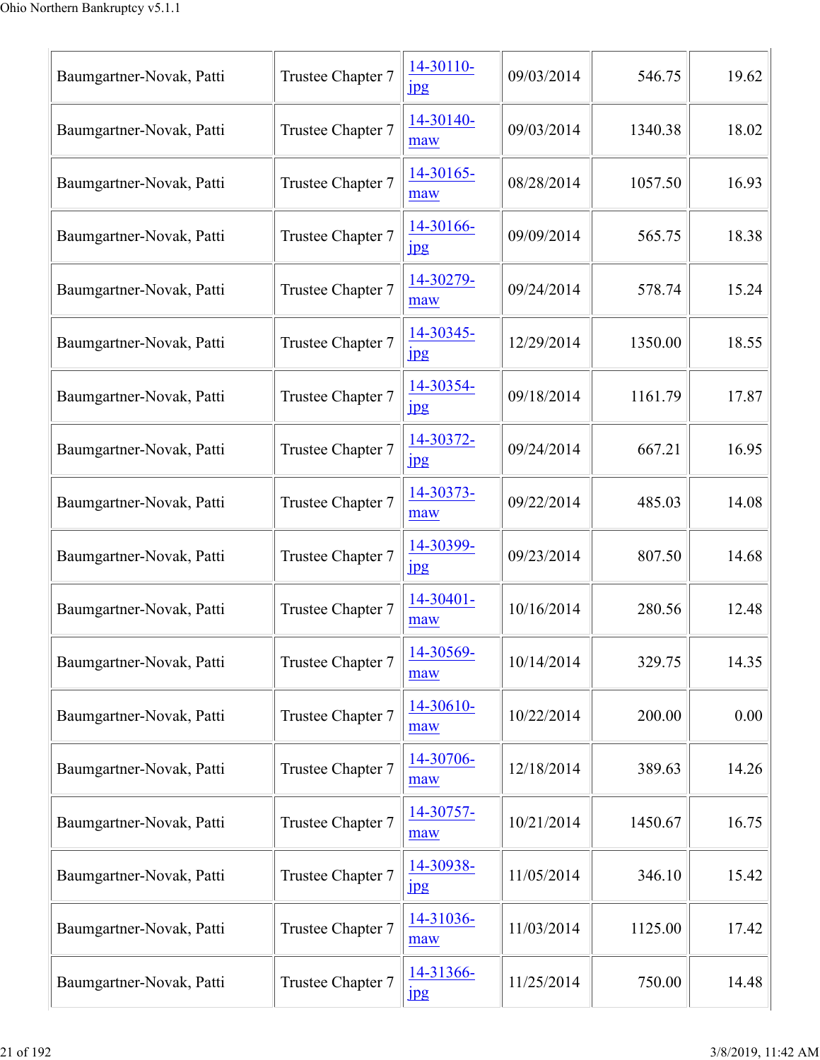| Baumgartner-Novak, Patti | Trustee Chapter 7 | 14-30110-jpg | 09/03/2014 | 546.75 | 19.62 |
|---|---|---|---|---|---|
| Baumgartner-Novak, Patti | Trustee Chapter 7 | 14-30140-maw | 09/03/2014 | 1340.38 | 18.02 |
| Baumgartner-Novak, Patti | Trustee Chapter 7 | 14-30165-maw | 08/28/2014 | 1057.50 | 16.93 |
| Baumgartner-Novak, Patti | Trustee Chapter 7 | 14-30166-jpg | 09/09/2014 | 565.75 | 18.38 |
| Baumgartner-Novak, Patti | Trustee Chapter 7 | 14-30279-maw | 09/24/2014 | 578.74 | 15.24 |
| Baumgartner-Novak, Patti | Trustee Chapter 7 | 14-30345-jpg | 12/29/2014 | 1350.00 | 18.55 |
| Baumgartner-Novak, Patti | Trustee Chapter 7 | 14-30354-jpg | 09/18/2014 | 1161.79 | 17.87 |
| Baumgartner-Novak, Patti | Trustee Chapter 7 | 14-30372-jpg | 09/24/2014 | 667.21 | 16.95 |
| Baumgartner-Novak, Patti | Trustee Chapter 7 | 14-30373-maw | 09/22/2014 | 485.03 | 14.08 |
| Baumgartner-Novak, Patti | Trustee Chapter 7 | 14-30399-jpg | 09/23/2014 | 807.50 | 14.68 |
| Baumgartner-Novak, Patti | Trustee Chapter 7 | 14-30401-maw | 10/16/2014 | 280.56 | 12.48 |
| Baumgartner-Novak, Patti | Trustee Chapter 7 | 14-30569-maw | 10/14/2014 | 329.75 | 14.35 |
| Baumgartner-Novak, Patti | Trustee Chapter 7 | 14-30610-maw | 10/22/2014 | 200.00 | 0.00 |
| Baumgartner-Novak, Patti | Trustee Chapter 7 | 14-30706-maw | 12/18/2014 | 389.63 | 14.26 |
| Baumgartner-Novak, Patti | Trustee Chapter 7 | 14-30757-maw | 10/21/2014 | 1450.67 | 16.75 |
| Baumgartner-Novak, Patti | Trustee Chapter 7 | 14-30938-jpg | 11/05/2014 | 346.10 | 15.42 |
| Baumgartner-Novak, Patti | Trustee Chapter 7 | 14-31036-maw | 11/03/2014 | 1125.00 | 17.42 |
| Baumgartner-Novak, Patti | Trustee Chapter 7 | 14-31366-jpg | 11/25/2014 | 750.00 | 14.48 |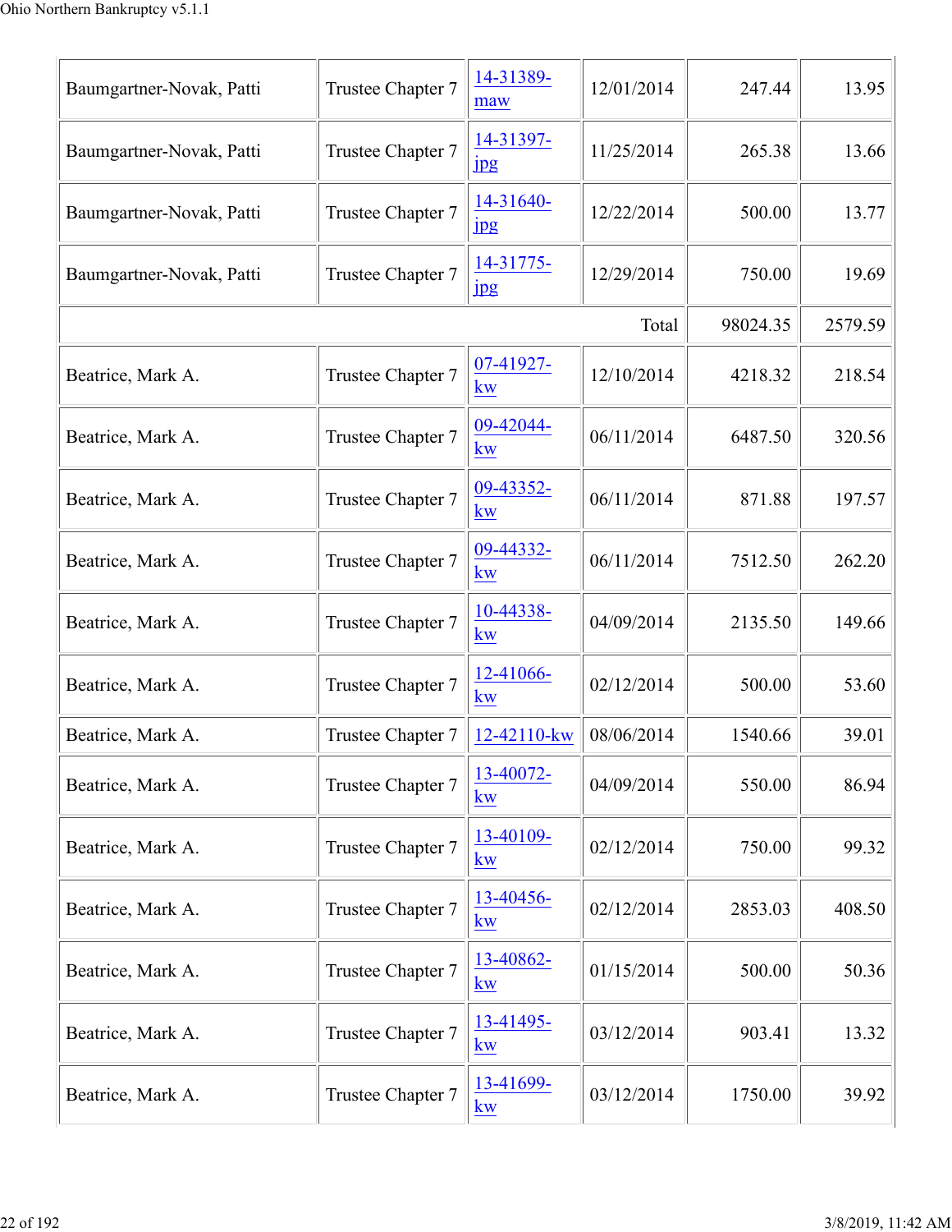| | | | | | |
|---|---|---|---|---|---|
| Baumgartner-Novak, Patti | Trustee Chapter 7 | 14-31389-maw | 12/01/2014 | 247.44 | 13.95 |
| Baumgartner-Novak, Patti | Trustee Chapter 7 | 14-31397-jpg | 11/25/2014 | 265.38 | 13.66 |
| Baumgartner-Novak, Patti | Trustee Chapter 7 | 14-31640-jpg | 12/22/2014 | 500.00 | 13.77 |
| Baumgartner-Novak, Patti | Trustee Chapter 7 | 14-31775-jpg | 12/29/2014 | 750.00 | 19.69 |
| | | | Total | 98024.35 | 2579.59 |
| Beatrice, Mark A. | Trustee Chapter 7 | 07-41927-kw | 12/10/2014 | 4218.32 | 218.54 |
| Beatrice, Mark A. | Trustee Chapter 7 | 09-42044-kw | 06/11/2014 | 6487.50 | 320.56 |
| Beatrice, Mark A. | Trustee Chapter 7 | 09-43352-kw | 06/11/2014 | 871.88 | 197.57 |
| Beatrice, Mark A. | Trustee Chapter 7 | 09-44332-kw | 06/11/2014 | 7512.50 | 262.20 |
| Beatrice, Mark A. | Trustee Chapter 7 | 10-44338-kw | 04/09/2014 | 2135.50 | 149.66 |
| Beatrice, Mark A. | Trustee Chapter 7 | 12-41066-kw | 02/12/2014 | 500.00 | 53.60 |
| Beatrice, Mark A. | Trustee Chapter 7 | 12-42110-kw | 08/06/2014 | 1540.66 | 39.01 |
| Beatrice, Mark A. | Trustee Chapter 7 | 13-40072-kw | 04/09/2014 | 550.00 | 86.94 |
| Beatrice, Mark A. | Trustee Chapter 7 | 13-40109-kw | 02/12/2014 | 750.00 | 99.32 |
| Beatrice, Mark A. | Trustee Chapter 7 | 13-40456-kw | 02/12/2014 | 2853.03 | 408.50 |
| Beatrice, Mark A. | Trustee Chapter 7 | 13-40862-kw | 01/15/2014 | 500.00 | 50.36 |
| Beatrice, Mark A. | Trustee Chapter 7 | 13-41495-kw | 03/12/2014 | 903.41 | 13.32 |
| Beatrice, Mark A. | Trustee Chapter 7 | 13-41699-kw | 03/12/2014 | 1750.00 | 39.92 |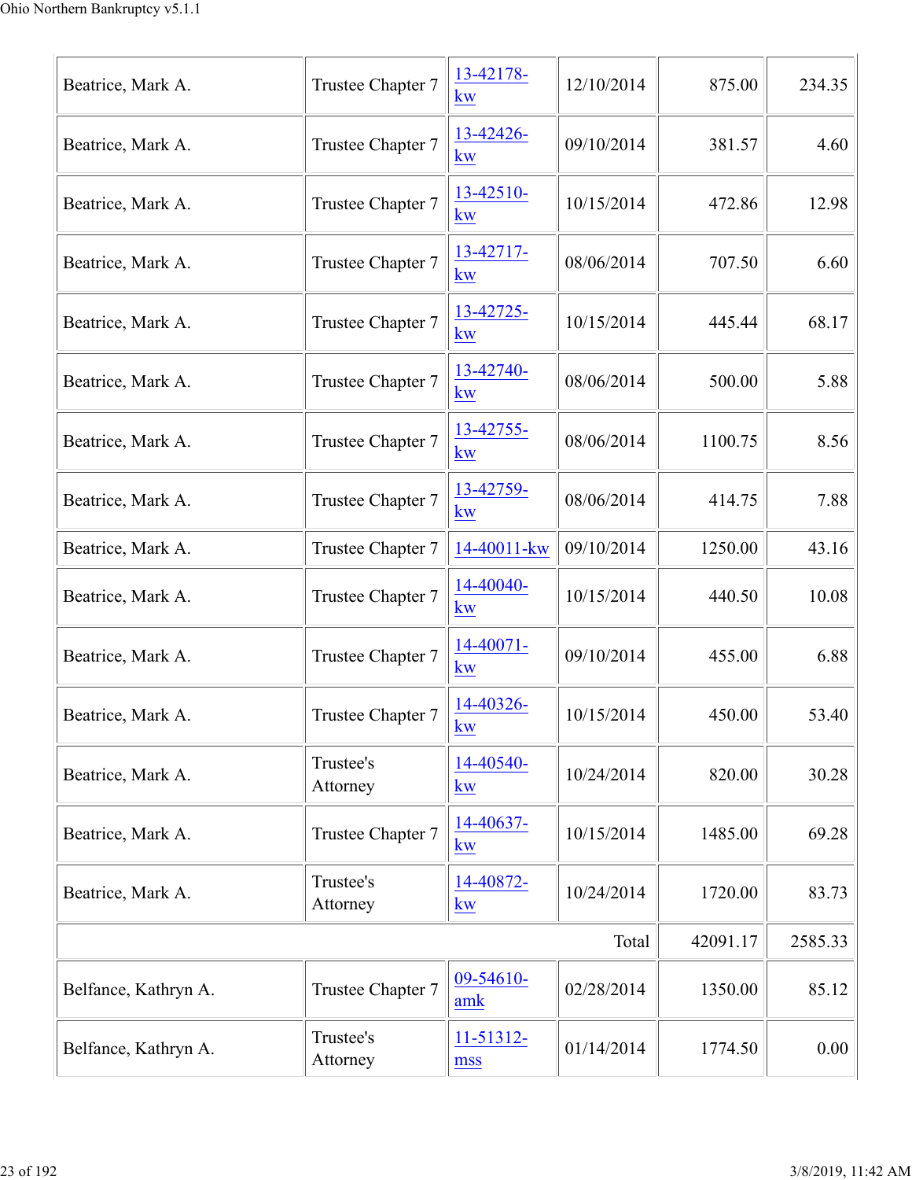| | | | | | |
|---|---|---|---|---|---|
| Beatrice, Mark A. | Trustee Chapter 7 | 13-42178-kw | 12/10/2014 | 875.00 | 234.35 |
| Beatrice, Mark A. | Trustee Chapter 7 | 13-42426-kw | 09/10/2014 | 381.57 | 4.60 |
| Beatrice, Mark A. | Trustee Chapter 7 | 13-42510-kw | 10/15/2014 | 472.86 | 12.98 |
| Beatrice, Mark A. | Trustee Chapter 7 | 13-42717-kw | 08/06/2014 | 707.50 | 6.60 |
| Beatrice, Mark A. | Trustee Chapter 7 | 13-42725-kw | 10/15/2014 | 445.44 | 68.17 |
| Beatrice, Mark A. | Trustee Chapter 7 | 13-42740-kw | 08/06/2014 | 500.00 | 5.88 |
| Beatrice, Mark A. | Trustee Chapter 7 | 13-42755-kw | 08/06/2014 | 1100.75 | 8.56 |
| Beatrice, Mark A. | Trustee Chapter 7 | 13-42759-kw | 08/06/2014 | 414.75 | 7.88 |
| Beatrice, Mark A. | Trustee Chapter 7 | 14-40011-kw | 09/10/2014 | 1250.00 | 43.16 |
| Beatrice, Mark A. | Trustee Chapter 7 | 14-40040-kw | 10/15/2014 | 440.50 | 10.08 |
| Beatrice, Mark A. | Trustee Chapter 7 | 14-40071-kw | 09/10/2014 | 455.00 | 6.88 |
| Beatrice, Mark A. | Trustee Chapter 7 | 14-40326-kw | 10/15/2014 | 450.00 | 53.40 |
| Beatrice, Mark A. | Trustee's Attorney | 14-40540-kw | 10/24/2014 | 820.00 | 30.28 |
| Beatrice, Mark A. | Trustee Chapter 7 | 14-40637-kw | 10/15/2014 | 1485.00 | 69.28 |
| Beatrice, Mark A. | Trustee's Attorney | 14-40872-kw | 10/24/2014 | 1720.00 | 83.73 |
| | | | Total | 42091.17 | 2585.33 |
| Belfance, Kathryn A. | Trustee Chapter 7 | 09-54610-amk | 02/28/2014 | 1350.00 | 85.12 |
| Belfance, Kathryn A. | Trustee's Attorney | 11-51312-mss | 01/14/2014 | 1774.50 | 0.00 |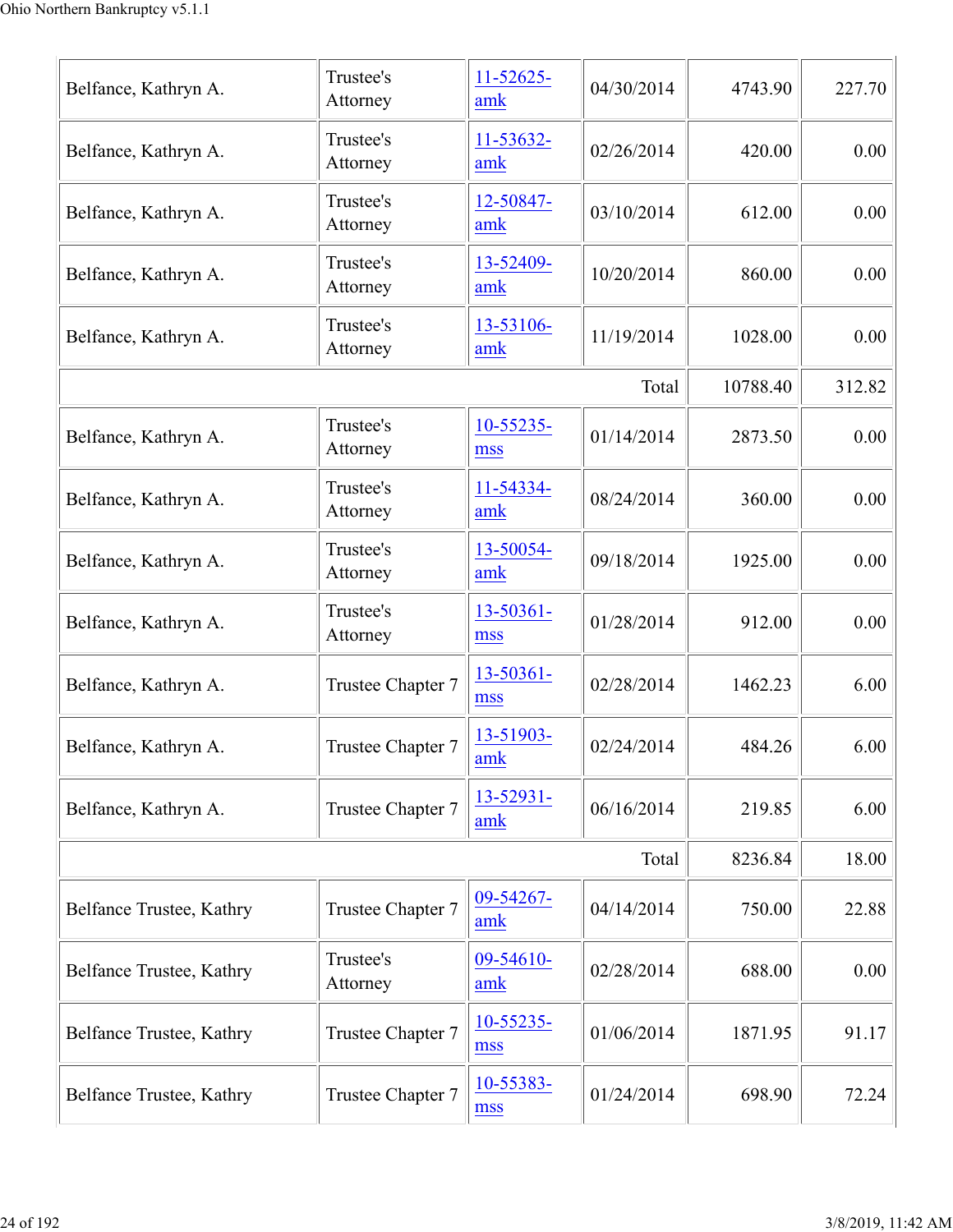| | | | | | |
|---|---|---|---|---|---|
| Belfance, Kathryn A. | Trustee's Attorney | 11-52625-amk | 04/30/2014 | 4743.90 | 227.70 |
| Belfance, Kathryn A. | Trustee's Attorney | 11-53632-amk | 02/26/2014 | 420.00 | 0.00 |
| Belfance, Kathryn A. | Trustee's Attorney | 12-50847-amk | 03/10/2014 | 612.00 | 0.00 |
| Belfance, Kathryn A. | Trustee's Attorney | 13-52409-amk | 10/20/2014 | 860.00 | 0.00 |
| Belfance, Kathryn A. | Trustee's Attorney | 13-53106-amk | 11/19/2014 | 1028.00 | 0.00 |
| | | | Total | 10788.40 | 312.82 |
| Belfance, Kathryn A. | Trustee's Attorney | 10-55235-mss | 01/14/2014 | 2873.50 | 0.00 |
| Belfance, Kathryn A. | Trustee's Attorney | 11-54334-amk | 08/24/2014 | 360.00 | 0.00 |
| Belfance, Kathryn A. | Trustee's Attorney | 13-50054-amk | 09/18/2014 | 1925.00 | 0.00 |
| Belfance, Kathryn A. | Trustee's Attorney | 13-50361-mss | 01/28/2014 | 912.00 | 0.00 |
| Belfance, Kathryn A. | Trustee Chapter 7 | 13-50361-mss | 02/28/2014 | 1462.23 | 6.00 |
| Belfance, Kathryn A. | Trustee Chapter 7 | 13-51903-amk | 02/24/2014 | 484.26 | 6.00 |
| Belfance, Kathryn A. | Trustee Chapter 7 | 13-52931-amk | 06/16/2014 | 219.85 | 6.00 |
| | | | Total | 8236.84 | 18.00 |
| Belfance Trustee, Kathry | Trustee Chapter 7 | 09-54267-amk | 04/14/2014 | 750.00 | 22.88 |
| Belfance Trustee, Kathry | Trustee's Attorney | 09-54610-amk | 02/28/2014 | 688.00 | 0.00 |
| Belfance Trustee, Kathry | Trustee Chapter 7 | 10-55235-mss | 01/06/2014 | 1871.95 | 91.17 |
| Belfance Trustee, Kathry | Trustee Chapter 7 | 10-55383-mss | 01/24/2014 | 698.90 | 72.24 |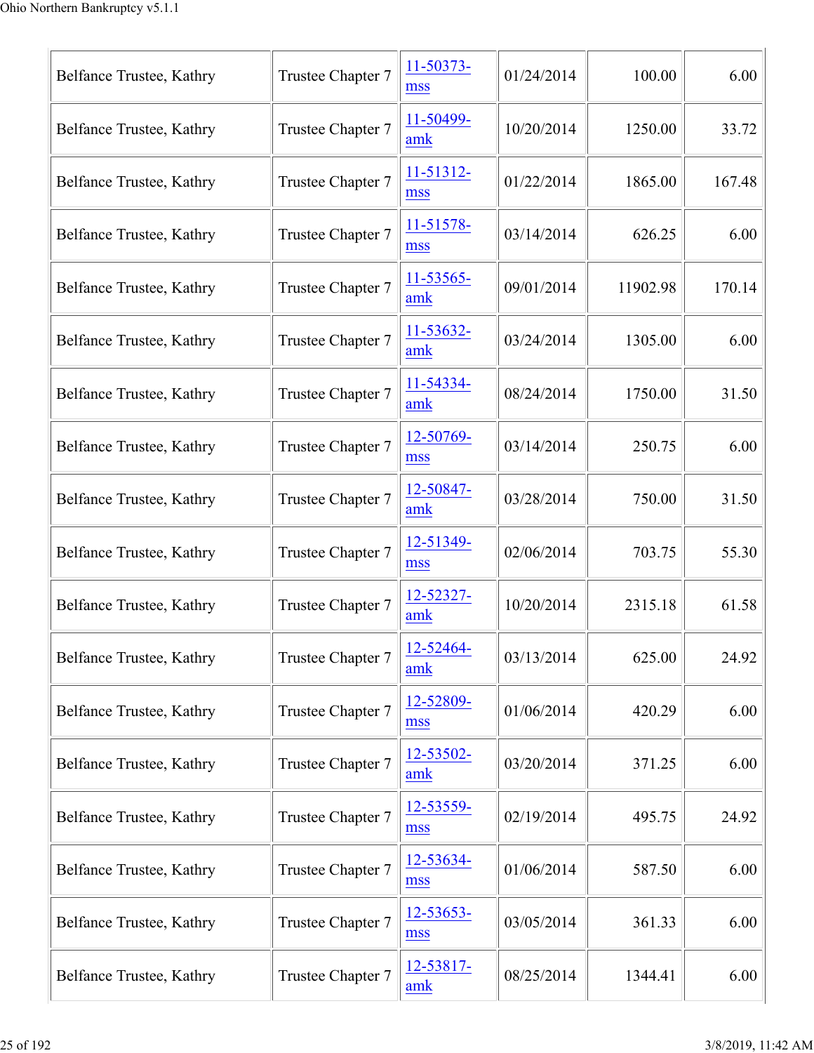| Belfance Trustee, Kathry | Trustee Chapter 7 | 11-50373-mss | 01/24/2014 | 100.00 | 6.00 |
|---|---|---|---|---|---|
| Belfance Trustee, Kathry | Trustee Chapter 7 | 11-50499-amk | 10/20/2014 | 1250.00 | 33.72 |
| Belfance Trustee, Kathry | Trustee Chapter 7 | 11-51312-mss | 01/22/2014 | 1865.00 | 167.48 |
| Belfance Trustee, Kathry | Trustee Chapter 7 | 11-51578-mss | 03/14/2014 | 626.25 | 6.00 |
| Belfance Trustee, Kathry | Trustee Chapter 7 | 11-53565-amk | 09/01/2014 | 11902.98 | 170.14 |
| Belfance Trustee, Kathry | Trustee Chapter 7 | 11-53632-amk | 03/24/2014 | 1305.00 | 6.00 |
| Belfance Trustee, Kathry | Trustee Chapter 7 | 11-54334-amk | 08/24/2014 | 1750.00 | 31.50 |
| Belfance Trustee, Kathry | Trustee Chapter 7 | 12-50769-mss | 03/14/2014 | 250.75 | 6.00 |
| Belfance Trustee, Kathry | Trustee Chapter 7 | 12-50847-amk | 03/28/2014 | 750.00 | 31.50 |
| Belfance Trustee, Kathry | Trustee Chapter 7 | 12-51349-mss | 02/06/2014 | 703.75 | 55.30 |
| Belfance Trustee, Kathry | Trustee Chapter 7 | 12-52327-amk | 10/20/2014 | 2315.18 | 61.58 |
| Belfance Trustee, Kathry | Trustee Chapter 7 | 12-52464-amk | 03/13/2014 | 625.00 | 24.92 |
| Belfance Trustee, Kathry | Trustee Chapter 7 | 12-52809-mss | 01/06/2014 | 420.29 | 6.00 |
| Belfance Trustee, Kathry | Trustee Chapter 7 | 12-53502-amk | 03/20/2014 | 371.25 | 6.00 |
| Belfance Trustee, Kathry | Trustee Chapter 7 | 12-53559-mss | 02/19/2014 | 495.75 | 24.92 |
| Belfance Trustee, Kathry | Trustee Chapter 7 | 12-53634-mss | 01/06/2014 | 587.50 | 6.00 |
| Belfance Trustee, Kathry | Trustee Chapter 7 | 12-53653-mss | 03/05/2014 | 361.33 | 6.00 |
| Belfance Trustee, Kathry | Trustee Chapter 7 | 12-53817-amk | 08/25/2014 | 1344.41 | 6.00 |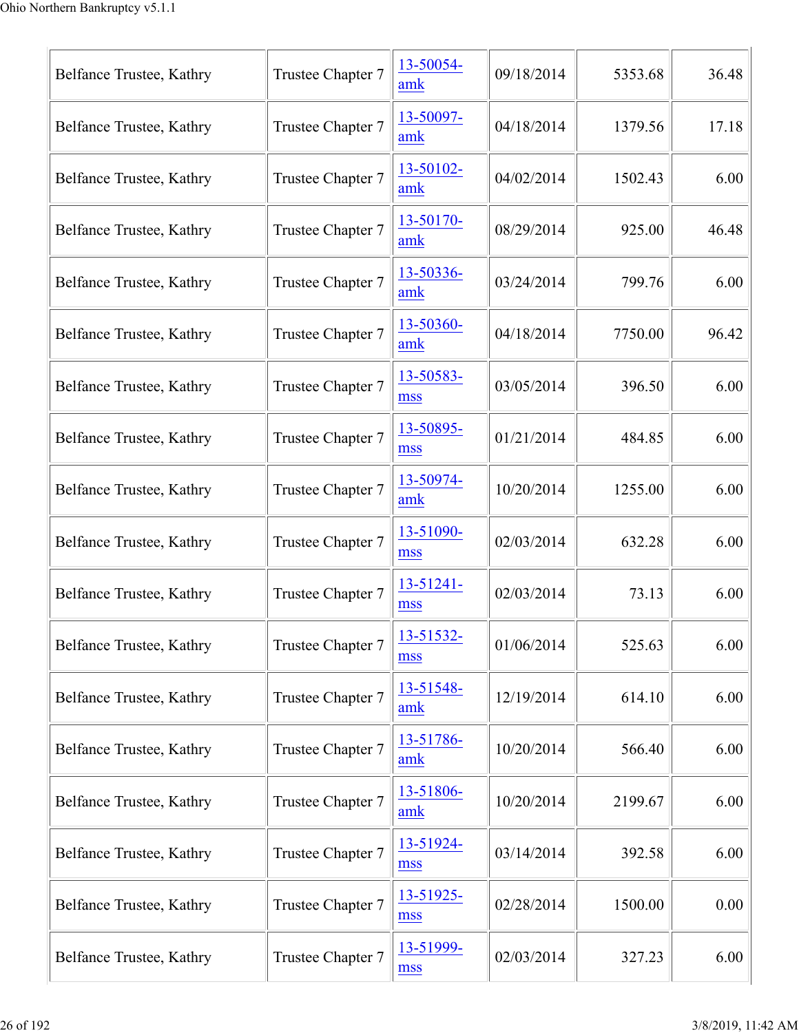| Belfance Trustee, Kathry | Trustee Chapter 7 | 13-50054-amk | 09/18/2014 | 5353.68 | 36.48 |
|---|---|---|---|---|---|
| Belfance Trustee, Kathry | Trustee Chapter 7 | 13-50097-amk | 04/18/2014 | 1379.56 | 17.18 |
| Belfance Trustee, Kathry | Trustee Chapter 7 | 13-50102-amk | 04/02/2014 | 1502.43 | 6.00 |
| Belfance Trustee, Kathry | Trustee Chapter 7 | 13-50170-amk | 08/29/2014 | 925.00 | 46.48 |
| Belfance Trustee, Kathry | Trustee Chapter 7 | 13-50336-amk | 03/24/2014 | 799.76 | 6.00 |
| Belfance Trustee, Kathry | Trustee Chapter 7 | 13-50360-amk | 04/18/2014 | 7750.00 | 96.42 |
| Belfance Trustee, Kathry | Trustee Chapter 7 | 13-50583-mss | 03/05/2014 | 396.50 | 6.00 |
| Belfance Trustee, Kathry | Trustee Chapter 7 | 13-50895-mss | 01/21/2014 | 484.85 | 6.00 |
| Belfance Trustee, Kathry | Trustee Chapter 7 | 13-50974-amk | 10/20/2014 | 1255.00 | 6.00 |
| Belfance Trustee, Kathry | Trustee Chapter 7 | 13-51090-mss | 02/03/2014 | 632.28 | 6.00 |
| Belfance Trustee, Kathry | Trustee Chapter 7 | 13-51241-mss | 02/03/2014 | 73.13 | 6.00 |
| Belfance Trustee, Kathry | Trustee Chapter 7 | 13-51532-mss | 01/06/2014 | 525.63 | 6.00 |
| Belfance Trustee, Kathry | Trustee Chapter 7 | 13-51548-amk | 12/19/2014 | 614.10 | 6.00 |
| Belfance Trustee, Kathry | Trustee Chapter 7 | 13-51786-amk | 10/20/2014 | 566.40 | 6.00 |
| Belfance Trustee, Kathry | Trustee Chapter 7 | 13-51806-amk | 10/20/2014 | 2199.67 | 6.00 |
| Belfance Trustee, Kathry | Trustee Chapter 7 | 13-51924-mss | 03/14/2014 | 392.58 | 6.00 |
| Belfance Trustee, Kathry | Trustee Chapter 7 | 13-51925-mss | 02/28/2014 | 1500.00 | 0.00 |
| Belfance Trustee, Kathry | Trustee Chapter 7 | 13-51999-mss | 02/03/2014 | 327.23 | 6.00 |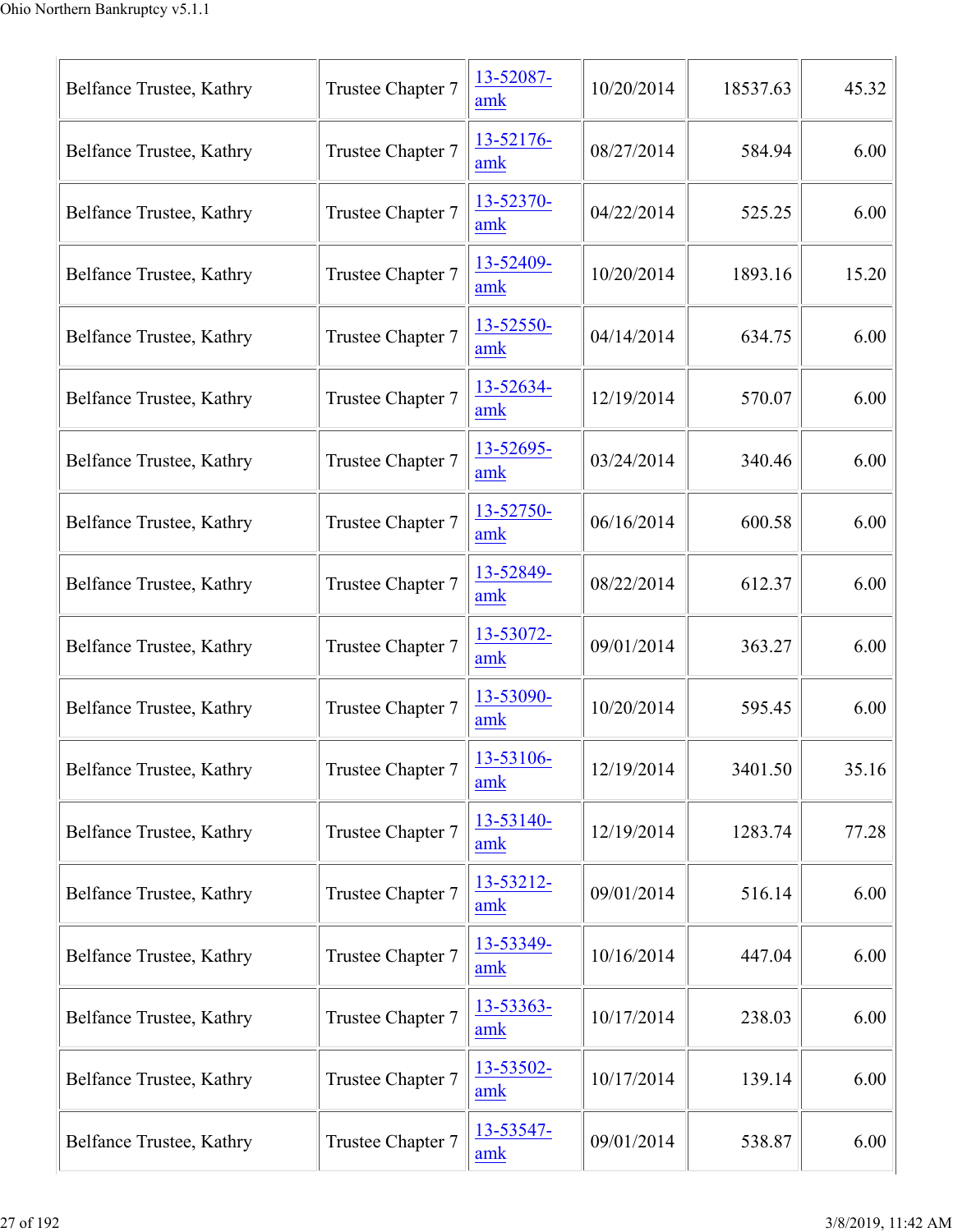| | | | | | |
|---|---|---|---|---|---|
| Belfance Trustee, Kathry | Trustee Chapter 7 | 13-52087-amk | 10/20/2014 | 18537.63 | 45.32 |
| Belfance Trustee, Kathry | Trustee Chapter 7 | 13-52176-amk | 08/27/2014 | 584.94 | 6.00 |
| Belfance Trustee, Kathry | Trustee Chapter 7 | 13-52370-amk | 04/22/2014 | 525.25 | 6.00 |
| Belfance Trustee, Kathry | Trustee Chapter 7 | 13-52409-amk | 10/20/2014 | 1893.16 | 15.20 |
| Belfance Trustee, Kathry | Trustee Chapter 7 | 13-52550-amk | 04/14/2014 | 634.75 | 6.00 |
| Belfance Trustee, Kathry | Trustee Chapter 7 | 13-52634-amk | 12/19/2014 | 570.07 | 6.00 |
| Belfance Trustee, Kathry | Trustee Chapter 7 | 13-52695-amk | 03/24/2014 | 340.46 | 6.00 |
| Belfance Trustee, Kathry | Trustee Chapter 7 | 13-52750-amk | 06/16/2014 | 600.58 | 6.00 |
| Belfance Trustee, Kathry | Trustee Chapter 7 | 13-52849-amk | 08/22/2014 | 612.37 | 6.00 |
| Belfance Trustee, Kathry | Trustee Chapter 7 | 13-53072-amk | 09/01/2014 | 363.27 | 6.00 |
| Belfance Trustee, Kathry | Trustee Chapter 7 | 13-53090-amk | 10/20/2014 | 595.45 | 6.00 |
| Belfance Trustee, Kathry | Trustee Chapter 7 | 13-53106-amk | 12/19/2014 | 3401.50 | 35.16 |
| Belfance Trustee, Kathry | Trustee Chapter 7 | 13-53140-amk | 12/19/2014 | 1283.74 | 77.28 |
| Belfance Trustee, Kathry | Trustee Chapter 7 | 13-53212-amk | 09/01/2014 | 516.14 | 6.00 |
| Belfance Trustee, Kathry | Trustee Chapter 7 | 13-53349-amk | 10/16/2014 | 447.04 | 6.00 |
| Belfance Trustee, Kathry | Trustee Chapter 7 | 13-53363-amk | 10/17/2014 | 238.03 | 6.00 |
| Belfance Trustee, Kathry | Trustee Chapter 7 | 13-53502-amk | 10/17/2014 | 139.14 | 6.00 |
| Belfance Trustee, Kathry | Trustee Chapter 7 | 13-53547-amk | 09/01/2014 | 538.87 | 6.00 |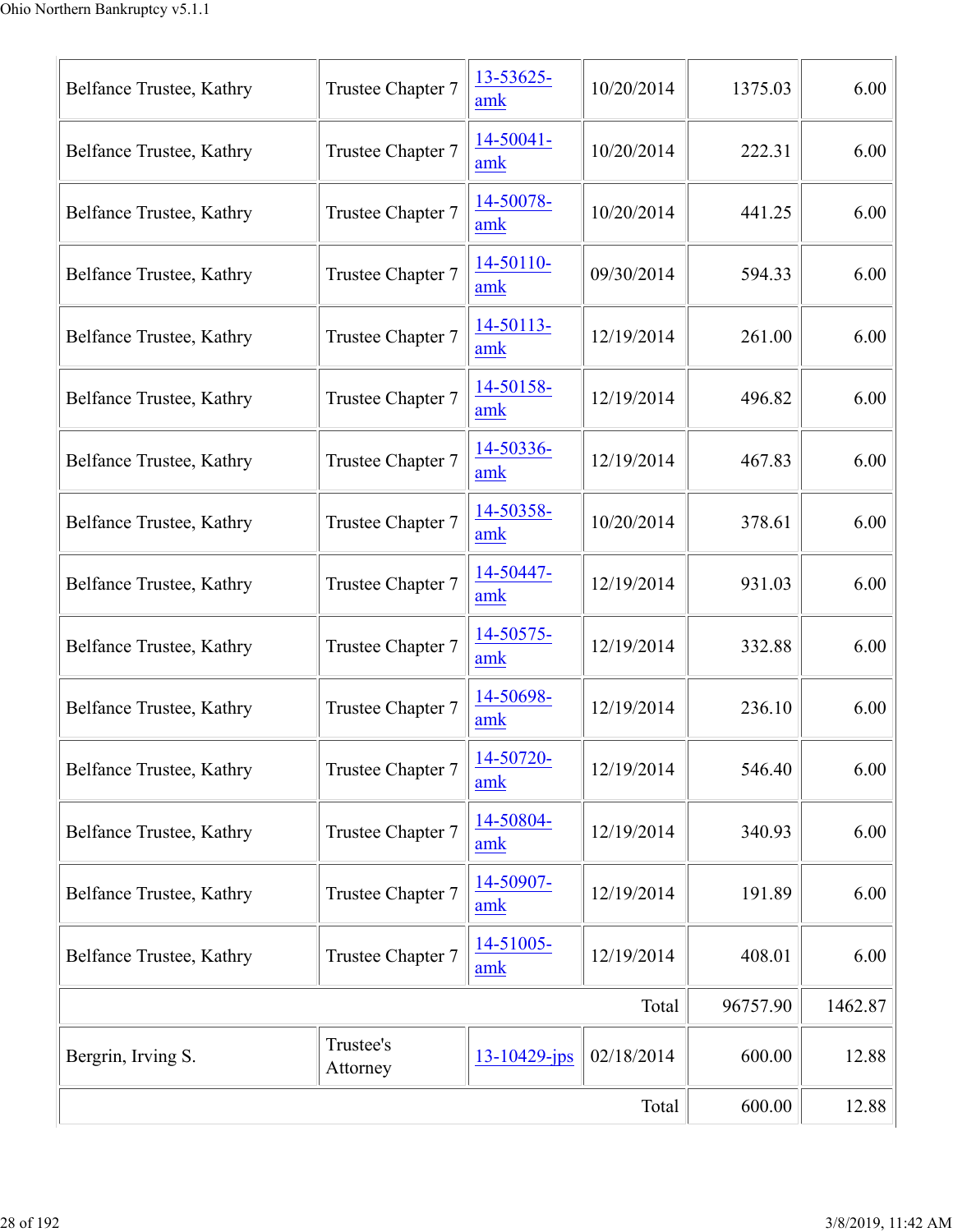| | | | | | |
|---|---|---|---|---|---|
| Belfance Trustee, Kathry | Trustee Chapter 7 | 13-53625-amk | 10/20/2014 | 1375.03 | 6.00 |
| Belfance Trustee, Kathry | Trustee Chapter 7 | 14-50041-amk | 10/20/2014 | 222.31 | 6.00 |
| Belfance Trustee, Kathry | Trustee Chapter 7 | 14-50078-amk | 10/20/2014 | 441.25 | 6.00 |
| Belfance Trustee, Kathry | Trustee Chapter 7 | 14-50110-amk | 09/30/2014 | 594.33 | 6.00 |
| Belfance Trustee, Kathry | Trustee Chapter 7 | 14-50113-amk | 12/19/2014 | 261.00 | 6.00 |
| Belfance Trustee, Kathry | Trustee Chapter 7 | 14-50158-amk | 12/19/2014 | 496.82 | 6.00 |
| Belfance Trustee, Kathry | Trustee Chapter 7 | 14-50336-amk | 12/19/2014 | 467.83 | 6.00 |
| Belfance Trustee, Kathry | Trustee Chapter 7 | 14-50358-amk | 10/20/2014 | 378.61 | 6.00 |
| Belfance Trustee, Kathry | Trustee Chapter 7 | 14-50447-amk | 12/19/2014 | 931.03 | 6.00 |
| Belfance Trustee, Kathry | Trustee Chapter 7 | 14-50575-amk | 12/19/2014 | 332.88 | 6.00 |
| Belfance Trustee, Kathry | Trustee Chapter 7 | 14-50698-amk | 12/19/2014 | 236.10 | 6.00 |
| Belfance Trustee, Kathry | Trustee Chapter 7 | 14-50720-amk | 12/19/2014 | 546.40 | 6.00 |
| Belfance Trustee, Kathry | Trustee Chapter 7 | 14-50804-amk | 12/19/2014 | 340.93 | 6.00 |
| Belfance Trustee, Kathry | Trustee Chapter 7 | 14-50907-amk | 12/19/2014 | 191.89 | 6.00 |
| Belfance Trustee, Kathry | Trustee Chapter 7 | 14-51005-amk | 12/19/2014 | 408.01 | 6.00 |
| | | | Total | 96757.90 | 1462.87 |
| Bergrin, Irving S. | Trustee's Attorney | 13-10429-jps | 02/18/2014 | 600.00 | 12.88 |
| | | | Total | 600.00 | 12.88 |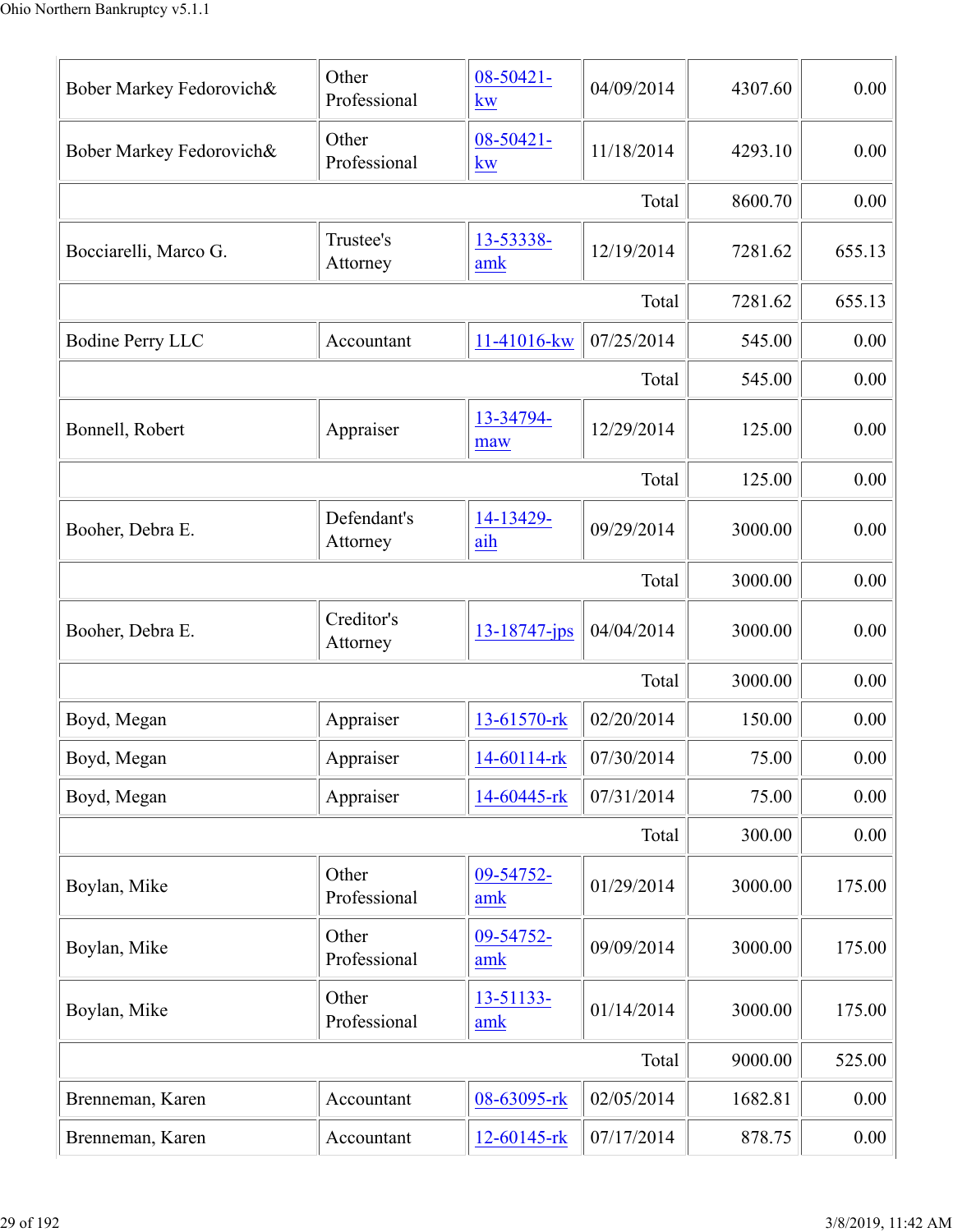| | | | | | |
|---|---|---|---|---|---|
| Bober Markey Fedorovich& | Other Professional | 08-50421-kw | 04/09/2014 | 4307.60 | 0.00 |
| Bober Markey Fedorovich& | Other Professional | 08-50421-kw | 11/18/2014 | 4293.10 | 0.00 |
| | | | Total | 8600.70 | 0.00 |
| Bocciarelli, Marco G. | Trustee's Attorney | 13-53338-amk | 12/19/2014 | 7281.62 | 655.13 |
| | | | Total | 7281.62 | 655.13 |
| Bodine Perry LLC | Accountant | 11-41016-kw | 07/25/2014 | 545.00 | 0.00 |
| | | | Total | 545.00 | 0.00 |
| Bonnell, Robert | Appraiser | 13-34794-maw | 12/29/2014 | 125.00 | 0.00 |
| | | | Total | 125.00 | 0.00 |
| Booher, Debra E. | Defendant's Attorney | 14-13429-aih | 09/29/2014 | 3000.00 | 0.00 |
| | | | Total | 3000.00 | 0.00 |
| Booher, Debra E. | Creditor's Attorney | 13-18747-jps | 04/04/2014 | 3000.00 | 0.00 |
| | | | Total | 3000.00 | 0.00 |
| Boyd, Megan | Appraiser | 13-61570-rk | 02/20/2014 | 150.00 | 0.00 |
| Boyd, Megan | Appraiser | 14-60114-rk | 07/30/2014 | 75.00 | 0.00 |
| Boyd, Megan | Appraiser | 14-60445-rk | 07/31/2014 | 75.00 | 0.00 |
| | | | Total | 300.00 | 0.00 |
| Boylan, Mike | Other Professional | 09-54752-amk | 01/29/2014 | 3000.00 | 175.00 |
| Boylan, Mike | Other Professional | 09-54752-amk | 09/09/2014 | 3000.00 | 175.00 |
| Boylan, Mike | Other Professional | 13-51133-amk | 01/14/2014 | 3000.00 | 175.00 |
| | | | Total | 9000.00 | 525.00 |
| Brenneman, Karen | Accountant | 08-63095-rk | 02/05/2014 | 1682.81 | 0.00 |
| Brenneman, Karen | Accountant | 12-60145-rk | 07/17/2014 | 878.75 | 0.00 |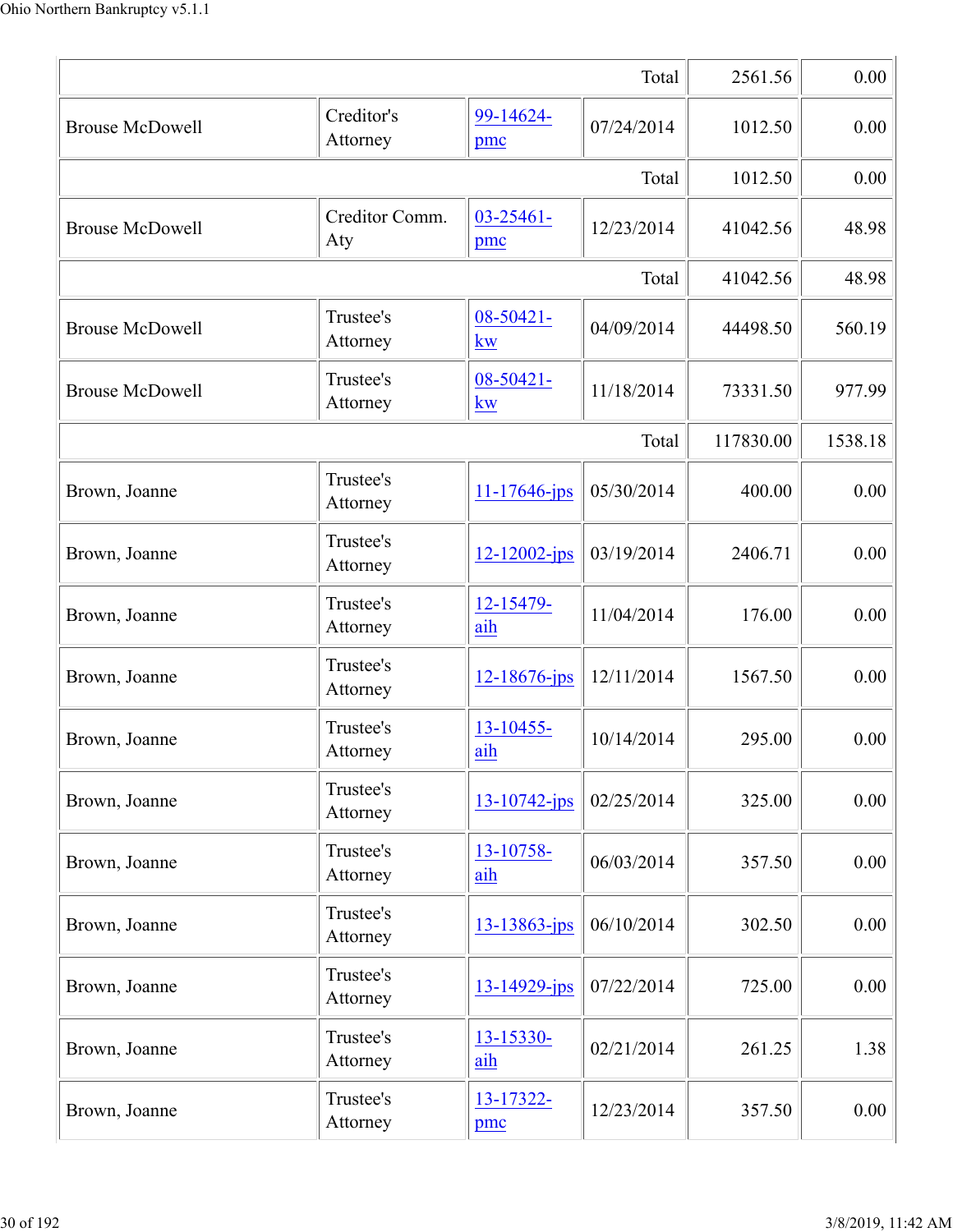| | | | | | |
|---|---|---|---|---|---|
| | | | Total | 2561.56 | 0.00 |
| Brouse McDowell | Creditor's Attorney | 99-14624-pmc | 07/24/2014 | 1012.50 | 0.00 |
| | | | Total | 1012.50 | 0.00 |
| Brouse McDowell | Creditor Comm. Aty | 03-25461-pmc | 12/23/2014 | 41042.56 | 48.98 |
| | | | Total | 41042.56 | 48.98 |
| Brouse McDowell | Trustee's Attorney | 08-50421-kw | 04/09/2014 | 44498.50 | 560.19 |
| Brouse McDowell | Trustee's Attorney | 08-50421-kw | 11/18/2014 | 73331.50 | 977.99 |
| | | | Total | 117830.00 | 1538.18 |
| Brown, Joanne | Trustee's Attorney | 11-17646-jps | 05/30/2014 | 400.00 | 0.00 |
| Brown, Joanne | Trustee's Attorney | 12-12002-jps | 03/19/2014 | 2406.71 | 0.00 |
| Brown, Joanne | Trustee's Attorney | 12-15479-aih | 11/04/2014 | 176.00 | 0.00 |
| Brown, Joanne | Trustee's Attorney | 12-18676-jps | 12/11/2014 | 1567.50 | 0.00 |
| Brown, Joanne | Trustee's Attorney | 13-10455-aih | 10/14/2014 | 295.00 | 0.00 |
| Brown, Joanne | Trustee's Attorney | 13-10742-jps | 02/25/2014 | 325.00 | 0.00 |
| Brown, Joanne | Trustee's Attorney | 13-10758-aih | 06/03/2014 | 357.50 | 0.00 |
| Brown, Joanne | Trustee's Attorney | 13-13863-jps | 06/10/2014 | 302.50 | 0.00 |
| Brown, Joanne | Trustee's Attorney | 13-14929-jps | 07/22/2014 | 725.00 | 0.00 |
| Brown, Joanne | Trustee's Attorney | 13-15330-aih | 02/21/2014 | 261.25 | 1.38 |
| Brown, Joanne | Trustee's Attorney | 13-17322-pmc | 12/23/2014 | 357.50 | 0.00 |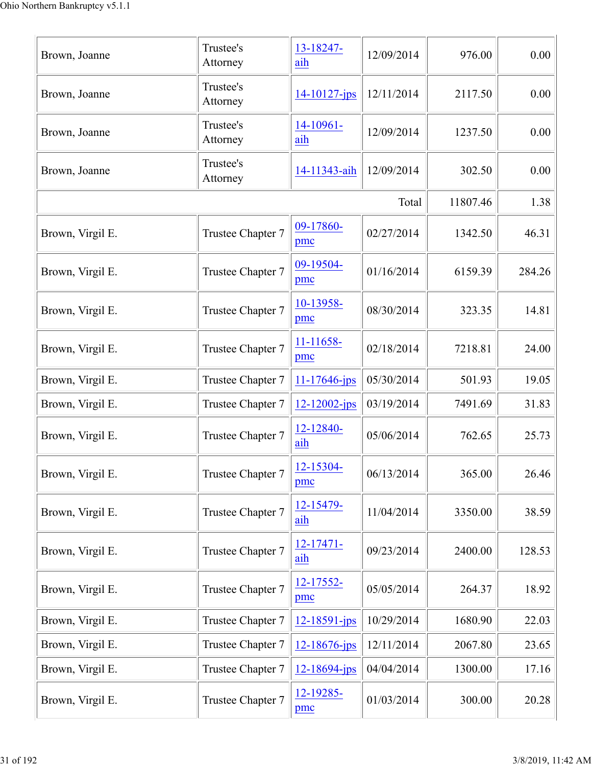| | | | | | |
|---|---|---|---|---|---|
| Brown, Joanne | Trustee's Attorney | 13-18247-aih | 12/09/2014 | 976.00 | 0.00 |
| Brown, Joanne | Trustee's Attorney | 14-10127-jps | 12/11/2014 | 2117.50 | 0.00 |
| Brown, Joanne | Trustee's Attorney | 14-10961-aih | 12/09/2014 | 1237.50 | 0.00 |
| Brown, Joanne | Trustee's Attorney | 14-11343-aih | 12/09/2014 | 302.50 | 0.00 |
| | | | Total | 11807.46 | 1.38 |
| Brown, Virgil E. | Trustee Chapter 7 | 09-17860-pmc | 02/27/2014 | 1342.50 | 46.31 |
| Brown, Virgil E. | Trustee Chapter 7 | 09-19504-pmc | 01/16/2014 | 6159.39 | 284.26 |
| Brown, Virgil E. | Trustee Chapter 7 | 10-13958-pmc | 08/30/2014 | 323.35 | 14.81 |
| Brown, Virgil E. | Trustee Chapter 7 | 11-11658-pmc | 02/18/2014 | 7218.81 | 24.00 |
| Brown, Virgil E. | Trustee Chapter 7 | 11-17646-jps | 05/30/2014 | 501.93 | 19.05 |
| Brown, Virgil E. | Trustee Chapter 7 | 12-12002-jps | 03/19/2014 | 7491.69 | 31.83 |
| Brown, Virgil E. | Trustee Chapter 7 | 12-12840-aih | 05/06/2014 | 762.65 | 25.73 |
| Brown, Virgil E. | Trustee Chapter 7 | 12-15304-pmc | 06/13/2014 | 365.00 | 26.46 |
| Brown, Virgil E. | Trustee Chapter 7 | 12-15479-aih | 11/04/2014 | 3350.00 | 38.59 |
| Brown, Virgil E. | Trustee Chapter 7 | 12-17471-aih | 09/23/2014 | 2400.00 | 128.53 |
| Brown, Virgil E. | Trustee Chapter 7 | 12-17552-pmc | 05/05/2014 | 264.37 | 18.92 |
| Brown, Virgil E. | Trustee Chapter 7 | 12-18591-jps | 10/29/2014 | 1680.90 | 22.03 |
| Brown, Virgil E. | Trustee Chapter 7 | 12-18676-jps | 12/11/2014 | 2067.80 | 23.65 |
| Brown, Virgil E. | Trustee Chapter 7 | 12-18694-jps | 04/04/2014 | 1300.00 | 17.16 |
| Brown, Virgil E. | Trustee Chapter 7 | 12-19285-pmc | 01/03/2014 | 300.00 | 20.28 |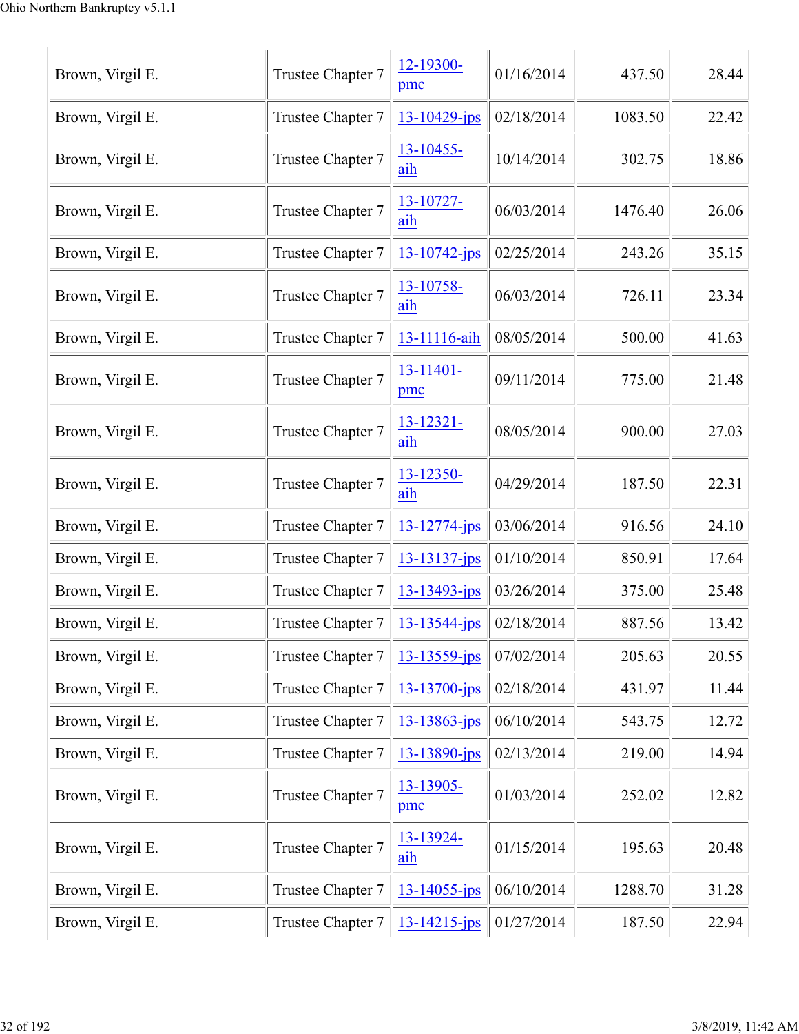| Brown, Virgil E. | Trustee Chapter 7 | 12-19300-pmc | 01/16/2014 | 437.50 | 28.44 |
|---|---|---|---|---|---|
| Brown, Virgil E. | Trustee Chapter 7 | 13-10429-jps | 02/18/2014 | 1083.50 | 22.42 |
| Brown, Virgil E. | Trustee Chapter 7 | 13-10455-aih | 10/14/2014 | 302.75 | 18.86 |
| Brown, Virgil E. | Trustee Chapter 7 | 13-10727-aih | 06/03/2014 | 1476.40 | 26.06 |
| Brown, Virgil E. | Trustee Chapter 7 | 13-10742-jps | 02/25/2014 | 243.26 | 35.15 |
| Brown, Virgil E. | Trustee Chapter 7 | 13-10758-aih | 06/03/2014 | 726.11 | 23.34 |
| Brown, Virgil E. | Trustee Chapter 7 | 13-11116-aih | 08/05/2014 | 500.00 | 41.63 |
| Brown, Virgil E. | Trustee Chapter 7 | 13-11401-pmc | 09/11/2014 | 775.00 | 21.48 |
| Brown, Virgil E. | Trustee Chapter 7 | 13-12321-aih | 08/05/2014 | 900.00 | 27.03 |
| Brown, Virgil E. | Trustee Chapter 7 | 13-12350-aih | 04/29/2014 | 187.50 | 22.31 |
| Brown, Virgil E. | Trustee Chapter 7 | 13-12774-jps | 03/06/2014 | 916.56 | 24.10 |
| Brown, Virgil E. | Trustee Chapter 7 | 13-13137-jps | 01/10/2014 | 850.91 | 17.64 |
| Brown, Virgil E. | Trustee Chapter 7 | 13-13493-jps | 03/26/2014 | 375.00 | 25.48 |
| Brown, Virgil E. | Trustee Chapter 7 | 13-13544-jps | 02/18/2014 | 887.56 | 13.42 |
| Brown, Virgil E. | Trustee Chapter 7 | 13-13559-jps | 07/02/2014 | 205.63 | 20.55 |
| Brown, Virgil E. | Trustee Chapter 7 | 13-13700-jps | 02/18/2014 | 431.97 | 11.44 |
| Brown, Virgil E. | Trustee Chapter 7 | 13-13863-jps | 06/10/2014 | 543.75 | 12.72 |
| Brown, Virgil E. | Trustee Chapter 7 | 13-13890-jps | 02/13/2014 | 219.00 | 14.94 |
| Brown, Virgil E. | Trustee Chapter 7 | 13-13905-pmc | 01/03/2014 | 252.02 | 12.82 |
| Brown, Virgil E. | Trustee Chapter 7 | 13-13924-aih | 01/15/2014 | 195.63 | 20.48 |
| Brown, Virgil E. | Trustee Chapter 7 | 13-14055-jps | 06/10/2014 | 1288.70 | 31.28 |
| Brown, Virgil E. | Trustee Chapter 7 | 13-14215-jps | 01/27/2014 | 187.50 | 22.94 |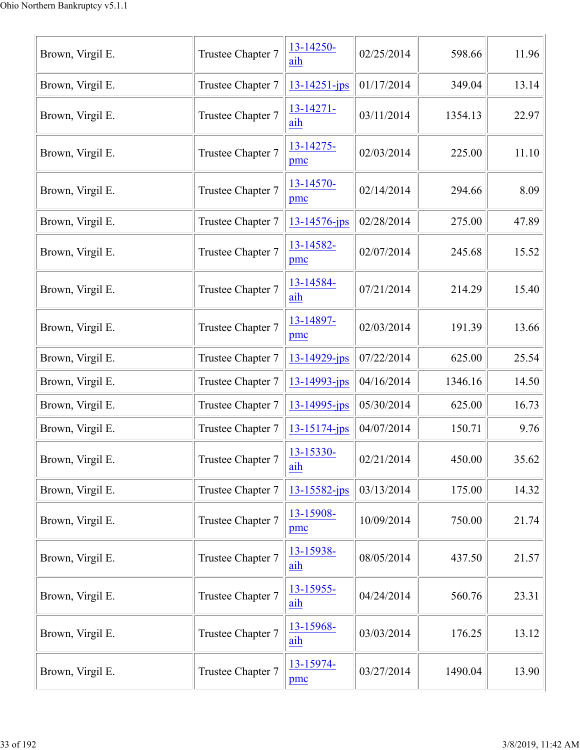| | | | | | |
|---|---|---|---|---|---|
| Brown, Virgil E. | Trustee Chapter 7 | 13-14250-aih | 02/25/2014 | 598.66 | 11.96 |
| Brown, Virgil E. | Trustee Chapter 7 | 13-14251-jps | 01/17/2014 | 349.04 | 13.14 |
| Brown, Virgil E. | Trustee Chapter 7 | 13-14271-aih | 03/11/2014 | 1354.13 | 22.97 |
| Brown, Virgil E. | Trustee Chapter 7 | 13-14275-pmc | 02/03/2014 | 225.00 | 11.10 |
| Brown, Virgil E. | Trustee Chapter 7 | 13-14570-pmc | 02/14/2014 | 294.66 | 8.09 |
| Brown, Virgil E. | Trustee Chapter 7 | 13-14576-jps | 02/28/2014 | 275.00 | 47.89 |
| Brown, Virgil E. | Trustee Chapter 7 | 13-14582-pmc | 02/07/2014 | 245.68 | 15.52 |
| Brown, Virgil E. | Trustee Chapter 7 | 13-14584-aih | 07/21/2014 | 214.29 | 15.40 |
| Brown, Virgil E. | Trustee Chapter 7 | 13-14897-pmc | 02/03/2014 | 191.39 | 13.66 |
| Brown, Virgil E. | Trustee Chapter 7 | 13-14929-jps | 07/22/2014 | 625.00 | 25.54 |
| Brown, Virgil E. | Trustee Chapter 7 | 13-14993-jps | 04/16/2014 | 1346.16 | 14.50 |
| Brown, Virgil E. | Trustee Chapter 7 | 13-14995-jps | 05/30/2014 | 625.00 | 16.73 |
| Brown, Virgil E. | Trustee Chapter 7 | 13-15174-jps | 04/07/2014 | 150.71 | 9.76 |
| Brown, Virgil E. | Trustee Chapter 7 | 13-15330-aih | 02/21/2014 | 450.00 | 35.62 |
| Brown, Virgil E. | Trustee Chapter 7 | 13-15582-jps | 03/13/2014 | 175.00 | 14.32 |
| Brown, Virgil E. | Trustee Chapter 7 | 13-15908-pmc | 10/09/2014 | 750.00 | 21.74 |
| Brown, Virgil E. | Trustee Chapter 7 | 13-15938-aih | 08/05/2014 | 437.50 | 21.57 |
| Brown, Virgil E. | Trustee Chapter 7 | 13-15955-aih | 04/24/2014 | 560.76 | 23.31 |
| Brown, Virgil E. | Trustee Chapter 7 | 13-15968-aih | 03/03/2014 | 176.25 | 13.12 |
| Brown, Virgil E. | Trustee Chapter 7 | 13-15974-pmc | 03/27/2014 | 1490.04 | 13.90 |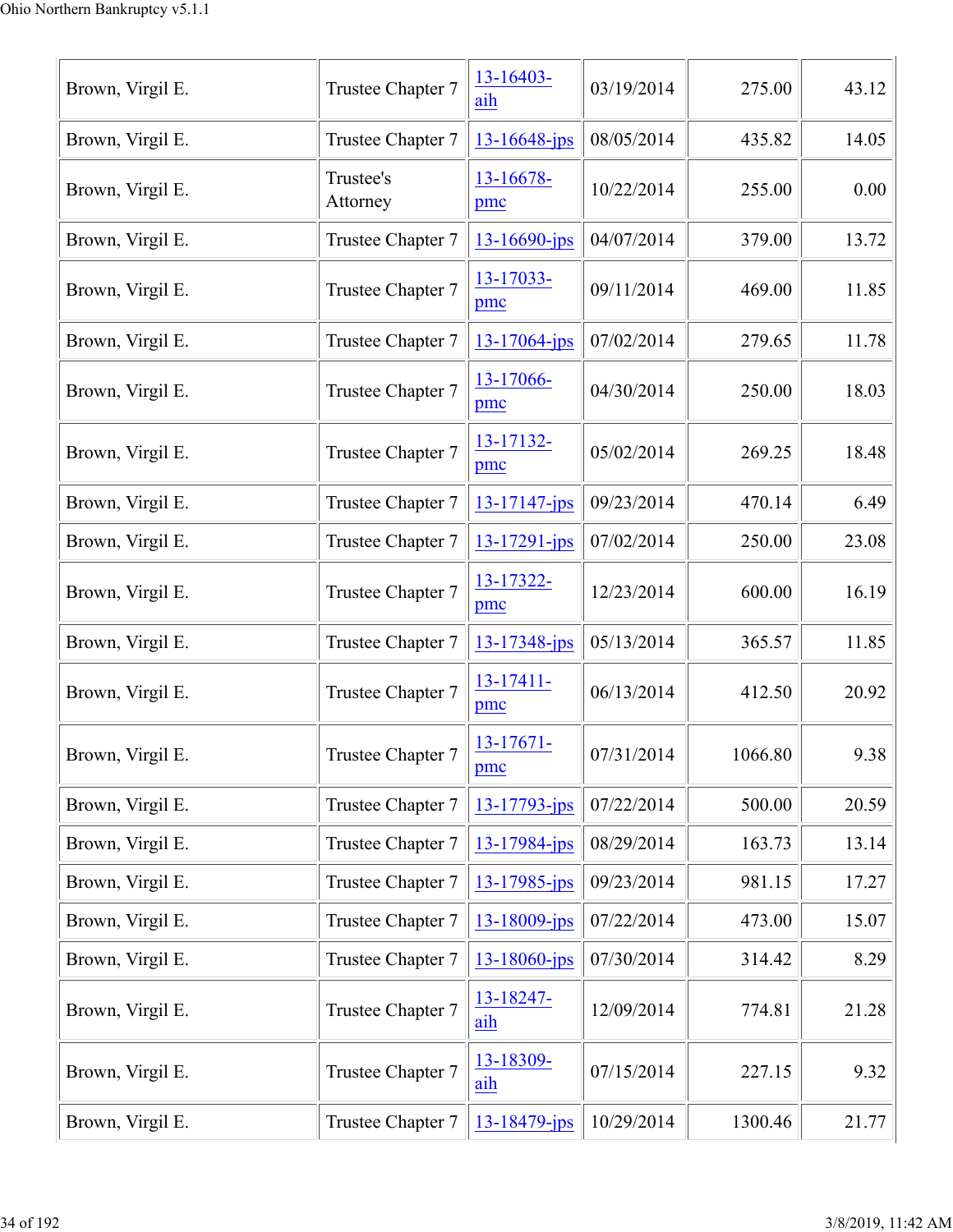| | | | | | |
|---|---|---|---|---|---|
| Brown, Virgil E. | Trustee Chapter 7 | 13-16403-aih | 03/19/2014 | 275.00 | 43.12 |
| Brown, Virgil E. | Trustee Chapter 7 | 13-16648-jps | 08/05/2014 | 435.82 | 14.05 |
| Brown, Virgil E. | Trustee's Attorney | 13-16678-pmc | 10/22/2014 | 255.00 | 0.00 |
| Brown, Virgil E. | Trustee Chapter 7 | 13-16690-jps | 04/07/2014 | 379.00 | 13.72 |
| Brown, Virgil E. | Trustee Chapter 7 | 13-17033-pmc | 09/11/2014 | 469.00 | 11.85 |
| Brown, Virgil E. | Trustee Chapter 7 | 13-17064-jps | 07/02/2014 | 279.65 | 11.78 |
| Brown, Virgil E. | Trustee Chapter 7 | 13-17066-pmc | 04/30/2014 | 250.00 | 18.03 |
| Brown, Virgil E. | Trustee Chapter 7 | 13-17132-pmc | 05/02/2014 | 269.25 | 18.48 |
| Brown, Virgil E. | Trustee Chapter 7 | 13-17147-jps | 09/23/2014 | 470.14 | 6.49 |
| Brown, Virgil E. | Trustee Chapter 7 | 13-17291-jps | 07/02/2014 | 250.00 | 23.08 |
| Brown, Virgil E. | Trustee Chapter 7 | 13-17322-pmc | 12/23/2014 | 600.00 | 16.19 |
| Brown, Virgil E. | Trustee Chapter 7 | 13-17348-jps | 05/13/2014 | 365.57 | 11.85 |
| Brown, Virgil E. | Trustee Chapter 7 | 13-17411-pmc | 06/13/2014 | 412.50 | 20.92 |
| Brown, Virgil E. | Trustee Chapter 7 | 13-17671-pmc | 07/31/2014 | 1066.80 | 9.38 |
| Brown, Virgil E. | Trustee Chapter 7 | 13-17793-jps | 07/22/2014 | 500.00 | 20.59 |
| Brown, Virgil E. | Trustee Chapter 7 | 13-17984-jps | 08/29/2014 | 163.73 | 13.14 |
| Brown, Virgil E. | Trustee Chapter 7 | 13-17985-jps | 09/23/2014 | 981.15 | 17.27 |
| Brown, Virgil E. | Trustee Chapter 7 | 13-18009-jps | 07/22/2014 | 473.00 | 15.07 |
| Brown, Virgil E. | Trustee Chapter 7 | 13-18060-jps | 07/30/2014 | 314.42 | 8.29 |
| Brown, Virgil E. | Trustee Chapter 7 | 13-18247-aih | 12/09/2014 | 774.81 | 21.28 |
| Brown, Virgil E. | Trustee Chapter 7 | 13-18309-aih | 07/15/2014 | 227.15 | 9.32 |
| Brown, Virgil E. | Trustee Chapter 7 | 13-18479-jps | 10/29/2014 | 1300.46 | 21.77 |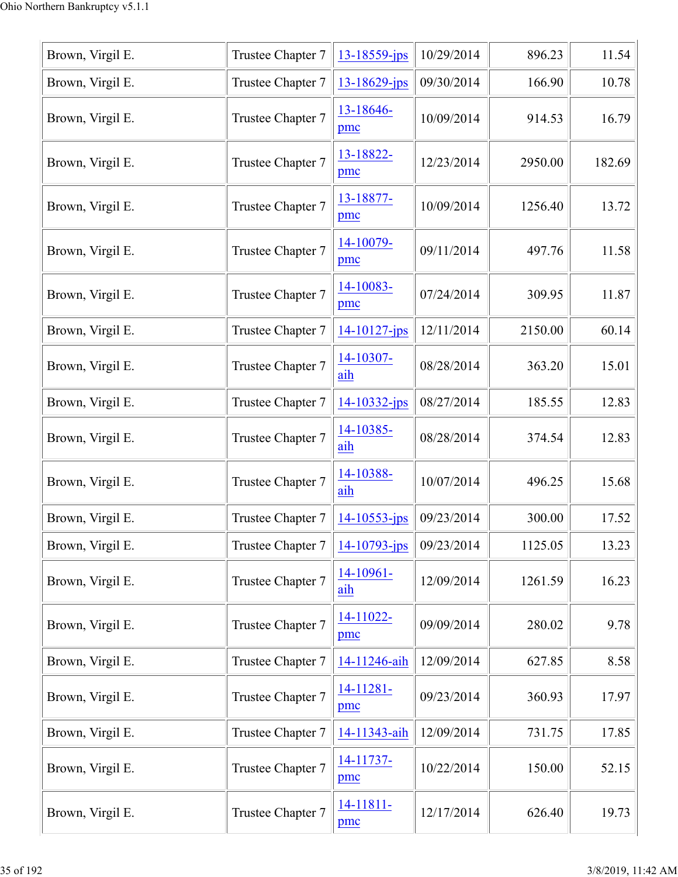| Brown, Virgil E. | Trustee Chapter 7 | 13-18559-jps | 10/29/2014 | 896.23 | 11.54 |
|---|---|---|---|---|---|
| Brown, Virgil E. | Trustee Chapter 7 | 13-18629-jps | 09/30/2014 | 166.90 | 10.78 |
| Brown, Virgil E. | Trustee Chapter 7 | 13-18646-pmc | 10/09/2014 | 914.53 | 16.79 |
| Brown, Virgil E. | Trustee Chapter 7 | 13-18822-pmc | 12/23/2014 | 2950.00 | 182.69 |
| Brown, Virgil E. | Trustee Chapter 7 | 13-18877-pmc | 10/09/2014 | 1256.40 | 13.72 |
| Brown, Virgil E. | Trustee Chapter 7 | 14-10079-pmc | 09/11/2014 | 497.76 | 11.58 |
| Brown, Virgil E. | Trustee Chapter 7 | 14-10083-pmc | 07/24/2014 | 309.95 | 11.87 |
| Brown, Virgil E. | Trustee Chapter 7 | 14-10127-jps | 12/11/2014 | 2150.00 | 60.14 |
| Brown, Virgil E. | Trustee Chapter 7 | 14-10307-aih | 08/28/2014 | 363.20 | 15.01 |
| Brown, Virgil E. | Trustee Chapter 7 | 14-10332-jps | 08/27/2014 | 185.55 | 12.83 |
| Brown, Virgil E. | Trustee Chapter 7 | 14-10385-aih | 08/28/2014 | 374.54 | 12.83 |
| Brown, Virgil E. | Trustee Chapter 7 | 14-10388-aih | 10/07/2014 | 496.25 | 15.68 |
| Brown, Virgil E. | Trustee Chapter 7 | 14-10553-jps | 09/23/2014 | 300.00 | 17.52 |
| Brown, Virgil E. | Trustee Chapter 7 | 14-10793-jps | 09/23/2014 | 1125.05 | 13.23 |
| Brown, Virgil E. | Trustee Chapter 7 | 14-10961-aih | 12/09/2014 | 1261.59 | 16.23 |
| Brown, Virgil E. | Trustee Chapter 7 | 14-11022-pmc | 09/09/2014 | 280.02 | 9.78 |
| Brown, Virgil E. | Trustee Chapter 7 | 14-11246-aih | 12/09/2014 | 627.85 | 8.58 |
| Brown, Virgil E. | Trustee Chapter 7 | 14-11281-pmc | 09/23/2014 | 360.93 | 17.97 |
| Brown, Virgil E. | Trustee Chapter 7 | 14-11343-aih | 12/09/2014 | 731.75 | 17.85 |
| Brown, Virgil E. | Trustee Chapter 7 | 14-11737-pmc | 10/22/2014 | 150.00 | 52.15 |
| Brown, Virgil E. | Trustee Chapter 7 | 14-11811-pmc | 12/17/2014 | 626.40 | 19.73 |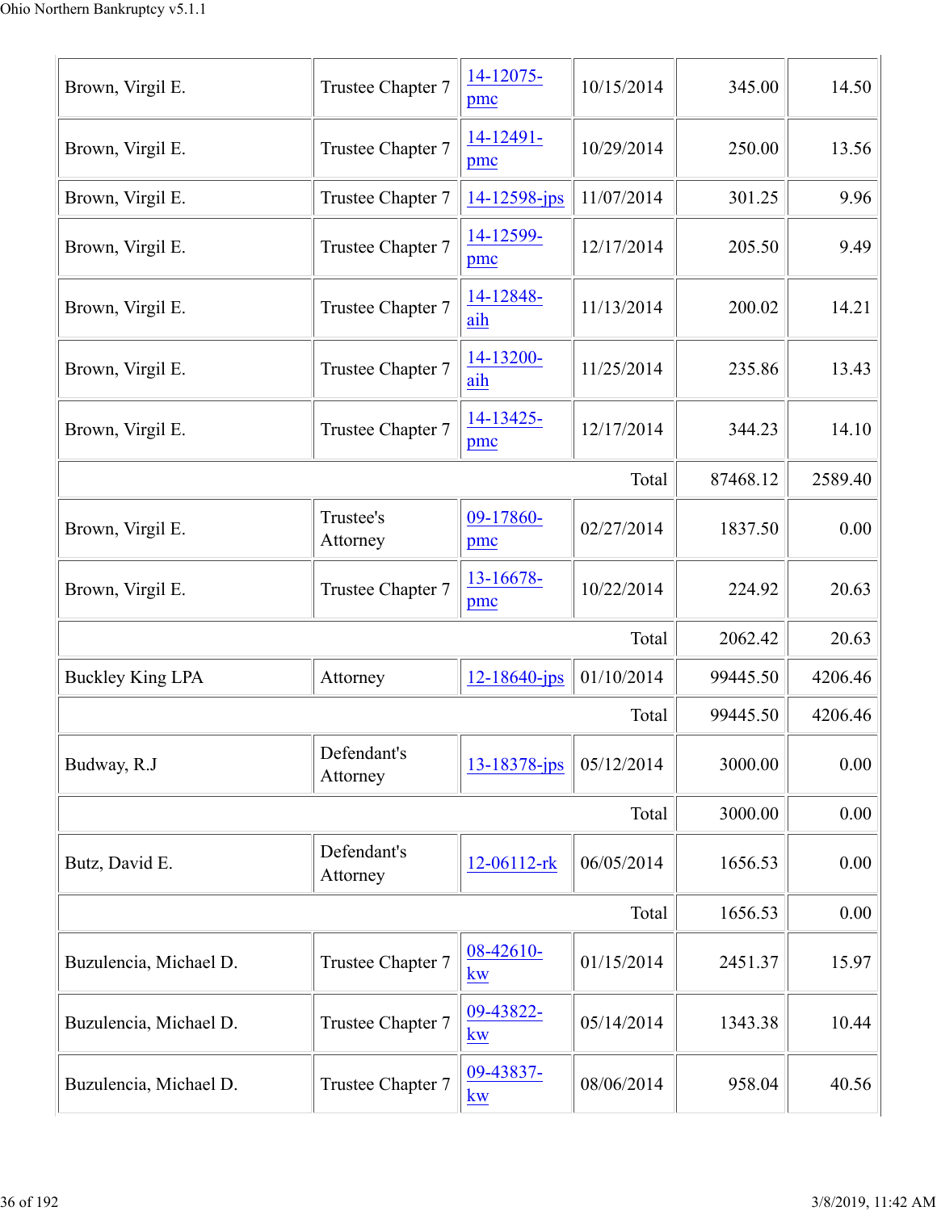| | | | | | |
|---|---|---|---|---|---|
| Brown, Virgil E. | Trustee Chapter 7 | 14-12075-pmc | 10/15/2014 | 345.00 | 14.50 |
| Brown, Virgil E. | Trustee Chapter 7 | 14-12491-pmc | 10/29/2014 | 250.00 | 13.56 |
| Brown, Virgil E. | Trustee Chapter 7 | 14-12598-jps | 11/07/2014 | 301.25 | 9.96 |
| Brown, Virgil E. | Trustee Chapter 7 | 14-12599-pmc | 12/17/2014 | 205.50 | 9.49 |
| Brown, Virgil E. | Trustee Chapter 7 | 14-12848-aih | 11/13/2014 | 200.02 | 14.21 |
| Brown, Virgil E. | Trustee Chapter 7 | 14-13200-aih | 11/25/2014 | 235.86 | 13.43 |
| Brown, Virgil E. | Trustee Chapter 7 | 14-13425-pmc | 12/17/2014 | 344.23 | 14.10 |
| | | | Total | 87468.12 | 2589.40 |
| Brown, Virgil E. | Trustee's Attorney | 09-17860-pmc | 02/27/2014 | 1837.50 | 0.00 |
| Brown, Virgil E. | Trustee Chapter 7 | 13-16678-pmc | 10/22/2014 | 224.92 | 20.63 |
| | | | Total | 2062.42 | 20.63 |
| Buckley King LPA | Attorney | 12-18640-jps | 01/10/2014 | 99445.50 | 4206.46 |
| | | | Total | 99445.50 | 4206.46 |
| Budway, R.J | Defendant's Attorney | 13-18378-jps | 05/12/2014 | 3000.00 | 0.00 |
| | | | Total | 3000.00 | 0.00 |
| Butz, David E. | Defendant's Attorney | 12-06112-rk | 06/05/2014 | 1656.53 | 0.00 |
| | | | Total | 1656.53 | 0.00 |
| Buzulencia, Michael D. | Trustee Chapter 7 | 08-42610-kw | 01/15/2014 | 2451.37 | 15.97 |
| Buzulencia, Michael D. | Trustee Chapter 7 | 09-43822-kw | 05/14/2014 | 1343.38 | 10.44 |
| Buzulencia, Michael D. | Trustee Chapter 7 | 09-43837-kw | 08/06/2014 | 958.04 | 40.56 |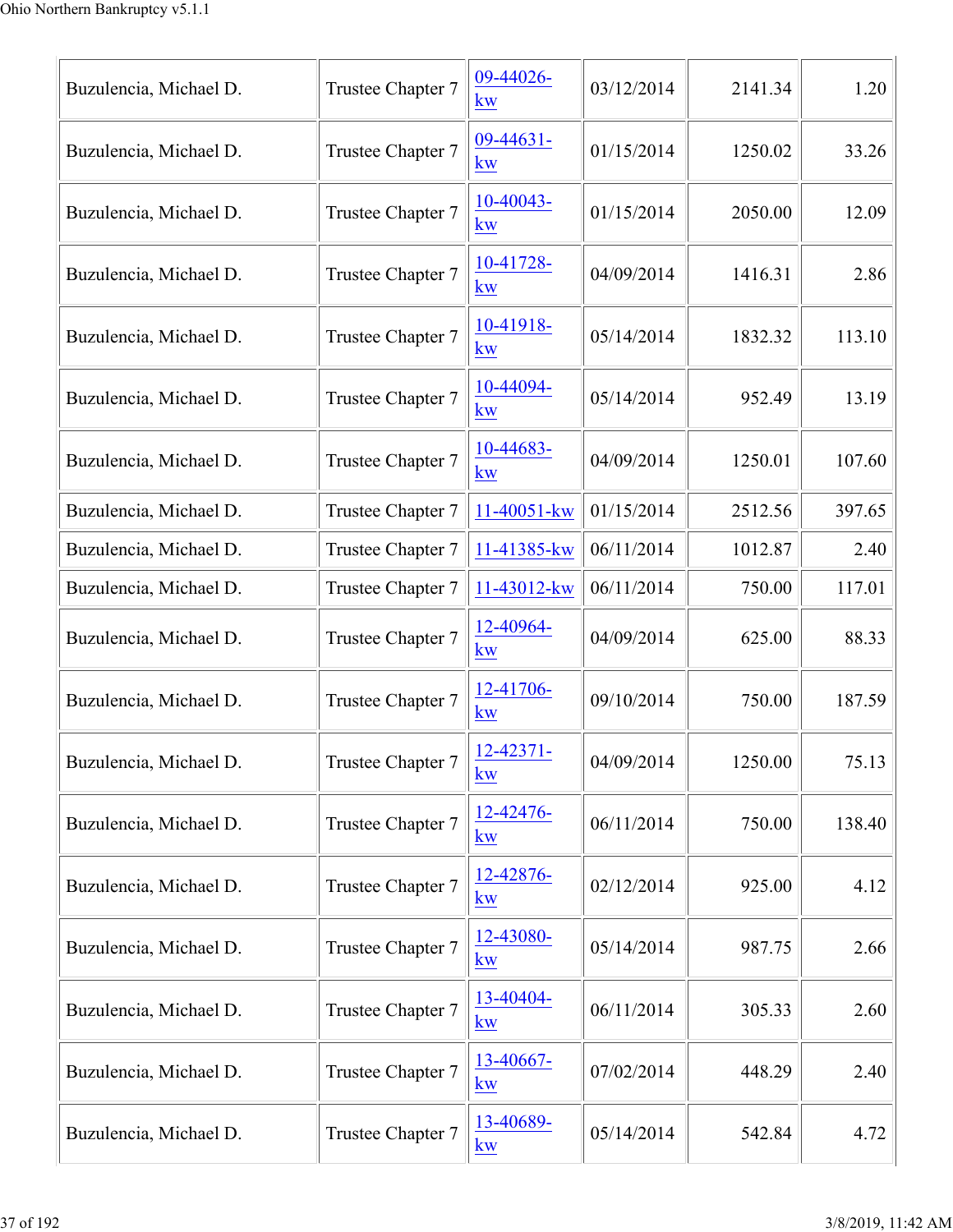| Buzulencia, Michael D. | Trustee Chapter 7 | 09-44026-kw | 03/12/2014 | 2141.34 | 1.20 |
|---|---|---|---|---|---|
| Buzulencia, Michael D. | Trustee Chapter 7 | 09-44631-kw | 01/15/2014 | 1250.02 | 33.26 |
| Buzulencia, Michael D. | Trustee Chapter 7 | 10-40043-kw | 01/15/2014 | 2050.00 | 12.09 |
| Buzulencia, Michael D. | Trustee Chapter 7 | 10-41728-kw | 04/09/2014 | 1416.31 | 2.86 |
| Buzulencia, Michael D. | Trustee Chapter 7 | 10-41918-kw | 05/14/2014 | 1832.32 | 113.10 |
| Buzulencia, Michael D. | Trustee Chapter 7 | 10-44094-kw | 05/14/2014 | 952.49 | 13.19 |
| Buzulencia, Michael D. | Trustee Chapter 7 | 10-44683-kw | 04/09/2014 | 1250.01 | 107.60 |
| Buzulencia, Michael D. | Trustee Chapter 7 | 11-40051-kw | 01/15/2014 | 2512.56 | 397.65 |
| Buzulencia, Michael D. | Trustee Chapter 7 | 11-41385-kw | 06/11/2014 | 1012.87 | 2.40 |
| Buzulencia, Michael D. | Trustee Chapter 7 | 11-43012-kw | 06/11/2014 | 750.00 | 117.01 |
| Buzulencia, Michael D. | Trustee Chapter 7 | 12-40964-kw | 04/09/2014 | 625.00 | 88.33 |
| Buzulencia, Michael D. | Trustee Chapter 7 | 12-41706-kw | 09/10/2014 | 750.00 | 187.59 |
| Buzulencia, Michael D. | Trustee Chapter 7 | 12-42371-kw | 04/09/2014 | 1250.00 | 75.13 |
| Buzulencia, Michael D. | Trustee Chapter 7 | 12-42476-kw | 06/11/2014 | 750.00 | 138.40 |
| Buzulencia, Michael D. | Trustee Chapter 7 | 12-42876-kw | 02/12/2014 | 925.00 | 4.12 |
| Buzulencia, Michael D. | Trustee Chapter 7 | 12-43080-kw | 05/14/2014 | 987.75 | 2.66 |
| Buzulencia, Michael D. | Trustee Chapter 7 | 13-40404-kw | 06/11/2014 | 305.33 | 2.60 |
| Buzulencia, Michael D. | Trustee Chapter 7 | 13-40667-kw | 07/02/2014 | 448.29 | 2.40 |
| Buzulencia, Michael D. | Trustee Chapter 7 | 13-40689-kw | 05/14/2014 | 542.84 | 4.72 |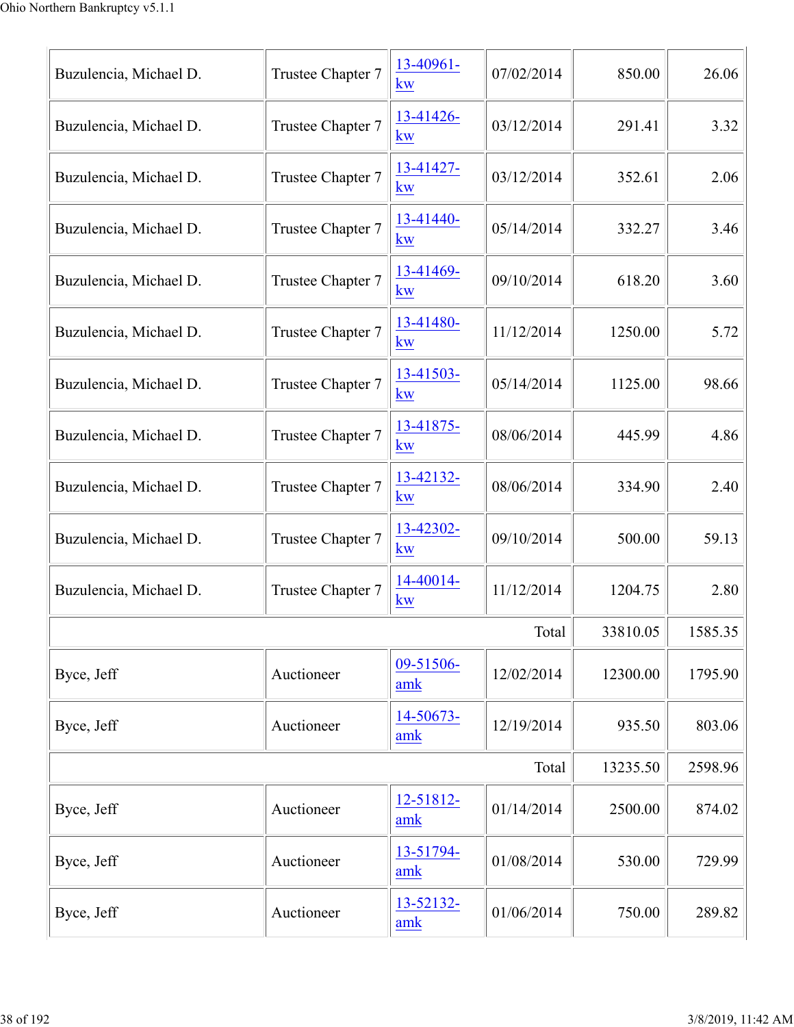| | | | | | |
|---|---|---|---|---|---|
| Buzulencia, Michael D. | Trustee Chapter 7 | 13-40961-kw | 07/02/2014 | 850.00 | 26.06 |
| Buzulencia, Michael D. | Trustee Chapter 7 | 13-41426-kw | 03/12/2014 | 291.41 | 3.32 |
| Buzulencia, Michael D. | Trustee Chapter 7 | 13-41427-kw | 03/12/2014 | 352.61 | 2.06 |
| Buzulencia, Michael D. | Trustee Chapter 7 | 13-41440-kw | 05/14/2014 | 332.27 | 3.46 |
| Buzulencia, Michael D. | Trustee Chapter 7 | 13-41469-kw | 09/10/2014 | 618.20 | 3.60 |
| Buzulencia, Michael D. | Trustee Chapter 7 | 13-41480-kw | 11/12/2014 | 1250.00 | 5.72 |
| Buzulencia, Michael D. | Trustee Chapter 7 | 13-41503-kw | 05/14/2014 | 1125.00 | 98.66 |
| Buzulencia, Michael D. | Trustee Chapter 7 | 13-41875-kw | 08/06/2014 | 445.99 | 4.86 |
| Buzulencia, Michael D. | Trustee Chapter 7 | 13-42132-kw | 08/06/2014 | 334.90 | 2.40 |
| Buzulencia, Michael D. | Trustee Chapter 7 | 13-42302-kw | 09/10/2014 | 500.00 | 59.13 |
| Buzulencia, Michael D. | Trustee Chapter 7 | 14-40014-kw | 11/12/2014 | 1204.75 | 2.80 |
| | | | Total | 33810.05 | 1585.35 |
| Byce, Jeff | Auctioneer | 09-51506-amk | 12/02/2014 | 12300.00 | 1795.90 |
| Byce, Jeff | Auctioneer | 14-50673-amk | 12/19/2014 | 935.50 | 803.06 |
| | | | Total | 13235.50 | 2598.96 |
| Byce, Jeff | Auctioneer | 12-51812-amk | 01/14/2014 | 2500.00 | 874.02 |
| Byce, Jeff | Auctioneer | 13-51794-amk | 01/08/2014 | 530.00 | 729.99 |
| Byce, Jeff | Auctioneer | 13-52132-amk | 01/06/2014 | 750.00 | 289.82 |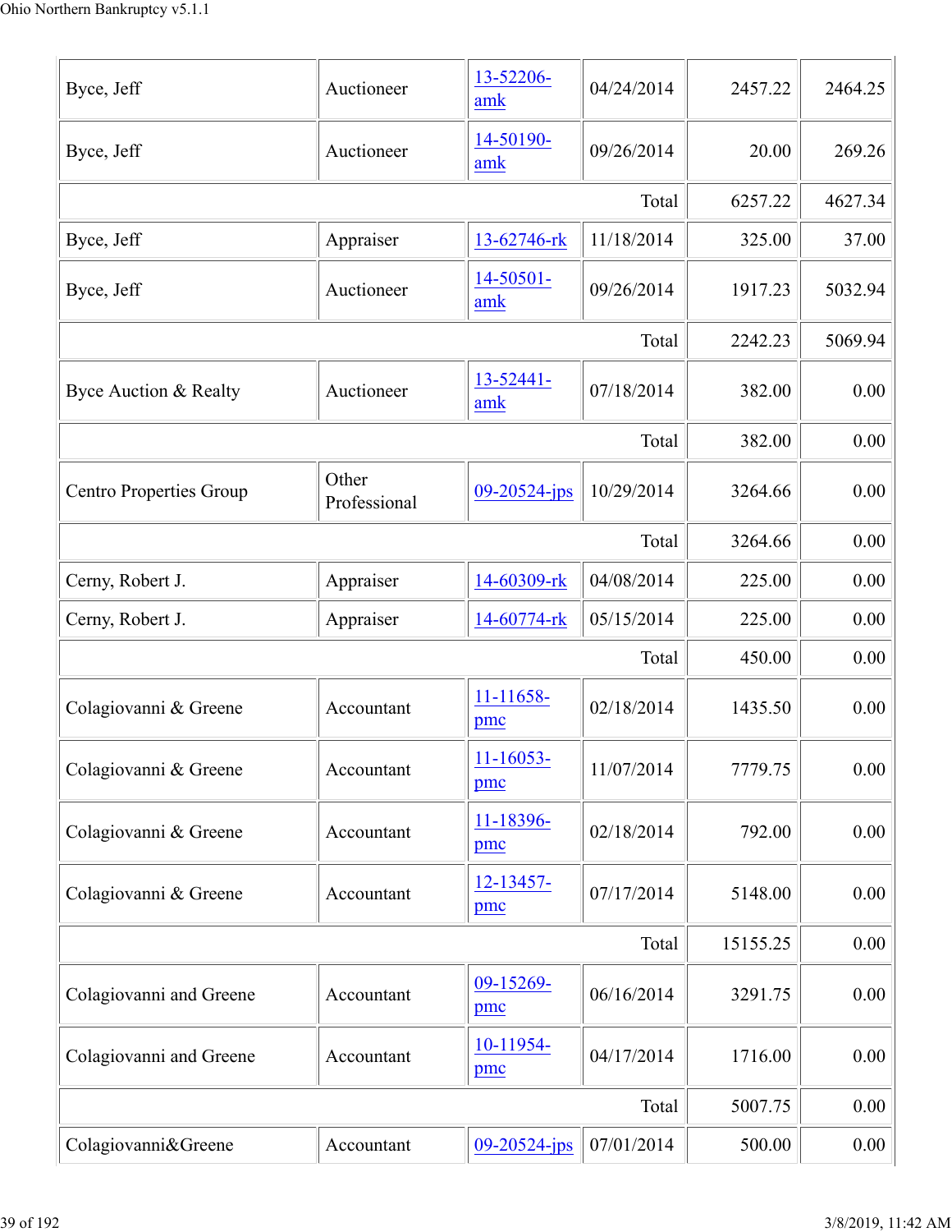| | | | | | |
|---|---|---|---|---|---|
| Byce, Jeff | Auctioneer | 13-52206-amk | 04/24/2014 | 2457.22 | 2464.25 |
| Byce, Jeff | Auctioneer | 14-50190-amk | 09/26/2014 | 20.00 | 269.26 |
| | | | Total | 6257.22 | 4627.34 |
| Byce, Jeff | Appraiser | 13-62746-rk | 11/18/2014 | 325.00 | 37.00 |
| Byce, Jeff | Auctioneer | 14-50501-amk | 09/26/2014 | 1917.23 | 5032.94 |
| | | | Total | 2242.23 | 5069.94 |
| Byce Auction & Realty | Auctioneer | 13-52441-amk | 07/18/2014 | 382.00 | 0.00 |
| | | | Total | 382.00 | 0.00 |
| Centro Properties Group | Other Professional | 09-20524-jps | 10/29/2014 | 3264.66 | 0.00 |
| | | | Total | 3264.66 | 0.00 |
| Cerny, Robert J. | Appraiser | 14-60309-rk | 04/08/2014 | 225.00 | 0.00 |
| Cerny, Robert J. | Appraiser | 14-60774-rk | 05/15/2014 | 225.00 | 0.00 |
| | | | Total | 450.00 | 0.00 |
| Colagiovanni & Greene | Accountant | 11-11658-pmc | 02/18/2014 | 1435.50 | 0.00 |
| Colagiovanni & Greene | Accountant | 11-16053-pmc | 11/07/2014 | 7779.75 | 0.00 |
| Colagiovanni & Greene | Accountant | 11-18396-pmc | 02/18/2014 | 792.00 | 0.00 |
| Colagiovanni & Greene | Accountant | 12-13457-pmc | 07/17/2014 | 5148.00 | 0.00 |
| | | | Total | 15155.25 | 0.00 |
| Colagiovanni and Greene | Accountant | 09-15269-pmc | 06/16/2014 | 3291.75 | 0.00 |
| Colagiovanni and Greene | Accountant | 10-11954-pmc | 04/17/2014 | 1716.00 | 0.00 |
| | | | Total | 5007.75 | 0.00 |
| Colagiovanni&Greene | Accountant | 09-20524-jps | 07/01/2014 | 500.00 | 0.00 |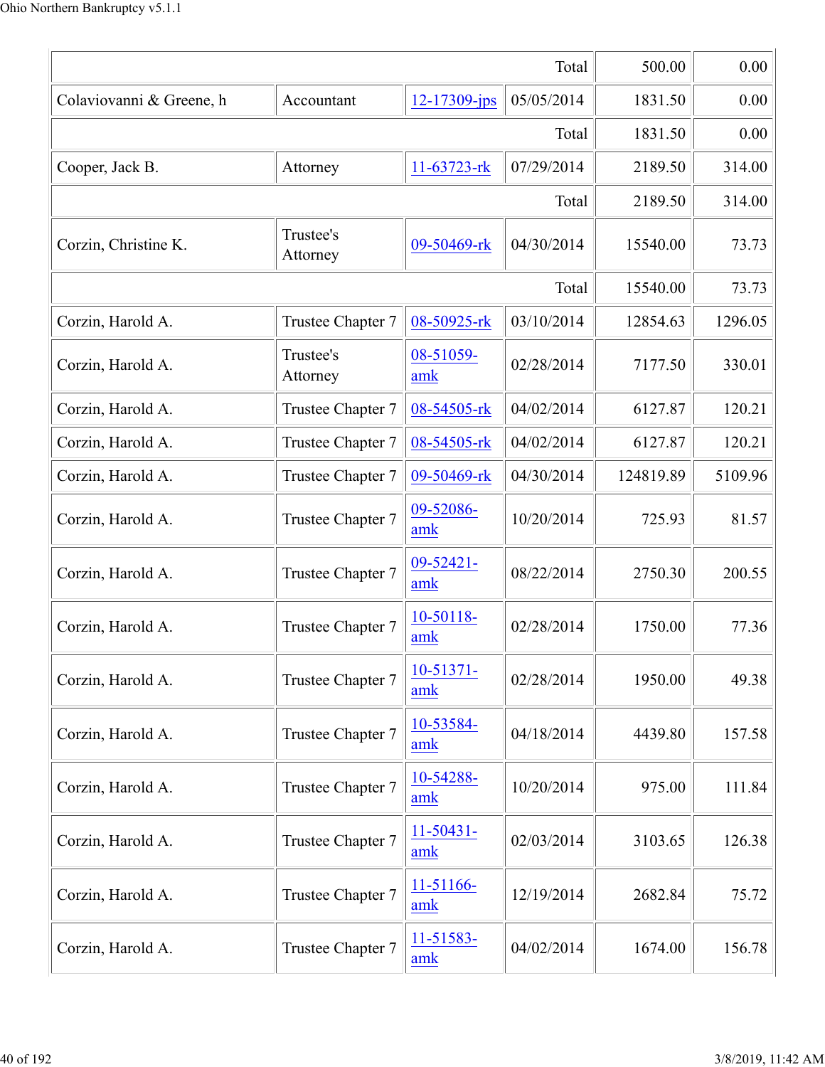| | | | | | |
|---|---|---|---|---|---|
| | | | Total | 500.00 | 0.00 |
| Colaviovanni & Greene, h | Accountant | 12-17309-jps | 05/05/2014 | 1831.50 | 0.00 |
| | | | Total | 1831.50 | 0.00 |
| Cooper, Jack B. | Attorney | 11-63723-rk | 07/29/2014 | 2189.50 | 314.00 |
| | | | Total | 2189.50 | 314.00 |
| Corzin, Christine K. | Trustee's Attorney | 09-50469-rk | 04/30/2014 | 15540.00 | 73.73 |
| | | | Total | 15540.00 | 73.73 |
| Corzin, Harold A. | Trustee Chapter 7 | 08-50925-rk | 03/10/2014 | 12854.63 | 1296.05 |
| Corzin, Harold A. | Trustee's Attorney | 08-51059-amk | 02/28/2014 | 7177.50 | 330.01 |
| Corzin, Harold A. | Trustee Chapter 7 | 08-54505-rk | 04/02/2014 | 6127.87 | 120.21 |
| Corzin, Harold A. | Trustee Chapter 7 | 08-54505-rk | 04/02/2014 | 6127.87 | 120.21 |
| Corzin, Harold A. | Trustee Chapter 7 | 09-50469-rk | 04/30/2014 | 124819.89 | 5109.96 |
| Corzin, Harold A. | Trustee Chapter 7 | 09-52086-amk | 10/20/2014 | 725.93 | 81.57 |
| Corzin, Harold A. | Trustee Chapter 7 | 09-52421-amk | 08/22/2014 | 2750.30 | 200.55 |
| Corzin, Harold A. | Trustee Chapter 7 | 10-50118-amk | 02/28/2014 | 1750.00 | 77.36 |
| Corzin, Harold A. | Trustee Chapter 7 | 10-51371-amk | 02/28/2014 | 1950.00 | 49.38 |
| Corzin, Harold A. | Trustee Chapter 7 | 10-53584-amk | 04/18/2014 | 4439.80 | 157.58 |
| Corzin, Harold A. | Trustee Chapter 7 | 10-54288-amk | 10/20/2014 | 975.00 | 111.84 |
| Corzin, Harold A. | Trustee Chapter 7 | 11-50431-amk | 02/03/2014 | 3103.65 | 126.38 |
| Corzin, Harold A. | Trustee Chapter 7 | 11-51166-amk | 12/19/2014 | 2682.84 | 75.72 |
| Corzin, Harold A. | Trustee Chapter 7 | 11-51583-amk | 04/02/2014 | 1674.00 | 156.78 |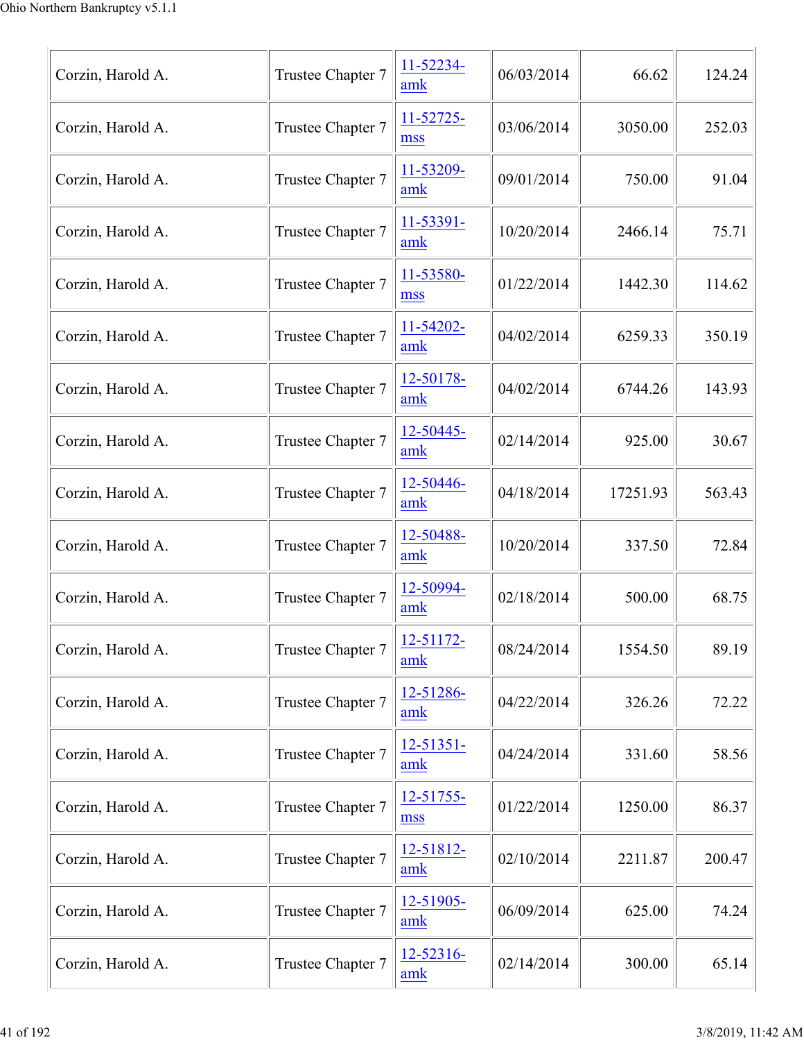| | | | | | |
|---|---|---|---|---|---|
| Corzin, Harold A. | Trustee Chapter 7 | 11-52234-amk | 06/03/2014 | 66.62 | 124.24 |
| Corzin, Harold A. | Trustee Chapter 7 | 11-52725-mss | 03/06/2014 | 3050.00 | 252.03 |
| Corzin, Harold A. | Trustee Chapter 7 | 11-53209-amk | 09/01/2014 | 750.00 | 91.04 |
| Corzin, Harold A. | Trustee Chapter 7 | 11-53391-amk | 10/20/2014 | 2466.14 | 75.71 |
| Corzin, Harold A. | Trustee Chapter 7 | 11-53580-mss | 01/22/2014 | 1442.30 | 114.62 |
| Corzin, Harold A. | Trustee Chapter 7 | 11-54202-amk | 04/02/2014 | 6259.33 | 350.19 |
| Corzin, Harold A. | Trustee Chapter 7 | 12-50178-amk | 04/02/2014 | 6744.26 | 143.93 |
| Corzin, Harold A. | Trustee Chapter 7 | 12-50445-amk | 02/14/2014 | 925.00 | 30.67 |
| Corzin, Harold A. | Trustee Chapter 7 | 12-50446-amk | 04/18/2014 | 17251.93 | 563.43 |
| Corzin, Harold A. | Trustee Chapter 7 | 12-50488-amk | 10/20/2014 | 337.50 | 72.84 |
| Corzin, Harold A. | Trustee Chapter 7 | 12-50994-amk | 02/18/2014 | 500.00 | 68.75 |
| Corzin, Harold A. | Trustee Chapter 7 | 12-51172-amk | 08/24/2014 | 1554.50 | 89.19 |
| Corzin, Harold A. | Trustee Chapter 7 | 12-51286-amk | 04/22/2014 | 326.26 | 72.22 |
| Corzin, Harold A. | Trustee Chapter 7 | 12-51351-amk | 04/24/2014 | 331.60 | 58.56 |
| Corzin, Harold A. | Trustee Chapter 7 | 12-51755-mss | 01/22/2014 | 1250.00 | 86.37 |
| Corzin, Harold A. | Trustee Chapter 7 | 12-51812-amk | 02/10/2014 | 2211.87 | 200.47 |
| Corzin, Harold A. | Trustee Chapter 7 | 12-51905-amk | 06/09/2014 | 625.00 | 74.24 |
| Corzin, Harold A. | Trustee Chapter 7 | 12-52316-amk | 02/14/2014 | 300.00 | 65.14 |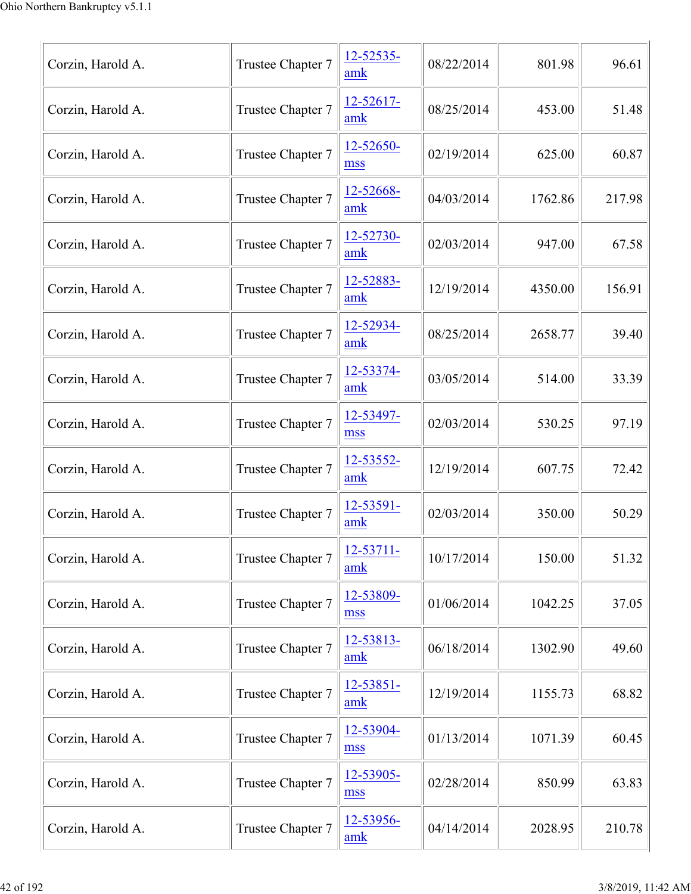| | | | | | |
|---|---|---|---|---|---|
| Corzin, Harold A. | Trustee Chapter 7 | 12-52535-amk | 08/22/2014 | 801.98 | 96.61 |
| Corzin, Harold A. | Trustee Chapter 7 | 12-52617-amk | 08/25/2014 | 453.00 | 51.48 |
| Corzin, Harold A. | Trustee Chapter 7 | 12-52650-mss | 02/19/2014 | 625.00 | 60.87 |
| Corzin, Harold A. | Trustee Chapter 7 | 12-52668-amk | 04/03/2014 | 1762.86 | 217.98 |
| Corzin, Harold A. | Trustee Chapter 7 | 12-52730-amk | 02/03/2014 | 947.00 | 67.58 |
| Corzin, Harold A. | Trustee Chapter 7 | 12-52883-amk | 12/19/2014 | 4350.00 | 156.91 |
| Corzin, Harold A. | Trustee Chapter 7 | 12-52934-amk | 08/25/2014 | 2658.77 | 39.40 |
| Corzin, Harold A. | Trustee Chapter 7 | 12-53374-amk | 03/05/2014 | 514.00 | 33.39 |
| Corzin, Harold A. | Trustee Chapter 7 | 12-53497-mss | 02/03/2014 | 530.25 | 97.19 |
| Corzin, Harold A. | Trustee Chapter 7 | 12-53552-amk | 12/19/2014 | 607.75 | 72.42 |
| Corzin, Harold A. | Trustee Chapter 7 | 12-53591-amk | 02/03/2014 | 350.00 | 50.29 |
| Corzin, Harold A. | Trustee Chapter 7 | 12-53711-amk | 10/17/2014 | 150.00 | 51.32 |
| Corzin, Harold A. | Trustee Chapter 7 | 12-53809-mss | 01/06/2014 | 1042.25 | 37.05 |
| Corzin, Harold A. | Trustee Chapter 7 | 12-53813-amk | 06/18/2014 | 1302.90 | 49.60 |
| Corzin, Harold A. | Trustee Chapter 7 | 12-53851-amk | 12/19/2014 | 1155.73 | 68.82 |
| Corzin, Harold A. | Trustee Chapter 7 | 12-53904-mss | 01/13/2014 | 1071.39 | 60.45 |
| Corzin, Harold A. | Trustee Chapter 7 | 12-53905-mss | 02/28/2014 | 850.99 | 63.83 |
| Corzin, Harold A. | Trustee Chapter 7 | 12-53956-amk | 04/14/2014 | 2028.95 | 210.78 |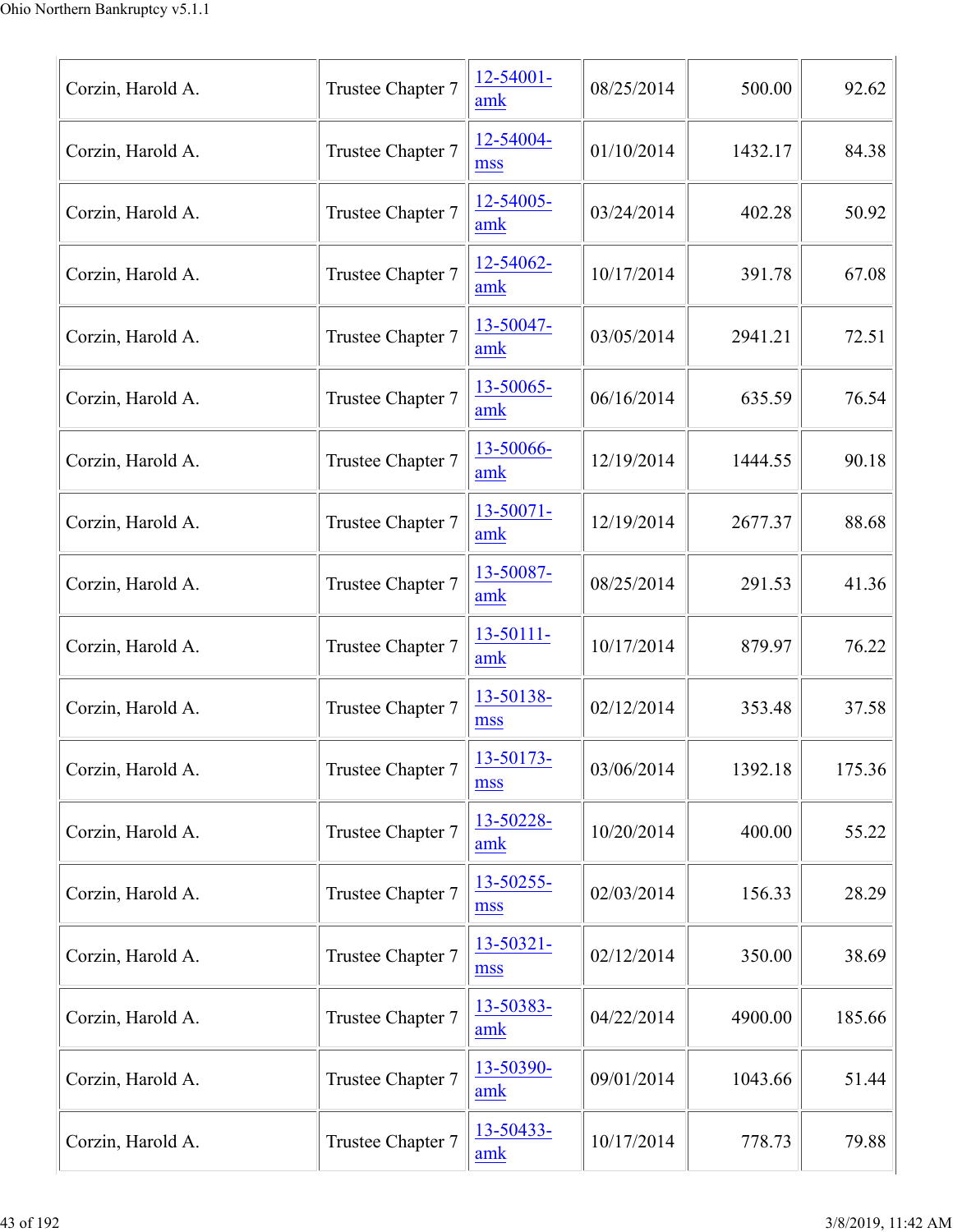| | | | | | |
|---|---|---|---|---|---|
| Corzin, Harold A. | Trustee Chapter 7 | 12-54001-amk | 08/25/2014 | 500.00 | 92.62 |
| Corzin, Harold A. | Trustee Chapter 7 | 12-54004-mss | 01/10/2014 | 1432.17 | 84.38 |
| Corzin, Harold A. | Trustee Chapter 7 | 12-54005-amk | 03/24/2014 | 402.28 | 50.92 |
| Corzin, Harold A. | Trustee Chapter 7 | 12-54062-amk | 10/17/2014 | 391.78 | 67.08 |
| Corzin, Harold A. | Trustee Chapter 7 | 13-50047-amk | 03/05/2014 | 2941.21 | 72.51 |
| Corzin, Harold A. | Trustee Chapter 7 | 13-50065-amk | 06/16/2014 | 635.59 | 76.54 |
| Corzin, Harold A. | Trustee Chapter 7 | 13-50066-amk | 12/19/2014 | 1444.55 | 90.18 |
| Corzin, Harold A. | Trustee Chapter 7 | 13-50071-amk | 12/19/2014 | 2677.37 | 88.68 |
| Corzin, Harold A. | Trustee Chapter 7 | 13-50087-amk | 08/25/2014 | 291.53 | 41.36 |
| Corzin, Harold A. | Trustee Chapter 7 | 13-50111-amk | 10/17/2014 | 879.97 | 76.22 |
| Corzin, Harold A. | Trustee Chapter 7 | 13-50138-mss | 02/12/2014 | 353.48 | 37.58 |
| Corzin, Harold A. | Trustee Chapter 7 | 13-50173-mss | 03/06/2014 | 1392.18 | 175.36 |
| Corzin, Harold A. | Trustee Chapter 7 | 13-50228-amk | 10/20/2014 | 400.00 | 55.22 |
| Corzin, Harold A. | Trustee Chapter 7 | 13-50255-mss | 02/03/2014 | 156.33 | 28.29 |
| Corzin, Harold A. | Trustee Chapter 7 | 13-50321-mss | 02/12/2014 | 350.00 | 38.69 |
| Corzin, Harold A. | Trustee Chapter 7 | 13-50383-amk | 04/22/2014 | 4900.00 | 185.66 |
| Corzin, Harold A. | Trustee Chapter 7 | 13-50390-amk | 09/01/2014 | 1043.66 | 51.44 |
| Corzin, Harold A. | Trustee Chapter 7 | 13-50433-amk | 10/17/2014 | 778.73 | 79.88 |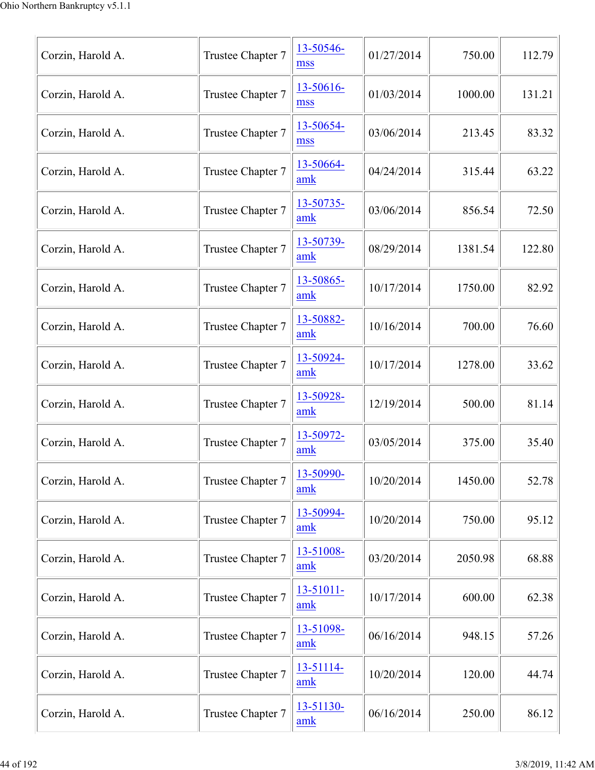| Corzin, Harold A. | Trustee Chapter 7 | 13-50546-mss | 01/27/2014 | 750.00 | 112.79 |
|---|---|---|---|---|---|
| Corzin, Harold A. | Trustee Chapter 7 | 13-50616-mss | 01/03/2014 | 1000.00 | 131.21 |
| Corzin, Harold A. | Trustee Chapter 7 | 13-50654-mss | 03/06/2014 | 213.45 | 83.32 |
| Corzin, Harold A. | Trustee Chapter 7 | 13-50664-amk | 04/24/2014 | 315.44 | 63.22 |
| Corzin, Harold A. | Trustee Chapter 7 | 13-50735-amk | 03/06/2014 | 856.54 | 72.50 |
| Corzin, Harold A. | Trustee Chapter 7 | 13-50739-amk | 08/29/2014 | 1381.54 | 122.80 |
| Corzin, Harold A. | Trustee Chapter 7 | 13-50865-amk | 10/17/2014 | 1750.00 | 82.92 |
| Corzin, Harold A. | Trustee Chapter 7 | 13-50882-amk | 10/16/2014 | 700.00 | 76.60 |
| Corzin, Harold A. | Trustee Chapter 7 | 13-50924-amk | 10/17/2014 | 1278.00 | 33.62 |
| Corzin, Harold A. | Trustee Chapter 7 | 13-50928-amk | 12/19/2014 | 500.00 | 81.14 |
| Corzin, Harold A. | Trustee Chapter 7 | 13-50972-amk | 03/05/2014 | 375.00 | 35.40 |
| Corzin, Harold A. | Trustee Chapter 7 | 13-50990-amk | 10/20/2014 | 1450.00 | 52.78 |
| Corzin, Harold A. | Trustee Chapter 7 | 13-50994-amk | 10/20/2014 | 750.00 | 95.12 |
| Corzin, Harold A. | Trustee Chapter 7 | 13-51008-amk | 03/20/2014 | 2050.98 | 68.88 |
| Corzin, Harold A. | Trustee Chapter 7 | 13-51011-amk | 10/17/2014 | 600.00 | 62.38 |
| Corzin, Harold A. | Trustee Chapter 7 | 13-51098-amk | 06/16/2014 | 948.15 | 57.26 |
| Corzin, Harold A. | Trustee Chapter 7 | 13-51114-amk | 10/20/2014 | 120.00 | 44.74 |
| Corzin, Harold A. | Trustee Chapter 7 | 13-51130-amk | 06/16/2014 | 250.00 | 86.12 |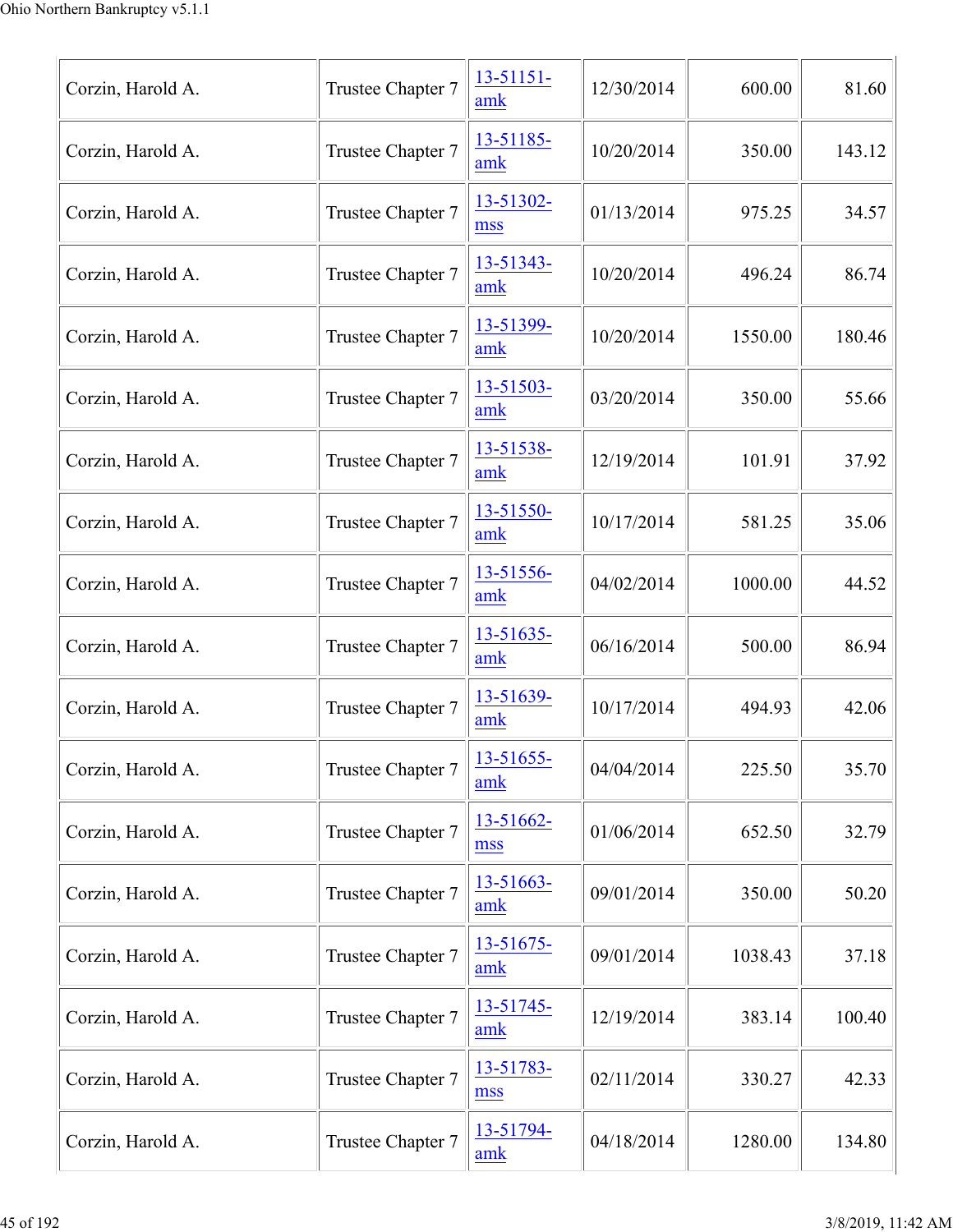| Corzin, Harold A. | Trustee Chapter 7 | 13-51151-amk | 12/30/2014 | 600.00 | 81.60 |
|---|---|---|---|---|---|
| Corzin, Harold A. | Trustee Chapter 7 | 13-51185-amk | 10/20/2014 | 350.00 | 143.12 |
| Corzin, Harold A. | Trustee Chapter 7 | 13-51302-mss | 01/13/2014 | 975.25 | 34.57 |
| Corzin, Harold A. | Trustee Chapter 7 | 13-51343-amk | 10/20/2014 | 496.24 | 86.74 |
| Corzin, Harold A. | Trustee Chapter 7 | 13-51399-amk | 10/20/2014 | 1550.00 | 180.46 |
| Corzin, Harold A. | Trustee Chapter 7 | 13-51503-amk | 03/20/2014 | 350.00 | 55.66 |
| Corzin, Harold A. | Trustee Chapter 7 | 13-51538-amk | 12/19/2014 | 101.91 | 37.92 |
| Corzin, Harold A. | Trustee Chapter 7 | 13-51550-amk | 10/17/2014 | 581.25 | 35.06 |
| Corzin, Harold A. | Trustee Chapter 7 | 13-51556-amk | 04/02/2014 | 1000.00 | 44.52 |
| Corzin, Harold A. | Trustee Chapter 7 | 13-51635-amk | 06/16/2014 | 500.00 | 86.94 |
| Corzin, Harold A. | Trustee Chapter 7 | 13-51639-amk | 10/17/2014 | 494.93 | 42.06 |
| Corzin, Harold A. | Trustee Chapter 7 | 13-51655-amk | 04/04/2014 | 225.50 | 35.70 |
| Corzin, Harold A. | Trustee Chapter 7 | 13-51662-mss | 01/06/2014 | 652.50 | 32.79 |
| Corzin, Harold A. | Trustee Chapter 7 | 13-51663-amk | 09/01/2014 | 350.00 | 50.20 |
| Corzin, Harold A. | Trustee Chapter 7 | 13-51675-amk | 09/01/2014 | 1038.43 | 37.18 |
| Corzin, Harold A. | Trustee Chapter 7 | 13-51745-amk | 12/19/2014 | 383.14 | 100.40 |
| Corzin, Harold A. | Trustee Chapter 7 | 13-51783-mss | 02/11/2014 | 330.27 | 42.33 |
| Corzin, Harold A. | Trustee Chapter 7 | 13-51794-amk | 04/18/2014 | 1280.00 | 134.80 |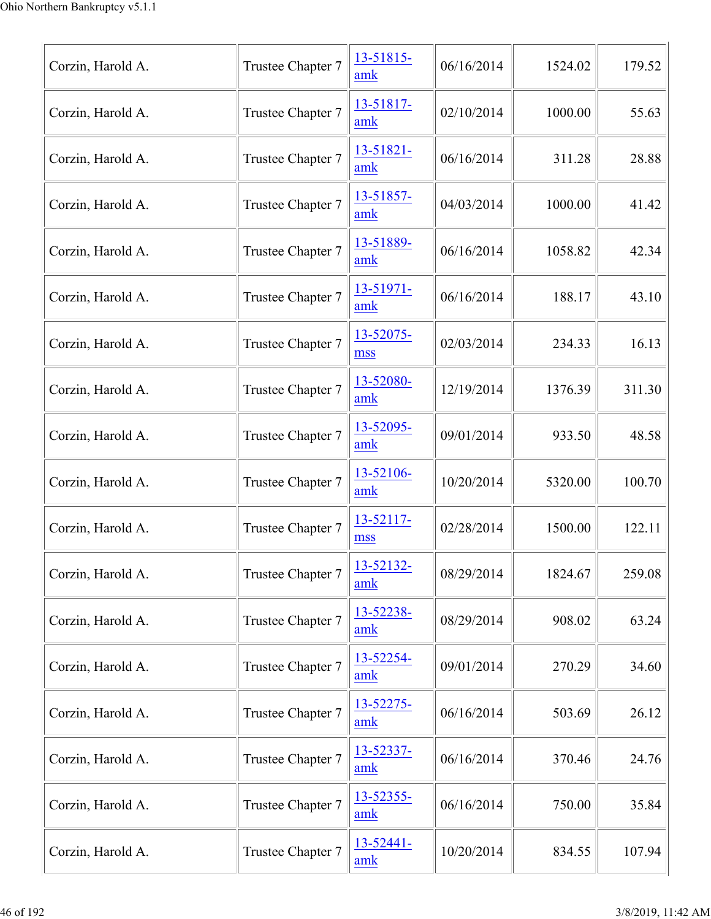| Corzin, Harold A. | Trustee Chapter 7 | 13-51815-amk | 06/16/2014 | 1524.02 | 179.52 |
|---|---|---|---|---|---|
| Corzin, Harold A. | Trustee Chapter 7 | 13-51817-amk | 02/10/2014 | 1000.00 | 55.63 |
| Corzin, Harold A. | Trustee Chapter 7 | 13-51821-amk | 06/16/2014 | 311.28 | 28.88 |
| Corzin, Harold A. | Trustee Chapter 7 | 13-51857-amk | 04/03/2014 | 1000.00 | 41.42 |
| Corzin, Harold A. | Trustee Chapter 7 | 13-51889-amk | 06/16/2014 | 1058.82 | 42.34 |
| Corzin, Harold A. | Trustee Chapter 7 | 13-51971-amk | 06/16/2014 | 188.17 | 43.10 |
| Corzin, Harold A. | Trustee Chapter 7 | 13-52075-mss | 02/03/2014 | 234.33 | 16.13 |
| Corzin, Harold A. | Trustee Chapter 7 | 13-52080-amk | 12/19/2014 | 1376.39 | 311.30 |
| Corzin, Harold A. | Trustee Chapter 7 | 13-52095-amk | 09/01/2014 | 933.50 | 48.58 |
| Corzin, Harold A. | Trustee Chapter 7 | 13-52106-amk | 10/20/2014 | 5320.00 | 100.70 |
| Corzin, Harold A. | Trustee Chapter 7 | 13-52117-mss | 02/28/2014 | 1500.00 | 122.11 |
| Corzin, Harold A. | Trustee Chapter 7 | 13-52132-amk | 08/29/2014 | 1824.67 | 259.08 |
| Corzin, Harold A. | Trustee Chapter 7 | 13-52238-amk | 08/29/2014 | 908.02 | 63.24 |
| Corzin, Harold A. | Trustee Chapter 7 | 13-52254-amk | 09/01/2014 | 270.29 | 34.60 |
| Corzin, Harold A. | Trustee Chapter 7 | 13-52275-amk | 06/16/2014 | 503.69 | 26.12 |
| Corzin, Harold A. | Trustee Chapter 7 | 13-52337-amk | 06/16/2014 | 370.46 | 24.76 |
| Corzin, Harold A. | Trustee Chapter 7 | 13-52355-amk | 06/16/2014 | 750.00 | 35.84 |
| Corzin, Harold A. | Trustee Chapter 7 | 13-52441-amk | 10/20/2014 | 834.55 | 107.94 |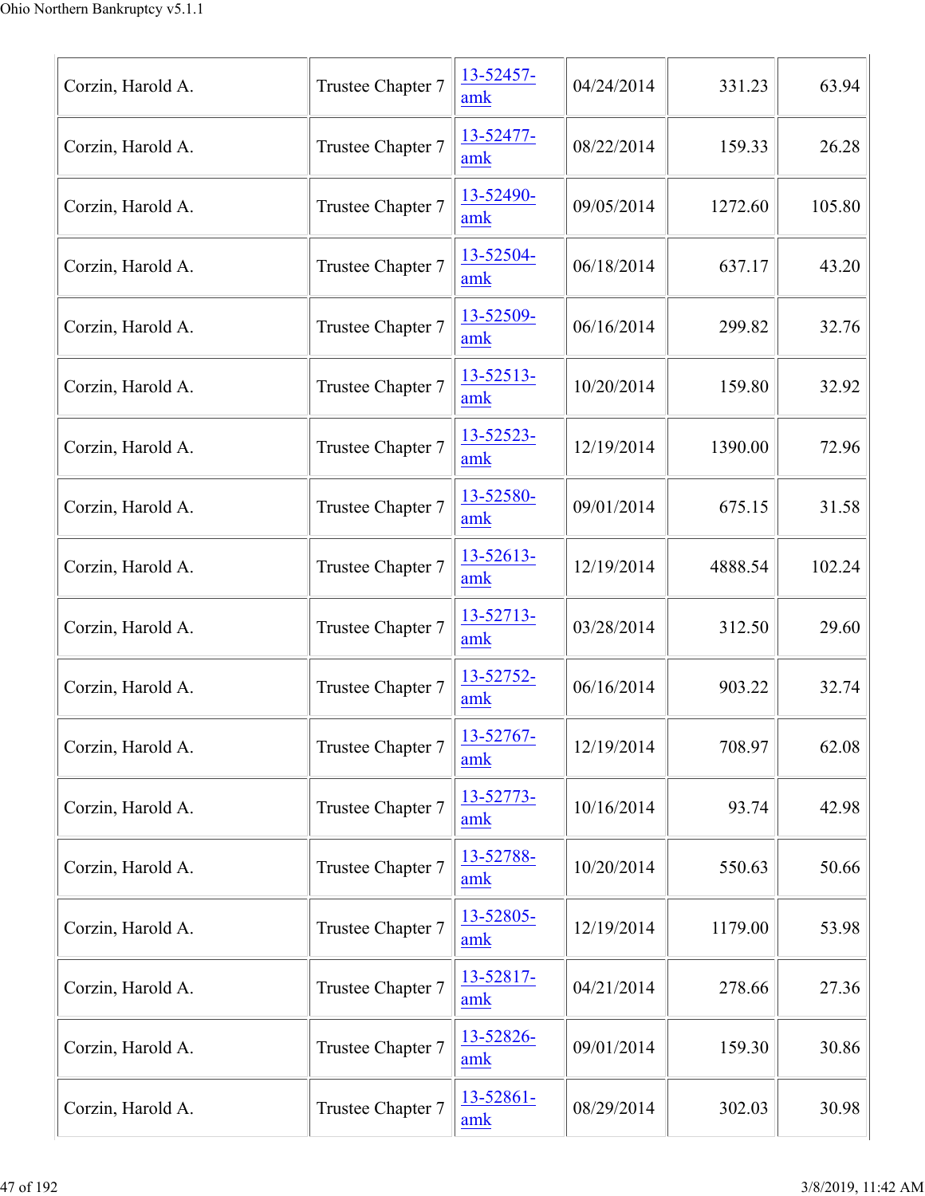| Corzin, Harold A. | Trustee Chapter 7 | 13-52457-amk | 04/24/2014 | 331.23 | 63.94 |
|---|---|---|---|---|---|
| Corzin, Harold A. | Trustee Chapter 7 | 13-52477-amk | 08/22/2014 | 159.33 | 26.28 |
| Corzin, Harold A. | Trustee Chapter 7 | 13-52490-amk | 09/05/2014 | 1272.60 | 105.80 |
| Corzin, Harold A. | Trustee Chapter 7 | 13-52504-amk | 06/18/2014 | 637.17 | 43.20 |
| Corzin, Harold A. | Trustee Chapter 7 | 13-52509-amk | 06/16/2014 | 299.82 | 32.76 |
| Corzin, Harold A. | Trustee Chapter 7 | 13-52513-amk | 10/20/2014 | 159.80 | 32.92 |
| Corzin, Harold A. | Trustee Chapter 7 | 13-52523-amk | 12/19/2014 | 1390.00 | 72.96 |
| Corzin, Harold A. | Trustee Chapter 7 | 13-52580-amk | 09/01/2014 | 675.15 | 31.58 |
| Corzin, Harold A. | Trustee Chapter 7 | 13-52613-amk | 12/19/2014 | 4888.54 | 102.24 |
| Corzin, Harold A. | Trustee Chapter 7 | 13-52713-amk | 03/28/2014 | 312.50 | 29.60 |
| Corzin, Harold A. | Trustee Chapter 7 | 13-52752-amk | 06/16/2014 | 903.22 | 32.74 |
| Corzin, Harold A. | Trustee Chapter 7 | 13-52767-amk | 12/19/2014 | 708.97 | 62.08 |
| Corzin, Harold A. | Trustee Chapter 7 | 13-52773-amk | 10/16/2014 | 93.74 | 42.98 |
| Corzin, Harold A. | Trustee Chapter 7 | 13-52788-amk | 10/20/2014 | 550.63 | 50.66 |
| Corzin, Harold A. | Trustee Chapter 7 | 13-52805-amk | 12/19/2014 | 1179.00 | 53.98 |
| Corzin, Harold A. | Trustee Chapter 7 | 13-52817-amk | 04/21/2014 | 278.66 | 27.36 |
| Corzin, Harold A. | Trustee Chapter 7 | 13-52826-amk | 09/01/2014 | 159.30 | 30.86 |
| Corzin, Harold A. | Trustee Chapter 7 | 13-52861-amk | 08/29/2014 | 302.03 | 30.98 |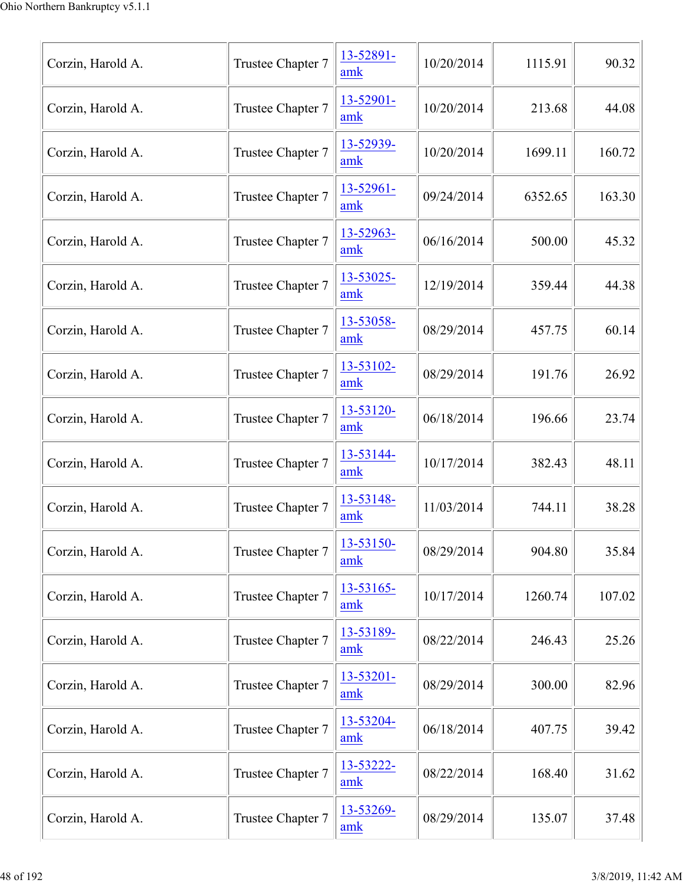| | | | | | |
|---|---|---|---|---|---|
| Corzin, Harold A. | Trustee Chapter 7 | 13-52891-amk | 10/20/2014 | 1115.91 | 90.32 |
| Corzin, Harold A. | Trustee Chapter 7 | 13-52901-amk | 10/20/2014 | 213.68 | 44.08 |
| Corzin, Harold A. | Trustee Chapter 7 | 13-52939-amk | 10/20/2014 | 1699.11 | 160.72 |
| Corzin, Harold A. | Trustee Chapter 7 | 13-52961-amk | 09/24/2014 | 6352.65 | 163.30 |
| Corzin, Harold A. | Trustee Chapter 7 | 13-52963-amk | 06/16/2014 | 500.00 | 45.32 |
| Corzin, Harold A. | Trustee Chapter 7 | 13-53025-amk | 12/19/2014 | 359.44 | 44.38 |
| Corzin, Harold A. | Trustee Chapter 7 | 13-53058-amk | 08/29/2014 | 457.75 | 60.14 |
| Corzin, Harold A. | Trustee Chapter 7 | 13-53102-amk | 08/29/2014 | 191.76 | 26.92 |
| Corzin, Harold A. | Trustee Chapter 7 | 13-53120-amk | 06/18/2014 | 196.66 | 23.74 |
| Corzin, Harold A. | Trustee Chapter 7 | 13-53144-amk | 10/17/2014 | 382.43 | 48.11 |
| Corzin, Harold A. | Trustee Chapter 7 | 13-53148-amk | 11/03/2014 | 744.11 | 38.28 |
| Corzin, Harold A. | Trustee Chapter 7 | 13-53150-amk | 08/29/2014 | 904.80 | 35.84 |
| Corzin, Harold A. | Trustee Chapter 7 | 13-53165-amk | 10/17/2014 | 1260.74 | 107.02 |
| Corzin, Harold A. | Trustee Chapter 7 | 13-53189-amk | 08/22/2014 | 246.43 | 25.26 |
| Corzin, Harold A. | Trustee Chapter 7 | 13-53201-amk | 08/29/2014 | 300.00 | 82.96 |
| Corzin, Harold A. | Trustee Chapter 7 | 13-53204-amk | 06/18/2014 | 407.75 | 39.42 |
| Corzin, Harold A. | Trustee Chapter 7 | 13-53222-amk | 08/22/2014 | 168.40 | 31.62 |
| Corzin, Harold A. | Trustee Chapter 7 | 13-53269-amk | 08/29/2014 | 135.07 | 37.48 |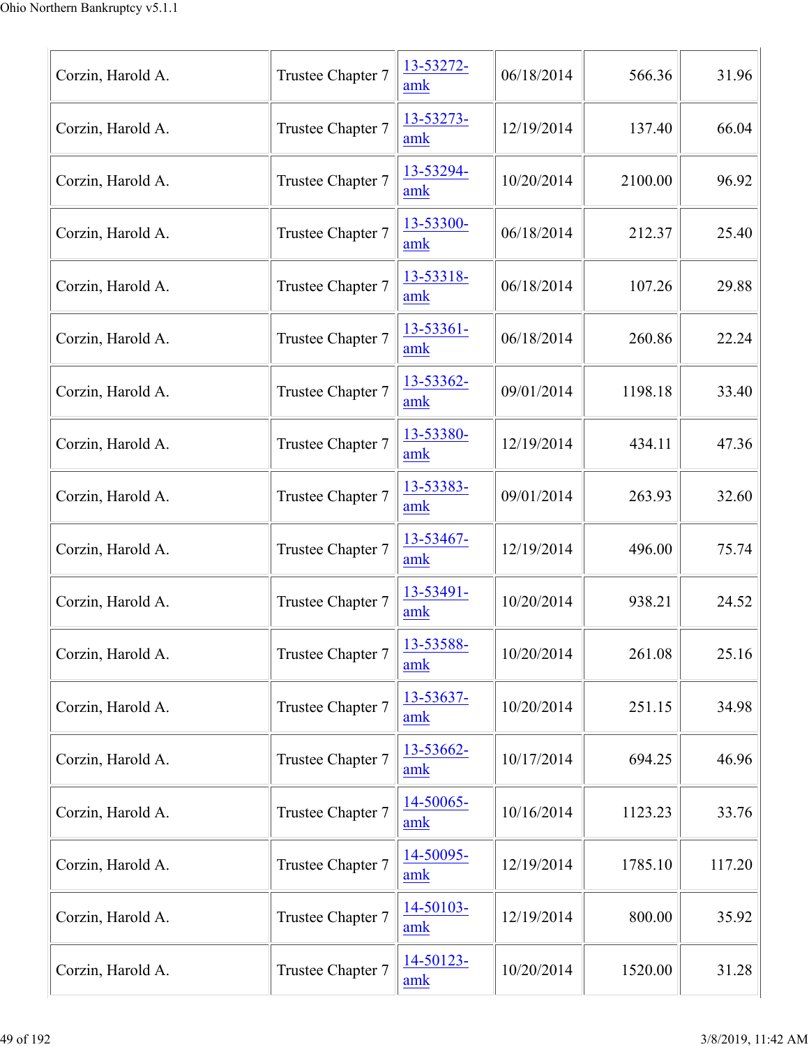| | | | | | |
|---|---|---|---|---|---|
| Corzin, Harold A. | Trustee Chapter 7 | 13-53272-amk | 06/18/2014 | 566.36 | 31.96 |
| Corzin, Harold A. | Trustee Chapter 7 | 13-53273-amk | 12/19/2014 | 137.40 | 66.04 |
| Corzin, Harold A. | Trustee Chapter 7 | 13-53294-amk | 10/20/2014 | 2100.00 | 96.92 |
| Corzin, Harold A. | Trustee Chapter 7 | 13-53300-amk | 06/18/2014 | 212.37 | 25.40 |
| Corzin, Harold A. | Trustee Chapter 7 | 13-53318-amk | 06/18/2014 | 107.26 | 29.88 |
| Corzin, Harold A. | Trustee Chapter 7 | 13-53361-amk | 06/18/2014 | 260.86 | 22.24 |
| Corzin, Harold A. | Trustee Chapter 7 | 13-53362-amk | 09/01/2014 | 1198.18 | 33.40 |
| Corzin, Harold A. | Trustee Chapter 7 | 13-53380-amk | 12/19/2014 | 434.11 | 47.36 |
| Corzin, Harold A. | Trustee Chapter 7 | 13-53383-amk | 09/01/2014 | 263.93 | 32.60 |
| Corzin, Harold A. | Trustee Chapter 7 | 13-53467-amk | 12/19/2014 | 496.00 | 75.74 |
| Corzin, Harold A. | Trustee Chapter 7 | 13-53491-amk | 10/20/2014 | 938.21 | 24.52 |
| Corzin, Harold A. | Trustee Chapter 7 | 13-53588-amk | 10/20/2014 | 261.08 | 25.16 |
| Corzin, Harold A. | Trustee Chapter 7 | 13-53637-amk | 10/20/2014 | 251.15 | 34.98 |
| Corzin, Harold A. | Trustee Chapter 7 | 13-53662-amk | 10/17/2014 | 694.25 | 46.96 |
| Corzin, Harold A. | Trustee Chapter 7 | 14-50065-amk | 10/16/2014 | 1123.23 | 33.76 |
| Corzin, Harold A. | Trustee Chapter 7 | 14-50095-amk | 12/19/2014 | 1785.10 | 117.20 |
| Corzin, Harold A. | Trustee Chapter 7 | 14-50103-amk | 12/19/2014 | 800.00 | 35.92 |
| Corzin, Harold A. | Trustee Chapter 7 | 14-50123-amk | 10/20/2014 | 1520.00 | 31.28 |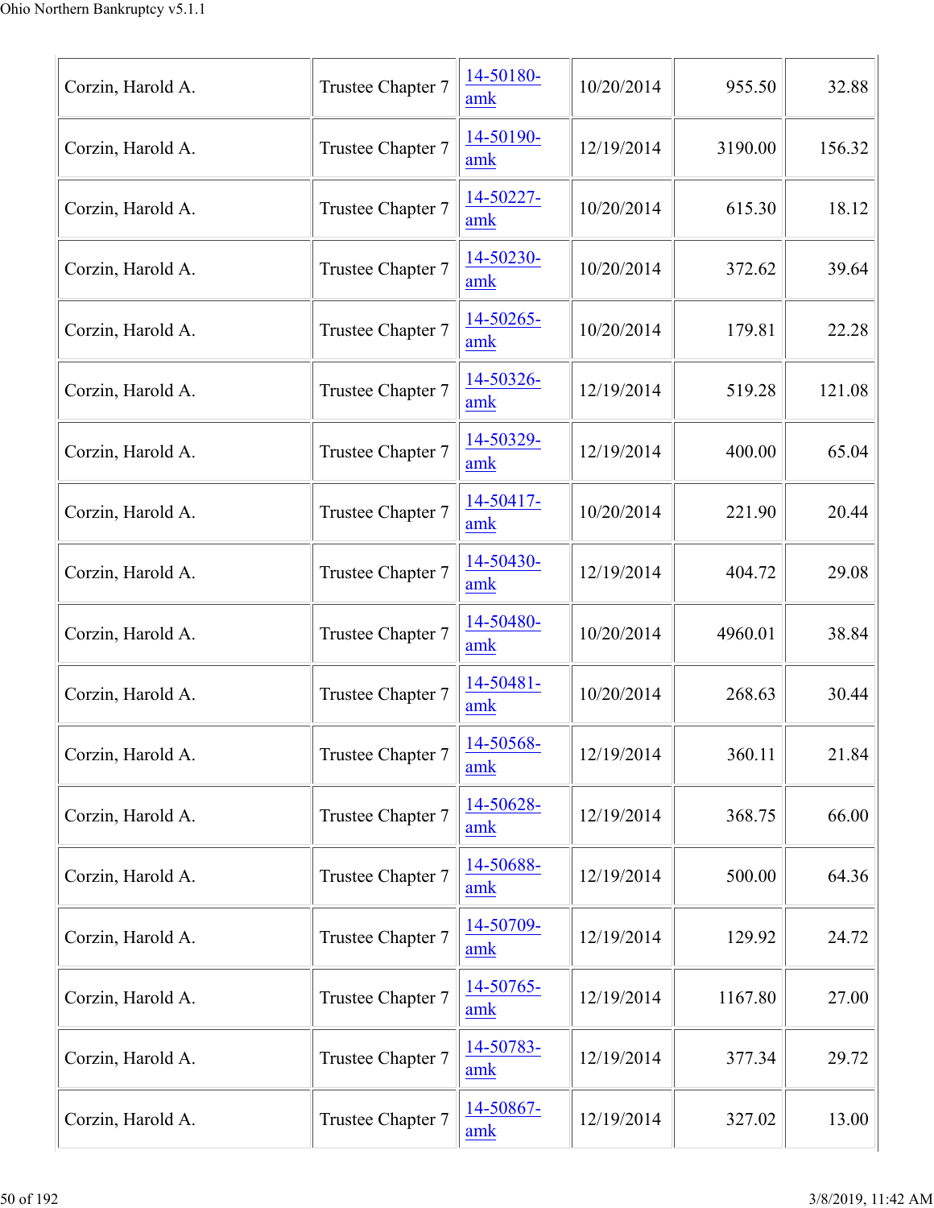| | | | | | |
|---|---|---|---|---|---|
| Corzin, Harold A. | Trustee Chapter 7 | 14-50180-amk | 10/20/2014 | 955.50 | 32.88 |
| Corzin, Harold A. | Trustee Chapter 7 | 14-50190-amk | 12/19/2014 | 3190.00 | 156.32 |
| Corzin, Harold A. | Trustee Chapter 7 | 14-50227-amk | 10/20/2014 | 615.30 | 18.12 |
| Corzin, Harold A. | Trustee Chapter 7 | 14-50230-amk | 10/20/2014 | 372.62 | 39.64 |
| Corzin, Harold A. | Trustee Chapter 7 | 14-50265-amk | 10/20/2014 | 179.81 | 22.28 |
| Corzin, Harold A. | Trustee Chapter 7 | 14-50326-amk | 12/19/2014 | 519.28 | 121.08 |
| Corzin, Harold A. | Trustee Chapter 7 | 14-50329-amk | 12/19/2014 | 400.00 | 65.04 |
| Corzin, Harold A. | Trustee Chapter 7 | 14-50417-amk | 10/20/2014 | 221.90 | 20.44 |
| Corzin, Harold A. | Trustee Chapter 7 | 14-50430-amk | 12/19/2014 | 404.72 | 29.08 |
| Corzin, Harold A. | Trustee Chapter 7 | 14-50480-amk | 10/20/2014 | 4960.01 | 38.84 |
| Corzin, Harold A. | Trustee Chapter 7 | 14-50481-amk | 10/20/2014 | 268.63 | 30.44 |
| Corzin, Harold A. | Trustee Chapter 7 | 14-50568-amk | 12/19/2014 | 360.11 | 21.84 |
| Corzin, Harold A. | Trustee Chapter 7 | 14-50628-amk | 12/19/2014 | 368.75 | 66.00 |
| Corzin, Harold A. | Trustee Chapter 7 | 14-50688-amk | 12/19/2014 | 500.00 | 64.36 |
| Corzin, Harold A. | Trustee Chapter 7 | 14-50709-amk | 12/19/2014 | 129.92 | 24.72 |
| Corzin, Harold A. | Trustee Chapter 7 | 14-50765-amk | 12/19/2014 | 1167.80 | 27.00 |
| Corzin, Harold A. | Trustee Chapter 7 | 14-50783-amk | 12/19/2014 | 377.34 | 29.72 |
| Corzin, Harold A. | Trustee Chapter 7 | 14-50867-amk | 12/19/2014 | 327.02 | 13.00 |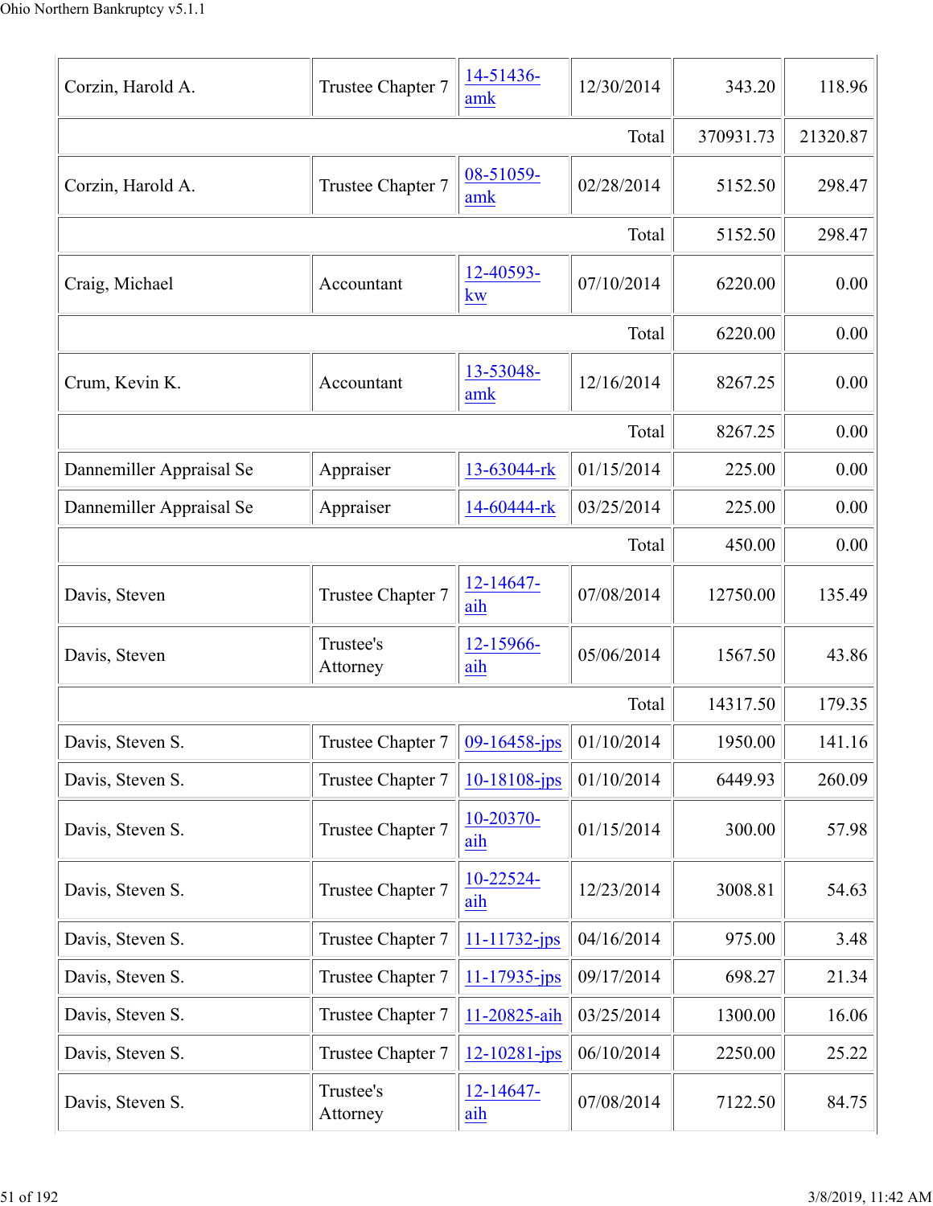| | | | | | |
|---|---|---|---|---|---|
| Corzin, Harold A. | Trustee Chapter 7 | 14-51436-amk | 12/30/2014 | 343.20 | 118.96 |
| | | | Total | 370931.73 | 21320.87 |
| Corzin, Harold A. | Trustee Chapter 7 | 08-51059-amk | 02/28/2014 | 5152.50 | 298.47 |
| | | | Total | 5152.50 | 298.47 |
| Craig, Michael | Accountant | 12-40593-kw | 07/10/2014 | 6220.00 | 0.00 |
| | | | Total | 6220.00 | 0.00 |
| Crum, Kevin K. | Accountant | 13-53048-amk | 12/16/2014 | 8267.25 | 0.00 |
| | | | Total | 8267.25 | 0.00 |
| Dannemiller Appraisal Se | Appraiser | 13-63044-rk | 01/15/2014 | 225.00 | 0.00 |
| Dannemiller Appraisal Se | Appraiser | 14-60444-rk | 03/25/2014 | 225.00 | 0.00 |
| | | | Total | 450.00 | 0.00 |
| Davis, Steven | Trustee Chapter 7 | 12-14647-aih | 07/08/2014 | 12750.00 | 135.49 |
| Davis, Steven | Trustee's Attorney | 12-15966-aih | 05/06/2014 | 1567.50 | 43.86 |
| | | | Total | 14317.50 | 179.35 |
| Davis, Steven S. | Trustee Chapter 7 | 09-16458-jps | 01/10/2014 | 1950.00 | 141.16 |
| Davis, Steven S. | Trustee Chapter 7 | 10-18108-jps | 01/10/2014 | 6449.93 | 260.09 |
| Davis, Steven S. | Trustee Chapter 7 | 10-20370-aih | 01/15/2014 | 300.00 | 57.98 |
| Davis, Steven S. | Trustee Chapter 7 | 10-22524-aih | 12/23/2014 | 3008.81 | 54.63 |
| Davis, Steven S. | Trustee Chapter 7 | 11-11732-jps | 04/16/2014 | 975.00 | 3.48 |
| Davis, Steven S. | Trustee Chapter 7 | 11-17935-jps | 09/17/2014 | 698.27 | 21.34 |
| Davis, Steven S. | Trustee Chapter 7 | 11-20825-aih | 03/25/2014 | 1300.00 | 16.06 |
| Davis, Steven S. | Trustee Chapter 7 | 12-10281-jps | 06/10/2014 | 2250.00 | 25.22 |
| Davis, Steven S. | Trustee's Attorney | 12-14647-aih | 07/08/2014 | 7122.50 | 84.75 |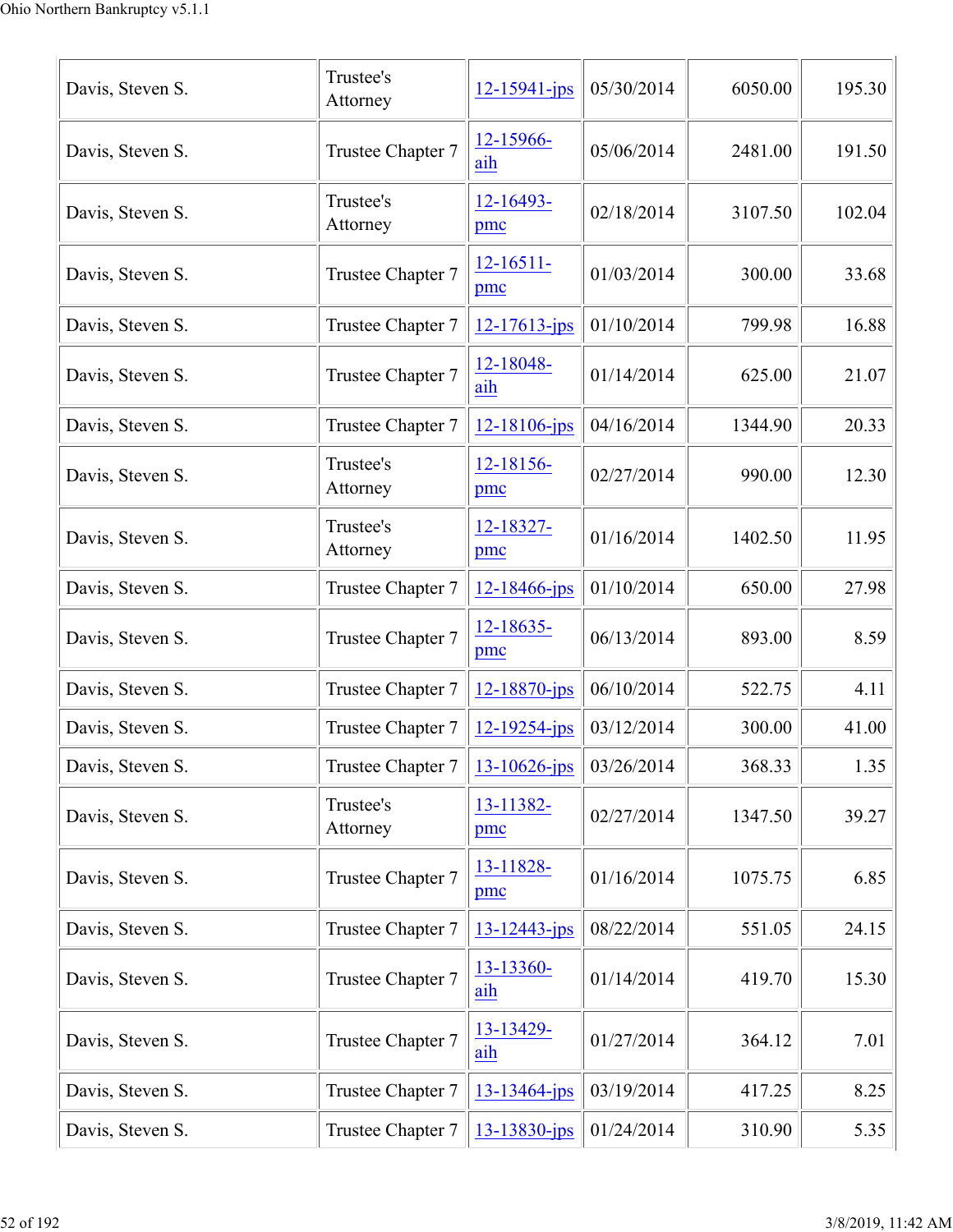| | | | | | |
|---|---|---|---|---|---|
| Davis, Steven S. | Trustee's Attorney | 12-15941-jps | 05/30/2014 | 6050.00 | 195.30 |
| Davis, Steven S. | Trustee Chapter 7 | 12-15966-aih | 05/06/2014 | 2481.00 | 191.50 |
| Davis, Steven S. | Trustee's Attorney | 12-16493-pmc | 02/18/2014 | 3107.50 | 102.04 |
| Davis, Steven S. | Trustee Chapter 7 | 12-16511-pmc | 01/03/2014 | 300.00 | 33.68 |
| Davis, Steven S. | Trustee Chapter 7 | 12-17613-jps | 01/10/2014 | 799.98 | 16.88 |
| Davis, Steven S. | Trustee Chapter 7 | 12-18048-aih | 01/14/2014 | 625.00 | 21.07 |
| Davis, Steven S. | Trustee Chapter 7 | 12-18106-jps | 04/16/2014 | 1344.90 | 20.33 |
| Davis, Steven S. | Trustee's Attorney | 12-18156-pmc | 02/27/2014 | 990.00 | 12.30 |
| Davis, Steven S. | Trustee's Attorney | 12-18327-pmc | 01/16/2014 | 1402.50 | 11.95 |
| Davis, Steven S. | Trustee Chapter 7 | 12-18466-jps | 01/10/2014 | 650.00 | 27.98 |
| Davis, Steven S. | Trustee Chapter 7 | 12-18635-pmc | 06/13/2014 | 893.00 | 8.59 |
| Davis, Steven S. | Trustee Chapter 7 | 12-18870-jps | 06/10/2014 | 522.75 | 4.11 |
| Davis, Steven S. | Trustee Chapter 7 | 12-19254-jps | 03/12/2014 | 300.00 | 41.00 |
| Davis, Steven S. | Trustee Chapter 7 | 13-10626-jps | 03/26/2014 | 368.33 | 1.35 |
| Davis, Steven S. | Trustee's Attorney | 13-11382-pmc | 02/27/2014 | 1347.50 | 39.27 |
| Davis, Steven S. | Trustee Chapter 7 | 13-11828-pmc | 01/16/2014 | 1075.75 | 6.85 |
| Davis, Steven S. | Trustee Chapter 7 | 13-12443-jps | 08/22/2014 | 551.05 | 24.15 |
| Davis, Steven S. | Trustee Chapter 7 | 13-13360-aih | 01/14/2014 | 419.70 | 15.30 |
| Davis, Steven S. | Trustee Chapter 7 | 13-13429-aih | 01/27/2014 | 364.12 | 7.01 |
| Davis, Steven S. | Trustee Chapter 7 | 13-13464-jps | 03/19/2014 | 417.25 | 8.25 |
| Davis, Steven S. | Trustee Chapter 7 | 13-13830-jps | 01/24/2014 | 310.90 | 5.35 |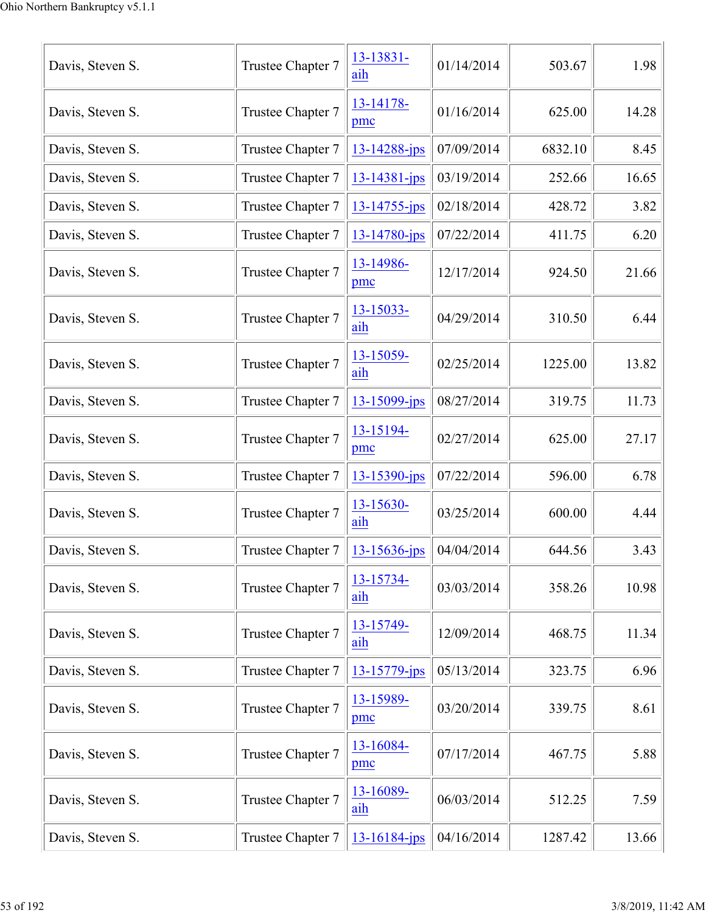| Davis, Steven S. | Trustee Chapter 7 | 13-13831-aih | 01/14/2014 | 503.67 | 1.98 |
|---|---|---|---|---|---|
| Davis, Steven S. | Trustee Chapter 7 | 13-14178-pmc | 01/16/2014 | 625.00 | 14.28 |
| Davis, Steven S. | Trustee Chapter 7 | 13-14288-jps | 07/09/2014 | 6832.10 | 8.45 |
| Davis, Steven S. | Trustee Chapter 7 | 13-14381-jps | 03/19/2014 | 252.66 | 16.65 |
| Davis, Steven S. | Trustee Chapter 7 | 13-14755-jps | 02/18/2014 | 428.72 | 3.82 |
| Davis, Steven S. | Trustee Chapter 7 | 13-14780-jps | 07/22/2014 | 411.75 | 6.20 |
| Davis, Steven S. | Trustee Chapter 7 | 13-14986-pmc | 12/17/2014 | 924.50 | 21.66 |
| Davis, Steven S. | Trustee Chapter 7 | 13-15033-aih | 04/29/2014 | 310.50 | 6.44 |
| Davis, Steven S. | Trustee Chapter 7 | 13-15059-aih | 02/25/2014 | 1225.00 | 13.82 |
| Davis, Steven S. | Trustee Chapter 7 | 13-15099-jps | 08/27/2014 | 319.75 | 11.73 |
| Davis, Steven S. | Trustee Chapter 7 | 13-15194-pmc | 02/27/2014 | 625.00 | 27.17 |
| Davis, Steven S. | Trustee Chapter 7 | 13-15390-jps | 07/22/2014 | 596.00 | 6.78 |
| Davis, Steven S. | Trustee Chapter 7 | 13-15630-aih | 03/25/2014 | 600.00 | 4.44 |
| Davis, Steven S. | Trustee Chapter 7 | 13-15636-jps | 04/04/2014 | 644.56 | 3.43 |
| Davis, Steven S. | Trustee Chapter 7 | 13-15734-aih | 03/03/2014 | 358.26 | 10.98 |
| Davis, Steven S. | Trustee Chapter 7 | 13-15749-aih | 12/09/2014 | 468.75 | 11.34 |
| Davis, Steven S. | Trustee Chapter 7 | 13-15779-jps | 05/13/2014 | 323.75 | 6.96 |
| Davis, Steven S. | Trustee Chapter 7 | 13-15989-pmc | 03/20/2014 | 339.75 | 8.61 |
| Davis, Steven S. | Trustee Chapter 7 | 13-16084-pmc | 07/17/2014 | 467.75 | 5.88 |
| Davis, Steven S. | Trustee Chapter 7 | 13-16089-aih | 06/03/2014 | 512.25 | 7.59 |
| Davis, Steven S. | Trustee Chapter 7 | 13-16184-jps | 04/16/2014 | 1287.42 | 13.66 |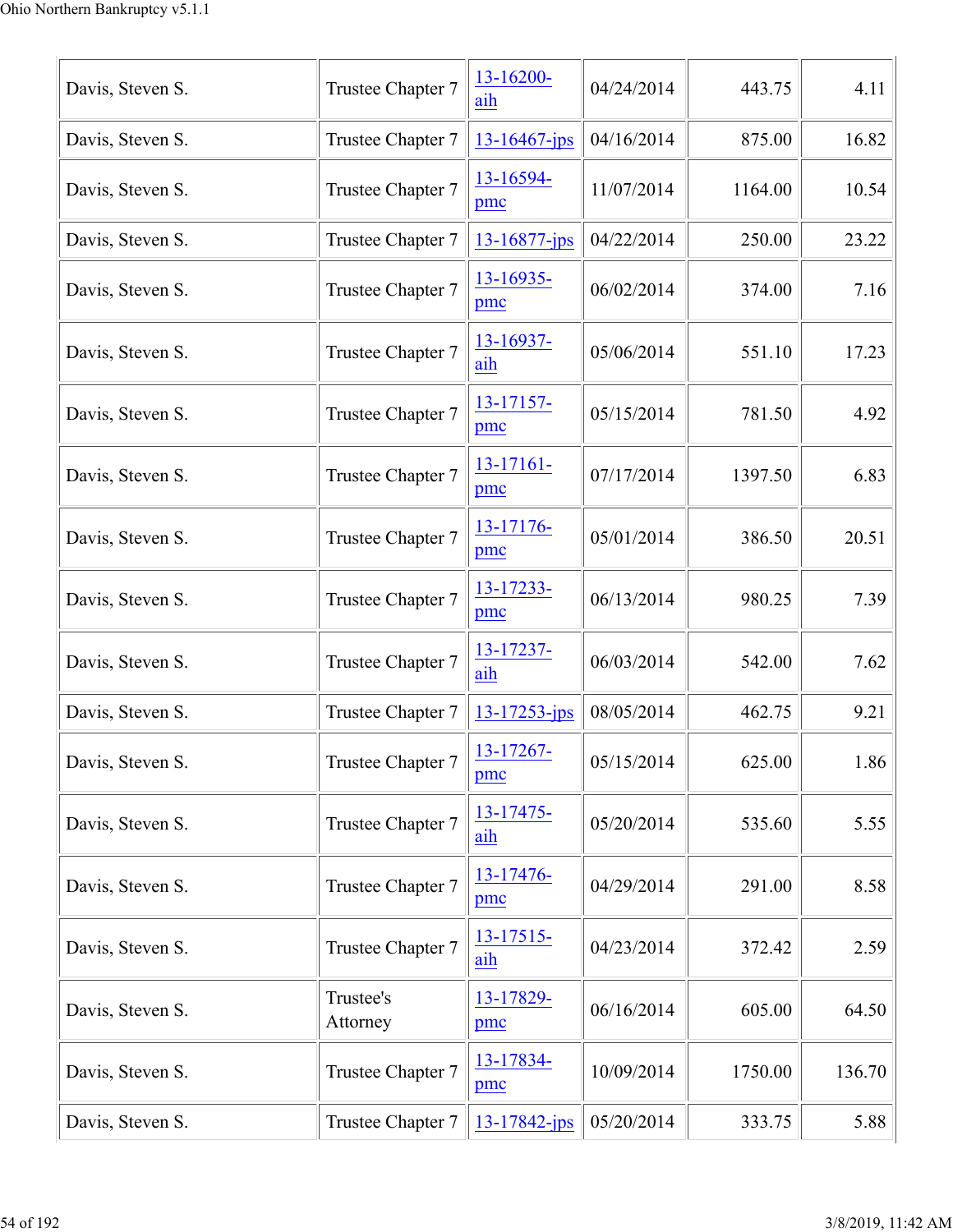| | | | | | |
|---|---|---|---|---|---|
| Davis, Steven S. | Trustee Chapter 7 | 13-16200-aih | 04/24/2014 | 443.75 | 4.11 |
| Davis, Steven S. | Trustee Chapter 7 | 13-16467-jps | 04/16/2014 | 875.00 | 16.82 |
| Davis, Steven S. | Trustee Chapter 7 | 13-16594-pmc | 11/07/2014 | 1164.00 | 10.54 |
| Davis, Steven S. | Trustee Chapter 7 | 13-16877-jps | 04/22/2014 | 250.00 | 23.22 |
| Davis, Steven S. | Trustee Chapter 7 | 13-16935-pmc | 06/02/2014 | 374.00 | 7.16 |
| Davis, Steven S. | Trustee Chapter 7 | 13-16937-aih | 05/06/2014 | 551.10 | 17.23 |
| Davis, Steven S. | Trustee Chapter 7 | 13-17157-pmc | 05/15/2014 | 781.50 | 4.92 |
| Davis, Steven S. | Trustee Chapter 7 | 13-17161-pmc | 07/17/2014 | 1397.50 | 6.83 |
| Davis, Steven S. | Trustee Chapter 7 | 13-17176-pmc | 05/01/2014 | 386.50 | 20.51 |
| Davis, Steven S. | Trustee Chapter 7 | 13-17233-pmc | 06/13/2014 | 980.25 | 7.39 |
| Davis, Steven S. | Trustee Chapter 7 | 13-17237-aih | 06/03/2014 | 542.00 | 7.62 |
| Davis, Steven S. | Trustee Chapter 7 | 13-17253-jps | 08/05/2014 | 462.75 | 9.21 |
| Davis, Steven S. | Trustee Chapter 7 | 13-17267-pmc | 05/15/2014 | 625.00 | 1.86 |
| Davis, Steven S. | Trustee Chapter 7 | 13-17475-aih | 05/20/2014 | 535.60 | 5.55 |
| Davis, Steven S. | Trustee Chapter 7 | 13-17476-pmc | 04/29/2014 | 291.00 | 8.58 |
| Davis, Steven S. | Trustee Chapter 7 | 13-17515-aih | 04/23/2014 | 372.42 | 2.59 |
| Davis, Steven S. | Trustee's Attorney | 13-17829-pmc | 06/16/2014 | 605.00 | 64.50 |
| Davis, Steven S. | Trustee Chapter 7 | 13-17834-pmc | 10/09/2014 | 1750.00 | 136.70 |
| Davis, Steven S. | Trustee Chapter 7 | 13-17842-jps | 05/20/2014 | 333.75 | 5.88 |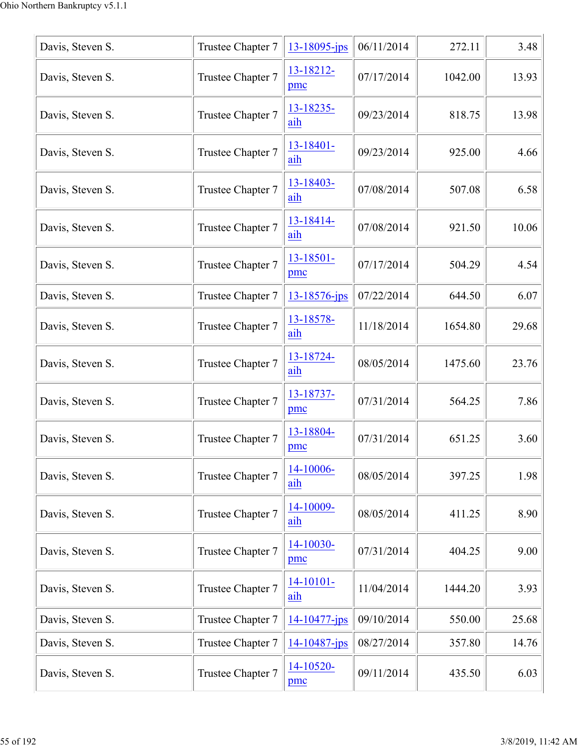| Davis, Steven S. | Trustee Chapter 7 | 13-18095-jps | 06/11/2014 | 272.11 | 3.48 |
|---|---|---|---|---|---|
| Davis, Steven S. | Trustee Chapter 7 | 13-18212-pmc | 07/17/2014 | 1042.00 | 13.93 |
| Davis, Steven S. | Trustee Chapter 7 | 13-18235-aih | 09/23/2014 | 818.75 | 13.98 |
| Davis, Steven S. | Trustee Chapter 7 | 13-18401-aih | 09/23/2014 | 925.00 | 4.66 |
| Davis, Steven S. | Trustee Chapter 7 | 13-18403-aih | 07/08/2014 | 507.08 | 6.58 |
| Davis, Steven S. | Trustee Chapter 7 | 13-18414-aih | 07/08/2014 | 921.50 | 10.06 |
| Davis, Steven S. | Trustee Chapter 7 | 13-18501-pmc | 07/17/2014 | 504.29 | 4.54 |
| Davis, Steven S. | Trustee Chapter 7 | 13-18576-jps | 07/22/2014 | 644.50 | 6.07 |
| Davis, Steven S. | Trustee Chapter 7 | 13-18578-aih | 11/18/2014 | 1654.80 | 29.68 |
| Davis, Steven S. | Trustee Chapter 7 | 13-18724-aih | 08/05/2014 | 1475.60 | 23.76 |
| Davis, Steven S. | Trustee Chapter 7 | 13-18737-pmc | 07/31/2014 | 564.25 | 7.86 |
| Davis, Steven S. | Trustee Chapter 7 | 13-18804-pmc | 07/31/2014 | 651.25 | 3.60 |
| Davis, Steven S. | Trustee Chapter 7 | 14-10006-aih | 08/05/2014 | 397.25 | 1.98 |
| Davis, Steven S. | Trustee Chapter 7 | 14-10009-aih | 08/05/2014 | 411.25 | 8.90 |
| Davis, Steven S. | Trustee Chapter 7 | 14-10030-pmc | 07/31/2014 | 404.25 | 9.00 |
| Davis, Steven S. | Trustee Chapter 7 | 14-10101-aih | 11/04/2014 | 1444.20 | 3.93 |
| Davis, Steven S. | Trustee Chapter 7 | 14-10477-jps | 09/10/2014 | 550.00 | 25.68 |
| Davis, Steven S. | Trustee Chapter 7 | 14-10487-jps | 08/27/2014 | 357.80 | 14.76 |
| Davis, Steven S. | Trustee Chapter 7 | 14-10520-pmc | 09/11/2014 | 435.50 | 6.03 |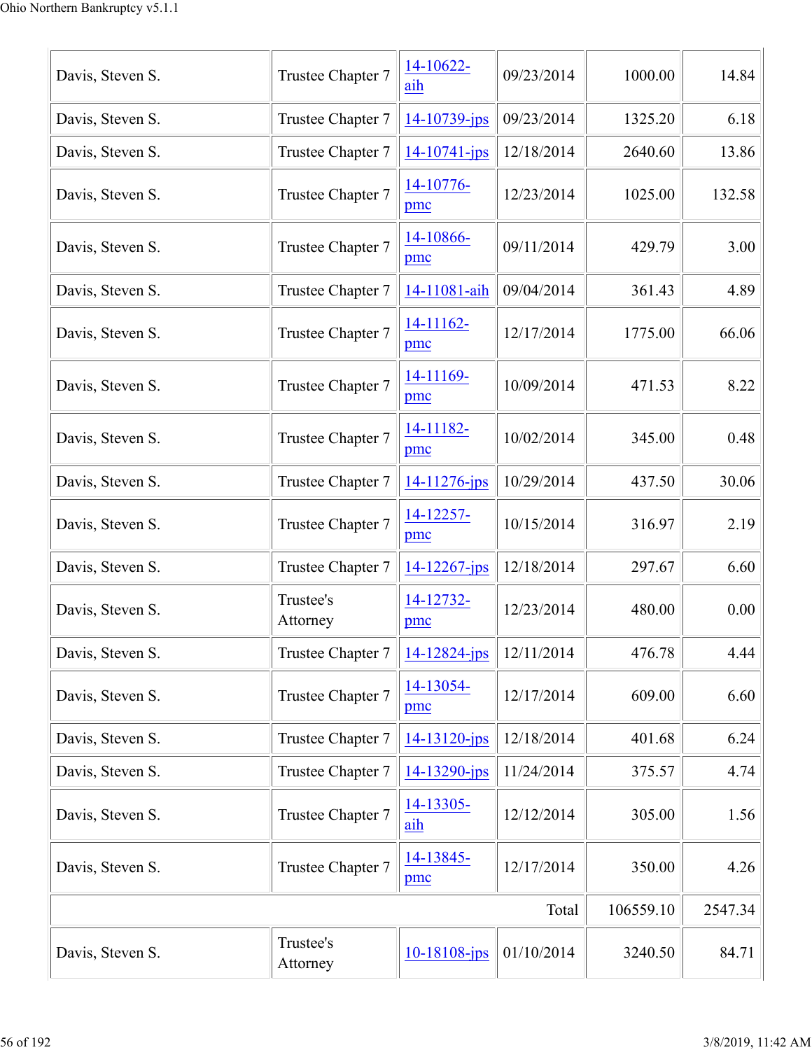| | | | | | |
|---|---|---|---|---|---|
| Davis, Steven S. | Trustee Chapter 7 | 14-10622-aih | 09/23/2014 | 1000.00 | 14.84 |
| Davis, Steven S. | Trustee Chapter 7 | 14-10739-jps | 09/23/2014 | 1325.20 | 6.18 |
| Davis, Steven S. | Trustee Chapter 7 | 14-10741-jps | 12/18/2014 | 2640.60 | 13.86 |
| Davis, Steven S. | Trustee Chapter 7 | 14-10776-pmc | 12/23/2014 | 1025.00 | 132.58 |
| Davis, Steven S. | Trustee Chapter 7 | 14-10866-pmc | 09/11/2014 | 429.79 | 3.00 |
| Davis, Steven S. | Trustee Chapter 7 | 14-11081-aih | 09/04/2014 | 361.43 | 4.89 |
| Davis, Steven S. | Trustee Chapter 7 | 14-11162-pmc | 12/17/2014 | 1775.00 | 66.06 |
| Davis, Steven S. | Trustee Chapter 7 | 14-11169-pmc | 10/09/2014 | 471.53 | 8.22 |
| Davis, Steven S. | Trustee Chapter 7 | 14-11182-pmc | 10/02/2014 | 345.00 | 0.48 |
| Davis, Steven S. | Trustee Chapter 7 | 14-11276-jps | 10/29/2014 | 437.50 | 30.06 |
| Davis, Steven S. | Trustee Chapter 7 | 14-12257-pmc | 10/15/2014 | 316.97 | 2.19 |
| Davis, Steven S. | Trustee Chapter 7 | 14-12267-jps | 12/18/2014 | 297.67 | 6.60 |
| Davis, Steven S. | Trustee's Attorney | 14-12732-pmc | 12/23/2014 | 480.00 | 0.00 |
| Davis, Steven S. | Trustee Chapter 7 | 14-12824-jps | 12/11/2014 | 476.78 | 4.44 |
| Davis, Steven S. | Trustee Chapter 7 | 14-13054-pmc | 12/17/2014 | 609.00 | 6.60 |
| Davis, Steven S. | Trustee Chapter 7 | 14-13120-jps | 12/18/2014 | 401.68 | 6.24 |
| Davis, Steven S. | Trustee Chapter 7 | 14-13290-jps | 11/24/2014 | 375.57 | 4.74 |
| Davis, Steven S. | Trustee Chapter 7 | 14-13305-aih | 12/12/2014 | 305.00 | 1.56 |
| Davis, Steven S. | Trustee Chapter 7 | 14-13845-pmc | 12/17/2014 | 350.00 | 4.26 |
| | | | Total | 106559.10 | 2547.34 |
| Davis, Steven S. | Trustee's Attorney | 10-18108-jps | 01/10/2014 | 3240.50 | 84.71 |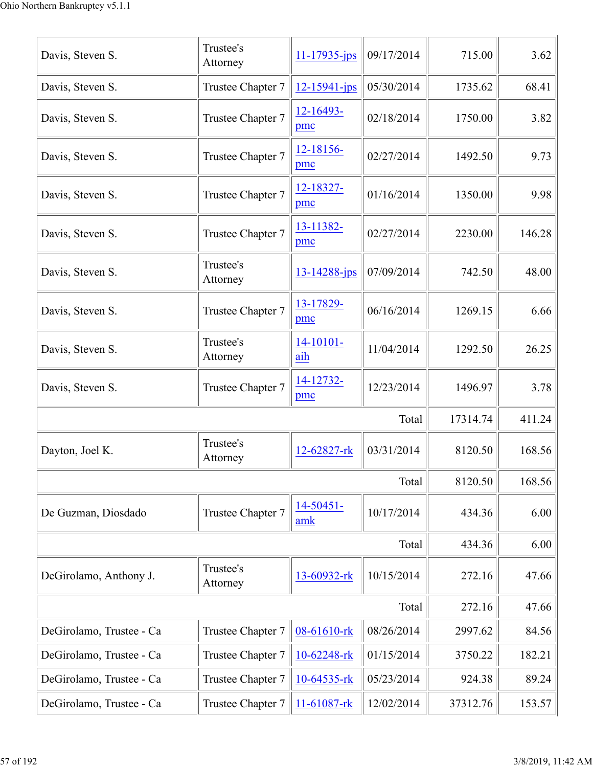| | | | | | |
|---|---|---|---|---|---|
| Davis, Steven S. | Trustee's Attorney | 11-17935-jps | 09/17/2014 | 715.00 | 3.62 |
| Davis, Steven S. | Trustee Chapter 7 | 12-15941-jps | 05/30/2014 | 1735.62 | 68.41 |
| Davis, Steven S. | Trustee Chapter 7 | 12-16493-pmc | 02/18/2014 | 1750.00 | 3.82 |
| Davis, Steven S. | Trustee Chapter 7 | 12-18156-pmc | 02/27/2014 | 1492.50 | 9.73 |
| Davis, Steven S. | Trustee Chapter 7 | 12-18327-pmc | 01/16/2014 | 1350.00 | 9.98 |
| Davis, Steven S. | Trustee Chapter 7 | 13-11382-pmc | 02/27/2014 | 2230.00 | 146.28 |
| Davis, Steven S. | Trustee's Attorney | 13-14288-jps | 07/09/2014 | 742.50 | 48.00 |
| Davis, Steven S. | Trustee Chapter 7 | 13-17829-pmc | 06/16/2014 | 1269.15 | 6.66 |
| Davis, Steven S. | Trustee's Attorney | 14-10101-aih | 11/04/2014 | 1292.50 | 26.25 |
| Davis, Steven S. | Trustee Chapter 7 | 14-12732-pmc | 12/23/2014 | 1496.97 | 3.78 |
| | | | Total | 17314.74 | 411.24 |
| Dayton, Joel K. | Trustee's Attorney | 12-62827-rk | 03/31/2014 | 8120.50 | 168.56 |
| | | | Total | 8120.50 | 168.56 |
| De Guzman, Diosdado | Trustee Chapter 7 | 14-50451-amk | 10/17/2014 | 434.36 | 6.00 |
| | | | Total | 434.36 | 6.00 |
| DeGirolamo, Anthony J. | Trustee's Attorney | 13-60932-rk | 10/15/2014 | 272.16 | 47.66 |
| | | | Total | 272.16 | 47.66 |
| DeGirolamo, Trustee - Ca | Trustee Chapter 7 | 08-61610-rk | 08/26/2014 | 2997.62 | 84.56 |
| DeGirolamo, Trustee - Ca | Trustee Chapter 7 | 10-62248-rk | 01/15/2014 | 3750.22 | 182.21 |
| DeGirolamo, Trustee - Ca | Trustee Chapter 7 | 10-64535-rk | 05/23/2014 | 924.38 | 89.24 |
| DeGirolamo, Trustee - Ca | Trustee Chapter 7 | 11-61087-rk | 12/02/2014 | 37312.76 | 153.57 |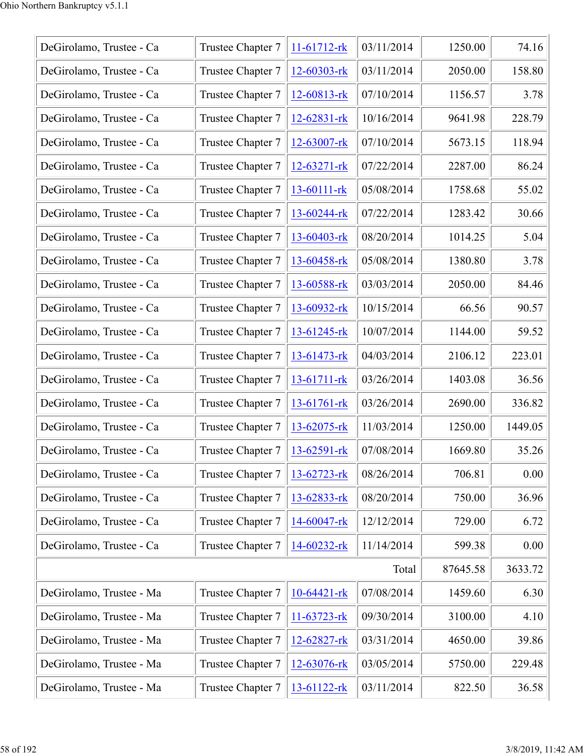| | | | | | |
|---|---|---|---|---|---|
| DeGirolamo, Trustee - Ca | Trustee Chapter 7 | 11-61712-rk | 03/11/2014 | 1250.00 | 74.16 |
| DeGirolamo, Trustee - Ca | Trustee Chapter 7 | 12-60303-rk | 03/11/2014 | 2050.00 | 158.80 |
| DeGirolamo, Trustee - Ca | Trustee Chapter 7 | 12-60813-rk | 07/10/2014 | 1156.57 | 3.78 |
| DeGirolamo, Trustee - Ca | Trustee Chapter 7 | 12-62831-rk | 10/16/2014 | 9641.98 | 228.79 |
| DeGirolamo, Trustee - Ca | Trustee Chapter 7 | 12-63007-rk | 07/10/2014 | 5673.15 | 118.94 |
| DeGirolamo, Trustee - Ca | Trustee Chapter 7 | 12-63271-rk | 07/22/2014 | 2287.00 | 86.24 |
| DeGirolamo, Trustee - Ca | Trustee Chapter 7 | 13-60111-rk | 05/08/2014 | 1758.68 | 55.02 |
| DeGirolamo, Trustee - Ca | Trustee Chapter 7 | 13-60244-rk | 07/22/2014 | 1283.42 | 30.66 |
| DeGirolamo, Trustee - Ca | Trustee Chapter 7 | 13-60403-rk | 08/20/2014 | 1014.25 | 5.04 |
| DeGirolamo, Trustee - Ca | Trustee Chapter 7 | 13-60458-rk | 05/08/2014 | 1380.80 | 3.78 |
| DeGirolamo, Trustee - Ca | Trustee Chapter 7 | 13-60588-rk | 03/03/2014 | 2050.00 | 84.46 |
| DeGirolamo, Trustee - Ca | Trustee Chapter 7 | 13-60932-rk | 10/15/2014 | 66.56 | 90.57 |
| DeGirolamo, Trustee - Ca | Trustee Chapter 7 | 13-61245-rk | 10/07/2014 | 1144.00 | 59.52 |
| DeGirolamo, Trustee - Ca | Trustee Chapter 7 | 13-61473-rk | 04/03/2014 | 2106.12 | 223.01 |
| DeGirolamo, Trustee - Ca | Trustee Chapter 7 | 13-61711-rk | 03/26/2014 | 1403.08 | 36.56 |
| DeGirolamo, Trustee - Ca | Trustee Chapter 7 | 13-61761-rk | 03/26/2014 | 2690.00 | 336.82 |
| DeGirolamo, Trustee - Ca | Trustee Chapter 7 | 13-62075-rk | 11/03/2014 | 1250.00 | 1449.05 |
| DeGirolamo, Trustee - Ca | Trustee Chapter 7 | 13-62591-rk | 07/08/2014 | 1669.80 | 35.26 |
| DeGirolamo, Trustee - Ca | Trustee Chapter 7 | 13-62723-rk | 08/26/2014 | 706.81 | 0.00 |
| DeGirolamo, Trustee - Ca | Trustee Chapter 7 | 13-62833-rk | 08/20/2014 | 750.00 | 36.96 |
| DeGirolamo, Trustee - Ca | Trustee Chapter 7 | 14-60047-rk | 12/12/2014 | 729.00 | 6.72 |
| DeGirolamo, Trustee - Ca | Trustee Chapter 7 | 14-60232-rk | 11/14/2014 | 599.38 | 0.00 |
| | | | Total | 87645.58 | 3633.72 |
| DeGirolamo, Trustee - Ma | Trustee Chapter 7 | 10-64421-rk | 07/08/2014 | 1459.60 | 6.30 |
| DeGirolamo, Trustee - Ma | Trustee Chapter 7 | 11-63723-rk | 09/30/2014 | 3100.00 | 4.10 |
| DeGirolamo, Trustee - Ma | Trustee Chapter 7 | 12-62827-rk | 03/31/2014 | 4650.00 | 39.86 |
| DeGirolamo, Trustee - Ma | Trustee Chapter 7 | 12-63076-rk | 03/05/2014 | 5750.00 | 229.48 |
| DeGirolamo, Trustee - Ma | Trustee Chapter 7 | 13-61122-rk | 03/11/2014 | 822.50 | 36.58 |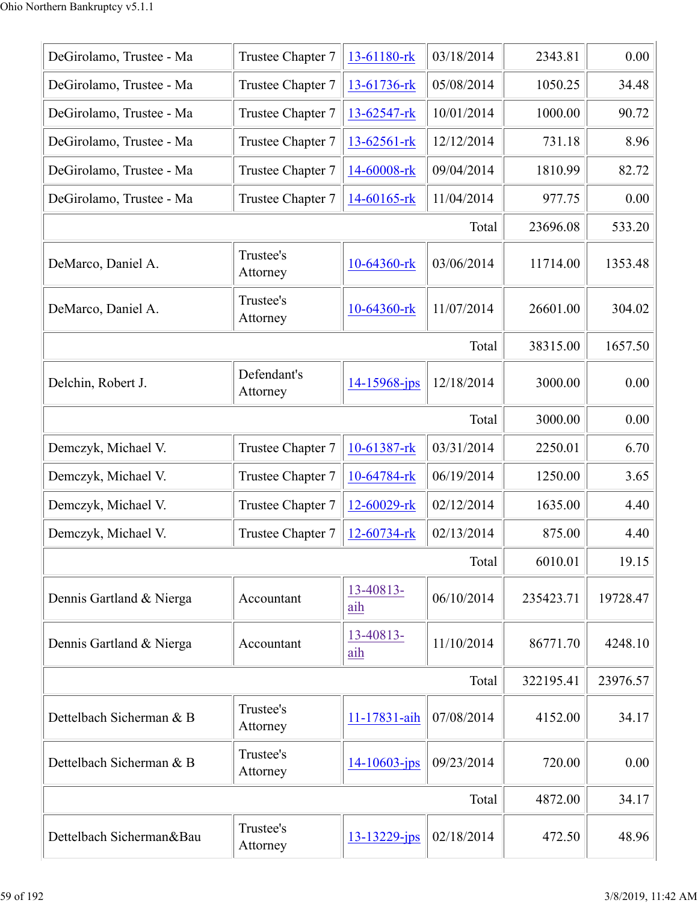| | | | | | |
|---|---|---|---|---|---|
| DeGirolamo, Trustee - Ma | Trustee Chapter 7 | 13-61180-rk | 03/18/2014 | 2343.81 | 0.00 |
| DeGirolamo, Trustee - Ma | Trustee Chapter 7 | 13-61736-rk | 05/08/2014 | 1050.25 | 34.48 |
| DeGirolamo, Trustee - Ma | Trustee Chapter 7 | 13-62547-rk | 10/01/2014 | 1000.00 | 90.72 |
| DeGirolamo, Trustee - Ma | Trustee Chapter 7 | 13-62561-rk | 12/12/2014 | 731.18 | 8.96 |
| DeGirolamo, Trustee - Ma | Trustee Chapter 7 | 14-60008-rk | 09/04/2014 | 1810.99 | 82.72 |
| DeGirolamo, Trustee - Ma | Trustee Chapter 7 | 14-60165-rk | 11/04/2014 | 977.75 | 0.00 |
| | | | Total | 23696.08 | 533.20 |
| DeMarco, Daniel A. | Trustee's Attorney | 10-64360-rk | 03/06/2014 | 11714.00 | 1353.48 |
| DeMarco, Daniel A. | Trustee's Attorney | 10-64360-rk | 11/07/2014 | 26601.00 | 304.02 |
| | | | Total | 38315.00 | 1657.50 |
| Delchin, Robert J. | Defendant's Attorney | 14-15968-jps | 12/18/2014 | 3000.00 | 0.00 |
| | | | Total | 3000.00 | 0.00 |
| Demczyk, Michael V. | Trustee Chapter 7 | 10-61387-rk | 03/31/2014 | 2250.01 | 6.70 |
| Demczyk, Michael V. | Trustee Chapter 7 | 10-64784-rk | 06/19/2014 | 1250.00 | 3.65 |
| Demczyk, Michael V. | Trustee Chapter 7 | 12-60029-rk | 02/12/2014 | 1635.00 | 4.40 |
| Demczyk, Michael V. | Trustee Chapter 7 | 12-60734-rk | 02/13/2014 | 875.00 | 4.40 |
| | | | Total | 6010.01 | 19.15 |
| Dennis Gartland & Nierga | Accountant | 13-40813-aih | 06/10/2014 | 235423.71 | 19728.47 |
| Dennis Gartland & Nierga | Accountant | 13-40813-aih | 11/10/2014 | 86771.70 | 4248.10 |
| | | | Total | 322195.41 | 23976.57 |
| Dettelbach Sicherman & B | Trustee's Attorney | 11-17831-aih | 07/08/2014 | 4152.00 | 34.17 |
| Dettelbach Sicherman & B | Trustee's Attorney | 14-10603-jps | 09/23/2014 | 720.00 | 0.00 |
| | | | Total | 4872.00 | 34.17 |
| Dettelbach Sicherman&Bau | Trustee's Attorney | 13-13229-jps | 02/18/2014 | 472.50 | 48.96 |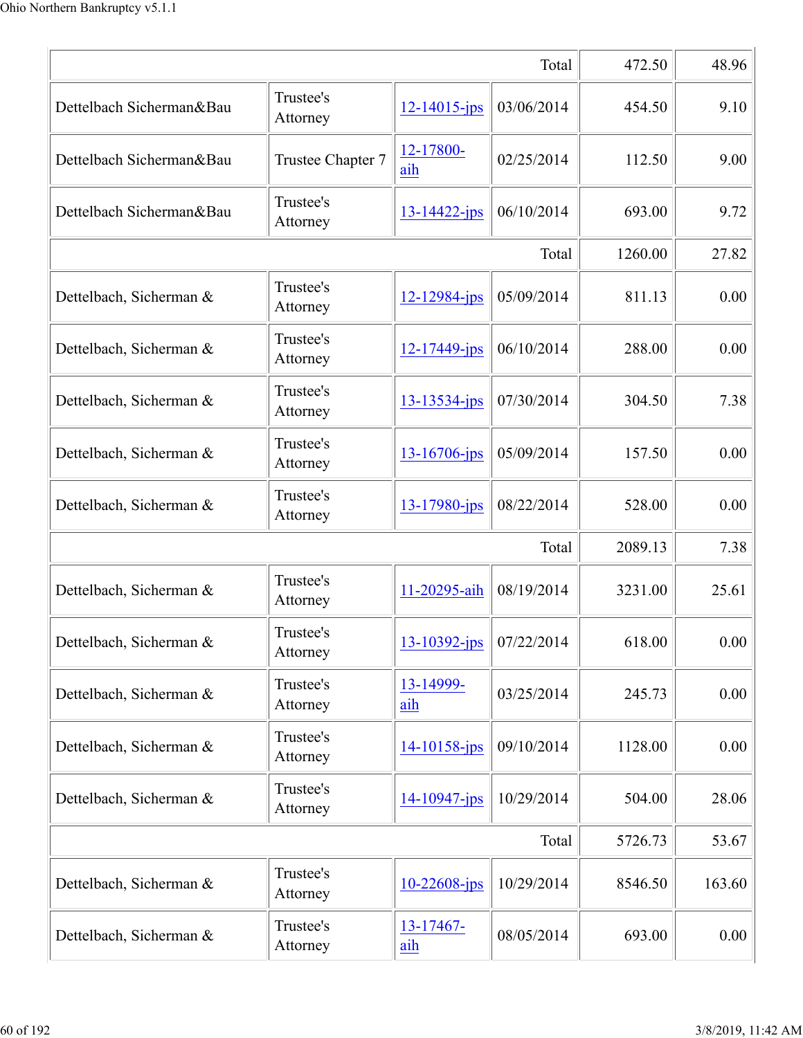| | | | | | |
|---|---|---|---|---|---|
| | | | Total | 472.50 | 48.96 |
| Dettelbach Sicherman&Bau | Trustee's Attorney | 12-14015-jps | 03/06/2014 | 454.50 | 9.10 |
| Dettelbach Sicherman&Bau | Trustee Chapter 7 | 12-17800-aih | 02/25/2014 | 112.50 | 9.00 |
| Dettelbach Sicherman&Bau | Trustee's Attorney | 13-14422-jps | 06/10/2014 | 693.00 | 9.72 |
| | | | Total | 1260.00 | 27.82 |
| Dettelbach, Sicherman & | Trustee's Attorney | 12-12984-jps | 05/09/2014 | 811.13 | 0.00 |
| Dettelbach, Sicherman & | Trustee's Attorney | 12-17449-jps | 06/10/2014 | 288.00 | 0.00 |
| Dettelbach, Sicherman & | Trustee's Attorney | 13-13534-jps | 07/30/2014 | 304.50 | 7.38 |
| Dettelbach, Sicherman & | Trustee's Attorney | 13-16706-jps | 05/09/2014 | 157.50 | 0.00 |
| Dettelbach, Sicherman & | Trustee's Attorney | 13-17980-jps | 08/22/2014 | 528.00 | 0.00 |
| | | | Total | 2089.13 | 7.38 |
| Dettelbach, Sicherman & | Trustee's Attorney | 11-20295-aih | 08/19/2014 | 3231.00 | 25.61 |
| Dettelbach, Sicherman & | Trustee's Attorney | 13-10392-jps | 07/22/2014 | 618.00 | 0.00 |
| Dettelbach, Sicherman & | Trustee's Attorney | 13-14999-aih | 03/25/2014 | 245.73 | 0.00 |
| Dettelbach, Sicherman & | Trustee's Attorney | 14-10158-jps | 09/10/2014 | 1128.00 | 0.00 |
| Dettelbach, Sicherman & | Trustee's Attorney | 14-10947-jps | 10/29/2014 | 504.00 | 28.06 |
| | | | Total | 5726.73 | 53.67 |
| Dettelbach, Sicherman & | Trustee's Attorney | 10-22608-jps | 10/29/2014 | 8546.50 | 163.60 |
| Dettelbach, Sicherman & | Trustee's Attorney | 13-17467-aih | 08/05/2014 | 693.00 | 0.00 |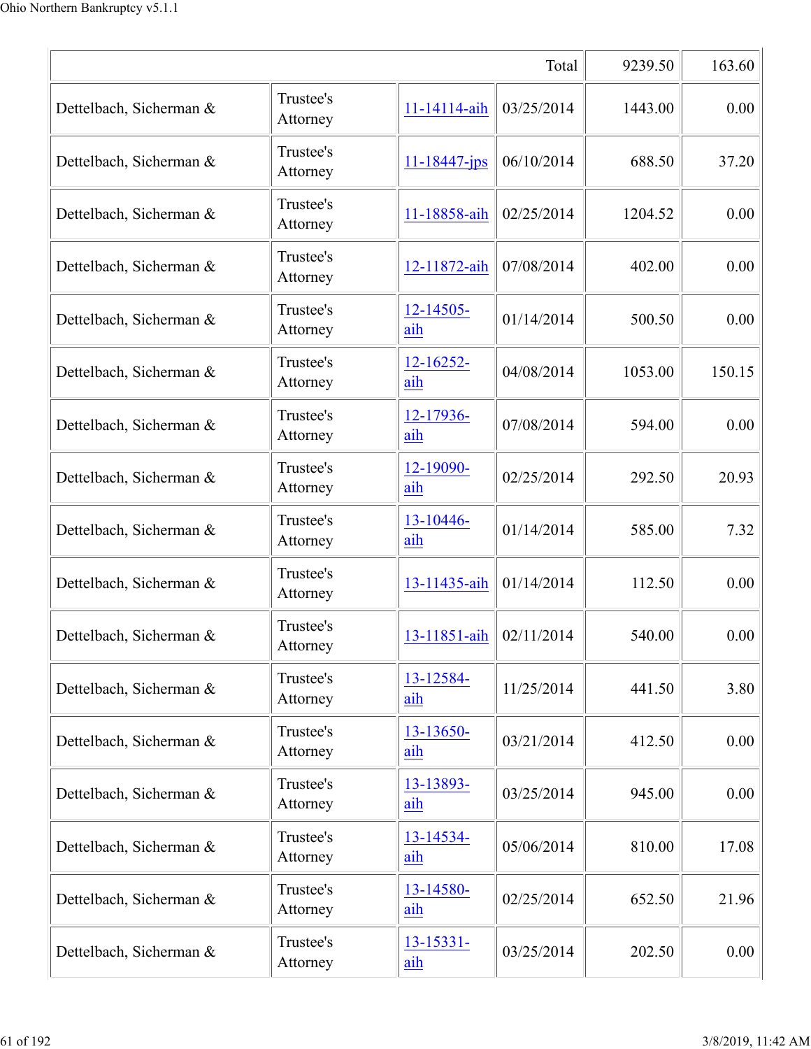| | | | Total | 9239.50 | 163.60 |
|---|---|---|---|---|---|
| Dettelbach, Sicherman & | Trustee's Attorney | 11-14114-aih | 03/25/2014 | 1443.00 | 0.00 |
| Dettelbach, Sicherman & | Trustee's Attorney | 11-18447-jps | 06/10/2014 | 688.50 | 37.20 |
| Dettelbach, Sicherman & | Trustee's Attorney | 11-18858-aih | 02/25/2014 | 1204.52 | 0.00 |
| Dettelbach, Sicherman & | Trustee's Attorney | 12-11872-aih | 07/08/2014 | 402.00 | 0.00 |
| Dettelbach, Sicherman & | Trustee's Attorney | 12-14505-aih | 01/14/2014 | 500.50 | 0.00 |
| Dettelbach, Sicherman & | Trustee's Attorney | 12-16252-aih | 04/08/2014 | 1053.00 | 150.15 |
| Dettelbach, Sicherman & | Trustee's Attorney | 12-17936-aih | 07/08/2014 | 594.00 | 0.00 |
| Dettelbach, Sicherman & | Trustee's Attorney | 12-19090-aih | 02/25/2014 | 292.50 | 20.93 |
| Dettelbach, Sicherman & | Trustee's Attorney | 13-10446-aih | 01/14/2014 | 585.00 | 7.32 |
| Dettelbach, Sicherman & | Trustee's Attorney | 13-11435-aih | 01/14/2014 | 112.50 | 0.00 |
| Dettelbach, Sicherman & | Trustee's Attorney | 13-11851-aih | 02/11/2014 | 540.00 | 0.00 |
| Dettelbach, Sicherman & | Trustee's Attorney | 13-12584-aih | 11/25/2014 | 441.50 | 3.80 |
| Dettelbach, Sicherman & | Trustee's Attorney | 13-13650-aih | 03/21/2014 | 412.50 | 0.00 |
| Dettelbach, Sicherman & | Trustee's Attorney | 13-13893-aih | 03/25/2014 | 945.00 | 0.00 |
| Dettelbach, Sicherman & | Trustee's Attorney | 13-14534-aih | 05/06/2014 | 810.00 | 17.08 |
| Dettelbach, Sicherman & | Trustee's Attorney | 13-14580-aih | 02/25/2014 | 652.50 | 21.96 |
| Dettelbach, Sicherman & | Trustee's Attorney | 13-15331-aih | 03/25/2014 | 202.50 | 0.00 |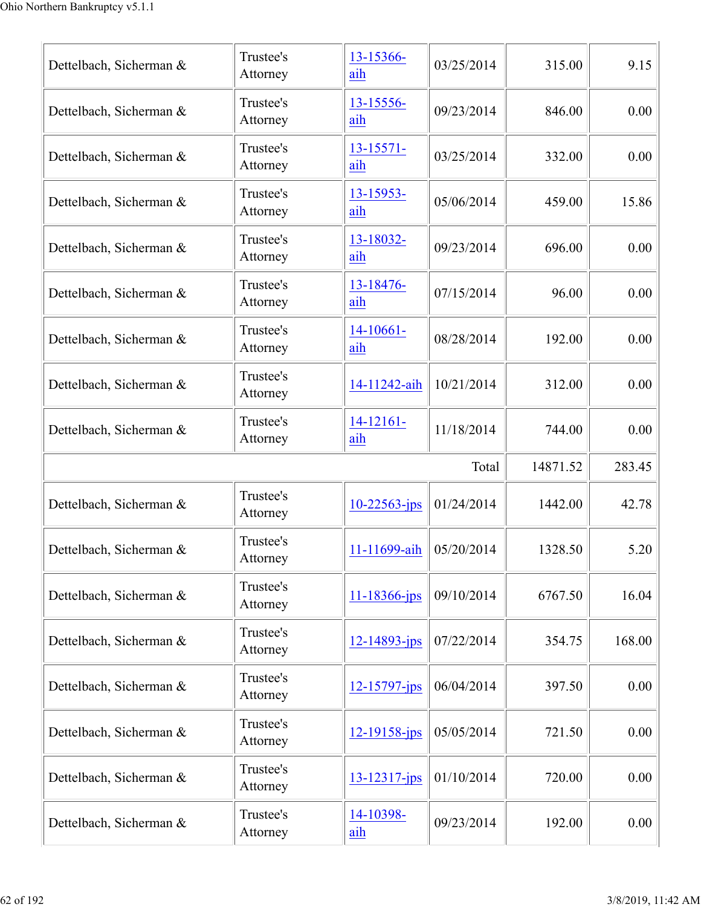| | | | | | |
|---|---|---|---|---|---|
| Dettelbach, Sicherman & | Trustee's Attorney | 13-15366-aih | 03/25/2014 | 315.00 | 9.15 |
| Dettelbach, Sicherman & | Trustee's Attorney | 13-15556-aih | 09/23/2014 | 846.00 | 0.00 |
| Dettelbach, Sicherman & | Trustee's Attorney | 13-15571-aih | 03/25/2014 | 332.00 | 0.00 |
| Dettelbach, Sicherman & | Trustee's Attorney | 13-15953-aih | 05/06/2014 | 459.00 | 15.86 |
| Dettelbach, Sicherman & | Trustee's Attorney | 13-18032-aih | 09/23/2014 | 696.00 | 0.00 |
| Dettelbach, Sicherman & | Trustee's Attorney | 13-18476-aih | 07/15/2014 | 96.00 | 0.00 |
| Dettelbach, Sicherman & | Trustee's Attorney | 14-10661-aih | 08/28/2014 | 192.00 | 0.00 |
| Dettelbach, Sicherman & | Trustee's Attorney | 14-11242-aih | 10/21/2014 | 312.00 | 0.00 |
| Dettelbach, Sicherman & | Trustee's Attorney | 14-12161-aih | 11/18/2014 | 744.00 | 0.00 |
| | | | Total | 14871.52 | 283.45 |
| Dettelbach, Sicherman & | Trustee's Attorney | 10-22563-jps | 01/24/2014 | 1442.00 | 42.78 |
| Dettelbach, Sicherman & | Trustee's Attorney | 11-11699-aih | 05/20/2014 | 1328.50 | 5.20 |
| Dettelbach, Sicherman & | Trustee's Attorney | 11-18366-jps | 09/10/2014 | 6767.50 | 16.04 |
| Dettelbach, Sicherman & | Trustee's Attorney | 12-14893-jps | 07/22/2014 | 354.75 | 168.00 |
| Dettelbach, Sicherman & | Trustee's Attorney | 12-15797-jps | 06/04/2014 | 397.50 | 0.00 |
| Dettelbach, Sicherman & | Trustee's Attorney | 12-19158-jps | 05/05/2014 | 721.50 | 0.00 |
| Dettelbach, Sicherman & | Trustee's Attorney | 13-12317-jps | 01/10/2014 | 720.00 | 0.00 |
| Dettelbach, Sicherman & | Trustee's Attorney | 14-10398-aih | 09/23/2014 | 192.00 | 0.00 |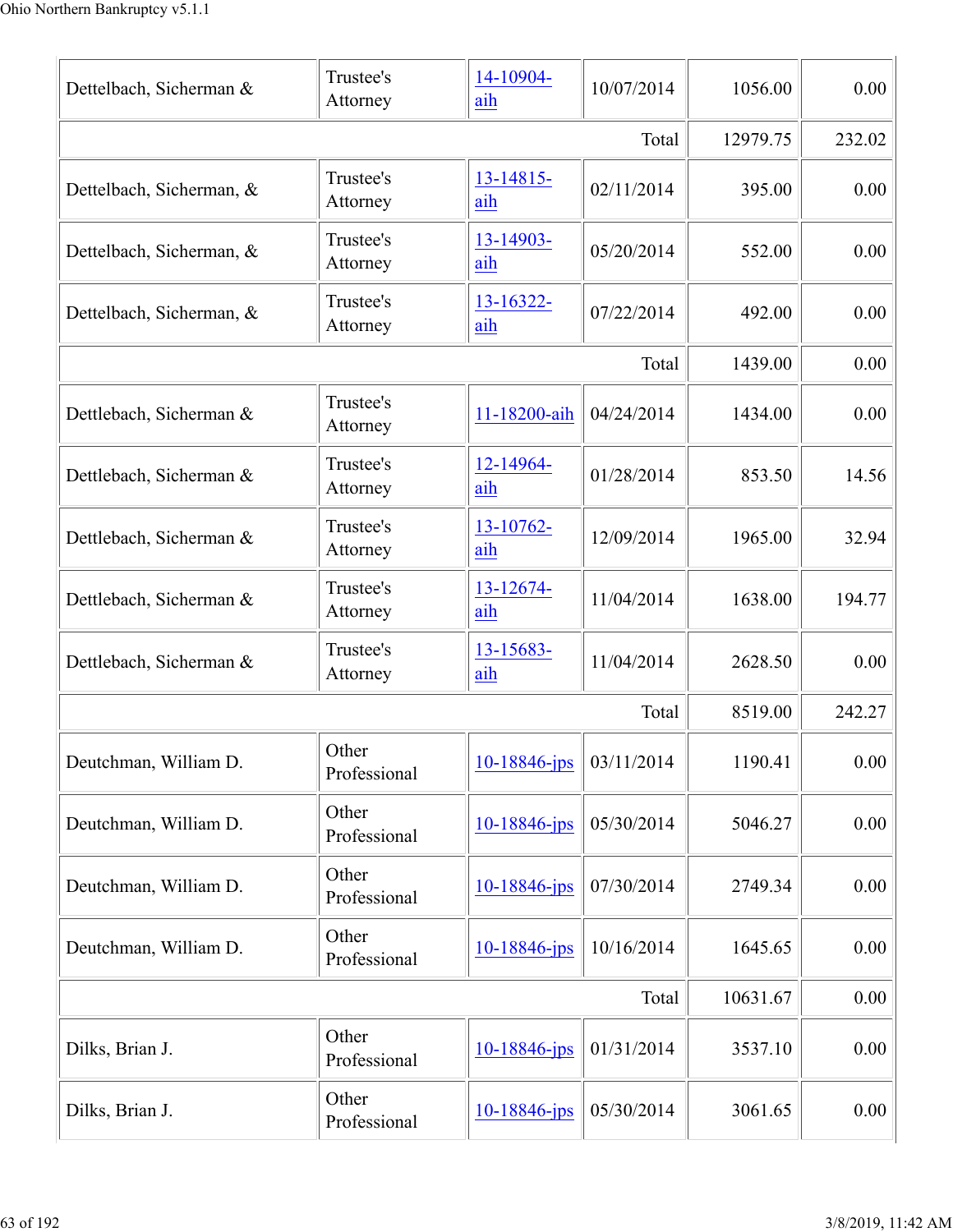| | | | | | |
|---|---|---|---|---|---|
| Dettelbach, Sicherman & | Trustee's Attorney | 14-10904-aih | 10/07/2014 | 1056.00 | 0.00 |
| | | | Total | 12979.75 | 232.02 |
| Dettelbach, Sicherman, & | Trustee's Attorney | 13-14815-aih | 02/11/2014 | 395.00 | 0.00 |
| Dettelbach, Sicherman, & | Trustee's Attorney | 13-14903-aih | 05/20/2014 | 552.00 | 0.00 |
| Dettelbach, Sicherman, & | Trustee's Attorney | 13-16322-aih | 07/22/2014 | 492.00 | 0.00 |
| | | | Total | 1439.00 | 0.00 |
| Dettlebach, Sicherman & | Trustee's Attorney | 11-18200-aih | 04/24/2014 | 1434.00 | 0.00 |
| Dettlebach, Sicherman & | Trustee's Attorney | 12-14964-aih | 01/28/2014 | 853.50 | 14.56 |
| Dettlebach, Sicherman & | Trustee's Attorney | 13-10762-aih | 12/09/2014 | 1965.00 | 32.94 |
| Dettlebach, Sicherman & | Trustee's Attorney | 13-12674-aih | 11/04/2014 | 1638.00 | 194.77 |
| Dettlebach, Sicherman & | Trustee's Attorney | 13-15683-aih | 11/04/2014 | 2628.50 | 0.00 |
| | | | Total | 8519.00 | 242.27 |
| Deutchman, William D. | Other Professional | 10-18846-jps | 03/11/2014 | 1190.41 | 0.00 |
| Deutchman, William D. | Other Professional | 10-18846-jps | 05/30/2014 | 5046.27 | 0.00 |
| Deutchman, William D. | Other Professional | 10-18846-jps | 07/30/2014 | 2749.34 | 0.00 |
| Deutchman, William D. | Other Professional | 10-18846-jps | 10/16/2014 | 1645.65 | 0.00 |
| | | | Total | 10631.67 | 0.00 |
| Dilks, Brian J. | Other Professional | 10-18846-jps | 01/31/2014 | 3537.10 | 0.00 |
| Dilks, Brian J. | Other Professional | 10-18846-jps | 05/30/2014 | 3061.65 | 0.00 |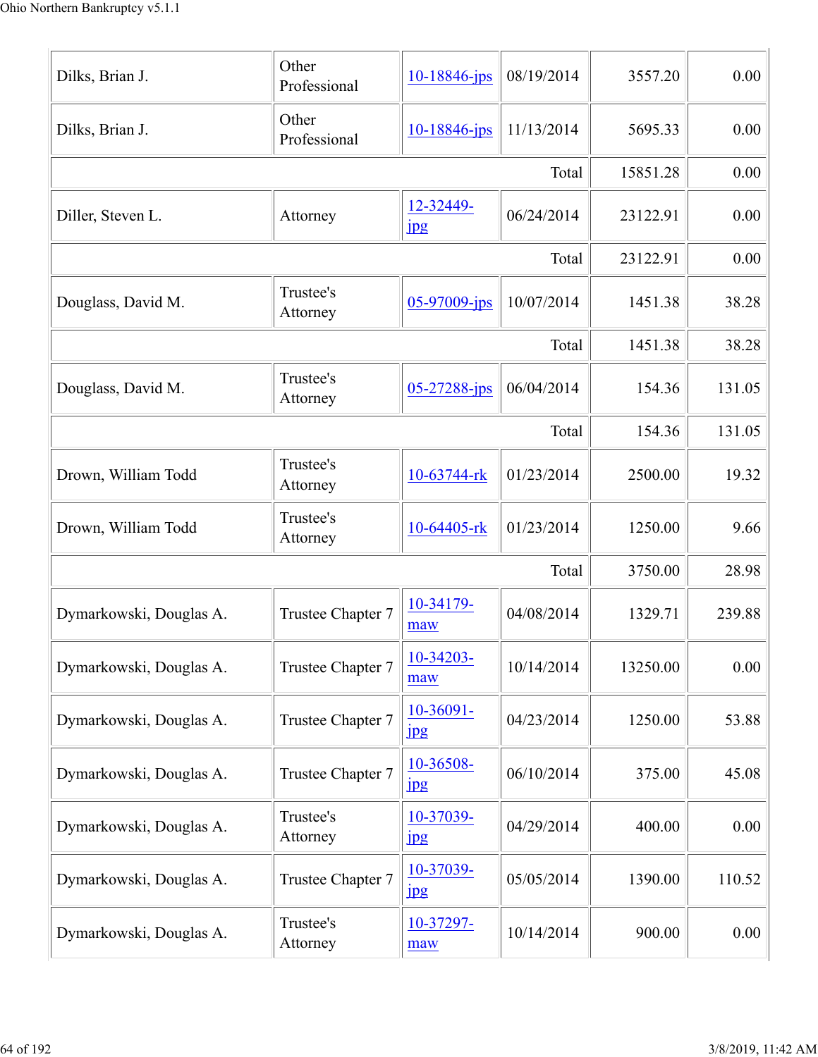| | | | | | |
|---|---|---|---|---|---|
| Dilks, Brian J. | Other Professional | 10-18846-jps | 08/19/2014 | 3557.20 | 0.00 |
| Dilks, Brian J. | Other Professional | 10-18846-jps | 11/13/2014 | 5695.33 | 0.00 |
| | | | Total | 15851.28 | 0.00 |
| Diller, Steven L. | Attorney | 12-32449-jpg | 06/24/2014 | 23122.91 | 0.00 |
| | | | Total | 23122.91 | 0.00 |
| Douglass, David M. | Trustee's Attorney | 05-97009-jps | 10/07/2014 | 1451.38 | 38.28 |
| | | | Total | 1451.38 | 38.28 |
| Douglass, David M. | Trustee's Attorney | 05-27288-jps | 06/04/2014 | 154.36 | 131.05 |
| | | | Total | 154.36 | 131.05 |
| Drown, William Todd | Trustee's Attorney | 10-63744-rk | 01/23/2014 | 2500.00 | 19.32 |
| Drown, William Todd | Trustee's Attorney | 10-64405-rk | 01/23/2014 | 1250.00 | 9.66 |
| | | | Total | 3750.00 | 28.98 |
| Dymarkowski, Douglas A. | Trustee Chapter 7 | 10-34179-maw | 04/08/2014 | 1329.71 | 239.88 |
| Dymarkowski, Douglas A. | Trustee Chapter 7 | 10-34203-maw | 10/14/2014 | 13250.00 | 0.00 |
| Dymarkowski, Douglas A. | Trustee Chapter 7 | 10-36091-jpg | 04/23/2014 | 1250.00 | 53.88 |
| Dymarkowski, Douglas A. | Trustee Chapter 7 | 10-36508-jpg | 06/10/2014 | 375.00 | 45.08 |
| Dymarkowski, Douglas A. | Trustee's Attorney | 10-37039-jpg | 04/29/2014 | 400.00 | 0.00 |
| Dymarkowski, Douglas A. | Trustee Chapter 7 | 10-37039-jpg | 05/05/2014 | 1390.00 | 110.52 |
| Dymarkowski, Douglas A. | Trustee's Attorney | 10-37297-maw | 10/14/2014 | 900.00 | 0.00 |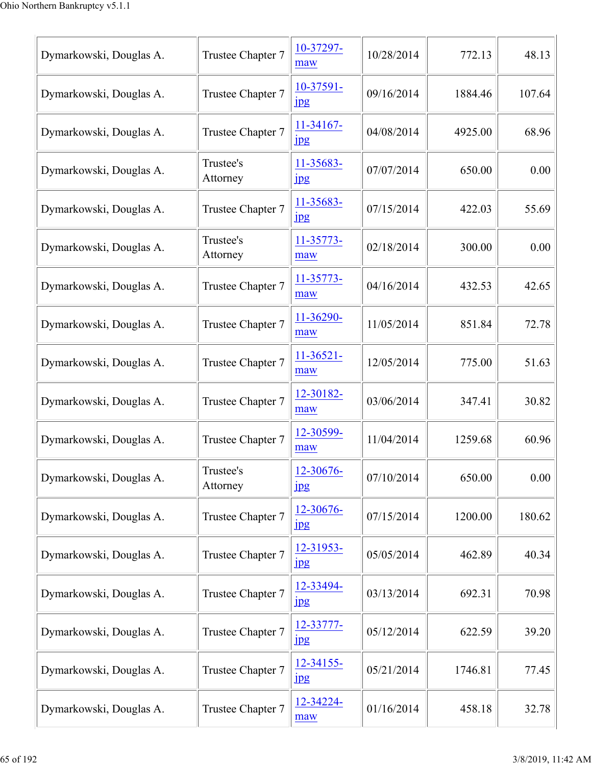| | | | | | |
|---|---|---|---|---|---|
| Dymarkowski, Douglas A. | Trustee Chapter 7 | 10-37297-maw | 10/28/2014 | 772.13 | 48.13 |
| Dymarkowski, Douglas A. | Trustee Chapter 7 | 10-37591-jpg | 09/16/2014 | 1884.46 | 107.64 |
| Dymarkowski, Douglas A. | Trustee Chapter 7 | 11-34167-jpg | 04/08/2014 | 4925.00 | 68.96 |
| Dymarkowski, Douglas A. | Trustee's Attorney | 11-35683-jpg | 07/07/2014 | 650.00 | 0.00 |
| Dymarkowski, Douglas A. | Trustee Chapter 7 | 11-35683-jpg | 07/15/2014 | 422.03 | 55.69 |
| Dymarkowski, Douglas A. | Trustee's Attorney | 11-35773-maw | 02/18/2014 | 300.00 | 0.00 |
| Dymarkowski, Douglas A. | Trustee Chapter 7 | 11-35773-maw | 04/16/2014 | 432.53 | 42.65 |
| Dymarkowski, Douglas A. | Trustee Chapter 7 | 11-36290-maw | 11/05/2014 | 851.84 | 72.78 |
| Dymarkowski, Douglas A. | Trustee Chapter 7 | 11-36521-maw | 12/05/2014 | 775.00 | 51.63 |
| Dymarkowski, Douglas A. | Trustee Chapter 7 | 12-30182-maw | 03/06/2014 | 347.41 | 30.82 |
| Dymarkowski, Douglas A. | Trustee Chapter 7 | 12-30599-maw | 11/04/2014 | 1259.68 | 60.96 |
| Dymarkowski, Douglas A. | Trustee's Attorney | 12-30676-jpg | 07/10/2014 | 650.00 | 0.00 |
| Dymarkowski, Douglas A. | Trustee Chapter 7 | 12-30676-jpg | 07/15/2014 | 1200.00 | 180.62 |
| Dymarkowski, Douglas A. | Trustee Chapter 7 | 12-31953-jpg | 05/05/2014 | 462.89 | 40.34 |
| Dymarkowski, Douglas A. | Trustee Chapter 7 | 12-33494-jpg | 03/13/2014 | 692.31 | 70.98 |
| Dymarkowski, Douglas A. | Trustee Chapter 7 | 12-33777-jpg | 05/12/2014 | 622.59 | 39.20 |
| Dymarkowski, Douglas A. | Trustee Chapter 7 | 12-34155-jpg | 05/21/2014 | 1746.81 | 77.45 |
| Dymarkowski, Douglas A. | Trustee Chapter 7 | 12-34224-maw | 01/16/2014 | 458.18 | 32.78 |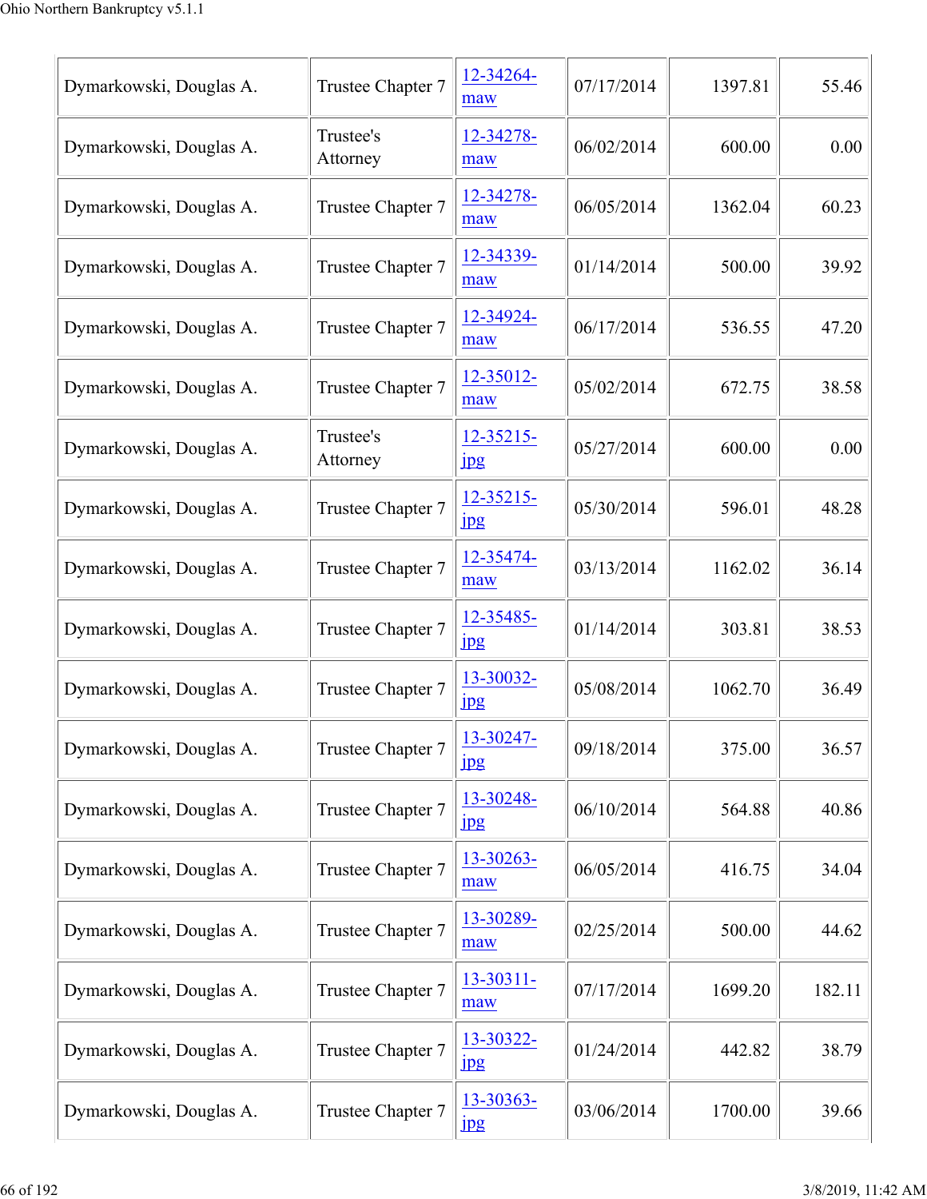| | | | | | |
|---|---|---|---|---|---|
| Dymarkowski, Douglas A. | Trustee Chapter 7 | 12-34264-maw | 07/17/2014 | 1397.81 | 55.46 |
| Dymarkowski, Douglas A. | Trustee's Attorney | 12-34278-maw | 06/02/2014 | 600.00 | 0.00 |
| Dymarkowski, Douglas A. | Trustee Chapter 7 | 12-34278-maw | 06/05/2014 | 1362.04 | 60.23 |
| Dymarkowski, Douglas A. | Trustee Chapter 7 | 12-34339-maw | 01/14/2014 | 500.00 | 39.92 |
| Dymarkowski, Douglas A. | Trustee Chapter 7 | 12-34924-maw | 06/17/2014 | 536.55 | 47.20 |
| Dymarkowski, Douglas A. | Trustee Chapter 7 | 12-35012-maw | 05/02/2014 | 672.75 | 38.58 |
| Dymarkowski, Douglas A. | Trustee's Attorney | 12-35215-jpg | 05/27/2014 | 600.00 | 0.00 |
| Dymarkowski, Douglas A. | Trustee Chapter 7 | 12-35215-jpg | 05/30/2014 | 596.01 | 48.28 |
| Dymarkowski, Douglas A. | Trustee Chapter 7 | 12-35474-maw | 03/13/2014 | 1162.02 | 36.14 |
| Dymarkowski, Douglas A. | Trustee Chapter 7 | 12-35485-jpg | 01/14/2014 | 303.81 | 38.53 |
| Dymarkowski, Douglas A. | Trustee Chapter 7 | 13-30032-jpg | 05/08/2014 | 1062.70 | 36.49 |
| Dymarkowski, Douglas A. | Trustee Chapter 7 | 13-30247-jpg | 09/18/2014 | 375.00 | 36.57 |
| Dymarkowski, Douglas A. | Trustee Chapter 7 | 13-30248-jpg | 06/10/2014 | 564.88 | 40.86 |
| Dymarkowski, Douglas A. | Trustee Chapter 7 | 13-30263-maw | 06/05/2014 | 416.75 | 34.04 |
| Dymarkowski, Douglas A. | Trustee Chapter 7 | 13-30289-maw | 02/25/2014 | 500.00 | 44.62 |
| Dymarkowski, Douglas A. | Trustee Chapter 7 | 13-30311-maw | 07/17/2014 | 1699.20 | 182.11 |
| Dymarkowski, Douglas A. | Trustee Chapter 7 | 13-30322-jpg | 01/24/2014 | 442.82 | 38.79 |
| Dymarkowski, Douglas A. | Trustee Chapter 7 | 13-30363-jpg | 03/06/2014 | 1700.00 | 39.66 |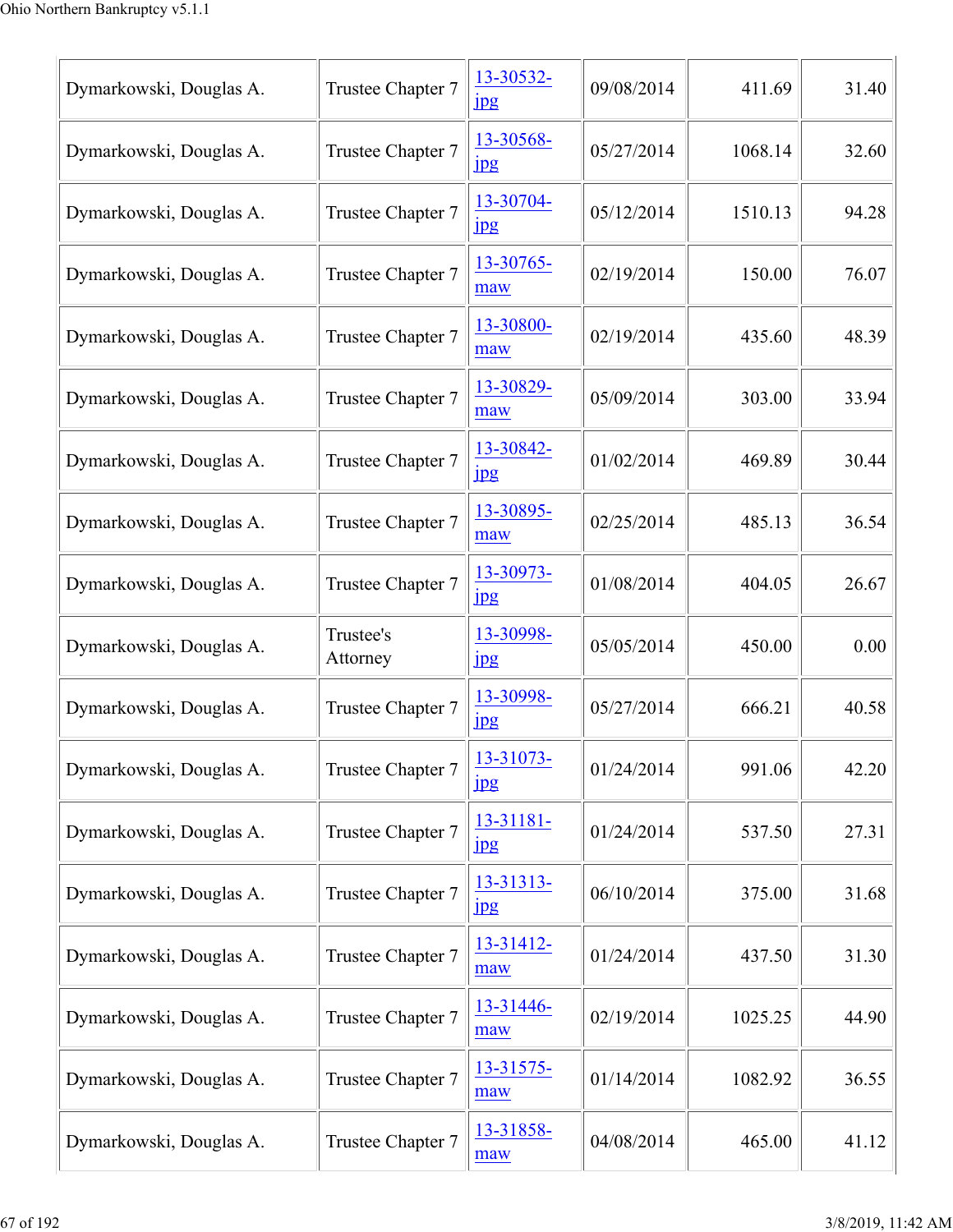| Dymarkowski, Douglas A. | Trustee Chapter 7 | 13-30532-jpg | 09/08/2014 | 411.69 | 31.40 |
|---|---|---|---|---|---|
| Dymarkowski, Douglas A. | Trustee Chapter 7 | 13-30568-jpg | 05/27/2014 | 1068.14 | 32.60 |
| Dymarkowski, Douglas A. | Trustee Chapter 7 | 13-30704-jpg | 05/12/2014 | 1510.13 | 94.28 |
| Dymarkowski, Douglas A. | Trustee Chapter 7 | 13-30765-maw | 02/19/2014 | 150.00 | 76.07 |
| Dymarkowski, Douglas A. | Trustee Chapter 7 | 13-30800-maw | 02/19/2014 | 435.60 | 48.39 |
| Dymarkowski, Douglas A. | Trustee Chapter 7 | 13-30829-maw | 05/09/2014 | 303.00 | 33.94 |
| Dymarkowski, Douglas A. | Trustee Chapter 7 | 13-30842-jpg | 01/02/2014 | 469.89 | 30.44 |
| Dymarkowski, Douglas A. | Trustee Chapter 7 | 13-30895-maw | 02/25/2014 | 485.13 | 36.54 |
| Dymarkowski, Douglas A. | Trustee Chapter 7 | 13-30973-jpg | 01/08/2014 | 404.05 | 26.67 |
| Dymarkowski, Douglas A. | Trustee's Attorney | 13-30998-jpg | 05/05/2014 | 450.00 | 0.00 |
| Dymarkowski, Douglas A. | Trustee Chapter 7 | 13-30998-jpg | 05/27/2014 | 666.21 | 40.58 |
| Dymarkowski, Douglas A. | Trustee Chapter 7 | 13-31073-jpg | 01/24/2014 | 991.06 | 42.20 |
| Dymarkowski, Douglas A. | Trustee Chapter 7 | 13-31181-jpg | 01/24/2014 | 537.50 | 27.31 |
| Dymarkowski, Douglas A. | Trustee Chapter 7 | 13-31313-jpg | 06/10/2014 | 375.00 | 31.68 |
| Dymarkowski, Douglas A. | Trustee Chapter 7 | 13-31412-maw | 01/24/2014 | 437.50 | 31.30 |
| Dymarkowski, Douglas A. | Trustee Chapter 7 | 13-31446-maw | 02/19/2014 | 1025.25 | 44.90 |
| Dymarkowski, Douglas A. | Trustee Chapter 7 | 13-31575-maw | 01/14/2014 | 1082.92 | 36.55 |
| Dymarkowski, Douglas A. | Trustee Chapter 7 | 13-31858-maw | 04/08/2014 | 465.00 | 41.12 |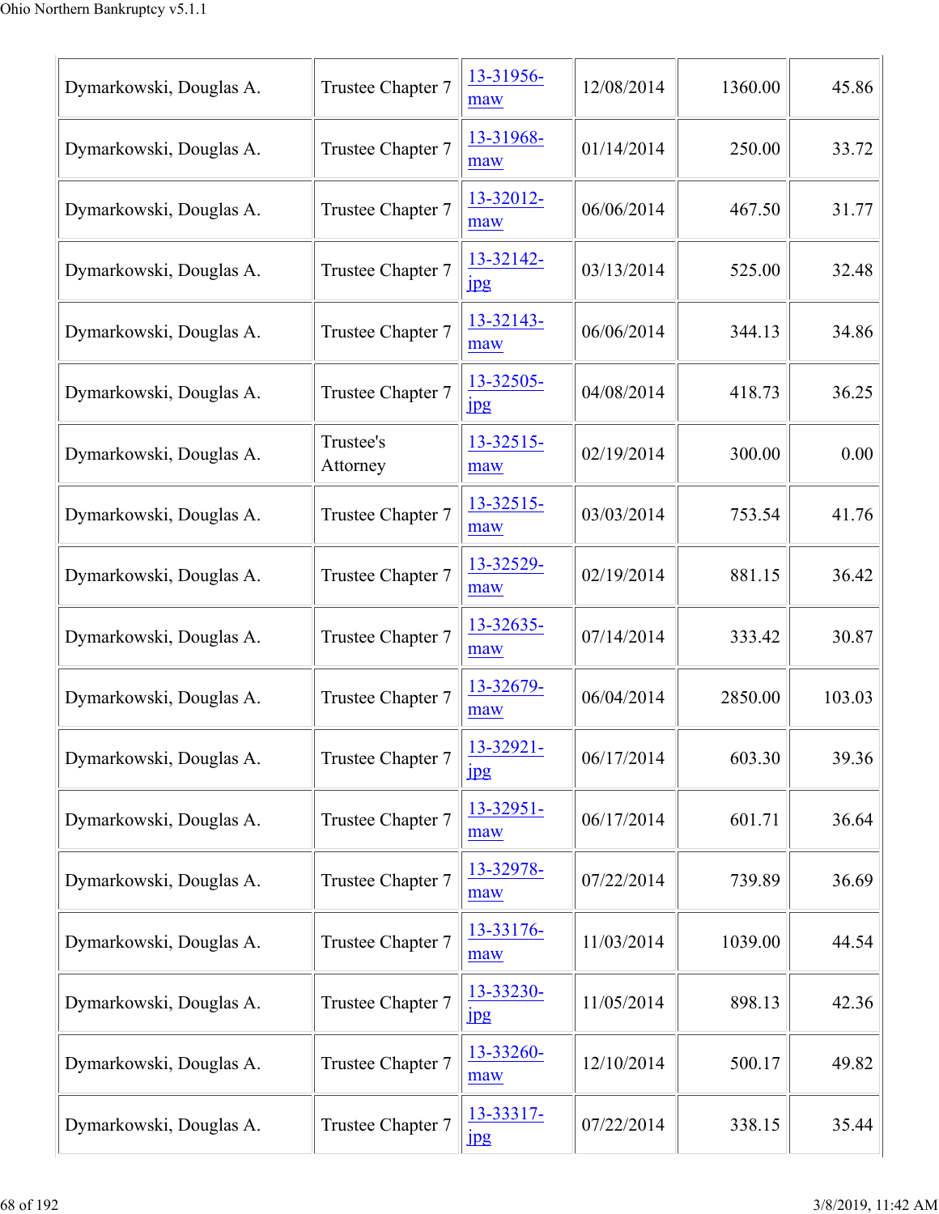| Dymarkowski, Douglas A. | Trustee Chapter 7 | 13-31956-maw | 12/08/2014 | 1360.00 | 45.86 |
|---|---|---|---|---|---|
| Dymarkowski, Douglas A. | Trustee Chapter 7 | 13-31968-maw | 01/14/2014 | 250.00 | 33.72 |
| Dymarkowski, Douglas A. | Trustee Chapter 7 | 13-32012-maw | 06/06/2014 | 467.50 | 31.77 |
| Dymarkowski, Douglas A. | Trustee Chapter 7 | 13-32142-jpg | 03/13/2014 | 525.00 | 32.48 |
| Dymarkowski, Douglas A. | Trustee Chapter 7 | 13-32143-maw | 06/06/2014 | 344.13 | 34.86 |
| Dymarkowski, Douglas A. | Trustee Chapter 7 | 13-32505-jpg | 04/08/2014 | 418.73 | 36.25 |
| Dymarkowski, Douglas A. | Trustee's Attorney | 13-32515-maw | 02/19/2014 | 300.00 | 0.00 |
| Dymarkowski, Douglas A. | Trustee Chapter 7 | 13-32515-maw | 03/03/2014 | 753.54 | 41.76 |
| Dymarkowski, Douglas A. | Trustee Chapter 7 | 13-32529-maw | 02/19/2014 | 881.15 | 36.42 |
| Dymarkowski, Douglas A. | Trustee Chapter 7 | 13-32635-maw | 07/14/2014 | 333.42 | 30.87 |
| Dymarkowski, Douglas A. | Trustee Chapter 7 | 13-32679-maw | 06/04/2014 | 2850.00 | 103.03 |
| Dymarkowski, Douglas A. | Trustee Chapter 7 | 13-32921-jpg | 06/17/2014 | 603.30 | 39.36 |
| Dymarkowski, Douglas A. | Trustee Chapter 7 | 13-32951-maw | 06/17/2014 | 601.71 | 36.64 |
| Dymarkowski, Douglas A. | Trustee Chapter 7 | 13-32978-maw | 07/22/2014 | 739.89 | 36.69 |
| Dymarkowski, Douglas A. | Trustee Chapter 7 | 13-33176-maw | 11/03/2014 | 1039.00 | 44.54 |
| Dymarkowski, Douglas A. | Trustee Chapter 7 | 13-33230-jpg | 11/05/2014 | 898.13 | 42.36 |
| Dymarkowski, Douglas A. | Trustee Chapter 7 | 13-33260-maw | 12/10/2014 | 500.17 | 49.82 |
| Dymarkowski, Douglas A. | Trustee Chapter 7 | 13-33317-jpg | 07/22/2014 | 338.15 | 35.44 |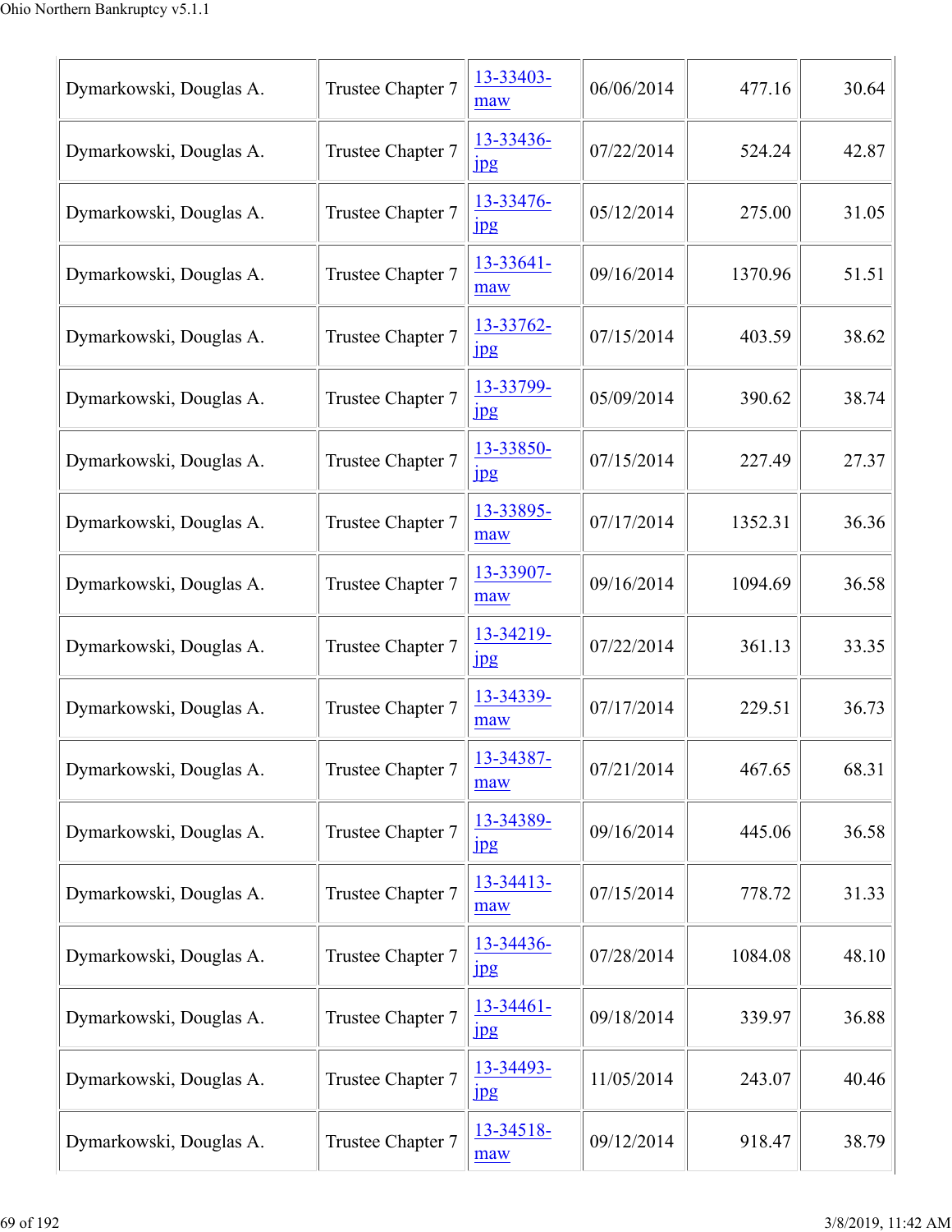| | | | | | |
|---|---|---|---|---|---|
| Dymarkowski, Douglas A. | Trustee Chapter 7 | 13-33403-maw | 06/06/2014 | 477.16 | 30.64 |
| Dymarkowski, Douglas A. | Trustee Chapter 7 | 13-33436-jpg | 07/22/2014 | 524.24 | 42.87 |
| Dymarkowski, Douglas A. | Trustee Chapter 7 | 13-33476-jpg | 05/12/2014 | 275.00 | 31.05 |
| Dymarkowski, Douglas A. | Trustee Chapter 7 | 13-33641-maw | 09/16/2014 | 1370.96 | 51.51 |
| Dymarkowski, Douglas A. | Trustee Chapter 7 | 13-33762-jpg | 07/15/2014 | 403.59 | 38.62 |
| Dymarkowski, Douglas A. | Trustee Chapter 7 | 13-33799-jpg | 05/09/2014 | 390.62 | 38.74 |
| Dymarkowski, Douglas A. | Trustee Chapter 7 | 13-33850-jpg | 07/15/2014 | 227.49 | 27.37 |
| Dymarkowski, Douglas A. | Trustee Chapter 7 | 13-33895-maw | 07/17/2014 | 1352.31 | 36.36 |
| Dymarkowski, Douglas A. | Trustee Chapter 7 | 13-33907-maw | 09/16/2014 | 1094.69 | 36.58 |
| Dymarkowski, Douglas A. | Trustee Chapter 7 | 13-34219-jpg | 07/22/2014 | 361.13 | 33.35 |
| Dymarkowski, Douglas A. | Trustee Chapter 7 | 13-34339-maw | 07/17/2014 | 229.51 | 36.73 |
| Dymarkowski, Douglas A. | Trustee Chapter 7 | 13-34387-maw | 07/21/2014 | 467.65 | 68.31 |
| Dymarkowski, Douglas A. | Trustee Chapter 7 | 13-34389-jpg | 09/16/2014 | 445.06 | 36.58 |
| Dymarkowski, Douglas A. | Trustee Chapter 7 | 13-34413-maw | 07/15/2014 | 778.72 | 31.33 |
| Dymarkowski, Douglas A. | Trustee Chapter 7 | 13-34436-jpg | 07/28/2014 | 1084.08 | 48.10 |
| Dymarkowski, Douglas A. | Trustee Chapter 7 | 13-34461-jpg | 09/18/2014 | 339.97 | 36.88 |
| Dymarkowski, Douglas A. | Trustee Chapter 7 | 13-34493-jpg | 11/05/2014 | 243.07 | 40.46 |
| Dymarkowski, Douglas A. | Trustee Chapter 7 | 13-34518-maw | 09/12/2014 | 918.47 | 38.79 |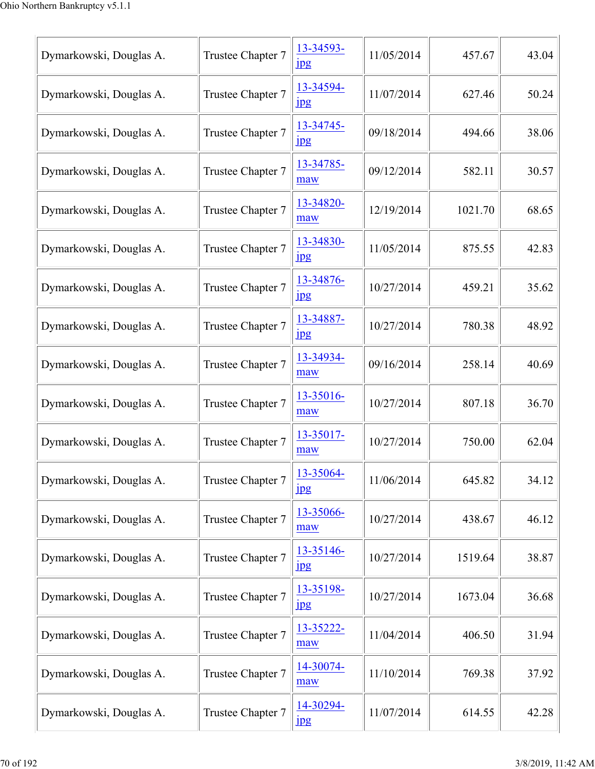| | | | | | |
|---|---|---|---|---|---|
| Dymarkowski, Douglas A. | Trustee Chapter 7 | 13-34593-jpg | 11/05/2014 | 457.67 | 43.04 |
| Dymarkowski, Douglas A. | Trustee Chapter 7 | 13-34594-jpg | 11/07/2014 | 627.46 | 50.24 |
| Dymarkowski, Douglas A. | Trustee Chapter 7 | 13-34745-jpg | 09/18/2014 | 494.66 | 38.06 |
| Dymarkowski, Douglas A. | Trustee Chapter 7 | 13-34785-maw | 09/12/2014 | 582.11 | 30.57 |
| Dymarkowski, Douglas A. | Trustee Chapter 7 | 13-34820-maw | 12/19/2014 | 1021.70 | 68.65 |
| Dymarkowski, Douglas A. | Trustee Chapter 7 | 13-34830-jpg | 11/05/2014 | 875.55 | 42.83 |
| Dymarkowski, Douglas A. | Trustee Chapter 7 | 13-34876-jpg | 10/27/2014 | 459.21 | 35.62 |
| Dymarkowski, Douglas A. | Trustee Chapter 7 | 13-34887-jpg | 10/27/2014 | 780.38 | 48.92 |
| Dymarkowski, Douglas A. | Trustee Chapter 7 | 13-34934-maw | 09/16/2014 | 258.14 | 40.69 |
| Dymarkowski, Douglas A. | Trustee Chapter 7 | 13-35016-maw | 10/27/2014 | 807.18 | 36.70 |
| Dymarkowski, Douglas A. | Trustee Chapter 7 | 13-35017-maw | 10/27/2014 | 750.00 | 62.04 |
| Dymarkowski, Douglas A. | Trustee Chapter 7 | 13-35064-jpg | 11/06/2014 | 645.82 | 34.12 |
| Dymarkowski, Douglas A. | Trustee Chapter 7 | 13-35066-maw | 10/27/2014 | 438.67 | 46.12 |
| Dymarkowski, Douglas A. | Trustee Chapter 7 | 13-35146-jpg | 10/27/2014 | 1519.64 | 38.87 |
| Dymarkowski, Douglas A. | Trustee Chapter 7 | 13-35198-jpg | 10/27/2014 | 1673.04 | 36.68 |
| Dymarkowski, Douglas A. | Trustee Chapter 7 | 13-35222-maw | 11/04/2014 | 406.50 | 31.94 |
| Dymarkowski, Douglas A. | Trustee Chapter 7 | 14-30074-maw | 11/10/2014 | 769.38 | 37.92 |
| Dymarkowski, Douglas A. | Trustee Chapter 7 | 14-30294-jpg | 11/07/2014 | 614.55 | 42.28 |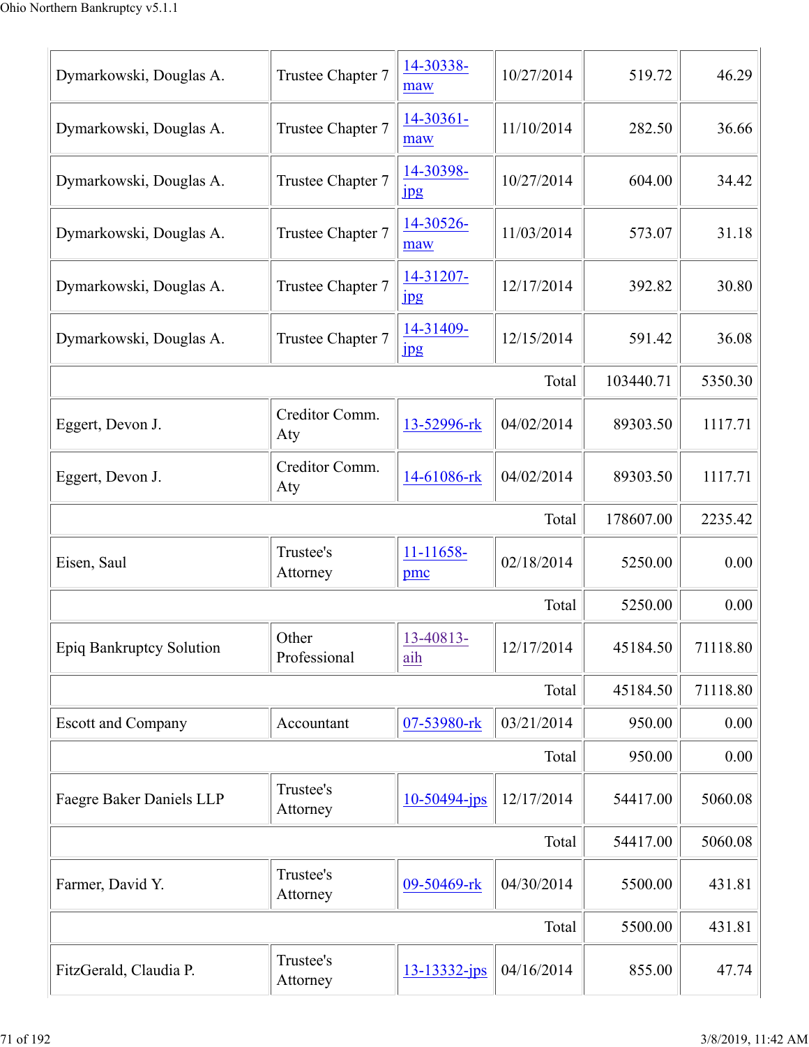| | | | | | |
|---|---|---|---|---|---|
| Dymarkowski, Douglas A. | Trustee Chapter 7 | 14-30338-maw | 10/27/2014 | 519.72 | 46.29 |
| Dymarkowski, Douglas A. | Trustee Chapter 7 | 14-30361-maw | 11/10/2014 | 282.50 | 36.66 |
| Dymarkowski, Douglas A. | Trustee Chapter 7 | 14-30398-jpg | 10/27/2014 | 604.00 | 34.42 |
| Dymarkowski, Douglas A. | Trustee Chapter 7 | 14-30526-maw | 11/03/2014 | 573.07 | 31.18 |
| Dymarkowski, Douglas A. | Trustee Chapter 7 | 14-31207-jpg | 12/17/2014 | 392.82 | 30.80 |
| Dymarkowski, Douglas A. | Trustee Chapter 7 | 14-31409-jpg | 12/15/2014 | 591.42 | 36.08 |
| | | | Total | 103440.71 | 5350.30 |
| Eggert, Devon J. | Creditor Comm. Aty | 13-52996-rk | 04/02/2014 | 89303.50 | 1117.71 |
| Eggert, Devon J. | Creditor Comm. Aty | 14-61086-rk | 04/02/2014 | 89303.50 | 1117.71 |
| | | | Total | 178607.00 | 2235.42 |
| Eisen, Saul | Trustee's Attorney | 11-11658-pmc | 02/18/2014 | 5250.00 | 0.00 |
| | | | Total | 5250.00 | 0.00 |
| Epiq Bankruptcy Solution | Other Professional | 13-40813-aih | 12/17/2014 | 45184.50 | 71118.80 |
| | | | Total | 45184.50 | 71118.80 |
| Escott and Company | Accountant | 07-53980-rk | 03/21/2014 | 950.00 | 0.00 |
| | | | Total | 950.00 | 0.00 |
| Faegre Baker Daniels LLP | Trustee's Attorney | 10-50494-jps | 12/17/2014 | 54417.00 | 5060.08 |
| | | | Total | 54417.00 | 5060.08 |
| Farmer, David Y. | Trustee's Attorney | 09-50469-rk | 04/30/2014 | 5500.00 | 431.81 |
| | | | Total | 5500.00 | 431.81 |
| FitzGerald, Claudia P. | Trustee's Attorney | 13-13332-jps | 04/16/2014 | 855.00 | 47.74 |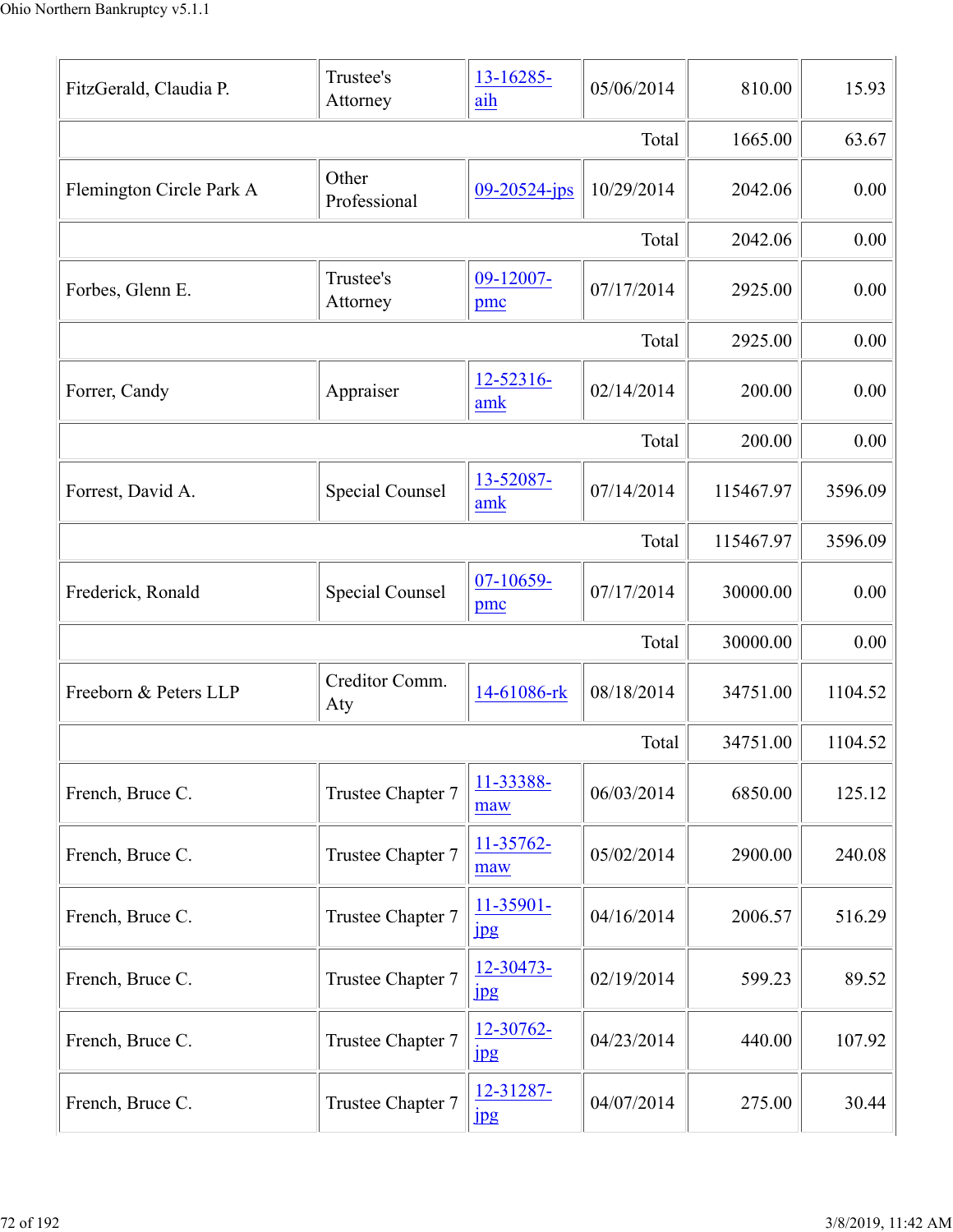| | | | | | |
|---|---|---|---|---|---|
| FitzGerald, Claudia P. | Trustee's Attorney | 13-16285-aih | 05/06/2014 | 810.00 | 15.93 |
| | | | | Total | 1665.00 | 63.67 |
| Flemington Circle Park A | Other Professional | 09-20524-jps | 10/29/2014 | 2042.06 | 0.00 |
| | | | Total | 2042.06 | 0.00 |
| Forbes, Glenn E. | Trustee's Attorney | 09-12007-pmc | 07/17/2014 | 2925.00 | 0.00 |
| | | | Total | 2925.00 | 0.00 |
| Forrer, Candy | Appraiser | 12-52316-amk | 02/14/2014 | 200.00 | 0.00 |
| | | | Total | 200.00 | 0.00 |
| Forrest, David A. | Special Counsel | 13-52087-amk | 07/14/2014 | 115467.97 | 3596.09 |
| | | | Total | 115467.97 | 3596.09 |
| Frederick, Ronald | Special Counsel | 07-10659-pmc | 07/17/2014 | 30000.00 | 0.00 |
| | | | Total | 30000.00 | 0.00 |
| Freeborn & Peters LLP | Creditor Comm. Aty | 14-61086-rk | 08/18/2014 | 34751.00 | 1104.52 |
| | | | Total | 34751.00 | 1104.52 |
| French, Bruce C. | Trustee Chapter 7 | 11-33388-maw | 06/03/2014 | 6850.00 | 125.12 |
| French, Bruce C. | Trustee Chapter 7 | 11-35762-maw | 05/02/2014 | 2900.00 | 240.08 |
| French, Bruce C. | Trustee Chapter 7 | 11-35901-jpg | 04/16/2014 | 2006.57 | 516.29 |
| French, Bruce C. | Trustee Chapter 7 | 12-30473-jpg | 02/19/2014 | 599.23 | 89.52 |
| French, Bruce C. | Trustee Chapter 7 | 12-30762-jpg | 04/23/2014 | 440.00 | 107.92 |
| French, Bruce C. | Trustee Chapter 7 | 12-31287-jpg | 04/07/2014 | 275.00 | 30.44 |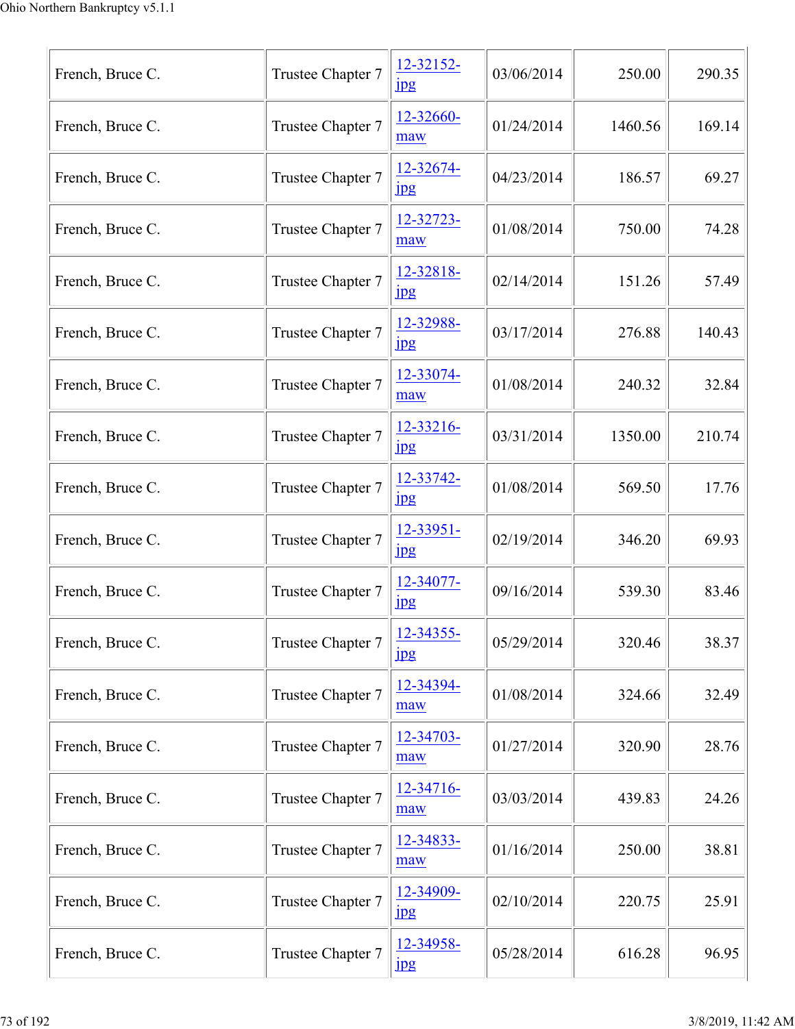| French, Bruce C. | Trustee Chapter 7 | 12-32152-jpg | 03/06/2014 | 250.00 | 290.35 |
|---|---|---|---|---|---|
| French, Bruce C. | Trustee Chapter 7 | 12-32660-maw | 01/24/2014 | 1460.56 | 169.14 |
| French, Bruce C. | Trustee Chapter 7 | 12-32674-jpg | 04/23/2014 | 186.57 | 69.27 |
| French, Bruce C. | Trustee Chapter 7 | 12-32723-maw | 01/08/2014 | 750.00 | 74.28 |
| French, Bruce C. | Trustee Chapter 7 | 12-32818-jpg | 02/14/2014 | 151.26 | 57.49 |
| French, Bruce C. | Trustee Chapter 7 | 12-32988-jpg | 03/17/2014 | 276.88 | 140.43 |
| French, Bruce C. | Trustee Chapter 7 | 12-33074-maw | 01/08/2014 | 240.32 | 32.84 |
| French, Bruce C. | Trustee Chapter 7 | 12-33216-jpg | 03/31/2014 | 1350.00 | 210.74 |
| French, Bruce C. | Trustee Chapter 7 | 12-33742-jpg | 01/08/2014 | 569.50 | 17.76 |
| French, Bruce C. | Trustee Chapter 7 | 12-33951-jpg | 02/19/2014 | 346.20 | 69.93 |
| French, Bruce C. | Trustee Chapter 7 | 12-34077-jpg | 09/16/2014 | 539.30 | 83.46 |
| French, Bruce C. | Trustee Chapter 7 | 12-34355-jpg | 05/29/2014 | 320.46 | 38.37 |
| French, Bruce C. | Trustee Chapter 7 | 12-34394-maw | 01/08/2014 | 324.66 | 32.49 |
| French, Bruce C. | Trustee Chapter 7 | 12-34703-maw | 01/27/2014 | 320.90 | 28.76 |
| French, Bruce C. | Trustee Chapter 7 | 12-34716-maw | 03/03/2014 | 439.83 | 24.26 |
| French, Bruce C. | Trustee Chapter 7 | 12-34833-maw | 01/16/2014 | 250.00 | 38.81 |
| French, Bruce C. | Trustee Chapter 7 | 12-34909-jpg | 02/10/2014 | 220.75 | 25.91 |
| French, Bruce C. | Trustee Chapter 7 | 12-34958-jpg | 05/28/2014 | 616.28 | 96.95 |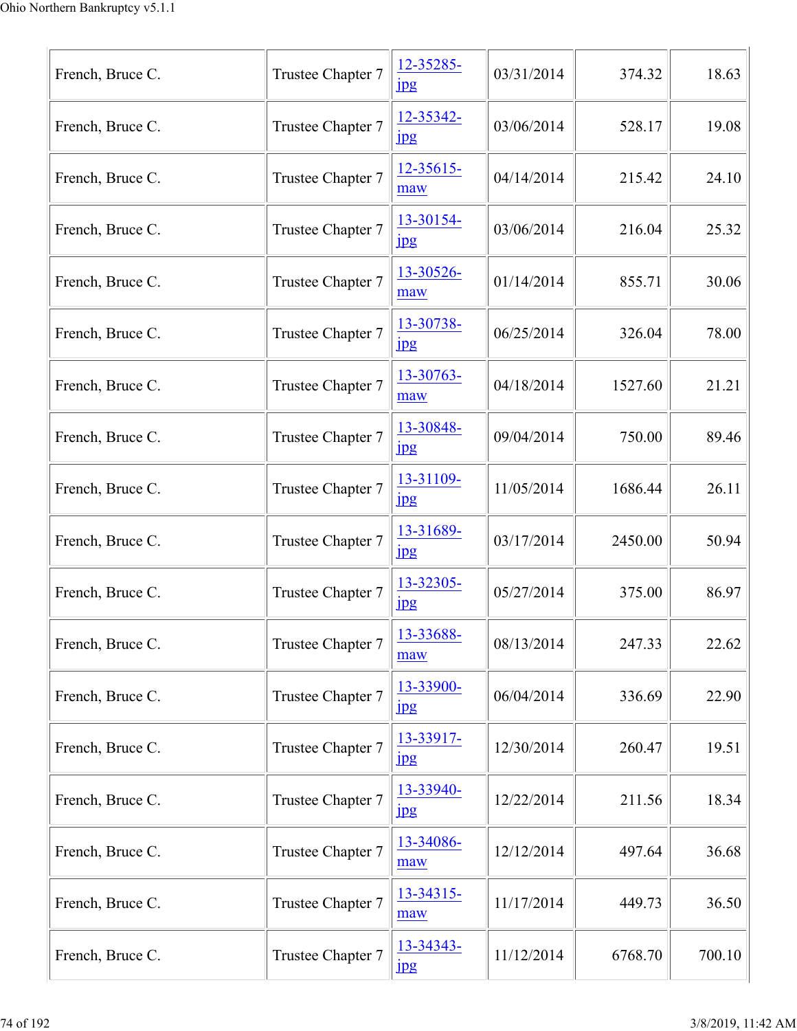| French, Bruce C. | Trustee Chapter 7 | 12-35285-jpg | 03/31/2014 | 374.32 | 18.63 |
|---|---|---|---|---|---|
| French, Bruce C. | Trustee Chapter 7 | 12-35342-jpg | 03/06/2014 | 528.17 | 19.08 |
| French, Bruce C. | Trustee Chapter 7 | 12-35615-maw | 04/14/2014 | 215.42 | 24.10 |
| French, Bruce C. | Trustee Chapter 7 | 13-30154-jpg | 03/06/2014 | 216.04 | 25.32 |
| French, Bruce C. | Trustee Chapter 7 | 13-30526-maw | 01/14/2014 | 855.71 | 30.06 |
| French, Bruce C. | Trustee Chapter 7 | 13-30738-jpg | 06/25/2014 | 326.04 | 78.00 |
| French, Bruce C. | Trustee Chapter 7 | 13-30763-maw | 04/18/2014 | 1527.60 | 21.21 |
| French, Bruce C. | Trustee Chapter 7 | 13-30848-jpg | 09/04/2014 | 750.00 | 89.46 |
| French, Bruce C. | Trustee Chapter 7 | 13-31109-jpg | 11/05/2014 | 1686.44 | 26.11 |
| French, Bruce C. | Trustee Chapter 7 | 13-31689-jpg | 03/17/2014 | 2450.00 | 50.94 |
| French, Bruce C. | Trustee Chapter 7 | 13-32305-jpg | 05/27/2014 | 375.00 | 86.97 |
| French, Bruce C. | Trustee Chapter 7 | 13-33688-maw | 08/13/2014 | 247.33 | 22.62 |
| French, Bruce C. | Trustee Chapter 7 | 13-33900-jpg | 06/04/2014 | 336.69 | 22.90 |
| French, Bruce C. | Trustee Chapter 7 | 13-33917-jpg | 12/30/2014 | 260.47 | 19.51 |
| French, Bruce C. | Trustee Chapter 7 | 13-33940-jpg | 12/22/2014 | 211.56 | 18.34 |
| French, Bruce C. | Trustee Chapter 7 | 13-34086-maw | 12/12/2014 | 497.64 | 36.68 |
| French, Bruce C. | Trustee Chapter 7 | 13-34315-maw | 11/17/2014 | 449.73 | 36.50 |
| French, Bruce C. | Trustee Chapter 7 | 13-34343-jpg | 11/12/2014 | 6768.70 | 700.10 |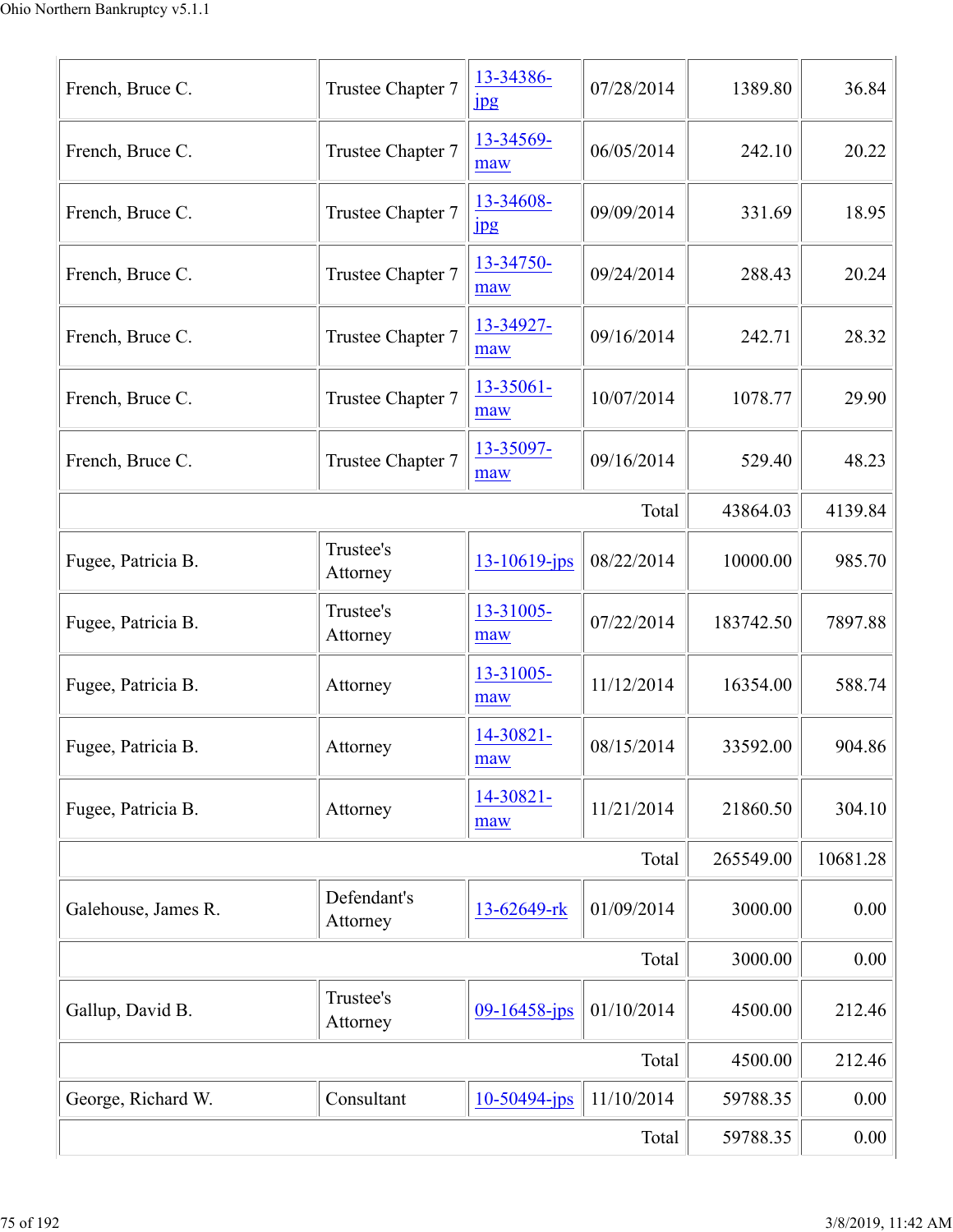| | | | | | |
|---|---|---|---|---|---|
| French, Bruce C. | Trustee Chapter 7 | 13-34386-jpg | 07/28/2014 | 1389.80 | 36.84 |
| French, Bruce C. | Trustee Chapter 7 | 13-34569-maw | 06/05/2014 | 242.10 | 20.22 |
| French, Bruce C. | Trustee Chapter 7 | 13-34608-jpg | 09/09/2014 | 331.69 | 18.95 |
| French, Bruce C. | Trustee Chapter 7 | 13-34750-maw | 09/24/2014 | 288.43 | 20.24 |
| French, Bruce C. | Trustee Chapter 7 | 13-34927-maw | 09/16/2014 | 242.71 | 28.32 |
| French, Bruce C. | Trustee Chapter 7 | 13-35061-maw | 10/07/2014 | 1078.77 | 29.90 |
| French, Bruce C. | Trustee Chapter 7 | 13-35097-maw | 09/16/2014 | 529.40 | 48.23 |
| | | | Total | 43864.03 | 4139.84 |
| Fugee, Patricia B. | Trustee's Attorney | 13-10619-jps | 08/22/2014 | 10000.00 | 985.70 |
| Fugee, Patricia B. | Trustee's Attorney | 13-31005-maw | 07/22/2014 | 183742.50 | 7897.88 |
| Fugee, Patricia B. | Attorney | 13-31005-maw | 11/12/2014 | 16354.00 | 588.74 |
| Fugee, Patricia B. | Attorney | 14-30821-maw | 08/15/2014 | 33592.00 | 904.86 |
| Fugee, Patricia B. | Attorney | 14-30821-maw | 11/21/2014 | 21860.50 | 304.10 |
| | | | Total | 265549.00 | 10681.28 |
| Galehouse, James R. | Defendant's Attorney | 13-62649-rk | 01/09/2014 | 3000.00 | 0.00 |
| | | | Total | 3000.00 | 0.00 |
| Gallup, David B. | Trustee's Attorney | 09-16458-jps | 01/10/2014 | 4500.00 | 212.46 |
| | | | Total | 4500.00 | 212.46 |
| George, Richard W. | Consultant | 10-50494-jps | 11/10/2014 | 59788.35 | 0.00 |
| | | | Total | 59788.35 | 0.00 |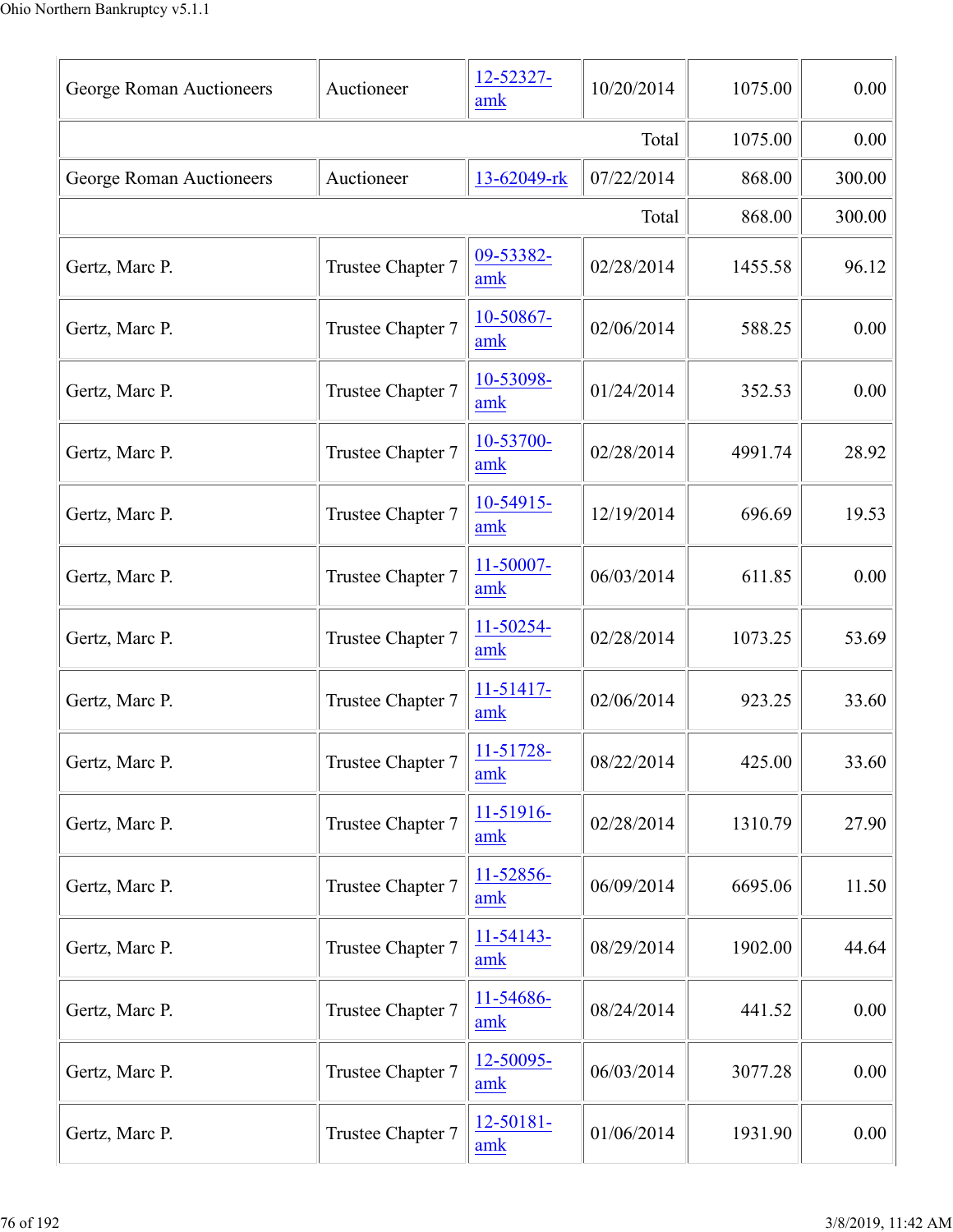| | | | | | |
|---|---|---|---|---|---|
| George Roman Auctioneers | Auctioneer | 12-52327-amk | 10/20/2014 | 1075.00 | 0.00 |
| | | | Total | 1075.00 | 0.00 |
| George Roman Auctioneers | Auctioneer | 13-62049-rk | 07/22/2014 | 868.00 | 300.00 |
| | | | Total | 868.00 | 300.00 |
| Gertz, Marc P. | Trustee Chapter 7 | 09-53382-amk | 02/28/2014 | 1455.58 | 96.12 |
| Gertz, Marc P. | Trustee Chapter 7 | 10-50867-amk | 02/06/2014 | 588.25 | 0.00 |
| Gertz, Marc P. | Trustee Chapter 7 | 10-53098-amk | 01/24/2014 | 352.53 | 0.00 |
| Gertz, Marc P. | Trustee Chapter 7 | 10-53700-amk | 02/28/2014 | 4991.74 | 28.92 |
| Gertz, Marc P. | Trustee Chapter 7 | 10-54915-amk | 12/19/2014 | 696.69 | 19.53 |
| Gertz, Marc P. | Trustee Chapter 7 | 11-50007-amk | 06/03/2014 | 611.85 | 0.00 |
| Gertz, Marc P. | Trustee Chapter 7 | 11-50254-amk | 02/28/2014 | 1073.25 | 53.69 |
| Gertz, Marc P. | Trustee Chapter 7 | 11-51417-amk | 02/06/2014 | 923.25 | 33.60 |
| Gertz, Marc P. | Trustee Chapter 7 | 11-51728-amk | 08/22/2014 | 425.00 | 33.60 |
| Gertz, Marc P. | Trustee Chapter 7 | 11-51916-amk | 02/28/2014 | 1310.79 | 27.90 |
| Gertz, Marc P. | Trustee Chapter 7 | 11-52856-amk | 06/09/2014 | 6695.06 | 11.50 |
| Gertz, Marc P. | Trustee Chapter 7 | 11-54143-amk | 08/29/2014 | 1902.00 | 44.64 |
| Gertz, Marc P. | Trustee Chapter 7 | 11-54686-amk | 08/24/2014 | 441.52 | 0.00 |
| Gertz, Marc P. | Trustee Chapter 7 | 12-50095-amk | 06/03/2014 | 3077.28 | 0.00 |
| Gertz, Marc P. | Trustee Chapter 7 | 12-50181-amk | 01/06/2014 | 1931.90 | 0.00 |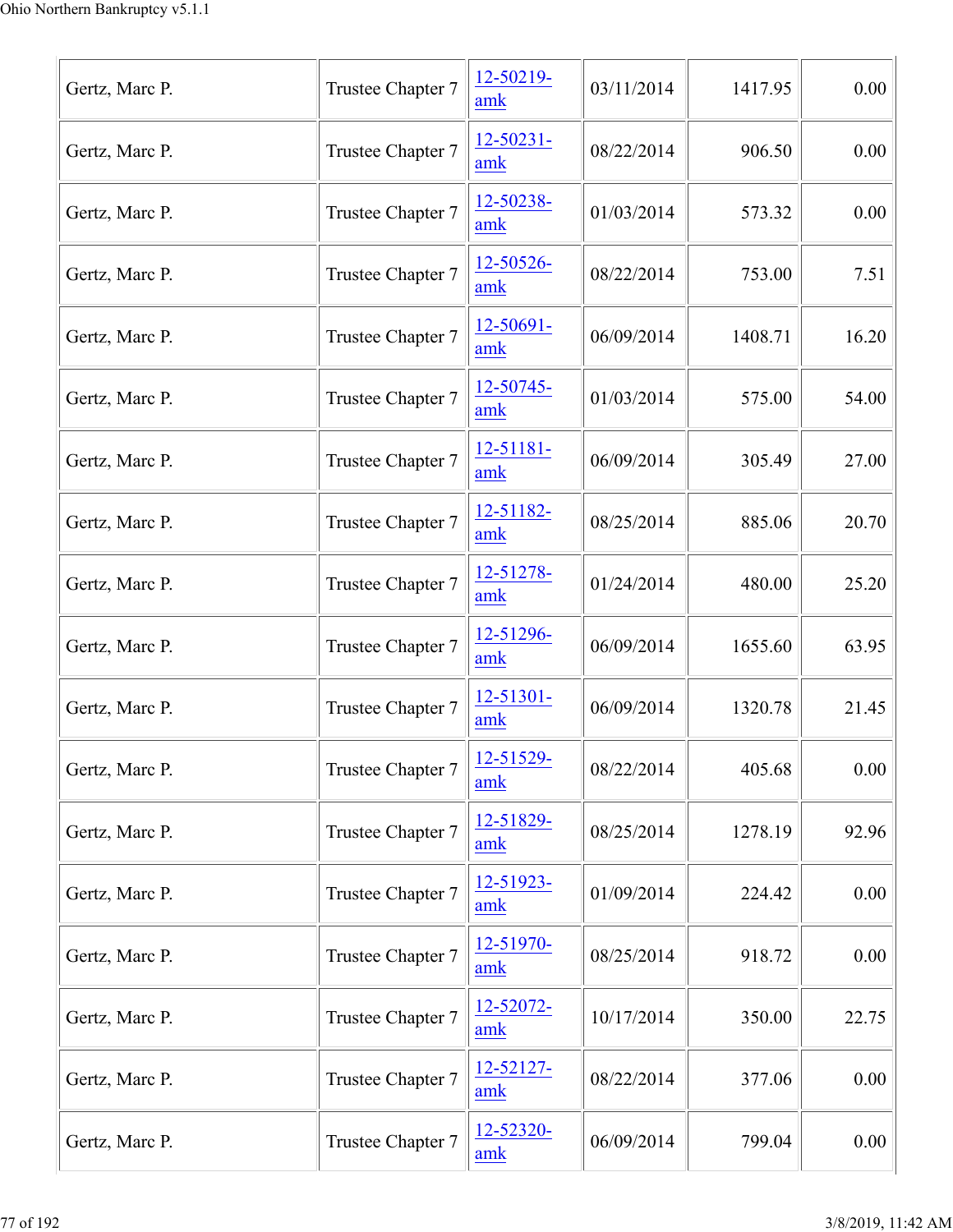| | | | | | |
|---|---|---|---|---|---|
| Gertz, Marc P. | Trustee Chapter 7 | 12-50219-amk | 03/11/2014 | 1417.95 | 0.00 |
| Gertz, Marc P. | Trustee Chapter 7 | 12-50231-amk | 08/22/2014 | 906.50 | 0.00 |
| Gertz, Marc P. | Trustee Chapter 7 | 12-50238-amk | 01/03/2014 | 573.32 | 0.00 |
| Gertz, Marc P. | Trustee Chapter 7 | 12-50526-amk | 08/22/2014 | 753.00 | 7.51 |
| Gertz, Marc P. | Trustee Chapter 7 | 12-50691-amk | 06/09/2014 | 1408.71 | 16.20 |
| Gertz, Marc P. | Trustee Chapter 7 | 12-50745-amk | 01/03/2014 | 575.00 | 54.00 |
| Gertz, Marc P. | Trustee Chapter 7 | 12-51181-amk | 06/09/2014 | 305.49 | 27.00 |
| Gertz, Marc P. | Trustee Chapter 7 | 12-51182-amk | 08/25/2014 | 885.06 | 20.70 |
| Gertz, Marc P. | Trustee Chapter 7 | 12-51278-amk | 01/24/2014 | 480.00 | 25.20 |
| Gertz, Marc P. | Trustee Chapter 7 | 12-51296-amk | 06/09/2014 | 1655.60 | 63.95 |
| Gertz, Marc P. | Trustee Chapter 7 | 12-51301-amk | 06/09/2014 | 1320.78 | 21.45 |
| Gertz, Marc P. | Trustee Chapter 7 | 12-51529-amk | 08/22/2014 | 405.68 | 0.00 |
| Gertz, Marc P. | Trustee Chapter 7 | 12-51829-amk | 08/25/2014 | 1278.19 | 92.96 |
| Gertz, Marc P. | Trustee Chapter 7 | 12-51923-amk | 01/09/2014 | 224.42 | 0.00 |
| Gertz, Marc P. | Trustee Chapter 7 | 12-51970-amk | 08/25/2014 | 918.72 | 0.00 |
| Gertz, Marc P. | Trustee Chapter 7 | 12-52072-amk | 10/17/2014 | 350.00 | 22.75 |
| Gertz, Marc P. | Trustee Chapter 7 | 12-52127-amk | 08/22/2014 | 377.06 | 0.00 |
| Gertz, Marc P. | Trustee Chapter 7 | 12-52320-amk | 06/09/2014 | 799.04 | 0.00 |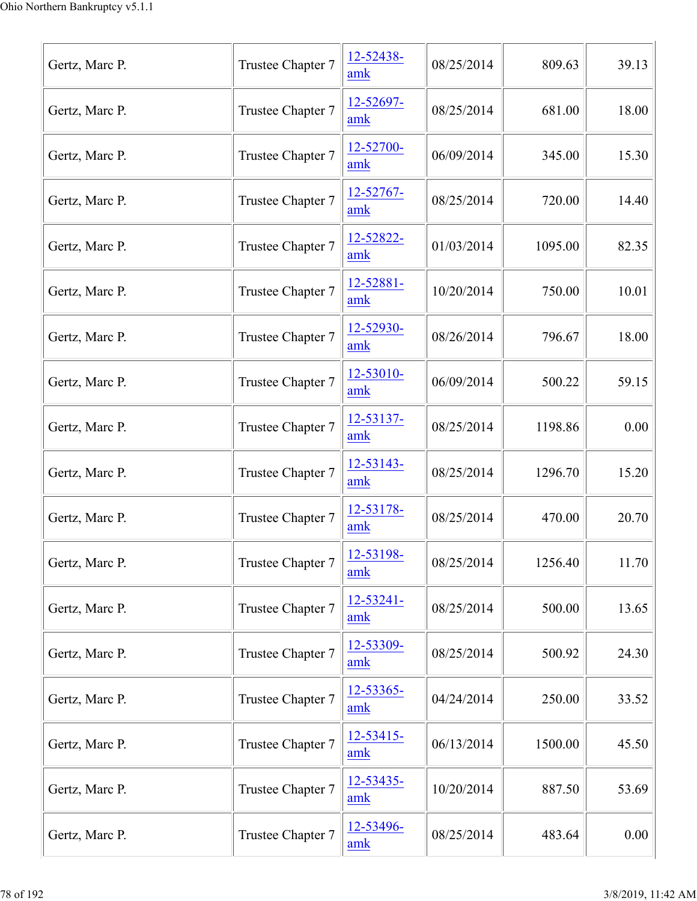| | | | | | |
|---|---|---|---|---|---|
| Gertz, Marc P. | Trustee Chapter 7 | 12-52438-amk | 08/25/2014 | 809.63 | 39.13 |
| Gertz, Marc P. | Trustee Chapter 7 | 12-52697-amk | 08/25/2014 | 681.00 | 18.00 |
| Gertz, Marc P. | Trustee Chapter 7 | 12-52700-amk | 06/09/2014 | 345.00 | 15.30 |
| Gertz, Marc P. | Trustee Chapter 7 | 12-52767-amk | 08/25/2014 | 720.00 | 14.40 |
| Gertz, Marc P. | Trustee Chapter 7 | 12-52822-amk | 01/03/2014 | 1095.00 | 82.35 |
| Gertz, Marc P. | Trustee Chapter 7 | 12-52881-amk | 10/20/2014 | 750.00 | 10.01 |
| Gertz, Marc P. | Trustee Chapter 7 | 12-52930-amk | 08/26/2014 | 796.67 | 18.00 |
| Gertz, Marc P. | Trustee Chapter 7 | 12-53010-amk | 06/09/2014 | 500.22 | 59.15 |
| Gertz, Marc P. | Trustee Chapter 7 | 12-53137-amk | 08/25/2014 | 1198.86 | 0.00 |
| Gertz, Marc P. | Trustee Chapter 7 | 12-53143-amk | 08/25/2014 | 1296.70 | 15.20 |
| Gertz, Marc P. | Trustee Chapter 7 | 12-53178-amk | 08/25/2014 | 470.00 | 20.70 |
| Gertz, Marc P. | Trustee Chapter 7 | 12-53198-amk | 08/25/2014 | 1256.40 | 11.70 |
| Gertz, Marc P. | Trustee Chapter 7 | 12-53241-amk | 08/25/2014 | 500.00 | 13.65 |
| Gertz, Marc P. | Trustee Chapter 7 | 12-53309-amk | 08/25/2014 | 500.92 | 24.30 |
| Gertz, Marc P. | Trustee Chapter 7 | 12-53365-amk | 04/24/2014 | 250.00 | 33.52 |
| Gertz, Marc P. | Trustee Chapter 7 | 12-53415-amk | 06/13/2014 | 1500.00 | 45.50 |
| Gertz, Marc P. | Trustee Chapter 7 | 12-53435-amk | 10/20/2014 | 887.50 | 53.69 |
| Gertz, Marc P. | Trustee Chapter 7 | 12-53496-amk | 08/25/2014 | 483.64 | 0.00 |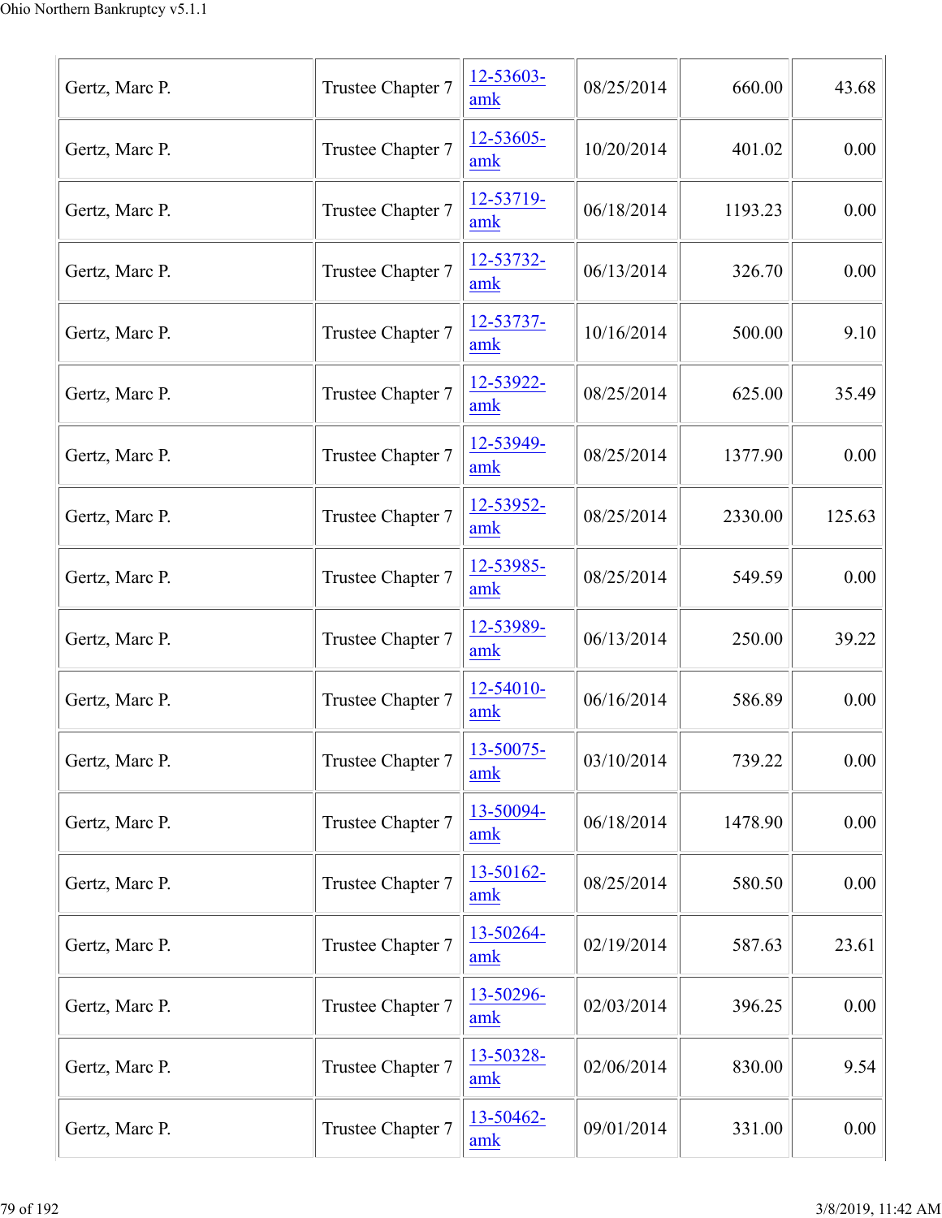| | | | | | |
|---|---|---|---|---|---|
| Gertz, Marc P. | Trustee Chapter 7 | 12-53603-amk | 08/25/2014 | 660.00 | 43.68 |
| Gertz, Marc P. | Trustee Chapter 7 | 12-53605-amk | 10/20/2014 | 401.02 | 0.00 |
| Gertz, Marc P. | Trustee Chapter 7 | 12-53719-amk | 06/18/2014 | 1193.23 | 0.00 |
| Gertz, Marc P. | Trustee Chapter 7 | 12-53732-amk | 06/13/2014 | 326.70 | 0.00 |
| Gertz, Marc P. | Trustee Chapter 7 | 12-53737-amk | 10/16/2014 | 500.00 | 9.10 |
| Gertz, Marc P. | Trustee Chapter 7 | 12-53922-amk | 08/25/2014 | 625.00 | 35.49 |
| Gertz, Marc P. | Trustee Chapter 7 | 12-53949-amk | 08/25/2014 | 1377.90 | 0.00 |
| Gertz, Marc P. | Trustee Chapter 7 | 12-53952-amk | 08/25/2014 | 2330.00 | 125.63 |
| Gertz, Marc P. | Trustee Chapter 7 | 12-53985-amk | 08/25/2014 | 549.59 | 0.00 |
| Gertz, Marc P. | Trustee Chapter 7 | 12-53989-amk | 06/13/2014 | 250.00 | 39.22 |
| Gertz, Marc P. | Trustee Chapter 7 | 12-54010-amk | 06/16/2014 | 586.89 | 0.00 |
| Gertz, Marc P. | Trustee Chapter 7 | 13-50075-amk | 03/10/2014 | 739.22 | 0.00 |
| Gertz, Marc P. | Trustee Chapter 7 | 13-50094-amk | 06/18/2014 | 1478.90 | 0.00 |
| Gertz, Marc P. | Trustee Chapter 7 | 13-50162-amk | 08/25/2014 | 580.50 | 0.00 |
| Gertz, Marc P. | Trustee Chapter 7 | 13-50264-amk | 02/19/2014 | 587.63 | 23.61 |
| Gertz, Marc P. | Trustee Chapter 7 | 13-50296-amk | 02/03/2014 | 396.25 | 0.00 |
| Gertz, Marc P. | Trustee Chapter 7 | 13-50328-amk | 02/06/2014 | 830.00 | 9.54 |
| Gertz, Marc P. | Trustee Chapter 7 | 13-50462-amk | 09/01/2014 | 331.00 | 0.00 |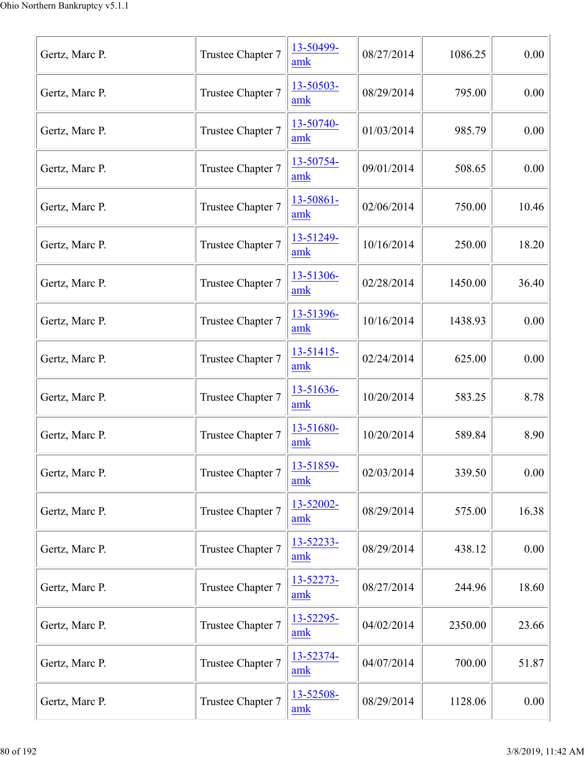| Gertz, Marc P. | Trustee Chapter 7 | 13-50499-amk | 08/27/2014 | 1086.25 | 0.00 |
|---|---|---|---|---|---|
| Gertz, Marc P. | Trustee Chapter 7 | 13-50503-amk | 08/29/2014 | 795.00 | 0.00 |
| Gertz, Marc P. | Trustee Chapter 7 | 13-50740-amk | 01/03/2014 | 985.79 | 0.00 |
| Gertz, Marc P. | Trustee Chapter 7 | 13-50754-amk | 09/01/2014 | 508.65 | 0.00 |
| Gertz, Marc P. | Trustee Chapter 7 | 13-50861-amk | 02/06/2014 | 750.00 | 10.46 |
| Gertz, Marc P. | Trustee Chapter 7 | 13-51249-amk | 10/16/2014 | 250.00 | 18.20 |
| Gertz, Marc P. | Trustee Chapter 7 | 13-51306-amk | 02/28/2014 | 1450.00 | 36.40 |
| Gertz, Marc P. | Trustee Chapter 7 | 13-51396-amk | 10/16/2014 | 1438.93 | 0.00 |
| Gertz, Marc P. | Trustee Chapter 7 | 13-51415-amk | 02/24/2014 | 625.00 | 0.00 |
| Gertz, Marc P. | Trustee Chapter 7 | 13-51636-amk | 10/20/2014 | 583.25 | 8.78 |
| Gertz, Marc P. | Trustee Chapter 7 | 13-51680-amk | 10/20/2014 | 589.84 | 8.90 |
| Gertz, Marc P. | Trustee Chapter 7 | 13-51859-amk | 02/03/2014 | 339.50 | 0.00 |
| Gertz, Marc P. | Trustee Chapter 7 | 13-52002-amk | 08/29/2014 | 575.00 | 16.38 |
| Gertz, Marc P. | Trustee Chapter 7 | 13-52233-amk | 08/29/2014 | 438.12 | 0.00 |
| Gertz, Marc P. | Trustee Chapter 7 | 13-52273-amk | 08/27/2014 | 244.96 | 18.60 |
| Gertz, Marc P. | Trustee Chapter 7 | 13-52295-amk | 04/02/2014 | 2350.00 | 23.66 |
| Gertz, Marc P. | Trustee Chapter 7 | 13-52374-amk | 04/07/2014 | 700.00 | 51.87 |
| Gertz, Marc P. | Trustee Chapter 7 | 13-52508-amk | 08/29/2014 | 1128.06 | 0.00 |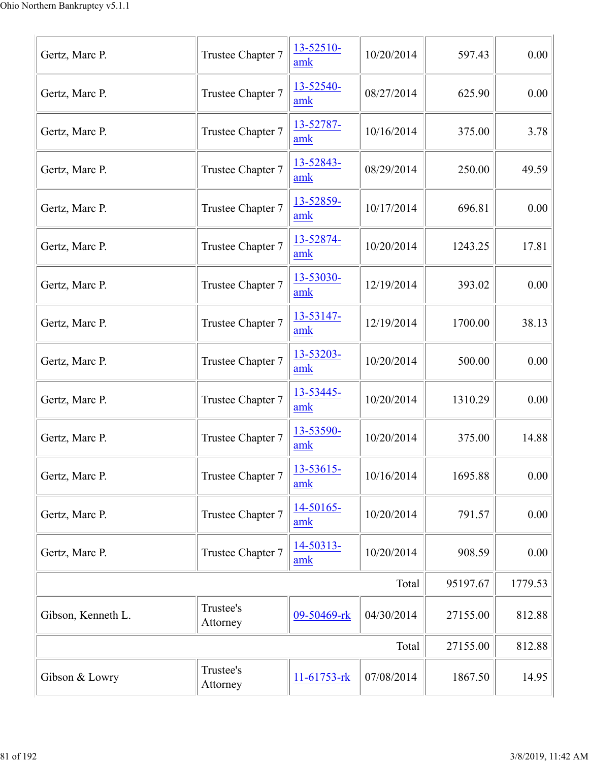| | | | | | |
|---|---|---|---|---|---|
| Gertz, Marc P. | Trustee Chapter 7 | 13-52510-amk | 10/20/2014 | 597.43 | 0.00 |
| Gertz, Marc P. | Trustee Chapter 7 | 13-52540-amk | 08/27/2014 | 625.90 | 0.00 |
| Gertz, Marc P. | Trustee Chapter 7 | 13-52787-amk | 10/16/2014 | 375.00 | 3.78 |
| Gertz, Marc P. | Trustee Chapter 7 | 13-52843-amk | 08/29/2014 | 250.00 | 49.59 |
| Gertz, Marc P. | Trustee Chapter 7 | 13-52859-amk | 10/17/2014 | 696.81 | 0.00 |
| Gertz, Marc P. | Trustee Chapter 7 | 13-52874-amk | 10/20/2014 | 1243.25 | 17.81 |
| Gertz, Marc P. | Trustee Chapter 7 | 13-53030-amk | 12/19/2014 | 393.02 | 0.00 |
| Gertz, Marc P. | Trustee Chapter 7 | 13-53147-amk | 12/19/2014 | 1700.00 | 38.13 |
| Gertz, Marc P. | Trustee Chapter 7 | 13-53203-amk | 10/20/2014 | 500.00 | 0.00 |
| Gertz, Marc P. | Trustee Chapter 7 | 13-53445-amk | 10/20/2014 | 1310.29 | 0.00 |
| Gertz, Marc P. | Trustee Chapter 7 | 13-53590-amk | 10/20/2014 | 375.00 | 14.88 |
| Gertz, Marc P. | Trustee Chapter 7 | 13-53615-amk | 10/16/2014 | 1695.88 | 0.00 |
| Gertz, Marc P. | Trustee Chapter 7 | 14-50165-amk | 10/20/2014 | 791.57 | 0.00 |
| Gertz, Marc P. | Trustee Chapter 7 | 14-50313-amk | 10/20/2014 | 908.59 | 0.00 |
| | | | Total | 95197.67 | 1779.53 |
| Gibson, Kenneth L. | Trustee's Attorney | 09-50469-rk | 04/30/2014 | 27155.00 | 812.88 |
| | | | Total | 27155.00 | 812.88 |
| Gibson & Lowry | Trustee's Attorney | 11-61753-rk | 07/08/2014 | 1867.50 | 14.95 |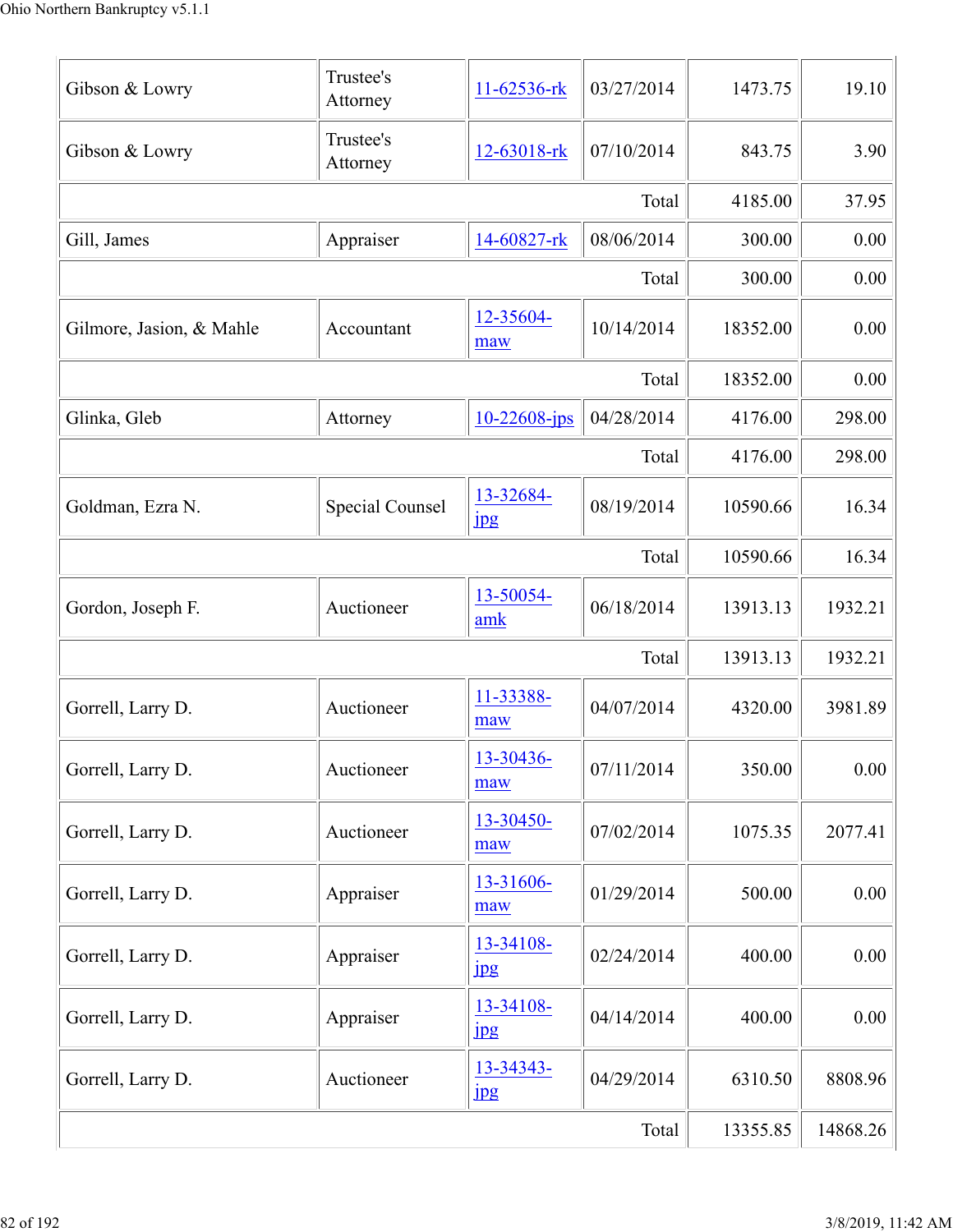| | | | | | |
|---|---|---|---|---|---|
| Gibson & Lowry | Trustee's Attorney | 11-62536-rk | 03/27/2014 | 1473.75 | 19.10 |
| Gibson & Lowry | Trustee's Attorney | 12-63018-rk | 07/10/2014 | 843.75 | 3.90 |
| | | | Total | 4185.00 | 37.95 |
| Gill, James | Appraiser | 14-60827-rk | 08/06/2014 | 300.00 | 0.00 |
| | | | Total | 300.00 | 0.00 |
| Gilmore, Jasion, & Mahle | Accountant | 12-35604-maw | 10/14/2014 | 18352.00 | 0.00 |
| | | | Total | 18352.00 | 0.00 |
| Glinka, Gleb | Attorney | 10-22608-jps | 04/28/2014 | 4176.00 | 298.00 |
| | | | Total | 4176.00 | 298.00 |
| Goldman, Ezra N. | Special Counsel | 13-32684-jpg | 08/19/2014 | 10590.66 | 16.34 |
| | | | Total | 10590.66 | 16.34 |
| Gordon, Joseph F. | Auctioneer | 13-50054-amk | 06/18/2014 | 13913.13 | 1932.21 |
| | | | Total | 13913.13 | 1932.21 |
| Gorrell, Larry D. | Auctioneer | 11-33388-maw | 04/07/2014 | 4320.00 | 3981.89 |
| Gorrell, Larry D. | Auctioneer | 13-30436-maw | 07/11/2014 | 350.00 | 0.00 |
| Gorrell, Larry D. | Auctioneer | 13-30450-maw | 07/02/2014 | 1075.35 | 2077.41 |
| Gorrell, Larry D. | Appraiser | 13-31606-maw | 01/29/2014 | 500.00 | 0.00 |
| Gorrell, Larry D. | Appraiser | 13-34108-jpg | 02/24/2014 | 400.00 | 0.00 |
| Gorrell, Larry D. | Appraiser | 13-34108-jpg | 04/14/2014 | 400.00 | 0.00 |
| Gorrell, Larry D. | Auctioneer | 13-34343-jpg | 04/29/2014 | 6310.50 | 8808.96 |
| | | | Total | 13355.85 | 14868.26 |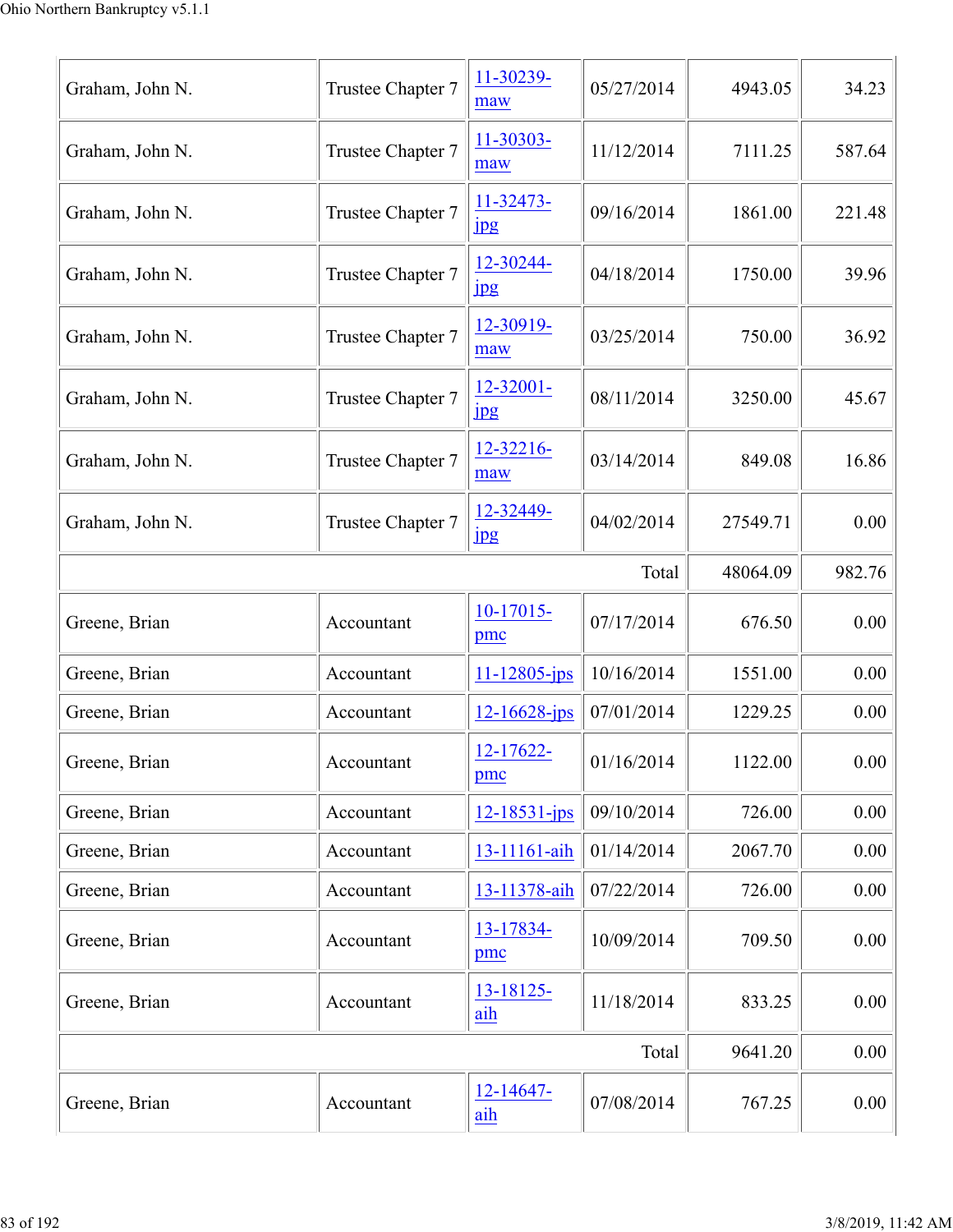| | | | | | |
|---|---|---|---|---|---|
| Graham, John N. | Trustee Chapter 7 | 11-30239-maw | 05/27/2014 | 4943.05 | 34.23 |
| Graham, John N. | Trustee Chapter 7 | 11-30303-maw | 11/12/2014 | 7111.25 | 587.64 |
| Graham, John N. | Trustee Chapter 7 | 11-32473-jpg | 09/16/2014 | 1861.00 | 221.48 |
| Graham, John N. | Trustee Chapter 7 | 12-30244-jpg | 04/18/2014 | 1750.00 | 39.96 |
| Graham, John N. | Trustee Chapter 7 | 12-30919-maw | 03/25/2014 | 750.00 | 36.92 |
| Graham, John N. | Trustee Chapter 7 | 12-32001-jpg | 08/11/2014 | 3250.00 | 45.67 |
| Graham, John N. | Trustee Chapter 7 | 12-32216-maw | 03/14/2014 | 849.08 | 16.86 |
| Graham, John N. | Trustee Chapter 7 | 12-32449-jpg | 04/02/2014 | 27549.71 | 0.00 |
| | | | Total | 48064.09 | 982.76 |
| Greene, Brian | Accountant | 10-17015-pmc | 07/17/2014 | 676.50 | 0.00 |
| Greene, Brian | Accountant | 11-12805-jps | 10/16/2014 | 1551.00 | 0.00 |
| Greene, Brian | Accountant | 12-16628-jps | 07/01/2014 | 1229.25 | 0.00 |
| Greene, Brian | Accountant | 12-17622-pmc | 01/16/2014 | 1122.00 | 0.00 |
| Greene, Brian | Accountant | 12-18531-jps | 09/10/2014 | 726.00 | 0.00 |
| Greene, Brian | Accountant | 13-11161-aih | 01/14/2014 | 2067.70 | 0.00 |
| Greene, Brian | Accountant | 13-11378-aih | 07/22/2014 | 726.00 | 0.00 |
| Greene, Brian | Accountant | 13-17834-pmc | 10/09/2014 | 709.50 | 0.00 |
| Greene, Brian | Accountant | 13-18125-aih | 11/18/2014 | 833.25 | 0.00 |
| | | | Total | 9641.20 | 0.00 |
| Greene, Brian | Accountant | 12-14647-aih | 07/08/2014 | 767.25 | 0.00 |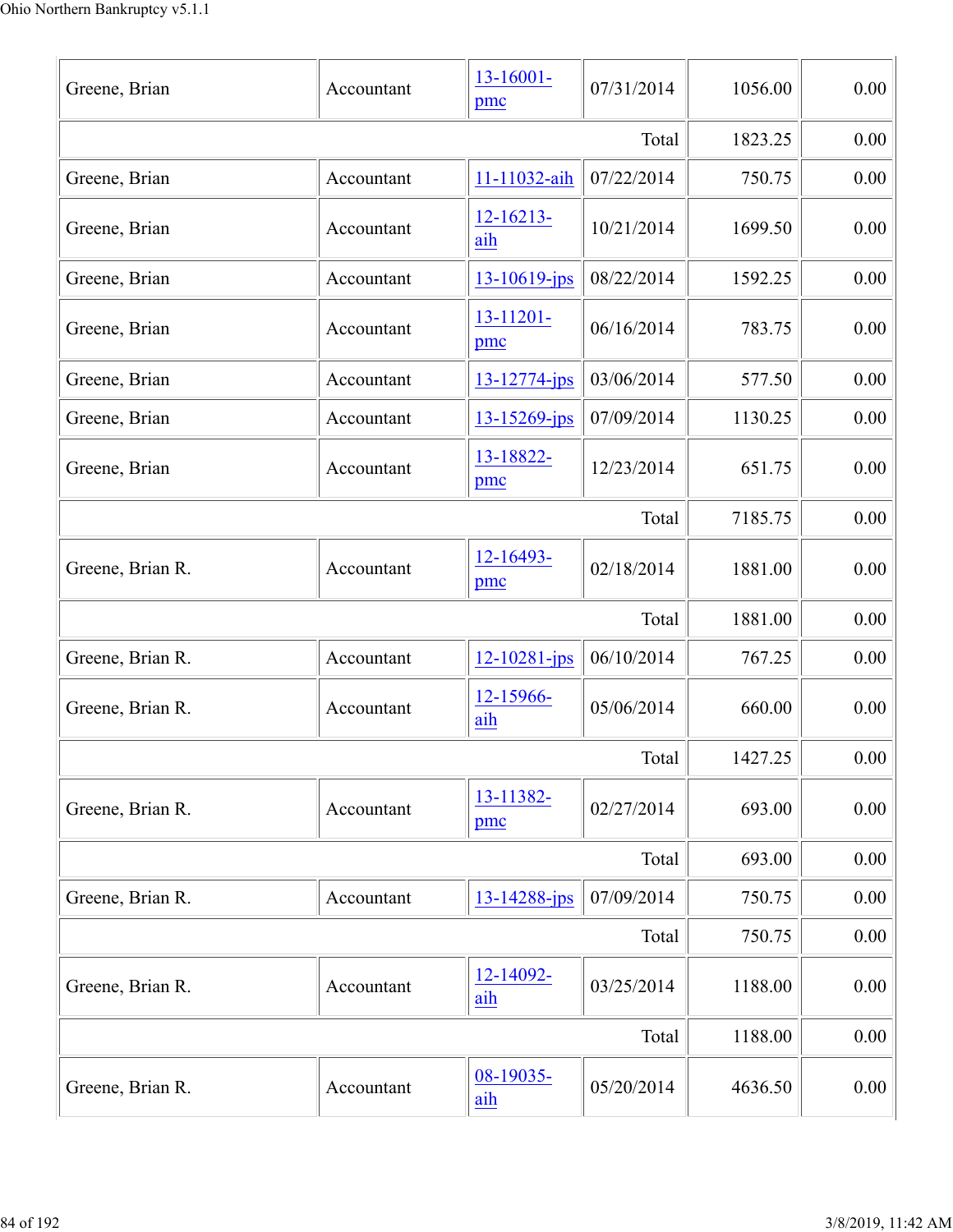| | | | | | |
|---|---|---|---|---|---|
| Greene, Brian | Accountant | 13-16001-pmc | 07/31/2014 | 1056.00 | 0.00 |
| | | | Total | 1823.25 | 0.00 |
| Greene, Brian | Accountant | 11-11032-aih | 07/22/2014 | 750.75 | 0.00 |
| Greene, Brian | Accountant | 12-16213-aih | 10/21/2014 | 1699.50 | 0.00 |
| Greene, Brian | Accountant | 13-10619-jps | 08/22/2014 | 1592.25 | 0.00 |
| Greene, Brian | Accountant | 13-11201-pmc | 06/16/2014 | 783.75 | 0.00 |
| Greene, Brian | Accountant | 13-12774-jps | 03/06/2014 | 577.50 | 0.00 |
| Greene, Brian | Accountant | 13-15269-jps | 07/09/2014 | 1130.25 | 0.00 |
| Greene, Brian | Accountant | 13-18822-pmc | 12/23/2014 | 651.75 | 0.00 |
| | | | Total | 7185.75 | 0.00 |
| Greene, Brian R. | Accountant | 12-16493-pmc | 02/18/2014 | 1881.00 | 0.00 |
| | | | Total | 1881.00 | 0.00 |
| Greene, Brian R. | Accountant | 12-10281-jps | 06/10/2014 | 767.25 | 0.00 |
| Greene, Brian R. | Accountant | 12-15966-aih | 05/06/2014 | 660.00 | 0.00 |
| | | | Total | 1427.25 | 0.00 |
| Greene, Brian R. | Accountant | 13-11382-pmc | 02/27/2014 | 693.00 | 0.00 |
| | | | Total | 693.00 | 0.00 |
| Greene, Brian R. | Accountant | 13-14288-jps | 07/09/2014 | 750.75 | 0.00 |
| | | | Total | 750.75 | 0.00 |
| Greene, Brian R. | Accountant | 12-14092-aih | 03/25/2014 | 1188.00 | 0.00 |
| | | | Total | 1188.00 | 0.00 |
| Greene, Brian R. | Accountant | 08-19035-aih | 05/20/2014 | 4636.50 | 0.00 |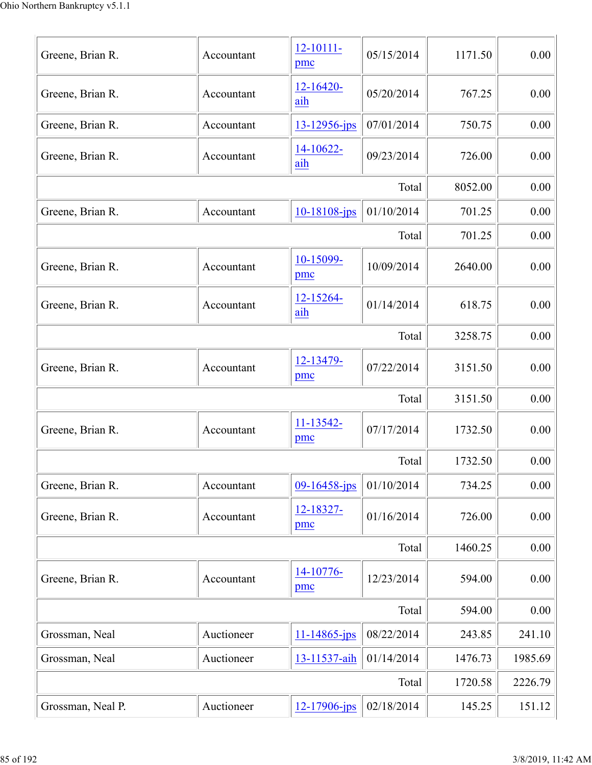| | | | | | |
|---|---|---|---|---|---|
| Greene, Brian R. | Accountant | 12-10111-pmc | 05/15/2014 | 1171.50 | 0.00 |
| Greene, Brian R. | Accountant | 12-16420-aih | 05/20/2014 | 767.25 | 0.00 |
| Greene, Brian R. | Accountant | 13-12956-jps | 07/01/2014 | 750.75 | 0.00 |
| Greene, Brian R. | Accountant | 14-10622-aih | 09/23/2014 | 726.00 | 0.00 |
| | | | Total | 8052.00 | 0.00 |
| Greene, Brian R. | Accountant | 10-18108-jps | 01/10/2014 | 701.25 | 0.00 |
| | | | Total | 701.25 | 0.00 |
| Greene, Brian R. | Accountant | 10-15099-pmc | 10/09/2014 | 2640.00 | 0.00 |
| Greene, Brian R. | Accountant | 12-15264-aih | 01/14/2014 | 618.75 | 0.00 |
| | | | Total | 3258.75 | 0.00 |
| Greene, Brian R. | Accountant | 12-13479-pmc | 07/22/2014 | 3151.50 | 0.00 |
| | | | Total | 3151.50 | 0.00 |
| Greene, Brian R. | Accountant | 11-13542-pmc | 07/17/2014 | 1732.50 | 0.00 |
| | | | Total | 1732.50 | 0.00 |
| Greene, Brian R. | Accountant | 09-16458-jps | 01/10/2014 | 734.25 | 0.00 |
| Greene, Brian R. | Accountant | 12-18327-pmc | 01/16/2014 | 726.00 | 0.00 |
| | | | Total | 1460.25 | 0.00 |
| Greene, Brian R. | Accountant | 14-10776-pmc | 12/23/2014 | 594.00 | 0.00 |
| | | | Total | 594.00 | 0.00 |
| Grossman, Neal | Auctioneer | 11-14865-jps | 08/22/2014 | 243.85 | 241.10 |
| Grossman, Neal | Auctioneer | 13-11537-aih | 01/14/2014 | 1476.73 | 1985.69 |
| | | | Total | 1720.58 | 2226.79 |
| Grossman, Neal P. | Auctioneer | 12-17906-jps | 02/18/2014 | 145.25 | 151.12 |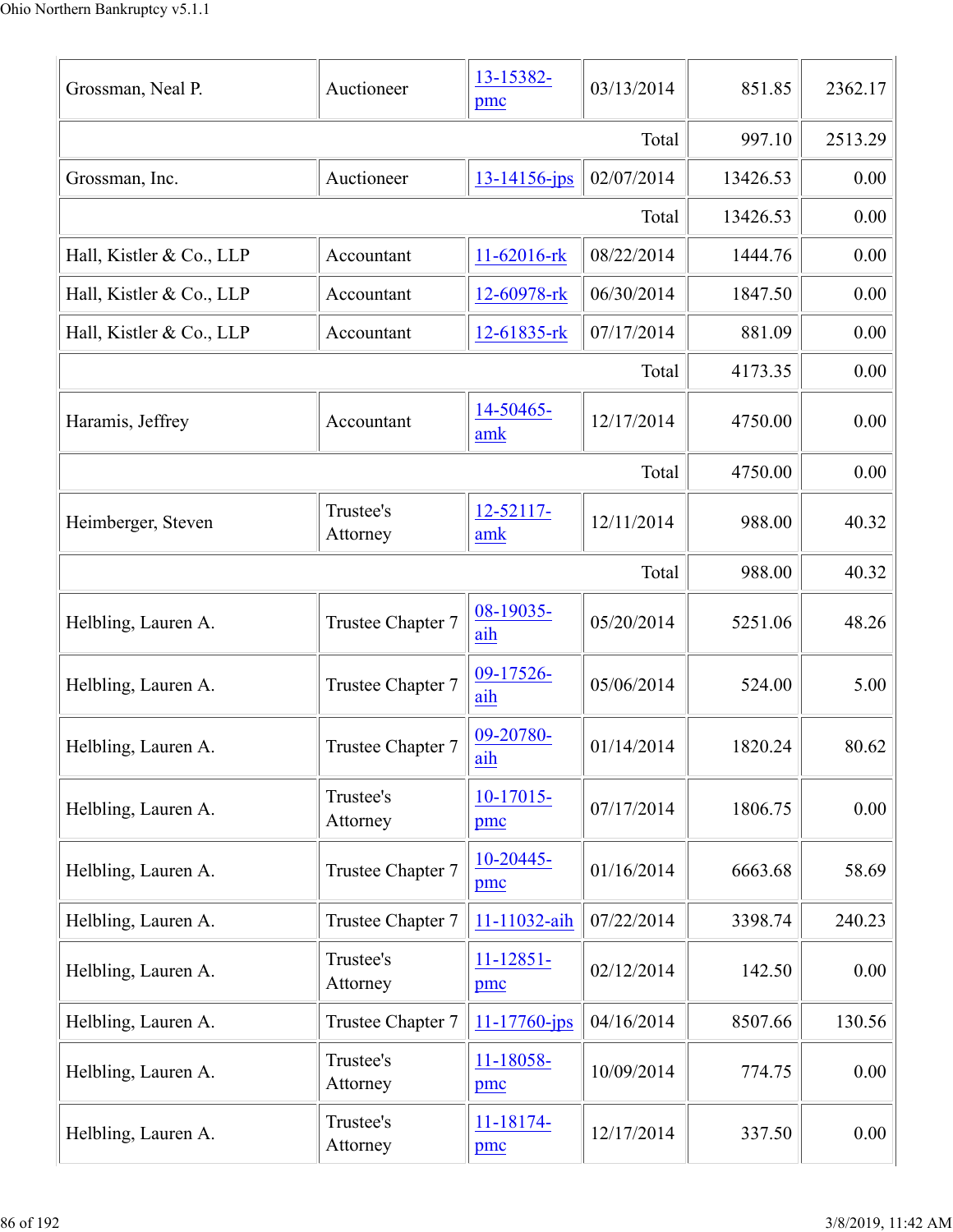| | | | | | |
|---|---|---|---|---|---|
| Grossman, Neal P. | Auctioneer | 13-15382-pmc | 03/13/2014 | 851.85 | 2362.17 |
| | | | Total | 997.10 | 2513.29 |
| Grossman, Inc. | Auctioneer | 13-14156-jps | 02/07/2014 | 13426.53 | 0.00 |
| | | | Total | 13426.53 | 0.00 |
| Hall, Kistler & Co., LLP | Accountant | 11-62016-rk | 08/22/2014 | 1444.76 | 0.00 |
| Hall, Kistler & Co., LLP | Accountant | 12-60978-rk | 06/30/2014 | 1847.50 | 0.00 |
| Hall, Kistler & Co., LLP | Accountant | 12-61835-rk | 07/17/2014 | 881.09 | 0.00 |
| | | | Total | 4173.35 | 0.00 |
| Haramis, Jeffrey | Accountant | 14-50465-amk | 12/17/2014 | 4750.00 | 0.00 |
| | | | Total | 4750.00 | 0.00 |
| Heimberger, Steven | Trustee's Attorney | 12-52117-amk | 12/11/2014 | 988.00 | 40.32 |
| | | | Total | 988.00 | 40.32 |
| Helbling, Lauren A. | Trustee Chapter 7 | 08-19035-aih | 05/20/2014 | 5251.06 | 48.26 |
| Helbling, Lauren A. | Trustee Chapter 7 | 09-17526-aih | 05/06/2014 | 524.00 | 5.00 |
| Helbling, Lauren A. | Trustee Chapter 7 | 09-20780-aih | 01/14/2014 | 1820.24 | 80.62 |
| Helbling, Lauren A. | Trustee's Attorney | 10-17015-pmc | 07/17/2014 | 1806.75 | 0.00 |
| Helbling, Lauren A. | Trustee Chapter 7 | 10-20445-pmc | 01/16/2014 | 6663.68 | 58.69 |
| Helbling, Lauren A. | Trustee Chapter 7 | 11-11032-aih | 07/22/2014 | 3398.74 | 240.23 |
| Helbling, Lauren A. | Trustee's Attorney | 11-12851-pmc | 02/12/2014 | 142.50 | 0.00 |
| Helbling, Lauren A. | Trustee Chapter 7 | 11-17760-jps | 04/16/2014 | 8507.66 | 130.56 |
| Helbling, Lauren A. | Trustee's Attorney | 11-18058-pmc | 10/09/2014 | 774.75 | 0.00 |
| Helbling, Lauren A. | Trustee's Attorney | 11-18174-pmc | 12/17/2014 | 337.50 | 0.00 |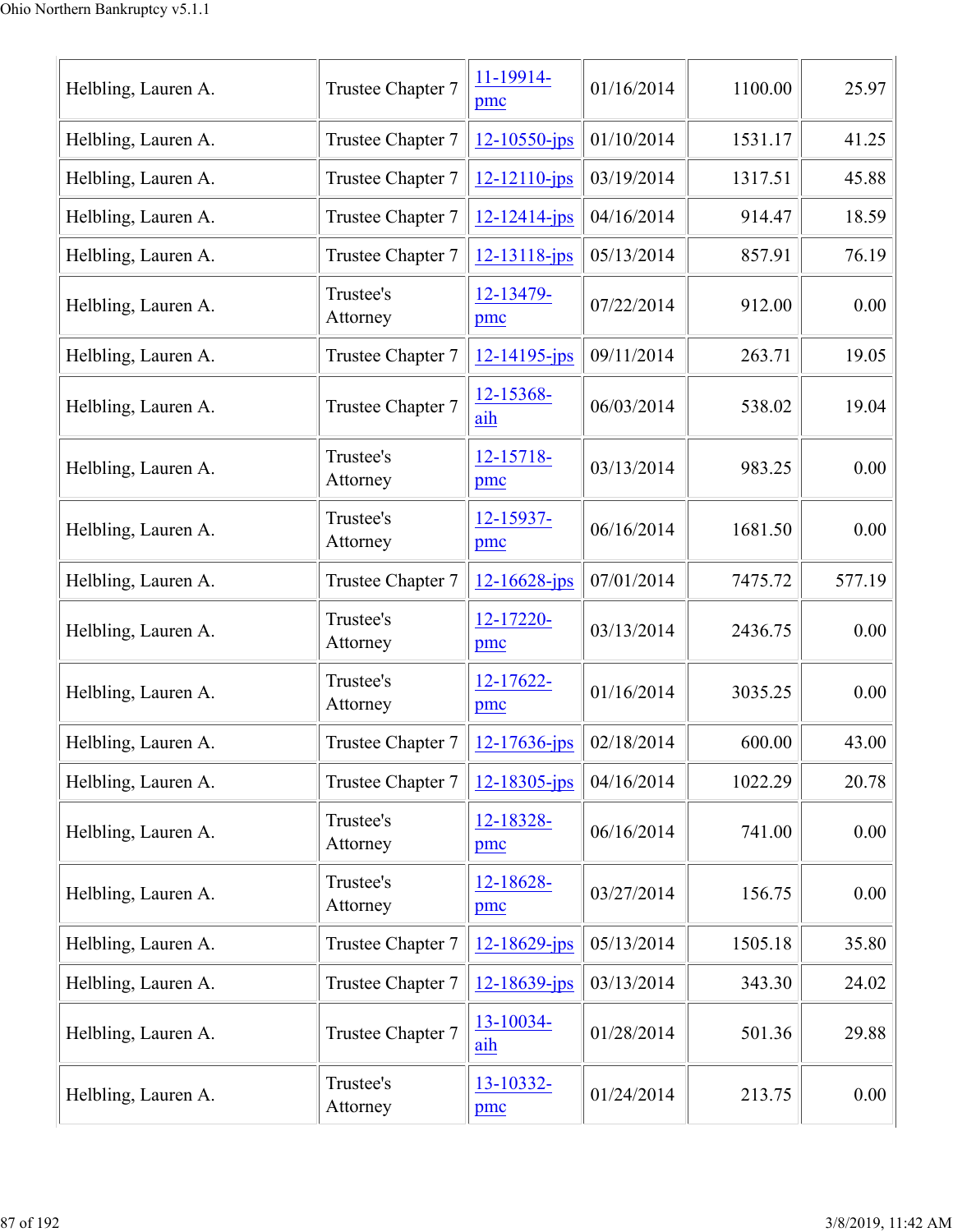| | | | | | |
|---|---|---|---|---|---|
| Helbling, Lauren A. | Trustee Chapter 7 | 11-19914-pmc | 01/16/2014 | 1100.00 | 25.97 |
| Helbling, Lauren A. | Trustee Chapter 7 | 12-10550-jps | 01/10/2014 | 1531.17 | 41.25 |
| Helbling, Lauren A. | Trustee Chapter 7 | 12-12110-jps | 03/19/2014 | 1317.51 | 45.88 |
| Helbling, Lauren A. | Trustee Chapter 7 | 12-12414-jps | 04/16/2014 | 914.47 | 18.59 |
| Helbling, Lauren A. | Trustee Chapter 7 | 12-13118-jps | 05/13/2014 | 857.91 | 76.19 |
| Helbling, Lauren A. | Trustee's Attorney | 12-13479-pmc | 07/22/2014 | 912.00 | 0.00 |
| Helbling, Lauren A. | Trustee Chapter 7 | 12-14195-jps | 09/11/2014 | 263.71 | 19.05 |
| Helbling, Lauren A. | Trustee Chapter 7 | 12-15368-aih | 06/03/2014 | 538.02 | 19.04 |
| Helbling, Lauren A. | Trustee's Attorney | 12-15718-pmc | 03/13/2014 | 983.25 | 0.00 |
| Helbling, Lauren A. | Trustee's Attorney | 12-15937-pmc | 06/16/2014 | 1681.50 | 0.00 |
| Helbling, Lauren A. | Trustee Chapter 7 | 12-16628-jps | 07/01/2014 | 7475.72 | 577.19 |
| Helbling, Lauren A. | Trustee's Attorney | 12-17220-pmc | 03/13/2014 | 2436.75 | 0.00 |
| Helbling, Lauren A. | Trustee's Attorney | 12-17622-pmc | 01/16/2014 | 3035.25 | 0.00 |
| Helbling, Lauren A. | Trustee Chapter 7 | 12-17636-jps | 02/18/2014 | 600.00 | 43.00 |
| Helbling, Lauren A. | Trustee Chapter 7 | 12-18305-jps | 04/16/2014 | 1022.29 | 20.78 |
| Helbling, Lauren A. | Trustee's Attorney | 12-18328-pmc | 06/16/2014 | 741.00 | 0.00 |
| Helbling, Lauren A. | Trustee's Attorney | 12-18628-pmc | 03/27/2014 | 156.75 | 0.00 |
| Helbling, Lauren A. | Trustee Chapter 7 | 12-18629-jps | 05/13/2014 | 1505.18 | 35.80 |
| Helbling, Lauren A. | Trustee Chapter 7 | 12-18639-jps | 03/13/2014 | 343.30 | 24.02 |
| Helbling, Lauren A. | Trustee Chapter 7 | 13-10034-aih | 01/28/2014 | 501.36 | 29.88 |
| Helbling, Lauren A. | Trustee's Attorney | 13-10332-pmc | 01/24/2014 | 213.75 | 0.00 |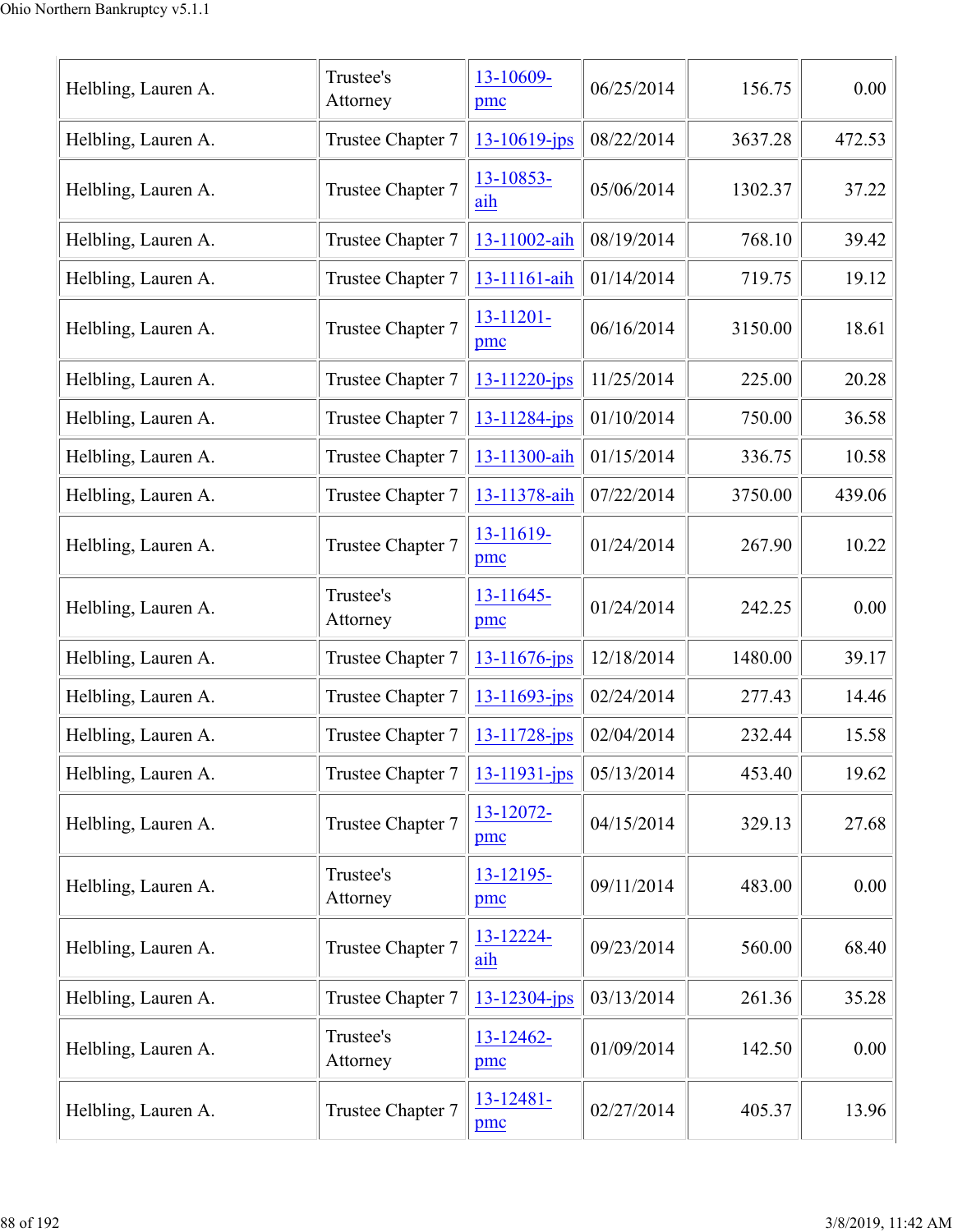| | | | | | |
|---|---|---|---|---|---|
| Helbling, Lauren A. | Trustee's Attorney | 13-10609-pmc | 06/25/2014 | 156.75 | 0.00 |
| Helbling, Lauren A. | Trustee Chapter 7 | 13-10619-jps | 08/22/2014 | 3637.28 | 472.53 |
| Helbling, Lauren A. | Trustee Chapter 7 | 13-10853-aih | 05/06/2014 | 1302.37 | 37.22 |
| Helbling, Lauren A. | Trustee Chapter 7 | 13-11002-aih | 08/19/2014 | 768.10 | 39.42 |
| Helbling, Lauren A. | Trustee Chapter 7 | 13-11161-aih | 01/14/2014 | 719.75 | 19.12 |
| Helbling, Lauren A. | Trustee Chapter 7 | 13-11201-pmc | 06/16/2014 | 3150.00 | 18.61 |
| Helbling, Lauren A. | Trustee Chapter 7 | 13-11220-jps | 11/25/2014 | 225.00 | 20.28 |
| Helbling, Lauren A. | Trustee Chapter 7 | 13-11284-jps | 01/10/2014 | 750.00 | 36.58 |
| Helbling, Lauren A. | Trustee Chapter 7 | 13-11300-aih | 01/15/2014 | 336.75 | 10.58 |
| Helbling, Lauren A. | Trustee Chapter 7 | 13-11378-aih | 07/22/2014 | 3750.00 | 439.06 |
| Helbling, Lauren A. | Trustee Chapter 7 | 13-11619-pmc | 01/24/2014 | 267.90 | 10.22 |
| Helbling, Lauren A. | Trustee's Attorney | 13-11645-pmc | 01/24/2014 | 242.25 | 0.00 |
| Helbling, Lauren A. | Trustee Chapter 7 | 13-11676-jps | 12/18/2014 | 1480.00 | 39.17 |
| Helbling, Lauren A. | Trustee Chapter 7 | 13-11693-jps | 02/24/2014 | 277.43 | 14.46 |
| Helbling, Lauren A. | Trustee Chapter 7 | 13-11728-jps | 02/04/2014 | 232.44 | 15.58 |
| Helbling, Lauren A. | Trustee Chapter 7 | 13-11931-jps | 05/13/2014 | 453.40 | 19.62 |
| Helbling, Lauren A. | Trustee Chapter 7 | 13-12072-pmc | 04/15/2014 | 329.13 | 27.68 |
| Helbling, Lauren A. | Trustee's Attorney | 13-12195-pmc | 09/11/2014 | 483.00 | 0.00 |
| Helbling, Lauren A. | Trustee Chapter 7 | 13-12224-aih | 09/23/2014 | 560.00 | 68.40 |
| Helbling, Lauren A. | Trustee Chapter 7 | 13-12304-jps | 03/13/2014 | 261.36 | 35.28 |
| Helbling, Lauren A. | Trustee's Attorney | 13-12462-pmc | 01/09/2014 | 142.50 | 0.00 |
| Helbling, Lauren A. | Trustee Chapter 7 | 13-12481-pmc | 02/27/2014 | 405.37 | 13.96 |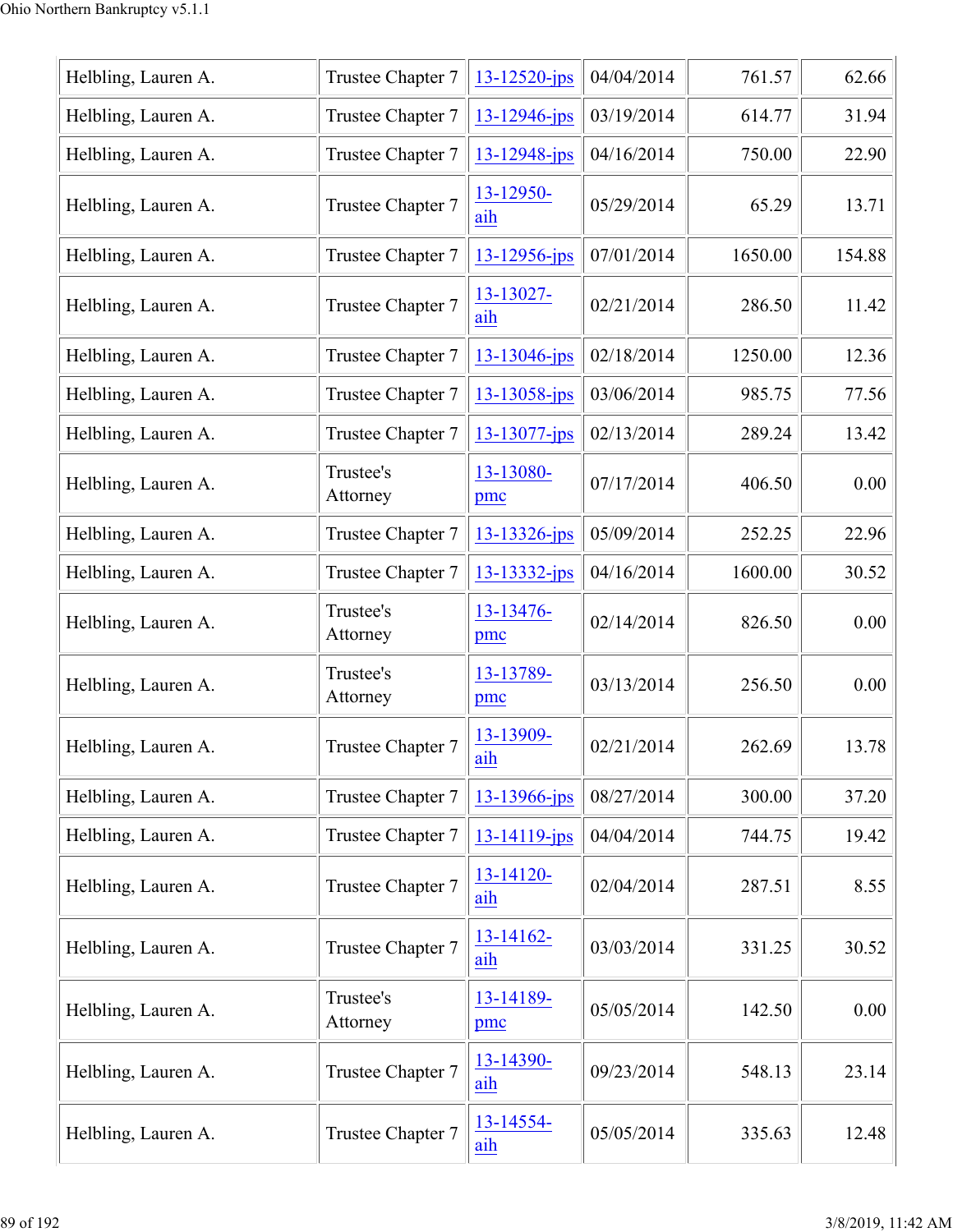| | | | | | |
|---|---|---|---|---|---|
| Helbling, Lauren A. | Trustee Chapter 7 | 13-12520-jps | 04/04/2014 | 761.57 | 62.66 |
| Helbling, Lauren A. | Trustee Chapter 7 | 13-12946-jps | 03/19/2014 | 614.77 | 31.94 |
| Helbling, Lauren A. | Trustee Chapter 7 | 13-12948-jps | 04/16/2014 | 750.00 | 22.90 |
| Helbling, Lauren A. | Trustee Chapter 7 | 13-12950-aih | 05/29/2014 | 65.29 | 13.71 |
| Helbling, Lauren A. | Trustee Chapter 7 | 13-12956-jps | 07/01/2014 | 1650.00 | 154.88 |
| Helbling, Lauren A. | Trustee Chapter 7 | 13-13027-aih | 02/21/2014 | 286.50 | 11.42 |
| Helbling, Lauren A. | Trustee Chapter 7 | 13-13046-jps | 02/18/2014 | 1250.00 | 12.36 |
| Helbling, Lauren A. | Trustee Chapter 7 | 13-13058-jps | 03/06/2014 | 985.75 | 77.56 |
| Helbling, Lauren A. | Trustee Chapter 7 | 13-13077-jps | 02/13/2014 | 289.24 | 13.42 |
| Helbling, Lauren A. | Trustee's Attorney | 13-13080-pmc | 07/17/2014 | 406.50 | 0.00 |
| Helbling, Lauren A. | Trustee Chapter 7 | 13-13326-jps | 05/09/2014 | 252.25 | 22.96 |
| Helbling, Lauren A. | Trustee Chapter 7 | 13-13332-jps | 04/16/2014 | 1600.00 | 30.52 |
| Helbling, Lauren A. | Trustee's Attorney | 13-13476-pmc | 02/14/2014 | 826.50 | 0.00 |
| Helbling, Lauren A. | Trustee's Attorney | 13-13789-pmc | 03/13/2014 | 256.50 | 0.00 |
| Helbling, Lauren A. | Trustee Chapter 7 | 13-13909-aih | 02/21/2014 | 262.69 | 13.78 |
| Helbling, Lauren A. | Trustee Chapter 7 | 13-13966-jps | 08/27/2014 | 300.00 | 37.20 |
| Helbling, Lauren A. | Trustee Chapter 7 | 13-14119-jps | 04/04/2014 | 744.75 | 19.42 |
| Helbling, Lauren A. | Trustee Chapter 7 | 13-14120-aih | 02/04/2014 | 287.51 | 8.55 |
| Helbling, Lauren A. | Trustee Chapter 7 | 13-14162-aih | 03/03/2014 | 331.25 | 30.52 |
| Helbling, Lauren A. | Trustee's Attorney | 13-14189-pmc | 05/05/2014 | 142.50 | 0.00 |
| Helbling, Lauren A. | Trustee Chapter 7 | 13-14390-aih | 09/23/2014 | 548.13 | 23.14 |
| Helbling, Lauren A. | Trustee Chapter 7 | 13-14554-aih | 05/05/2014 | 335.63 | 12.48 |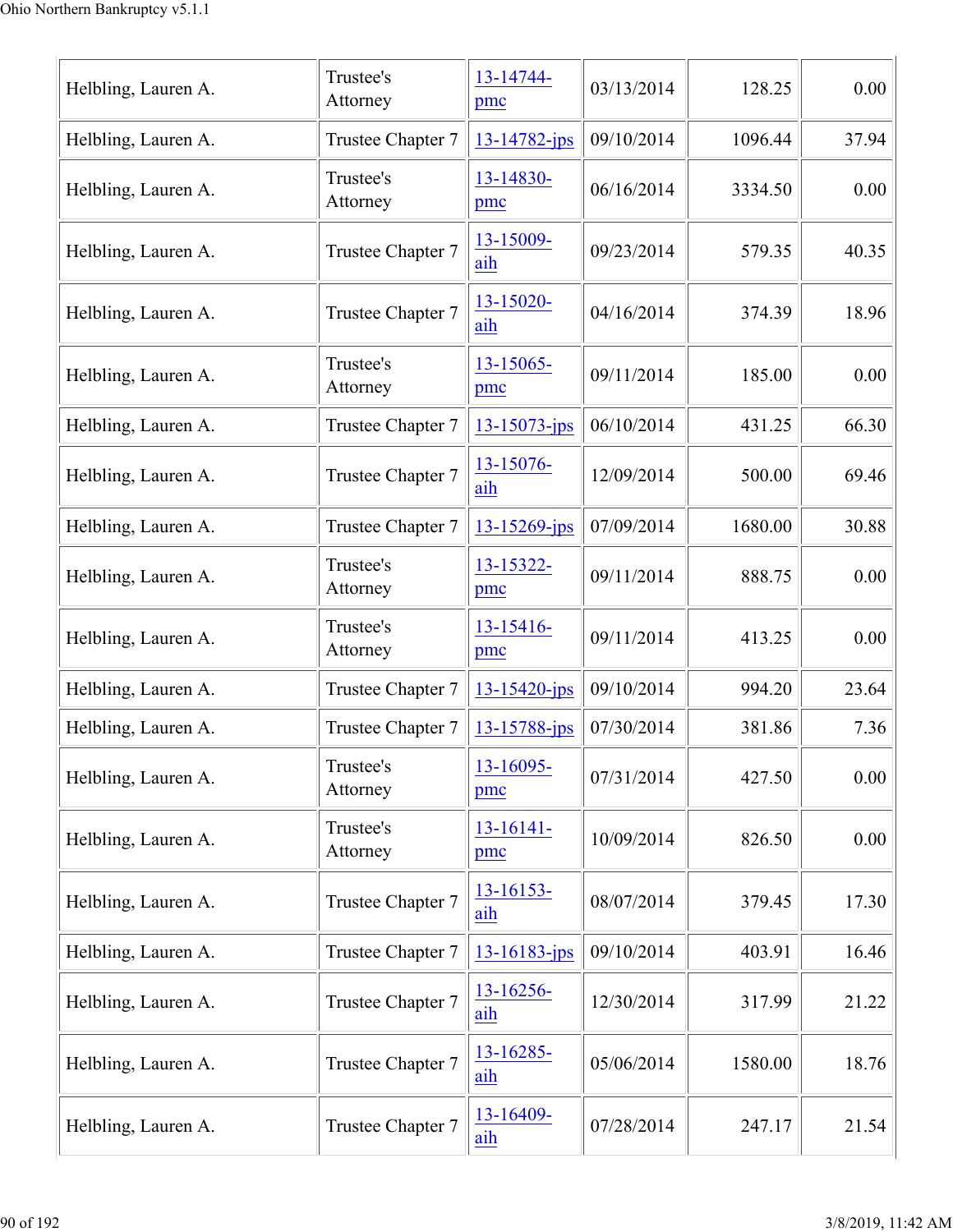| Helbling, Lauren A. | Trustee's Attorney | 13-14744-pmc | 03/13/2014 | 128.25 | 0.00 |
|---|---|---|---|---|---|
| Helbling, Lauren A. | Trustee Chapter 7 | 13-14782-jps | 09/10/2014 | 1096.44 | 37.94 |
| Helbling, Lauren A. | Trustee's Attorney | 13-14830-pmc | 06/16/2014 | 3334.50 | 0.00 |
| Helbling, Lauren A. | Trustee Chapter 7 | 13-15009-aih | 09/23/2014 | 579.35 | 40.35 |
| Helbling, Lauren A. | Trustee Chapter 7 | 13-15020-aih | 04/16/2014 | 374.39 | 18.96 |
| Helbling, Lauren A. | Trustee's Attorney | 13-15065-pmc | 09/11/2014 | 185.00 | 0.00 |
| Helbling, Lauren A. | Trustee Chapter 7 | 13-15073-jps | 06/10/2014 | 431.25 | 66.30 |
| Helbling, Lauren A. | Trustee Chapter 7 | 13-15076-aih | 12/09/2014 | 500.00 | 69.46 |
| Helbling, Lauren A. | Trustee Chapter 7 | 13-15269-jps | 07/09/2014 | 1680.00 | 30.88 |
| Helbling, Lauren A. | Trustee's Attorney | 13-15322-pmc | 09/11/2014 | 888.75 | 0.00 |
| Helbling, Lauren A. | Trustee's Attorney | 13-15416-pmc | 09/11/2014 | 413.25 | 0.00 |
| Helbling, Lauren A. | Trustee Chapter 7 | 13-15420-jps | 09/10/2014 | 994.20 | 23.64 |
| Helbling, Lauren A. | Trustee Chapter 7 | 13-15788-jps | 07/30/2014 | 381.86 | 7.36 |
| Helbling, Lauren A. | Trustee's Attorney | 13-16095-pmc | 07/31/2014 | 427.50 | 0.00 |
| Helbling, Lauren A. | Trustee's Attorney | 13-16141-pmc | 10/09/2014 | 826.50 | 0.00 |
| Helbling, Lauren A. | Trustee Chapter 7 | 13-16153-aih | 08/07/2014 | 379.45 | 17.30 |
| Helbling, Lauren A. | Trustee Chapter 7 | 13-16183-jps | 09/10/2014 | 403.91 | 16.46 |
| Helbling, Lauren A. | Trustee Chapter 7 | 13-16256-aih | 12/30/2014 | 317.99 | 21.22 |
| Helbling, Lauren A. | Trustee Chapter 7 | 13-16285-aih | 05/06/2014 | 1580.00 | 18.76 |
| Helbling, Lauren A. | Trustee Chapter 7 | 13-16409-aih | 07/28/2014 | 247.17 | 21.54 |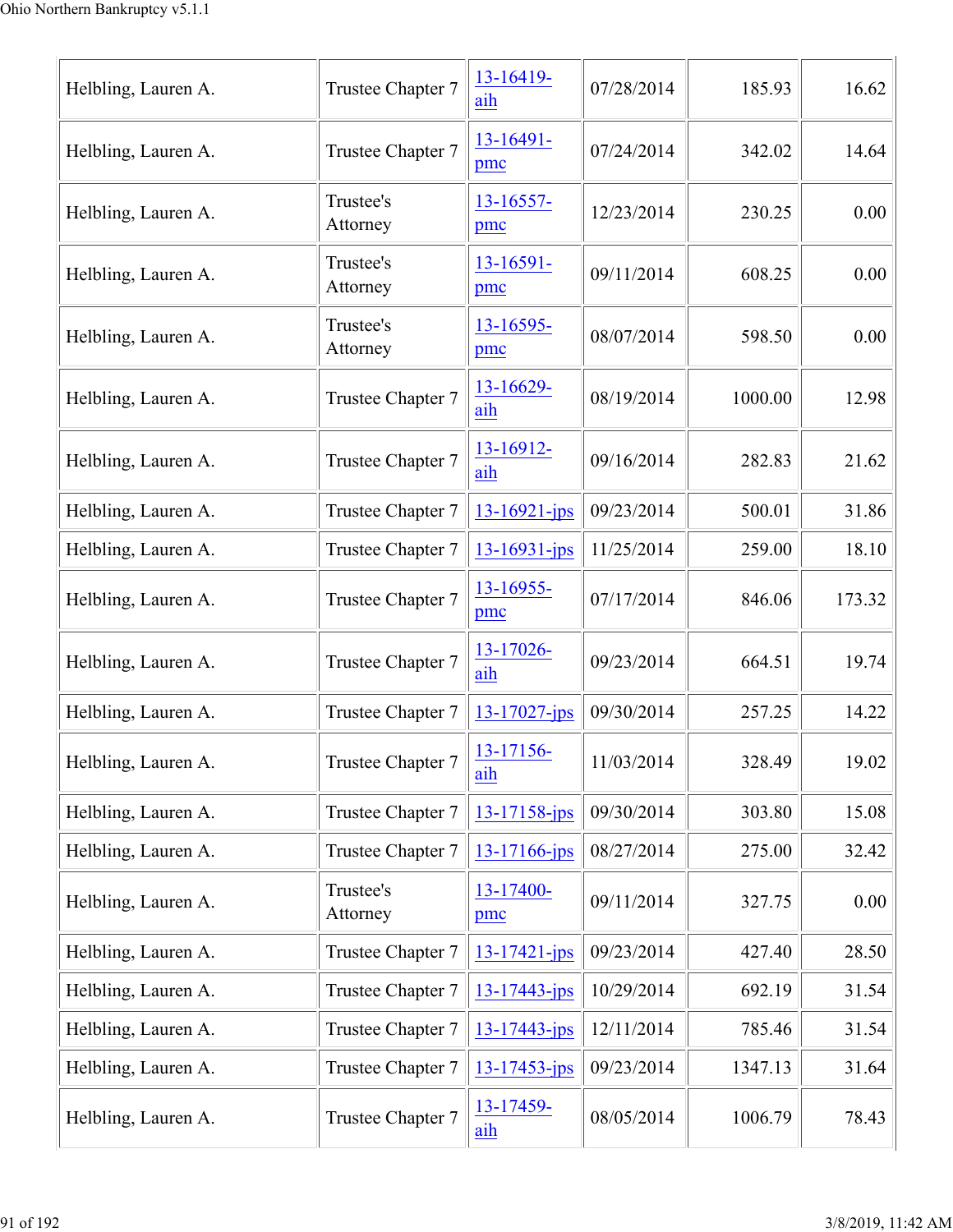| Helbling, Lauren A. | Trustee Chapter 7 | 13-16419-aih | 07/28/2014 | 185.93 | 16.62 |
|---|---|---|---|---|---|
| Helbling, Lauren A. | Trustee Chapter 7 | 13-16491-pmc | 07/24/2014 | 342.02 | 14.64 |
| Helbling, Lauren A. | Trustee's Attorney | 13-16557-pmc | 12/23/2014 | 230.25 | 0.00 |
| Helbling, Lauren A. | Trustee's Attorney | 13-16591-pmc | 09/11/2014 | 608.25 | 0.00 |
| Helbling, Lauren A. | Trustee's Attorney | 13-16595-pmc | 08/07/2014 | 598.50 | 0.00 |
| Helbling, Lauren A. | Trustee Chapter 7 | 13-16629-aih | 08/19/2014 | 1000.00 | 12.98 |
| Helbling, Lauren A. | Trustee Chapter 7 | 13-16912-aih | 09/16/2014 | 282.83 | 21.62 |
| Helbling, Lauren A. | Trustee Chapter 7 | 13-16921-jps | 09/23/2014 | 500.01 | 31.86 |
| Helbling, Lauren A. | Trustee Chapter 7 | 13-16931-jps | 11/25/2014 | 259.00 | 18.10 |
| Helbling, Lauren A. | Trustee Chapter 7 | 13-16955-pmc | 07/17/2014 | 846.06 | 173.32 |
| Helbling, Lauren A. | Trustee Chapter 7 | 13-17026-aih | 09/23/2014 | 664.51 | 19.74 |
| Helbling, Lauren A. | Trustee Chapter 7 | 13-17027-jps | 09/30/2014 | 257.25 | 14.22 |
| Helbling, Lauren A. | Trustee Chapter 7 | 13-17156-aih | 11/03/2014 | 328.49 | 19.02 |
| Helbling, Lauren A. | Trustee Chapter 7 | 13-17158-jps | 09/30/2014 | 303.80 | 15.08 |
| Helbling, Lauren A. | Trustee Chapter 7 | 13-17166-jps | 08/27/2014 | 275.00 | 32.42 |
| Helbling, Lauren A. | Trustee's Attorney | 13-17400-pmc | 09/11/2014 | 327.75 | 0.00 |
| Helbling, Lauren A. | Trustee Chapter 7 | 13-17421-jps | 09/23/2014 | 427.40 | 28.50 |
| Helbling, Lauren A. | Trustee Chapter 7 | 13-17443-jps | 10/29/2014 | 692.19 | 31.54 |
| Helbling, Lauren A. | Trustee Chapter 7 | 13-17443-jps | 12/11/2014 | 785.46 | 31.54 |
| Helbling, Lauren A. | Trustee Chapter 7 | 13-17453-jps | 09/23/2014 | 1347.13 | 31.64 |
| Helbling, Lauren A. | Trustee Chapter 7 | 13-17459-aih | 08/05/2014 | 1006.79 | 78.43 |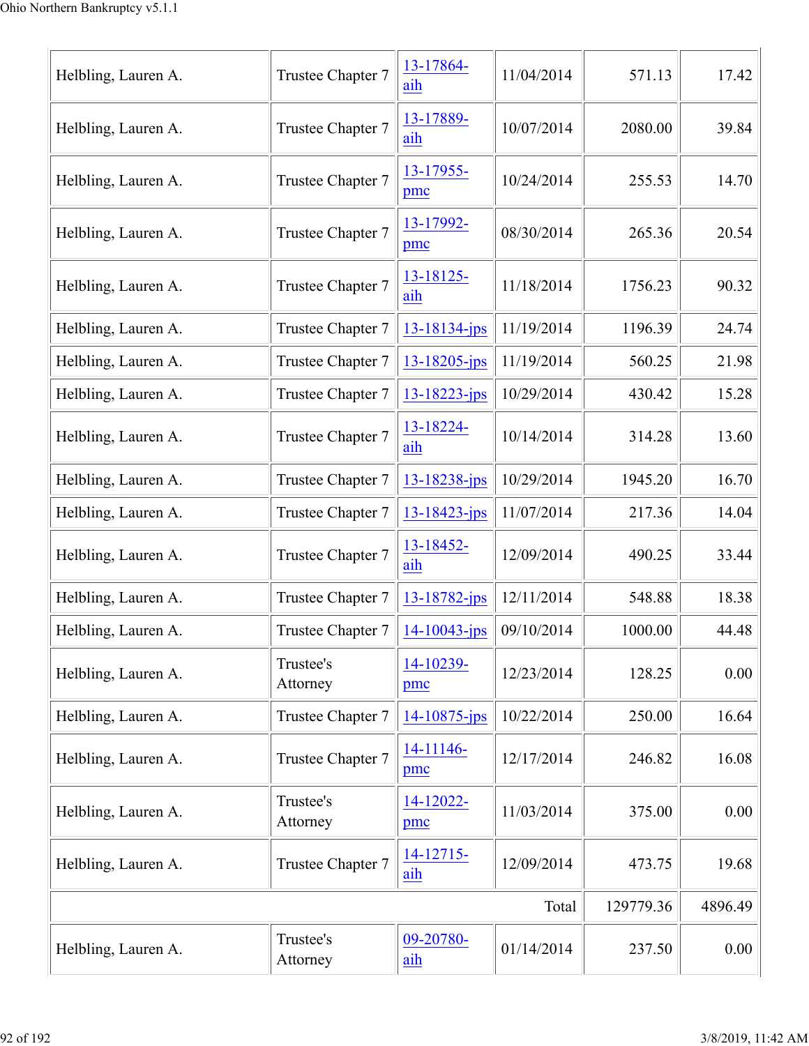| | | | | | |
|---|---|---|---|---|---|
| Helbling, Lauren A. | Trustee Chapter 7 | 13-17864-aih | 11/04/2014 | 571.13 | 17.42 |
| Helbling, Lauren A. | Trustee Chapter 7 | 13-17889-aih | 10/07/2014 | 2080.00 | 39.84 |
| Helbling, Lauren A. | Trustee Chapter 7 | 13-17955-pmc | 10/24/2014 | 255.53 | 14.70 |
| Helbling, Lauren A. | Trustee Chapter 7 | 13-17992-pmc | 08/30/2014 | 265.36 | 20.54 |
| Helbling, Lauren A. | Trustee Chapter 7 | 13-18125-aih | 11/18/2014 | 1756.23 | 90.32 |
| Helbling, Lauren A. | Trustee Chapter 7 | 13-18134-jps | 11/19/2014 | 1196.39 | 24.74 |
| Helbling, Lauren A. | Trustee Chapter 7 | 13-18205-jps | 11/19/2014 | 560.25 | 21.98 |
| Helbling, Lauren A. | Trustee Chapter 7 | 13-18223-jps | 10/29/2014 | 430.42 | 15.28 |
| Helbling, Lauren A. | Trustee Chapter 7 | 13-18224-aih | 10/14/2014 | 314.28 | 13.60 |
| Helbling, Lauren A. | Trustee Chapter 7 | 13-18238-jps | 10/29/2014 | 1945.20 | 16.70 |
| Helbling, Lauren A. | Trustee Chapter 7 | 13-18423-jps | 11/07/2014 | 217.36 | 14.04 |
| Helbling, Lauren A. | Trustee Chapter 7 | 13-18452-aih | 12/09/2014 | 490.25 | 33.44 |
| Helbling, Lauren A. | Trustee Chapter 7 | 13-18782-jps | 12/11/2014 | 548.88 | 18.38 |
| Helbling, Lauren A. | Trustee Chapter 7 | 14-10043-jps | 09/10/2014 | 1000.00 | 44.48 |
| Helbling, Lauren A. | Trustee's Attorney | 14-10239-pmc | 12/23/2014 | 128.25 | 0.00 |
| Helbling, Lauren A. | Trustee Chapter 7 | 14-10875-jps | 10/22/2014 | 250.00 | 16.64 |
| Helbling, Lauren A. | Trustee Chapter 7 | 14-11146-pmc | 12/17/2014 | 246.82 | 16.08 |
| Helbling, Lauren A. | Trustee's Attorney | 14-12022-pmc | 11/03/2014 | 375.00 | 0.00 |
| Helbling, Lauren A. | Trustee Chapter 7 | 14-12715-aih | 12/09/2014 | 473.75 | 19.68 |
| | | | Total | 129779.36 | 4896.49 |
| Helbling, Lauren A. | Trustee's Attorney | 09-20780-aih | 01/14/2014 | 237.50 | 0.00 |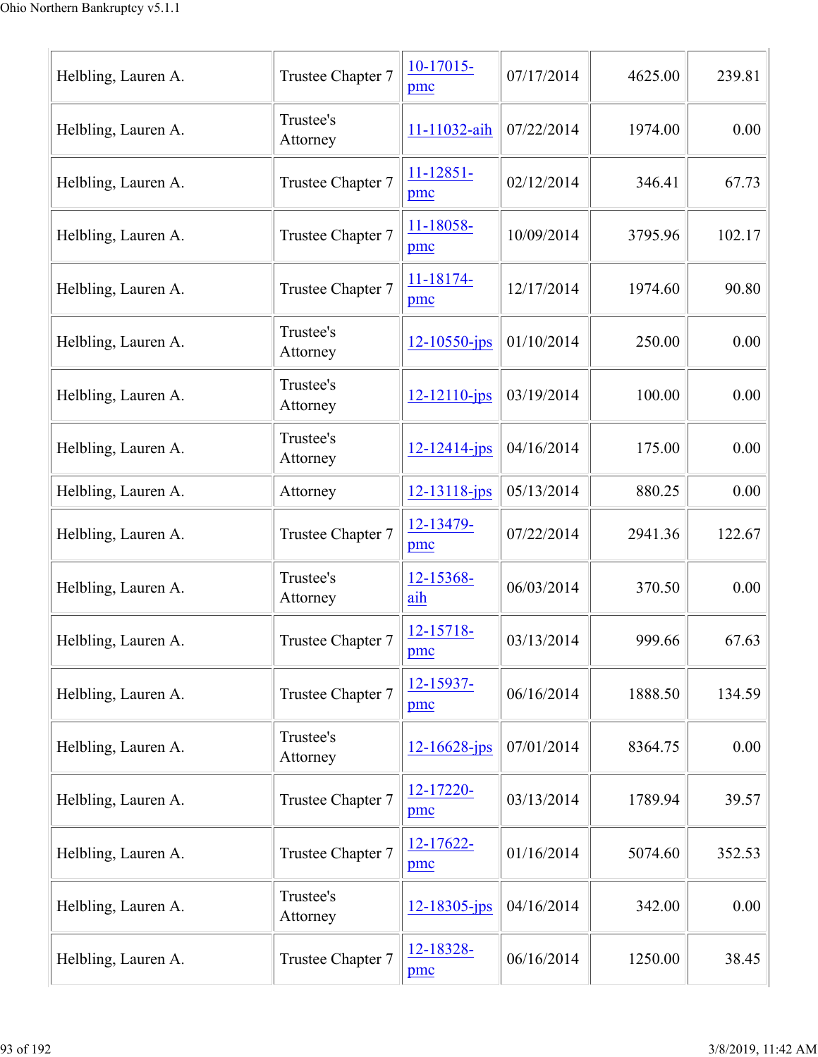| | | | | | |
|---|---|---|---|---|---|
| Helbling, Lauren A. | Trustee Chapter 7 | 10-17015-pmc | 07/17/2014 | 4625.00 | 239.81 |
| Helbling, Lauren A. | Trustee's Attorney | 11-11032-aih | 07/22/2014 | 1974.00 | 0.00 |
| Helbling, Lauren A. | Trustee Chapter 7 | 11-12851-pmc | 02/12/2014 | 346.41 | 67.73 |
| Helbling, Lauren A. | Trustee Chapter 7 | 11-18058-pmc | 10/09/2014 | 3795.96 | 102.17 |
| Helbling, Lauren A. | Trustee Chapter 7 | 11-18174-pmc | 12/17/2014 | 1974.60 | 90.80 |
| Helbling, Lauren A. | Trustee's Attorney | 12-10550-jps | 01/10/2014 | 250.00 | 0.00 |
| Helbling, Lauren A. | Trustee's Attorney | 12-12110-jps | 03/19/2014 | 100.00 | 0.00 |
| Helbling, Lauren A. | Trustee's Attorney | 12-12414-jps | 04/16/2014 | 175.00 | 0.00 |
| Helbling, Lauren A. | Attorney | 12-13118-jps | 05/13/2014 | 880.25 | 0.00 |
| Helbling, Lauren A. | Trustee Chapter 7 | 12-13479-pmc | 07/22/2014 | 2941.36 | 122.67 |
| Helbling, Lauren A. | Trustee's Attorney | 12-15368-aih | 06/03/2014 | 370.50 | 0.00 |
| Helbling, Lauren A. | Trustee Chapter 7 | 12-15718-pmc | 03/13/2014 | 999.66 | 67.63 |
| Helbling, Lauren A. | Trustee Chapter 7 | 12-15937-pmc | 06/16/2014 | 1888.50 | 134.59 |
| Helbling, Lauren A. | Trustee's Attorney | 12-16628-jps | 07/01/2014 | 8364.75 | 0.00 |
| Helbling, Lauren A. | Trustee Chapter 7 | 12-17220-pmc | 03/13/2014 | 1789.94 | 39.57 |
| Helbling, Lauren A. | Trustee Chapter 7 | 12-17622-pmc | 01/16/2014 | 5074.60 | 352.53 |
| Helbling, Lauren A. | Trustee's Attorney | 12-18305-jps | 04/16/2014 | 342.00 | 0.00 |
| Helbling, Lauren A. | Trustee Chapter 7 | 12-18328-pmc | 06/16/2014 | 1250.00 | 38.45 |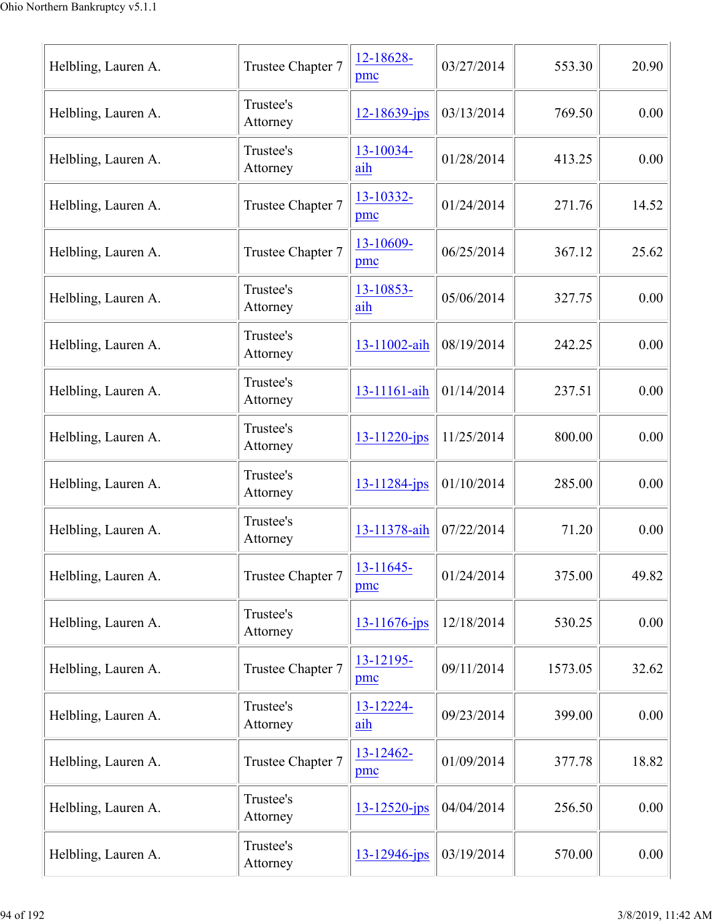| | | | | | |
|---|---|---|---|---|---|
| Helbling, Lauren A. | Trustee Chapter 7 | 12-18628-pmc | 03/27/2014 | 553.30 | 20.90 |
| Helbling, Lauren A. | Trustee's Attorney | 12-18639-jps | 03/13/2014 | 769.50 | 0.00 |
| Helbling, Lauren A. | Trustee's Attorney | 13-10034-aih | 01/28/2014 | 413.25 | 0.00 |
| Helbling, Lauren A. | Trustee Chapter 7 | 13-10332-pmc | 01/24/2014 | 271.76 | 14.52 |
| Helbling, Lauren A. | Trustee Chapter 7 | 13-10609-pmc | 06/25/2014 | 367.12 | 25.62 |
| Helbling, Lauren A. | Trustee's Attorney | 13-10853-aih | 05/06/2014 | 327.75 | 0.00 |
| Helbling, Lauren A. | Trustee's Attorney | 13-11002-aih | 08/19/2014 | 242.25 | 0.00 |
| Helbling, Lauren A. | Trustee's Attorney | 13-11161-aih | 01/14/2014 | 237.51 | 0.00 |
| Helbling, Lauren A. | Trustee's Attorney | 13-11220-jps | 11/25/2014 | 800.00 | 0.00 |
| Helbling, Lauren A. | Trustee's Attorney | 13-11284-jps | 01/10/2014 | 285.00 | 0.00 |
| Helbling, Lauren A. | Trustee's Attorney | 13-11378-aih | 07/22/2014 | 71.20 | 0.00 |
| Helbling, Lauren A. | Trustee Chapter 7 | 13-11645-pmc | 01/24/2014 | 375.00 | 49.82 |
| Helbling, Lauren A. | Trustee's Attorney | 13-11676-jps | 12/18/2014 | 530.25 | 0.00 |
| Helbling, Lauren A. | Trustee Chapter 7 | 13-12195-pmc | 09/11/2014 | 1573.05 | 32.62 |
| Helbling, Lauren A. | Trustee's Attorney | 13-12224-aih | 09/23/2014 | 399.00 | 0.00 |
| Helbling, Lauren A. | Trustee Chapter 7 | 13-12462-pmc | 01/09/2014 | 377.78 | 18.82 |
| Helbling, Lauren A. | Trustee's Attorney | 13-12520-jps | 04/04/2014 | 256.50 | 0.00 |
| Helbling, Lauren A. | Trustee's Attorney | 13-12946-jps | 03/19/2014 | 570.00 | 0.00 |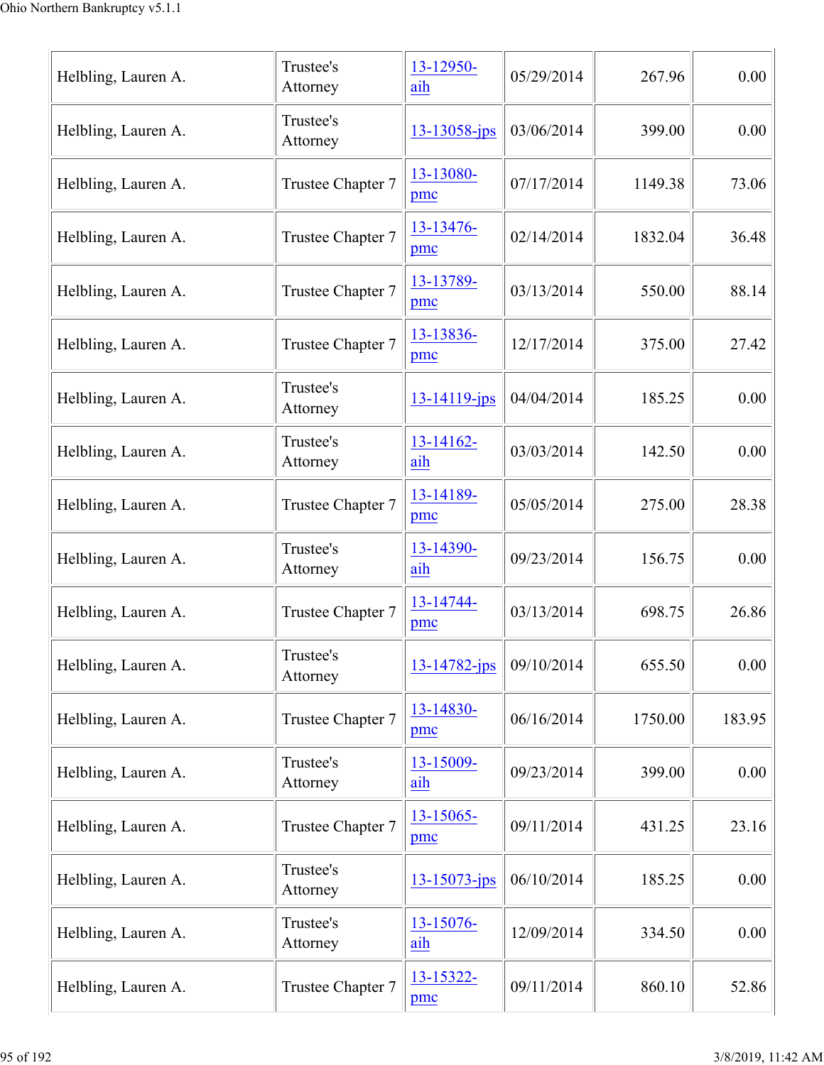| | | | | | |
|---|---|---|---|---|---|
| Helbling, Lauren A. | Trustee's Attorney | 13-12950-aih | 05/29/2014 | 267.96 | 0.00 |
| Helbling, Lauren A. | Trustee's Attorney | 13-13058-jps | 03/06/2014 | 399.00 | 0.00 |
| Helbling, Lauren A. | Trustee Chapter 7 | 13-13080-pmc | 07/17/2014 | 1149.38 | 73.06 |
| Helbling, Lauren A. | Trustee Chapter 7 | 13-13476-pmc | 02/14/2014 | 1832.04 | 36.48 |
| Helbling, Lauren A. | Trustee Chapter 7 | 13-13789-pmc | 03/13/2014 | 550.00 | 88.14 |
| Helbling, Lauren A. | Trustee Chapter 7 | 13-13836-pmc | 12/17/2014 | 375.00 | 27.42 |
| Helbling, Lauren A. | Trustee's Attorney | 13-14119-jps | 04/04/2014 | 185.25 | 0.00 |
| Helbling, Lauren A. | Trustee's Attorney | 13-14162-aih | 03/03/2014 | 142.50 | 0.00 |
| Helbling, Lauren A. | Trustee Chapter 7 | 13-14189-pmc | 05/05/2014 | 275.00 | 28.38 |
| Helbling, Lauren A. | Trustee's Attorney | 13-14390-aih | 09/23/2014 | 156.75 | 0.00 |
| Helbling, Lauren A. | Trustee Chapter 7 | 13-14744-pmc | 03/13/2014 | 698.75 | 26.86 |
| Helbling, Lauren A. | Trustee's Attorney | 13-14782-jps | 09/10/2014 | 655.50 | 0.00 |
| Helbling, Lauren A. | Trustee Chapter 7 | 13-14830-pmc | 06/16/2014 | 1750.00 | 183.95 |
| Helbling, Lauren A. | Trustee's Attorney | 13-15009-aih | 09/23/2014 | 399.00 | 0.00 |
| Helbling, Lauren A. | Trustee Chapter 7 | 13-15065-pmc | 09/11/2014 | 431.25 | 23.16 |
| Helbling, Lauren A. | Trustee's Attorney | 13-15073-jps | 06/10/2014 | 185.25 | 0.00 |
| Helbling, Lauren A. | Trustee's Attorney | 13-15076-aih | 12/09/2014 | 334.50 | 0.00 |
| Helbling, Lauren A. | Trustee Chapter 7 | 13-15322-pmc | 09/11/2014 | 860.10 | 52.86 |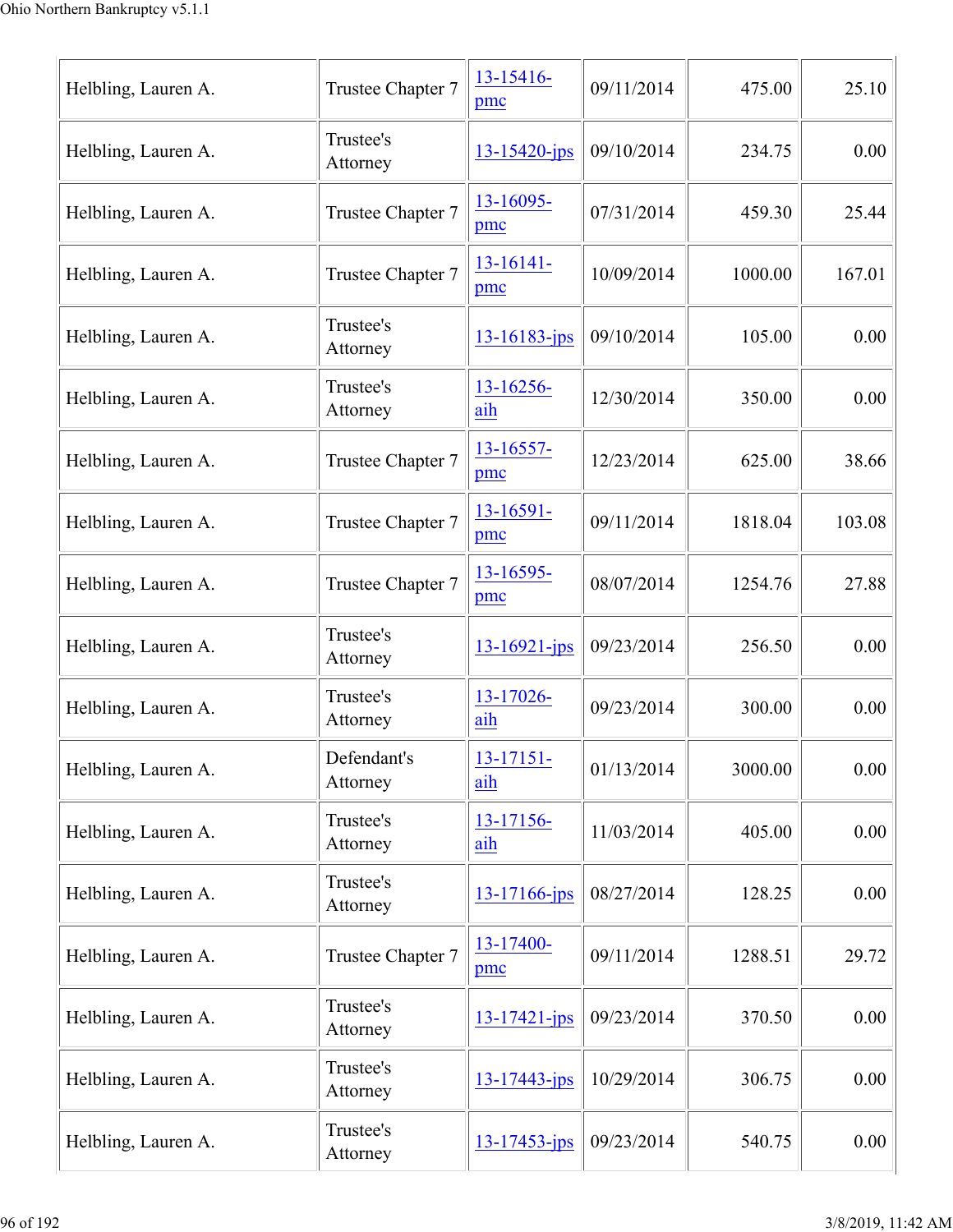| | | | | | |
|---|---|---|---|---|---|
| Helbling, Lauren A. | Trustee Chapter 7 | 13-15416-pmc | 09/11/2014 | 475.00 | 25.10 |
| Helbling, Lauren A. | Trustee's Attorney | 13-15420-jps | 09/10/2014 | 234.75 | 0.00 |
| Helbling, Lauren A. | Trustee Chapter 7 | 13-16095-pmc | 07/31/2014 | 459.30 | 25.44 |
| Helbling, Lauren A. | Trustee Chapter 7 | 13-16141-pmc | 10/09/2014 | 1000.00 | 167.01 |
| Helbling, Lauren A. | Trustee's Attorney | 13-16183-jps | 09/10/2014 | 105.00 | 0.00 |
| Helbling, Lauren A. | Trustee's Attorney | 13-16256-aih | 12/30/2014 | 350.00 | 0.00 |
| Helbling, Lauren A. | Trustee Chapter 7 | 13-16557-pmc | 12/23/2014 | 625.00 | 38.66 |
| Helbling, Lauren A. | Trustee Chapter 7 | 13-16591-pmc | 09/11/2014 | 1818.04 | 103.08 |
| Helbling, Lauren A. | Trustee Chapter 7 | 13-16595-pmc | 08/07/2014 | 1254.76 | 27.88 |
| Helbling, Lauren A. | Trustee's Attorney | 13-16921-jps | 09/23/2014 | 256.50 | 0.00 |
| Helbling, Lauren A. | Trustee's Attorney | 13-17026-aih | 09/23/2014 | 300.00 | 0.00 |
| Helbling, Lauren A. | Defendant's Attorney | 13-17151-aih | 01/13/2014 | 3000.00 | 0.00 |
| Helbling, Lauren A. | Trustee's Attorney | 13-17156-aih | 11/03/2014 | 405.00 | 0.00 |
| Helbling, Lauren A. | Trustee's Attorney | 13-17166-jps | 08/27/2014 | 128.25 | 0.00 |
| Helbling, Lauren A. | Trustee Chapter 7 | 13-17400-pmc | 09/11/2014 | 1288.51 | 29.72 |
| Helbling, Lauren A. | Trustee's Attorney | 13-17421-jps | 09/23/2014 | 370.50 | 0.00 |
| Helbling, Lauren A. | Trustee's Attorney | 13-17443-jps | 10/29/2014 | 306.75 | 0.00 |
| Helbling, Lauren A. | Trustee's Attorney | 13-17453-jps | 09/23/2014 | 540.75 | 0.00 |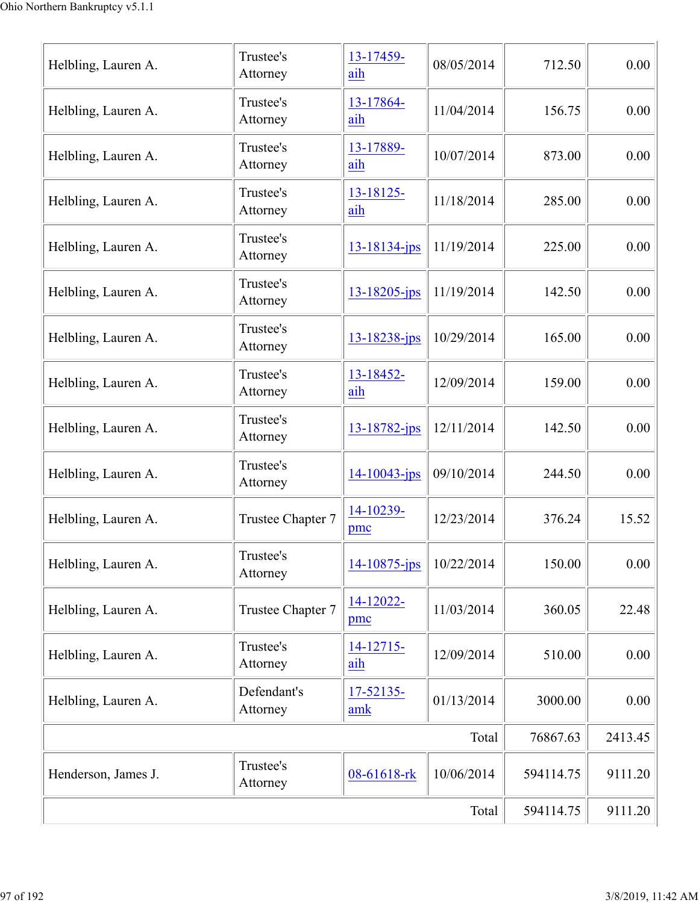| | | | | | |
|---|---|---|---|---|---|
| Helbling, Lauren A. | Trustee's Attorney | 13-17459-aih | 08/05/2014 | 712.50 | 0.00 |
| Helbling, Lauren A. | Trustee's Attorney | 13-17864-aih | 11/04/2014 | 156.75 | 0.00 |
| Helbling, Lauren A. | Trustee's Attorney | 13-17889-aih | 10/07/2014 | 873.00 | 0.00 |
| Helbling, Lauren A. | Trustee's Attorney | 13-18125-aih | 11/18/2014 | 285.00 | 0.00 |
| Helbling, Lauren A. | Trustee's Attorney | 13-18134-jps | 11/19/2014 | 225.00 | 0.00 |
| Helbling, Lauren A. | Trustee's Attorney | 13-18205-jps | 11/19/2014 | 142.50 | 0.00 |
| Helbling, Lauren A. | Trustee's Attorney | 13-18238-jps | 10/29/2014 | 165.00 | 0.00 |
| Helbling, Lauren A. | Trustee's Attorney | 13-18452-aih | 12/09/2014 | 159.00 | 0.00 |
| Helbling, Lauren A. | Trustee's Attorney | 13-18782-jps | 12/11/2014 | 142.50 | 0.00 |
| Helbling, Lauren A. | Trustee's Attorney | 14-10043-jps | 09/10/2014 | 244.50 | 0.00 |
| Helbling, Lauren A. | Trustee Chapter 7 | 14-10239-pmc | 12/23/2014 | 376.24 | 15.52 |
| Helbling, Lauren A. | Trustee's Attorney | 14-10875-jps | 10/22/2014 | 150.00 | 0.00 |
| Helbling, Lauren A. | Trustee Chapter 7 | 14-12022-pmc | 11/03/2014 | 360.05 | 22.48 |
| Helbling, Lauren A. | Trustee's Attorney | 14-12715-aih | 12/09/2014 | 510.00 | 0.00 |
| Helbling, Lauren A. | Defendant's Attorney | 17-52135-amk | 01/13/2014 | 3000.00 | 0.00 |
| | | | Total | 76867.63 | 2413.45 |
| Henderson, James J. | Trustee's Attorney | 08-61618-rk | 10/06/2014 | 594114.75 | 9111.20 |
| | | | Total | 594114.75 | 9111.20 |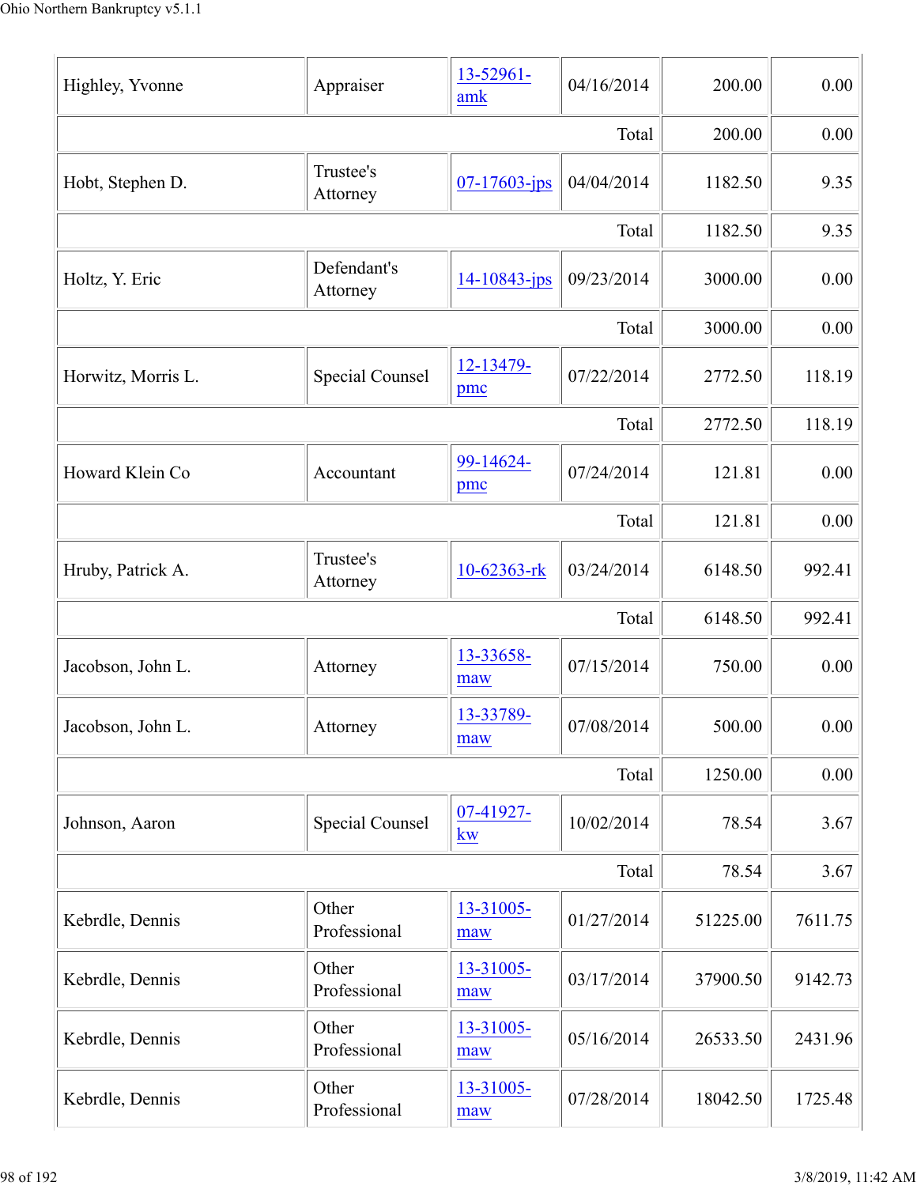| | | | | | |
|---|---|---|---|---|---|
| Highley, Yvonne | Appraiser | 13-52961-amk | 04/16/2014 | 200.00 | 0.00 |
| | | | | Total 200.00 | 0.00 |
| Hobt, Stephen D. | Trustee's Attorney | 07-17603-jps | 04/04/2014 | 1182.50 | 9.35 |
| | | | | Total 1182.50 | 9.35 |
| Holtz, Y. Eric | Defendant's Attorney | 14-10843-jps | 09/23/2014 | 3000.00 | 0.00 |
| | | | | Total 3000.00 | 0.00 |
| Horwitz, Morris L. | Special Counsel | 12-13479-pmc | 07/22/2014 | 2772.50 | 118.19 |
| | | | | Total 2772.50 | 118.19 |
| Howard Klein Co | Accountant | 99-14624-pmc | 07/24/2014 | 121.81 | 0.00 |
| | | | | Total 121.81 | 0.00 |
| Hruby, Patrick A. | Trustee's Attorney | 10-62363-rk | 03/24/2014 | 6148.50 | 992.41 |
| | | | | Total 6148.50 | 992.41 |
| Jacobson, John L. | Attorney | 13-33658-maw | 07/15/2014 | 750.00 | 0.00 |
| Jacobson, John L. | Attorney | 13-33789-maw | 07/08/2014 | 500.00 | 0.00 |
| | | | | Total 1250.00 | 0.00 |
| Johnson, Aaron | Special Counsel | 07-41927-kw | 10/02/2014 | 78.54 | 3.67 |
| | | | | Total 78.54 | 3.67 |
| Kebrdle, Dennis | Other Professional | 13-31005-maw | 01/27/2014 | 51225.00 | 7611.75 |
| Kebrdle, Dennis | Other Professional | 13-31005-maw | 03/17/2014 | 37900.50 | 9142.73 |
| Kebrdle, Dennis | Other Professional | 13-31005-maw | 05/16/2014 | 26533.50 | 2431.96 |
| Kebrdle, Dennis | Other Professional | 13-31005-maw | 07/28/2014 | 18042.50 | 1725.48 |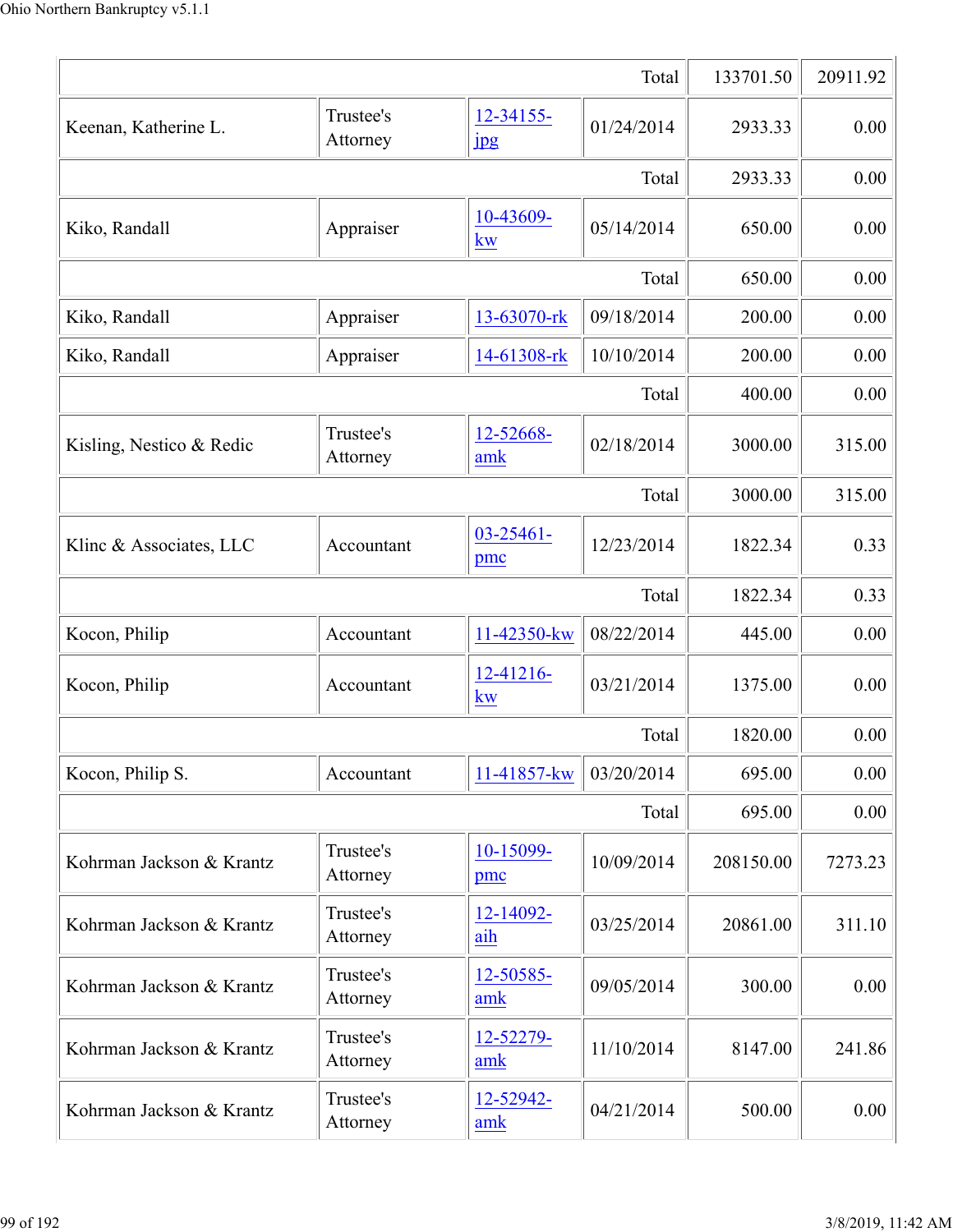| | | | | | |
|---|---|---|---|---|---|
| | | | Total | 133701.50 | 20911.92 |
| Keenan, Katherine L. | Trustee's Attorney | 12-34155-jpg | 01/24/2014 | 2933.33 | 0.00 |
| | | | Total | 2933.33 | 0.00 |
| Kiko, Randall | Appraiser | 10-43609-kw | 05/14/2014 | 650.00 | 0.00 |
| | | | Total | 650.00 | 0.00 |
| Kiko, Randall | Appraiser | 13-63070-rk | 09/18/2014 | 200.00 | 0.00 |
| Kiko, Randall | Appraiser | 14-61308-rk | 10/10/2014 | 200.00 | 0.00 |
| | | | Total | 400.00 | 0.00 |
| Kisling, Nestico & Redic | Trustee's Attorney | 12-52668-amk | 02/18/2014 | 3000.00 | 315.00 |
| | | | Total | 3000.00 | 315.00 |
| Klinc & Associates, LLC | Accountant | 03-25461-pmc | 12/23/2014 | 1822.34 | 0.33 |
| | | | Total | 1822.34 | 0.33 |
| Kocon, Philip | Accountant | 11-42350-kw | 08/22/2014 | 445.00 | 0.00 |
| Kocon, Philip | Accountant | 12-41216-kw | 03/21/2014 | 1375.00 | 0.00 |
| | | | Total | 1820.00 | 0.00 |
| Kocon, Philip S. | Accountant | 11-41857-kw | 03/20/2014 | 695.00 | 0.00 |
| | | | Total | 695.00 | 0.00 |
| Kohrman Jackson & Krantz | Trustee's Attorney | 10-15099-pmc | 10/09/2014 | 208150.00 | 7273.23 |
| Kohrman Jackson & Krantz | Trustee's Attorney | 12-14092-aih | 03/25/2014 | 20861.00 | 311.10 |
| Kohrman Jackson & Krantz | Trustee's Attorney | 12-50585-amk | 09/05/2014 | 300.00 | 0.00 |
| Kohrman Jackson & Krantz | Trustee's Attorney | 12-52279-amk | 11/10/2014 | 8147.00 | 241.86 |
| Kohrman Jackson & Krantz | Trustee's Attorney | 12-52942-amk | 04/21/2014 | 500.00 | 0.00 |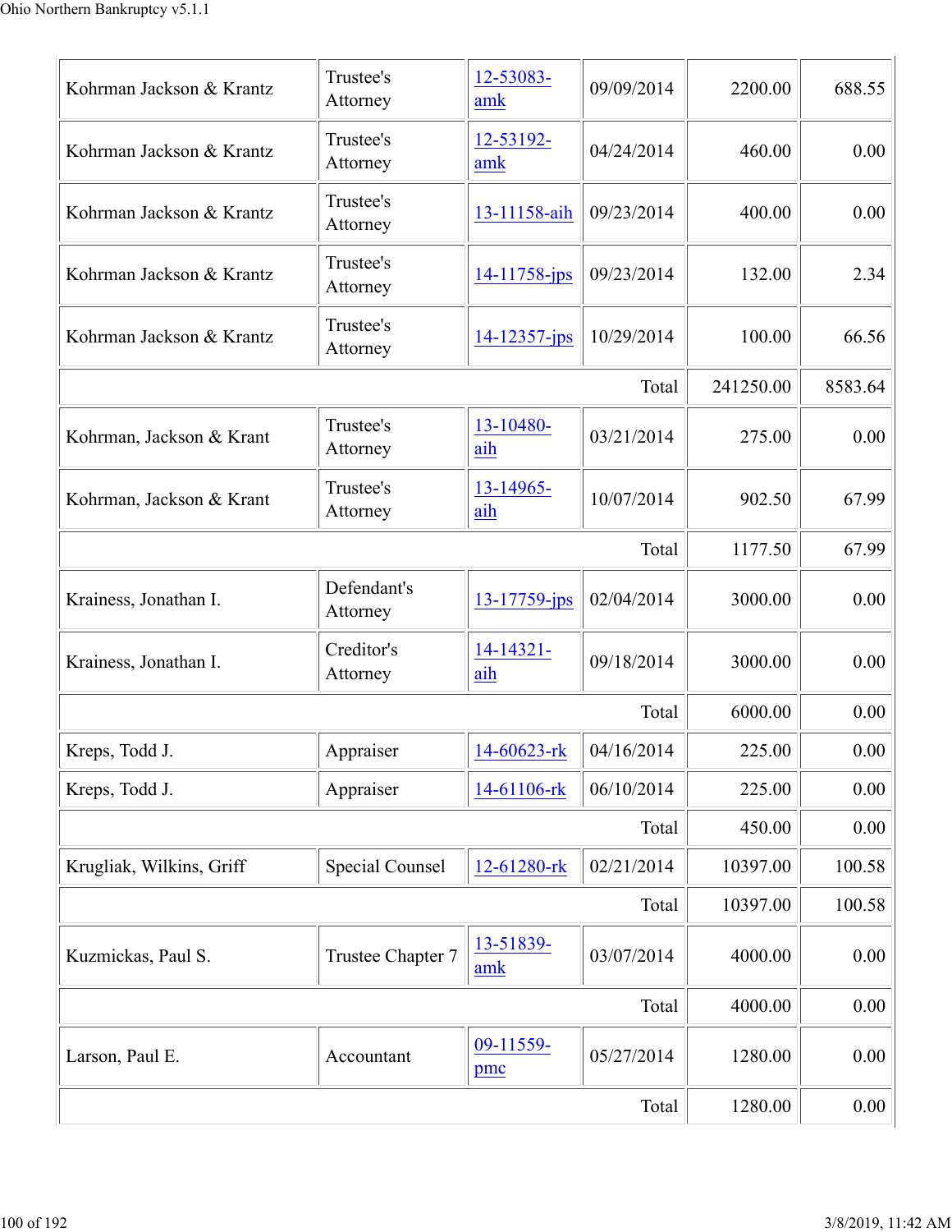| | | | | | |
|---|---|---|---|---|---|
| Kohrman Jackson & Krantz | Trustee's Attorney | 12-53083-amk | 09/09/2014 | 2200.00 | 688.55 |
| Kohrman Jackson & Krantz | Trustee's Attorney | 12-53192-amk | 04/24/2014 | 460.00 | 0.00 |
| Kohrman Jackson & Krantz | Trustee's Attorney | 13-11158-aih | 09/23/2014 | 400.00 | 0.00 |
| Kohrman Jackson & Krantz | Trustee's Attorney | 14-11758-jps | 09/23/2014 | 132.00 | 2.34 |
| Kohrman Jackson & Krantz | Trustee's Attorney | 14-12357-jps | 10/29/2014 | 100.00 | 66.56 |
| | | | Total | 241250.00 | 8583.64 |
| Kohrman, Jackson & Krant | Trustee's Attorney | 13-10480-aih | 03/21/2014 | 275.00 | 0.00 |
| Kohrman, Jackson & Krant | Trustee's Attorney | 13-14965-aih | 10/07/2014 | 902.50 | 67.99 |
| | | | Total | 1177.50 | 67.99 |
| Krainess, Jonathan I. | Defendant's Attorney | 13-17759-jps | 02/04/2014 | 3000.00 | 0.00 |
| Krainess, Jonathan I. | Creditor's Attorney | 14-14321-aih | 09/18/2014 | 3000.00 | 0.00 |
| | | | Total | 6000.00 | 0.00 |
| Kreps, Todd J. | Appraiser | 14-60623-rk | 04/16/2014 | 225.00 | 0.00 |
| Kreps, Todd J. | Appraiser | 14-61106-rk | 06/10/2014 | 225.00 | 0.00 |
| | | | Total | 450.00 | 0.00 |
| Krugliak, Wilkins, Griff | Special Counsel | 12-61280-rk | 02/21/2014 | 10397.00 | 100.58 |
| | | | Total | 10397.00 | 100.58 |
| Kuzmickas, Paul S. | Trustee Chapter 7 | 13-51839-amk | 03/07/2014 | 4000.00 | 0.00 |
| | | | Total | 4000.00 | 0.00 |
| Larson, Paul E. | Accountant | 09-11559-pmc | 05/27/2014 | 1280.00 | 0.00 |
| | | | Total | 1280.00 | 0.00 |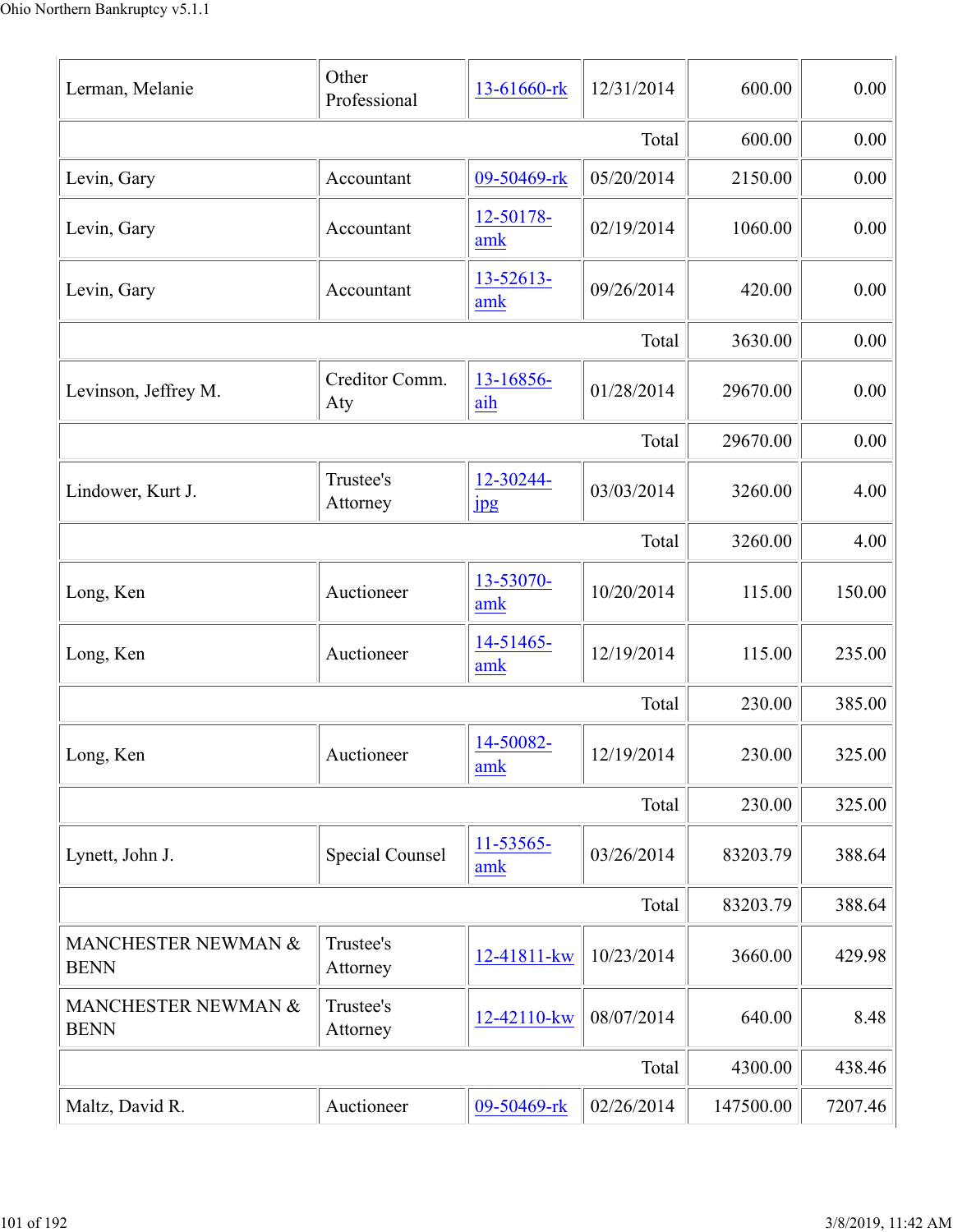| | | | | | |
|---|---|---|---|---|---|
| Lerman, Melanie | Other Professional | 13-61660-rk | 12/31/2014 | 600.00 | 0.00 |
| | | | Total | 600.00 | 0.00 |
| Levin, Gary | Accountant | 09-50469-rk | 05/20/2014 | 2150.00 | 0.00 |
| Levin, Gary | Accountant | 12-50178-amk | 02/19/2014 | 1060.00 | 0.00 |
| Levin, Gary | Accountant | 13-52613-amk | 09/26/2014 | 420.00 | 0.00 |
| | | | Total | 3630.00 | 0.00 |
| Levinson, Jeffrey M. | Creditor Comm. Aty | 13-16856-aih | 01/28/2014 | 29670.00 | 0.00 |
| | | | Total | 29670.00 | 0.00 |
| Lindower, Kurt J. | Trustee's Attorney | 12-30244-jpg | 03/03/2014 | 3260.00 | 4.00 |
| | | | Total | 3260.00 | 4.00 |
| Long, Ken | Auctioneer | 13-53070-amk | 10/20/2014 | 115.00 | 150.00 |
| Long, Ken | Auctioneer | 14-51465-amk | 12/19/2014 | 115.00 | 235.00 |
| | | | Total | 230.00 | 385.00 |
| Long, Ken | Auctioneer | 14-50082-amk | 12/19/2014 | 230.00 | 325.00 |
| | | | Total | 230.00 | 325.00 |
| Lynett, John J. | Special Counsel | 11-53565-amk | 03/26/2014 | 83203.79 | 388.64 |
| | | | Total | 83203.79 | 388.64 |
| MANCHESTER NEWMAN & BENN | Trustee's Attorney | 12-41811-kw | 10/23/2014 | 3660.00 | 429.98 |
| MANCHESTER NEWMAN & BENN | Trustee's Attorney | 12-42110-kw | 08/07/2014 | 640.00 | 8.48 |
| | | | Total | 4300.00 | 438.46 |
| Maltz, David R. | Auctioneer | 09-50469-rk | 02/26/2014 | 147500.00 | 7207.46 |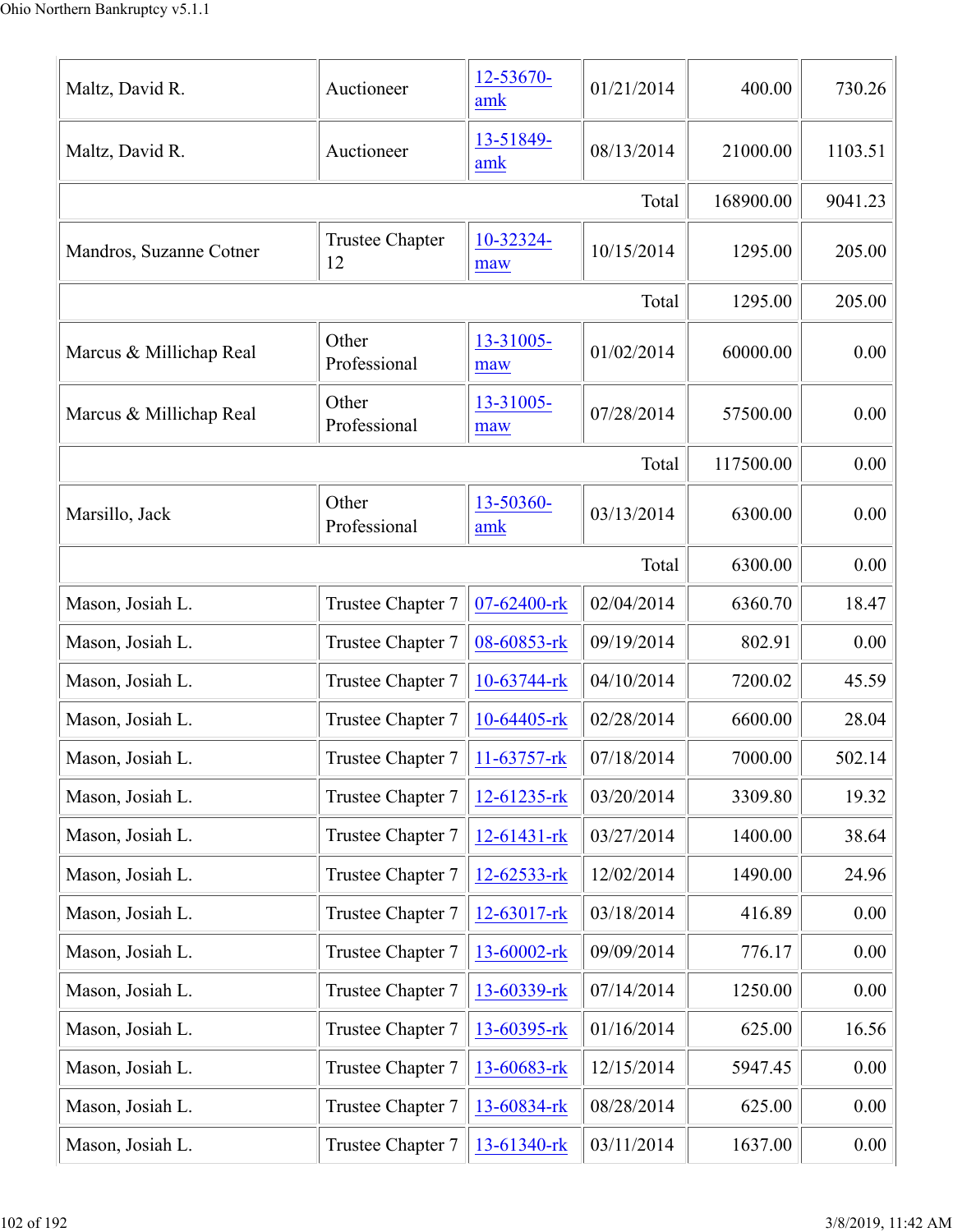| | | | | | |
|---|---|---|---|---|---|
| Maltz, David R. | Auctioneer | 12-53670-amk | 01/21/2014 | 400.00 | 730.26 |
| Maltz, David R. | Auctioneer | 13-51849-amk | 08/13/2014 | 21000.00 | 1103.51 |
| | | | Total | 168900.00 | 9041.23 |
| Mandros, Suzanne Cotner | Trustee Chapter 12 | 10-32324-maw | 10/15/2014 | 1295.00 | 205.00 |
| | | | Total | 1295.00 | 205.00 |
| Marcus & Millichap Real | Other Professional | 13-31005-maw | 01/02/2014 | 60000.00 | 0.00 |
| Marcus & Millichap Real | Other Professional | 13-31005-maw | 07/28/2014 | 57500.00 | 0.00 |
| | | | Total | 117500.00 | 0.00 |
| Marsillo, Jack | Other Professional | 13-50360-amk | 03/13/2014 | 6300.00 | 0.00 |
| | | | Total | 6300.00 | 0.00 |
| Mason, Josiah L. | Trustee Chapter 7 | 07-62400-rk | 02/04/2014 | 6360.70 | 18.47 |
| Mason, Josiah L. | Trustee Chapter 7 | 08-60853-rk | 09/19/2014 | 802.91 | 0.00 |
| Mason, Josiah L. | Trustee Chapter 7 | 10-63744-rk | 04/10/2014 | 7200.02 | 45.59 |
| Mason, Josiah L. | Trustee Chapter 7 | 10-64405-rk | 02/28/2014 | 6600.00 | 28.04 |
| Mason, Josiah L. | Trustee Chapter 7 | 11-63757-rk | 07/18/2014 | 7000.00 | 502.14 |
| Mason, Josiah L. | Trustee Chapter 7 | 12-61235-rk | 03/20/2014 | 3309.80 | 19.32 |
| Mason, Josiah L. | Trustee Chapter 7 | 12-61431-rk | 03/27/2014 | 1400.00 | 38.64 |
| Mason, Josiah L. | Trustee Chapter 7 | 12-62533-rk | 12/02/2014 | 1490.00 | 24.96 |
| Mason, Josiah L. | Trustee Chapter 7 | 12-63017-rk | 03/18/2014 | 416.89 | 0.00 |
| Mason, Josiah L. | Trustee Chapter 7 | 13-60002-rk | 09/09/2014 | 776.17 | 0.00 |
| Mason, Josiah L. | Trustee Chapter 7 | 13-60339-rk | 07/14/2014 | 1250.00 | 0.00 |
| Mason, Josiah L. | Trustee Chapter 7 | 13-60395-rk | 01/16/2014 | 625.00 | 16.56 |
| Mason, Josiah L. | Trustee Chapter 7 | 13-60683-rk | 12/15/2014 | 5947.45 | 0.00 |
| Mason, Josiah L. | Trustee Chapter 7 | 13-60834-rk | 08/28/2014 | 625.00 | 0.00 |
| Mason, Josiah L. | Trustee Chapter 7 | 13-61340-rk | 03/11/2014 | 1637.00 | 0.00 |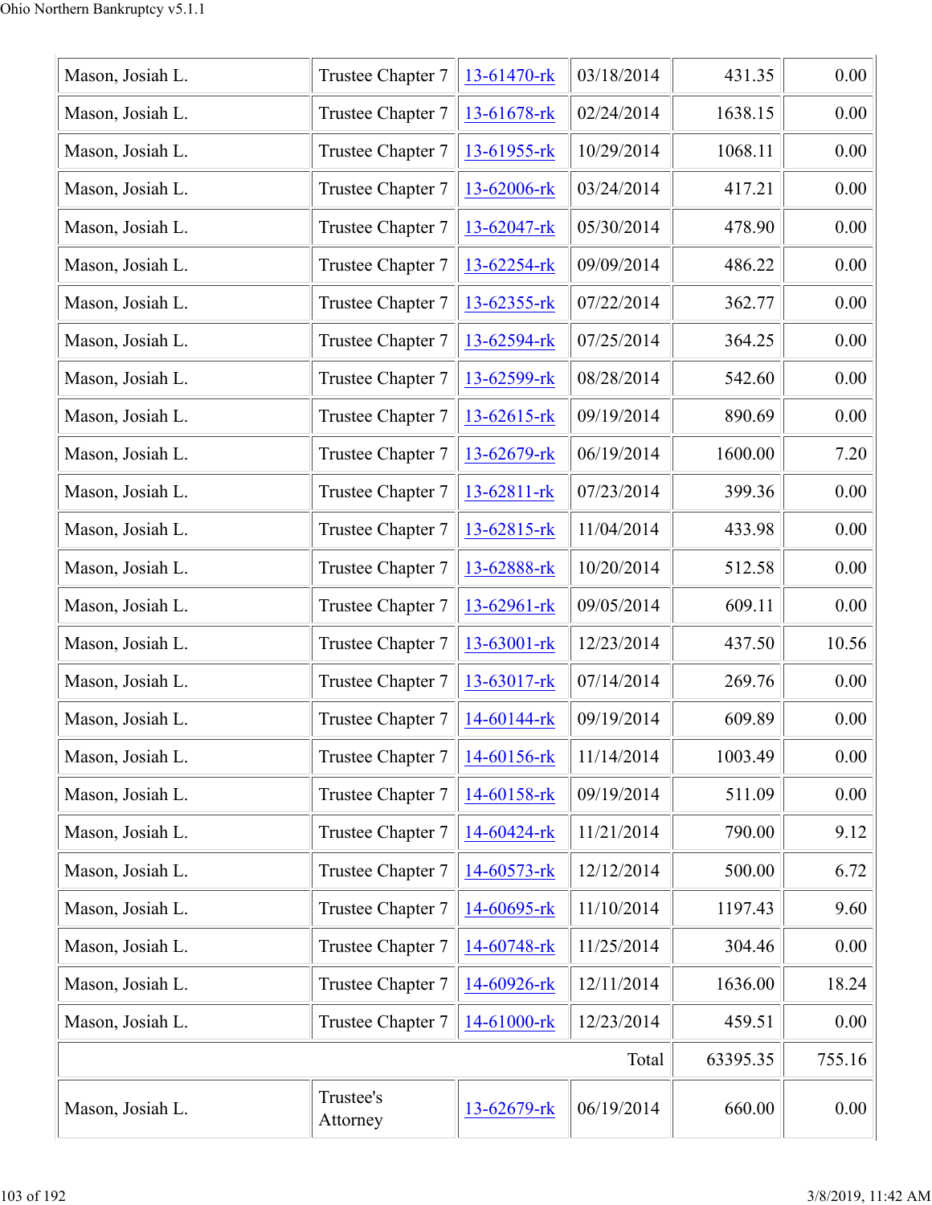| | | | | | |
|---|---|---|---|---|---|
| Mason, Josiah L. | Trustee Chapter 7 | 13-61470-rk | 03/18/2014 | 431.35 | 0.00 |
| Mason, Josiah L. | Trustee Chapter 7 | 13-61678-rk | 02/24/2014 | 1638.15 | 0.00 |
| Mason, Josiah L. | Trustee Chapter 7 | 13-61955-rk | 10/29/2014 | 1068.11 | 0.00 |
| Mason, Josiah L. | Trustee Chapter 7 | 13-62006-rk | 03/24/2014 | 417.21 | 0.00 |
| Mason, Josiah L. | Trustee Chapter 7 | 13-62047-rk | 05/30/2014 | 478.90 | 0.00 |
| Mason, Josiah L. | Trustee Chapter 7 | 13-62254-rk | 09/09/2014 | 486.22 | 0.00 |
| Mason, Josiah L. | Trustee Chapter 7 | 13-62355-rk | 07/22/2014 | 362.77 | 0.00 |
| Mason, Josiah L. | Trustee Chapter 7 | 13-62594-rk | 07/25/2014 | 364.25 | 0.00 |
| Mason, Josiah L. | Trustee Chapter 7 | 13-62599-rk | 08/28/2014 | 542.60 | 0.00 |
| Mason, Josiah L. | Trustee Chapter 7 | 13-62615-rk | 09/19/2014 | 890.69 | 0.00 |
| Mason, Josiah L. | Trustee Chapter 7 | 13-62679-rk | 06/19/2014 | 1600.00 | 7.20 |
| Mason, Josiah L. | Trustee Chapter 7 | 13-62811-rk | 07/23/2014 | 399.36 | 0.00 |
| Mason, Josiah L. | Trustee Chapter 7 | 13-62815-rk | 11/04/2014 | 433.98 | 0.00 |
| Mason, Josiah L. | Trustee Chapter 7 | 13-62888-rk | 10/20/2014 | 512.58 | 0.00 |
| Mason, Josiah L. | Trustee Chapter 7 | 13-62961-rk | 09/05/2014 | 609.11 | 0.00 |
| Mason, Josiah L. | Trustee Chapter 7 | 13-63001-rk | 12/23/2014 | 437.50 | 10.56 |
| Mason, Josiah L. | Trustee Chapter 7 | 13-63017-rk | 07/14/2014 | 269.76 | 0.00 |
| Mason, Josiah L. | Trustee Chapter 7 | 14-60144-rk | 09/19/2014 | 609.89 | 0.00 |
| Mason, Josiah L. | Trustee Chapter 7 | 14-60156-rk | 11/14/2014 | 1003.49 | 0.00 |
| Mason, Josiah L. | Trustee Chapter 7 | 14-60158-rk | 09/19/2014 | 511.09 | 0.00 |
| Mason, Josiah L. | Trustee Chapter 7 | 14-60424-rk | 11/21/2014 | 790.00 | 9.12 |
| Mason, Josiah L. | Trustee Chapter 7 | 14-60573-rk | 12/12/2014 | 500.00 | 6.72 |
| Mason, Josiah L. | Trustee Chapter 7 | 14-60695-rk | 11/10/2014 | 1197.43 | 9.60 |
| Mason, Josiah L. | Trustee Chapter 7 | 14-60748-rk | 11/25/2014 | 304.46 | 0.00 |
| Mason, Josiah L. | Trustee Chapter 7 | 14-60926-rk | 12/11/2014 | 1636.00 | 18.24 |
| Mason, Josiah L. | Trustee Chapter 7 | 14-61000-rk | 12/23/2014 | 459.51 | 0.00 |
| | | | Total | 63395.35 | 755.16 |
| Mason, Josiah L. | Trustee's Attorney | 13-62679-rk | 06/19/2014 | 660.00 | 0.00 |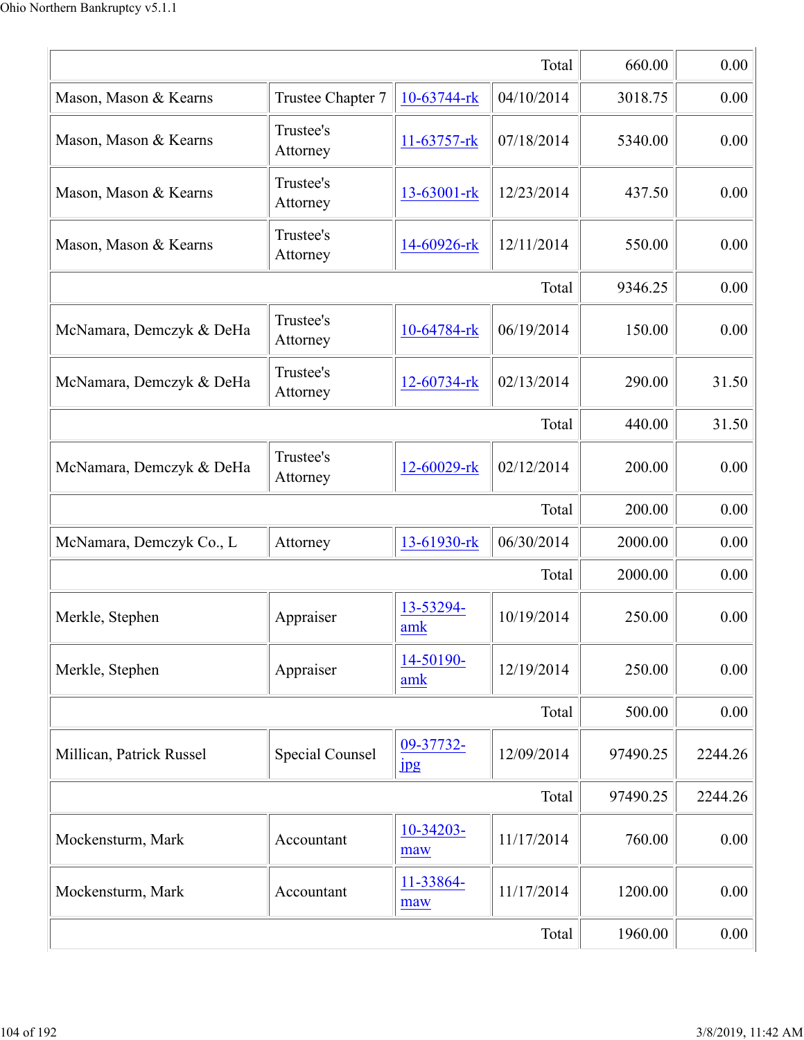| | | | Total | 660.00 | 0.00 |
|---|---|---|---|---|---|
| Mason, Mason & Kearns | Trustee Chapter 7 | 10-63744-rk | 04/10/2014 | 3018.75 | 0.00 |
| Mason, Mason & Kearns | Trustee's Attorney | 11-63757-rk | 07/18/2014 | 5340.00 | 0.00 |
| Mason, Mason & Kearns | Trustee's Attorney | 13-63001-rk | 12/23/2014 | 437.50 | 0.00 |
| Mason, Mason & Kearns | Trustee's Attorney | 14-60926-rk | 12/11/2014 | 550.00 | 0.00 |
| | | | Total | 9346.25 | 0.00 |
| McNamara, Demczyk & DeHa | Trustee's Attorney | 10-64784-rk | 06/19/2014 | 150.00 | 0.00 |
| McNamara, Demczyk & DeHa | Trustee's Attorney | 12-60734-rk | 02/13/2014 | 290.00 | 31.50 |
| | | | Total | 440.00 | 31.50 |
| McNamara, Demczyk & DeHa | Trustee's Attorney | 12-60029-rk | 02/12/2014 | 200.00 | 0.00 |
| | | | Total | 200.00 | 0.00 |
| McNamara, Demczyk Co., L | Attorney | 13-61930-rk | 06/30/2014 | 2000.00 | 0.00 |
| | | | Total | 2000.00 | 0.00 |
| Merkle, Stephen | Appraiser | 13-53294-amk | 10/19/2014 | 250.00 | 0.00 |
| Merkle, Stephen | Appraiser | 14-50190-amk | 12/19/2014 | 250.00 | 0.00 |
| | | | Total | 500.00 | 0.00 |
| Millican, Patrick Russel | Special Counsel | 09-37732-jpg | 12/09/2014 | 97490.25 | 2244.26 |
| | | | Total | 97490.25 | 2244.26 |
| Mockensturm, Mark | Accountant | 10-34203-maw | 11/17/2014 | 760.00 | 0.00 |
| Mockensturm, Mark | Accountant | 11-33864-maw | 11/17/2014 | 1200.00 | 0.00 |
| | | | Total | 1960.00 | 0.00 |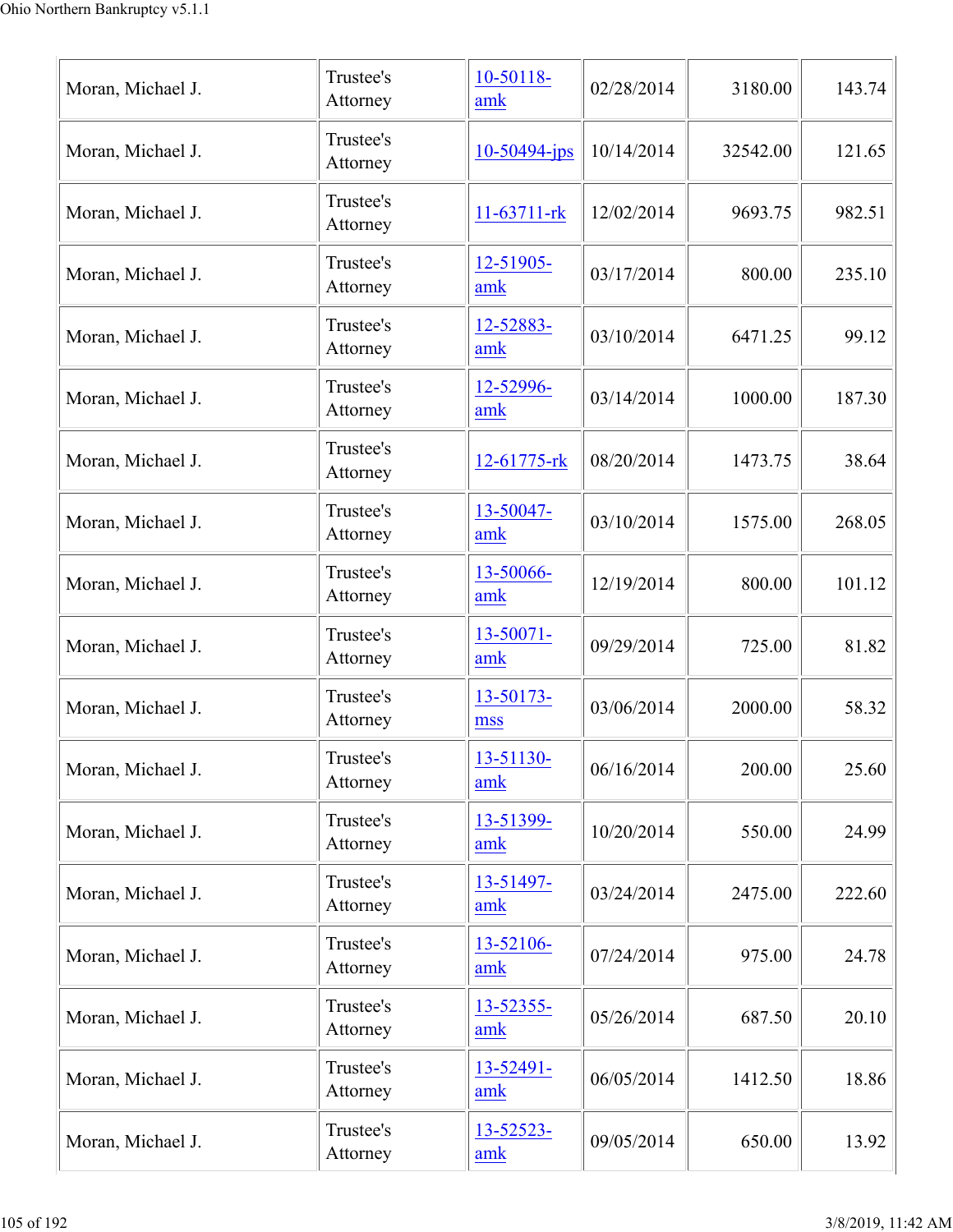| | | | | | |
|---|---|---|---|---|---|
| Moran, Michael J. | Trustee's Attorney | 10-50118-amk | 02/28/2014 | 3180.00 | 143.74 |
| Moran, Michael J. | Trustee's Attorney | 10-50494-jps | 10/14/2014 | 32542.00 | 121.65 |
| Moran, Michael J. | Trustee's Attorney | 11-63711-rk | 12/02/2014 | 9693.75 | 982.51 |
| Moran, Michael J. | Trustee's Attorney | 12-51905-amk | 03/17/2014 | 800.00 | 235.10 |
| Moran, Michael J. | Trustee's Attorney | 12-52883-amk | 03/10/2014 | 6471.25 | 99.12 |
| Moran, Michael J. | Trustee's Attorney | 12-52996-amk | 03/14/2014 | 1000.00 | 187.30 |
| Moran, Michael J. | Trustee's Attorney | 12-61775-rk | 08/20/2014 | 1473.75 | 38.64 |
| Moran, Michael J. | Trustee's Attorney | 13-50047-amk | 03/10/2014 | 1575.00 | 268.05 |
| Moran, Michael J. | Trustee's Attorney | 13-50066-amk | 12/19/2014 | 800.00 | 101.12 |
| Moran, Michael J. | Trustee's Attorney | 13-50071-amk | 09/29/2014 | 725.00 | 81.82 |
| Moran, Michael J. | Trustee's Attorney | 13-50173-mss | 03/06/2014 | 2000.00 | 58.32 |
| Moran, Michael J. | Trustee's Attorney | 13-51130-amk | 06/16/2014 | 200.00 | 25.60 |
| Moran, Michael J. | Trustee's Attorney | 13-51399-amk | 10/20/2014 | 550.00 | 24.99 |
| Moran, Michael J. | Trustee's Attorney | 13-51497-amk | 03/24/2014 | 2475.00 | 222.60 |
| Moran, Michael J. | Trustee's Attorney | 13-52106-amk | 07/24/2014 | 975.00 | 24.78 |
| Moran, Michael J. | Trustee's Attorney | 13-52355-amk | 05/26/2014 | 687.50 | 20.10 |
| Moran, Michael J. | Trustee's Attorney | 13-52491-amk | 06/05/2014 | 1412.50 | 18.86 |
| Moran, Michael J. | Trustee's Attorney | 13-52523-amk | 09/05/2014 | 650.00 | 13.92 |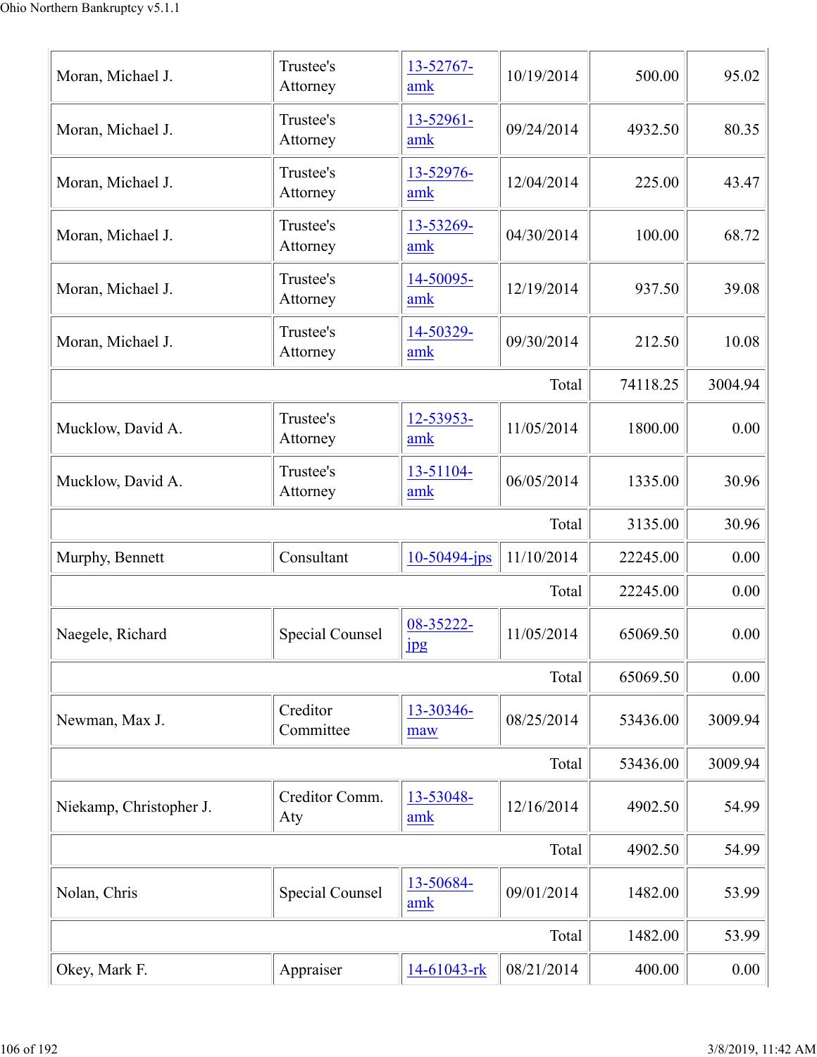| | | | | | |
|---|---|---|---|---|---|
| Moran, Michael J. | Trustee's Attorney | 13-52767-amk | 10/19/2014 | 500.00 | 95.02 |
| Moran, Michael J. | Trustee's Attorney | 13-52961-amk | 09/24/2014 | 4932.50 | 80.35 |
| Moran, Michael J. | Trustee's Attorney | 13-52976-amk | 12/04/2014 | 225.00 | 43.47 |
| Moran, Michael J. | Trustee's Attorney | 13-53269-amk | 04/30/2014 | 100.00 | 68.72 |
| Moran, Michael J. | Trustee's Attorney | 14-50095-amk | 12/19/2014 | 937.50 | 39.08 |
| Moran, Michael J. | Trustee's Attorney | 14-50329-amk | 09/30/2014 | 212.50 | 10.08 |
| | | | Total | 74118.25 | 3004.94 |
| Mucklow, David A. | Trustee's Attorney | 12-53953-amk | 11/05/2014 | 1800.00 | 0.00 |
| Mucklow, David A. | Trustee's Attorney | 13-51104-amk | 06/05/2014 | 1335.00 | 30.96 |
| | | | Total | 3135.00 | 30.96 |
| Murphy, Bennett | Consultant | 10-50494-jps | 11/10/2014 | 22245.00 | 0.00 |
| | | | Total | 22245.00 | 0.00 |
| Naegele, Richard | Special Counsel | 08-35222-jpg | 11/05/2014 | 65069.50 | 0.00 |
| | | | Total | 65069.50 | 0.00 |
| Newman, Max J. | Creditor Committee | 13-30346-maw | 08/25/2014 | 53436.00 | 3009.94 |
| | | | Total | 53436.00 | 3009.94 |
| Niekamp, Christopher J. | Creditor Comm. Aty | 13-53048-amk | 12/16/2014 | 4902.50 | 54.99 |
| | | | Total | 4902.50 | 54.99 |
| Nolan, Chris | Special Counsel | 13-50684-amk | 09/01/2014 | 1482.00 | 53.99 |
| | | | Total | 1482.00 | 53.99 |
| Okey, Mark F. | Appraiser | 14-61043-rk | 08/21/2014 | 400.00 | 0.00 |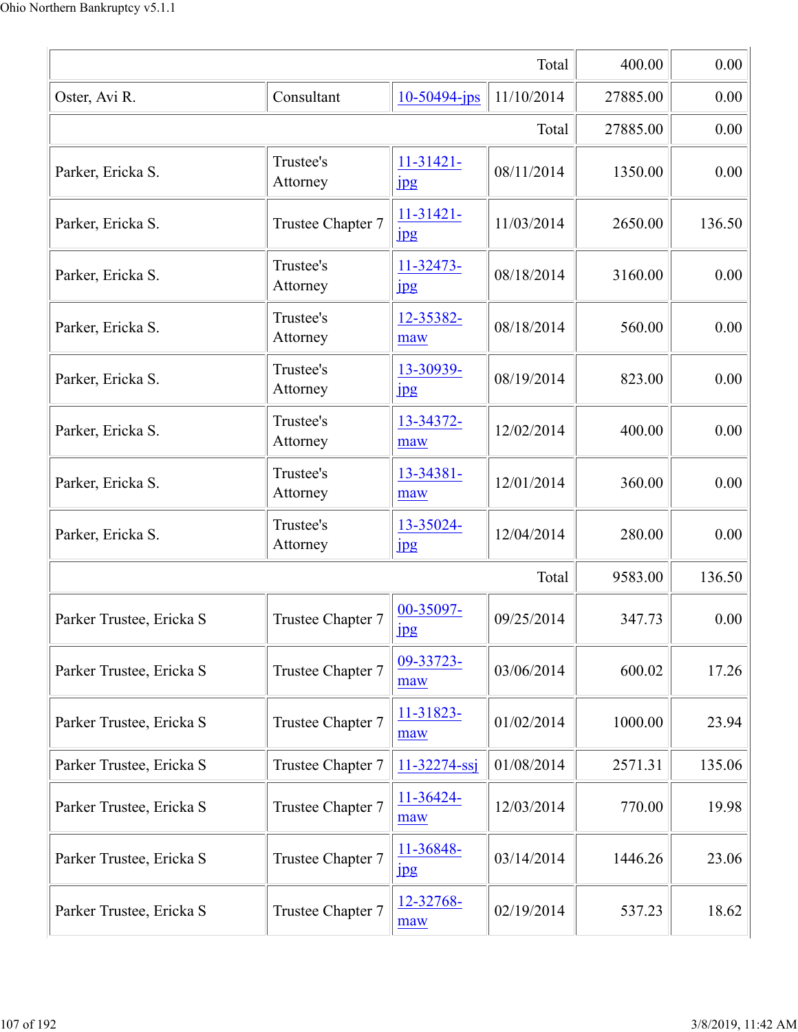| | | | | | |
|---|---|---|---|---|---|
| | | | Total | 400.00 | 0.00 |
| Oster, Avi R. | Consultant | 10-50494-jps | 11/10/2014 | 27885.00 | 0.00 |
| | | | Total | 27885.00 | 0.00 |
| Parker, Ericka S. | Trustee's Attorney | 11-31421-jpg | 08/11/2014 | 1350.00 | 0.00 |
| Parker, Ericka S. | Trustee Chapter 7 | 11-31421-jpg | 11/03/2014 | 2650.00 | 136.50 |
| Parker, Ericka S. | Trustee's Attorney | 11-32473-jpg | 08/18/2014 | 3160.00 | 0.00 |
| Parker, Ericka S. | Trustee's Attorney | 12-35382-maw | 08/18/2014 | 560.00 | 0.00 |
| Parker, Ericka S. | Trustee's Attorney | 13-30939-jpg | 08/19/2014 | 823.00 | 0.00 |
| Parker, Ericka S. | Trustee's Attorney | 13-34372-maw | 12/02/2014 | 400.00 | 0.00 |
| Parker, Ericka S. | Trustee's Attorney | 13-34381-maw | 12/01/2014 | 360.00 | 0.00 |
| Parker, Ericka S. | Trustee's Attorney | 13-35024-jpg | 12/04/2014 | 280.00 | 0.00 |
| | | | Total | 9583.00 | 136.50 |
| Parker Trustee, Ericka S | Trustee Chapter 7 | 00-35097-jpg | 09/25/2014 | 347.73 | 0.00 |
| Parker Trustee, Ericka S | Trustee Chapter 7 | 09-33723-maw | 03/06/2014 | 600.02 | 17.26 |
| Parker Trustee, Ericka S | Trustee Chapter 7 | 11-31823-maw | 01/02/2014 | 1000.00 | 23.94 |
| Parker Trustee, Ericka S | Trustee Chapter 7 | 11-32274-ssj | 01/08/2014 | 2571.31 | 135.06 |
| Parker Trustee, Ericka S | Trustee Chapter 7 | 11-36424-maw | 12/03/2014 | 770.00 | 19.98 |
| Parker Trustee, Ericka S | Trustee Chapter 7 | 11-36848-jpg | 03/14/2014 | 1446.26 | 23.06 |
| Parker Trustee, Ericka S | Trustee Chapter 7 | 12-32768-maw | 02/19/2014 | 537.23 | 18.62 |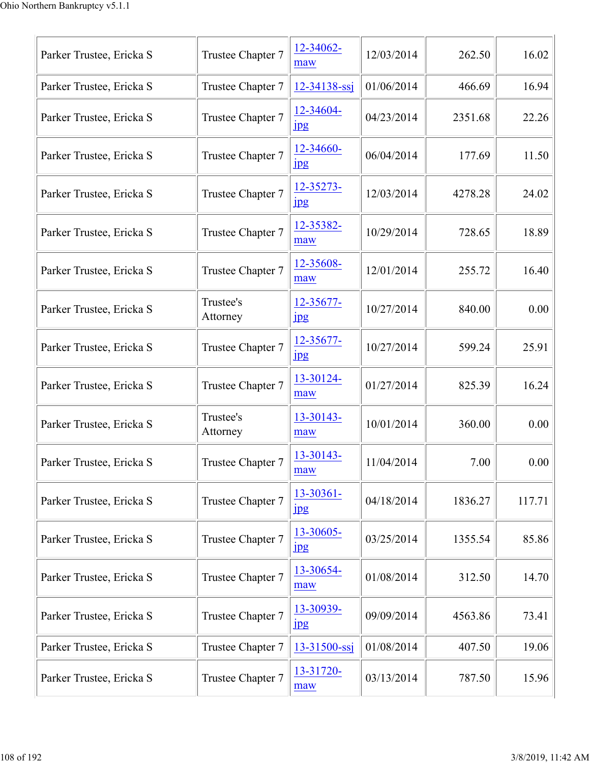| | | | | | |
|---|---|---|---|---|---|
| Parker Trustee, Ericka S | Trustee Chapter 7 | 12-34062-maw | 12/03/2014 | 262.50 | 16.02 |
| Parker Trustee, Ericka S | Trustee Chapter 7 | 12-34138-ssj | 01/06/2014 | 466.69 | 16.94 |
| Parker Trustee, Ericka S | Trustee Chapter 7 | 12-34604-jpg | 04/23/2014 | 2351.68 | 22.26 |
| Parker Trustee, Ericka S | Trustee Chapter 7 | 12-34660-jpg | 06/04/2014 | 177.69 | 11.50 |
| Parker Trustee, Ericka S | Trustee Chapter 7 | 12-35273-jpg | 12/03/2014 | 4278.28 | 24.02 |
| Parker Trustee, Ericka S | Trustee Chapter 7 | 12-35382-maw | 10/29/2014 | 728.65 | 18.89 |
| Parker Trustee, Ericka S | Trustee Chapter 7 | 12-35608-maw | 12/01/2014 | 255.72 | 16.40 |
| Parker Trustee, Ericka S | Trustee's Attorney | 12-35677-jpg | 10/27/2014 | 840.00 | 0.00 |
| Parker Trustee, Ericka S | Trustee Chapter 7 | 12-35677-jpg | 10/27/2014 | 599.24 | 25.91 |
| Parker Trustee, Ericka S | Trustee Chapter 7 | 13-30124-maw | 01/27/2014 | 825.39 | 16.24 |
| Parker Trustee, Ericka S | Trustee's Attorney | 13-30143-maw | 10/01/2014 | 360.00 | 0.00 |
| Parker Trustee, Ericka S | Trustee Chapter 7 | 13-30143-maw | 11/04/2014 | 7.00 | 0.00 |
| Parker Trustee, Ericka S | Trustee Chapter 7 | 13-30361-jpg | 04/18/2014 | 1836.27 | 117.71 |
| Parker Trustee, Ericka S | Trustee Chapter 7 | 13-30605-jpg | 03/25/2014 | 1355.54 | 85.86 |
| Parker Trustee, Ericka S | Trustee Chapter 7 | 13-30654-maw | 01/08/2014 | 312.50 | 14.70 |
| Parker Trustee, Ericka S | Trustee Chapter 7 | 13-30939-jpg | 09/09/2014 | 4563.86 | 73.41 |
| Parker Trustee, Ericka S | Trustee Chapter 7 | 13-31500-ssj | 01/08/2014 | 407.50 | 19.06 |
| Parker Trustee, Ericka S | Trustee Chapter 7 | 13-31720-maw | 03/13/2014 | 787.50 | 15.96 |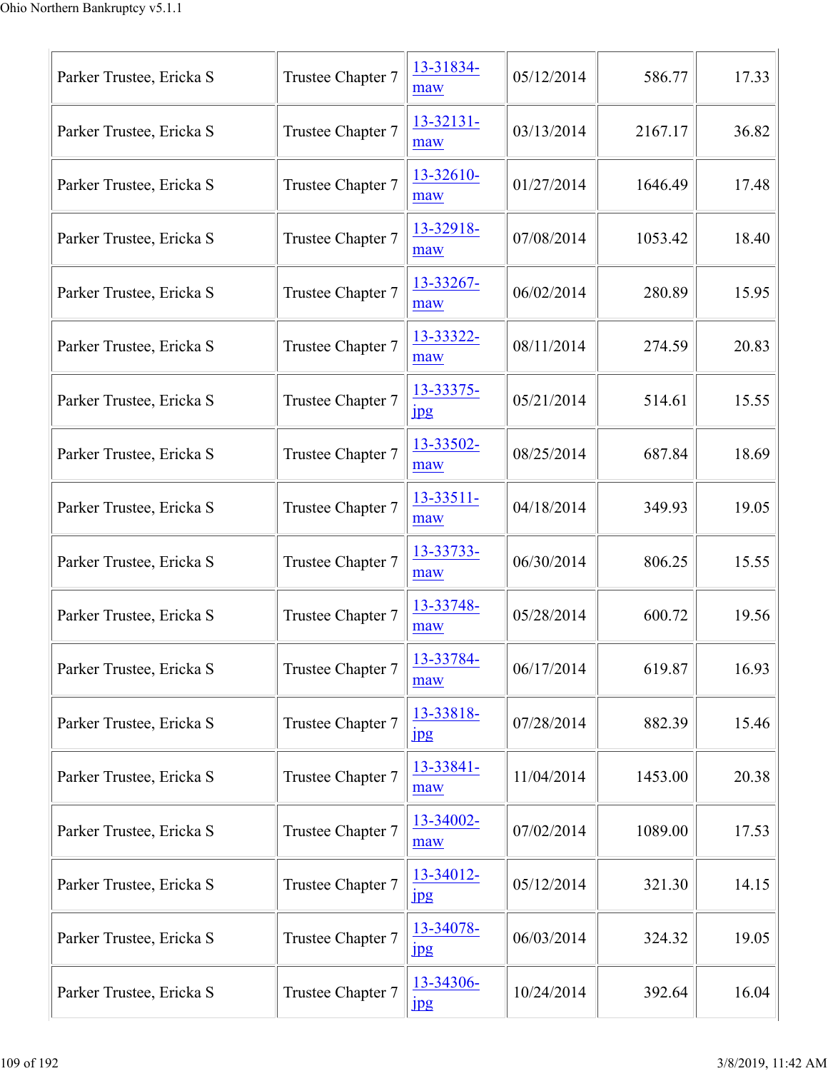| Parker Trustee, Ericka S | Trustee Chapter 7 | 13-31834-maw | 05/12/2014 | 586.77 | 17.33 |
|---|---|---|---|---|---|
| Parker Trustee, Ericka S | Trustee Chapter 7 | 13-32131-maw | 03/13/2014 | 2167.17 | 36.82 |
| Parker Trustee, Ericka S | Trustee Chapter 7 | 13-32610-maw | 01/27/2014 | 1646.49 | 17.48 |
| Parker Trustee, Ericka S | Trustee Chapter 7 | 13-32918-maw | 07/08/2014 | 1053.42 | 18.40 |
| Parker Trustee, Ericka S | Trustee Chapter 7 | 13-33267-maw | 06/02/2014 | 280.89 | 15.95 |
| Parker Trustee, Ericka S | Trustee Chapter 7 | 13-33322-maw | 08/11/2014 | 274.59 | 20.83 |
| Parker Trustee, Ericka S | Trustee Chapter 7 | 13-33375-jpg | 05/21/2014 | 514.61 | 15.55 |
| Parker Trustee, Ericka S | Trustee Chapter 7 | 13-33502-maw | 08/25/2014 | 687.84 | 18.69 |
| Parker Trustee, Ericka S | Trustee Chapter 7 | 13-33511-maw | 04/18/2014 | 349.93 | 19.05 |
| Parker Trustee, Ericka S | Trustee Chapter 7 | 13-33733-maw | 06/30/2014 | 806.25 | 15.55 |
| Parker Trustee, Ericka S | Trustee Chapter 7 | 13-33748-maw | 05/28/2014 | 600.72 | 19.56 |
| Parker Trustee, Ericka S | Trustee Chapter 7 | 13-33784-maw | 06/17/2014 | 619.87 | 16.93 |
| Parker Trustee, Ericka S | Trustee Chapter 7 | 13-33818-jpg | 07/28/2014 | 882.39 | 15.46 |
| Parker Trustee, Ericka S | Trustee Chapter 7 | 13-33841-maw | 11/04/2014 | 1453.00 | 20.38 |
| Parker Trustee, Ericka S | Trustee Chapter 7 | 13-34002-maw | 07/02/2014 | 1089.00 | 17.53 |
| Parker Trustee, Ericka S | Trustee Chapter 7 | 13-34012-jpg | 05/12/2014 | 321.30 | 14.15 |
| Parker Trustee, Ericka S | Trustee Chapter 7 | 13-34078-jpg | 06/03/2014 | 324.32 | 19.05 |
| Parker Trustee, Ericka S | Trustee Chapter 7 | 13-34306-jpg | 10/24/2014 | 392.64 | 16.04 |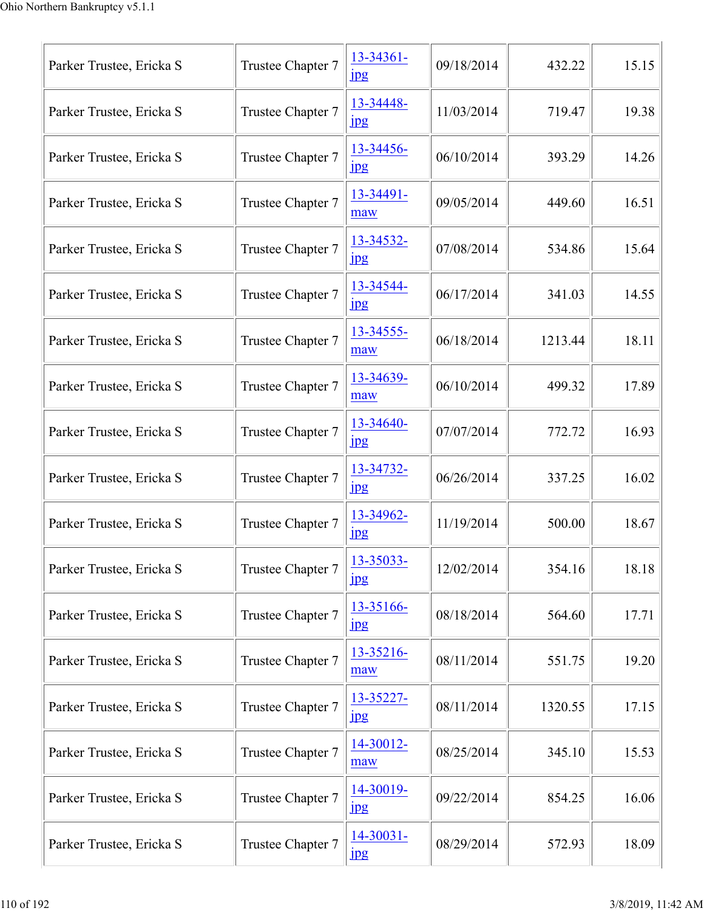| | | | | | |
|---|---|---|---|---|---|
| Parker Trustee, Ericka S | Trustee Chapter 7 | 13-34361-jpg | 09/18/2014 | 432.22 | 15.15 |
| Parker Trustee, Ericka S | Trustee Chapter 7 | 13-34448-jpg | 11/03/2014 | 719.47 | 19.38 |
| Parker Trustee, Ericka S | Trustee Chapter 7 | 13-34456-jpg | 06/10/2014 | 393.29 | 14.26 |
| Parker Trustee, Ericka S | Trustee Chapter 7 | 13-34491-maw | 09/05/2014 | 449.60 | 16.51 |
| Parker Trustee, Ericka S | Trustee Chapter 7 | 13-34532-jpg | 07/08/2014 | 534.86 | 15.64 |
| Parker Trustee, Ericka S | Trustee Chapter 7 | 13-34544-jpg | 06/17/2014 | 341.03 | 14.55 |
| Parker Trustee, Ericka S | Trustee Chapter 7 | 13-34555-maw | 06/18/2014 | 1213.44 | 18.11 |
| Parker Trustee, Ericka S | Trustee Chapter 7 | 13-34639-maw | 06/10/2014 | 499.32 | 17.89 |
| Parker Trustee, Ericka S | Trustee Chapter 7 | 13-34640-jpg | 07/07/2014 | 772.72 | 16.93 |
| Parker Trustee, Ericka S | Trustee Chapter 7 | 13-34732-jpg | 06/26/2014 | 337.25 | 16.02 |
| Parker Trustee, Ericka S | Trustee Chapter 7 | 13-34962-jpg | 11/19/2014 | 500.00 | 18.67 |
| Parker Trustee, Ericka S | Trustee Chapter 7 | 13-35033-jpg | 12/02/2014 | 354.16 | 18.18 |
| Parker Trustee, Ericka S | Trustee Chapter 7 | 13-35166-jpg | 08/18/2014 | 564.60 | 17.71 |
| Parker Trustee, Ericka S | Trustee Chapter 7 | 13-35216-maw | 08/11/2014 | 551.75 | 19.20 |
| Parker Trustee, Ericka S | Trustee Chapter 7 | 13-35227-jpg | 08/11/2014 | 1320.55 | 17.15 |
| Parker Trustee, Ericka S | Trustee Chapter 7 | 14-30012-maw | 08/25/2014 | 345.10 | 15.53 |
| Parker Trustee, Ericka S | Trustee Chapter 7 | 14-30019-jpg | 09/22/2014 | 854.25 | 16.06 |
| Parker Trustee, Ericka S | Trustee Chapter 7 | 14-30031-jpg | 08/29/2014 | 572.93 | 18.09 |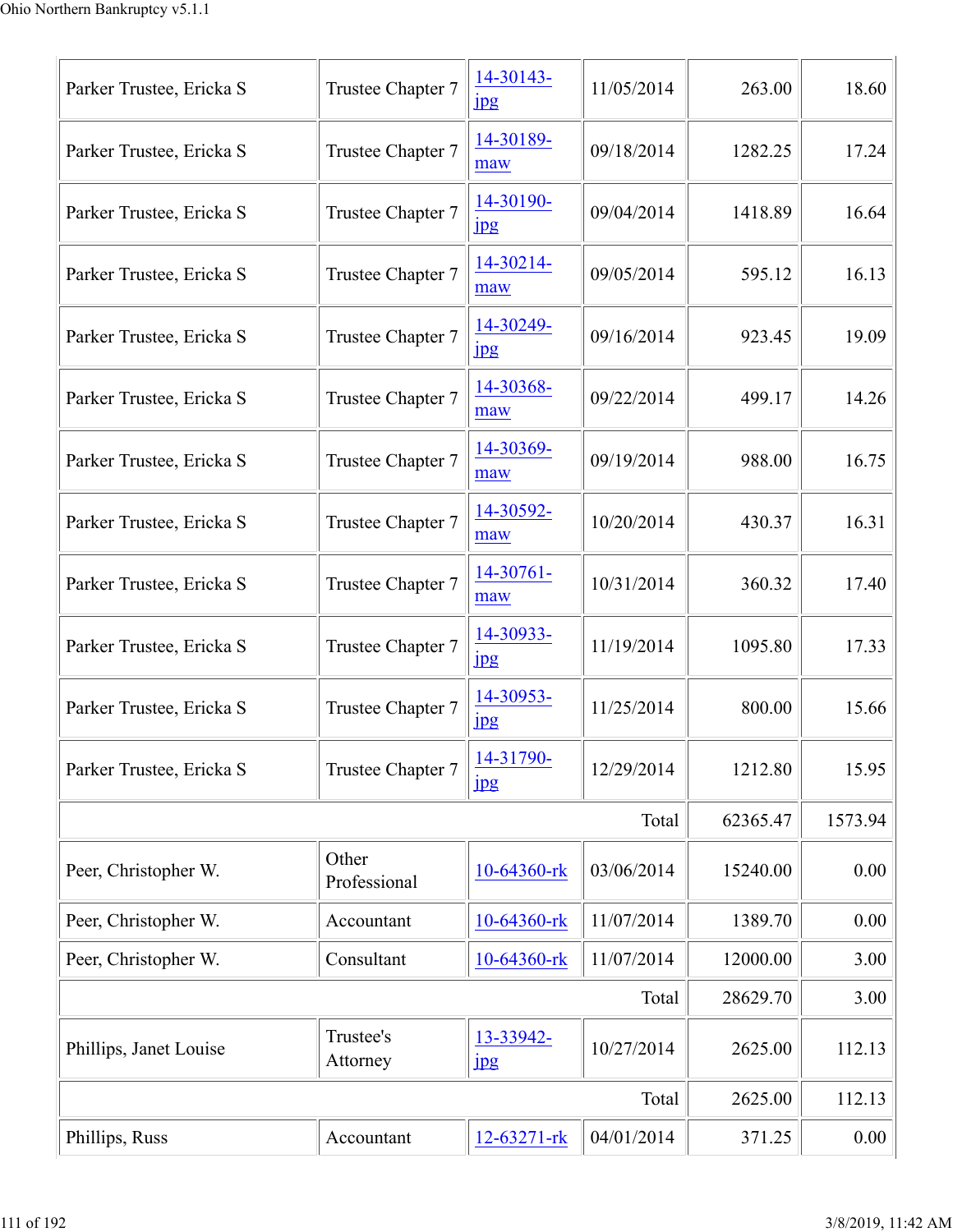| | | | | | |
|---|---|---|---|---|---|
| Parker Trustee, Ericka S | Trustee Chapter 7 | 14-30143-jpg | 11/05/2014 | 263.00 | 18.60 |
| Parker Trustee, Ericka S | Trustee Chapter 7 | 14-30189-maw | 09/18/2014 | 1282.25 | 17.24 |
| Parker Trustee, Ericka S | Trustee Chapter 7 | 14-30190-jpg | 09/04/2014 | 1418.89 | 16.64 |
| Parker Trustee, Ericka S | Trustee Chapter 7 | 14-30214-maw | 09/05/2014 | 595.12 | 16.13 |
| Parker Trustee, Ericka S | Trustee Chapter 7 | 14-30249-jpg | 09/16/2014 | 923.45 | 19.09 |
| Parker Trustee, Ericka S | Trustee Chapter 7 | 14-30368-maw | 09/22/2014 | 499.17 | 14.26 |
| Parker Trustee, Ericka S | Trustee Chapter 7 | 14-30369-maw | 09/19/2014 | 988.00 | 16.75 |
| Parker Trustee, Ericka S | Trustee Chapter 7 | 14-30592-maw | 10/20/2014 | 430.37 | 16.31 |
| Parker Trustee, Ericka S | Trustee Chapter 7 | 14-30761-maw | 10/31/2014 | 360.32 | 17.40 |
| Parker Trustee, Ericka S | Trustee Chapter 7 | 14-30933-jpg | 11/19/2014 | 1095.80 | 17.33 |
| Parker Trustee, Ericka S | Trustee Chapter 7 | 14-30953-jpg | 11/25/2014 | 800.00 | 15.66 |
| Parker Trustee, Ericka S | Trustee Chapter 7 | 14-31790-jpg | 12/29/2014 | 1212.80 | 15.95 |
| | | | Total | 62365.47 | 1573.94 |
| Peer, Christopher W. | Other Professional | 10-64360-rk | 03/06/2014 | 15240.00 | 0.00 |
| Peer, Christopher W. | Accountant | 10-64360-rk | 11/07/2014 | 1389.70 | 0.00 |
| Peer, Christopher W. | Consultant | 10-64360-rk | 11/07/2014 | 12000.00 | 3.00 |
| | | | Total | 28629.70 | 3.00 |
| Phillips, Janet Louise | Trustee's Attorney | 13-33942-jpg | 10/27/2014 | 2625.00 | 112.13 |
| | | | Total | 2625.00 | 112.13 |
| Phillips, Russ | Accountant | 12-63271-rk | 04/01/2014 | 371.25 | 0.00 |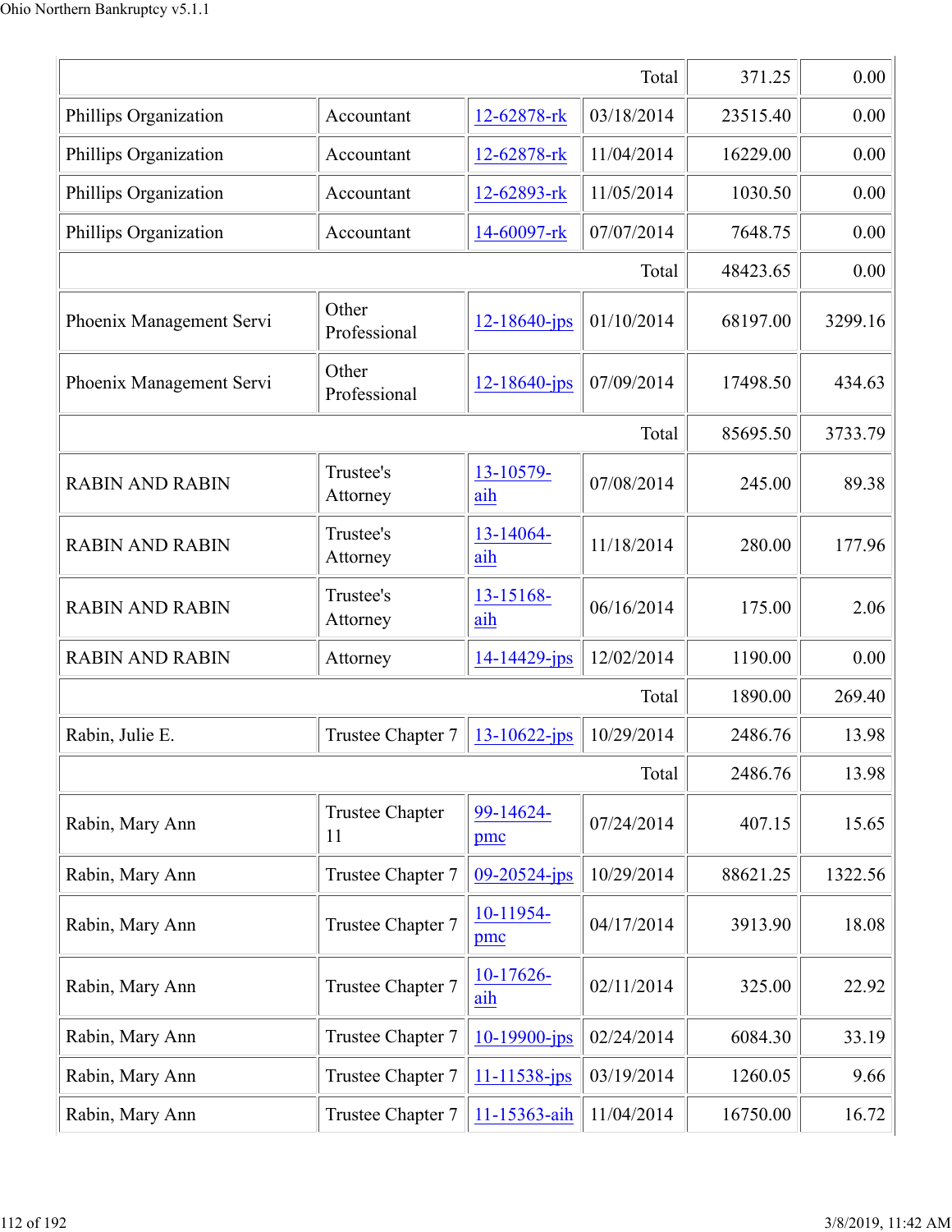| | | | | | |
|---|---|---|---|---|---|
| | | | Total | 371.25 | 0.00 |
| Phillips Organization | Accountant | 12-62878-rk | 03/18/2014 | 23515.40 | 0.00 |
| Phillips Organization | Accountant | 12-62878-rk | 11/04/2014 | 16229.00 | 0.00 |
| Phillips Organization | Accountant | 12-62893-rk | 11/05/2014 | 1030.50 | 0.00 |
| Phillips Organization | Accountant | 14-60097-rk | 07/07/2014 | 7648.75 | 0.00 |
| | | | Total | 48423.65 | 0.00 |
| Phoenix Management Servi | Other Professional | 12-18640-jps | 01/10/2014 | 68197.00 | 3299.16 |
| Phoenix Management Servi | Other Professional | 12-18640-jps | 07/09/2014 | 17498.50 | 434.63 |
| | | | Total | 85695.50 | 3733.79 |
| RABIN AND RABIN | Trustee's Attorney | 13-10579-aih | 07/08/2014 | 245.00 | 89.38 |
| RABIN AND RABIN | Trustee's Attorney | 13-14064-aih | 11/18/2014 | 280.00 | 177.96 |
| RABIN AND RABIN | Trustee's Attorney | 13-15168-aih | 06/16/2014 | 175.00 | 2.06 |
| RABIN AND RABIN | Attorney | 14-14429-jps | 12/02/2014 | 1190.00 | 0.00 |
| | | | Total | 1890.00 | 269.40 |
| Rabin, Julie E. | Trustee Chapter 7 | 13-10622-jps | 10/29/2014 | 2486.76 | 13.98 |
| | | | Total | 2486.76 | 13.98 |
| Rabin, Mary Ann | Trustee Chapter 11 | 99-14624-pmc | 07/24/2014 | 407.15 | 15.65 |
| Rabin, Mary Ann | Trustee Chapter 7 | 09-20524-jps | 10/29/2014 | 88621.25 | 1322.56 |
| Rabin, Mary Ann | Trustee Chapter 7 | 10-11954-pmc | 04/17/2014 | 3913.90 | 18.08 |
| Rabin, Mary Ann | Trustee Chapter 7 | 10-17626-aih | 02/11/2014 | 325.00 | 22.92 |
| Rabin, Mary Ann | Trustee Chapter 7 | 10-19900-jps | 02/24/2014 | 6084.30 | 33.19 |
| Rabin, Mary Ann | Trustee Chapter 7 | 11-11538-jps | 03/19/2014 | 1260.05 | 9.66 |
| Rabin, Mary Ann | Trustee Chapter 7 | 11-15363-aih | 11/04/2014 | 16750.00 | 16.72 |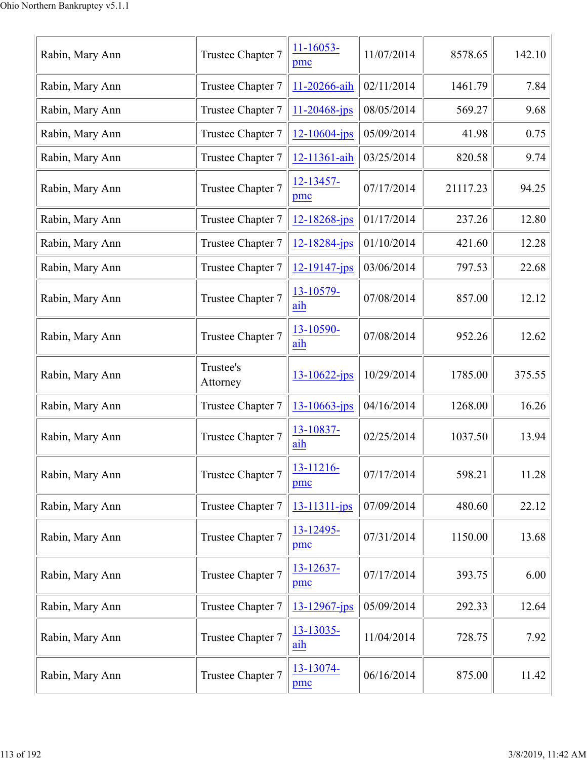| | | | | | |
|---|---|---|---|---|---|
| Rabin, Mary Ann | Trustee Chapter 7 | 11-16053-pmc | 11/07/2014 | 8578.65 | 142.10 |
| Rabin, Mary Ann | Trustee Chapter 7 | 11-20266-aih | 02/11/2014 | 1461.79 | 7.84 |
| Rabin, Mary Ann | Trustee Chapter 7 | 11-20468-jps | 08/05/2014 | 569.27 | 9.68 |
| Rabin, Mary Ann | Trustee Chapter 7 | 12-10604-jps | 05/09/2014 | 41.98 | 0.75 |
| Rabin, Mary Ann | Trustee Chapter 7 | 12-11361-aih | 03/25/2014 | 820.58 | 9.74 |
| Rabin, Mary Ann | Trustee Chapter 7 | 12-13457-pmc | 07/17/2014 | 21117.23 | 94.25 |
| Rabin, Mary Ann | Trustee Chapter 7 | 12-18268-jps | 01/17/2014 | 237.26 | 12.80 |
| Rabin, Mary Ann | Trustee Chapter 7 | 12-18284-jps | 01/10/2014 | 421.60 | 12.28 |
| Rabin, Mary Ann | Trustee Chapter 7 | 12-19147-jps | 03/06/2014 | 797.53 | 22.68 |
| Rabin, Mary Ann | Trustee Chapter 7 | 13-10579-aih | 07/08/2014 | 857.00 | 12.12 |
| Rabin, Mary Ann | Trustee Chapter 7 | 13-10590-aih | 07/08/2014 | 952.26 | 12.62 |
| Rabin, Mary Ann | Trustee's Attorney | 13-10622-jps | 10/29/2014 | 1785.00 | 375.55 |
| Rabin, Mary Ann | Trustee Chapter 7 | 13-10663-jps | 04/16/2014 | 1268.00 | 16.26 |
| Rabin, Mary Ann | Trustee Chapter 7 | 13-10837-aih | 02/25/2014 | 1037.50 | 13.94 |
| Rabin, Mary Ann | Trustee Chapter 7 | 13-11216-pmc | 07/17/2014 | 598.21 | 11.28 |
| Rabin, Mary Ann | Trustee Chapter 7 | 13-11311-jps | 07/09/2014 | 480.60 | 22.12 |
| Rabin, Mary Ann | Trustee Chapter 7 | 13-12495-pmc | 07/31/2014 | 1150.00 | 13.68 |
| Rabin, Mary Ann | Trustee Chapter 7 | 13-12637-pmc | 07/17/2014 | 393.75 | 6.00 |
| Rabin, Mary Ann | Trustee Chapter 7 | 13-12967-jps | 05/09/2014 | 292.33 | 12.64 |
| Rabin, Mary Ann | Trustee Chapter 7 | 13-13035-aih | 11/04/2014 | 728.75 | 7.92 |
| Rabin, Mary Ann | Trustee Chapter 7 | 13-13074-pmc | 06/16/2014 | 875.00 | 11.42 |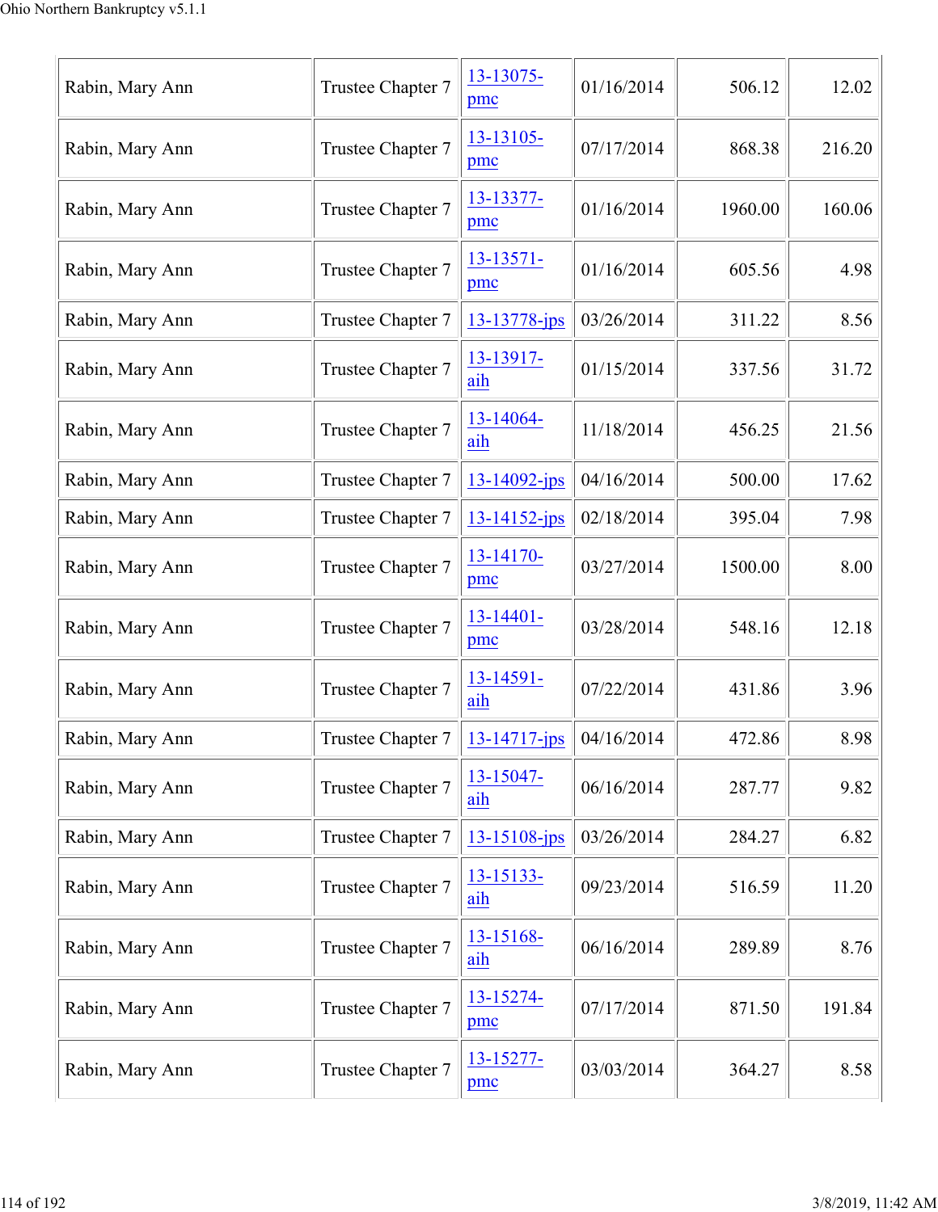| | | | | | |
|---|---|---|---|---|---|
| Rabin, Mary Ann | Trustee Chapter 7 | 13-13075-pmc | 01/16/2014 | 506.12 | 12.02 |
| Rabin, Mary Ann | Trustee Chapter 7 | 13-13105-pmc | 07/17/2014 | 868.38 | 216.20 |
| Rabin, Mary Ann | Trustee Chapter 7 | 13-13377-pmc | 01/16/2014 | 1960.00 | 160.06 |
| Rabin, Mary Ann | Trustee Chapter 7 | 13-13571-pmc | 01/16/2014 | 605.56 | 4.98 |
| Rabin, Mary Ann | Trustee Chapter 7 | 13-13778-jps | 03/26/2014 | 311.22 | 8.56 |
| Rabin, Mary Ann | Trustee Chapter 7 | 13-13917-aih | 01/15/2014 | 337.56 | 31.72 |
| Rabin, Mary Ann | Trustee Chapter 7 | 13-14064-aih | 11/18/2014 | 456.25 | 21.56 |
| Rabin, Mary Ann | Trustee Chapter 7 | 13-14092-jps | 04/16/2014 | 500.00 | 17.62 |
| Rabin, Mary Ann | Trustee Chapter 7 | 13-14152-jps | 02/18/2014 | 395.04 | 7.98 |
| Rabin, Mary Ann | Trustee Chapter 7 | 13-14170-pmc | 03/27/2014 | 1500.00 | 8.00 |
| Rabin, Mary Ann | Trustee Chapter 7 | 13-14401-pmc | 03/28/2014 | 548.16 | 12.18 |
| Rabin, Mary Ann | Trustee Chapter 7 | 13-14591-aih | 07/22/2014 | 431.86 | 3.96 |
| Rabin, Mary Ann | Trustee Chapter 7 | 13-14717-jps | 04/16/2014 | 472.86 | 8.98 |
| Rabin, Mary Ann | Trustee Chapter 7 | 13-15047-aih | 06/16/2014 | 287.77 | 9.82 |
| Rabin, Mary Ann | Trustee Chapter 7 | 13-15108-jps | 03/26/2014 | 284.27 | 6.82 |
| Rabin, Mary Ann | Trustee Chapter 7 | 13-15133-aih | 09/23/2014 | 516.59 | 11.20 |
| Rabin, Mary Ann | Trustee Chapter 7 | 13-15168-aih | 06/16/2014 | 289.89 | 8.76 |
| Rabin, Mary Ann | Trustee Chapter 7 | 13-15274-pmc | 07/17/2014 | 871.50 | 191.84 |
| Rabin, Mary Ann | Trustee Chapter 7 | 13-15277-pmc | 03/03/2014 | 364.27 | 8.58 |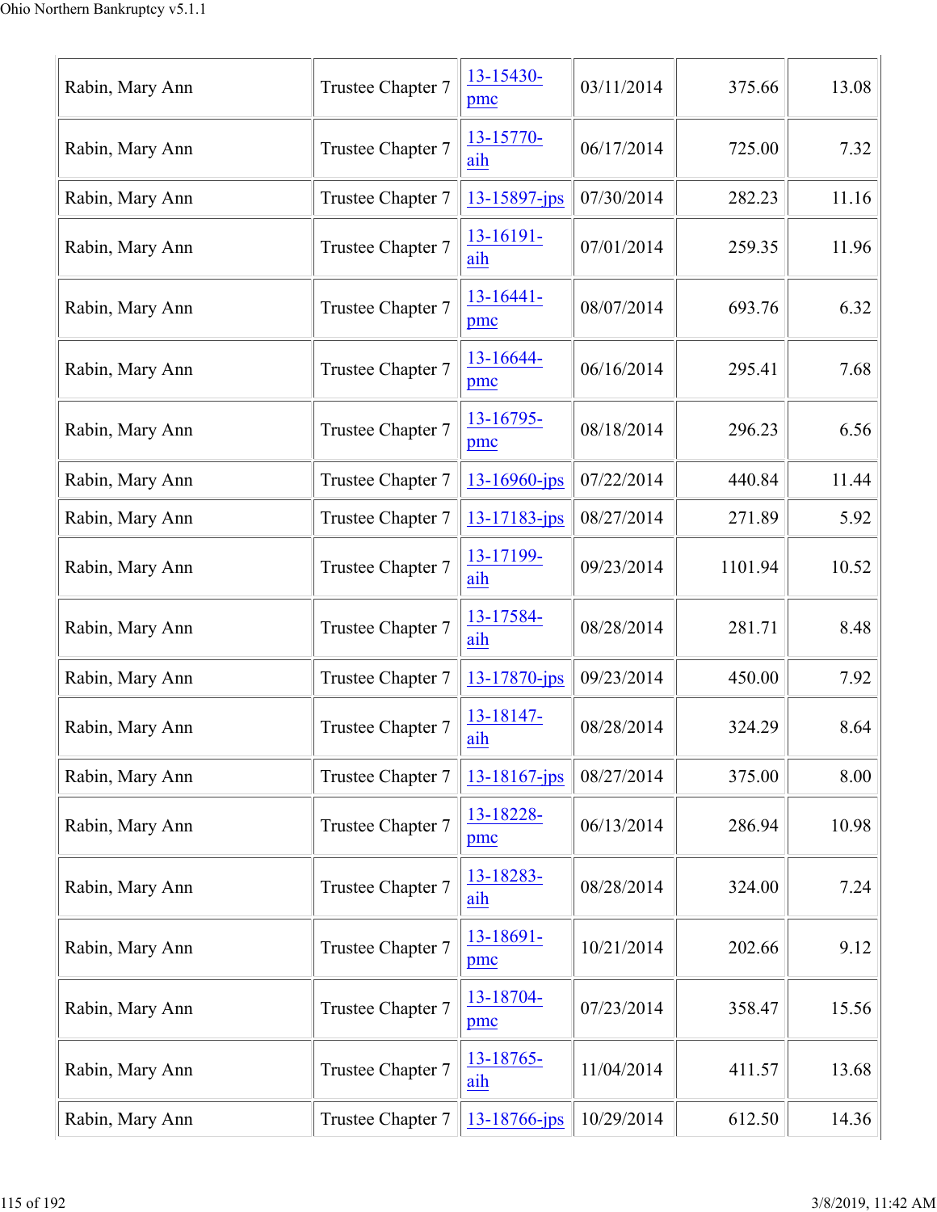| | | | | | |
|---|---|---|---|---|---|
| Rabin, Mary Ann | Trustee Chapter 7 | 13-15430-pmc | 03/11/2014 | 375.66 | 13.08 |
| Rabin, Mary Ann | Trustee Chapter 7 | 13-15770-aih | 06/17/2014 | 725.00 | 7.32 |
| Rabin, Mary Ann | Trustee Chapter 7 | 13-15897-jps | 07/30/2014 | 282.23 | 11.16 |
| Rabin, Mary Ann | Trustee Chapter 7 | 13-16191-aih | 07/01/2014 | 259.35 | 11.96 |
| Rabin, Mary Ann | Trustee Chapter 7 | 13-16441-pmc | 08/07/2014 | 693.76 | 6.32 |
| Rabin, Mary Ann | Trustee Chapter 7 | 13-16644-pmc | 06/16/2014 | 295.41 | 7.68 |
| Rabin, Mary Ann | Trustee Chapter 7 | 13-16795-pmc | 08/18/2014 | 296.23 | 6.56 |
| Rabin, Mary Ann | Trustee Chapter 7 | 13-16960-jps | 07/22/2014 | 440.84 | 11.44 |
| Rabin, Mary Ann | Trustee Chapter 7 | 13-17183-jps | 08/27/2014 | 271.89 | 5.92 |
| Rabin, Mary Ann | Trustee Chapter 7 | 13-17199-aih | 09/23/2014 | 1101.94 | 10.52 |
| Rabin, Mary Ann | Trustee Chapter 7 | 13-17584-aih | 08/28/2014 | 281.71 | 8.48 |
| Rabin, Mary Ann | Trustee Chapter 7 | 13-17870-jps | 09/23/2014 | 450.00 | 7.92 |
| Rabin, Mary Ann | Trustee Chapter 7 | 13-18147-aih | 08/28/2014 | 324.29 | 8.64 |
| Rabin, Mary Ann | Trustee Chapter 7 | 13-18167-jps | 08/27/2014 | 375.00 | 8.00 |
| Rabin, Mary Ann | Trustee Chapter 7 | 13-18228-pmc | 06/13/2014 | 286.94 | 10.98 |
| Rabin, Mary Ann | Trustee Chapter 7 | 13-18283-aih | 08/28/2014 | 324.00 | 7.24 |
| Rabin, Mary Ann | Trustee Chapter 7 | 13-18691-pmc | 10/21/2014 | 202.66 | 9.12 |
| Rabin, Mary Ann | Trustee Chapter 7 | 13-18704-pmc | 07/23/2014 | 358.47 | 15.56 |
| Rabin, Mary Ann | Trustee Chapter 7 | 13-18765-aih | 11/04/2014 | 411.57 | 13.68 |
| Rabin, Mary Ann | Trustee Chapter 7 | 13-18766-jps | 10/29/2014 | 612.50 | 14.36 |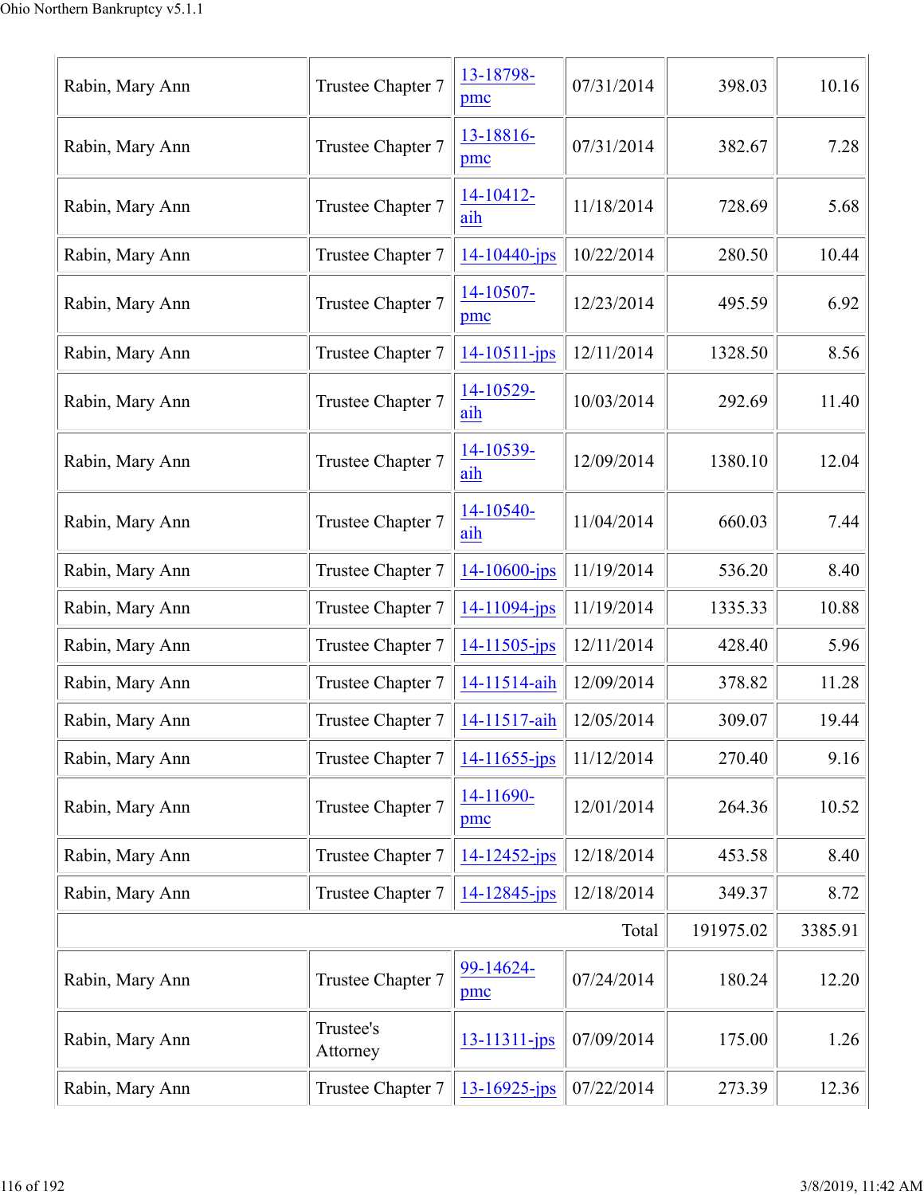| | | | | | |
|---|---|---|---|---|---|
| Rabin, Mary Ann | Trustee Chapter 7 | 13-18798-pmc | 07/31/2014 | 398.03 | 10.16 |
| Rabin, Mary Ann | Trustee Chapter 7 | 13-18816-pmc | 07/31/2014 | 382.67 | 7.28 |
| Rabin, Mary Ann | Trustee Chapter 7 | 14-10412-aih | 11/18/2014 | 728.69 | 5.68 |
| Rabin, Mary Ann | Trustee Chapter 7 | 14-10440-jps | 10/22/2014 | 280.50 | 10.44 |
| Rabin, Mary Ann | Trustee Chapter 7 | 14-10507-pmc | 12/23/2014 | 495.59 | 6.92 |
| Rabin, Mary Ann | Trustee Chapter 7 | 14-10511-jps | 12/11/2014 | 1328.50 | 8.56 |
| Rabin, Mary Ann | Trustee Chapter 7 | 14-10529-aih | 10/03/2014 | 292.69 | 11.40 |
| Rabin, Mary Ann | Trustee Chapter 7 | 14-10539-aih | 12/09/2014 | 1380.10 | 12.04 |
| Rabin, Mary Ann | Trustee Chapter 7 | 14-10540-aih | 11/04/2014 | 660.03 | 7.44 |
| Rabin, Mary Ann | Trustee Chapter 7 | 14-10600-jps | 11/19/2014 | 536.20 | 8.40 |
| Rabin, Mary Ann | Trustee Chapter 7 | 14-11094-jps | 11/19/2014 | 1335.33 | 10.88 |
| Rabin, Mary Ann | Trustee Chapter 7 | 14-11505-jps | 12/11/2014 | 428.40 | 5.96 |
| Rabin, Mary Ann | Trustee Chapter 7 | 14-11514-aih | 12/09/2014 | 378.82 | 11.28 |
| Rabin, Mary Ann | Trustee Chapter 7 | 14-11517-aih | 12/05/2014 | 309.07 | 19.44 |
| Rabin, Mary Ann | Trustee Chapter 7 | 14-11655-jps | 11/12/2014 | 270.40 | 9.16 |
| Rabin, Mary Ann | Trustee Chapter 7 | 14-11690-pmc | 12/01/2014 | 264.36 | 10.52 |
| Rabin, Mary Ann | Trustee Chapter 7 | 14-12452-jps | 12/18/2014 | 453.58 | 8.40 |
| Rabin, Mary Ann | Trustee Chapter 7 | 14-12845-jps | 12/18/2014 | 349.37 | 8.72 |
| | | | Total | 191975.02 | 3385.91 |
| Rabin, Mary Ann | Trustee Chapter 7 | 99-14624-pmc | 07/24/2014 | 180.24 | 12.20 |
| Rabin, Mary Ann | Trustee's Attorney | 13-11311-jps | 07/09/2014 | 175.00 | 1.26 |
| Rabin, Mary Ann | Trustee Chapter 7 | 13-16925-jps | 07/22/2014 | 273.39 | 12.36 |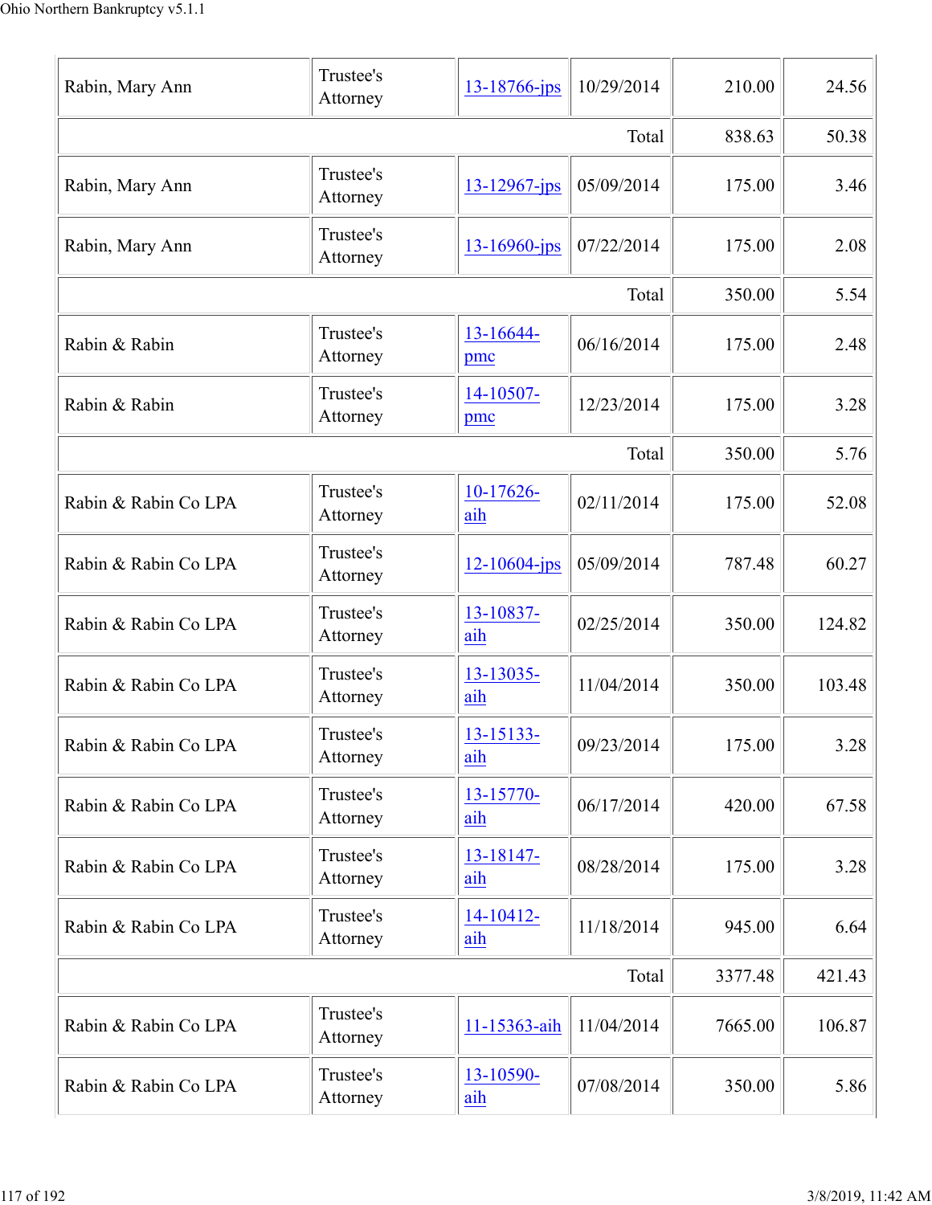| | | | | | |
|---|---|---|---|---|---|
| Rabin, Mary Ann | Trustee's Attorney | 13-18766-jps | 10/29/2014 | 210.00 | 24.56 |
| | | | Total | 838.63 | 50.38 |
| Rabin, Mary Ann | Trustee's Attorney | 13-12967-jps | 05/09/2014 | 175.00 | 3.46 |
| Rabin, Mary Ann | Trustee's Attorney | 13-16960-jps | 07/22/2014 | 175.00 | 2.08 |
| | | | Total | 350.00 | 5.54 |
| Rabin & Rabin | Trustee's Attorney | 13-16644-pmc | 06/16/2014 | 175.00 | 2.48 |
| Rabin & Rabin | Trustee's Attorney | 14-10507-pmc | 12/23/2014 | 175.00 | 3.28 |
| | | | Total | 350.00 | 5.76 |
| Rabin & Rabin Co LPA | Trustee's Attorney | 10-17626-aih | 02/11/2014 | 175.00 | 52.08 |
| Rabin & Rabin Co LPA | Trustee's Attorney | 12-10604-jps | 05/09/2014 | 787.48 | 60.27 |
| Rabin & Rabin Co LPA | Trustee's Attorney | 13-10837-aih | 02/25/2014 | 350.00 | 124.82 |
| Rabin & Rabin Co LPA | Trustee's Attorney | 13-13035-aih | 11/04/2014 | 350.00 | 103.48 |
| Rabin & Rabin Co LPA | Trustee's Attorney | 13-15133-aih | 09/23/2014 | 175.00 | 3.28 |
| Rabin & Rabin Co LPA | Trustee's Attorney | 13-15770-aih | 06/17/2014 | 420.00 | 67.58 |
| Rabin & Rabin Co LPA | Trustee's Attorney | 13-18147-aih | 08/28/2014 | 175.00 | 3.28 |
| Rabin & Rabin Co LPA | Trustee's Attorney | 14-10412-aih | 11/18/2014 | 945.00 | 6.64 |
| | | | Total | 3377.48 | 421.43 |
| Rabin & Rabin Co LPA | Trustee's Attorney | 11-15363-aih | 11/04/2014 | 7665.00 | 106.87 |
| Rabin & Rabin Co LPA | Trustee's Attorney | 13-10590-aih | 07/08/2014 | 350.00 | 5.86 |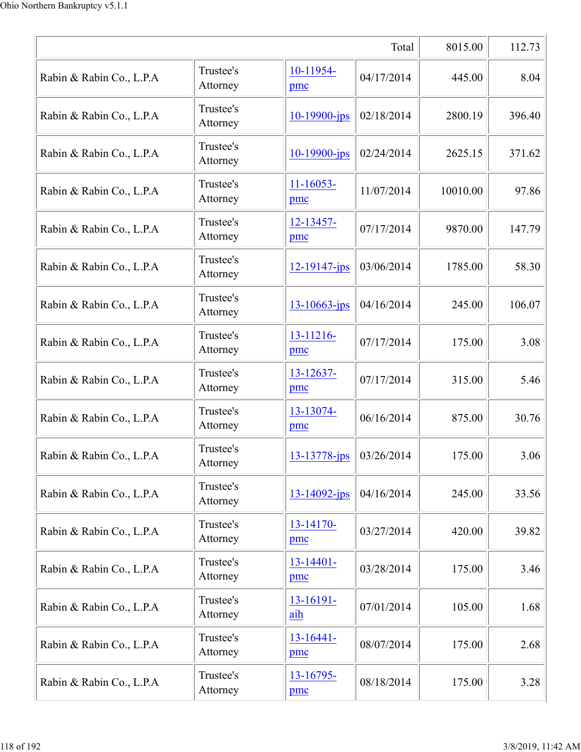| | | | Total | 8015.00 | 112.73 |
|---|---|---|---|---|---|
| Rabin & Rabin Co., L.P.A | Trustee's Attorney | 10-11954-pmc | 04/17/2014 | 445.00 | 8.04 |
| Rabin & Rabin Co., L.P.A | Trustee's Attorney | 10-19900-jps | 02/18/2014 | 2800.19 | 396.40 |
| Rabin & Rabin Co., L.P.A | Trustee's Attorney | 10-19900-jps | 02/24/2014 | 2625.15 | 371.62 |
| Rabin & Rabin Co., L.P.A | Trustee's Attorney | 11-16053-pmc | 11/07/2014 | 10010.00 | 97.86 |
| Rabin & Rabin Co., L.P.A | Trustee's Attorney | 12-13457-pmc | 07/17/2014 | 9870.00 | 147.79 |
| Rabin & Rabin Co., L.P.A | Trustee's Attorney | 12-19147-jps | 03/06/2014 | 1785.00 | 58.30 |
| Rabin & Rabin Co., L.P.A | Trustee's Attorney | 13-10663-jps | 04/16/2014 | 245.00 | 106.07 |
| Rabin & Rabin Co., L.P.A | Trustee's Attorney | 13-11216-pmc | 07/17/2014 | 175.00 | 3.08 |
| Rabin & Rabin Co., L.P.A | Trustee's Attorney | 13-12637-pmc | 07/17/2014 | 315.00 | 5.46 |
| Rabin & Rabin Co., L.P.A | Trustee's Attorney | 13-13074-pmc | 06/16/2014 | 875.00 | 30.76 |
| Rabin & Rabin Co., L.P.A | Trustee's Attorney | 13-13778-jps | 03/26/2014 | 175.00 | 3.06 |
| Rabin & Rabin Co., L.P.A | Trustee's Attorney | 13-14092-jps | 04/16/2014 | 245.00 | 33.56 |
| Rabin & Rabin Co., L.P.A | Trustee's Attorney | 13-14170-pmc | 03/27/2014 | 420.00 | 39.82 |
| Rabin & Rabin Co., L.P.A | Trustee's Attorney | 13-14401-pmc | 03/28/2014 | 175.00 | 3.46 |
| Rabin & Rabin Co., L.P.A | Trustee's Attorney | 13-16191-aih | 07/01/2014 | 105.00 | 1.68 |
| Rabin & Rabin Co., L.P.A | Trustee's Attorney | 13-16441-pmc | 08/07/2014 | 175.00 | 2.68 |
| Rabin & Rabin Co., L.P.A | Trustee's Attorney | 13-16795-pmc | 08/18/2014 | 175.00 | 3.28 |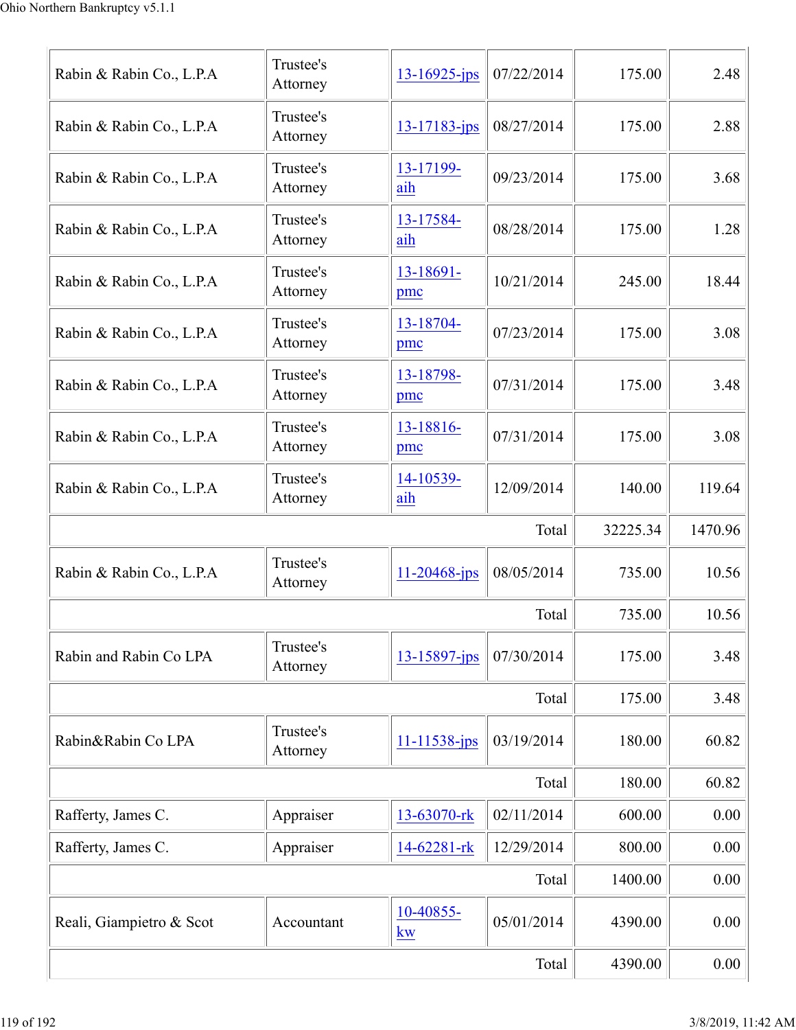| | | | | | |
|---|---|---|---|---|---|
| Rabin & Rabin Co., L.P.A | Trustee's Attorney | 13-16925-jps | 07/22/2014 | 175.00 | 2.48 |
| Rabin & Rabin Co., L.P.A | Trustee's Attorney | 13-17183-jps | 08/27/2014 | 175.00 | 2.88 |
| Rabin & Rabin Co., L.P.A | Trustee's Attorney | 13-17199-aih | 09/23/2014 | 175.00 | 3.68 |
| Rabin & Rabin Co., L.P.A | Trustee's Attorney | 13-17584-aih | 08/28/2014 | 175.00 | 1.28 |
| Rabin & Rabin Co., L.P.A | Trustee's Attorney | 13-18691-pmc | 10/21/2014 | 245.00 | 18.44 |
| Rabin & Rabin Co., L.P.A | Trustee's Attorney | 13-18704-pmc | 07/23/2014 | 175.00 | 3.08 |
| Rabin & Rabin Co., L.P.A | Trustee's Attorney | 13-18798-pmc | 07/31/2014 | 175.00 | 3.48 |
| Rabin & Rabin Co., L.P.A | Trustee's Attorney | 13-18816-pmc | 07/31/2014 | 175.00 | 3.08 |
| Rabin & Rabin Co., L.P.A | Trustee's Attorney | 14-10539-aih | 12/09/2014 | 140.00 | 119.64 |
| | | | Total | 32225.34 | 1470.96 |
| Rabin & Rabin Co., L.P.A | Trustee's Attorney | 11-20468-jps | 08/05/2014 | 735.00 | 10.56 |
| | | | Total | 735.00 | 10.56 |
| Rabin and Rabin Co LPA | Trustee's Attorney | 13-15897-jps | 07/30/2014 | 175.00 | 3.48 |
| | | | Total | 175.00 | 3.48 |
| Rabin&Rabin Co LPA | Trustee's Attorney | 11-11538-jps | 03/19/2014 | 180.00 | 60.82 |
| | | | Total | 180.00 | 60.82 |
| Rafferty, James C. | Appraiser | 13-63070-rk | 02/11/2014 | 600.00 | 0.00 |
| Rafferty, James C. | Appraiser | 14-62281-rk | 12/29/2014 | 800.00 | 0.00 |
| | | | Total | 1400.00 | 0.00 |
| Reali, Giampietro & Scot | Accountant | 10-40855-kw | 05/01/2014 | 4390.00 | 0.00 |
| | | | Total | 4390.00 | 0.00 |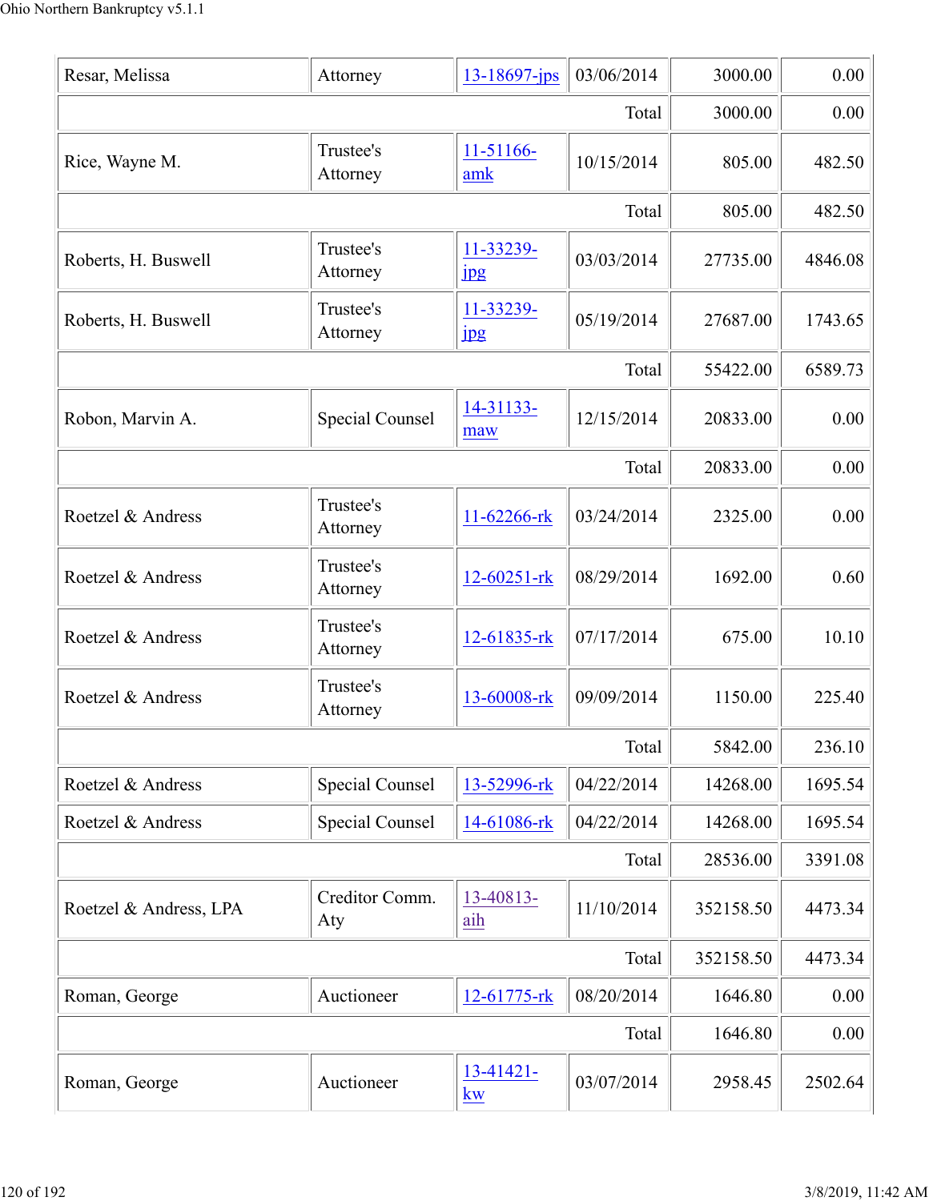| | | | | | |
|---|---|---|---|---|---|
| Resar, Melissa | Attorney | 13-18697-jps | 03/06/2014 | 3000.00 | 0.00 |
| | | | Total | 3000.00 | 0.00 |
| Rice, Wayne M. | Trustee's Attorney | 11-51166-amk | 10/15/2014 | 805.00 | 482.50 |
| | | | Total | 805.00 | 482.50 |
| Roberts, H. Buswell | Trustee's Attorney | 11-33239-jpg | 03/03/2014 | 27735.00 | 4846.08 |
| Roberts, H. Buswell | Trustee's Attorney | 11-33239-jpg | 05/19/2014 | 27687.00 | 1743.65 |
| | | | Total | 55422.00 | 6589.73 |
| Robon, Marvin A. | Special Counsel | 14-31133-maw | 12/15/2014 | 20833.00 | 0.00 |
| | | | Total | 20833.00 | 0.00 |
| Roetzel & Andress | Trustee's Attorney | 11-62266-rk | 03/24/2014 | 2325.00 | 0.00 |
| Roetzel & Andress | Trustee's Attorney | 12-60251-rk | 08/29/2014 | 1692.00 | 0.60 |
| Roetzel & Andress | Trustee's Attorney | 12-61835-rk | 07/17/2014 | 675.00 | 10.10 |
| Roetzel & Andress | Trustee's Attorney | 13-60008-rk | 09/09/2014 | 1150.00 | 225.40 |
| | | | Total | 5842.00 | 236.10 |
| Roetzel & Andress | Special Counsel | 13-52996-rk | 04/22/2014 | 14268.00 | 1695.54 |
| Roetzel & Andress | Special Counsel | 14-61086-rk | 04/22/2014 | 14268.00 | 1695.54 |
| | | | Total | 28536.00 | 3391.08 |
| Roetzel & Andress, LPA | Creditor Comm. Aty | 13-40813-aih | 11/10/2014 | 352158.50 | 4473.34 |
| | | | Total | 352158.50 | 4473.34 |
| Roman, George | Auctioneer | 12-61775-rk | 08/20/2014 | 1646.80 | 0.00 |
| | | | Total | 1646.80 | 0.00 |
| Roman, George | Auctioneer | 13-41421-kw | 03/07/2014 | 2958.45 | 2502.64 |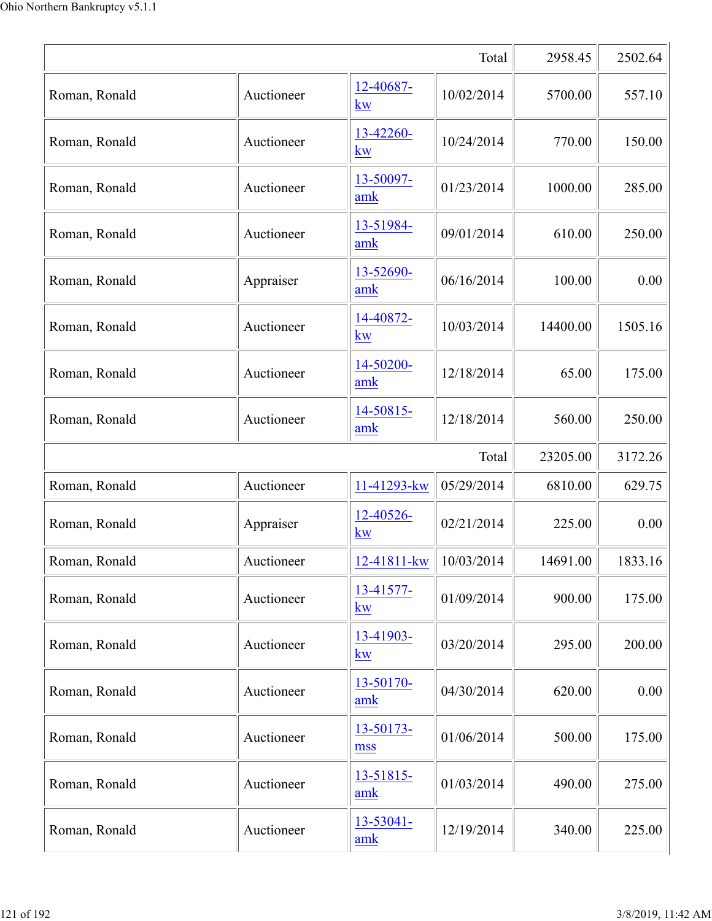| | | | | | |
|---|---|---|---|---|---|
| | | | Total | 2958.45 | 2502.64 |
| Roman, Ronald | Auctioneer | 12-40687-kw | 10/02/2014 | 5700.00 | 557.10 |
| Roman, Ronald | Auctioneer | 13-42260-kw | 10/24/2014 | 770.00 | 150.00 |
| Roman, Ronald | Auctioneer | 13-50097-amk | 01/23/2014 | 1000.00 | 285.00 |
| Roman, Ronald | Auctioneer | 13-51984-amk | 09/01/2014 | 610.00 | 250.00 |
| Roman, Ronald | Appraiser | 13-52690-amk | 06/16/2014 | 100.00 | 0.00 |
| Roman, Ronald | Auctioneer | 14-40872-kw | 10/03/2014 | 14400.00 | 1505.16 |
| Roman, Ronald | Auctioneer | 14-50200-amk | 12/18/2014 | 65.00 | 175.00 |
| Roman, Ronald | Auctioneer | 14-50815-amk | 12/18/2014 | 560.00 | 250.00 |
| | | | Total | 23205.00 | 3172.26 |
| Roman, Ronald | Auctioneer | 11-41293-kw | 05/29/2014 | 6810.00 | 629.75 |
| Roman, Ronald | Appraiser | 12-40526-kw | 02/21/2014 | 225.00 | 0.00 |
| Roman, Ronald | Auctioneer | 12-41811-kw | 10/03/2014 | 14691.00 | 1833.16 |
| Roman, Ronald | Auctioneer | 13-41577-kw | 01/09/2014 | 900.00 | 175.00 |
| Roman, Ronald | Auctioneer | 13-41903-kw | 03/20/2014 | 295.00 | 200.00 |
| Roman, Ronald | Auctioneer | 13-50170-amk | 04/30/2014 | 620.00 | 0.00 |
| Roman, Ronald | Auctioneer | 13-50173-mss | 01/06/2014 | 500.00 | 175.00 |
| Roman, Ronald | Auctioneer | 13-51815-amk | 01/03/2014 | 490.00 | 275.00 |
| Roman, Ronald | Auctioneer | 13-53041-amk | 12/19/2014 | 340.00 | 225.00 |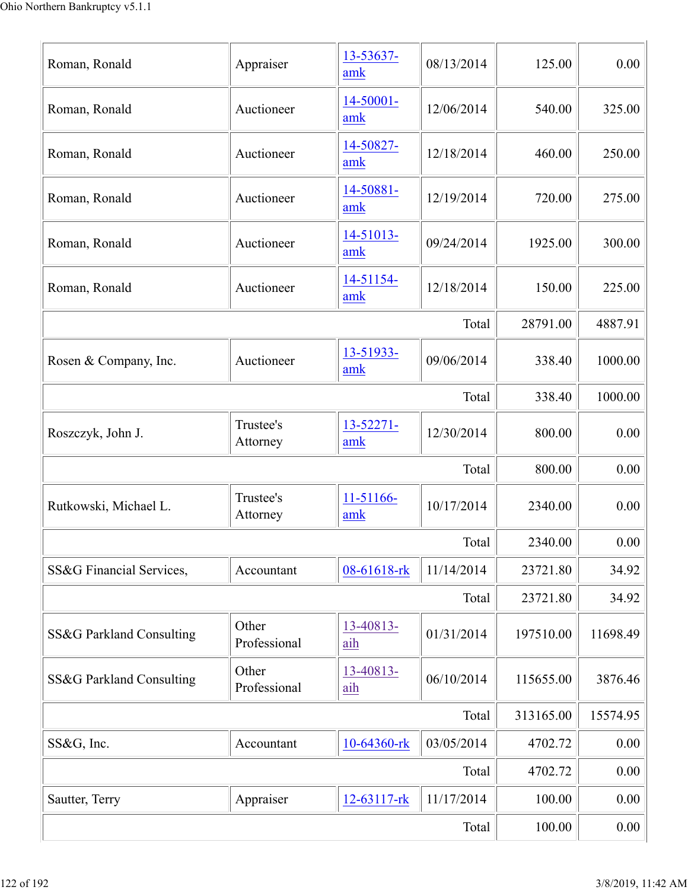| | | | | | |
|---|---|---|---|---|---|
| Roman, Ronald | Appraiser | 13-53637-amk | 08/13/2014 | 125.00 | 0.00 |
| Roman, Ronald | Auctioneer | 14-50001-amk | 12/06/2014 | 540.00 | 325.00 |
| Roman, Ronald | Auctioneer | 14-50827-amk | 12/18/2014 | 460.00 | 250.00 |
| Roman, Ronald | Auctioneer | 14-50881-amk | 12/19/2014 | 720.00 | 275.00 |
| Roman, Ronald | Auctioneer | 14-51013-amk | 09/24/2014 | 1925.00 | 300.00 |
| Roman, Ronald | Auctioneer | 14-51154-amk | 12/18/2014 | 150.00 | 225.00 |
| | | | Total | 28791.00 | 4887.91 |
| Rosen & Company, Inc. | Auctioneer | 13-51933-amk | 09/06/2014 | 338.40 | 1000.00 |
| | | | Total | 338.40 | 1000.00 |
| Roszczyk, John J. | Trustee's Attorney | 13-52271-amk | 12/30/2014 | 800.00 | 0.00 |
| | | | Total | 800.00 | 0.00 |
| Rutkowski, Michael L. | Trustee's Attorney | 11-51166-amk | 10/17/2014 | 2340.00 | 0.00 |
| | | | Total | 2340.00 | 0.00 |
| SS&G Financial Services, | Accountant | 08-61618-rk | 11/14/2014 | 23721.80 | 34.92 |
| | | | Total | 23721.80 | 34.92 |
| SS&G Parkland Consulting | Other Professional | 13-40813-aih | 01/31/2014 | 197510.00 | 11698.49 |
| SS&G Parkland Consulting | Other Professional | 13-40813-aih | 06/10/2014 | 115655.00 | 3876.46 |
| | | | Total | 313165.00 | 15574.95 |
| SS&G, Inc. | Accountant | 10-64360-rk | 03/05/2014 | 4702.72 | 0.00 |
| | | | Total | 4702.72 | 0.00 |
| Sautter, Terry | Appraiser | 12-63117-rk | 11/17/2014 | 100.00 | 0.00 |
| | | | Total | 100.00 | 0.00 |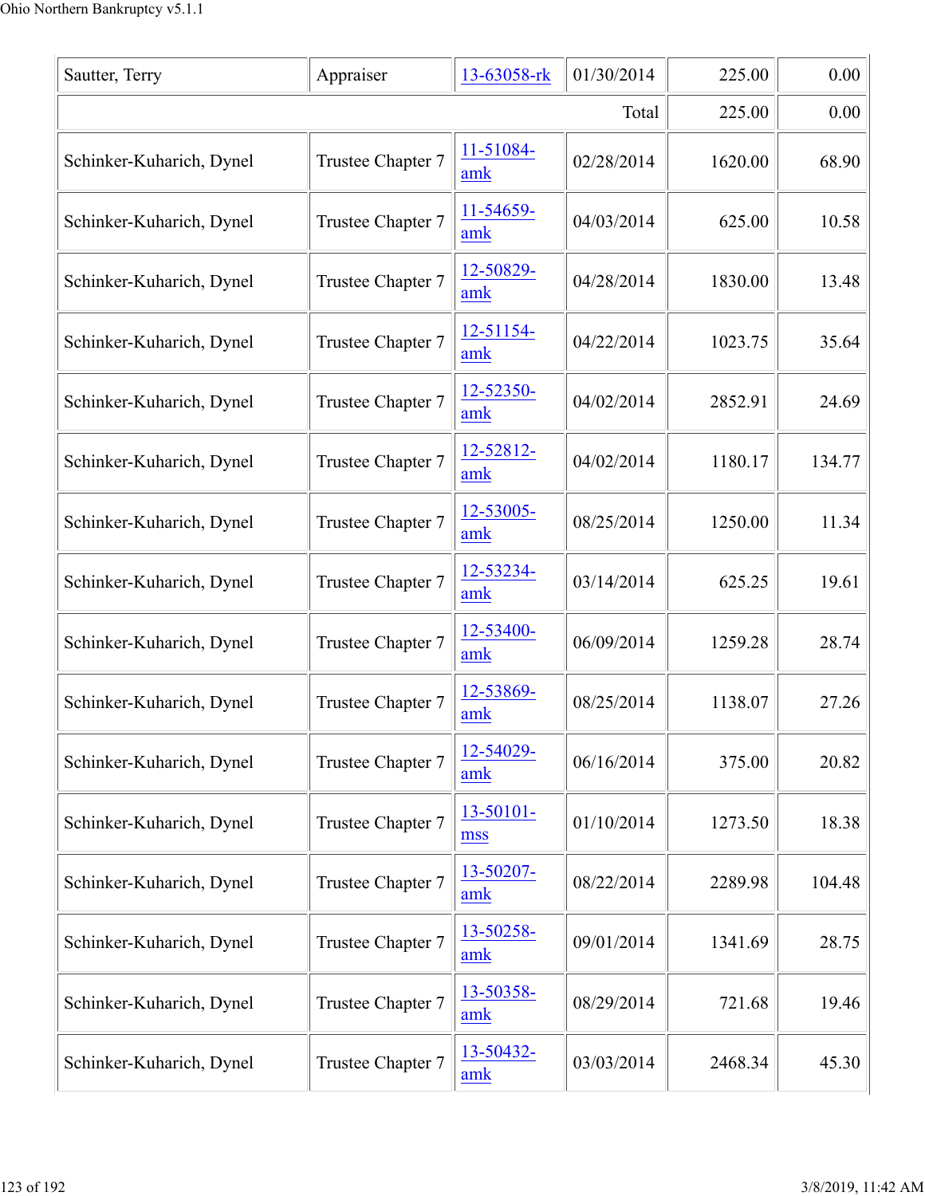| Sautter, Terry | Appraiser | 13-63058-rk | 01/30/2014 | 225.00 | 0.00 |
|---|---|---|---|---|---|
| | | | Total | 225.00 | 0.00 |
| Schinker-Kuharich, Dynel | Trustee Chapter 7 | 11-51084-amk | 02/28/2014 | 1620.00 | 68.90 |
| Schinker-Kuharich, Dynel | Trustee Chapter 7 | 11-54659-amk | 04/03/2014 | 625.00 | 10.58 |
| Schinker-Kuharich, Dynel | Trustee Chapter 7 | 12-50829-amk | 04/28/2014 | 1830.00 | 13.48 |
| Schinker-Kuharich, Dynel | Trustee Chapter 7 | 12-51154-amk | 04/22/2014 | 1023.75 | 35.64 |
| Schinker-Kuharich, Dynel | Trustee Chapter 7 | 12-52350-amk | 04/02/2014 | 2852.91 | 24.69 |
| Schinker-Kuharich, Dynel | Trustee Chapter 7 | 12-52812-amk | 04/02/2014 | 1180.17 | 134.77 |
| Schinker-Kuharich, Dynel | Trustee Chapter 7 | 12-53005-amk | 08/25/2014 | 1250.00 | 11.34 |
| Schinker-Kuharich, Dynel | Trustee Chapter 7 | 12-53234-amk | 03/14/2014 | 625.25 | 19.61 |
| Schinker-Kuharich, Dynel | Trustee Chapter 7 | 12-53400-amk | 06/09/2014 | 1259.28 | 28.74 |
| Schinker-Kuharich, Dynel | Trustee Chapter 7 | 12-53869-amk | 08/25/2014 | 1138.07 | 27.26 |
| Schinker-Kuharich, Dynel | Trustee Chapter 7 | 12-54029-amk | 06/16/2014 | 375.00 | 20.82 |
| Schinker-Kuharich, Dynel | Trustee Chapter 7 | 13-50101-mss | 01/10/2014 | 1273.50 | 18.38 |
| Schinker-Kuharich, Dynel | Trustee Chapter 7 | 13-50207-amk | 08/22/2014 | 2289.98 | 104.48 |
| Schinker-Kuharich, Dynel | Trustee Chapter 7 | 13-50258-amk | 09/01/2014 | 1341.69 | 28.75 |
| Schinker-Kuharich, Dynel | Trustee Chapter 7 | 13-50358-amk | 08/29/2014 | 721.68 | 19.46 |
| Schinker-Kuharich, Dynel | Trustee Chapter 7 | 13-50432-amk | 03/03/2014 | 2468.34 | 45.30 |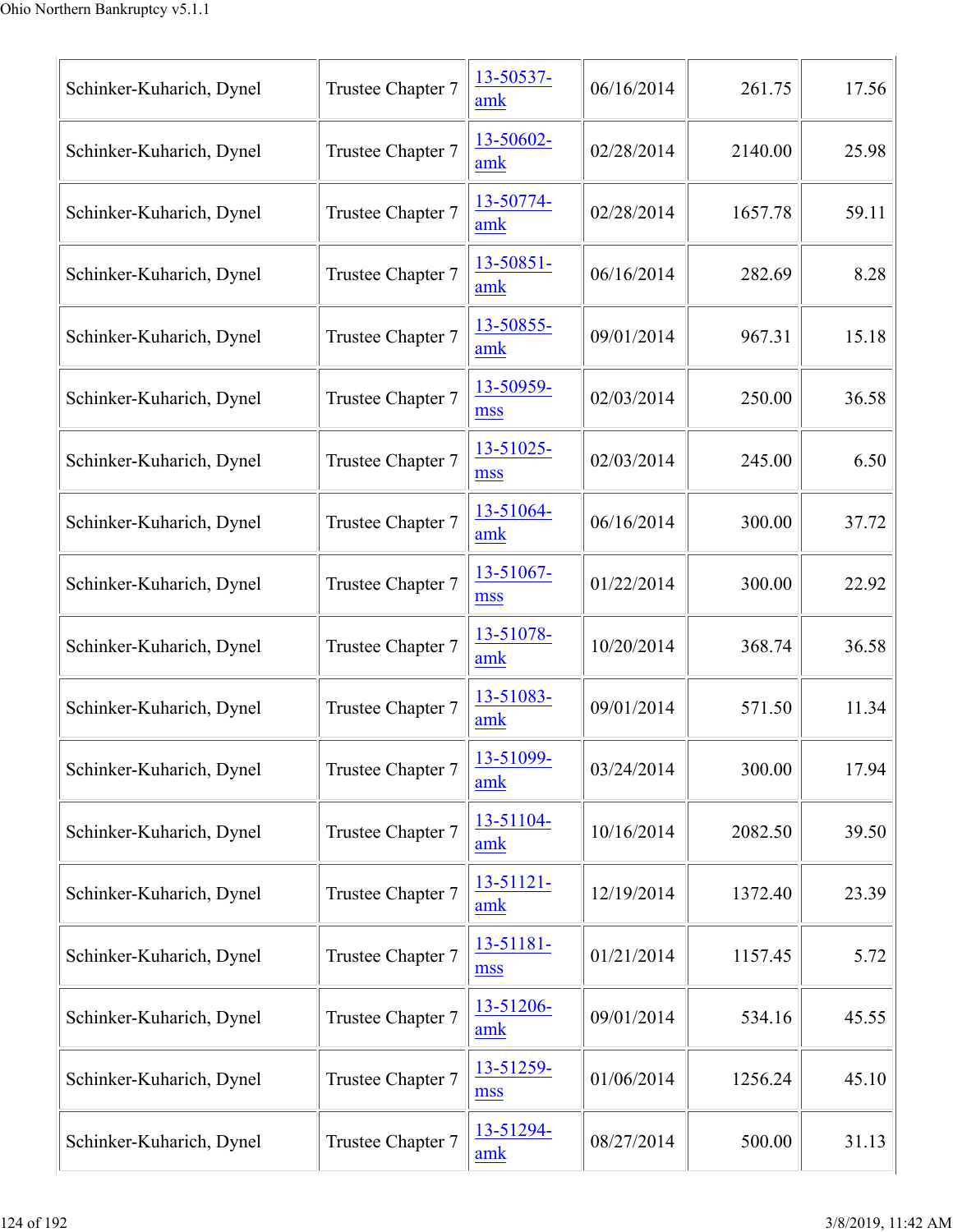| | | | | | |
|---|---|---|---|---|---|
| Schinker-Kuharich, Dynel | Trustee Chapter 7 | 13-50537-amk | 06/16/2014 | 261.75 | 17.56 |
| Schinker-Kuharich, Dynel | Trustee Chapter 7 | 13-50602-amk | 02/28/2014 | 2140.00 | 25.98 |
| Schinker-Kuharich, Dynel | Trustee Chapter 7 | 13-50774-amk | 02/28/2014 | 1657.78 | 59.11 |
| Schinker-Kuharich, Dynel | Trustee Chapter 7 | 13-50851-amk | 06/16/2014 | 282.69 | 8.28 |
| Schinker-Kuharich, Dynel | Trustee Chapter 7 | 13-50855-amk | 09/01/2014 | 967.31 | 15.18 |
| Schinker-Kuharich, Dynel | Trustee Chapter 7 | 13-50959-mss | 02/03/2014 | 250.00 | 36.58 |
| Schinker-Kuharich, Dynel | Trustee Chapter 7 | 13-51025-mss | 02/03/2014 | 245.00 | 6.50 |
| Schinker-Kuharich, Dynel | Trustee Chapter 7 | 13-51064-amk | 06/16/2014 | 300.00 | 37.72 |
| Schinker-Kuharich, Dynel | Trustee Chapter 7 | 13-51067-mss | 01/22/2014 | 300.00 | 22.92 |
| Schinker-Kuharich, Dynel | Trustee Chapter 7 | 13-51078-amk | 10/20/2014 | 368.74 | 36.58 |
| Schinker-Kuharich, Dynel | Trustee Chapter 7 | 13-51083-amk | 09/01/2014 | 571.50 | 11.34 |
| Schinker-Kuharich, Dynel | Trustee Chapter 7 | 13-51099-amk | 03/24/2014 | 300.00 | 17.94 |
| Schinker-Kuharich, Dynel | Trustee Chapter 7 | 13-51104-amk | 10/16/2014 | 2082.50 | 39.50 |
| Schinker-Kuharich, Dynel | Trustee Chapter 7 | 13-51121-amk | 12/19/2014 | 1372.40 | 23.39 |
| Schinker-Kuharich, Dynel | Trustee Chapter 7 | 13-51181-mss | 01/21/2014 | 1157.45 | 5.72 |
| Schinker-Kuharich, Dynel | Trustee Chapter 7 | 13-51206-amk | 09/01/2014 | 534.16 | 45.55 |
| Schinker-Kuharich, Dynel | Trustee Chapter 7 | 13-51259-mss | 01/06/2014 | 1256.24 | 45.10 |
| Schinker-Kuharich, Dynel | Trustee Chapter 7 | 13-51294-amk | 08/27/2014 | 500.00 | 31.13 |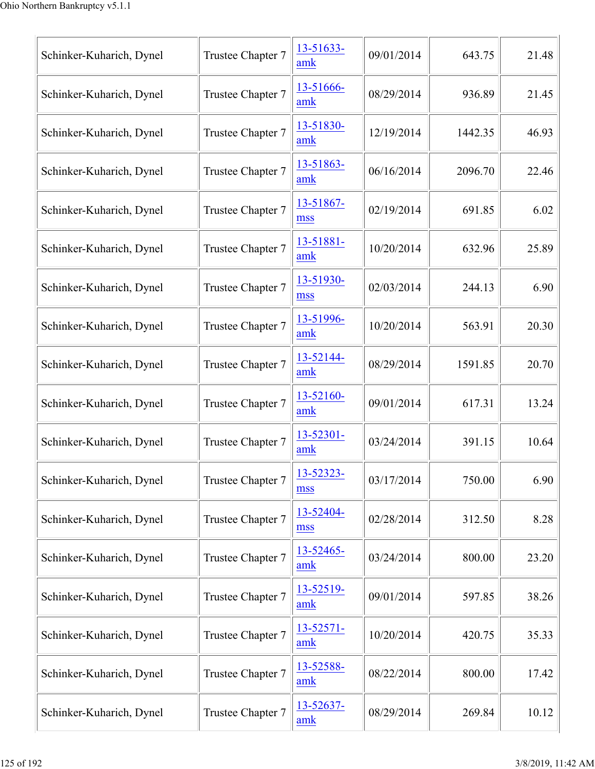| | | | | | |
|---|---|---|---|---|---|
| Schinker-Kuharich, Dynel | Trustee Chapter 7 | 13-51633-amk | 09/01/2014 | 643.75 | 21.48 |
| Schinker-Kuharich, Dynel | Trustee Chapter 7 | 13-51666-amk | 08/29/2014 | 936.89 | 21.45 |
| Schinker-Kuharich, Dynel | Trustee Chapter 7 | 13-51830-amk | 12/19/2014 | 1442.35 | 46.93 |
| Schinker-Kuharich, Dynel | Trustee Chapter 7 | 13-51863-amk | 06/16/2014 | 2096.70 | 22.46 |
| Schinker-Kuharich, Dynel | Trustee Chapter 7 | 13-51867-mss | 02/19/2014 | 691.85 | 6.02 |
| Schinker-Kuharich, Dynel | Trustee Chapter 7 | 13-51881-amk | 10/20/2014 | 632.96 | 25.89 |
| Schinker-Kuharich, Dynel | Trustee Chapter 7 | 13-51930-mss | 02/03/2014 | 244.13 | 6.90 |
| Schinker-Kuharich, Dynel | Trustee Chapter 7 | 13-51996-amk | 10/20/2014 | 563.91 | 20.30 |
| Schinker-Kuharich, Dynel | Trustee Chapter 7 | 13-52144-amk | 08/29/2014 | 1591.85 | 20.70 |
| Schinker-Kuharich, Dynel | Trustee Chapter 7 | 13-52160-amk | 09/01/2014 | 617.31 | 13.24 |
| Schinker-Kuharich, Dynel | Trustee Chapter 7 | 13-52301-amk | 03/24/2014 | 391.15 | 10.64 |
| Schinker-Kuharich, Dynel | Trustee Chapter 7 | 13-52323-mss | 03/17/2014 | 750.00 | 6.90 |
| Schinker-Kuharich, Dynel | Trustee Chapter 7 | 13-52404-mss | 02/28/2014 | 312.50 | 8.28 |
| Schinker-Kuharich, Dynel | Trustee Chapter 7 | 13-52465-amk | 03/24/2014 | 800.00 | 23.20 |
| Schinker-Kuharich, Dynel | Trustee Chapter 7 | 13-52519-amk | 09/01/2014 | 597.85 | 38.26 |
| Schinker-Kuharich, Dynel | Trustee Chapter 7 | 13-52571-amk | 10/20/2014 | 420.75 | 35.33 |
| Schinker-Kuharich, Dynel | Trustee Chapter 7 | 13-52588-amk | 08/22/2014 | 800.00 | 17.42 |
| Schinker-Kuharich, Dynel | Trustee Chapter 7 | 13-52637-amk | 08/29/2014 | 269.84 | 10.12 |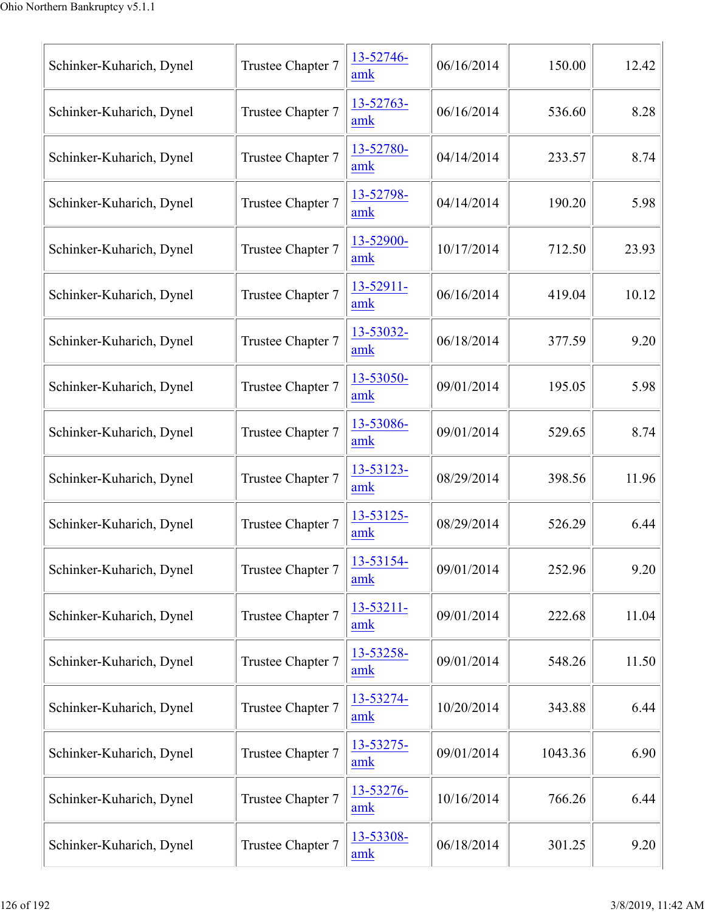| | | | | | |
|---|---|---|---|---|---|
| Schinker-Kuharich, Dynel | Trustee Chapter 7 | 13-52746-amk | 06/16/2014 | 150.00 | 12.42 |
| Schinker-Kuharich, Dynel | Trustee Chapter 7 | 13-52763-amk | 06/16/2014 | 536.60 | 8.28 |
| Schinker-Kuharich, Dynel | Trustee Chapter 7 | 13-52780-amk | 04/14/2014 | 233.57 | 8.74 |
| Schinker-Kuharich, Dynel | Trustee Chapter 7 | 13-52798-amk | 04/14/2014 | 190.20 | 5.98 |
| Schinker-Kuharich, Dynel | Trustee Chapter 7 | 13-52900-amk | 10/17/2014 | 712.50 | 23.93 |
| Schinker-Kuharich, Dynel | Trustee Chapter 7 | 13-52911-amk | 06/16/2014 | 419.04 | 10.12 |
| Schinker-Kuharich, Dynel | Trustee Chapter 7 | 13-53032-amk | 06/18/2014 | 377.59 | 9.20 |
| Schinker-Kuharich, Dynel | Trustee Chapter 7 | 13-53050-amk | 09/01/2014 | 195.05 | 5.98 |
| Schinker-Kuharich, Dynel | Trustee Chapter 7 | 13-53086-amk | 09/01/2014 | 529.65 | 8.74 |
| Schinker-Kuharich, Dynel | Trustee Chapter 7 | 13-53123-amk | 08/29/2014 | 398.56 | 11.96 |
| Schinker-Kuharich, Dynel | Trustee Chapter 7 | 13-53125-amk | 08/29/2014 | 526.29 | 6.44 |
| Schinker-Kuharich, Dynel | Trustee Chapter 7 | 13-53154-amk | 09/01/2014 | 252.96 | 9.20 |
| Schinker-Kuharich, Dynel | Trustee Chapter 7 | 13-53211-amk | 09/01/2014 | 222.68 | 11.04 |
| Schinker-Kuharich, Dynel | Trustee Chapter 7 | 13-53258-amk | 09/01/2014 | 548.26 | 11.50 |
| Schinker-Kuharich, Dynel | Trustee Chapter 7 | 13-53274-amk | 10/20/2014 | 343.88 | 6.44 |
| Schinker-Kuharich, Dynel | Trustee Chapter 7 | 13-53275-amk | 09/01/2014 | 1043.36 | 6.90 |
| Schinker-Kuharich, Dynel | Trustee Chapter 7 | 13-53276-amk | 10/16/2014 | 766.26 | 6.44 |
| Schinker-Kuharich, Dynel | Trustee Chapter 7 | 13-53308-amk | 06/18/2014 | 301.25 | 9.20 |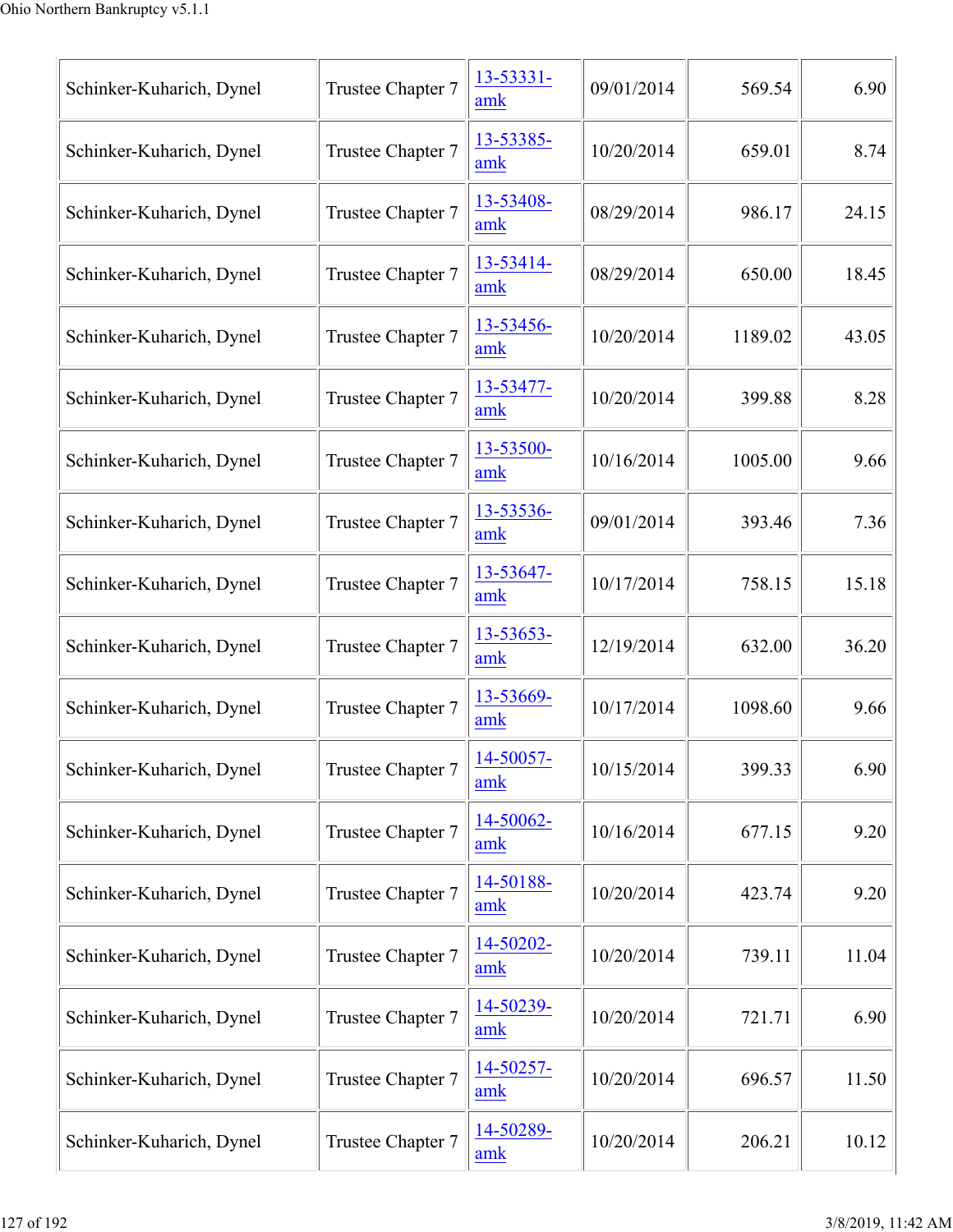| | | | | | |
|---|---|---|---|---|---|
| Schinker-Kuharich, Dynel | Trustee Chapter 7 | 13-53331-amk | 09/01/2014 | 569.54 | 6.90 |
| Schinker-Kuharich, Dynel | Trustee Chapter 7 | 13-53385-amk | 10/20/2014 | 659.01 | 8.74 |
| Schinker-Kuharich, Dynel | Trustee Chapter 7 | 13-53408-amk | 08/29/2014 | 986.17 | 24.15 |
| Schinker-Kuharich, Dynel | Trustee Chapter 7 | 13-53414-amk | 08/29/2014 | 650.00 | 18.45 |
| Schinker-Kuharich, Dynel | Trustee Chapter 7 | 13-53456-amk | 10/20/2014 | 1189.02 | 43.05 |
| Schinker-Kuharich, Dynel | Trustee Chapter 7 | 13-53477-amk | 10/20/2014 | 399.88 | 8.28 |
| Schinker-Kuharich, Dynel | Trustee Chapter 7 | 13-53500-amk | 10/16/2014 | 1005.00 | 9.66 |
| Schinker-Kuharich, Dynel | Trustee Chapter 7 | 13-53536-amk | 09/01/2014 | 393.46 | 7.36 |
| Schinker-Kuharich, Dynel | Trustee Chapter 7 | 13-53647-amk | 10/17/2014 | 758.15 | 15.18 |
| Schinker-Kuharich, Dynel | Trustee Chapter 7 | 13-53653-amk | 12/19/2014 | 632.00 | 36.20 |
| Schinker-Kuharich, Dynel | Trustee Chapter 7 | 13-53669-amk | 10/17/2014 | 1098.60 | 9.66 |
| Schinker-Kuharich, Dynel | Trustee Chapter 7 | 14-50057-amk | 10/15/2014 | 399.33 | 6.90 |
| Schinker-Kuharich, Dynel | Trustee Chapter 7 | 14-50062-amk | 10/16/2014 | 677.15 | 9.20 |
| Schinker-Kuharich, Dynel | Trustee Chapter 7 | 14-50188-amk | 10/20/2014 | 423.74 | 9.20 |
| Schinker-Kuharich, Dynel | Trustee Chapter 7 | 14-50202-amk | 10/20/2014 | 739.11 | 11.04 |
| Schinker-Kuharich, Dynel | Trustee Chapter 7 | 14-50239-amk | 10/20/2014 | 721.71 | 6.90 |
| Schinker-Kuharich, Dynel | Trustee Chapter 7 | 14-50257-amk | 10/20/2014 | 696.57 | 11.50 |
| Schinker-Kuharich, Dynel | Trustee Chapter 7 | 14-50289-amk | 10/20/2014 | 206.21 | 10.12 |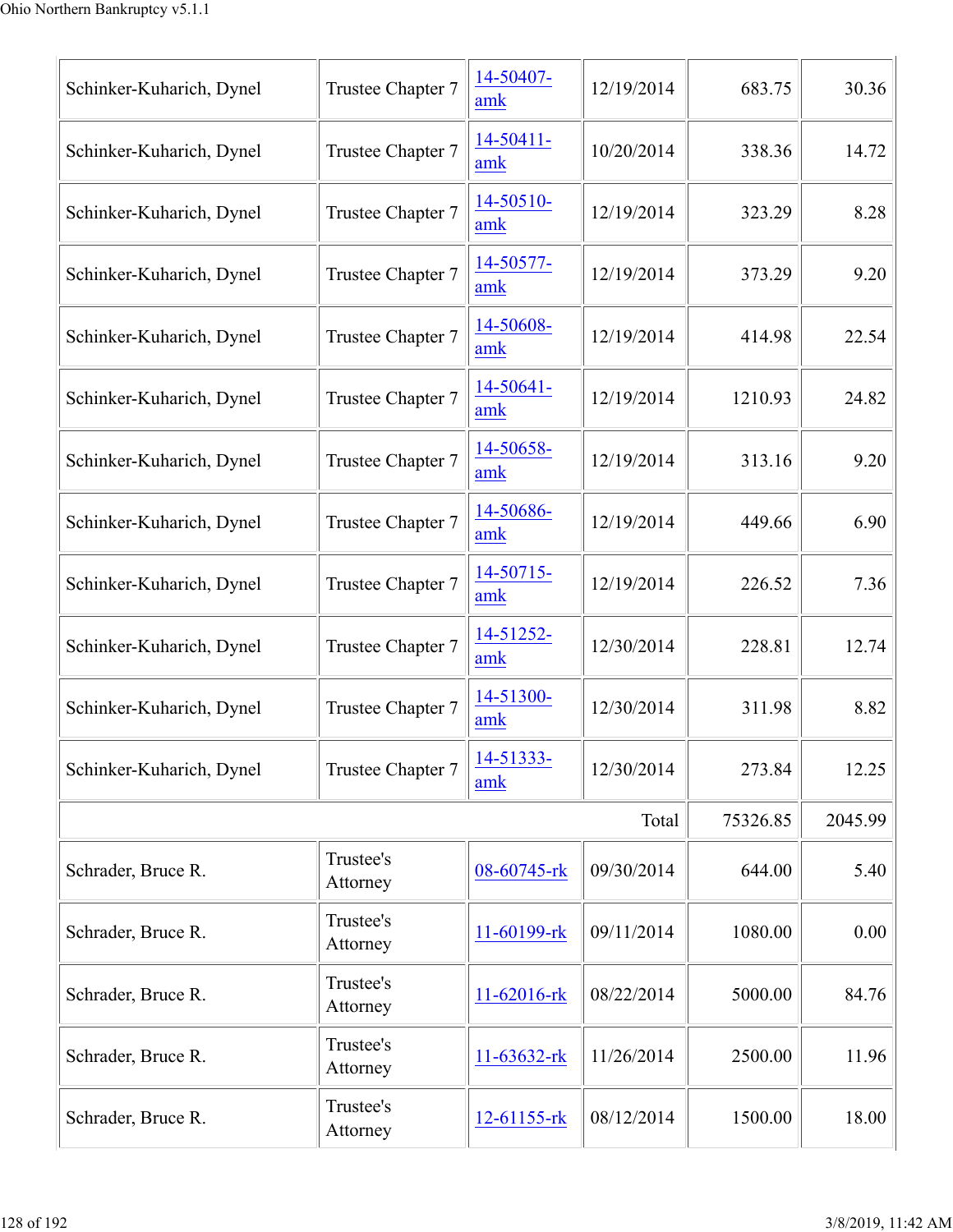| | | | | | |
|---|---|---|---|---|---|
| Schinker-Kuharich, Dynel | Trustee Chapter 7 | 14-50407-amk | 12/19/2014 | 683.75 | 30.36 |
| Schinker-Kuharich, Dynel | Trustee Chapter 7 | 14-50411-amk | 10/20/2014 | 338.36 | 14.72 |
| Schinker-Kuharich, Dynel | Trustee Chapter 7 | 14-50510-amk | 12/19/2014 | 323.29 | 8.28 |
| Schinker-Kuharich, Dynel | Trustee Chapter 7 | 14-50577-amk | 12/19/2014 | 373.29 | 9.20 |
| Schinker-Kuharich, Dynel | Trustee Chapter 7 | 14-50608-amk | 12/19/2014 | 414.98 | 22.54 |
| Schinker-Kuharich, Dynel | Trustee Chapter 7 | 14-50641-amk | 12/19/2014 | 1210.93 | 24.82 |
| Schinker-Kuharich, Dynel | Trustee Chapter 7 | 14-50658-amk | 12/19/2014 | 313.16 | 9.20 |
| Schinker-Kuharich, Dynel | Trustee Chapter 7 | 14-50686-amk | 12/19/2014 | 449.66 | 6.90 |
| Schinker-Kuharich, Dynel | Trustee Chapter 7 | 14-50715-amk | 12/19/2014 | 226.52 | 7.36 |
| Schinker-Kuharich, Dynel | Trustee Chapter 7 | 14-51252-amk | 12/30/2014 | 228.81 | 12.74 |
| Schinker-Kuharich, Dynel | Trustee Chapter 7 | 14-51300-amk | 12/30/2014 | 311.98 | 8.82 |
| Schinker-Kuharich, Dynel | Trustee Chapter 7 | 14-51333-amk | 12/30/2014 | 273.84 | 12.25 |
| | | | Total | 75326.85 | 2045.99 |
| Schrader, Bruce R. | Trustee's Attorney | 08-60745-rk | 09/30/2014 | 644.00 | 5.40 |
| Schrader, Bruce R. | Trustee's Attorney | 11-60199-rk | 09/11/2014 | 1080.00 | 0.00 |
| Schrader, Bruce R. | Trustee's Attorney | 11-62016-rk | 08/22/2014 | 5000.00 | 84.76 |
| Schrader, Bruce R. | Trustee's Attorney | 11-63632-rk | 11/26/2014 | 2500.00 | 11.96 |
| Schrader, Bruce R. | Trustee's Attorney | 12-61155-rk | 08/12/2014 | 1500.00 | 18.00 |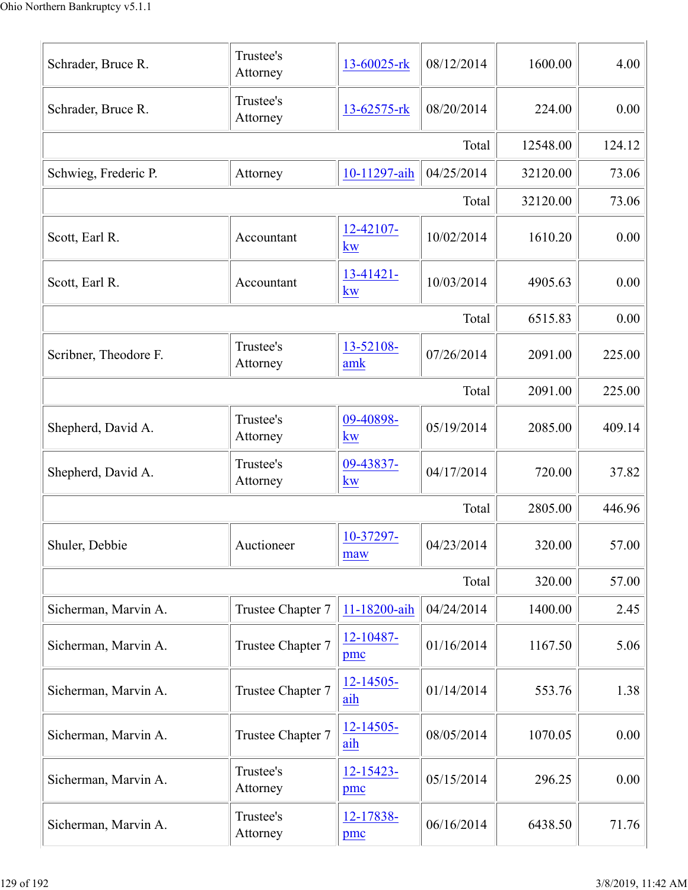| | | | | | |
|---|---|---|---|---|---|
| Schrader, Bruce R. | Trustee's Attorney | 13-60025-rk | 08/12/2014 | 1600.00 | 4.00 |
| Schrader, Bruce R. | Trustee's Attorney | 13-62575-rk | 08/20/2014 | 224.00 | 0.00 |
| | | | Total | 12548.00 | 124.12 |
| Schwieg, Frederic P. | Attorney | 10-11297-aih | 04/25/2014 | 32120.00 | 73.06 |
| | | | Total | 32120.00 | 73.06 |
| Scott, Earl R. | Accountant | 12-42107-kw | 10/02/2014 | 1610.20 | 0.00 |
| Scott, Earl R. | Accountant | 13-41421-kw | 10/03/2014 | 4905.63 | 0.00 |
| | | | Total | 6515.83 | 0.00 |
| Scribner, Theodore F. | Trustee's Attorney | 13-52108-amk | 07/26/2014 | 2091.00 | 225.00 |
| | | | Total | 2091.00 | 225.00 |
| Shepherd, David A. | Trustee's Attorney | 09-40898-kw | 05/19/2014 | 2085.00 | 409.14 |
| Shepherd, David A. | Trustee's Attorney | 09-43837-kw | 04/17/2014 | 720.00 | 37.82 |
| | | | Total | 2805.00 | 446.96 |
| Shuler, Debbie | Auctioneer | 10-37297-maw | 04/23/2014 | 320.00 | 57.00 |
| | | | Total | 320.00 | 57.00 |
| Sicherman, Marvin A. | Trustee Chapter 7 | 11-18200-aih | 04/24/2014 | 1400.00 | 2.45 |
| Sicherman, Marvin A. | Trustee Chapter 7 | 12-10487-pmc | 01/16/2014 | 1167.50 | 5.06 |
| Sicherman, Marvin A. | Trustee Chapter 7 | 12-14505-aih | 01/14/2014 | 553.76 | 1.38 |
| Sicherman, Marvin A. | Trustee Chapter 7 | 12-14505-aih | 08/05/2014 | 1070.05 | 0.00 |
| Sicherman, Marvin A. | Trustee's Attorney | 12-15423-pmc | 05/15/2014 | 296.25 | 0.00 |
| Sicherman, Marvin A. | Trustee's Attorney | 12-17838-pmc | 06/16/2014 | 6438.50 | 71.76 |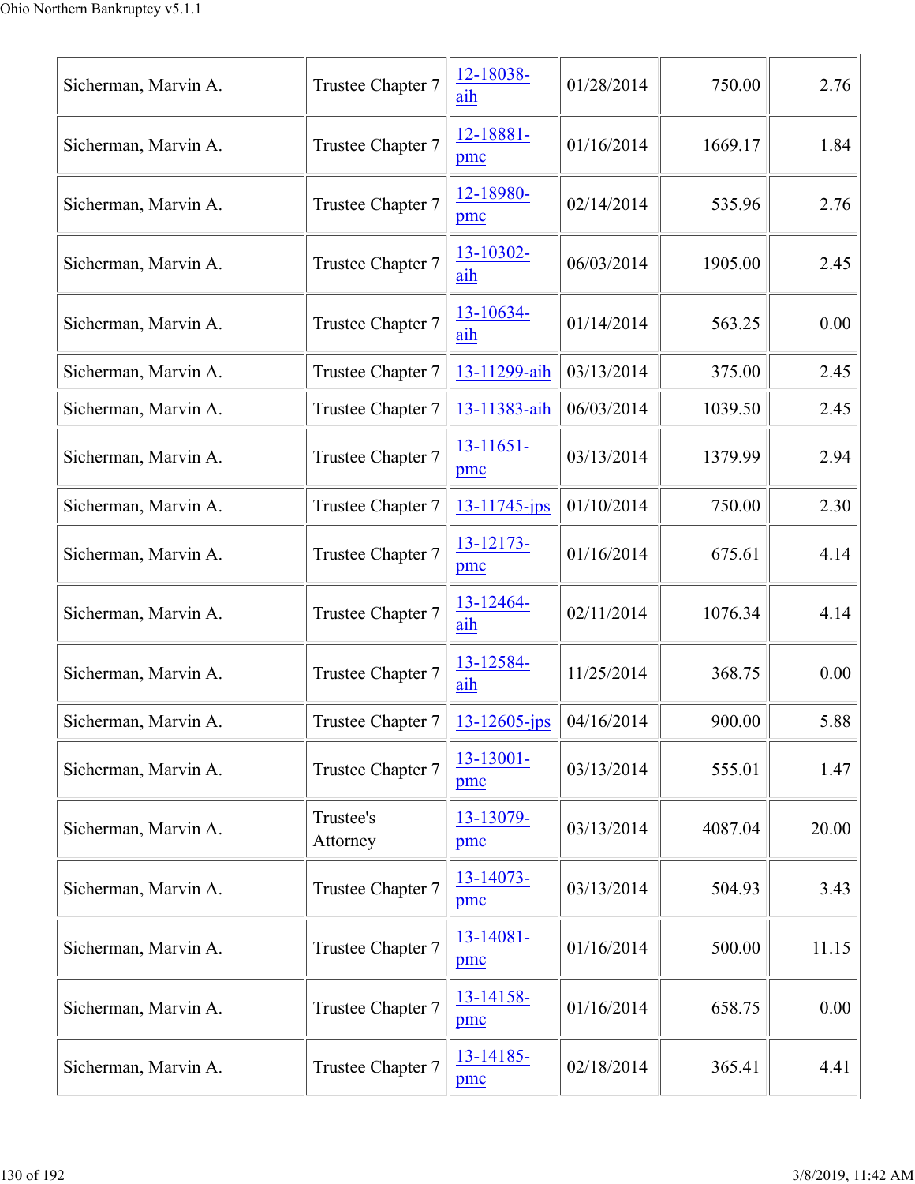| | | | | | |
|---|---|---|---|---|---|
| Sicherman, Marvin A. | Trustee Chapter 7 | 12-18038-aih | 01/28/2014 | 750.00 | 2.76 |
| Sicherman, Marvin A. | Trustee Chapter 7 | 12-18881-pmc | 01/16/2014 | 1669.17 | 1.84 |
| Sicherman, Marvin A. | Trustee Chapter 7 | 12-18980-pmc | 02/14/2014 | 535.96 | 2.76 |
| Sicherman, Marvin A. | Trustee Chapter 7 | 13-10302-aih | 06/03/2014 | 1905.00 | 2.45 |
| Sicherman, Marvin A. | Trustee Chapter 7 | 13-10634-aih | 01/14/2014 | 563.25 | 0.00 |
| Sicherman, Marvin A. | Trustee Chapter 7 | 13-11299-aih | 03/13/2014 | 375.00 | 2.45 |
| Sicherman, Marvin A. | Trustee Chapter 7 | 13-11383-aih | 06/03/2014 | 1039.50 | 2.45 |
| Sicherman, Marvin A. | Trustee Chapter 7 | 13-11651-pmc | 03/13/2014 | 1379.99 | 2.94 |
| Sicherman, Marvin A. | Trustee Chapter 7 | 13-11745-jps | 01/10/2014 | 750.00 | 2.30 |
| Sicherman, Marvin A. | Trustee Chapter 7 | 13-12173-pmc | 01/16/2014 | 675.61 | 4.14 |
| Sicherman, Marvin A. | Trustee Chapter 7 | 13-12464-aih | 02/11/2014 | 1076.34 | 4.14 |
| Sicherman, Marvin A. | Trustee Chapter 7 | 13-12584-aih | 11/25/2014 | 368.75 | 0.00 |
| Sicherman, Marvin A. | Trustee Chapter 7 | 13-12605-jps | 04/16/2014 | 900.00 | 5.88 |
| Sicherman, Marvin A. | Trustee Chapter 7 | 13-13001-pmc | 03/13/2014 | 555.01 | 1.47 |
| Sicherman, Marvin A. | Trustee's Attorney | 13-13079-pmc | 03/13/2014 | 4087.04 | 20.00 |
| Sicherman, Marvin A. | Trustee Chapter 7 | 13-14073-pmc | 03/13/2014 | 504.93 | 3.43 |
| Sicherman, Marvin A. | Trustee Chapter 7 | 13-14081-pmc | 01/16/2014 | 500.00 | 11.15 |
| Sicherman, Marvin A. | Trustee Chapter 7 | 13-14158-pmc | 01/16/2014 | 658.75 | 0.00 |
| Sicherman, Marvin A. | Trustee Chapter 7 | 13-14185-pmc | 02/18/2014 | 365.41 | 4.41 |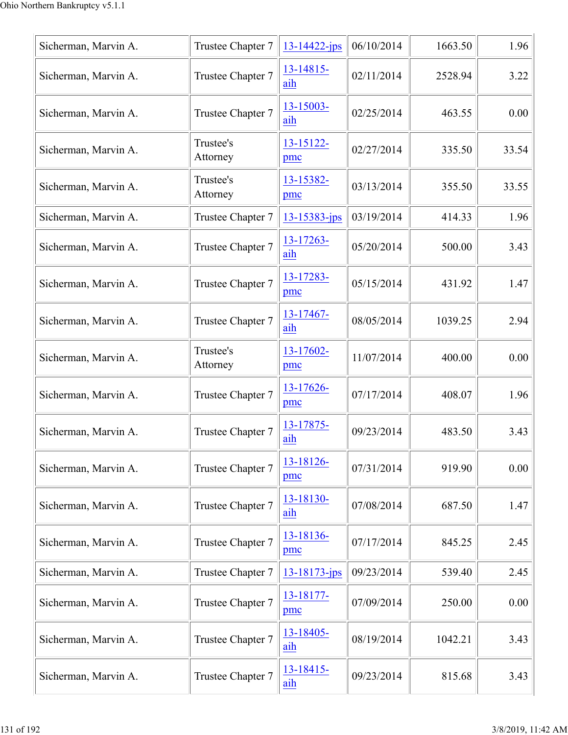| Sicherman, Marvin A. | Trustee Chapter 7 | 13-14422-jps | 06/10/2014 | 1663.50 | 1.96 |
|---|---|---|---|---|---|
| Sicherman, Marvin A. | Trustee Chapter 7 | 13-14815-aih | 02/11/2014 | 2528.94 | 3.22 |
| Sicherman, Marvin A. | Trustee Chapter 7 | 13-15003-aih | 02/25/2014 | 463.55 | 0.00 |
| Sicherman, Marvin A. | Trustee's Attorney | 13-15122-pmc | 02/27/2014 | 335.50 | 33.54 |
| Sicherman, Marvin A. | Trustee's Attorney | 13-15382-pmc | 03/13/2014 | 355.50 | 33.55 |
| Sicherman, Marvin A. | Trustee Chapter 7 | 13-15383-jps | 03/19/2014 | 414.33 | 1.96 |
| Sicherman, Marvin A. | Trustee Chapter 7 | 13-17263-aih | 05/20/2014 | 500.00 | 3.43 |
| Sicherman, Marvin A. | Trustee Chapter 7 | 13-17283-pmc | 05/15/2014 | 431.92 | 1.47 |
| Sicherman, Marvin A. | Trustee Chapter 7 | 13-17467-aih | 08/05/2014 | 1039.25 | 2.94 |
| Sicherman, Marvin A. | Trustee's Attorney | 13-17602-pmc | 11/07/2014 | 400.00 | 0.00 |
| Sicherman, Marvin A. | Trustee Chapter 7 | 13-17626-pmc | 07/17/2014 | 408.07 | 1.96 |
| Sicherman, Marvin A. | Trustee Chapter 7 | 13-17875-aih | 09/23/2014 | 483.50 | 3.43 |
| Sicherman, Marvin A. | Trustee Chapter 7 | 13-18126-pmc | 07/31/2014 | 919.90 | 0.00 |
| Sicherman, Marvin A. | Trustee Chapter 7 | 13-18130-aih | 07/08/2014 | 687.50 | 1.47 |
| Sicherman, Marvin A. | Trustee Chapter 7 | 13-18136-pmc | 07/17/2014 | 845.25 | 2.45 |
| Sicherman, Marvin A. | Trustee Chapter 7 | 13-18173-jps | 09/23/2014 | 539.40 | 2.45 |
| Sicherman, Marvin A. | Trustee Chapter 7 | 13-18177-pmc | 07/09/2014 | 250.00 | 0.00 |
| Sicherman, Marvin A. | Trustee Chapter 7 | 13-18405-aih | 08/19/2014 | 1042.21 | 3.43 |
| Sicherman, Marvin A. | Trustee Chapter 7 | 13-18415-aih | 09/23/2014 | 815.68 | 3.43 |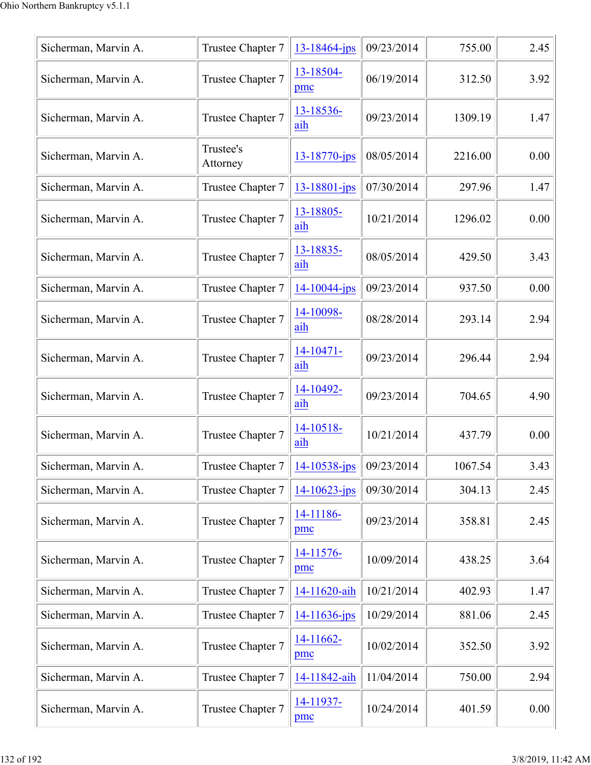| | | | | | |
|---|---|---|---|---|---|
| Sicherman, Marvin A. | Trustee Chapter 7 | 13-18464-jps | 09/23/2014 | 755.00 | 2.45 |
| Sicherman, Marvin A. | Trustee Chapter 7 | 13-18504-pmc | 06/19/2014 | 312.50 | 3.92 |
| Sicherman, Marvin A. | Trustee Chapter 7 | 13-18536-aih | 09/23/2014 | 1309.19 | 1.47 |
| Sicherman, Marvin A. | Trustee's Attorney | 13-18770-jps | 08/05/2014 | 2216.00 | 0.00 |
| Sicherman, Marvin A. | Trustee Chapter 7 | 13-18801-jps | 07/30/2014 | 297.96 | 1.47 |
| Sicherman, Marvin A. | Trustee Chapter 7 | 13-18805-aih | 10/21/2014 | 1296.02 | 0.00 |
| Sicherman, Marvin A. | Trustee Chapter 7 | 13-18835-aih | 08/05/2014 | 429.50 | 3.43 |
| Sicherman, Marvin A. | Trustee Chapter 7 | 14-10044-jps | 09/23/2014 | 937.50 | 0.00 |
| Sicherman, Marvin A. | Trustee Chapter 7 | 14-10098-aih | 08/28/2014 | 293.14 | 2.94 |
| Sicherman, Marvin A. | Trustee Chapter 7 | 14-10471-aih | 09/23/2014 | 296.44 | 2.94 |
| Sicherman, Marvin A. | Trustee Chapter 7 | 14-10492-aih | 09/23/2014 | 704.65 | 4.90 |
| Sicherman, Marvin A. | Trustee Chapter 7 | 14-10518-aih | 10/21/2014 | 437.79 | 0.00 |
| Sicherman, Marvin A. | Trustee Chapter 7 | 14-10538-jps | 09/23/2014 | 1067.54 | 3.43 |
| Sicherman, Marvin A. | Trustee Chapter 7 | 14-10623-jps | 09/30/2014 | 304.13 | 2.45 |
| Sicherman, Marvin A. | Trustee Chapter 7 | 14-11186-pmc | 09/23/2014 | 358.81 | 2.45 |
| Sicherman, Marvin A. | Trustee Chapter 7 | 14-11576-pmc | 10/09/2014 | 438.25 | 3.64 |
| Sicherman, Marvin A. | Trustee Chapter 7 | 14-11620-aih | 10/21/2014 | 402.93 | 1.47 |
| Sicherman, Marvin A. | Trustee Chapter 7 | 14-11636-jps | 10/29/2014 | 881.06 | 2.45 |
| Sicherman, Marvin A. | Trustee Chapter 7 | 14-11662-pmc | 10/02/2014 | 352.50 | 3.92 |
| Sicherman, Marvin A. | Trustee Chapter 7 | 14-11842-aih | 11/04/2014 | 750.00 | 2.94 |
| Sicherman, Marvin A. | Trustee Chapter 7 | 14-11937-pmc | 10/24/2014 | 401.59 | 0.00 |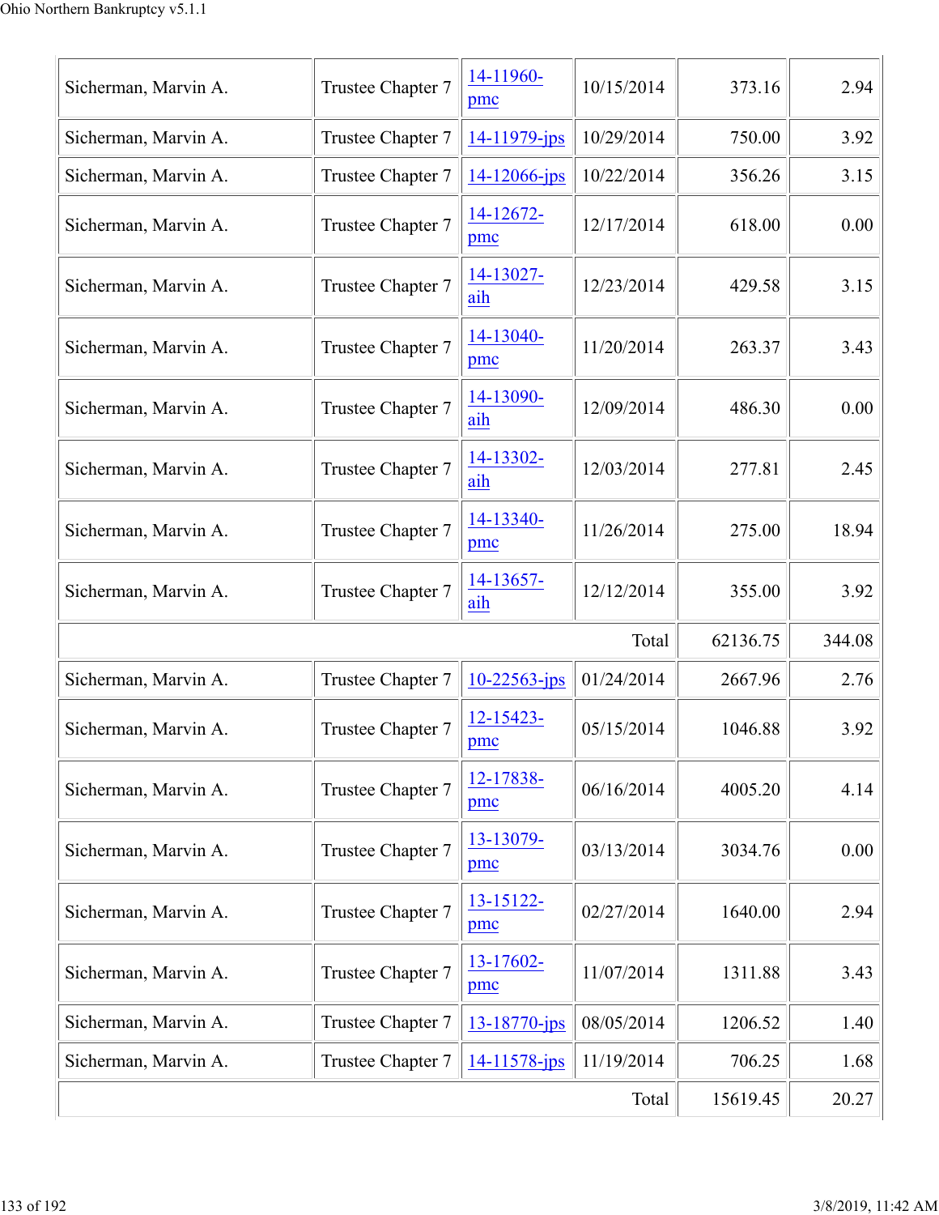| | | | | | |
|---|---|---|---|---|---|
| Sicherman, Marvin A. | Trustee Chapter 7 | 14-11960-pmc | 10/15/2014 | 373.16 | 2.94 |
| Sicherman, Marvin A. | Trustee Chapter 7 | 14-11979-jps | 10/29/2014 | 750.00 | 3.92 |
| Sicherman, Marvin A. | Trustee Chapter 7 | 14-12066-jps | 10/22/2014 | 356.26 | 3.15 |
| Sicherman, Marvin A. | Trustee Chapter 7 | 14-12672-pmc | 12/17/2014 | 618.00 | 0.00 |
| Sicherman, Marvin A. | Trustee Chapter 7 | 14-13027-aih | 12/23/2014 | 429.58 | 3.15 |
| Sicherman, Marvin A. | Trustee Chapter 7 | 14-13040-pmc | 11/20/2014 | 263.37 | 3.43 |
| Sicherman, Marvin A. | Trustee Chapter 7 | 14-13090-aih | 12/09/2014 | 486.30 | 0.00 |
| Sicherman, Marvin A. | Trustee Chapter 7 | 14-13302-aih | 12/03/2014 | 277.81 | 2.45 |
| Sicherman, Marvin A. | Trustee Chapter 7 | 14-13340-pmc | 11/26/2014 | 275.00 | 18.94 |
| Sicherman, Marvin A. | Trustee Chapter 7 | 14-13657-aih | 12/12/2014 | 355.00 | 3.92 |
| | | | Total | 62136.75 | 344.08 |
| Sicherman, Marvin A. | Trustee Chapter 7 | 10-22563-jps | 01/24/2014 | 2667.96 | 2.76 |
| Sicherman, Marvin A. | Trustee Chapter 7 | 12-15423-pmc | 05/15/2014 | 1046.88 | 3.92 |
| Sicherman, Marvin A. | Trustee Chapter 7 | 12-17838-pmc | 06/16/2014 | 4005.20 | 4.14 |
| Sicherman, Marvin A. | Trustee Chapter 7 | 13-13079-pmc | 03/13/2014 | 3034.76 | 0.00 |
| Sicherman, Marvin A. | Trustee Chapter 7 | 13-15122-pmc | 02/27/2014 | 1640.00 | 2.94 |
| Sicherman, Marvin A. | Trustee Chapter 7 | 13-17602-pmc | 11/07/2014 | 1311.88 | 3.43 |
| Sicherman, Marvin A. | Trustee Chapter 7 | 13-18770-jps | 08/05/2014 | 1206.52 | 1.40 |
| Sicherman, Marvin A. | Trustee Chapter 7 | 14-11578-jps | 11/19/2014 | 706.25 | 1.68 |
| | | | Total | 15619.45 | 20.27 |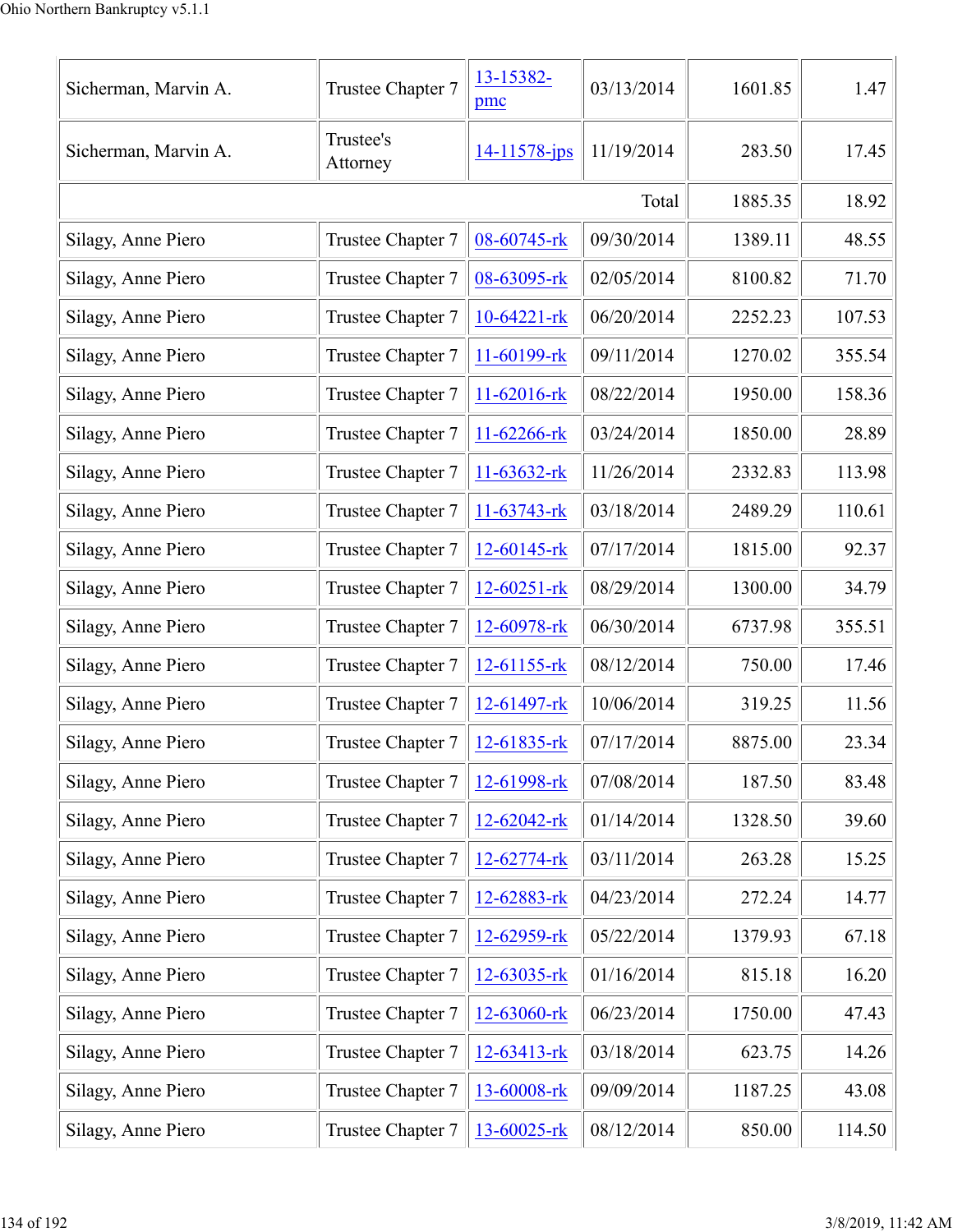| | | | | | |
|---|---|---|---|---|---|
| Sicherman, Marvin A. | Trustee Chapter 7 | 13-15382-pmc | 03/13/2014 | 1601.85 | 1.47 |
| Sicherman, Marvin A. | Trustee's Attorney | 14-11578-jps | 11/19/2014 | 283.50 | 17.45 |
| | | | Total | 1885.35 | 18.92 |
| Silagy, Anne Piero | Trustee Chapter 7 | 08-60745-rk | 09/30/2014 | 1389.11 | 48.55 |
| Silagy, Anne Piero | Trustee Chapter 7 | 08-63095-rk | 02/05/2014 | 8100.82 | 71.70 |
| Silagy, Anne Piero | Trustee Chapter 7 | 10-64221-rk | 06/20/2014 | 2252.23 | 107.53 |
| Silagy, Anne Piero | Trustee Chapter 7 | 11-60199-rk | 09/11/2014 | 1270.02 | 355.54 |
| Silagy, Anne Piero | Trustee Chapter 7 | 11-62016-rk | 08/22/2014 | 1950.00 | 158.36 |
| Silagy, Anne Piero | Trustee Chapter 7 | 11-62266-rk | 03/24/2014 | 1850.00 | 28.89 |
| Silagy, Anne Piero | Trustee Chapter 7 | 11-63632-rk | 11/26/2014 | 2332.83 | 113.98 |
| Silagy, Anne Piero | Trustee Chapter 7 | 11-63743-rk | 03/18/2014 | 2489.29 | 110.61 |
| Silagy, Anne Piero | Trustee Chapter 7 | 12-60145-rk | 07/17/2014 | 1815.00 | 92.37 |
| Silagy, Anne Piero | Trustee Chapter 7 | 12-60251-rk | 08/29/2014 | 1300.00 | 34.79 |
| Silagy, Anne Piero | Trustee Chapter 7 | 12-60978-rk | 06/30/2014 | 6737.98 | 355.51 |
| Silagy, Anne Piero | Trustee Chapter 7 | 12-61155-rk | 08/12/2014 | 750.00 | 17.46 |
| Silagy, Anne Piero | Trustee Chapter 7 | 12-61497-rk | 10/06/2014 | 319.25 | 11.56 |
| Silagy, Anne Piero | Trustee Chapter 7 | 12-61835-rk | 07/17/2014 | 8875.00 | 23.34 |
| Silagy, Anne Piero | Trustee Chapter 7 | 12-61998-rk | 07/08/2014 | 187.50 | 83.48 |
| Silagy, Anne Piero | Trustee Chapter 7 | 12-62042-rk | 01/14/2014 | 1328.50 | 39.60 |
| Silagy, Anne Piero | Trustee Chapter 7 | 12-62774-rk | 03/11/2014 | 263.28 | 15.25 |
| Silagy, Anne Piero | Trustee Chapter 7 | 12-62883-rk | 04/23/2014 | 272.24 | 14.77 |
| Silagy, Anne Piero | Trustee Chapter 7 | 12-62959-rk | 05/22/2014 | 1379.93 | 67.18 |
| Silagy, Anne Piero | Trustee Chapter 7 | 12-63035-rk | 01/16/2014 | 815.18 | 16.20 |
| Silagy, Anne Piero | Trustee Chapter 7 | 12-63060-rk | 06/23/2014 | 1750.00 | 47.43 |
| Silagy, Anne Piero | Trustee Chapter 7 | 12-63413-rk | 03/18/2014 | 623.75 | 14.26 |
| Silagy, Anne Piero | Trustee Chapter 7 | 13-60008-rk | 09/09/2014 | 1187.25 | 43.08 |
| Silagy, Anne Piero | Trustee Chapter 7 | 13-60025-rk | 08/12/2014 | 850.00 | 114.50 |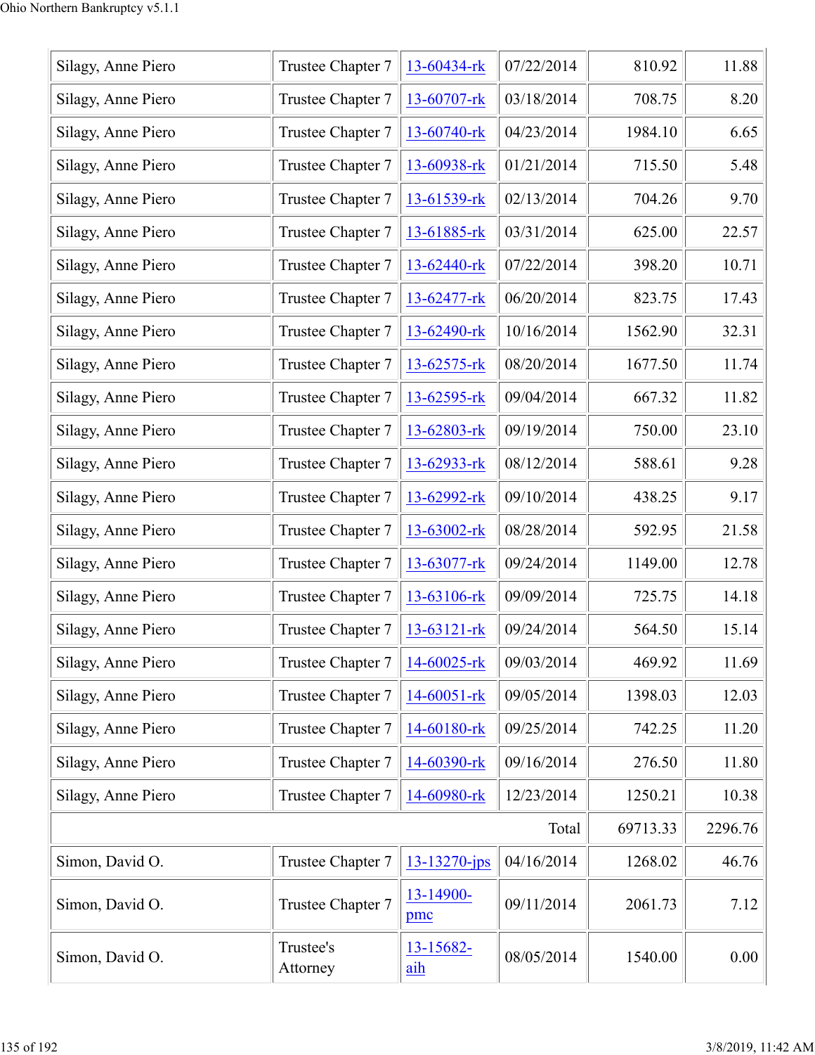| | | | | | |
|---|---|---|---|---|---|
| Silagy, Anne Piero | Trustee Chapter 7 | 13-60434-rk | 07/22/2014 | 810.92 | 11.88 |
| Silagy, Anne Piero | Trustee Chapter 7 | 13-60707-rk | 03/18/2014 | 708.75 | 8.20 |
| Silagy, Anne Piero | Trustee Chapter 7 | 13-60740-rk | 04/23/2014 | 1984.10 | 6.65 |
| Silagy, Anne Piero | Trustee Chapter 7 | 13-60938-rk | 01/21/2014 | 715.50 | 5.48 |
| Silagy, Anne Piero | Trustee Chapter 7 | 13-61539-rk | 02/13/2014 | 704.26 | 9.70 |
| Silagy, Anne Piero | Trustee Chapter 7 | 13-61885-rk | 03/31/2014 | 625.00 | 22.57 |
| Silagy, Anne Piero | Trustee Chapter 7 | 13-62440-rk | 07/22/2014 | 398.20 | 10.71 |
| Silagy, Anne Piero | Trustee Chapter 7 | 13-62477-rk | 06/20/2014 | 823.75 | 17.43 |
| Silagy, Anne Piero | Trustee Chapter 7 | 13-62490-rk | 10/16/2014 | 1562.90 | 32.31 |
| Silagy, Anne Piero | Trustee Chapter 7 | 13-62575-rk | 08/20/2014 | 1677.50 | 11.74 |
| Silagy, Anne Piero | Trustee Chapter 7 | 13-62595-rk | 09/04/2014 | 667.32 | 11.82 |
| Silagy, Anne Piero | Trustee Chapter 7 | 13-62803-rk | 09/19/2014 | 750.00 | 23.10 |
| Silagy, Anne Piero | Trustee Chapter 7 | 13-62933-rk | 08/12/2014 | 588.61 | 9.28 |
| Silagy, Anne Piero | Trustee Chapter 7 | 13-62992-rk | 09/10/2014 | 438.25 | 9.17 |
| Silagy, Anne Piero | Trustee Chapter 7 | 13-63002-rk | 08/28/2014 | 592.95 | 21.58 |
| Silagy, Anne Piero | Trustee Chapter 7 | 13-63077-rk | 09/24/2014 | 1149.00 | 12.78 |
| Silagy, Anne Piero | Trustee Chapter 7 | 13-63106-rk | 09/09/2014 | 725.75 | 14.18 |
| Silagy, Anne Piero | Trustee Chapter 7 | 13-63121-rk | 09/24/2014 | 564.50 | 15.14 |
| Silagy, Anne Piero | Trustee Chapter 7 | 14-60025-rk | 09/03/2014 | 469.92 | 11.69 |
| Silagy, Anne Piero | Trustee Chapter 7 | 14-60051-rk | 09/05/2014 | 1398.03 | 12.03 |
| Silagy, Anne Piero | Trustee Chapter 7 | 14-60180-rk | 09/25/2014 | 742.25 | 11.20 |
| Silagy, Anne Piero | Trustee Chapter 7 | 14-60390-rk | 09/16/2014 | 276.50 | 11.80 |
| Silagy, Anne Piero | Trustee Chapter 7 | 14-60980-rk | 12/23/2014 | 1250.21 | 10.38 |
| | | | Total | 69713.33 | 2296.76 |
| Simon, David O. | Trustee Chapter 7 | 13-13270-jps | 04/16/2014 | 1268.02 | 46.76 |
| Simon, David O. | Trustee Chapter 7 | 13-14900-pmc | 09/11/2014 | 2061.73 | 7.12 |
| Simon, David O. | Trustee's Attorney | 13-15682-aih | 08/05/2014 | 1540.00 | 0.00 |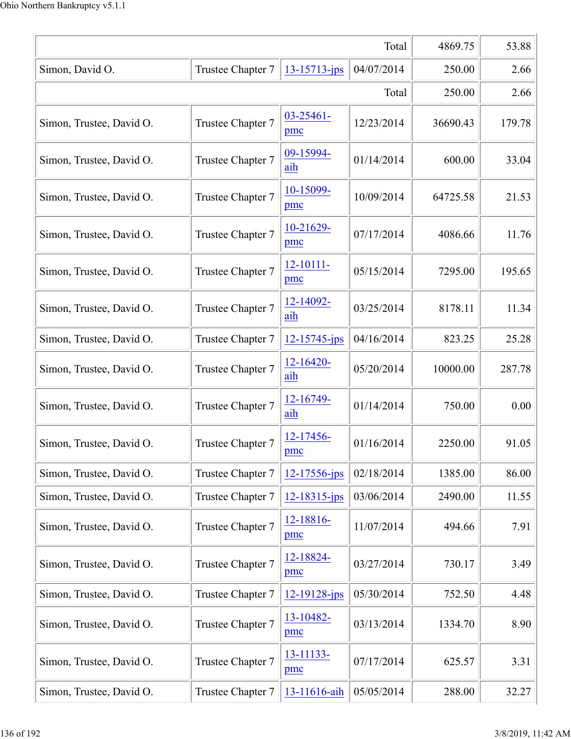| | | | Total | 4869.75 | 53.88 |
|---|---|---|---|---|---|
| Simon, David O. | Trustee Chapter 7 | 13-15713-jps | 04/07/2014 | 250.00 | 2.66 |
| | | | Total | 250.00 | 2.66 |
| Simon, Trustee, David O. | Trustee Chapter 7 | 03-25461-pmc | 12/23/2014 | 36690.43 | 179.78 |
| Simon, Trustee, David O. | Trustee Chapter 7 | 09-15994-aih | 01/14/2014 | 600.00 | 33.04 |
| Simon, Trustee, David O. | Trustee Chapter 7 | 10-15099-pmc | 10/09/2014 | 64725.58 | 21.53 |
| Simon, Trustee, David O. | Trustee Chapter 7 | 10-21629-pmc | 07/17/2014 | 4086.66 | 11.76 |
| Simon, Trustee, David O. | Trustee Chapter 7 | 12-10111-pmc | 05/15/2014 | 7295.00 | 195.65 |
| Simon, Trustee, David O. | Trustee Chapter 7 | 12-14092-aih | 03/25/2014 | 8178.11 | 11.34 |
| Simon, Trustee, David O. | Trustee Chapter 7 | 12-15745-jps | 04/16/2014 | 823.25 | 25.28 |
| Simon, Trustee, David O. | Trustee Chapter 7 | 12-16420-aih | 05/20/2014 | 10000.00 | 287.78 |
| Simon, Trustee, David O. | Trustee Chapter 7 | 12-16749-aih | 01/14/2014 | 750.00 | 0.00 |
| Simon, Trustee, David O. | Trustee Chapter 7 | 12-17456-pmc | 01/16/2014 | 2250.00 | 91.05 |
| Simon, Trustee, David O. | Trustee Chapter 7 | 12-17556-jps | 02/18/2014 | 1385.00 | 86.00 |
| Simon, Trustee, David O. | Trustee Chapter 7 | 12-18315-jps | 03/06/2014 | 2490.00 | 11.55 |
| Simon, Trustee, David O. | Trustee Chapter 7 | 12-18816-pmc | 11/07/2014 | 494.66 | 7.91 |
| Simon, Trustee, David O. | Trustee Chapter 7 | 12-18824-pmc | 03/27/2014 | 730.17 | 3.49 |
| Simon, Trustee, David O. | Trustee Chapter 7 | 12-19128-jps | 05/30/2014 | 752.50 | 4.48 |
| Simon, Trustee, David O. | Trustee Chapter 7 | 13-10482-pmc | 03/13/2014 | 1334.70 | 8.90 |
| Simon, Trustee, David O. | Trustee Chapter 7 | 13-11133-pmc | 07/17/2014 | 625.57 | 3.31 |
| Simon, Trustee, David O. | Trustee Chapter 7 | 13-11616-aih | 05/05/2014 | 288.00 | 32.27 |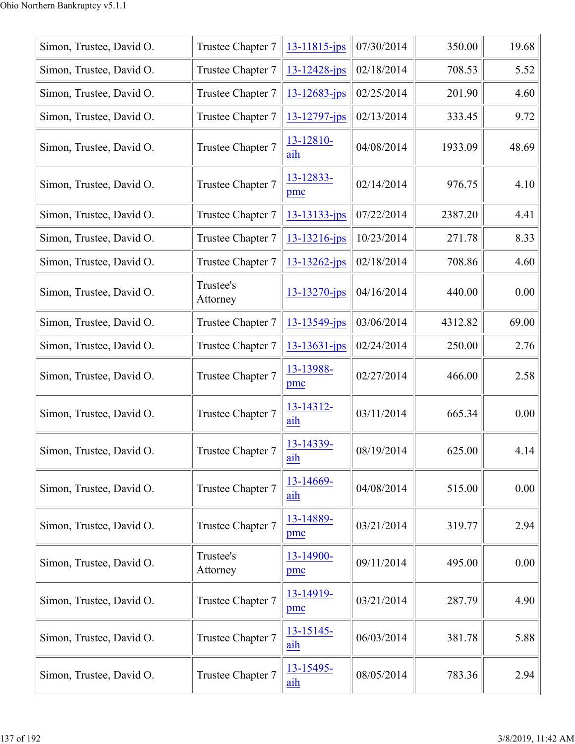| | | | | | |
|---|---|---|---|---|---|
| Simon, Trustee, David O. | Trustee Chapter 7 | 13-11815-jps | 07/30/2014 | 350.00 | 19.68 |
| Simon, Trustee, David O. | Trustee Chapter 7 | 13-12428-jps | 02/18/2014 | 708.53 | 5.52 |
| Simon, Trustee, David O. | Trustee Chapter 7 | 13-12683-jps | 02/25/2014 | 201.90 | 4.60 |
| Simon, Trustee, David O. | Trustee Chapter 7 | 13-12797-jps | 02/13/2014 | 333.45 | 9.72 |
| Simon, Trustee, David O. | Trustee Chapter 7 | 13-12810-aih | 04/08/2014 | 1933.09 | 48.69 |
| Simon, Trustee, David O. | Trustee Chapter 7 | 13-12833-pmc | 02/14/2014 | 976.75 | 4.10 |
| Simon, Trustee, David O. | Trustee Chapter 7 | 13-13133-jps | 07/22/2014 | 2387.20 | 4.41 |
| Simon, Trustee, David O. | Trustee Chapter 7 | 13-13216-jps | 10/23/2014 | 271.78 | 8.33 |
| Simon, Trustee, David O. | Trustee Chapter 7 | 13-13262-jps | 02/18/2014 | 708.86 | 4.60 |
| Simon, Trustee, David O. | Trustee's Attorney | 13-13270-jps | 04/16/2014 | 440.00 | 0.00 |
| Simon, Trustee, David O. | Trustee Chapter 7 | 13-13549-jps | 03/06/2014 | 4312.82 | 69.00 |
| Simon, Trustee, David O. | Trustee Chapter 7 | 13-13631-jps | 02/24/2014 | 250.00 | 2.76 |
| Simon, Trustee, David O. | Trustee Chapter 7 | 13-13988-pmc | 02/27/2014 | 466.00 | 2.58 |
| Simon, Trustee, David O. | Trustee Chapter 7 | 13-14312-aih | 03/11/2014 | 665.34 | 0.00 |
| Simon, Trustee, David O. | Trustee Chapter 7 | 13-14339-aih | 08/19/2014 | 625.00 | 4.14 |
| Simon, Trustee, David O. | Trustee Chapter 7 | 13-14669-aih | 04/08/2014 | 515.00 | 0.00 |
| Simon, Trustee, David O. | Trustee Chapter 7 | 13-14889-pmc | 03/21/2014 | 319.77 | 2.94 |
| Simon, Trustee, David O. | Trustee's Attorney | 13-14900-pmc | 09/11/2014 | 495.00 | 0.00 |
| Simon, Trustee, David O. | Trustee Chapter 7 | 13-14919-pmc | 03/21/2014 | 287.79 | 4.90 |
| Simon, Trustee, David O. | Trustee Chapter 7 | 13-15145-aih | 06/03/2014 | 381.78 | 5.88 |
| Simon, Trustee, David O. | Trustee Chapter 7 | 13-15495-aih | 08/05/2014 | 783.36 | 2.94 |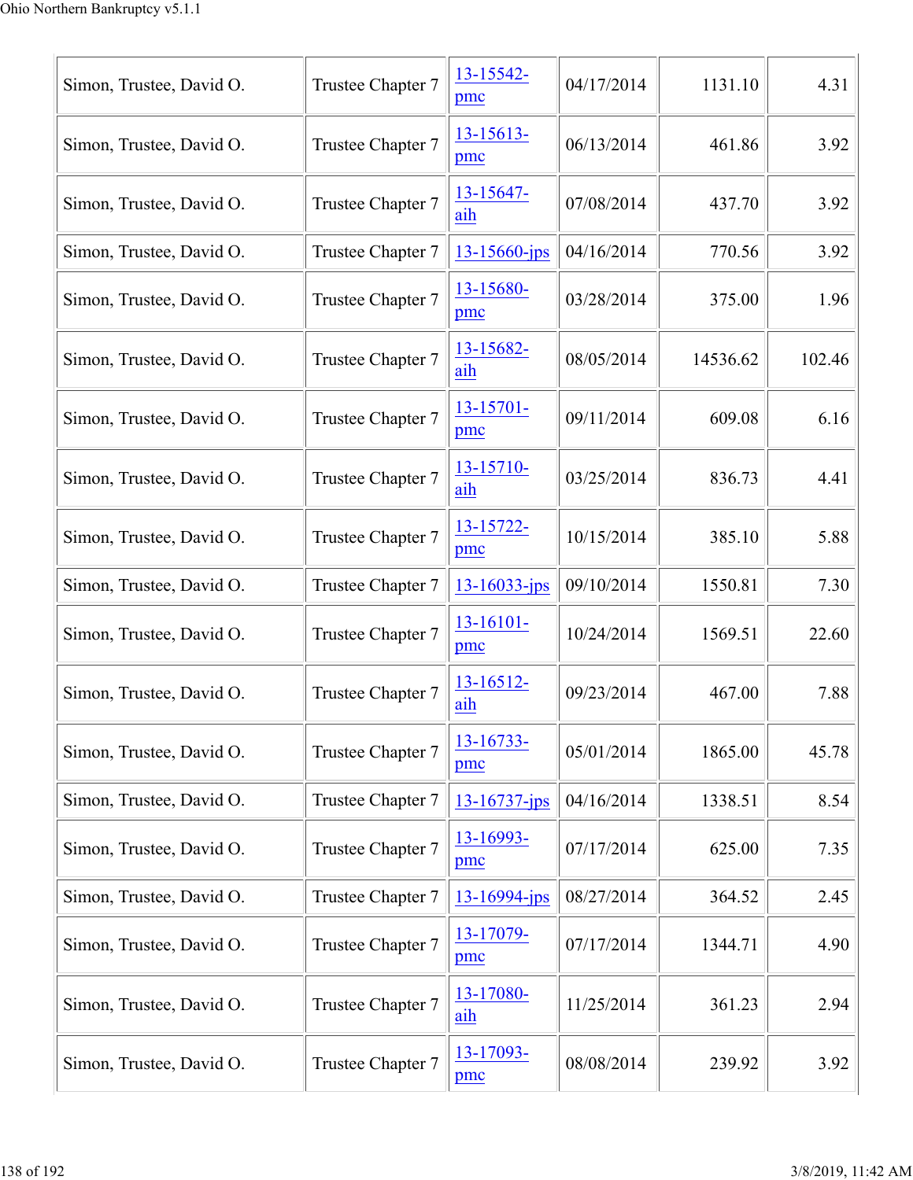| Simon, Trustee, David O. | Trustee Chapter 7 | 13-15542-pmc | 04/17/2014 | 1131.10 | 4.31 |
|---|---|---|---|---|---|
| Simon, Trustee, David O. | Trustee Chapter 7 | 13-15613-pmc | 06/13/2014 | 461.86 | 3.92 |
| Simon, Trustee, David O. | Trustee Chapter 7 | 13-15647-aih | 07/08/2014 | 437.70 | 3.92 |
| Simon, Trustee, David O. | Trustee Chapter 7 | 13-15660-jps | 04/16/2014 | 770.56 | 3.92 |
| Simon, Trustee, David O. | Trustee Chapter 7 | 13-15680-pmc | 03/28/2014 | 375.00 | 1.96 |
| Simon, Trustee, David O. | Trustee Chapter 7 | 13-15682-aih | 08/05/2014 | 14536.62 | 102.46 |
| Simon, Trustee, David O. | Trustee Chapter 7 | 13-15701-pmc | 09/11/2014 | 609.08 | 6.16 |
| Simon, Trustee, David O. | Trustee Chapter 7 | 13-15710-aih | 03/25/2014 | 836.73 | 4.41 |
| Simon, Trustee, David O. | Trustee Chapter 7 | 13-15722-pmc | 10/15/2014 | 385.10 | 5.88 |
| Simon, Trustee, David O. | Trustee Chapter 7 | 13-16033-jps | 09/10/2014 | 1550.81 | 7.30 |
| Simon, Trustee, David O. | Trustee Chapter 7 | 13-16101-pmc | 10/24/2014 | 1569.51 | 22.60 |
| Simon, Trustee, David O. | Trustee Chapter 7 | 13-16512-aih | 09/23/2014 | 467.00 | 7.88 |
| Simon, Trustee, David O. | Trustee Chapter 7 | 13-16733-pmc | 05/01/2014 | 1865.00 | 45.78 |
| Simon, Trustee, David O. | Trustee Chapter 7 | 13-16737-jps | 04/16/2014 | 1338.51 | 8.54 |
| Simon, Trustee, David O. | Trustee Chapter 7 | 13-16993-pmc | 07/17/2014 | 625.00 | 7.35 |
| Simon, Trustee, David O. | Trustee Chapter 7 | 13-16994-jps | 08/27/2014 | 364.52 | 2.45 |
| Simon, Trustee, David O. | Trustee Chapter 7 | 13-17079-pmc | 07/17/2014 | 1344.71 | 4.90 |
| Simon, Trustee, David O. | Trustee Chapter 7 | 13-17080-aih | 11/25/2014 | 361.23 | 2.94 |
| Simon, Trustee, David O. | Trustee Chapter 7 | 13-17093-pmc | 08/08/2014 | 239.92 | 3.92 |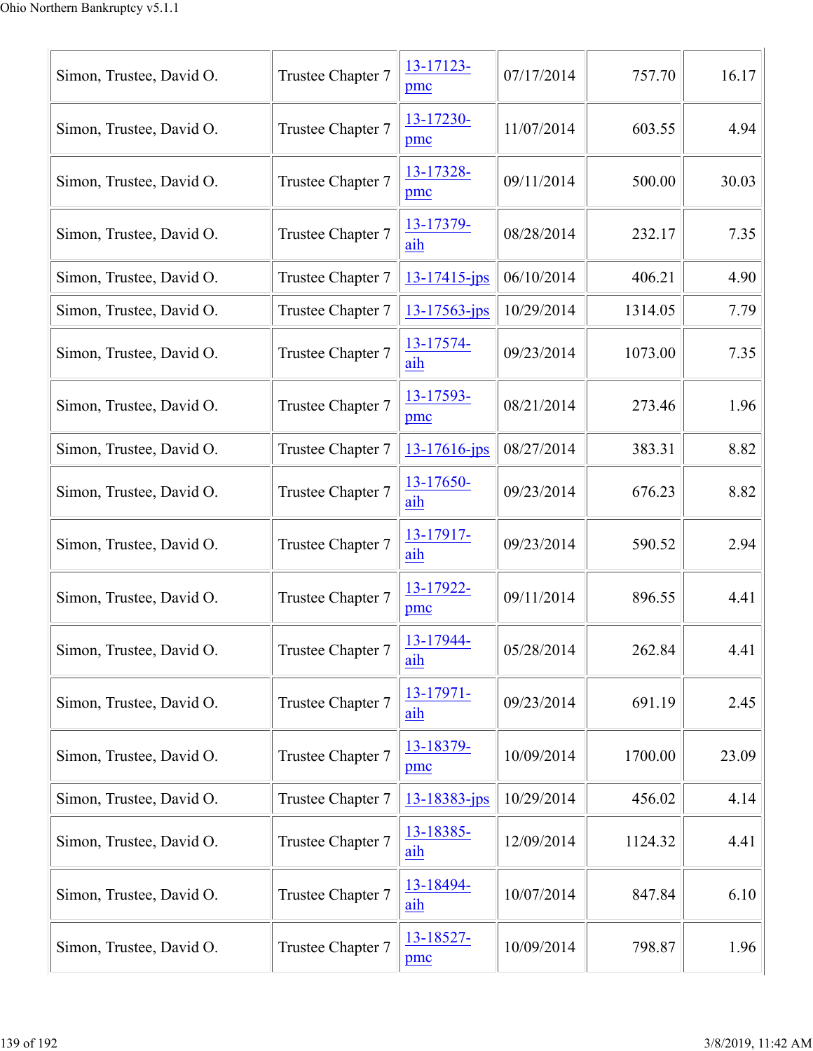| | | | | | |
|---|---|---|---|---|---|
| Simon, Trustee, David O. | Trustee Chapter 7 | 13-17123-pmc | 07/17/2014 | 757.70 | 16.17 |
| Simon, Trustee, David O. | Trustee Chapter 7 | 13-17230-pmc | 11/07/2014 | 603.55 | 4.94 |
| Simon, Trustee, David O. | Trustee Chapter 7 | 13-17328-pmc | 09/11/2014 | 500.00 | 30.03 |
| Simon, Trustee, David O. | Trustee Chapter 7 | 13-17379-aih | 08/28/2014 | 232.17 | 7.35 |
| Simon, Trustee, David O. | Trustee Chapter 7 | 13-17415-jps | 06/10/2014 | 406.21 | 4.90 |
| Simon, Trustee, David O. | Trustee Chapter 7 | 13-17563-jps | 10/29/2014 | 1314.05 | 7.79 |
| Simon, Trustee, David O. | Trustee Chapter 7 | 13-17574-aih | 09/23/2014 | 1073.00 | 7.35 |
| Simon, Trustee, David O. | Trustee Chapter 7 | 13-17593-pmc | 08/21/2014 | 273.46 | 1.96 |
| Simon, Trustee, David O. | Trustee Chapter 7 | 13-17616-jps | 08/27/2014 | 383.31 | 8.82 |
| Simon, Trustee, David O. | Trustee Chapter 7 | 13-17650-aih | 09/23/2014 | 676.23 | 8.82 |
| Simon, Trustee, David O. | Trustee Chapter 7 | 13-17917-aih | 09/23/2014 | 590.52 | 2.94 |
| Simon, Trustee, David O. | Trustee Chapter 7 | 13-17922-pmc | 09/11/2014 | 896.55 | 4.41 |
| Simon, Trustee, David O. | Trustee Chapter 7 | 13-17944-aih | 05/28/2014 | 262.84 | 4.41 |
| Simon, Trustee, David O. | Trustee Chapter 7 | 13-17971-aih | 09/23/2014 | 691.19 | 2.45 |
| Simon, Trustee, David O. | Trustee Chapter 7 | 13-18379-pmc | 10/09/2014 | 1700.00 | 23.09 |
| Simon, Trustee, David O. | Trustee Chapter 7 | 13-18383-jps | 10/29/2014 | 456.02 | 4.14 |
| Simon, Trustee, David O. | Trustee Chapter 7 | 13-18385-aih | 12/09/2014 | 1124.32 | 4.41 |
| Simon, Trustee, David O. | Trustee Chapter 7 | 13-18494-aih | 10/07/2014 | 847.84 | 6.10 |
| Simon, Trustee, David O. | Trustee Chapter 7 | 13-18527-pmc | 10/09/2014 | 798.87 | 1.96 |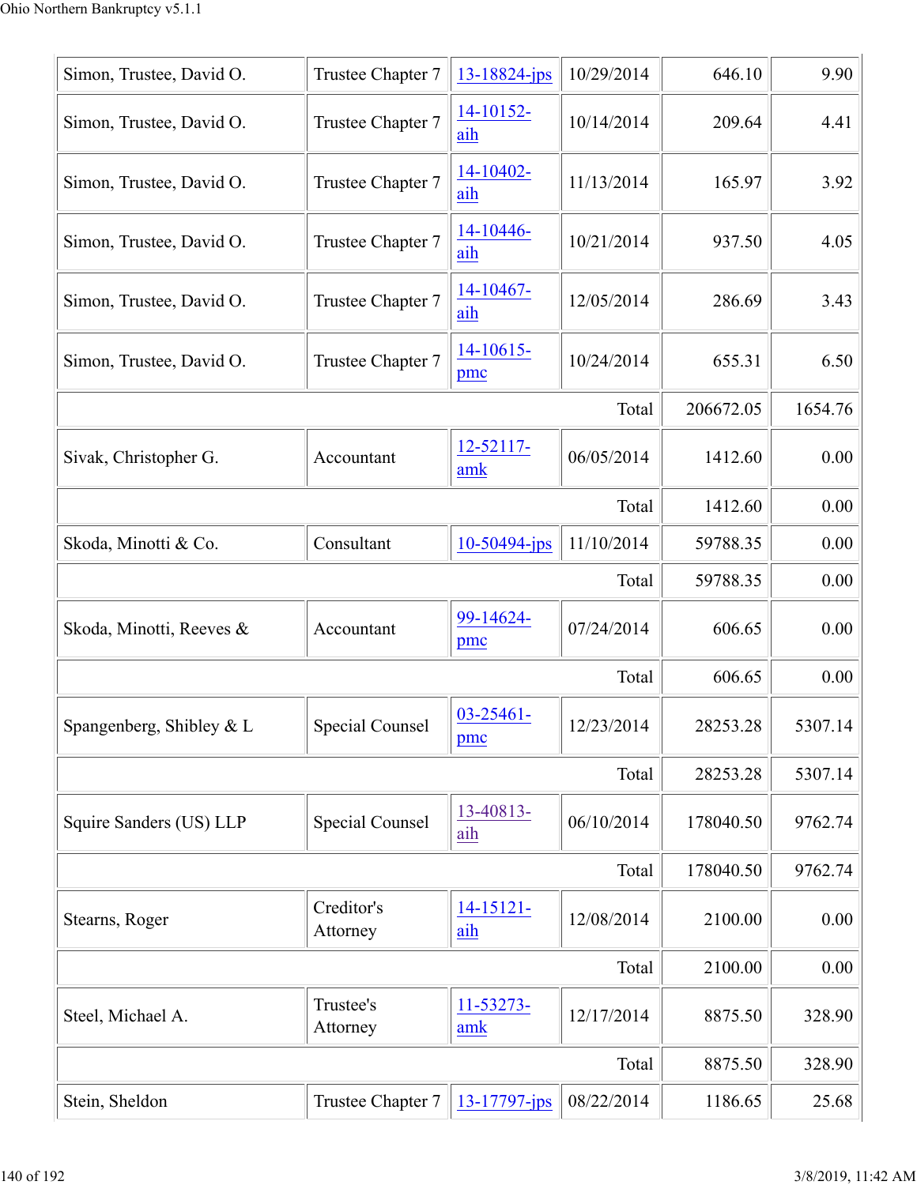| | | | | | |
|---|---|---|---|---|---|
| Simon, Trustee, David O. | Trustee Chapter 7 | 13-18824-jps | 10/29/2014 | 646.10 | 9.90 |
| Simon, Trustee, David O. | Trustee Chapter 7 | 14-10152-aih | 10/14/2014 | 209.64 | 4.41 |
| Simon, Trustee, David O. | Trustee Chapter 7 | 14-10402-aih | 11/13/2014 | 165.97 | 3.92 |
| Simon, Trustee, David O. | Trustee Chapter 7 | 14-10446-aih | 10/21/2014 | 937.50 | 4.05 |
| Simon, Trustee, David O. | Trustee Chapter 7 | 14-10467-aih | 12/05/2014 | 286.69 | 3.43 |
| Simon, Trustee, David O. | Trustee Chapter 7 | 14-10615-pmc | 10/24/2014 | 655.31 | 6.50 |
| | | | Total | 206672.05 | 1654.76 |
| Sivak, Christopher G. | Accountant | 12-52117-amk | 06/05/2014 | 1412.60 | 0.00 |
| | | | Total | 1412.60 | 0.00 |
| Skoda, Minotti & Co. | Consultant | 10-50494-jps | 11/10/2014 | 59788.35 | 0.00 |
| | | | Total | 59788.35 | 0.00 |
| Skoda, Minotti, Reeves & | Accountant | 99-14624-pmc | 07/24/2014 | 606.65 | 0.00 |
| | | | Total | 606.65 | 0.00 |
| Spangenberg, Shibley & L | Special Counsel | 03-25461-pmc | 12/23/2014 | 28253.28 | 5307.14 |
| | | | Total | 28253.28 | 5307.14 |
| Squire Sanders (US) LLP | Special Counsel | 13-40813-aih | 06/10/2014 | 178040.50 | 9762.74 |
| | | | Total | 178040.50 | 9762.74 |
| Stearns, Roger | Creditor's Attorney | 14-15121-aih | 12/08/2014 | 2100.00 | 0.00 |
| | | | Total | 2100.00 | 0.00 |
| Steel, Michael A. | Trustee's Attorney | 11-53273-amk | 12/17/2014 | 8875.50 | 328.90 |
| | | | Total | 8875.50 | 328.90 |
| Stein, Sheldon | Trustee Chapter 7 | 13-17797-jps | 08/22/2014 | 1186.65 | 25.68 |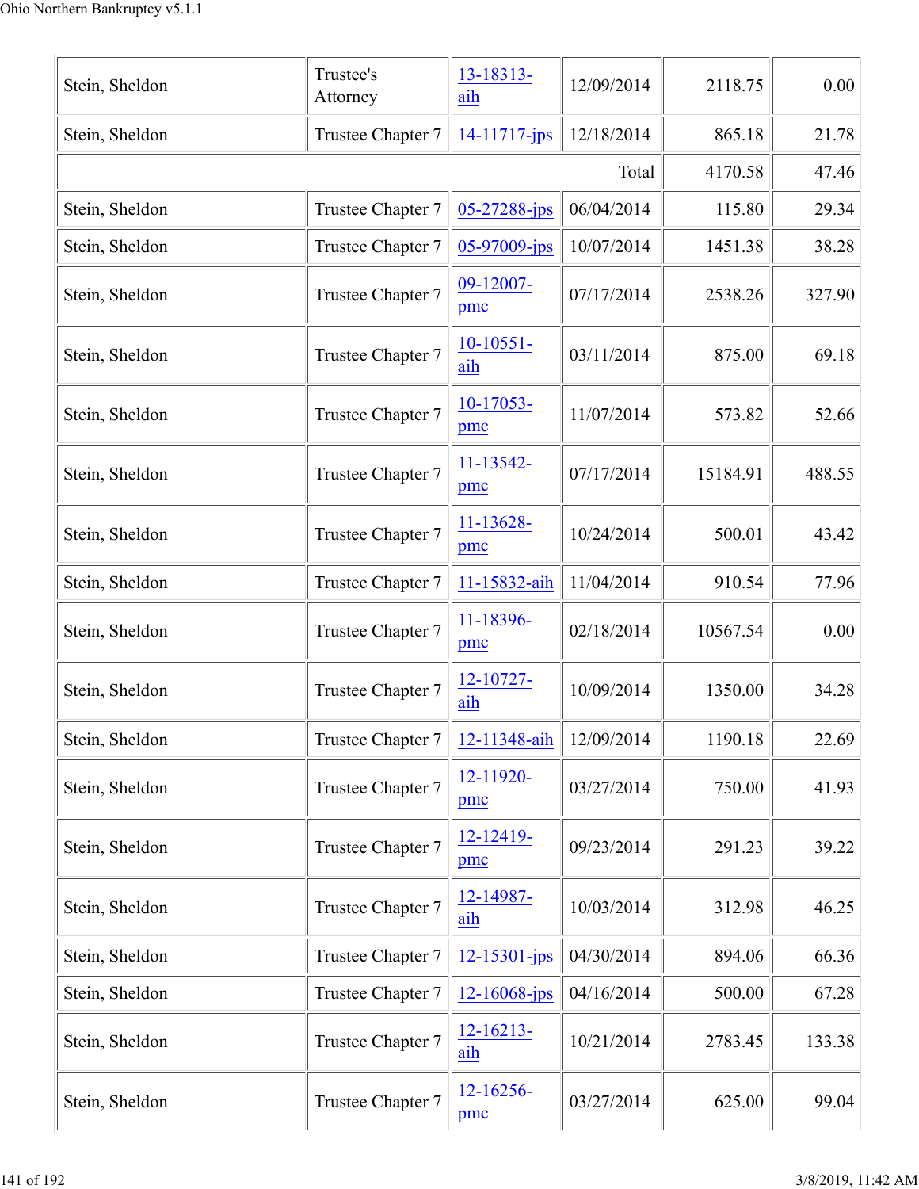| | | | | | |
|---|---|---|---|---|---|
| Stein, Sheldon | Trustee's Attorney | 13-18313-aih | 12/09/2014 | 2118.75 | 0.00 |
| Stein, Sheldon | Trustee Chapter 7 | 14-11717-jps | 12/18/2014 | 865.18 | 21.78 |
| | | | Total | 4170.58 | 47.46 |
| Stein, Sheldon | Trustee Chapter 7 | 05-27288-jps | 06/04/2014 | 115.80 | 29.34 |
| Stein, Sheldon | Trustee Chapter 7 | 05-97009-jps | 10/07/2014 | 1451.38 | 38.28 |
| Stein, Sheldon | Trustee Chapter 7 | 09-12007-pmc | 07/17/2014 | 2538.26 | 327.90 |
| Stein, Sheldon | Trustee Chapter 7 | 10-10551-aih | 03/11/2014 | 875.00 | 69.18 |
| Stein, Sheldon | Trustee Chapter 7 | 10-17053-pmc | 11/07/2014 | 573.82 | 52.66 |
| Stein, Sheldon | Trustee Chapter 7 | 11-13542-pmc | 07/17/2014 | 15184.91 | 488.55 |
| Stein, Sheldon | Trustee Chapter 7 | 11-13628-pmc | 10/24/2014 | 500.01 | 43.42 |
| Stein, Sheldon | Trustee Chapter 7 | 11-15832-aih | 11/04/2014 | 910.54 | 77.96 |
| Stein, Sheldon | Trustee Chapter 7 | 11-18396-pmc | 02/18/2014 | 10567.54 | 0.00 |
| Stein, Sheldon | Trustee Chapter 7 | 12-10727-aih | 10/09/2014 | 1350.00 | 34.28 |
| Stein, Sheldon | Trustee Chapter 7 | 12-11348-aih | 12/09/2014 | 1190.18 | 22.69 |
| Stein, Sheldon | Trustee Chapter 7 | 12-11920-pmc | 03/27/2014 | 750.00 | 41.93 |
| Stein, Sheldon | Trustee Chapter 7 | 12-12419-pmc | 09/23/2014 | 291.23 | 39.22 |
| Stein, Sheldon | Trustee Chapter 7 | 12-14987-aih | 10/03/2014 | 312.98 | 46.25 |
| Stein, Sheldon | Trustee Chapter 7 | 12-15301-jps | 04/30/2014 | 894.06 | 66.36 |
| Stein, Sheldon | Trustee Chapter 7 | 12-16068-jps | 04/16/2014 | 500.00 | 67.28 |
| Stein, Sheldon | Trustee Chapter 7 | 12-16213-aih | 10/21/2014 | 2783.45 | 133.38 |
| Stein, Sheldon | Trustee Chapter 7 | 12-16256-pmc | 03/27/2014 | 625.00 | 99.04 |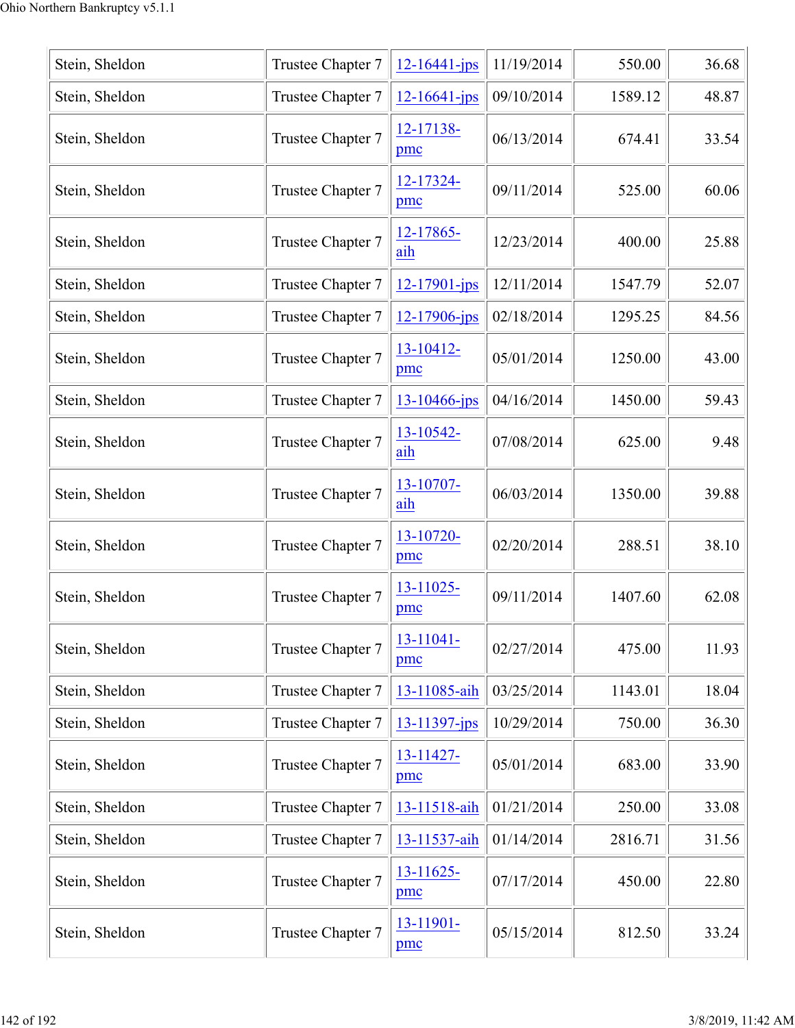| Stein, Sheldon | Trustee Chapter 7 | 12-16441-jps | 11/19/2014 | 550.00 | 36.68 |
|---|---|---|---|---|---|
| Stein, Sheldon | Trustee Chapter 7 | 12-16641-jps | 09/10/2014 | 1589.12 | 48.87 |
| Stein, Sheldon | Trustee Chapter 7 | 12-17138-pmc | 06/13/2014 | 674.41 | 33.54 |
| Stein, Sheldon | Trustee Chapter 7 | 12-17324-pmc | 09/11/2014 | 525.00 | 60.06 |
| Stein, Sheldon | Trustee Chapter 7 | 12-17865-aih | 12/23/2014 | 400.00 | 25.88 |
| Stein, Sheldon | Trustee Chapter 7 | 12-17901-jps | 12/11/2014 | 1547.79 | 52.07 |
| Stein, Sheldon | Trustee Chapter 7 | 12-17906-jps | 02/18/2014 | 1295.25 | 84.56 |
| Stein, Sheldon | Trustee Chapter 7 | 13-10412-pmc | 05/01/2014 | 1250.00 | 43.00 |
| Stein, Sheldon | Trustee Chapter 7 | 13-10466-jps | 04/16/2014 | 1450.00 | 59.43 |
| Stein, Sheldon | Trustee Chapter 7 | 13-10542-aih | 07/08/2014 | 625.00 | 9.48 |
| Stein, Sheldon | Trustee Chapter 7 | 13-10707-aih | 06/03/2014 | 1350.00 | 39.88 |
| Stein, Sheldon | Trustee Chapter 7 | 13-10720-pmc | 02/20/2014 | 288.51 | 38.10 |
| Stein, Sheldon | Trustee Chapter 7 | 13-11025-pmc | 09/11/2014 | 1407.60 | 62.08 |
| Stein, Sheldon | Trustee Chapter 7 | 13-11041-pmc | 02/27/2014 | 475.00 | 11.93 |
| Stein, Sheldon | Trustee Chapter 7 | 13-11085-aih | 03/25/2014 | 1143.01 | 18.04 |
| Stein, Sheldon | Trustee Chapter 7 | 13-11397-jps | 10/29/2014 | 750.00 | 36.30 |
| Stein, Sheldon | Trustee Chapter 7 | 13-11427-pmc | 05/01/2014 | 683.00 | 33.90 |
| Stein, Sheldon | Trustee Chapter 7 | 13-11518-aih | 01/21/2014 | 250.00 | 33.08 |
| Stein, Sheldon | Trustee Chapter 7 | 13-11537-aih | 01/14/2014 | 2816.71 | 31.56 |
| Stein, Sheldon | Trustee Chapter 7 | 13-11625-pmc | 07/17/2014 | 450.00 | 22.80 |
| Stein, Sheldon | Trustee Chapter 7 | 13-11901-pmc | 05/15/2014 | 812.50 | 33.24 |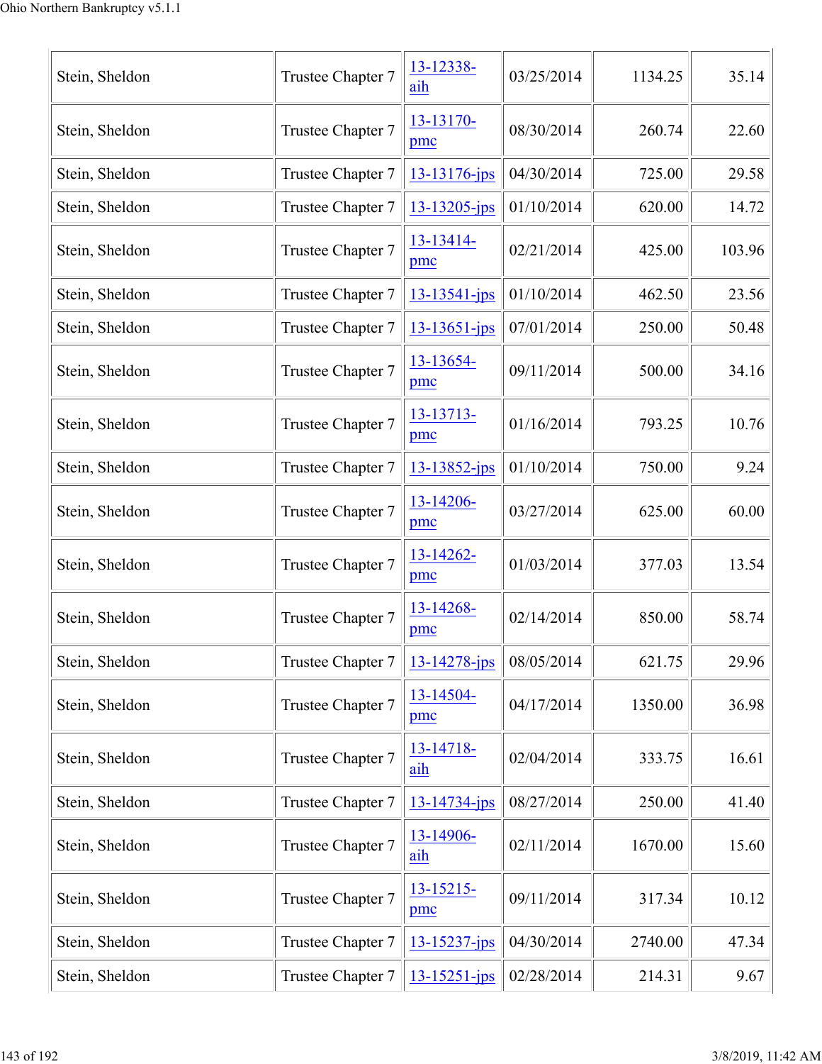| Stein, Sheldon | Trustee Chapter 7 | 13-12338-aih | 03/25/2014 | 1134.25 | 35.14 |
|---|---|---|---|---|---|
| Stein, Sheldon | Trustee Chapter 7 | 13-13170-pmc | 08/30/2014 | 260.74 | 22.60 |
| Stein, Sheldon | Trustee Chapter 7 | 13-13176-jps | 04/30/2014 | 725.00 | 29.58 |
| Stein, Sheldon | Trustee Chapter 7 | 13-13205-jps | 01/10/2014 | 620.00 | 14.72 |
| Stein, Sheldon | Trustee Chapter 7 | 13-13414-pmc | 02/21/2014 | 425.00 | 103.96 |
| Stein, Sheldon | Trustee Chapter 7 | 13-13541-jps | 01/10/2014 | 462.50 | 23.56 |
| Stein, Sheldon | Trustee Chapter 7 | 13-13651-jps | 07/01/2014 | 250.00 | 50.48 |
| Stein, Sheldon | Trustee Chapter 7 | 13-13654-pmc | 09/11/2014 | 500.00 | 34.16 |
| Stein, Sheldon | Trustee Chapter 7 | 13-13713-pmc | 01/16/2014 | 793.25 | 10.76 |
| Stein, Sheldon | Trustee Chapter 7 | 13-13852-jps | 01/10/2014 | 750.00 | 9.24 |
| Stein, Sheldon | Trustee Chapter 7 | 13-14206-pmc | 03/27/2014 | 625.00 | 60.00 |
| Stein, Sheldon | Trustee Chapter 7 | 13-14262-pmc | 01/03/2014 | 377.03 | 13.54 |
| Stein, Sheldon | Trustee Chapter 7 | 13-14268-pmc | 02/14/2014 | 850.00 | 58.74 |
| Stein, Sheldon | Trustee Chapter 7 | 13-14278-jps | 08/05/2014 | 621.75 | 29.96 |
| Stein, Sheldon | Trustee Chapter 7 | 13-14504-pmc | 04/17/2014 | 1350.00 | 36.98 |
| Stein, Sheldon | Trustee Chapter 7 | 13-14718-aih | 02/04/2014 | 333.75 | 16.61 |
| Stein, Sheldon | Trustee Chapter 7 | 13-14734-jps | 08/27/2014 | 250.00 | 41.40 |
| Stein, Sheldon | Trustee Chapter 7 | 13-14906-aih | 02/11/2014 | 1670.00 | 15.60 |
| Stein, Sheldon | Trustee Chapter 7 | 13-15215-pmc | 09/11/2014 | 317.34 | 10.12 |
| Stein, Sheldon | Trustee Chapter 7 | 13-15237-jps | 04/30/2014 | 2740.00 | 47.34 |
| Stein, Sheldon | Trustee Chapter 7 | 13-15251-jps | 02/28/2014 | 214.31 | 9.67 |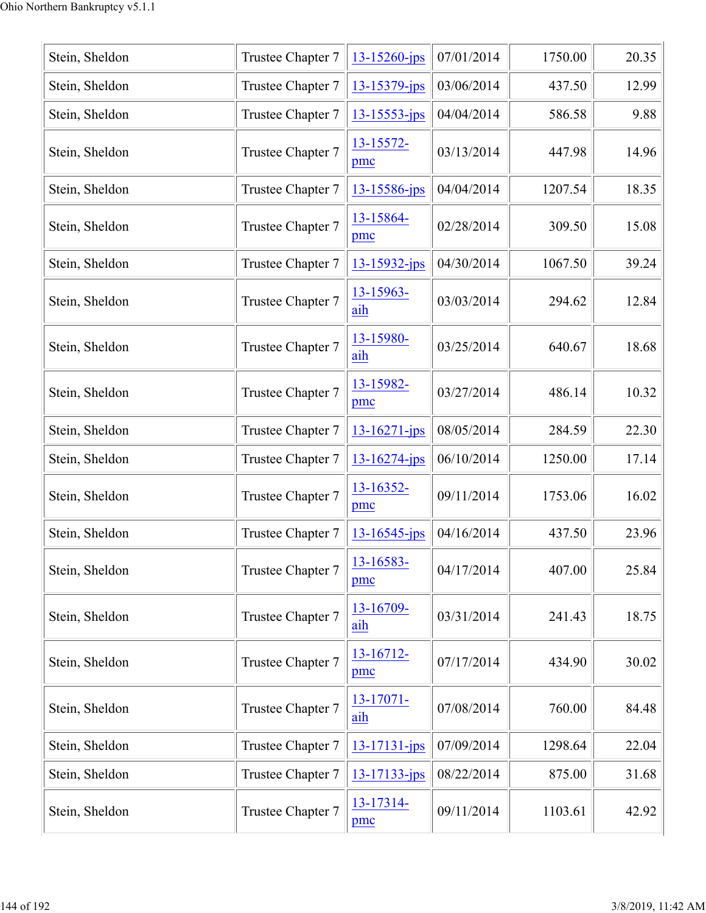| | | | | | |
|---|---|---|---|---|---|
| Stein, Sheldon | Trustee Chapter 7 | 13-15260-jps | 07/01/2014 | 1750.00 | 20.35 |
| Stein, Sheldon | Trustee Chapter 7 | 13-15379-jps | 03/06/2014 | 437.50 | 12.99 |
| Stein, Sheldon | Trustee Chapter 7 | 13-15553-jps | 04/04/2014 | 586.58 | 9.88 |
| Stein, Sheldon | Trustee Chapter 7 | 13-15572-pmc | 03/13/2014 | 447.98 | 14.96 |
| Stein, Sheldon | Trustee Chapter 7 | 13-15586-jps | 04/04/2014 | 1207.54 | 18.35 |
| Stein, Sheldon | Trustee Chapter 7 | 13-15864-pmc | 02/28/2014 | 309.50 | 15.08 |
| Stein, Sheldon | Trustee Chapter 7 | 13-15932-jps | 04/30/2014 | 1067.50 | 39.24 |
| Stein, Sheldon | Trustee Chapter 7 | 13-15963-aih | 03/03/2014 | 294.62 | 12.84 |
| Stein, Sheldon | Trustee Chapter 7 | 13-15980-aih | 03/25/2014 | 640.67 | 18.68 |
| Stein, Sheldon | Trustee Chapter 7 | 13-15982-pmc | 03/27/2014 | 486.14 | 10.32 |
| Stein, Sheldon | Trustee Chapter 7 | 13-16271-jps | 08/05/2014 | 284.59 | 22.30 |
| Stein, Sheldon | Trustee Chapter 7 | 13-16274-jps | 06/10/2014 | 1250.00 | 17.14 |
| Stein, Sheldon | Trustee Chapter 7 | 13-16352-pmc | 09/11/2014 | 1753.06 | 16.02 |
| Stein, Sheldon | Trustee Chapter 7 | 13-16545-jps | 04/16/2014 | 437.50 | 23.96 |
| Stein, Sheldon | Trustee Chapter 7 | 13-16583-pmc | 04/17/2014 | 407.00 | 25.84 |
| Stein, Sheldon | Trustee Chapter 7 | 13-16709-aih | 03/31/2014 | 241.43 | 18.75 |
| Stein, Sheldon | Trustee Chapter 7 | 13-16712-pmc | 07/17/2014 | 434.90 | 30.02 |
| Stein, Sheldon | Trustee Chapter 7 | 13-17071-aih | 07/08/2014 | 760.00 | 84.48 |
| Stein, Sheldon | Trustee Chapter 7 | 13-17131-jps | 07/09/2014 | 1298.64 | 22.04 |
| Stein, Sheldon | Trustee Chapter 7 | 13-17133-jps | 08/22/2014 | 875.00 | 31.68 |
| Stein, Sheldon | Trustee Chapter 7 | 13-17314-pmc | 09/11/2014 | 1103.61 | 42.92 |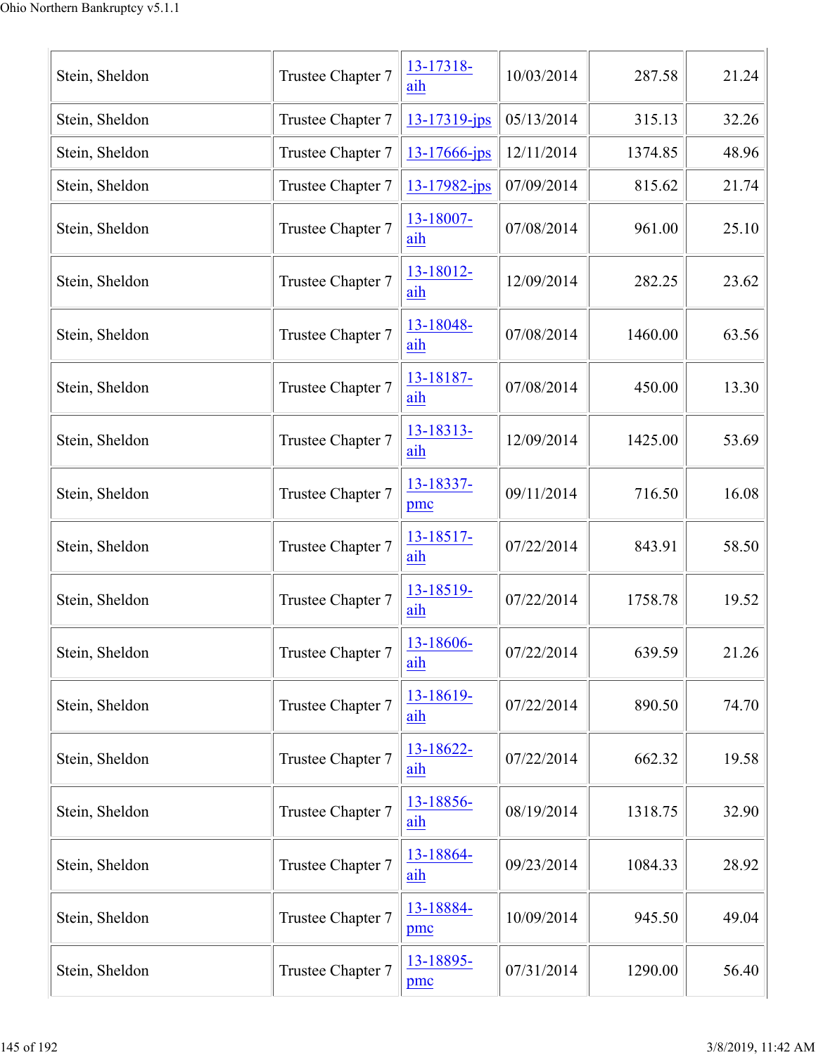| | | | | | |
|---|---|---|---|---|---|
| Stein, Sheldon | Trustee Chapter 7 | 13-17318-aih | 10/03/2014 | 287.58 | 21.24 |
| Stein, Sheldon | Trustee Chapter 7 | 13-17319-jps | 05/13/2014 | 315.13 | 32.26 |
| Stein, Sheldon | Trustee Chapter 7 | 13-17666-jps | 12/11/2014 | 1374.85 | 48.96 |
| Stein, Sheldon | Trustee Chapter 7 | 13-17982-jps | 07/09/2014 | 815.62 | 21.74 |
| Stein, Sheldon | Trustee Chapter 7 | 13-18007-aih | 07/08/2014 | 961.00 | 25.10 |
| Stein, Sheldon | Trustee Chapter 7 | 13-18012-aih | 12/09/2014 | 282.25 | 23.62 |
| Stein, Sheldon | Trustee Chapter 7 | 13-18048-aih | 07/08/2014 | 1460.00 | 63.56 |
| Stein, Sheldon | Trustee Chapter 7 | 13-18187-aih | 07/08/2014 | 450.00 | 13.30 |
| Stein, Sheldon | Trustee Chapter 7 | 13-18313-aih | 12/09/2014 | 1425.00 | 53.69 |
| Stein, Sheldon | Trustee Chapter 7 | 13-18337-pmc | 09/11/2014 | 716.50 | 16.08 |
| Stein, Sheldon | Trustee Chapter 7 | 13-18517-aih | 07/22/2014 | 843.91 | 58.50 |
| Stein, Sheldon | Trustee Chapter 7 | 13-18519-aih | 07/22/2014 | 1758.78 | 19.52 |
| Stein, Sheldon | Trustee Chapter 7 | 13-18606-aih | 07/22/2014 | 639.59 | 21.26 |
| Stein, Sheldon | Trustee Chapter 7 | 13-18619-aih | 07/22/2014 | 890.50 | 74.70 |
| Stein, Sheldon | Trustee Chapter 7 | 13-18622-aih | 07/22/2014 | 662.32 | 19.58 |
| Stein, Sheldon | Trustee Chapter 7 | 13-18856-aih | 08/19/2014 | 1318.75 | 32.90 |
| Stein, Sheldon | Trustee Chapter 7 | 13-18864-aih | 09/23/2014 | 1084.33 | 28.92 |
| Stein, Sheldon | Trustee Chapter 7 | 13-18884-pmc | 10/09/2014 | 945.50 | 49.04 |
| Stein, Sheldon | Trustee Chapter 7 | 13-18895-pmc | 07/31/2014 | 1290.00 | 56.40 |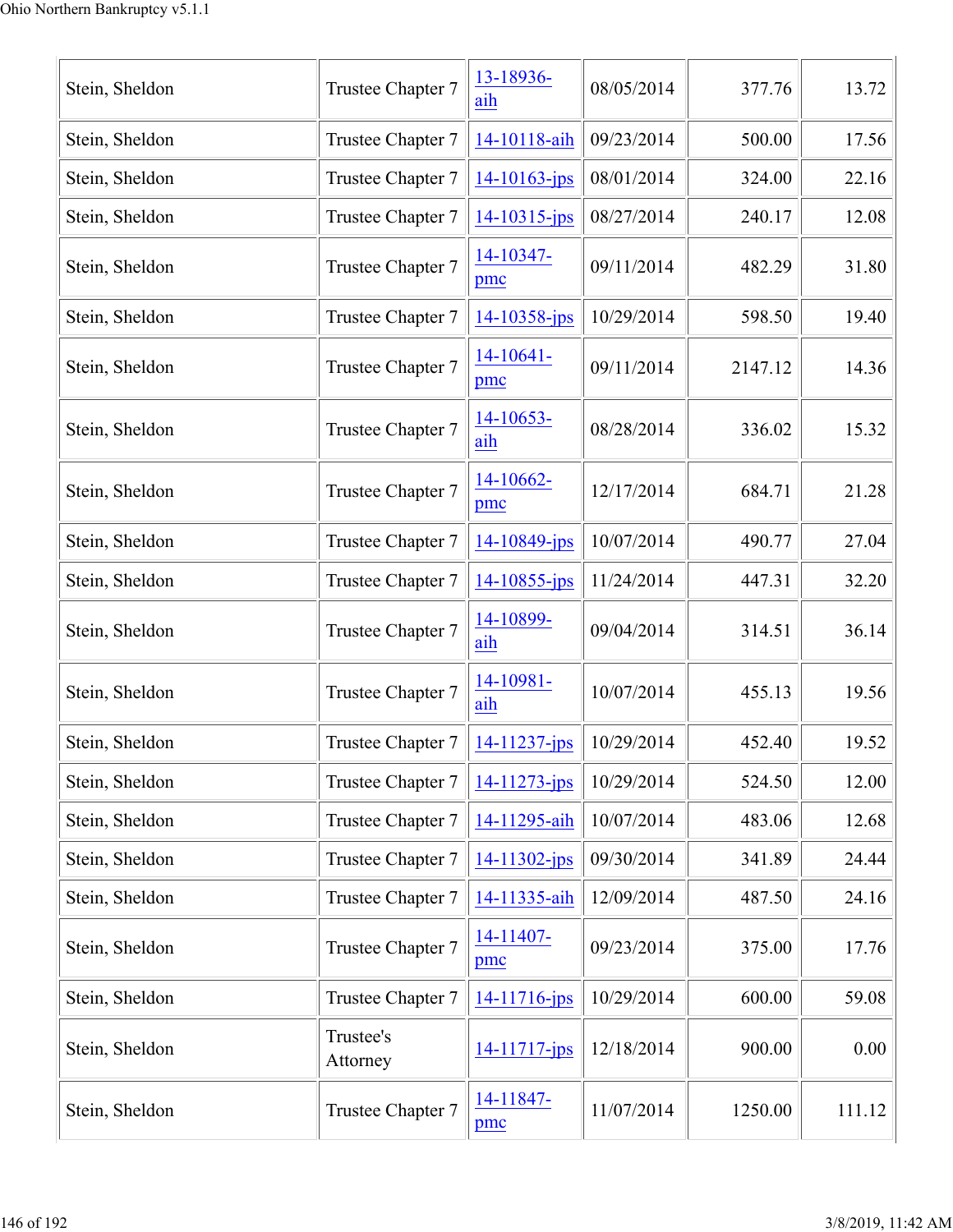| Stein, Sheldon | Trustee Chapter 7 | 13-18936-aih | 08/05/2014 | 377.76 | 13.72 |
|---|---|---|---|---|---|
| Stein, Sheldon | Trustee Chapter 7 | 14-10118-aih | 09/23/2014 | 500.00 | 17.56 |
| Stein, Sheldon | Trustee Chapter 7 | 14-10163-jps | 08/01/2014 | 324.00 | 22.16 |
| Stein, Sheldon | Trustee Chapter 7 | 14-10315-jps | 08/27/2014 | 240.17 | 12.08 |
| Stein, Sheldon | Trustee Chapter 7 | 14-10347-pmc | 09/11/2014 | 482.29 | 31.80 |
| Stein, Sheldon | Trustee Chapter 7 | 14-10358-jps | 10/29/2014 | 598.50 | 19.40 |
| Stein, Sheldon | Trustee Chapter 7 | 14-10641-pmc | 09/11/2014 | 2147.12 | 14.36 |
| Stein, Sheldon | Trustee Chapter 7 | 14-10653-aih | 08/28/2014 | 336.02 | 15.32 |
| Stein, Sheldon | Trustee Chapter 7 | 14-10662-pmc | 12/17/2014 | 684.71 | 21.28 |
| Stein, Sheldon | Trustee Chapter 7 | 14-10849-jps | 10/07/2014 | 490.77 | 27.04 |
| Stein, Sheldon | Trustee Chapter 7 | 14-10855-jps | 11/24/2014 | 447.31 | 32.20 |
| Stein, Sheldon | Trustee Chapter 7 | 14-10899-aih | 09/04/2014 | 314.51 | 36.14 |
| Stein, Sheldon | Trustee Chapter 7 | 14-10981-aih | 10/07/2014 | 455.13 | 19.56 |
| Stein, Sheldon | Trustee Chapter 7 | 14-11237-jps | 10/29/2014 | 452.40 | 19.52 |
| Stein, Sheldon | Trustee Chapter 7 | 14-11273-jps | 10/29/2014 | 524.50 | 12.00 |
| Stein, Sheldon | Trustee Chapter 7 | 14-11295-aih | 10/07/2014 | 483.06 | 12.68 |
| Stein, Sheldon | Trustee Chapter 7 | 14-11302-jps | 09/30/2014 | 341.89 | 24.44 |
| Stein, Sheldon | Trustee Chapter 7 | 14-11335-aih | 12/09/2014 | 487.50 | 24.16 |
| Stein, Sheldon | Trustee Chapter 7 | 14-11407-pmc | 09/23/2014 | 375.00 | 17.76 |
| Stein, Sheldon | Trustee Chapter 7 | 14-11716-jps | 10/29/2014 | 600.00 | 59.08 |
| Stein, Sheldon | Trustee's Attorney | 14-11717-jps | 12/18/2014 | 900.00 | 0.00 |
| Stein, Sheldon | Trustee Chapter 7 | 14-11847-pmc | 11/07/2014 | 1250.00 | 111.12 |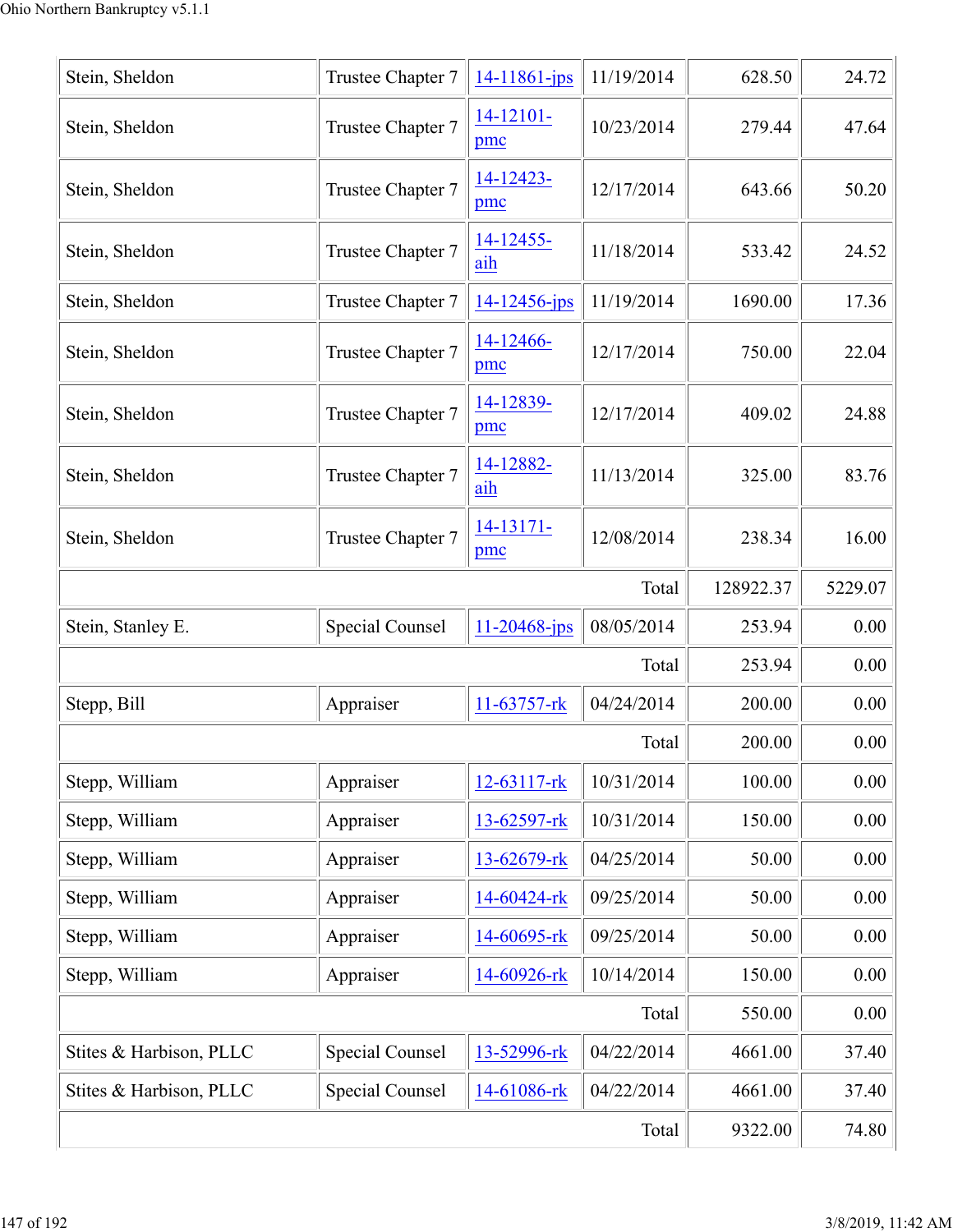| | | | | | |
|---|---|---|---|---|---|
| Stein, Sheldon | Trustee Chapter 7 | 14-11861-jps | 11/19/2014 | 628.50 | 24.72 |
| Stein, Sheldon | Trustee Chapter 7 | 14-12101-pmc | 10/23/2014 | 279.44 | 47.64 |
| Stein, Sheldon | Trustee Chapter 7 | 14-12423-pmc | 12/17/2014 | 643.66 | 50.20 |
| Stein, Sheldon | Trustee Chapter 7 | 14-12455-aih | 11/18/2014 | 533.42 | 24.52 |
| Stein, Sheldon | Trustee Chapter 7 | 14-12456-jps | 11/19/2014 | 1690.00 | 17.36 |
| Stein, Sheldon | Trustee Chapter 7 | 14-12466-pmc | 12/17/2014 | 750.00 | 22.04 |
| Stein, Sheldon | Trustee Chapter 7 | 14-12839-pmc | 12/17/2014 | 409.02 | 24.88 |
| Stein, Sheldon | Trustee Chapter 7 | 14-12882-aih | 11/13/2014 | 325.00 | 83.76 |
| Stein, Sheldon | Trustee Chapter 7 | 14-13171-pmc | 12/08/2014 | 238.34 | 16.00 |
| | | | Total | 128922.37 | 5229.07 |
| Stein, Stanley E. | Special Counsel | 11-20468-jps | 08/05/2014 | 253.94 | 0.00 |
| | | | Total | 253.94 | 0.00 |
| Stepp, Bill | Appraiser | 11-63757-rk | 04/24/2014 | 200.00 | 0.00 |
| | | | Total | 200.00 | 0.00 |
| Stepp, William | Appraiser | 12-63117-rk | 10/31/2014 | 100.00 | 0.00 |
| Stepp, William | Appraiser | 13-62597-rk | 10/31/2014 | 150.00 | 0.00 |
| Stepp, William | Appraiser | 13-62679-rk | 04/25/2014 | 50.00 | 0.00 |
| Stepp, William | Appraiser | 14-60424-rk | 09/25/2014 | 50.00 | 0.00 |
| Stepp, William | Appraiser | 14-60695-rk | 09/25/2014 | 50.00 | 0.00 |
| Stepp, William | Appraiser | 14-60926-rk | 10/14/2014 | 150.00 | 0.00 |
| | | | Total | 550.00 | 0.00 |
| Stites & Harbison, PLLC | Special Counsel | 13-52996-rk | 04/22/2014 | 4661.00 | 37.40 |
| Stites & Harbison, PLLC | Special Counsel | 14-61086-rk | 04/22/2014 | 4661.00 | 37.40 |
| | | | Total | 9322.00 | 74.80 |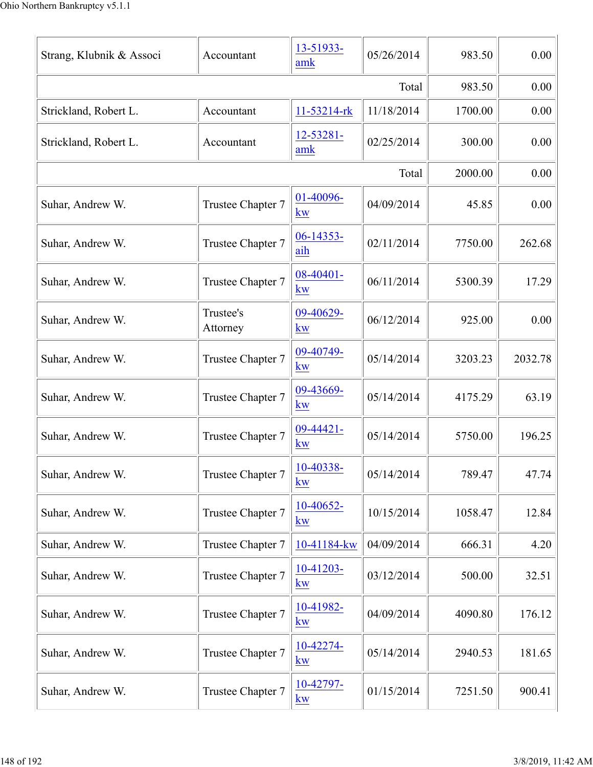| | | | | | |
|---|---|---|---|---|---|
| Strang, Klubnik & Associ | Accountant | 13-51933-amk | 05/26/2014 | 983.50 | 0.00 |
| | | | Total | 983.50 | 0.00 |
| Strickland, Robert L. | Accountant | 11-53214-rk | 11/18/2014 | 1700.00 | 0.00 |
| Strickland, Robert L. | Accountant | 12-53281-amk | 02/25/2014 | 300.00 | 0.00 |
| | | | Total | 2000.00 | 0.00 |
| Suhar, Andrew W. | Trustee Chapter 7 | 01-40096-kw | 04/09/2014 | 45.85 | 0.00 |
| Suhar, Andrew W. | Trustee Chapter 7 | 06-14353-aih | 02/11/2014 | 7750.00 | 262.68 |
| Suhar, Andrew W. | Trustee Chapter 7 | 08-40401-kw | 06/11/2014 | 5300.39 | 17.29 |
| Suhar, Andrew W. | Trustee's Attorney | 09-40629-kw | 06/12/2014 | 925.00 | 0.00 |
| Suhar, Andrew W. | Trustee Chapter 7 | 09-40749-kw | 05/14/2014 | 3203.23 | 2032.78 |
| Suhar, Andrew W. | Trustee Chapter 7 | 09-43669-kw | 05/14/2014 | 4175.29 | 63.19 |
| Suhar, Andrew W. | Trustee Chapter 7 | 09-44421-kw | 05/14/2014 | 5750.00 | 196.25 |
| Suhar, Andrew W. | Trustee Chapter 7 | 10-40338-kw | 05/14/2014 | 789.47 | 47.74 |
| Suhar, Andrew W. | Trustee Chapter 7 | 10-40652-kw | 10/15/2014 | 1058.47 | 12.84 |
| Suhar, Andrew W. | Trustee Chapter 7 | 10-41184-kw | 04/09/2014 | 666.31 | 4.20 |
| Suhar, Andrew W. | Trustee Chapter 7 | 10-41203-kw | 03/12/2014 | 500.00 | 32.51 |
| Suhar, Andrew W. | Trustee Chapter 7 | 10-41982-kw | 04/09/2014 | 4090.80 | 176.12 |
| Suhar, Andrew W. | Trustee Chapter 7 | 10-42274-kw | 05/14/2014 | 2940.53 | 181.65 |
| Suhar, Andrew W. | Trustee Chapter 7 | 10-42797-kw | 01/15/2014 | 7251.50 | 900.41 |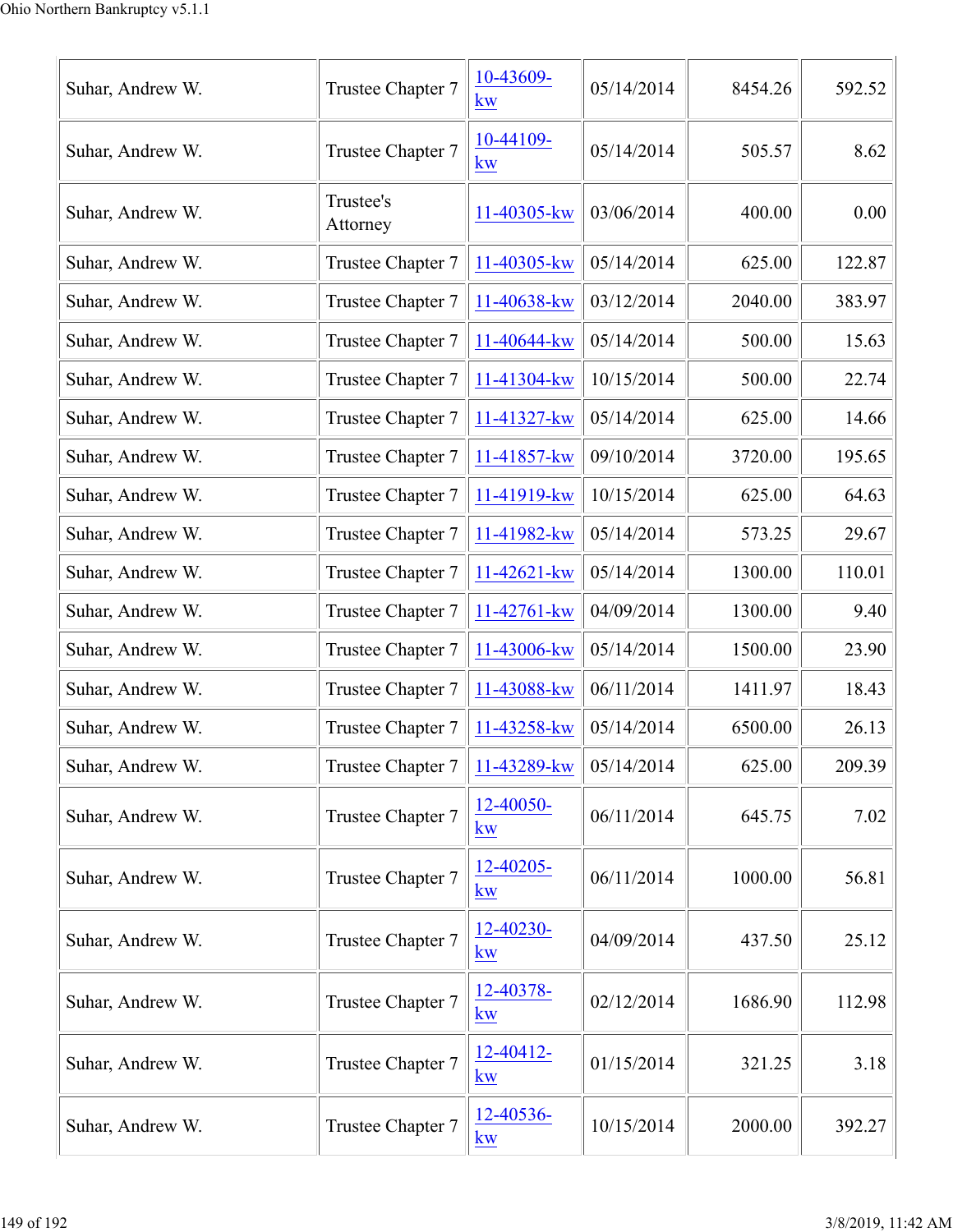| | | | | | |
|---|---|---|---|---|---|
| Suhar, Andrew W. | Trustee Chapter 7 | 10-43609-kw | 05/14/2014 | 8454.26 | 592.52 |
| Suhar, Andrew W. | Trustee Chapter 7 | 10-44109-kw | 05/14/2014 | 505.57 | 8.62 |
| Suhar, Andrew W. | Trustee's Attorney | 11-40305-kw | 03/06/2014 | 400.00 | 0.00 |
| Suhar, Andrew W. | Trustee Chapter 7 | 11-40305-kw | 05/14/2014 | 625.00 | 122.87 |
| Suhar, Andrew W. | Trustee Chapter 7 | 11-40638-kw | 03/12/2014 | 2040.00 | 383.97 |
| Suhar, Andrew W. | Trustee Chapter 7 | 11-40644-kw | 05/14/2014 | 500.00 | 15.63 |
| Suhar, Andrew W. | Trustee Chapter 7 | 11-41304-kw | 10/15/2014 | 500.00 | 22.74 |
| Suhar, Andrew W. | Trustee Chapter 7 | 11-41327-kw | 05/14/2014 | 625.00 | 14.66 |
| Suhar, Andrew W. | Trustee Chapter 7 | 11-41857-kw | 09/10/2014 | 3720.00 | 195.65 |
| Suhar, Andrew W. | Trustee Chapter 7 | 11-41919-kw | 10/15/2014 | 625.00 | 64.63 |
| Suhar, Andrew W. | Trustee Chapter 7 | 11-41982-kw | 05/14/2014 | 573.25 | 29.67 |
| Suhar, Andrew W. | Trustee Chapter 7 | 11-42621-kw | 05/14/2014 | 1300.00 | 110.01 |
| Suhar, Andrew W. | Trustee Chapter 7 | 11-42761-kw | 04/09/2014 | 1300.00 | 9.40 |
| Suhar, Andrew W. | Trustee Chapter 7 | 11-43006-kw | 05/14/2014 | 1500.00 | 23.90 |
| Suhar, Andrew W. | Trustee Chapter 7 | 11-43088-kw | 06/11/2014 | 1411.97 | 18.43 |
| Suhar, Andrew W. | Trustee Chapter 7 | 11-43258-kw | 05/14/2014 | 6500.00 | 26.13 |
| Suhar, Andrew W. | Trustee Chapter 7 | 11-43289-kw | 05/14/2014 | 625.00 | 209.39 |
| Suhar, Andrew W. | Trustee Chapter 7 | 12-40050-kw | 06/11/2014 | 645.75 | 7.02 |
| Suhar, Andrew W. | Trustee Chapter 7 | 12-40205-kw | 06/11/2014 | 1000.00 | 56.81 |
| Suhar, Andrew W. | Trustee Chapter 7 | 12-40230-kw | 04/09/2014 | 437.50 | 25.12 |
| Suhar, Andrew W. | Trustee Chapter 7 | 12-40378-kw | 02/12/2014 | 1686.90 | 112.98 |
| Suhar, Andrew W. | Trustee Chapter 7 | 12-40412-kw | 01/15/2014 | 321.25 | 3.18 |
| Suhar, Andrew W. | Trustee Chapter 7 | 12-40536-kw | 10/15/2014 | 2000.00 | 392.27 |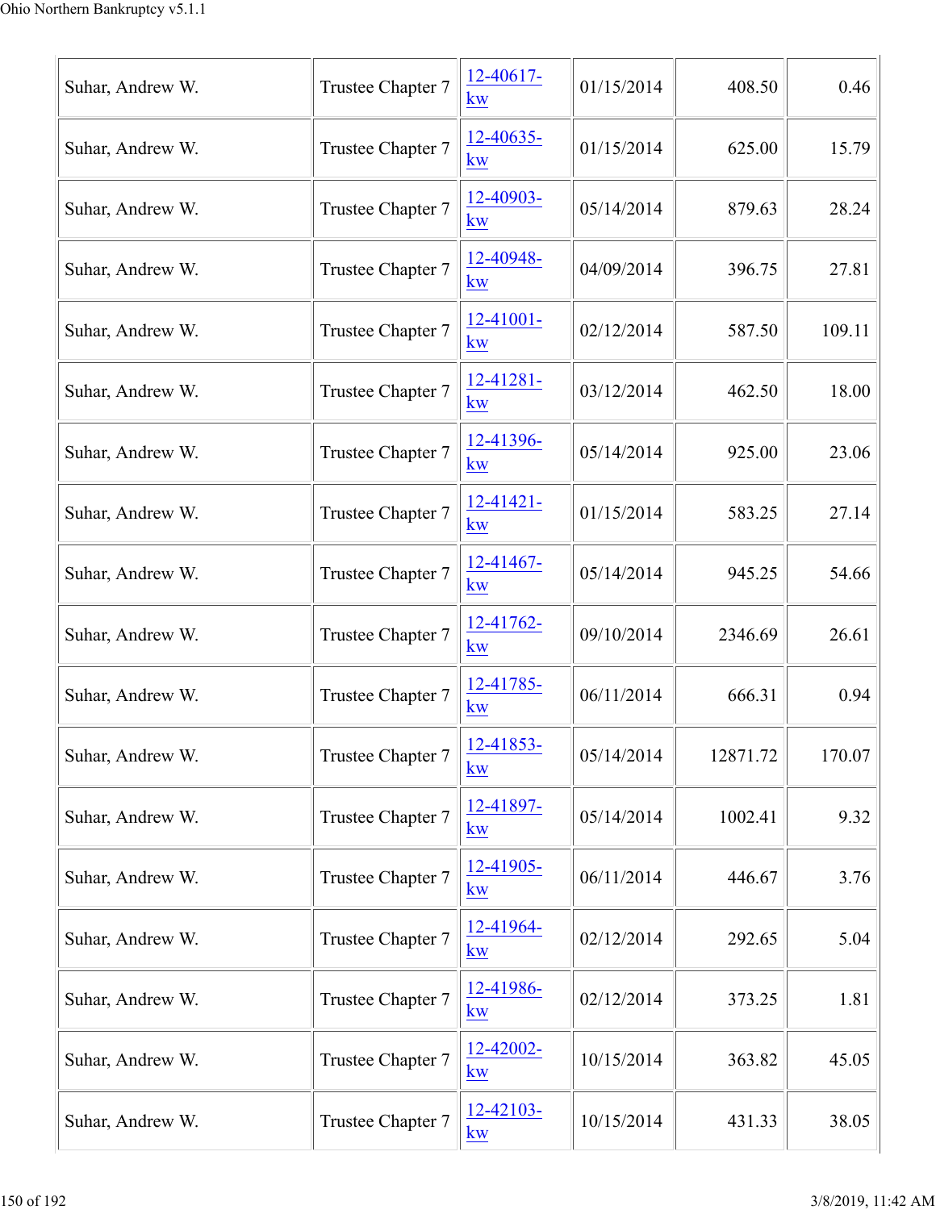| | | | | | |
|---|---|---|---|---|---|
| Suhar, Andrew W. | Trustee Chapter 7 | 12-40617-kw | 01/15/2014 | 408.50 | 0.46 |
| Suhar, Andrew W. | Trustee Chapter 7 | 12-40635-kw | 01/15/2014 | 625.00 | 15.79 |
| Suhar, Andrew W. | Trustee Chapter 7 | 12-40903-kw | 05/14/2014 | 879.63 | 28.24 |
| Suhar, Andrew W. | Trustee Chapter 7 | 12-40948-kw | 04/09/2014 | 396.75 | 27.81 |
| Suhar, Andrew W. | Trustee Chapter 7 | 12-41001-kw | 02/12/2014 | 587.50 | 109.11 |
| Suhar, Andrew W. | Trustee Chapter 7 | 12-41281-kw | 03/12/2014 | 462.50 | 18.00 |
| Suhar, Andrew W. | Trustee Chapter 7 | 12-41396-kw | 05/14/2014 | 925.00 | 23.06 |
| Suhar, Andrew W. | Trustee Chapter 7 | 12-41421-kw | 01/15/2014 | 583.25 | 27.14 |
| Suhar, Andrew W. | Trustee Chapter 7 | 12-41467-kw | 05/14/2014 | 945.25 | 54.66 |
| Suhar, Andrew W. | Trustee Chapter 7 | 12-41762-kw | 09/10/2014 | 2346.69 | 26.61 |
| Suhar, Andrew W. | Trustee Chapter 7 | 12-41785-kw | 06/11/2014 | 666.31 | 0.94 |
| Suhar, Andrew W. | Trustee Chapter 7 | 12-41853-kw | 05/14/2014 | 12871.72 | 170.07 |
| Suhar, Andrew W. | Trustee Chapter 7 | 12-41897-kw | 05/14/2014 | 1002.41 | 9.32 |
| Suhar, Andrew W. | Trustee Chapter 7 | 12-41905-kw | 06/11/2014 | 446.67 | 3.76 |
| Suhar, Andrew W. | Trustee Chapter 7 | 12-41964-kw | 02/12/2014 | 292.65 | 5.04 |
| Suhar, Andrew W. | Trustee Chapter 7 | 12-41986-kw | 02/12/2014 | 373.25 | 1.81 |
| Suhar, Andrew W. | Trustee Chapter 7 | 12-42002-kw | 10/15/2014 | 363.82 | 45.05 |
| Suhar, Andrew W. | Trustee Chapter 7 | 12-42103-kw | 10/15/2014 | 431.33 | 38.05 |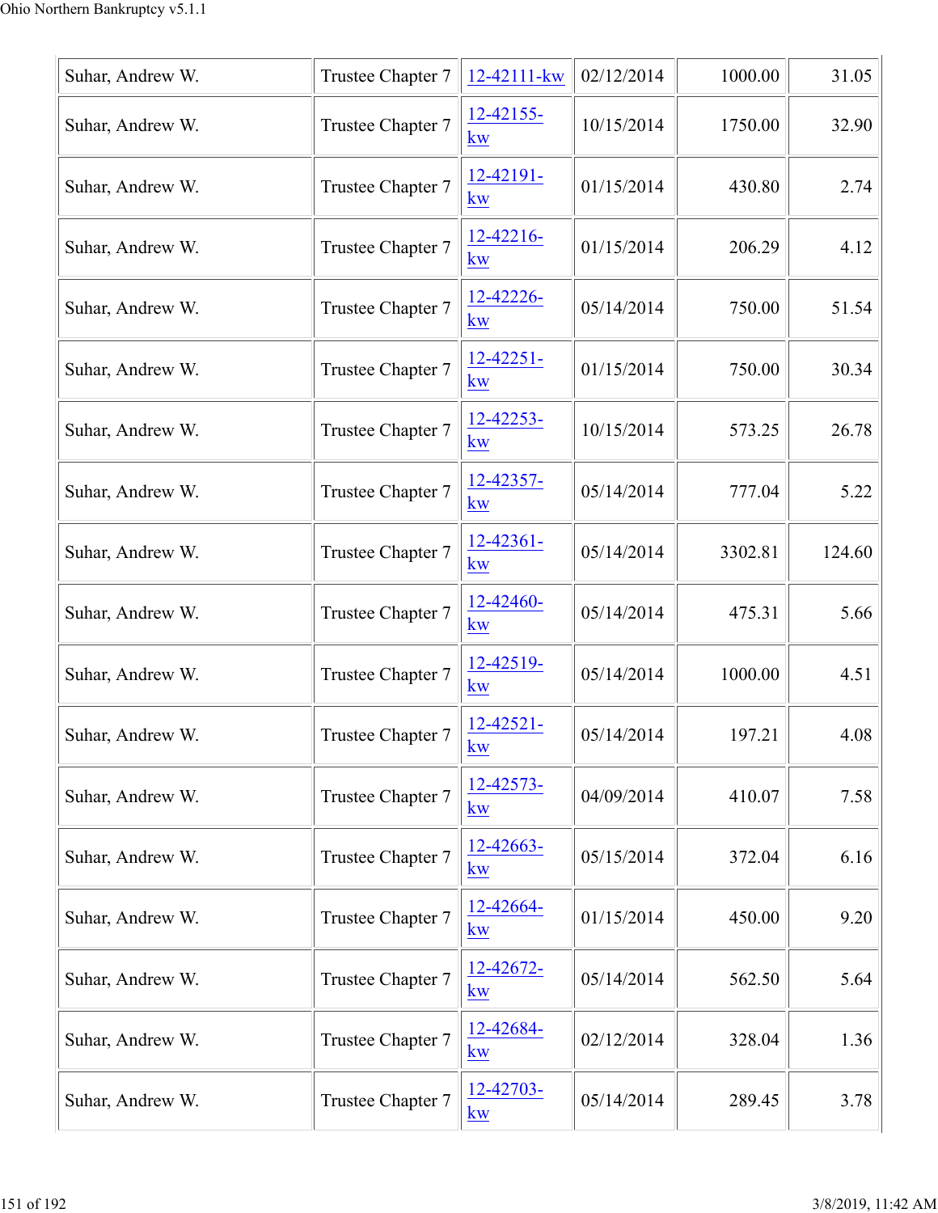| Suhar, Andrew W. | Trustee Chapter 7 | 12-42111-kw | 02/12/2014 | 1000.00 | 31.05 |
|---|---|---|---|---|---|
| Suhar, Andrew W. | Trustee Chapter 7 | 12-42155-kw | 10/15/2014 | 1750.00 | 32.90 |
| Suhar, Andrew W. | Trustee Chapter 7 | 12-42191-kw | 01/15/2014 | 430.80 | 2.74 |
| Suhar, Andrew W. | Trustee Chapter 7 | 12-42216-kw | 01/15/2014 | 206.29 | 4.12 |
| Suhar, Andrew W. | Trustee Chapter 7 | 12-42226-kw | 05/14/2014 | 750.00 | 51.54 |
| Suhar, Andrew W. | Trustee Chapter 7 | 12-42251-kw | 01/15/2014 | 750.00 | 30.34 |
| Suhar, Andrew W. | Trustee Chapter 7 | 12-42253-kw | 10/15/2014 | 573.25 | 26.78 |
| Suhar, Andrew W. | Trustee Chapter 7 | 12-42357-kw | 05/14/2014 | 777.04 | 5.22 |
| Suhar, Andrew W. | Trustee Chapter 7 | 12-42361-kw | 05/14/2014 | 3302.81 | 124.60 |
| Suhar, Andrew W. | Trustee Chapter 7 | 12-42460-kw | 05/14/2014 | 475.31 | 5.66 |
| Suhar, Andrew W. | Trustee Chapter 7 | 12-42519-kw | 05/14/2014 | 1000.00 | 4.51 |
| Suhar, Andrew W. | Trustee Chapter 7 | 12-42521-kw | 05/14/2014 | 197.21 | 4.08 |
| Suhar, Andrew W. | Trustee Chapter 7 | 12-42573-kw | 04/09/2014 | 410.07 | 7.58 |
| Suhar, Andrew W. | Trustee Chapter 7 | 12-42663-kw | 05/15/2014 | 372.04 | 6.16 |
| Suhar, Andrew W. | Trustee Chapter 7 | 12-42664-kw | 01/15/2014 | 450.00 | 9.20 |
| Suhar, Andrew W. | Trustee Chapter 7 | 12-42672-kw | 05/14/2014 | 562.50 | 5.64 |
| Suhar, Andrew W. | Trustee Chapter 7 | 12-42684-kw | 02/12/2014 | 328.04 | 1.36 |
| Suhar, Andrew W. | Trustee Chapter 7 | 12-42703-kw | 05/14/2014 | 289.45 | 3.78 |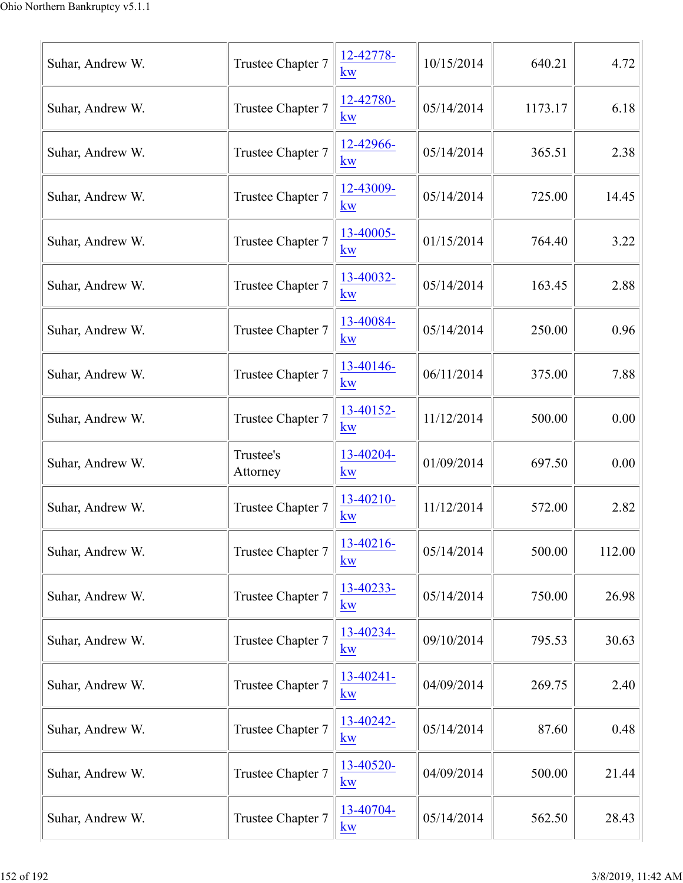| | | | | | |
|---|---|---|---|---|---|
| Suhar, Andrew W. | Trustee Chapter 7 | 12-42778-kw | 10/15/2014 | 640.21 | 4.72 |
| Suhar, Andrew W. | Trustee Chapter 7 | 12-42780-kw | 05/14/2014 | 1173.17 | 6.18 |
| Suhar, Andrew W. | Trustee Chapter 7 | 12-42966-kw | 05/14/2014 | 365.51 | 2.38 |
| Suhar, Andrew W. | Trustee Chapter 7 | 12-43009-kw | 05/14/2014 | 725.00 | 14.45 |
| Suhar, Andrew W. | Trustee Chapter 7 | 13-40005-kw | 01/15/2014 | 764.40 | 3.22 |
| Suhar, Andrew W. | Trustee Chapter 7 | 13-40032-kw | 05/14/2014 | 163.45 | 2.88 |
| Suhar, Andrew W. | Trustee Chapter 7 | 13-40084-kw | 05/14/2014 | 250.00 | 0.96 |
| Suhar, Andrew W. | Trustee Chapter 7 | 13-40146-kw | 06/11/2014 | 375.00 | 7.88 |
| Suhar, Andrew W. | Trustee Chapter 7 | 13-40152-kw | 11/12/2014 | 500.00 | 0.00 |
| Suhar, Andrew W. | Trustee's Attorney | 13-40204-kw | 01/09/2014 | 697.50 | 0.00 |
| Suhar, Andrew W. | Trustee Chapter 7 | 13-40210-kw | 11/12/2014 | 572.00 | 2.82 |
| Suhar, Andrew W. | Trustee Chapter 7 | 13-40216-kw | 05/14/2014 | 500.00 | 112.00 |
| Suhar, Andrew W. | Trustee Chapter 7 | 13-40233-kw | 05/14/2014 | 750.00 | 26.98 |
| Suhar, Andrew W. | Trustee Chapter 7 | 13-40234-kw | 09/10/2014 | 795.53 | 30.63 |
| Suhar, Andrew W. | Trustee Chapter 7 | 13-40241-kw | 04/09/2014 | 269.75 | 2.40 |
| Suhar, Andrew W. | Trustee Chapter 7 | 13-40242-kw | 05/14/2014 | 87.60 | 0.48 |
| Suhar, Andrew W. | Trustee Chapter 7 | 13-40520-kw | 04/09/2014 | 500.00 | 21.44 |
| Suhar, Andrew W. | Trustee Chapter 7 | 13-40704-kw | 05/14/2014 | 562.50 | 28.43 |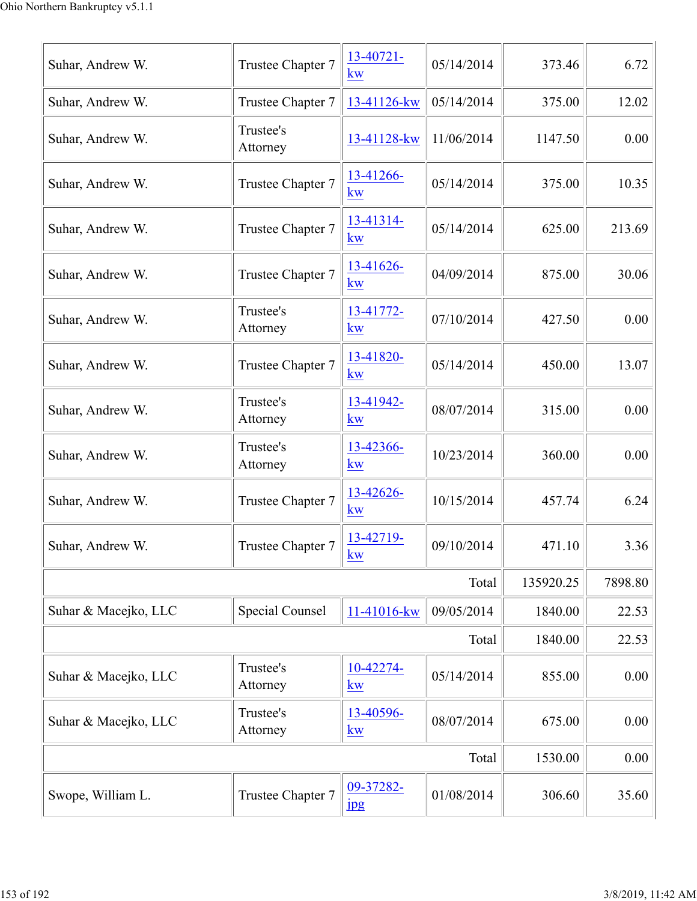| | | | | | |
|---|---|---|---|---|---|
| Suhar, Andrew W. | Trustee Chapter 7 | 13-40721-kw | 05/14/2014 | 373.46 | 6.72 |
| Suhar, Andrew W. | Trustee Chapter 7 | 13-41126-kw | 05/14/2014 | 375.00 | 12.02 |
| Suhar, Andrew W. | Trustee's Attorney | 13-41128-kw | 11/06/2014 | 1147.50 | 0.00 |
| Suhar, Andrew W. | Trustee Chapter 7 | 13-41266-kw | 05/14/2014 | 375.00 | 10.35 |
| Suhar, Andrew W. | Trustee Chapter 7 | 13-41314-kw | 05/14/2014 | 625.00 | 213.69 |
| Suhar, Andrew W. | Trustee Chapter 7 | 13-41626-kw | 04/09/2014 | 875.00 | 30.06 |
| Suhar, Andrew W. | Trustee's Attorney | 13-41772-kw | 07/10/2014 | 427.50 | 0.00 |
| Suhar, Andrew W. | Trustee Chapter 7 | 13-41820-kw | 05/14/2014 | 450.00 | 13.07 |
| Suhar, Andrew W. | Trustee's Attorney | 13-41942-kw | 08/07/2014 | 315.00 | 0.00 |
| Suhar, Andrew W. | Trustee's Attorney | 13-42366-kw | 10/23/2014 | 360.00 | 0.00 |
| Suhar, Andrew W. | Trustee Chapter 7 | 13-42626-kw | 10/15/2014 | 457.74 | 6.24 |
| Suhar, Andrew W. | Trustee Chapter 7 | 13-42719-kw | 09/10/2014 | 471.10 | 3.36 |
| | | | Total | 135920.25 | 7898.80 |
| Suhar & Macejko, LLC | Special Counsel | 11-41016-kw | 09/05/2014 | 1840.00 | 22.53 |
| | | | Total | 1840.00 | 22.53 |
| Suhar & Macejko, LLC | Trustee's Attorney | 10-42274-kw | 05/14/2014 | 855.00 | 0.00 |
| Suhar & Macejko, LLC | Trustee's Attorney | 13-40596-kw | 08/07/2014 | 675.00 | 0.00 |
| | | | Total | 1530.00 | 0.00 |
| Swope, William L. | Trustee Chapter 7 | 09-37282-jpg | 01/08/2014 | 306.60 | 35.60 |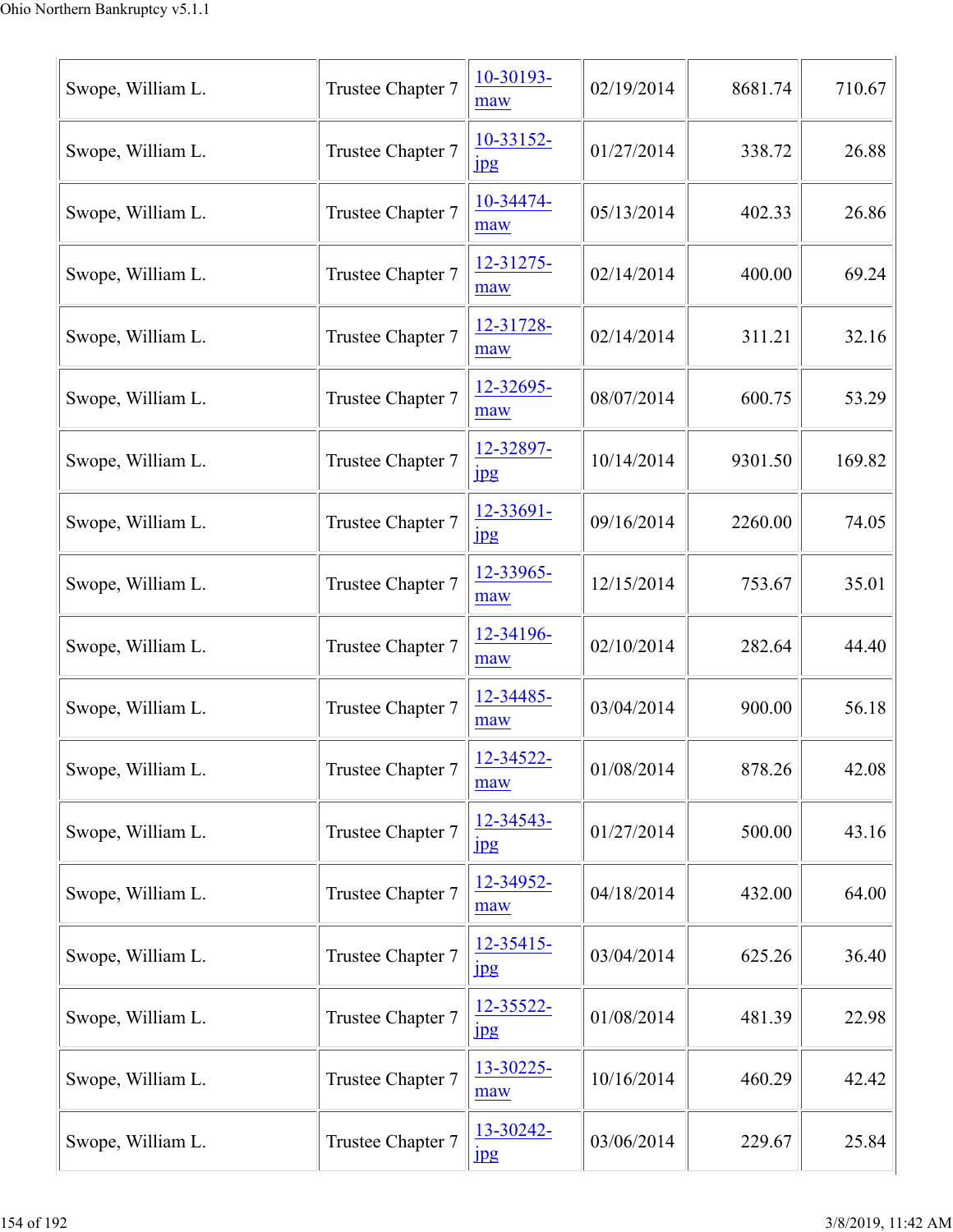| Swope, William L. | Trustee Chapter 7 | 10-30193-maw | 02/19/2014 | 8681.74 | 710.67 |
|---|---|---|---|---|---|
| Swope, William L. | Trustee Chapter 7 | 10-33152-jpg | 01/27/2014 | 338.72 | 26.88 |
| Swope, William L. | Trustee Chapter 7 | 10-34474-maw | 05/13/2014 | 402.33 | 26.86 |
| Swope, William L. | Trustee Chapter 7 | 12-31275-maw | 02/14/2014 | 400.00 | 69.24 |
| Swope, William L. | Trustee Chapter 7 | 12-31728-maw | 02/14/2014 | 311.21 | 32.16 |
| Swope, William L. | Trustee Chapter 7 | 12-32695-maw | 08/07/2014 | 600.75 | 53.29 |
| Swope, William L. | Trustee Chapter 7 | 12-32897-jpg | 10/14/2014 | 9301.50 | 169.82 |
| Swope, William L. | Trustee Chapter 7 | 12-33691-jpg | 09/16/2014 | 2260.00 | 74.05 |
| Swope, William L. | Trustee Chapter 7 | 12-33965-maw | 12/15/2014 | 753.67 | 35.01 |
| Swope, William L. | Trustee Chapter 7 | 12-34196-maw | 02/10/2014 | 282.64 | 44.40 |
| Swope, William L. | Trustee Chapter 7 | 12-34485-maw | 03/04/2014 | 900.00 | 56.18 |
| Swope, William L. | Trustee Chapter 7 | 12-34522-maw | 01/08/2014 | 878.26 | 42.08 |
| Swope, William L. | Trustee Chapter 7 | 12-34543-jpg | 01/27/2014 | 500.00 | 43.16 |
| Swope, William L. | Trustee Chapter 7 | 12-34952-maw | 04/18/2014 | 432.00 | 64.00 |
| Swope, William L. | Trustee Chapter 7 | 12-35415-jpg | 03/04/2014 | 625.26 | 36.40 |
| Swope, William L. | Trustee Chapter 7 | 12-35522-jpg | 01/08/2014 | 481.39 | 22.98 |
| Swope, William L. | Trustee Chapter 7 | 13-30225-maw | 10/16/2014 | 460.29 | 42.42 |
| Swope, William L. | Trustee Chapter 7 | 13-30242-jpg | 03/06/2014 | 229.67 | 25.84 |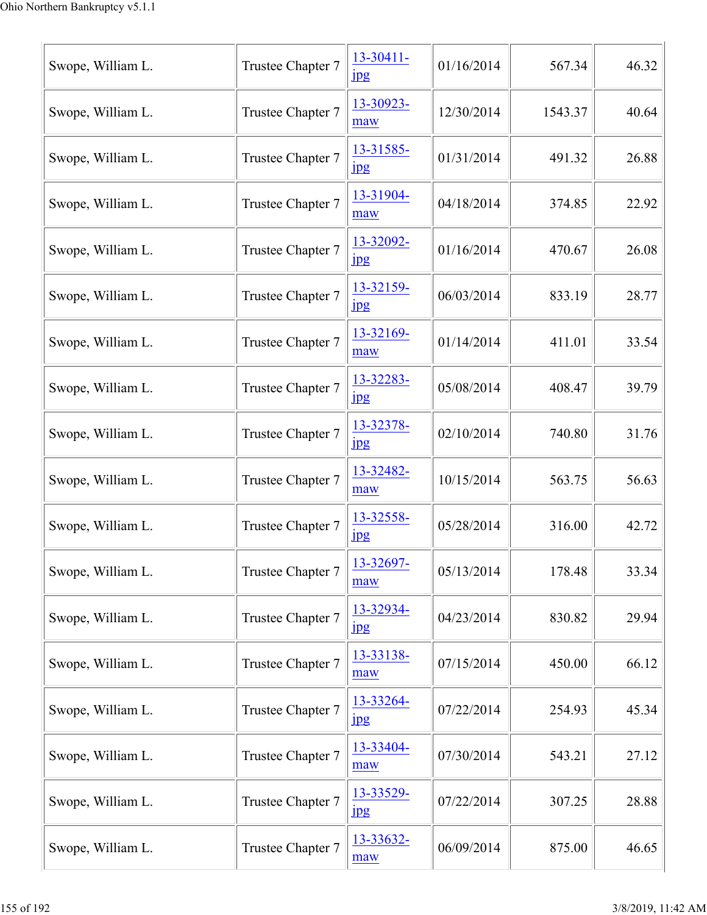| | | | | | |
|---|---|---|---|---|---|
| Swope, William L. | Trustee Chapter 7 | 13-30411-jpg | 01/16/2014 | 567.34 | 46.32 |
| Swope, William L. | Trustee Chapter 7 | 13-30923-maw | 12/30/2014 | 1543.37 | 40.64 |
| Swope, William L. | Trustee Chapter 7 | 13-31585-jpg | 01/31/2014 | 491.32 | 26.88 |
| Swope, William L. | Trustee Chapter 7 | 13-31904-maw | 04/18/2014 | 374.85 | 22.92 |
| Swope, William L. | Trustee Chapter 7 | 13-32092-jpg | 01/16/2014 | 470.67 | 26.08 |
| Swope, William L. | Trustee Chapter 7 | 13-32159-jpg | 06/03/2014 | 833.19 | 28.77 |
| Swope, William L. | Trustee Chapter 7 | 13-32169-maw | 01/14/2014 | 411.01 | 33.54 |
| Swope, William L. | Trustee Chapter 7 | 13-32283-jpg | 05/08/2014 | 408.47 | 39.79 |
| Swope, William L. | Trustee Chapter 7 | 13-32378-jpg | 02/10/2014 | 740.80 | 31.76 |
| Swope, William L. | Trustee Chapter 7 | 13-32482-maw | 10/15/2014 | 563.75 | 56.63 |
| Swope, William L. | Trustee Chapter 7 | 13-32558-jpg | 05/28/2014 | 316.00 | 42.72 |
| Swope, William L. | Trustee Chapter 7 | 13-32697-maw | 05/13/2014 | 178.48 | 33.34 |
| Swope, William L. | Trustee Chapter 7 | 13-32934-jpg | 04/23/2014 | 830.82 | 29.94 |
| Swope, William L. | Trustee Chapter 7 | 13-33138-maw | 07/15/2014 | 450.00 | 66.12 |
| Swope, William L. | Trustee Chapter 7 | 13-33264-jpg | 07/22/2014 | 254.93 | 45.34 |
| Swope, William L. | Trustee Chapter 7 | 13-33404-maw | 07/30/2014 | 543.21 | 27.12 |
| Swope, William L. | Trustee Chapter 7 | 13-33529-jpg | 07/22/2014 | 307.25 | 28.88 |
| Swope, William L. | Trustee Chapter 7 | 13-33632-maw | 06/09/2014 | 875.00 | 46.65 |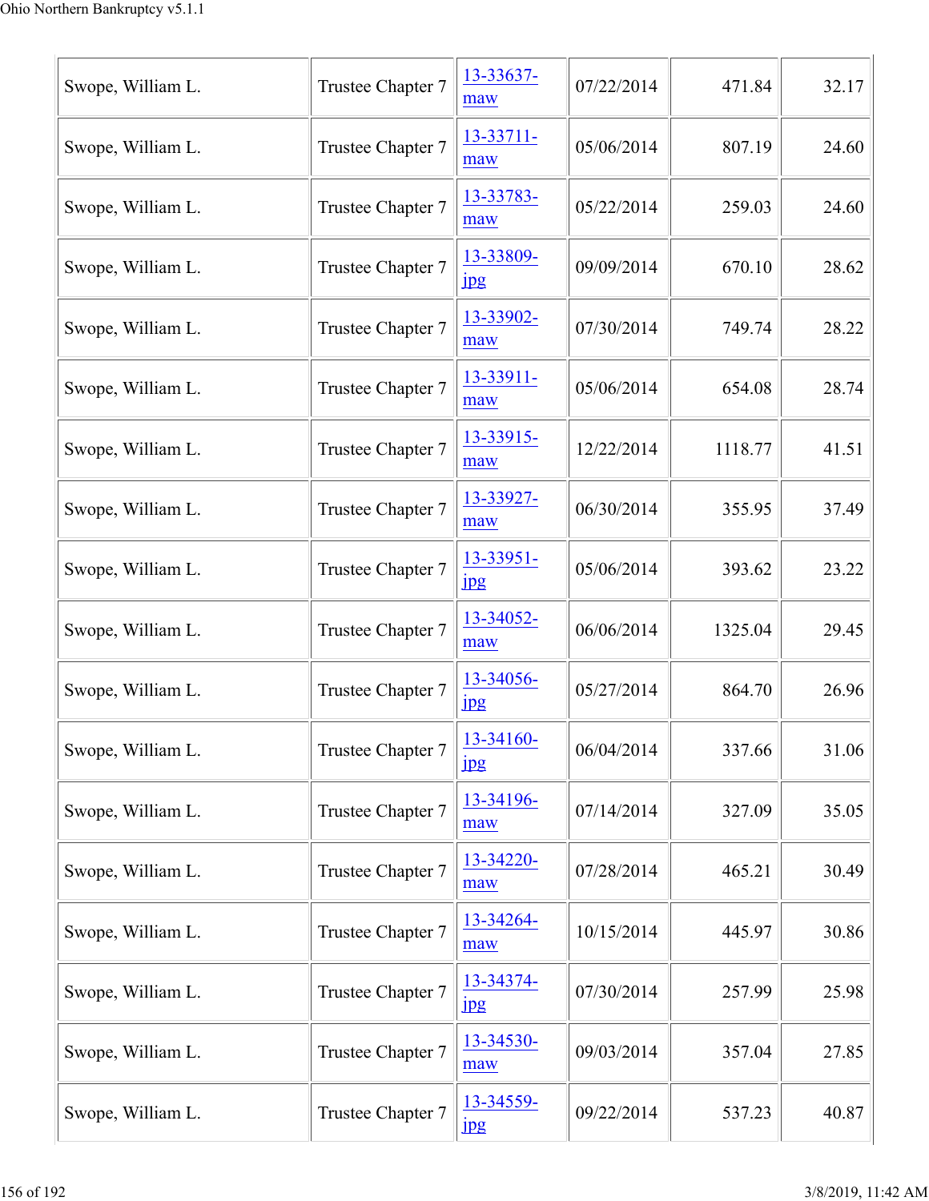| | | | | | |
|---|---|---|---|---|---|
| Swope, William L. | Trustee Chapter 7 | 13-33637-maw | 07/22/2014 | 471.84 | 32.17 |
| Swope, William L. | Trustee Chapter 7 | 13-33711-maw | 05/06/2014 | 807.19 | 24.60 |
| Swope, William L. | Trustee Chapter 7 | 13-33783-maw | 05/22/2014 | 259.03 | 24.60 |
| Swope, William L. | Trustee Chapter 7 | 13-33809-jpg | 09/09/2014 | 670.10 | 28.62 |
| Swope, William L. | Trustee Chapter 7 | 13-33902-maw | 07/30/2014 | 749.74 | 28.22 |
| Swope, William L. | Trustee Chapter 7 | 13-33911-maw | 05/06/2014 | 654.08 | 28.74 |
| Swope, William L. | Trustee Chapter 7 | 13-33915-maw | 12/22/2014 | 1118.77 | 41.51 |
| Swope, William L. | Trustee Chapter 7 | 13-33927-maw | 06/30/2014 | 355.95 | 37.49 |
| Swope, William L. | Trustee Chapter 7 | 13-33951-jpg | 05/06/2014 | 393.62 | 23.22 |
| Swope, William L. | Trustee Chapter 7 | 13-34052-maw | 06/06/2014 | 1325.04 | 29.45 |
| Swope, William L. | Trustee Chapter 7 | 13-34056-jpg | 05/27/2014 | 864.70 | 26.96 |
| Swope, William L. | Trustee Chapter 7 | 13-34160-jpg | 06/04/2014 | 337.66 | 31.06 |
| Swope, William L. | Trustee Chapter 7 | 13-34196-maw | 07/14/2014 | 327.09 | 35.05 |
| Swope, William L. | Trustee Chapter 7 | 13-34220-maw | 07/28/2014 | 465.21 | 30.49 |
| Swope, William L. | Trustee Chapter 7 | 13-34264-maw | 10/15/2014 | 445.97 | 30.86 |
| Swope, William L. | Trustee Chapter 7 | 13-34374-jpg | 07/30/2014 | 257.99 | 25.98 |
| Swope, William L. | Trustee Chapter 7 | 13-34530-maw | 09/03/2014 | 357.04 | 27.85 |
| Swope, William L. | Trustee Chapter 7 | 13-34559-jpg | 09/22/2014 | 537.23 | 40.87 |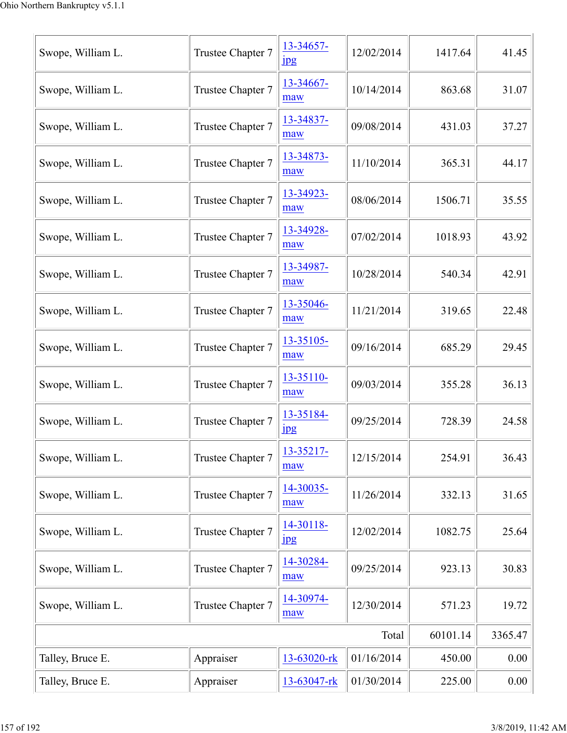| | | | | | |
|---|---|---|---|---|---|
| Swope, William L. | Trustee Chapter 7 | 13-34657-jpg | 12/02/2014 | 1417.64 | 41.45 |
| Swope, William L. | Trustee Chapter 7 | 13-34667-maw | 10/14/2014 | 863.68 | 31.07 |
| Swope, William L. | Trustee Chapter 7 | 13-34837-maw | 09/08/2014 | 431.03 | 37.27 |
| Swope, William L. | Trustee Chapter 7 | 13-34873-maw | 11/10/2014 | 365.31 | 44.17 |
| Swope, William L. | Trustee Chapter 7 | 13-34923-maw | 08/06/2014 | 1506.71 | 35.55 |
| Swope, William L. | Trustee Chapter 7 | 13-34928-maw | 07/02/2014 | 1018.93 | 43.92 |
| Swope, William L. | Trustee Chapter 7 | 13-34987-maw | 10/28/2014 | 540.34 | 42.91 |
| Swope, William L. | Trustee Chapter 7 | 13-35046-maw | 11/21/2014 | 319.65 | 22.48 |
| Swope, William L. | Trustee Chapter 7 | 13-35105-maw | 09/16/2014 | 685.29 | 29.45 |
| Swope, William L. | Trustee Chapter 7 | 13-35110-maw | 09/03/2014 | 355.28 | 36.13 |
| Swope, William L. | Trustee Chapter 7 | 13-35184-jpg | 09/25/2014 | 728.39 | 24.58 |
| Swope, William L. | Trustee Chapter 7 | 13-35217-maw | 12/15/2014 | 254.91 | 36.43 |
| Swope, William L. | Trustee Chapter 7 | 14-30035-maw | 11/26/2014 | 332.13 | 31.65 |
| Swope, William L. | Trustee Chapter 7 | 14-30118-jpg | 12/02/2014 | 1082.75 | 25.64 |
| Swope, William L. | Trustee Chapter 7 | 14-30284-maw | 09/25/2014 | 923.13 | 30.83 |
| Swope, William L. | Trustee Chapter 7 | 14-30974-maw | 12/30/2014 | 571.23 | 19.72 |
| | | | Total | 60101.14 | 3365.47 |
| Talley, Bruce E. | Appraiser | 13-63020-rk | 01/16/2014 | 450.00 | 0.00 |
| Talley, Bruce E. | Appraiser | 13-63047-rk | 01/30/2014 | 225.00 | 0.00 |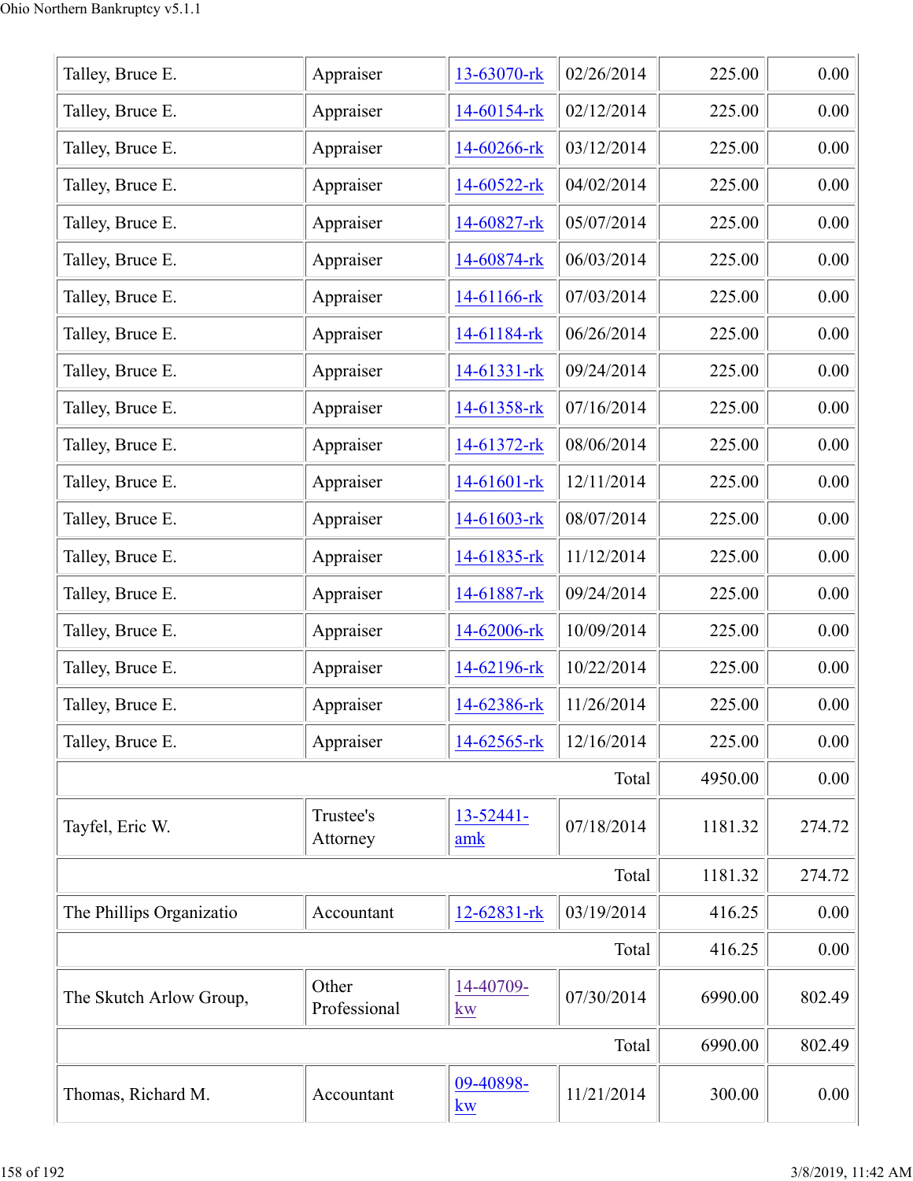| | | | | | |
|---|---|---|---|---|---|
| Talley, Bruce E. | Appraiser | 13-63070-rk | 02/26/2014 | 225.00 | 0.00 |
| Talley, Bruce E. | Appraiser | 14-60154-rk | 02/12/2014 | 225.00 | 0.00 |
| Talley, Bruce E. | Appraiser | 14-60266-rk | 03/12/2014 | 225.00 | 0.00 |
| Talley, Bruce E. | Appraiser | 14-60522-rk | 04/02/2014 | 225.00 | 0.00 |
| Talley, Bruce E. | Appraiser | 14-60827-rk | 05/07/2014 | 225.00 | 0.00 |
| Talley, Bruce E. | Appraiser | 14-60874-rk | 06/03/2014 | 225.00 | 0.00 |
| Talley, Bruce E. | Appraiser | 14-61166-rk | 07/03/2014 | 225.00 | 0.00 |
| Talley, Bruce E. | Appraiser | 14-61184-rk | 06/26/2014 | 225.00 | 0.00 |
| Talley, Bruce E. | Appraiser | 14-61331-rk | 09/24/2014 | 225.00 | 0.00 |
| Talley, Bruce E. | Appraiser | 14-61358-rk | 07/16/2014 | 225.00 | 0.00 |
| Talley, Bruce E. | Appraiser | 14-61372-rk | 08/06/2014 | 225.00 | 0.00 |
| Talley, Bruce E. | Appraiser | 14-61601-rk | 12/11/2014 | 225.00 | 0.00 |
| Talley, Bruce E. | Appraiser | 14-61603-rk | 08/07/2014 | 225.00 | 0.00 |
| Talley, Bruce E. | Appraiser | 14-61835-rk | 11/12/2014 | 225.00 | 0.00 |
| Talley, Bruce E. | Appraiser | 14-61887-rk | 09/24/2014 | 225.00 | 0.00 |
| Talley, Bruce E. | Appraiser | 14-62006-rk | 10/09/2014 | 225.00 | 0.00 |
| Talley, Bruce E. | Appraiser | 14-62196-rk | 10/22/2014 | 225.00 | 0.00 |
| Talley, Bruce E. | Appraiser | 14-62386-rk | 11/26/2014 | 225.00 | 0.00 |
| Talley, Bruce E. | Appraiser | 14-62565-rk | 12/16/2014 | 225.00 | 0.00 |
| | | | Total | 4950.00 | 0.00 |
| Tayfel, Eric W. | Trustee's Attorney | 13-52441-amk | 07/18/2014 | 1181.32 | 274.72 |
| | | | Total | 1181.32 | 274.72 |
| The Phillips Organizatio | Accountant | 12-62831-rk | 03/19/2014 | 416.25 | 0.00 |
| | | | Total | 416.25 | 0.00 |
| The Skutch Arlow Group, | Other Professional | 14-40709-kw | 07/30/2014 | 6990.00 | 802.49 |
| | | | Total | 6990.00 | 802.49 |
| Thomas, Richard M. | Accountant | 09-40898-kw | 11/21/2014 | 300.00 | 0.00 |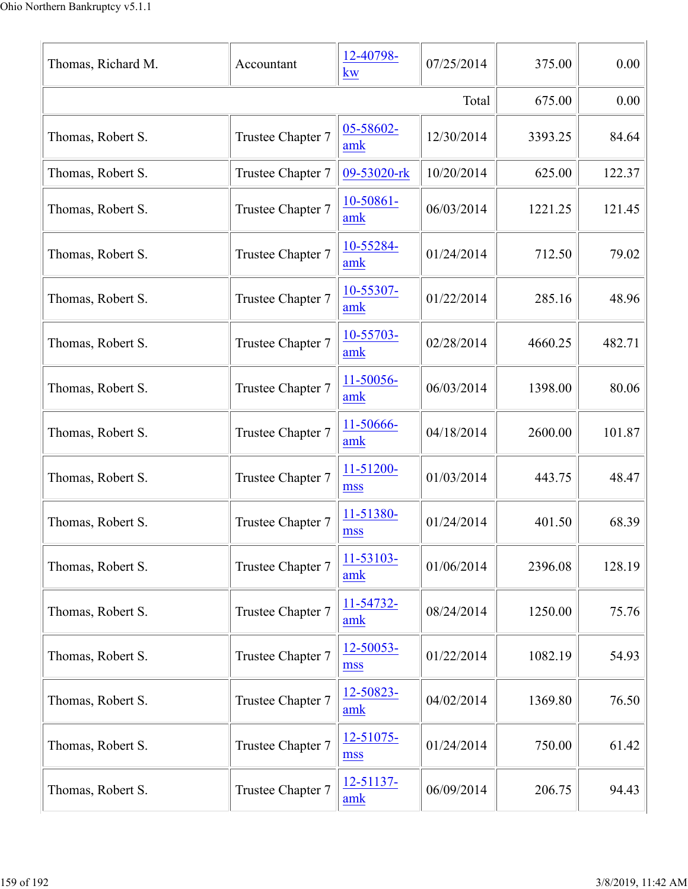| | | | | | |
|---|---|---|---|---|---|
| Thomas, Richard M. | Accountant | 12-40798-kw | 07/25/2014 | 375.00 | 0.00 |
| | | | Total | 675.00 | 0.00 |
| Thomas, Robert S. | Trustee Chapter 7 | 05-58602-amk | 12/30/2014 | 3393.25 | 84.64 |
| Thomas, Robert S. | Trustee Chapter 7 | 09-53020-rk | 10/20/2014 | 625.00 | 122.37 |
| Thomas, Robert S. | Trustee Chapter 7 | 10-50861-amk | 06/03/2014 | 1221.25 | 121.45 |
| Thomas, Robert S. | Trustee Chapter 7 | 10-55284-amk | 01/24/2014 | 712.50 | 79.02 |
| Thomas, Robert S. | Trustee Chapter 7 | 10-55307-amk | 01/22/2014 | 285.16 | 48.96 |
| Thomas, Robert S. | Trustee Chapter 7 | 10-55703-amk | 02/28/2014 | 4660.25 | 482.71 |
| Thomas, Robert S. | Trustee Chapter 7 | 11-50056-amk | 06/03/2014 | 1398.00 | 80.06 |
| Thomas, Robert S. | Trustee Chapter 7 | 11-50666-amk | 04/18/2014 | 2600.00 | 101.87 |
| Thomas, Robert S. | Trustee Chapter 7 | 11-51200-mss | 01/03/2014 | 443.75 | 48.47 |
| Thomas, Robert S. | Trustee Chapter 7 | 11-51380-mss | 01/24/2014 | 401.50 | 68.39 |
| Thomas, Robert S. | Trustee Chapter 7 | 11-53103-amk | 01/06/2014 | 2396.08 | 128.19 |
| Thomas, Robert S. | Trustee Chapter 7 | 11-54732-amk | 08/24/2014 | 1250.00 | 75.76 |
| Thomas, Robert S. | Trustee Chapter 7 | 12-50053-mss | 01/22/2014 | 1082.19 | 54.93 |
| Thomas, Robert S. | Trustee Chapter 7 | 12-50823-amk | 04/02/2014 | 1369.80 | 76.50 |
| Thomas, Robert S. | Trustee Chapter 7 | 12-51075-mss | 01/24/2014 | 750.00 | 61.42 |
| Thomas, Robert S. | Trustee Chapter 7 | 12-51137-amk | 06/09/2014 | 206.75 | 94.43 |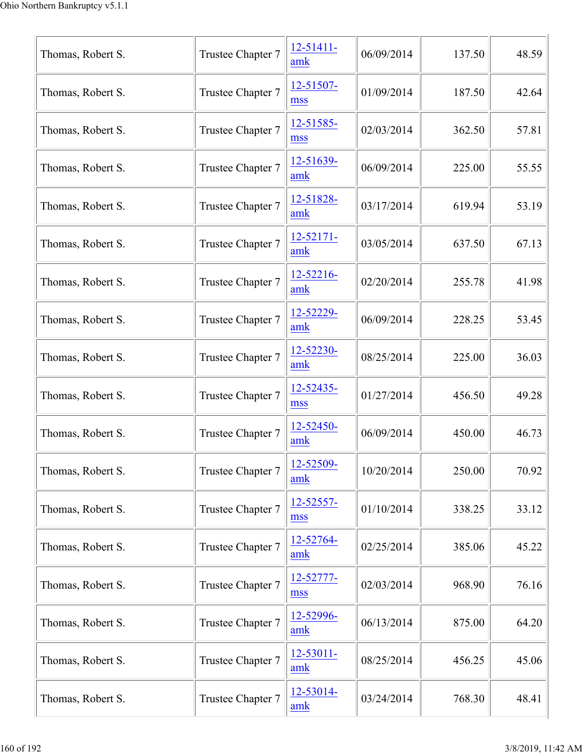| | | | | | |
|---|---|---|---|---|---|
| Thomas, Robert S. | Trustee Chapter 7 | 12-51411-amk | 06/09/2014 | 137.50 | 48.59 |
| Thomas, Robert S. | Trustee Chapter 7 | 12-51507-mss | 01/09/2014 | 187.50 | 42.64 |
| Thomas, Robert S. | Trustee Chapter 7 | 12-51585-mss | 02/03/2014 | 362.50 | 57.81 |
| Thomas, Robert S. | Trustee Chapter 7 | 12-51639-amk | 06/09/2014 | 225.00 | 55.55 |
| Thomas, Robert S. | Trustee Chapter 7 | 12-51828-amk | 03/17/2014 | 619.94 | 53.19 |
| Thomas, Robert S. | Trustee Chapter 7 | 12-52171-amk | 03/05/2014 | 637.50 | 67.13 |
| Thomas, Robert S. | Trustee Chapter 7 | 12-52216-amk | 02/20/2014 | 255.78 | 41.98 |
| Thomas, Robert S. | Trustee Chapter 7 | 12-52229-amk | 06/09/2014 | 228.25 | 53.45 |
| Thomas, Robert S. | Trustee Chapter 7 | 12-52230-amk | 08/25/2014 | 225.00 | 36.03 |
| Thomas, Robert S. | Trustee Chapter 7 | 12-52435-mss | 01/27/2014 | 456.50 | 49.28 |
| Thomas, Robert S. | Trustee Chapter 7 | 12-52450-amk | 06/09/2014 | 450.00 | 46.73 |
| Thomas, Robert S. | Trustee Chapter 7 | 12-52509-amk | 10/20/2014 | 250.00 | 70.92 |
| Thomas, Robert S. | Trustee Chapter 7 | 12-52557-mss | 01/10/2014 | 338.25 | 33.12 |
| Thomas, Robert S. | Trustee Chapter 7 | 12-52764-amk | 02/25/2014 | 385.06 | 45.22 |
| Thomas, Robert S. | Trustee Chapter 7 | 12-52777-mss | 02/03/2014 | 968.90 | 76.16 |
| Thomas, Robert S. | Trustee Chapter 7 | 12-52996-amk | 06/13/2014 | 875.00 | 64.20 |
| Thomas, Robert S. | Trustee Chapter 7 | 12-53011-amk | 08/25/2014 | 456.25 | 45.06 |
| Thomas, Robert S. | Trustee Chapter 7 | 12-53014-amk | 03/24/2014 | 768.30 | 48.41 |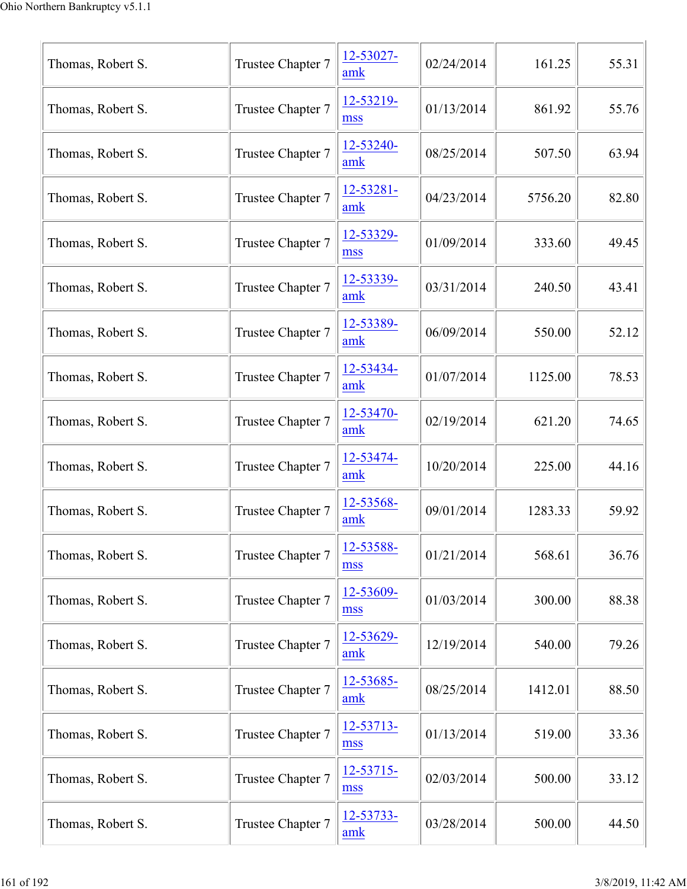| | | | | | |
|---|---|---|---|---|---|
| Thomas, Robert S. | Trustee Chapter 7 | 12-53027-amk | 02/24/2014 | 161.25 | 55.31 |
| Thomas, Robert S. | Trustee Chapter 7 | 12-53219-mss | 01/13/2014 | 861.92 | 55.76 |
| Thomas, Robert S. | Trustee Chapter 7 | 12-53240-amk | 08/25/2014 | 507.50 | 63.94 |
| Thomas, Robert S. | Trustee Chapter 7 | 12-53281-amk | 04/23/2014 | 5756.20 | 82.80 |
| Thomas, Robert S. | Trustee Chapter 7 | 12-53329-mss | 01/09/2014 | 333.60 | 49.45 |
| Thomas, Robert S. | Trustee Chapter 7 | 12-53339-amk | 03/31/2014 | 240.50 | 43.41 |
| Thomas, Robert S. | Trustee Chapter 7 | 12-53389-amk | 06/09/2014 | 550.00 | 52.12 |
| Thomas, Robert S. | Trustee Chapter 7 | 12-53434-amk | 01/07/2014 | 1125.00 | 78.53 |
| Thomas, Robert S. | Trustee Chapter 7 | 12-53470-amk | 02/19/2014 | 621.20 | 74.65 |
| Thomas, Robert S. | Trustee Chapter 7 | 12-53474-amk | 10/20/2014 | 225.00 | 44.16 |
| Thomas, Robert S. | Trustee Chapter 7 | 12-53568-amk | 09/01/2014 | 1283.33 | 59.92 |
| Thomas, Robert S. | Trustee Chapter 7 | 12-53588-mss | 01/21/2014 | 568.61 | 36.76 |
| Thomas, Robert S. | Trustee Chapter 7 | 12-53609-mss | 01/03/2014 | 300.00 | 88.38 |
| Thomas, Robert S. | Trustee Chapter 7 | 12-53629-amk | 12/19/2014 | 540.00 | 79.26 |
| Thomas, Robert S. | Trustee Chapter 7 | 12-53685-amk | 08/25/2014 | 1412.01 | 88.50 |
| Thomas, Robert S. | Trustee Chapter 7 | 12-53713-mss | 01/13/2014 | 519.00 | 33.36 |
| Thomas, Robert S. | Trustee Chapter 7 | 12-53715-mss | 02/03/2014 | 500.00 | 33.12 |
| Thomas, Robert S. | Trustee Chapter 7 | 12-53733-amk | 03/28/2014 | 500.00 | 44.50 |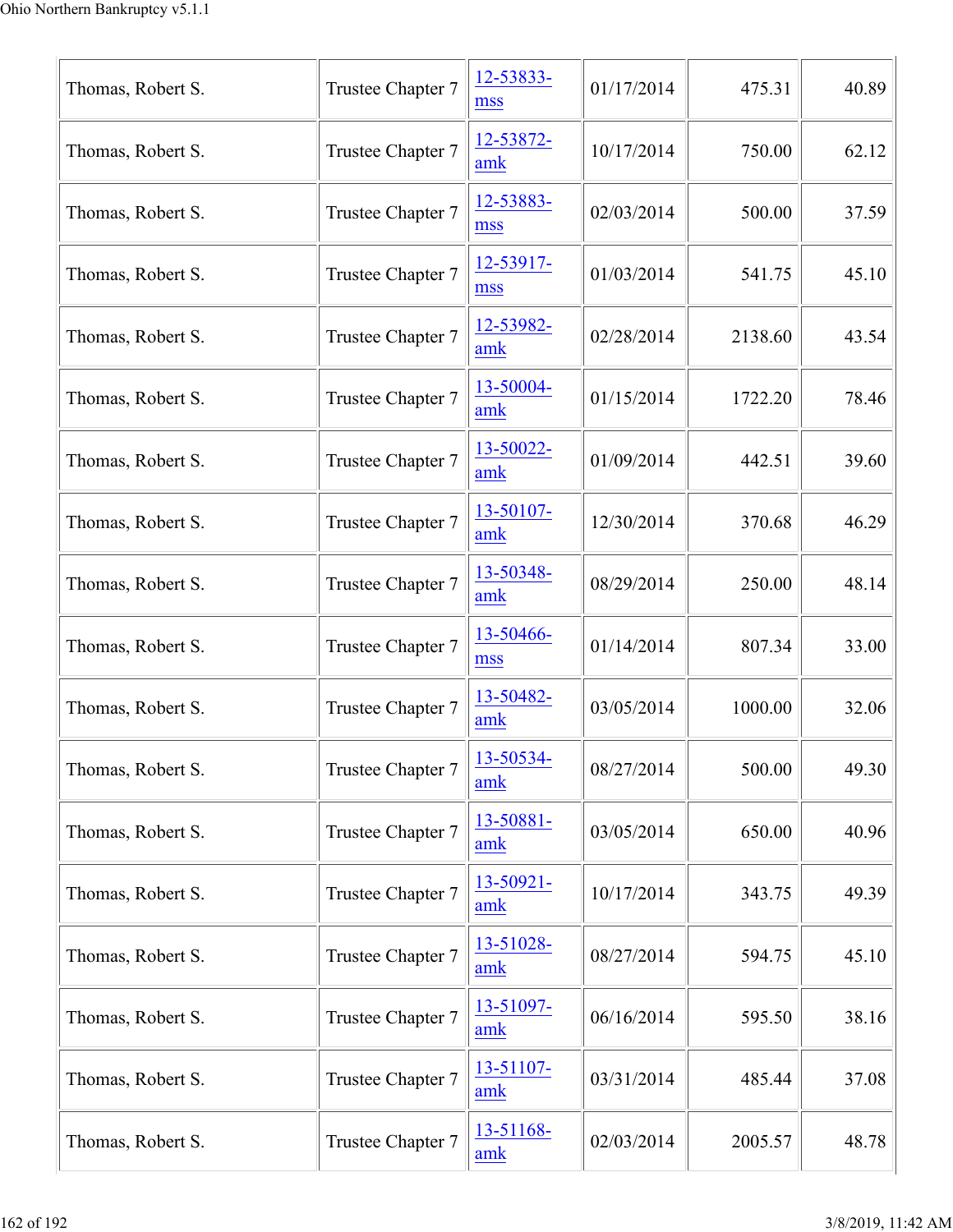| | | | | | |
|---|---|---|---|---|---|
| Thomas, Robert S. | Trustee Chapter 7 | 12-53833-mss | 01/17/2014 | 475.31 | 40.89 |
| Thomas, Robert S. | Trustee Chapter 7 | 12-53872-amk | 10/17/2014 | 750.00 | 62.12 |
| Thomas, Robert S. | Trustee Chapter 7 | 12-53883-mss | 02/03/2014 | 500.00 | 37.59 |
| Thomas, Robert S. | Trustee Chapter 7 | 12-53917-mss | 01/03/2014 | 541.75 | 45.10 |
| Thomas, Robert S. | Trustee Chapter 7 | 12-53982-amk | 02/28/2014 | 2138.60 | 43.54 |
| Thomas, Robert S. | Trustee Chapter 7 | 13-50004-amk | 01/15/2014 | 1722.20 | 78.46 |
| Thomas, Robert S. | Trustee Chapter 7 | 13-50022-amk | 01/09/2014 | 442.51 | 39.60 |
| Thomas, Robert S. | Trustee Chapter 7 | 13-50107-amk | 12/30/2014 | 370.68 | 46.29 |
| Thomas, Robert S. | Trustee Chapter 7 | 13-50348-amk | 08/29/2014 | 250.00 | 48.14 |
| Thomas, Robert S. | Trustee Chapter 7 | 13-50466-mss | 01/14/2014 | 807.34 | 33.00 |
| Thomas, Robert S. | Trustee Chapter 7 | 13-50482-amk | 03/05/2014 | 1000.00 | 32.06 |
| Thomas, Robert S. | Trustee Chapter 7 | 13-50534-amk | 08/27/2014 | 500.00 | 49.30 |
| Thomas, Robert S. | Trustee Chapter 7 | 13-50881-amk | 03/05/2014 | 650.00 | 40.96 |
| Thomas, Robert S. | Trustee Chapter 7 | 13-50921-amk | 10/17/2014 | 343.75 | 49.39 |
| Thomas, Robert S. | Trustee Chapter 7 | 13-51028-amk | 08/27/2014 | 594.75 | 45.10 |
| Thomas, Robert S. | Trustee Chapter 7 | 13-51097-amk | 06/16/2014 | 595.50 | 38.16 |
| Thomas, Robert S. | Trustee Chapter 7 | 13-51107-amk | 03/31/2014 | 485.44 | 37.08 |
| Thomas, Robert S. | Trustee Chapter 7 | 13-51168-amk | 02/03/2014 | 2005.57 | 48.78 |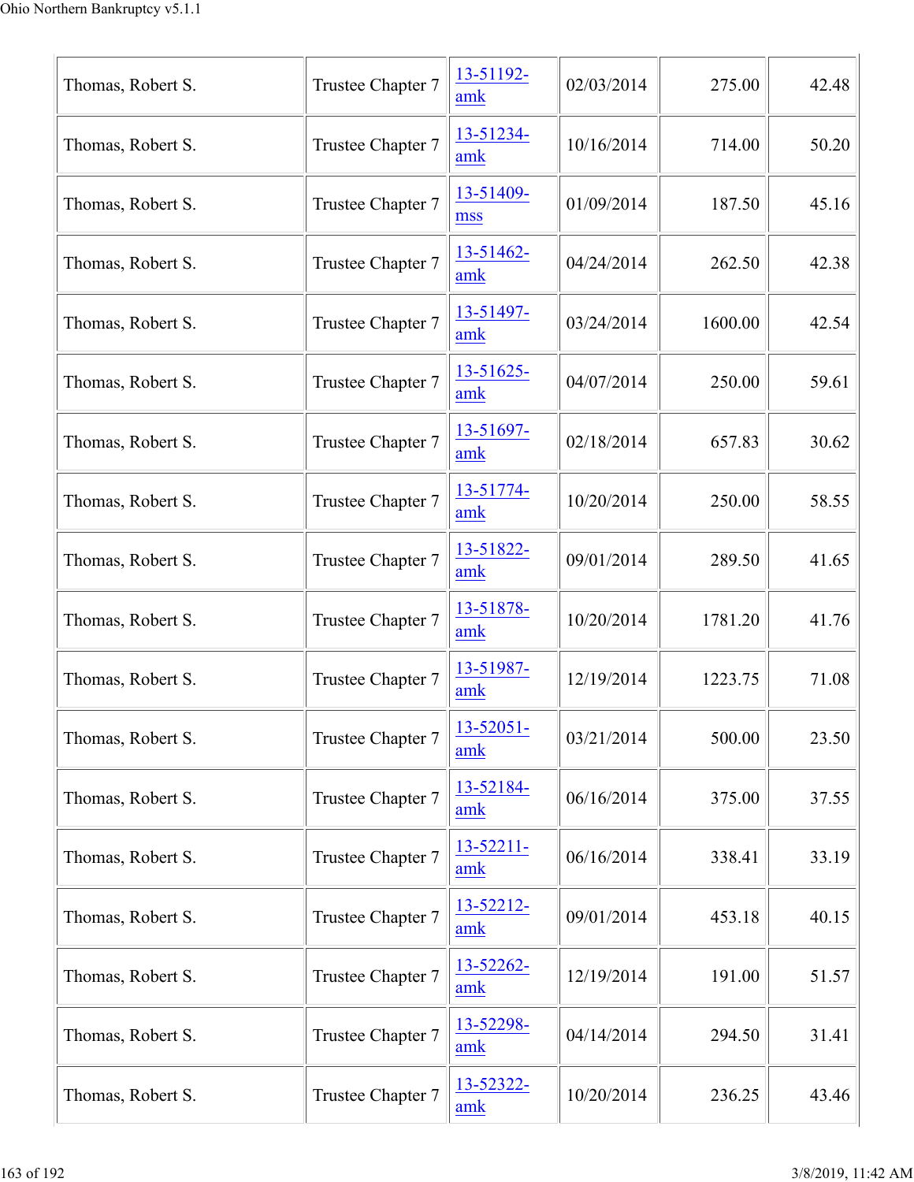| | | | | | |
|---|---|---|---|---|---|
| Thomas, Robert S. | Trustee Chapter 7 | 13-51192-amk | 02/03/2014 | 275.00 | 42.48 |
| Thomas, Robert S. | Trustee Chapter 7 | 13-51234-amk | 10/16/2014 | 714.00 | 50.20 |
| Thomas, Robert S. | Trustee Chapter 7 | 13-51409-mss | 01/09/2014 | 187.50 | 45.16 |
| Thomas, Robert S. | Trustee Chapter 7 | 13-51462-amk | 04/24/2014 | 262.50 | 42.38 |
| Thomas, Robert S. | Trustee Chapter 7 | 13-51497-amk | 03/24/2014 | 1600.00 | 42.54 |
| Thomas, Robert S. | Trustee Chapter 7 | 13-51625-amk | 04/07/2014 | 250.00 | 59.61 |
| Thomas, Robert S. | Trustee Chapter 7 | 13-51697-amk | 02/18/2014 | 657.83 | 30.62 |
| Thomas, Robert S. | Trustee Chapter 7 | 13-51774-amk | 10/20/2014 | 250.00 | 58.55 |
| Thomas, Robert S. | Trustee Chapter 7 | 13-51822-amk | 09/01/2014 | 289.50 | 41.65 |
| Thomas, Robert S. | Trustee Chapter 7 | 13-51878-amk | 10/20/2014 | 1781.20 | 41.76 |
| Thomas, Robert S. | Trustee Chapter 7 | 13-51987-amk | 12/19/2014 | 1223.75 | 71.08 |
| Thomas, Robert S. | Trustee Chapter 7 | 13-52051-amk | 03/21/2014 | 500.00 | 23.50 |
| Thomas, Robert S. | Trustee Chapter 7 | 13-52184-amk | 06/16/2014 | 375.00 | 37.55 |
| Thomas, Robert S. | Trustee Chapter 7 | 13-52211-amk | 06/16/2014 | 338.41 | 33.19 |
| Thomas, Robert S. | Trustee Chapter 7 | 13-52212-amk | 09/01/2014 | 453.18 | 40.15 |
| Thomas, Robert S. | Trustee Chapter 7 | 13-52262-amk | 12/19/2014 | 191.00 | 51.57 |
| Thomas, Robert S. | Trustee Chapter 7 | 13-52298-amk | 04/14/2014 | 294.50 | 31.41 |
| Thomas, Robert S. | Trustee Chapter 7 | 13-52322-amk | 10/20/2014 | 236.25 | 43.46 |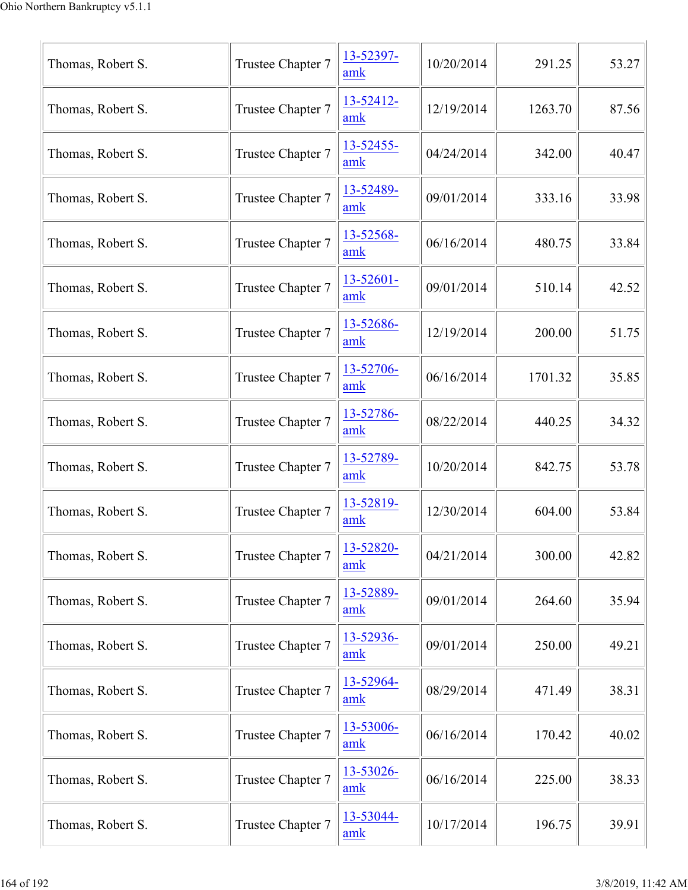| | | | | | |
|---|---|---|---|---|---|
| Thomas, Robert S. | Trustee Chapter 7 | 13-52397-amk | 10/20/2014 | 291.25 | 53.27 |
| Thomas, Robert S. | Trustee Chapter 7 | 13-52412-amk | 12/19/2014 | 1263.70 | 87.56 |
| Thomas, Robert S. | Trustee Chapter 7 | 13-52455-amk | 04/24/2014 | 342.00 | 40.47 |
| Thomas, Robert S. | Trustee Chapter 7 | 13-52489-amk | 09/01/2014 | 333.16 | 33.98 |
| Thomas, Robert S. | Trustee Chapter 7 | 13-52568-amk | 06/16/2014 | 480.75 | 33.84 |
| Thomas, Robert S. | Trustee Chapter 7 | 13-52601-amk | 09/01/2014 | 510.14 | 42.52 |
| Thomas, Robert S. | Trustee Chapter 7 | 13-52686-amk | 12/19/2014 | 200.00 | 51.75 |
| Thomas, Robert S. | Trustee Chapter 7 | 13-52706-amk | 06/16/2014 | 1701.32 | 35.85 |
| Thomas, Robert S. | Trustee Chapter 7 | 13-52786-amk | 08/22/2014 | 440.25 | 34.32 |
| Thomas, Robert S. | Trustee Chapter 7 | 13-52789-amk | 10/20/2014 | 842.75 | 53.78 |
| Thomas, Robert S. | Trustee Chapter 7 | 13-52819-amk | 12/30/2014 | 604.00 | 53.84 |
| Thomas, Robert S. | Trustee Chapter 7 | 13-52820-amk | 04/21/2014 | 300.00 | 42.82 |
| Thomas, Robert S. | Trustee Chapter 7 | 13-52889-amk | 09/01/2014 | 264.60 | 35.94 |
| Thomas, Robert S. | Trustee Chapter 7 | 13-52936-amk | 09/01/2014 | 250.00 | 49.21 |
| Thomas, Robert S. | Trustee Chapter 7 | 13-52964-amk | 08/29/2014 | 471.49 | 38.31 |
| Thomas, Robert S. | Trustee Chapter 7 | 13-53006-amk | 06/16/2014 | 170.42 | 40.02 |
| Thomas, Robert S. | Trustee Chapter 7 | 13-53026-amk | 06/16/2014 | 225.00 | 38.33 |
| Thomas, Robert S. | Trustee Chapter 7 | 13-53044-amk | 10/17/2014 | 196.75 | 39.91 |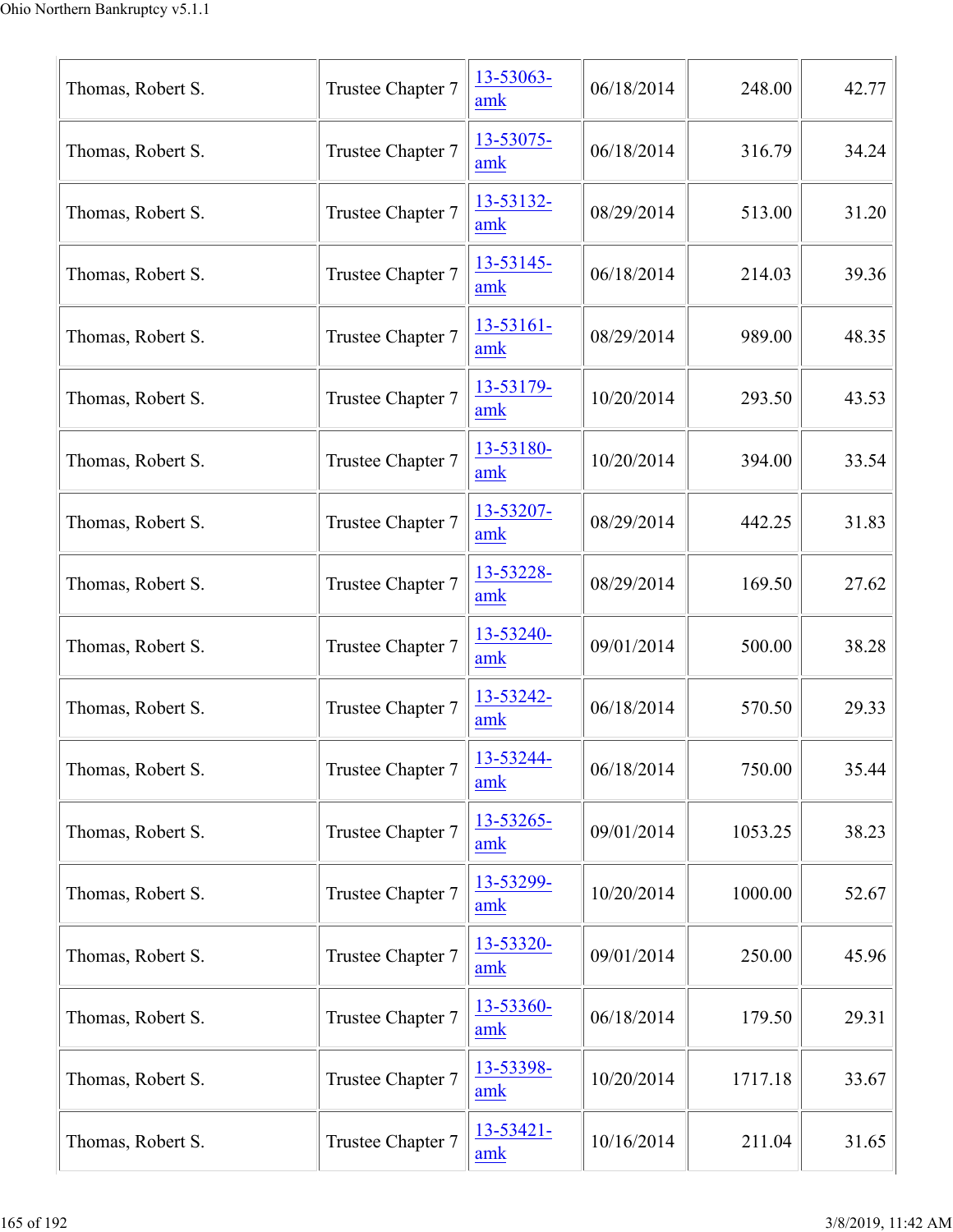| | | | | | |
|---|---|---|---|---|---|
| Thomas, Robert S. | Trustee Chapter 7 | 13-53063-amk | 06/18/2014 | 248.00 | 42.77 |
| Thomas, Robert S. | Trustee Chapter 7 | 13-53075-amk | 06/18/2014 | 316.79 | 34.24 |
| Thomas, Robert S. | Trustee Chapter 7 | 13-53132-amk | 08/29/2014 | 513.00 | 31.20 |
| Thomas, Robert S. | Trustee Chapter 7 | 13-53145-amk | 06/18/2014 | 214.03 | 39.36 |
| Thomas, Robert S. | Trustee Chapter 7 | 13-53161-amk | 08/29/2014 | 989.00 | 48.35 |
| Thomas, Robert S. | Trustee Chapter 7 | 13-53179-amk | 10/20/2014 | 293.50 | 43.53 |
| Thomas, Robert S. | Trustee Chapter 7 | 13-53180-amk | 10/20/2014 | 394.00 | 33.54 |
| Thomas, Robert S. | Trustee Chapter 7 | 13-53207-amk | 08/29/2014 | 442.25 | 31.83 |
| Thomas, Robert S. | Trustee Chapter 7 | 13-53228-amk | 08/29/2014 | 169.50 | 27.62 |
| Thomas, Robert S. | Trustee Chapter 7 | 13-53240-amk | 09/01/2014 | 500.00 | 38.28 |
| Thomas, Robert S. | Trustee Chapter 7 | 13-53242-amk | 06/18/2014 | 570.50 | 29.33 |
| Thomas, Robert S. | Trustee Chapter 7 | 13-53244-amk | 06/18/2014 | 750.00 | 35.44 |
| Thomas, Robert S. | Trustee Chapter 7 | 13-53265-amk | 09/01/2014 | 1053.25 | 38.23 |
| Thomas, Robert S. | Trustee Chapter 7 | 13-53299-amk | 10/20/2014 | 1000.00 | 52.67 |
| Thomas, Robert S. | Trustee Chapter 7 | 13-53320-amk | 09/01/2014 | 250.00 | 45.96 |
| Thomas, Robert S. | Trustee Chapter 7 | 13-53360-amk | 06/18/2014 | 179.50 | 29.31 |
| Thomas, Robert S. | Trustee Chapter 7 | 13-53398-amk | 10/20/2014 | 1717.18 | 33.67 |
| Thomas, Robert S. | Trustee Chapter 7 | 13-53421-amk | 10/16/2014 | 211.04 | 31.65 |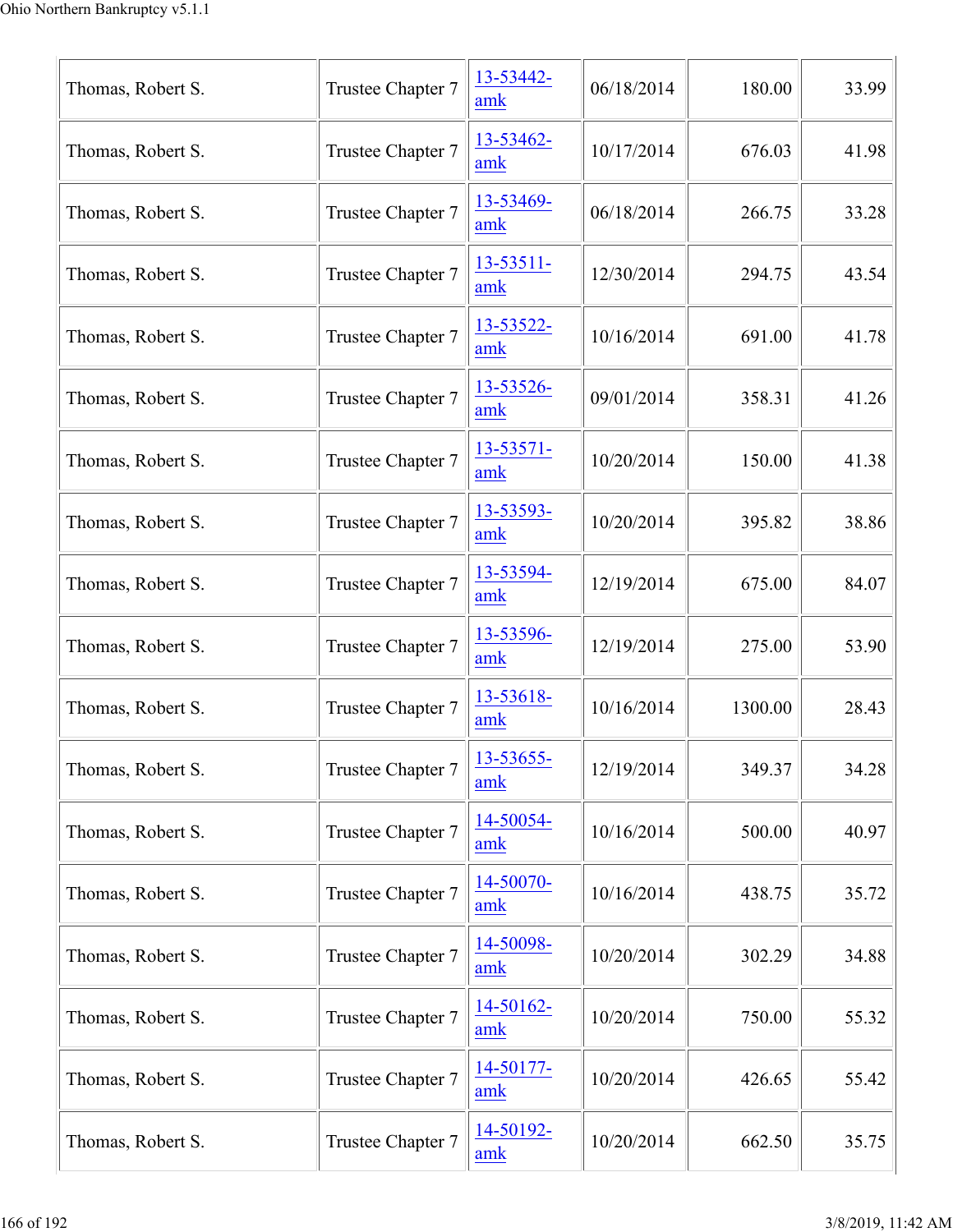| | | | | | |
|---|---|---|---|---|---|
| Thomas, Robert S. | Trustee Chapter 7 | 13-53442-amk | 06/18/2014 | 180.00 | 33.99 |
| Thomas, Robert S. | Trustee Chapter 7 | 13-53462-amk | 10/17/2014 | 676.03 | 41.98 |
| Thomas, Robert S. | Trustee Chapter 7 | 13-53469-amk | 06/18/2014 | 266.75 | 33.28 |
| Thomas, Robert S. | Trustee Chapter 7 | 13-53511-amk | 12/30/2014 | 294.75 | 43.54 |
| Thomas, Robert S. | Trustee Chapter 7 | 13-53522-amk | 10/16/2014 | 691.00 | 41.78 |
| Thomas, Robert S. | Trustee Chapter 7 | 13-53526-amk | 09/01/2014 | 358.31 | 41.26 |
| Thomas, Robert S. | Trustee Chapter 7 | 13-53571-amk | 10/20/2014 | 150.00 | 41.38 |
| Thomas, Robert S. | Trustee Chapter 7 | 13-53593-amk | 10/20/2014 | 395.82 | 38.86 |
| Thomas, Robert S. | Trustee Chapter 7 | 13-53594-amk | 12/19/2014 | 675.00 | 84.07 |
| Thomas, Robert S. | Trustee Chapter 7 | 13-53596-amk | 12/19/2014 | 275.00 | 53.90 |
| Thomas, Robert S. | Trustee Chapter 7 | 13-53618-amk | 10/16/2014 | 1300.00 | 28.43 |
| Thomas, Robert S. | Trustee Chapter 7 | 13-53655-amk | 12/19/2014 | 349.37 | 34.28 |
| Thomas, Robert S. | Trustee Chapter 7 | 14-50054-amk | 10/16/2014 | 500.00 | 40.97 |
| Thomas, Robert S. | Trustee Chapter 7 | 14-50070-amk | 10/16/2014 | 438.75 | 35.72 |
| Thomas, Robert S. | Trustee Chapter 7 | 14-50098-amk | 10/20/2014 | 302.29 | 34.88 |
| Thomas, Robert S. | Trustee Chapter 7 | 14-50162-amk | 10/20/2014 | 750.00 | 55.32 |
| Thomas, Robert S. | Trustee Chapter 7 | 14-50177-amk | 10/20/2014 | 426.65 | 55.42 |
| Thomas, Robert S. | Trustee Chapter 7 | 14-50192-amk | 10/20/2014 | 662.50 | 35.75 |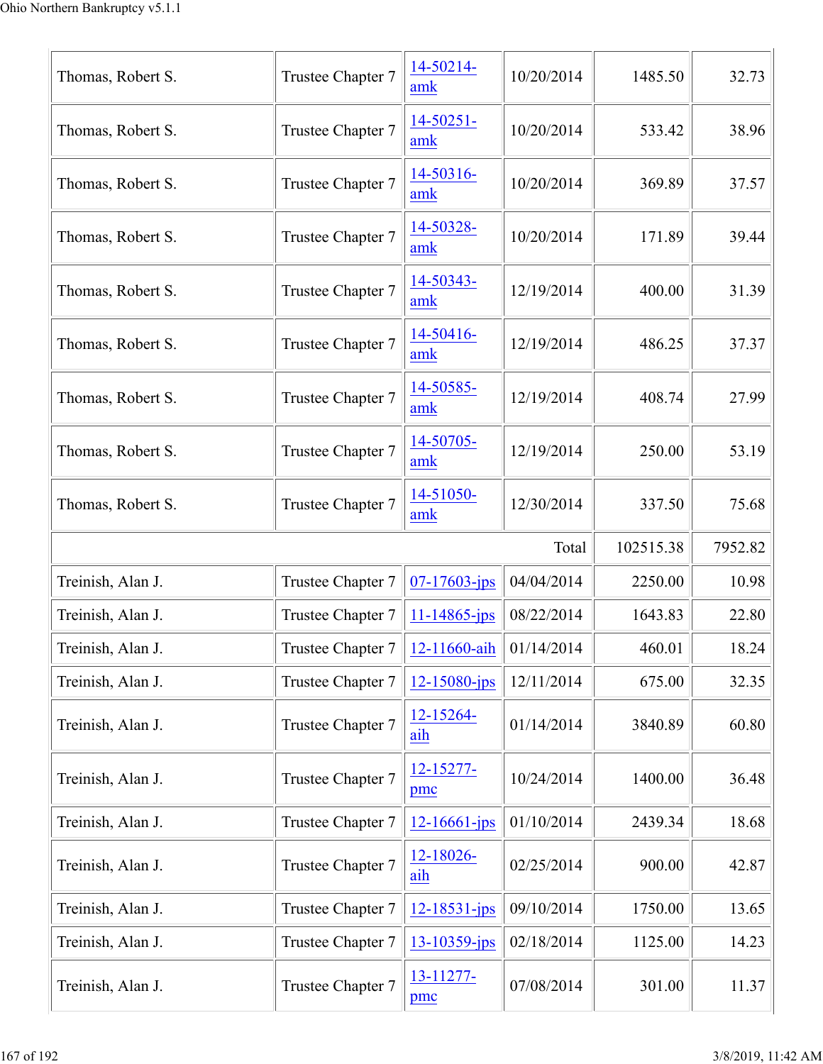| | | | | | |
|---|---|---|---|---|---|
| Thomas, Robert S. | Trustee Chapter 7 | 14-50214-amk | 10/20/2014 | 1485.50 | 32.73 |
| Thomas, Robert S. | Trustee Chapter 7 | 14-50251-amk | 10/20/2014 | 533.42 | 38.96 |
| Thomas, Robert S. | Trustee Chapter 7 | 14-50316-amk | 10/20/2014 | 369.89 | 37.57 |
| Thomas, Robert S. | Trustee Chapter 7 | 14-50328-amk | 10/20/2014 | 171.89 | 39.44 |
| Thomas, Robert S. | Trustee Chapter 7 | 14-50343-amk | 12/19/2014 | 400.00 | 31.39 |
| Thomas, Robert S. | Trustee Chapter 7 | 14-50416-amk | 12/19/2014 | 486.25 | 37.37 |
| Thomas, Robert S. | Trustee Chapter 7 | 14-50585-amk | 12/19/2014 | 408.74 | 27.99 |
| Thomas, Robert S. | Trustee Chapter 7 | 14-50705-amk | 12/19/2014 | 250.00 | 53.19 |
| Thomas, Robert S. | Trustee Chapter 7 | 14-51050-amk | 12/30/2014 | 337.50 | 75.68 |
| | | | Total | 102515.38 | 7952.82 |
| Treinish, Alan J. | Trustee Chapter 7 | 07-17603-jps | 04/04/2014 | 2250.00 | 10.98 |
| Treinish, Alan J. | Trustee Chapter 7 | 11-14865-jps | 08/22/2014 | 1643.83 | 22.80 |
| Treinish, Alan J. | Trustee Chapter 7 | 12-11660-aih | 01/14/2014 | 460.01 | 18.24 |
| Treinish, Alan J. | Trustee Chapter 7 | 12-15080-jps | 12/11/2014 | 675.00 | 32.35 |
| Treinish, Alan J. | Trustee Chapter 7 | 12-15264-aih | 01/14/2014 | 3840.89 | 60.80 |
| Treinish, Alan J. | Trustee Chapter 7 | 12-15277-pmc | 10/24/2014 | 1400.00 | 36.48 |
| Treinish, Alan J. | Trustee Chapter 7 | 12-16661-jps | 01/10/2014 | 2439.34 | 18.68 |
| Treinish, Alan J. | Trustee Chapter 7 | 12-18026-aih | 02/25/2014 | 900.00 | 42.87 |
| Treinish, Alan J. | Trustee Chapter 7 | 12-18531-jps | 09/10/2014 | 1750.00 | 13.65 |
| Treinish, Alan J. | Trustee Chapter 7 | 13-10359-jps | 02/18/2014 | 1125.00 | 14.23 |
| Treinish, Alan J. | Trustee Chapter 7 | 13-11277-pmc | 07/08/2014 | 301.00 | 11.37 |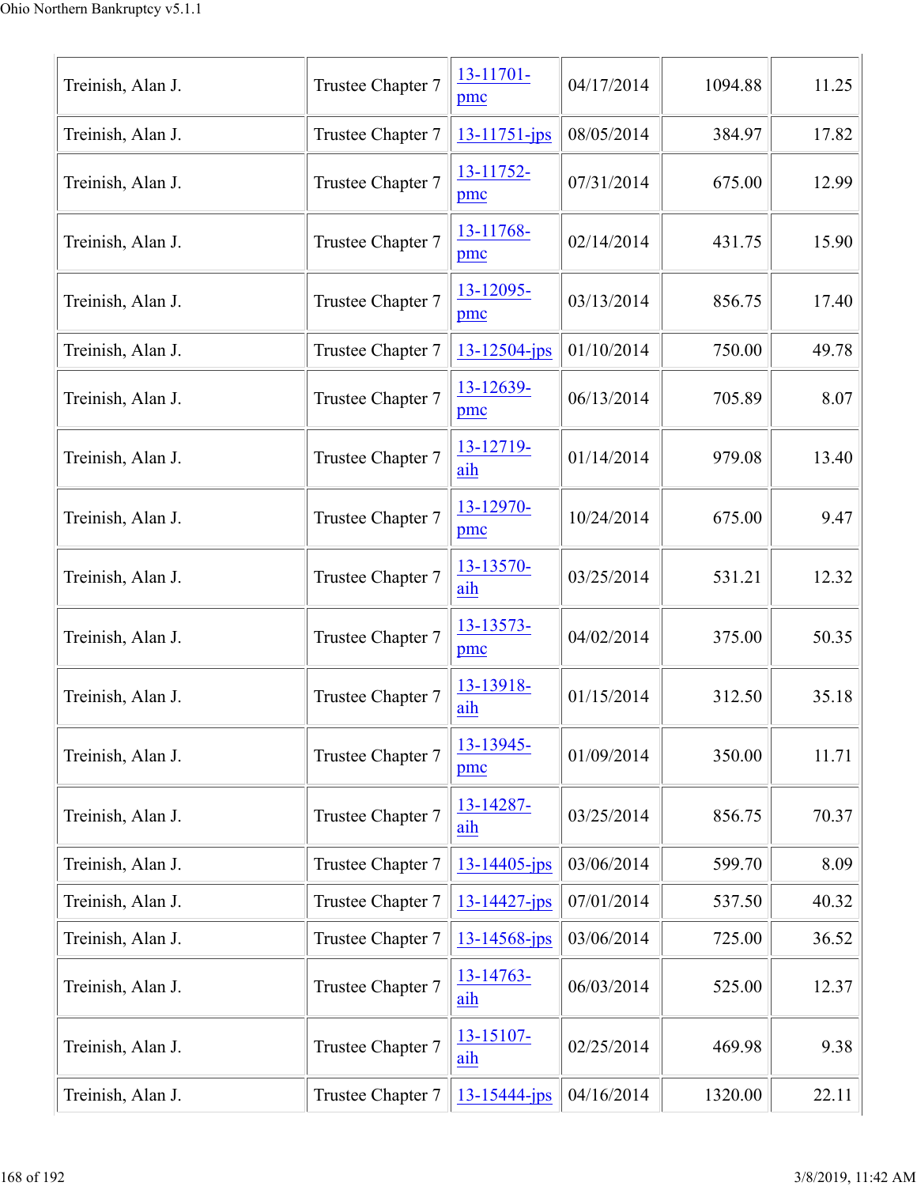| | | | | | |
|---|---|---|---|---|---|
| Treinish, Alan J. | Trustee Chapter 7 | 13-11701-pmc | 04/17/2014 | 1094.88 | 11.25 |
| Treinish, Alan J. | Trustee Chapter 7 | 13-11751-jps | 08/05/2014 | 384.97 | 17.82 |
| Treinish, Alan J. | Trustee Chapter 7 | 13-11752-pmc | 07/31/2014 | 675.00 | 12.99 |
| Treinish, Alan J. | Trustee Chapter 7 | 13-11768-pmc | 02/14/2014 | 431.75 | 15.90 |
| Treinish, Alan J. | Trustee Chapter 7 | 13-12095-pmc | 03/13/2014 | 856.75 | 17.40 |
| Treinish, Alan J. | Trustee Chapter 7 | 13-12504-jps | 01/10/2014 | 750.00 | 49.78 |
| Treinish, Alan J. | Trustee Chapter 7 | 13-12639-pmc | 06/13/2014 | 705.89 | 8.07 |
| Treinish, Alan J. | Trustee Chapter 7 | 13-12719-aih | 01/14/2014 | 979.08 | 13.40 |
| Treinish, Alan J. | Trustee Chapter 7 | 13-12970-pmc | 10/24/2014 | 675.00 | 9.47 |
| Treinish, Alan J. | Trustee Chapter 7 | 13-13570-aih | 03/25/2014 | 531.21 | 12.32 |
| Treinish, Alan J. | Trustee Chapter 7 | 13-13573-pmc | 04/02/2014 | 375.00 | 50.35 |
| Treinish, Alan J. | Trustee Chapter 7 | 13-13918-aih | 01/15/2014 | 312.50 | 35.18 |
| Treinish, Alan J. | Trustee Chapter 7 | 13-13945-pmc | 01/09/2014 | 350.00 | 11.71 |
| Treinish, Alan J. | Trustee Chapter 7 | 13-14287-aih | 03/25/2014 | 856.75 | 70.37 |
| Treinish, Alan J. | Trustee Chapter 7 | 13-14405-jps | 03/06/2014 | 599.70 | 8.09 |
| Treinish, Alan J. | Trustee Chapter 7 | 13-14427-jps | 07/01/2014 | 537.50 | 40.32 |
| Treinish, Alan J. | Trustee Chapter 7 | 13-14568-jps | 03/06/2014 | 725.00 | 36.52 |
| Treinish, Alan J. | Trustee Chapter 7 | 13-14763-aih | 06/03/2014 | 525.00 | 12.37 |
| Treinish, Alan J. | Trustee Chapter 7 | 13-15107-aih | 02/25/2014 | 469.98 | 9.38 |
| Treinish, Alan J. | Trustee Chapter 7 | 13-15444-jps | 04/16/2014 | 1320.00 | 22.11 |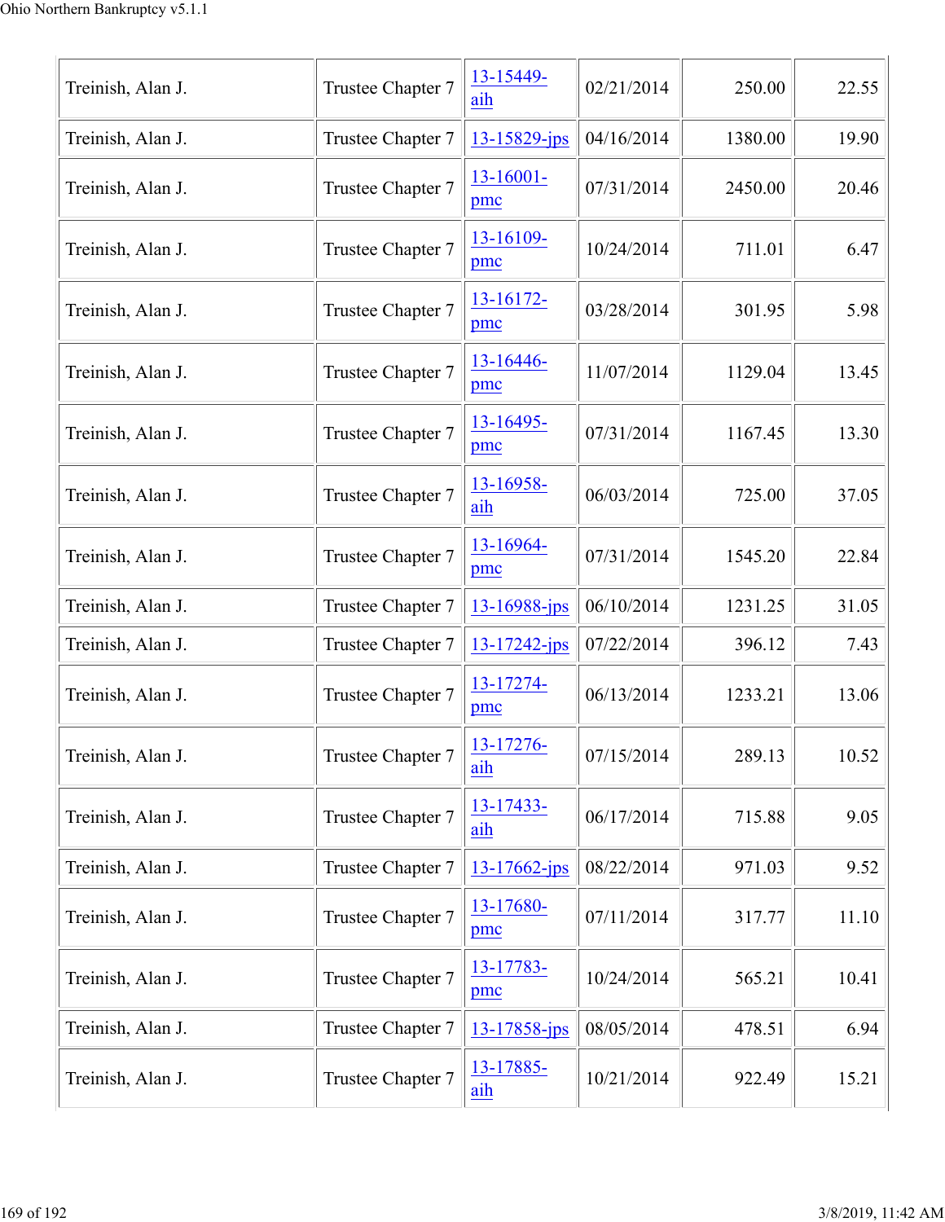| | | | | | |
|---|---|---|---|---|---|
| Treinish, Alan J. | Trustee Chapter 7 | 13-15449-aih | 02/21/2014 | 250.00 | 22.55 |
| Treinish, Alan J. | Trustee Chapter 7 | 13-15829-jps | 04/16/2014 | 1380.00 | 19.90 |
| Treinish, Alan J. | Trustee Chapter 7 | 13-16001-pmc | 07/31/2014 | 2450.00 | 20.46 |
| Treinish, Alan J. | Trustee Chapter 7 | 13-16109-pmc | 10/24/2014 | 711.01 | 6.47 |
| Treinish, Alan J. | Trustee Chapter 7 | 13-16172-pmc | 03/28/2014 | 301.95 | 5.98 |
| Treinish, Alan J. | Trustee Chapter 7 | 13-16446-pmc | 11/07/2014 | 1129.04 | 13.45 |
| Treinish, Alan J. | Trustee Chapter 7 | 13-16495-pmc | 07/31/2014 | 1167.45 | 13.30 |
| Treinish, Alan J. | Trustee Chapter 7 | 13-16958-aih | 06/03/2014 | 725.00 | 37.05 |
| Treinish, Alan J. | Trustee Chapter 7 | 13-16964-pmc | 07/31/2014 | 1545.20 | 22.84 |
| Treinish, Alan J. | Trustee Chapter 7 | 13-16988-jps | 06/10/2014 | 1231.25 | 31.05 |
| Treinish, Alan J. | Trustee Chapter 7 | 13-17242-jps | 07/22/2014 | 396.12 | 7.43 |
| Treinish, Alan J. | Trustee Chapter 7 | 13-17274-pmc | 06/13/2014 | 1233.21 | 13.06 |
| Treinish, Alan J. | Trustee Chapter 7 | 13-17276-aih | 07/15/2014 | 289.13 | 10.52 |
| Treinish, Alan J. | Trustee Chapter 7 | 13-17433-aih | 06/17/2014 | 715.88 | 9.05 |
| Treinish, Alan J. | Trustee Chapter 7 | 13-17662-jps | 08/22/2014 | 971.03 | 9.52 |
| Treinish, Alan J. | Trustee Chapter 7 | 13-17680-pmc | 07/11/2014 | 317.77 | 11.10 |
| Treinish, Alan J. | Trustee Chapter 7 | 13-17783-pmc | 10/24/2014 | 565.21 | 10.41 |
| Treinish, Alan J. | Trustee Chapter 7 | 13-17858-jps | 08/05/2014 | 478.51 | 6.94 |
| Treinish, Alan J. | Trustee Chapter 7 | 13-17885-aih | 10/21/2014 | 922.49 | 15.21 |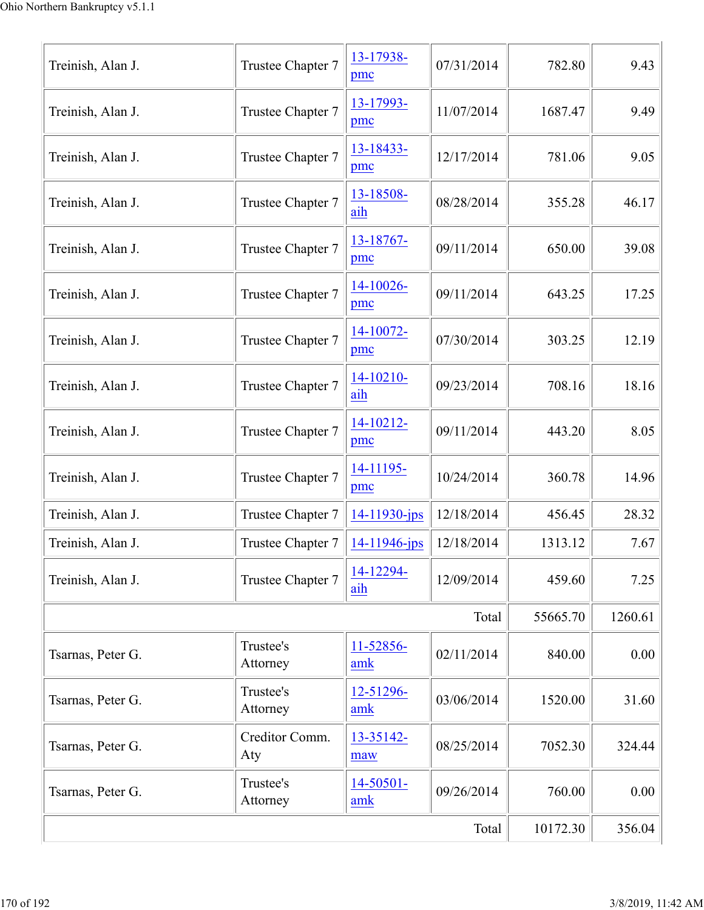| | | | | | |
|---|---|---|---|---|---|
| Treinish, Alan J. | Trustee Chapter 7 | 13-17938-pmc | 07/31/2014 | 782.80 | 9.43 |
| Treinish, Alan J. | Trustee Chapter 7 | 13-17993-pmc | 11/07/2014 | 1687.47 | 9.49 |
| Treinish, Alan J. | Trustee Chapter 7 | 13-18433-pmc | 12/17/2014 | 781.06 | 9.05 |
| Treinish, Alan J. | Trustee Chapter 7 | 13-18508-aih | 08/28/2014 | 355.28 | 46.17 |
| Treinish, Alan J. | Trustee Chapter 7 | 13-18767-pmc | 09/11/2014 | 650.00 | 39.08 |
| Treinish, Alan J. | Trustee Chapter 7 | 14-10026-pmc | 09/11/2014 | 643.25 | 17.25 |
| Treinish, Alan J. | Trustee Chapter 7 | 14-10072-pmc | 07/30/2014 | 303.25 | 12.19 |
| Treinish, Alan J. | Trustee Chapter 7 | 14-10210-aih | 09/23/2014 | 708.16 | 18.16 |
| Treinish, Alan J. | Trustee Chapter 7 | 14-10212-pmc | 09/11/2014 | 443.20 | 8.05 |
| Treinish, Alan J. | Trustee Chapter 7 | 14-11195-pmc | 10/24/2014 | 360.78 | 14.96 |
| Treinish, Alan J. | Trustee Chapter 7 | 14-11930-jps | 12/18/2014 | 456.45 | 28.32 |
| Treinish, Alan J. | Trustee Chapter 7 | 14-11946-jps | 12/18/2014 | 1313.12 | 7.67 |
| Treinish, Alan J. | Trustee Chapter 7 | 14-12294-aih | 12/09/2014 | 459.60 | 7.25 |
| | | | Total | 55665.70 | 1260.61 |
| Tsarnas, Peter G. | Trustee's Attorney | 11-52856-amk | 02/11/2014 | 840.00 | 0.00 |
| Tsarnas, Peter G. | Trustee's Attorney | 12-51296-amk | 03/06/2014 | 1520.00 | 31.60 |
| Tsarnas, Peter G. | Creditor Comm. Aty | 13-35142-maw | 08/25/2014 | 7052.30 | 324.44 |
| Tsarnas, Peter G. | Trustee's Attorney | 14-50501-amk | 09/26/2014 | 760.00 | 0.00 |
| | | | Total | 10172.30 | 356.04 |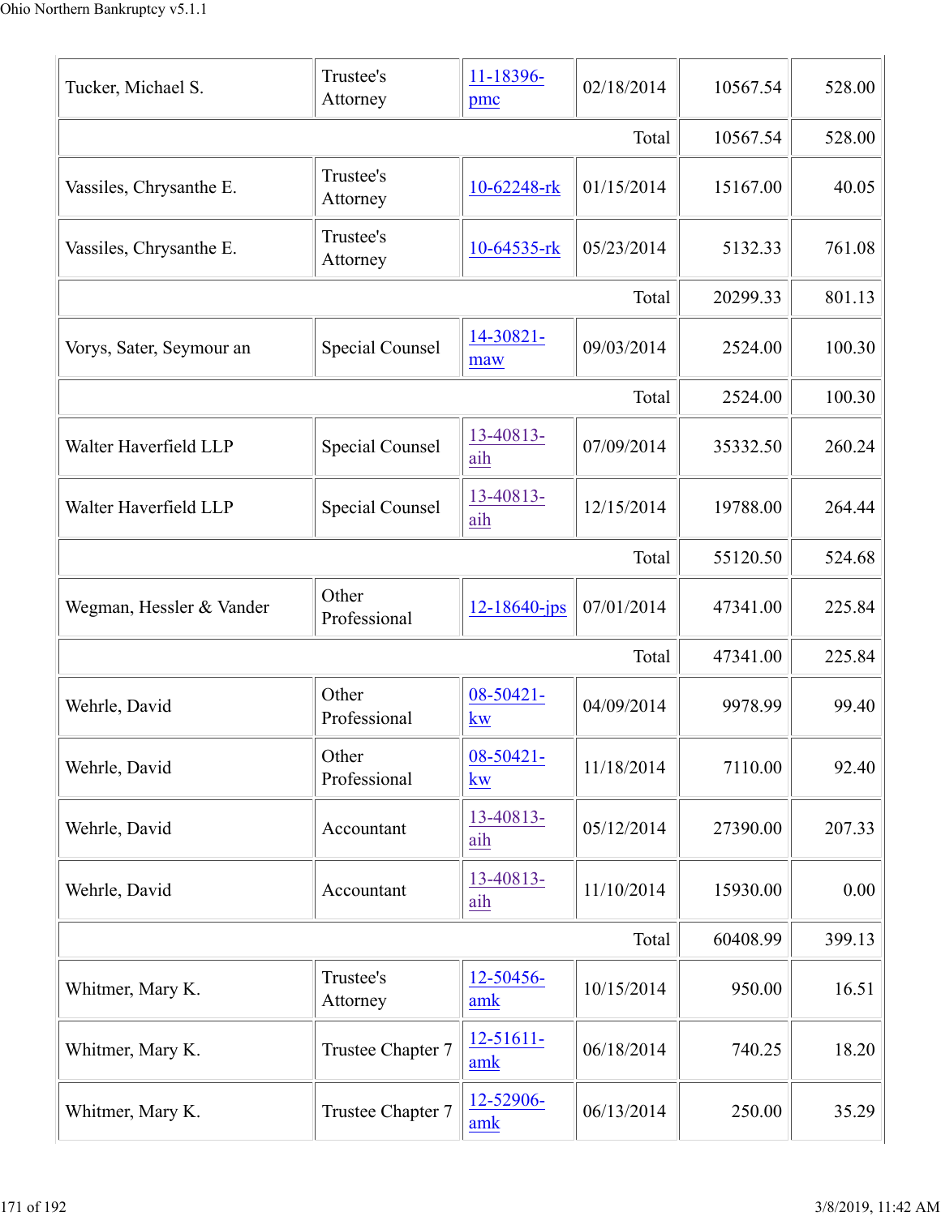| | | | | | |
|---|---|---|---|---|---|
| Tucker, Michael S. | Trustee's Attorney | 11-18396-pmc | 02/18/2014 | 10567.54 | 528.00 |
| | | | Total | 10567.54 | 528.00 |
| Vassiles, Chrysanthe E. | Trustee's Attorney | 10-62248-rk | 01/15/2014 | 15167.00 | 40.05 |
| Vassiles, Chrysanthe E. | Trustee's Attorney | 10-64535-rk | 05/23/2014 | 5132.33 | 761.08 |
| | | | Total | 20299.33 | 801.13 |
| Vorys, Sater, Seymour an | Special Counsel | 14-30821-maw | 09/03/2014 | 2524.00 | 100.30 |
| | | | Total | 2524.00 | 100.30 |
| Walter Haverfield LLP | Special Counsel | 13-40813-aih | 07/09/2014 | 35332.50 | 260.24 |
| Walter Haverfield LLP | Special Counsel | 13-40813-aih | 12/15/2014 | 19788.00 | 264.44 |
| | | | Total | 55120.50 | 524.68 |
| Wegman, Hessler & Vander | Other Professional | 12-18640-jps | 07/01/2014 | 47341.00 | 225.84 |
| | | | Total | 47341.00 | 225.84 |
| Wehrle, David | Other Professional | 08-50421-kw | 04/09/2014 | 9978.99 | 99.40 |
| Wehrle, David | Other Professional | 08-50421-kw | 11/18/2014 | 7110.00 | 92.40 |
| Wehrle, David | Accountant | 13-40813-aih | 05/12/2014 | 27390.00 | 207.33 |
| Wehrle, David | Accountant | 13-40813-aih | 11/10/2014 | 15930.00 | 0.00 |
| | | | Total | 60408.99 | 399.13 |
| Whitmer, Mary K. | Trustee's Attorney | 12-50456-amk | 10/15/2014 | 950.00 | 16.51 |
| Whitmer, Mary K. | Trustee Chapter 7 | 12-51611-amk | 06/18/2014 | 740.25 | 18.20 |
| Whitmer, Mary K. | Trustee Chapter 7 | 12-52906-amk | 06/13/2014 | 250.00 | 35.29 |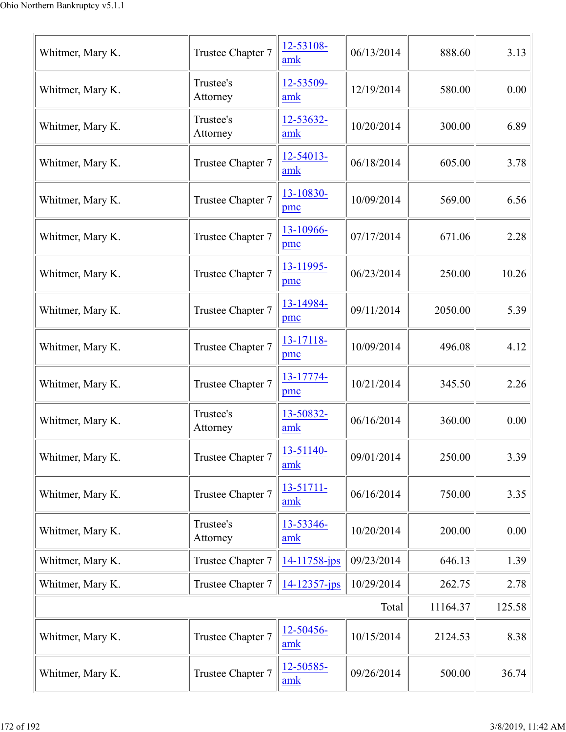| | | | | | |
|---|---|---|---|---|---|
| Whitmer, Mary K. | Trustee Chapter 7 | 12-53108-amk | 06/13/2014 | 888.60 | 3.13 |
| Whitmer, Mary K. | Trustee's Attorney | 12-53509-amk | 12/19/2014 | 580.00 | 0.00 |
| Whitmer, Mary K. | Trustee's Attorney | 12-53632-amk | 10/20/2014 | 300.00 | 6.89 |
| Whitmer, Mary K. | Trustee Chapter 7 | 12-54013-amk | 06/18/2014 | 605.00 | 3.78 |
| Whitmer, Mary K. | Trustee Chapter 7 | 13-10830-pmc | 10/09/2014 | 569.00 | 6.56 |
| Whitmer, Mary K. | Trustee Chapter 7 | 13-10966-pmc | 07/17/2014 | 671.06 | 2.28 |
| Whitmer, Mary K. | Trustee Chapter 7 | 13-11995-pmc | 06/23/2014 | 250.00 | 10.26 |
| Whitmer, Mary K. | Trustee Chapter 7 | 13-14984-pmc | 09/11/2014 | 2050.00 | 5.39 |
| Whitmer, Mary K. | Trustee Chapter 7 | 13-17118-pmc | 10/09/2014 | 496.08 | 4.12 |
| Whitmer, Mary K. | Trustee Chapter 7 | 13-17774-pmc | 10/21/2014 | 345.50 | 2.26 |
| Whitmer, Mary K. | Trustee's Attorney | 13-50832-amk | 06/16/2014 | 360.00 | 0.00 |
| Whitmer, Mary K. | Trustee Chapter 7 | 13-51140-amk | 09/01/2014 | 250.00 | 3.39 |
| Whitmer, Mary K. | Trustee Chapter 7 | 13-51711-amk | 06/16/2014 | 750.00 | 3.35 |
| Whitmer, Mary K. | Trustee's Attorney | 13-53346-amk | 10/20/2014 | 200.00 | 0.00 |
| Whitmer, Mary K. | Trustee Chapter 7 | 14-11758-jps | 09/23/2014 | 646.13 | 1.39 |
| Whitmer, Mary K. | Trustee Chapter 7 | 14-12357-jps | 10/29/2014 | 262.75 | 2.78 |
| | | | Total | 11164.37 | 125.58 |
| Whitmer, Mary K. | Trustee Chapter 7 | 12-50456-amk | 10/15/2014 | 2124.53 | 8.38 |
| Whitmer, Mary K. | Trustee Chapter 7 | 12-50585-amk | 09/26/2014 | 500.00 | 36.74 |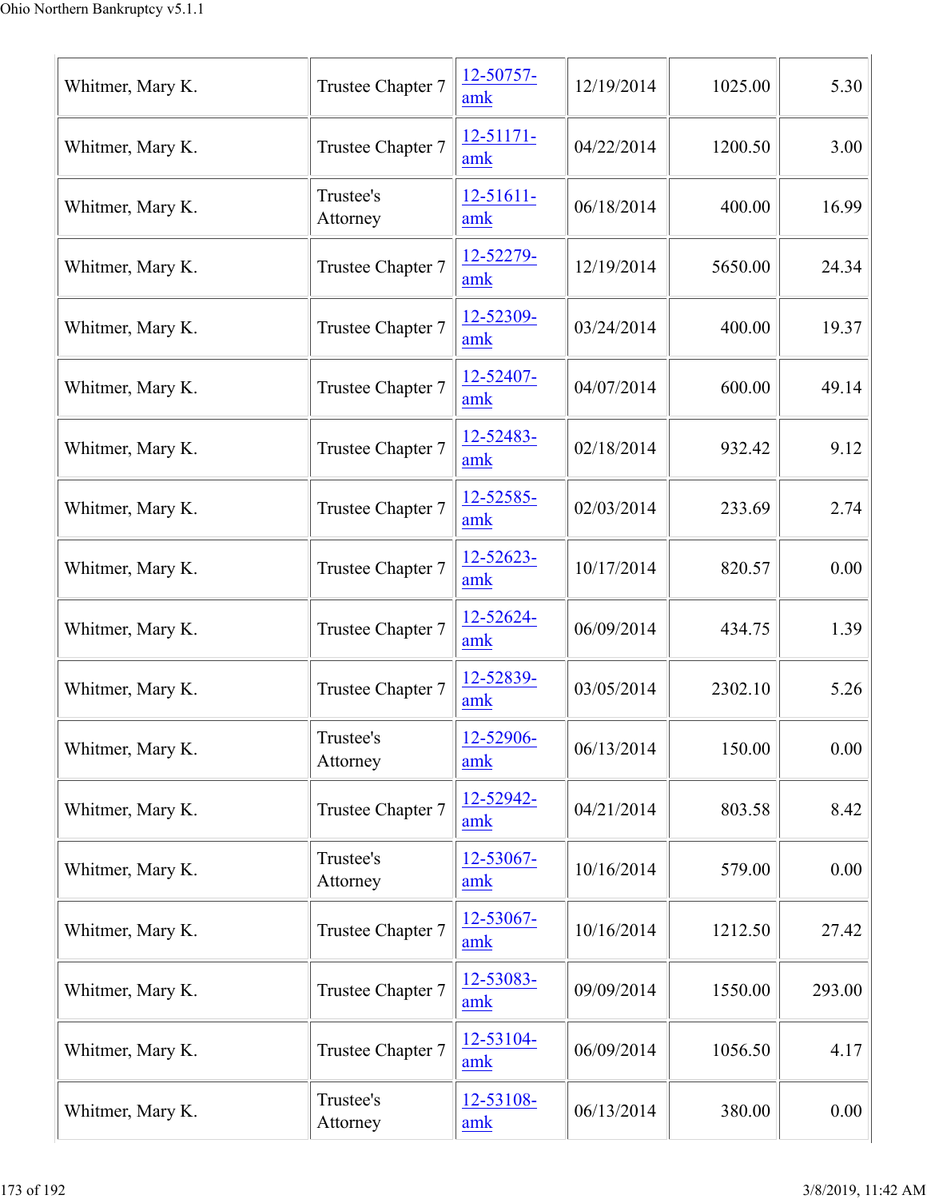| | | | | | |
|---|---|---|---|---|---|
| Whitmer, Mary K. | Trustee Chapter 7 | 12-50757-amk | 12/19/2014 | 1025.00 | 5.30 |
| Whitmer, Mary K. | Trustee Chapter 7 | 12-51171-amk | 04/22/2014 | 1200.50 | 3.00 |
| Whitmer, Mary K. | Trustee's Attorney | 12-51611-amk | 06/18/2014 | 400.00 | 16.99 |
| Whitmer, Mary K. | Trustee Chapter 7 | 12-52279-amk | 12/19/2014 | 5650.00 | 24.34 |
| Whitmer, Mary K. | Trustee Chapter 7 | 12-52309-amk | 03/24/2014 | 400.00 | 19.37 |
| Whitmer, Mary K. | Trustee Chapter 7 | 12-52407-amk | 04/07/2014 | 600.00 | 49.14 |
| Whitmer, Mary K. | Trustee Chapter 7 | 12-52483-amk | 02/18/2014 | 932.42 | 9.12 |
| Whitmer, Mary K. | Trustee Chapter 7 | 12-52585-amk | 02/03/2014 | 233.69 | 2.74 |
| Whitmer, Mary K. | Trustee Chapter 7 | 12-52623-amk | 10/17/2014 | 820.57 | 0.00 |
| Whitmer, Mary K. | Trustee Chapter 7 | 12-52624-amk | 06/09/2014 | 434.75 | 1.39 |
| Whitmer, Mary K. | Trustee Chapter 7 | 12-52839-amk | 03/05/2014 | 2302.10 | 5.26 |
| Whitmer, Mary K. | Trustee's Attorney | 12-52906-amk | 06/13/2014 | 150.00 | 0.00 |
| Whitmer, Mary K. | Trustee Chapter 7 | 12-52942-amk | 04/21/2014 | 803.58 | 8.42 |
| Whitmer, Mary K. | Trustee's Attorney | 12-53067-amk | 10/16/2014 | 579.00 | 0.00 |
| Whitmer, Mary K. | Trustee Chapter 7 | 12-53067-amk | 10/16/2014 | 1212.50 | 27.42 |
| Whitmer, Mary K. | Trustee Chapter 7 | 12-53083-amk | 09/09/2014 | 1550.00 | 293.00 |
| Whitmer, Mary K. | Trustee Chapter 7 | 12-53104-amk | 06/09/2014 | 1056.50 | 4.17 |
| Whitmer, Mary K. | Trustee's Attorney | 12-53108-amk | 06/13/2014 | 380.00 | 0.00 |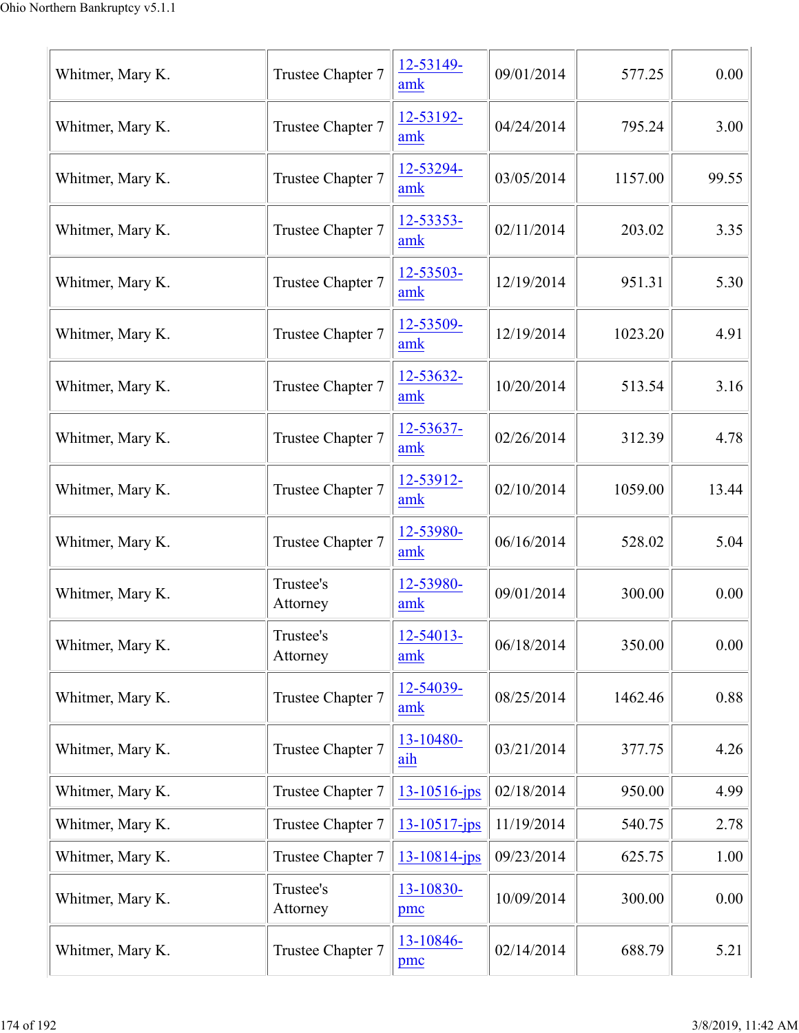| | | | | | |
|---|---|---|---|---|---|
| Whitmer, Mary K. | Trustee Chapter 7 | 12-53149-amk | 09/01/2014 | 577.25 | 0.00 |
| Whitmer, Mary K. | Trustee Chapter 7 | 12-53192-amk | 04/24/2014 | 795.24 | 3.00 |
| Whitmer, Mary K. | Trustee Chapter 7 | 12-53294-amk | 03/05/2014 | 1157.00 | 99.55 |
| Whitmer, Mary K. | Trustee Chapter 7 | 12-53353-amk | 02/11/2014 | 203.02 | 3.35 |
| Whitmer, Mary K. | Trustee Chapter 7 | 12-53503-amk | 12/19/2014 | 951.31 | 5.30 |
| Whitmer, Mary K. | Trustee Chapter 7 | 12-53509-amk | 12/19/2014 | 1023.20 | 4.91 |
| Whitmer, Mary K. | Trustee Chapter 7 | 12-53632-amk | 10/20/2014 | 513.54 | 3.16 |
| Whitmer, Mary K. | Trustee Chapter 7 | 12-53637-amk | 02/26/2014 | 312.39 | 4.78 |
| Whitmer, Mary K. | Trustee Chapter 7 | 12-53912-amk | 02/10/2014 | 1059.00 | 13.44 |
| Whitmer, Mary K. | Trustee Chapter 7 | 12-53980-amk | 06/16/2014 | 528.02 | 5.04 |
| Whitmer, Mary K. | Trustee's Attorney | 12-53980-amk | 09/01/2014 | 300.00 | 0.00 |
| Whitmer, Mary K. | Trustee's Attorney | 12-54013-amk | 06/18/2014 | 350.00 | 0.00 |
| Whitmer, Mary K. | Trustee Chapter 7 | 12-54039-amk | 08/25/2014 | 1462.46 | 0.88 |
| Whitmer, Mary K. | Trustee Chapter 7 | 13-10480-aih | 03/21/2014 | 377.75 | 4.26 |
| Whitmer, Mary K. | Trustee Chapter 7 | 13-10516-jps | 02/18/2014 | 950.00 | 4.99 |
| Whitmer, Mary K. | Trustee Chapter 7 | 13-10517-jps | 11/19/2014 | 540.75 | 2.78 |
| Whitmer, Mary K. | Trustee Chapter 7 | 13-10814-jps | 09/23/2014 | 625.75 | 1.00 |
| Whitmer, Mary K. | Trustee's Attorney | 13-10830-pmc | 10/09/2014 | 300.00 | 0.00 |
| Whitmer, Mary K. | Trustee Chapter 7 | 13-10846-pmc | 02/14/2014 | 688.79 | 5.21 |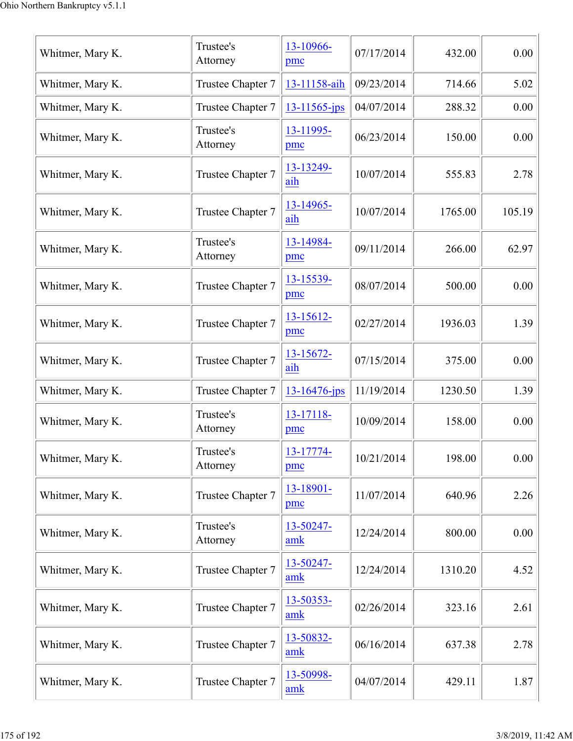| Whitmer, Mary K. | Trustee's Attorney | 13-10966-pmc | 07/17/2014 | 432.00 | 0.00 |
|---|---|---|---|---|---|
| Whitmer, Mary K. | Trustee Chapter 7 | 13-11158-aih | 09/23/2014 | 714.66 | 5.02 |
| Whitmer, Mary K. | Trustee Chapter 7 | 13-11565-jps | 04/07/2014 | 288.32 | 0.00 |
| Whitmer, Mary K. | Trustee's Attorney | 13-11995-pmc | 06/23/2014 | 150.00 | 0.00 |
| Whitmer, Mary K. | Trustee Chapter 7 | 13-13249-aih | 10/07/2014 | 555.83 | 2.78 |
| Whitmer, Mary K. | Trustee Chapter 7 | 13-14965-aih | 10/07/2014 | 1765.00 | 105.19 |
| Whitmer, Mary K. | Trustee's Attorney | 13-14984-pmc | 09/11/2014 | 266.00 | 62.97 |
| Whitmer, Mary K. | Trustee Chapter 7 | 13-15539-pmc | 08/07/2014 | 500.00 | 0.00 |
| Whitmer, Mary K. | Trustee Chapter 7 | 13-15612-pmc | 02/27/2014 | 1936.03 | 1.39 |
| Whitmer, Mary K. | Trustee Chapter 7 | 13-15672-aih | 07/15/2014 | 375.00 | 0.00 |
| Whitmer, Mary K. | Trustee Chapter 7 | 13-16476-jps | 11/19/2014 | 1230.50 | 1.39 |
| Whitmer, Mary K. | Trustee's Attorney | 13-17118-pmc | 10/09/2014 | 158.00 | 0.00 |
| Whitmer, Mary K. | Trustee's Attorney | 13-17774-pmc | 10/21/2014 | 198.00 | 0.00 |
| Whitmer, Mary K. | Trustee Chapter 7 | 13-18901-pmc | 11/07/2014 | 640.96 | 2.26 |
| Whitmer, Mary K. | Trustee's Attorney | 13-50247-amk | 12/24/2014 | 800.00 | 0.00 |
| Whitmer, Mary K. | Trustee Chapter 7 | 13-50247-amk | 12/24/2014 | 1310.20 | 4.52 |
| Whitmer, Mary K. | Trustee Chapter 7 | 13-50353-amk | 02/26/2014 | 323.16 | 2.61 |
| Whitmer, Mary K. | Trustee Chapter 7 | 13-50832-amk | 06/16/2014 | 637.38 | 2.78 |
| Whitmer, Mary K. | Trustee Chapter 7 | 13-50998-amk | 04/07/2014 | 429.11 | 1.87 |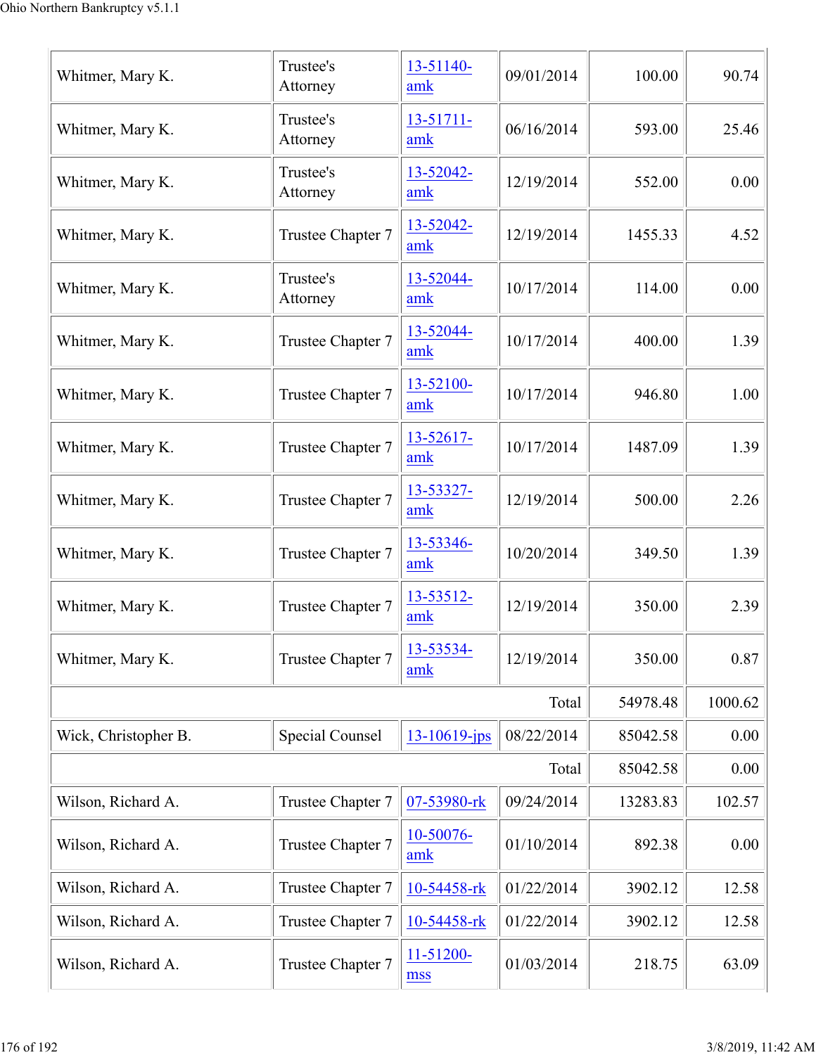| Whitmer, Mary K. | Trustee's Attorney | 13-51140-amk | 09/01/2014 | 100.00 | 90.74 |
|---|---|---|---|---|---|
| Whitmer, Mary K. | Trustee's Attorney | 13-51711-amk | 06/16/2014 | 593.00 | 25.46 |
| Whitmer, Mary K. | Trustee's Attorney | 13-52042-amk | 12/19/2014 | 552.00 | 0.00 |
| Whitmer, Mary K. | Trustee Chapter 7 | 13-52042-amk | 12/19/2014 | 1455.33 | 4.52 |
| Whitmer, Mary K. | Trustee's Attorney | 13-52044-amk | 10/17/2014 | 114.00 | 0.00 |
| Whitmer, Mary K. | Trustee Chapter 7 | 13-52044-amk | 10/17/2014 | 400.00 | 1.39 |
| Whitmer, Mary K. | Trustee Chapter 7 | 13-52100-amk | 10/17/2014 | 946.80 | 1.00 |
| Whitmer, Mary K. | Trustee Chapter 7 | 13-52617-amk | 10/17/2014 | 1487.09 | 1.39 |
| Whitmer, Mary K. | Trustee Chapter 7 | 13-53327-amk | 12/19/2014 | 500.00 | 2.26 |
| Whitmer, Mary K. | Trustee Chapter 7 | 13-53346-amk | 10/20/2014 | 349.50 | 1.39 |
| Whitmer, Mary K. | Trustee Chapter 7 | 13-53512-amk | 12/19/2014 | 350.00 | 2.39 |
| Whitmer, Mary K. | Trustee Chapter 7 | 13-53534-amk | 12/19/2014 | 350.00 | 0.87 |
| | | | Total | 54978.48 | 1000.62 |
| Wick, Christopher B. | Special Counsel | 13-10619-jps | 08/22/2014 | 85042.58 | 0.00 |
| | | | Total | 85042.58 | 0.00 |
| Wilson, Richard A. | Trustee Chapter 7 | 07-53980-rk | 09/24/2014 | 13283.83 | 102.57 |
| Wilson, Richard A. | Trustee Chapter 7 | 10-50076-amk | 01/10/2014 | 892.38 | 0.00 |
| Wilson, Richard A. | Trustee Chapter 7 | 10-54458-rk | 01/22/2014 | 3902.12 | 12.58 |
| Wilson, Richard A. | Trustee Chapter 7 | 10-54458-rk | 01/22/2014 | 3902.12 | 12.58 |
| Wilson, Richard A. | Trustee Chapter 7 | 11-51200-mss | 01/03/2014 | 218.75 | 63.09 |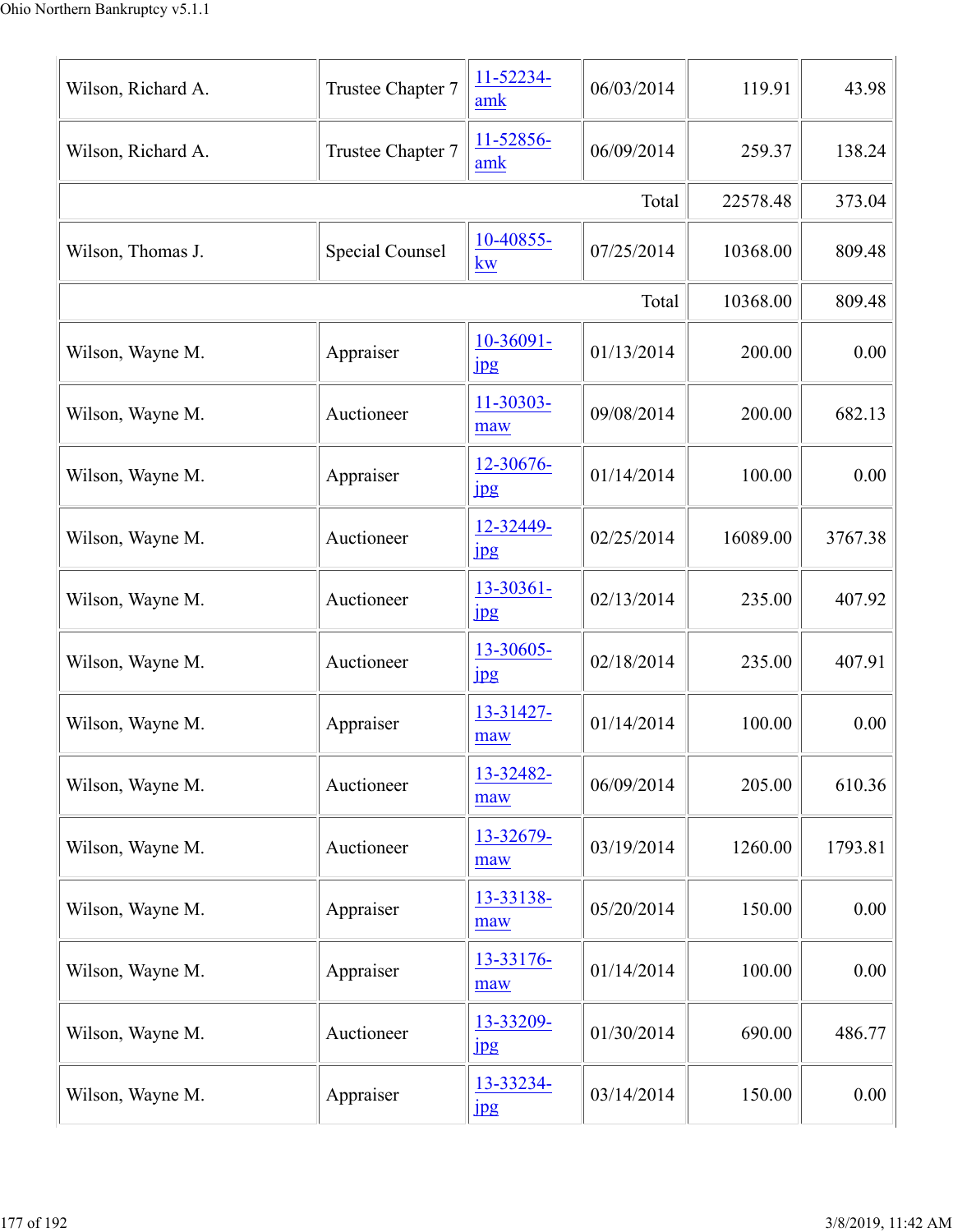| | | | | | |
|---|---|---|---|---|---|
| Wilson, Richard A. | Trustee Chapter 7 | 11-52234-amk | 06/03/2014 | 119.91 | 43.98 |
| Wilson, Richard A. | Trustee Chapter 7 | 11-52856-amk | 06/09/2014 | 259.37 | 138.24 |
| | | | Total | 22578.48 | 373.04 |
| Wilson, Thomas J. | Special Counsel | 10-40855-kw | 07/25/2014 | 10368.00 | 809.48 |
| | | | Total | 10368.00 | 809.48 |
| Wilson, Wayne M. | Appraiser | 10-36091-jpg | 01/13/2014 | 200.00 | 0.00 |
| Wilson, Wayne M. | Auctioneer | 11-30303-maw | 09/08/2014 | 200.00 | 682.13 |
| Wilson, Wayne M. | Appraiser | 12-30676-jpg | 01/14/2014 | 100.00 | 0.00 |
| Wilson, Wayne M. | Auctioneer | 12-32449-jpg | 02/25/2014 | 16089.00 | 3767.38 |
| Wilson, Wayne M. | Auctioneer | 13-30361-jpg | 02/13/2014 | 235.00 | 407.92 |
| Wilson, Wayne M. | Auctioneer | 13-30605-jpg | 02/18/2014 | 235.00 | 407.91 |
| Wilson, Wayne M. | Appraiser | 13-31427-maw | 01/14/2014 | 100.00 | 0.00 |
| Wilson, Wayne M. | Auctioneer | 13-32482-maw | 06/09/2014 | 205.00 | 610.36 |
| Wilson, Wayne M. | Auctioneer | 13-32679-maw | 03/19/2014 | 1260.00 | 1793.81 |
| Wilson, Wayne M. | Appraiser | 13-33138-maw | 05/20/2014 | 150.00 | 0.00 |
| Wilson, Wayne M. | Appraiser | 13-33176-maw | 01/14/2014 | 100.00 | 0.00 |
| Wilson, Wayne M. | Auctioneer | 13-33209-jpg | 01/30/2014 | 690.00 | 486.77 |
| Wilson, Wayne M. | Appraiser | 13-33234-jpg | 03/14/2014 | 150.00 | 0.00 |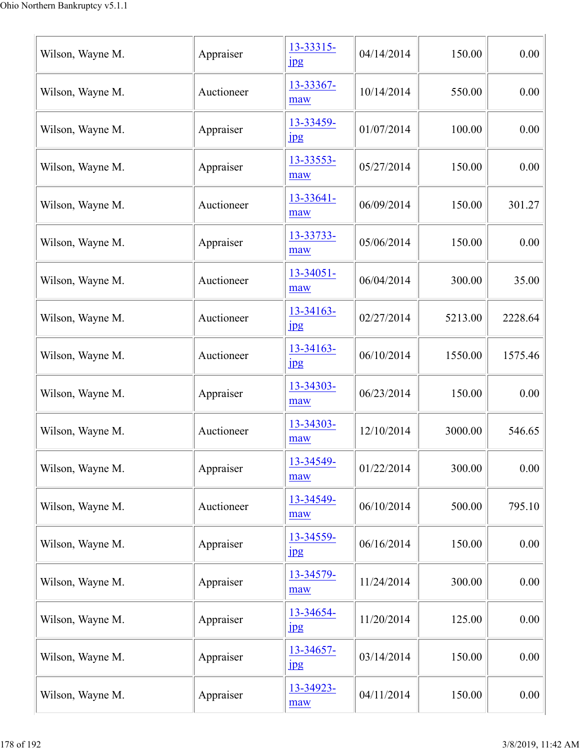| | | | | | |
|---|---|---|---|---|---|
| Wilson, Wayne M. | Appraiser | 13-33315-jpg | 04/14/2014 | 150.00 | 0.00 |
| Wilson, Wayne M. | Auctioneer | 13-33367-maw | 10/14/2014 | 550.00 | 0.00 |
| Wilson, Wayne M. | Appraiser | 13-33459-jpg | 01/07/2014 | 100.00 | 0.00 |
| Wilson, Wayne M. | Appraiser | 13-33553-maw | 05/27/2014 | 150.00 | 0.00 |
| Wilson, Wayne M. | Auctioneer | 13-33641-maw | 06/09/2014 | 150.00 | 301.27 |
| Wilson, Wayne M. | Appraiser | 13-33733-maw | 05/06/2014 | 150.00 | 0.00 |
| Wilson, Wayne M. | Auctioneer | 13-34051-maw | 06/04/2014 | 300.00 | 35.00 |
| Wilson, Wayne M. | Auctioneer | 13-34163-jpg | 02/27/2014 | 5213.00 | 2228.64 |
| Wilson, Wayne M. | Auctioneer | 13-34163-jpg | 06/10/2014 | 1550.00 | 1575.46 |
| Wilson, Wayne M. | Appraiser | 13-34303-maw | 06/23/2014 | 150.00 | 0.00 |
| Wilson, Wayne M. | Auctioneer | 13-34303-maw | 12/10/2014 | 3000.00 | 546.65 |
| Wilson, Wayne M. | Appraiser | 13-34549-maw | 01/22/2014 | 300.00 | 0.00 |
| Wilson, Wayne M. | Auctioneer | 13-34549-maw | 06/10/2014 | 500.00 | 795.10 |
| Wilson, Wayne M. | Appraiser | 13-34559-jpg | 06/16/2014 | 150.00 | 0.00 |
| Wilson, Wayne M. | Appraiser | 13-34579-maw | 11/24/2014 | 300.00 | 0.00 |
| Wilson, Wayne M. | Appraiser | 13-34654-jpg | 11/20/2014 | 125.00 | 0.00 |
| Wilson, Wayne M. | Appraiser | 13-34657-jpg | 03/14/2014 | 150.00 | 0.00 |
| Wilson, Wayne M. | Appraiser | 13-34923-maw | 04/11/2014 | 150.00 | 0.00 |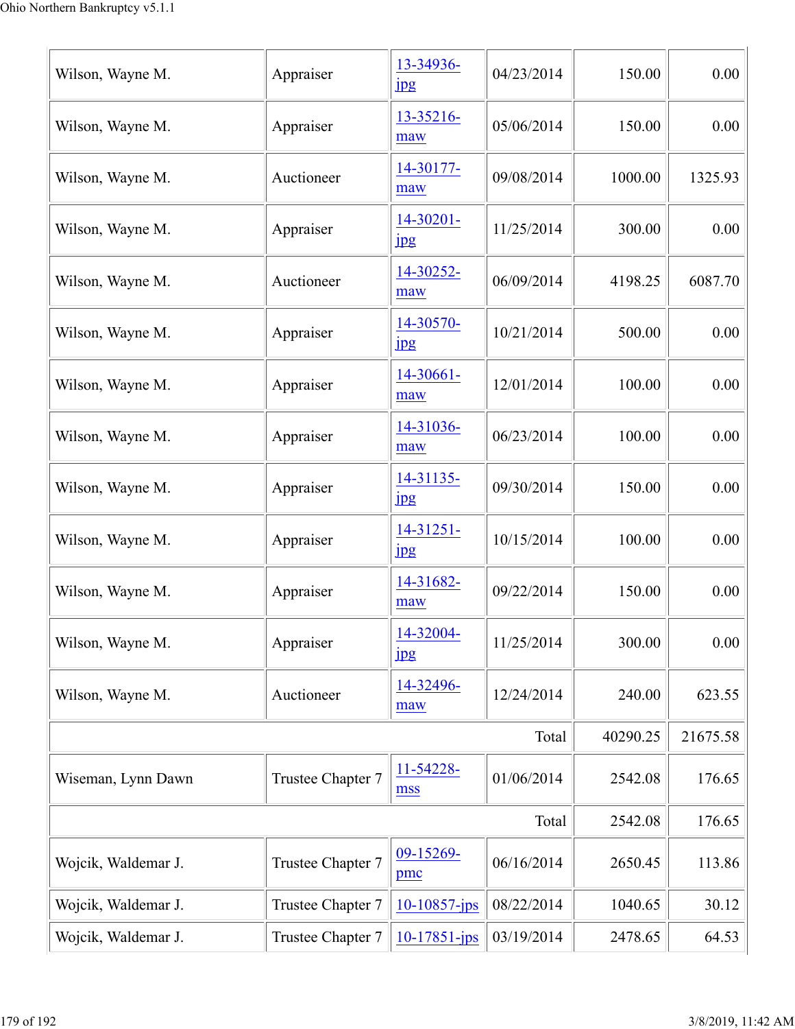| | | | | | |
|---|---|---|---|---|---|
| Wilson, Wayne M. | Appraiser | 13-34936-jpg | 04/23/2014 | 150.00 | 0.00 |
| Wilson, Wayne M. | Appraiser | 13-35216-maw | 05/06/2014 | 150.00 | 0.00 |
| Wilson, Wayne M. | Auctioneer | 14-30177-maw | 09/08/2014 | 1000.00 | 1325.93 |
| Wilson, Wayne M. | Appraiser | 14-30201-jpg | 11/25/2014 | 300.00 | 0.00 |
| Wilson, Wayne M. | Auctioneer | 14-30252-maw | 06/09/2014 | 4198.25 | 6087.70 |
| Wilson, Wayne M. | Appraiser | 14-30570-jpg | 10/21/2014 | 500.00 | 0.00 |
| Wilson, Wayne M. | Appraiser | 14-30661-maw | 12/01/2014 | 100.00 | 0.00 |
| Wilson, Wayne M. | Appraiser | 14-31036-maw | 06/23/2014 | 100.00 | 0.00 |
| Wilson, Wayne M. | Appraiser | 14-31135-jpg | 09/30/2014 | 150.00 | 0.00 |
| Wilson, Wayne M. | Appraiser | 14-31251-jpg | 10/15/2014 | 100.00 | 0.00 |
| Wilson, Wayne M. | Appraiser | 14-31682-maw | 09/22/2014 | 150.00 | 0.00 |
| Wilson, Wayne M. | Appraiser | 14-32004-jpg | 11/25/2014 | 300.00 | 0.00 |
| Wilson, Wayne M. | Auctioneer | 14-32496-maw | 12/24/2014 | 240.00 | 623.55 |
| | | | Total | 40290.25 | 21675.58 |
| Wiseman, Lynn Dawn | Trustee Chapter 7 | 11-54228-mss | 01/06/2014 | 2542.08 | 176.65 |
| | | | Total | 2542.08 | 176.65 |
| Wojcik, Waldemar J. | Trustee Chapter 7 | 09-15269-pmc | 06/16/2014 | 2650.45 | 113.86 |
| Wojcik, Waldemar J. | Trustee Chapter 7 | 10-10857-jps | 08/22/2014 | 1040.65 | 30.12 |
| Wojcik, Waldemar J. | Trustee Chapter 7 | 10-17851-jps | 03/19/2014 | 2478.65 | 64.53 |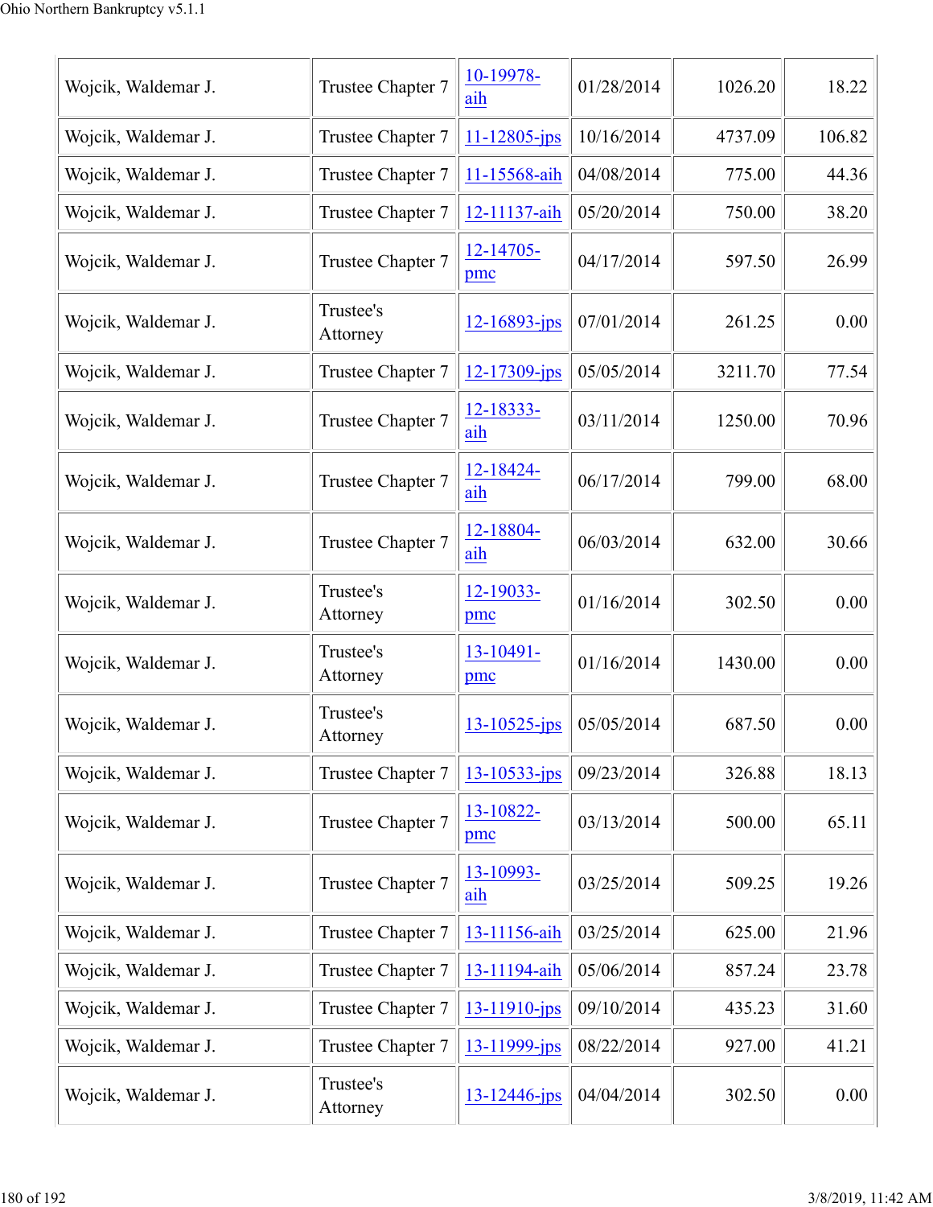| | | | | | |
|---|---|---|---|---|---|
| Wojcik, Waldemar J. | Trustee Chapter 7 | 10-19978-aih | 01/28/2014 | 1026.20 | 18.22 |
| Wojcik, Waldemar J. | Trustee Chapter 7 | 11-12805-jps | 10/16/2014 | 4737.09 | 106.82 |
| Wojcik, Waldemar J. | Trustee Chapter 7 | 11-15568-aih | 04/08/2014 | 775.00 | 44.36 |
| Wojcik, Waldemar J. | Trustee Chapter 7 | 12-11137-aih | 05/20/2014 | 750.00 | 38.20 |
| Wojcik, Waldemar J. | Trustee Chapter 7 | 12-14705-pmc | 04/17/2014 | 597.50 | 26.99 |
| Wojcik, Waldemar J. | Trustee's Attorney | 12-16893-jps | 07/01/2014 | 261.25 | 0.00 |
| Wojcik, Waldemar J. | Trustee Chapter 7 | 12-17309-jps | 05/05/2014 | 3211.70 | 77.54 |
| Wojcik, Waldemar J. | Trustee Chapter 7 | 12-18333-aih | 03/11/2014 | 1250.00 | 70.96 |
| Wojcik, Waldemar J. | Trustee Chapter 7 | 12-18424-aih | 06/17/2014 | 799.00 | 68.00 |
| Wojcik, Waldemar J. | Trustee Chapter 7 | 12-18804-aih | 06/03/2014 | 632.00 | 30.66 |
| Wojcik, Waldemar J. | Trustee's Attorney | 12-19033-pmc | 01/16/2014 | 302.50 | 0.00 |
| Wojcik, Waldemar J. | Trustee's Attorney | 13-10491-pmc | 01/16/2014 | 1430.00 | 0.00 |
| Wojcik, Waldemar J. | Trustee's Attorney | 13-10525-jps | 05/05/2014 | 687.50 | 0.00 |
| Wojcik, Waldemar J. | Trustee Chapter 7 | 13-10533-jps | 09/23/2014 | 326.88 | 18.13 |
| Wojcik, Waldemar J. | Trustee Chapter 7 | 13-10822-pmc | 03/13/2014 | 500.00 | 65.11 |
| Wojcik, Waldemar J. | Trustee Chapter 7 | 13-10993-aih | 03/25/2014 | 509.25 | 19.26 |
| Wojcik, Waldemar J. | Trustee Chapter 7 | 13-11156-aih | 03/25/2014 | 625.00 | 21.96 |
| Wojcik, Waldemar J. | Trustee Chapter 7 | 13-11194-aih | 05/06/2014 | 857.24 | 23.78 |
| Wojcik, Waldemar J. | Trustee Chapter 7 | 13-11910-jps | 09/10/2014 | 435.23 | 31.60 |
| Wojcik, Waldemar J. | Trustee Chapter 7 | 13-11999-jps | 08/22/2014 | 927.00 | 41.21 |
| Wojcik, Waldemar J. | Trustee's Attorney | 13-12446-jps | 04/04/2014 | 302.50 | 0.00 |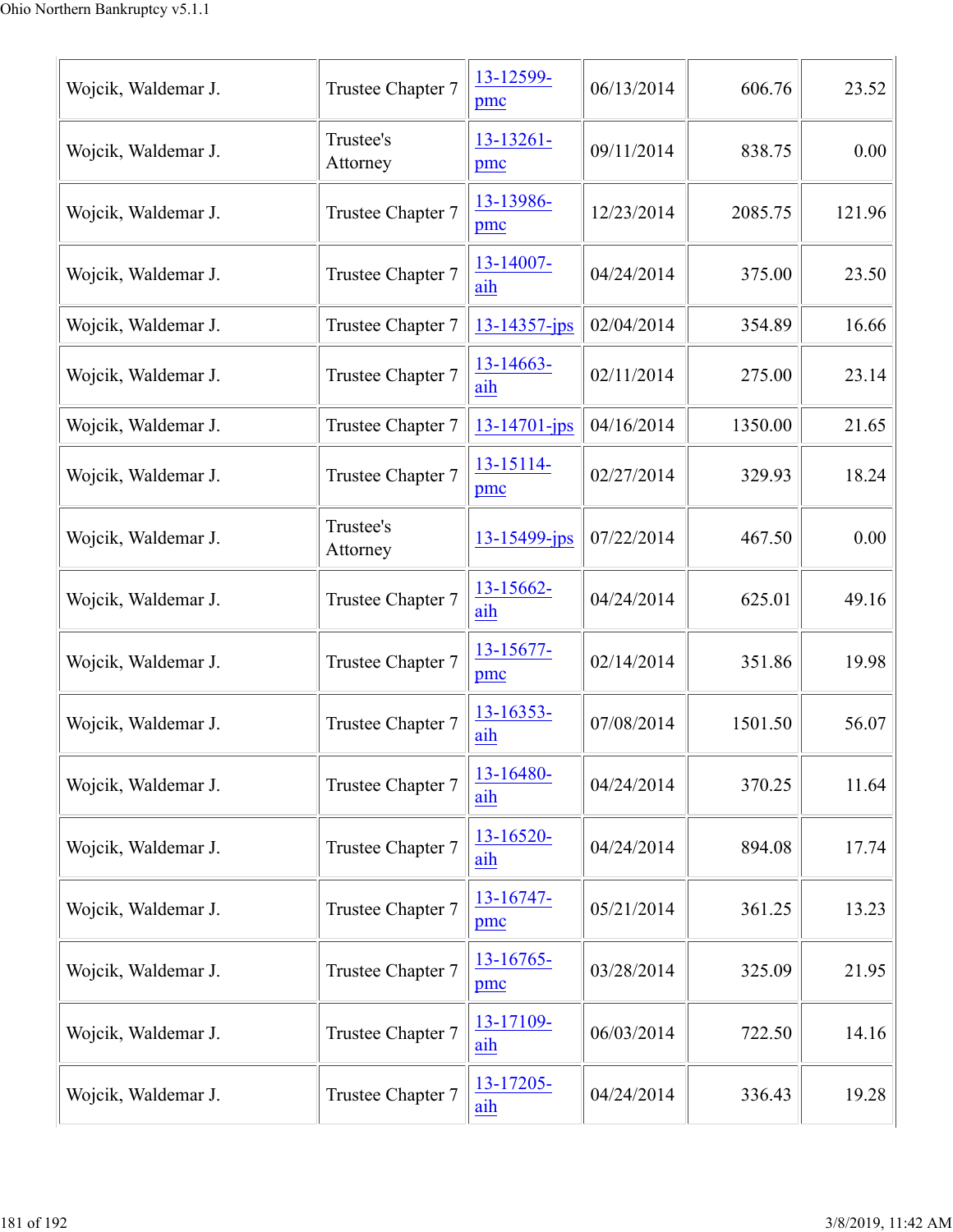| | | | | | |
|---|---|---|---|---|---|
| Wojcik, Waldemar J. | Trustee Chapter 7 | 13-12599-pmc | 06/13/2014 | 606.76 | 23.52 |
| Wojcik, Waldemar J. | Trustee's Attorney | 13-13261-pmc | 09/11/2014 | 838.75 | 0.00 |
| Wojcik, Waldemar J. | Trustee Chapter 7 | 13-13986-pmc | 12/23/2014 | 2085.75 | 121.96 |
| Wojcik, Waldemar J. | Trustee Chapter 7 | 13-14007-aih | 04/24/2014 | 375.00 | 23.50 |
| Wojcik, Waldemar J. | Trustee Chapter 7 | 13-14357-jps | 02/04/2014 | 354.89 | 16.66 |
| Wojcik, Waldemar J. | Trustee Chapter 7 | 13-14663-aih | 02/11/2014 | 275.00 | 23.14 |
| Wojcik, Waldemar J. | Trustee Chapter 7 | 13-14701-jps | 04/16/2014 | 1350.00 | 21.65 |
| Wojcik, Waldemar J. | Trustee Chapter 7 | 13-15114-pmc | 02/27/2014 | 329.93 | 18.24 |
| Wojcik, Waldemar J. | Trustee's Attorney | 13-15499-jps | 07/22/2014 | 467.50 | 0.00 |
| Wojcik, Waldemar J. | Trustee Chapter 7 | 13-15662-aih | 04/24/2014 | 625.01 | 49.16 |
| Wojcik, Waldemar J. | Trustee Chapter 7 | 13-15677-pmc | 02/14/2014 | 351.86 | 19.98 |
| Wojcik, Waldemar J. | Trustee Chapter 7 | 13-16353-aih | 07/08/2014 | 1501.50 | 56.07 |
| Wojcik, Waldemar J. | Trustee Chapter 7 | 13-16480-aih | 04/24/2014 | 370.25 | 11.64 |
| Wojcik, Waldemar J. | Trustee Chapter 7 | 13-16520-aih | 04/24/2014 | 894.08 | 17.74 |
| Wojcik, Waldemar J. | Trustee Chapter 7 | 13-16747-pmc | 05/21/2014 | 361.25 | 13.23 |
| Wojcik, Waldemar J. | Trustee Chapter 7 | 13-16765-pmc | 03/28/2014 | 325.09 | 21.95 |
| Wojcik, Waldemar J. | Trustee Chapter 7 | 13-17109-aih | 06/03/2014 | 722.50 | 14.16 |
| Wojcik, Waldemar J. | Trustee Chapter 7 | 13-17205-aih | 04/24/2014 | 336.43 | 19.28 |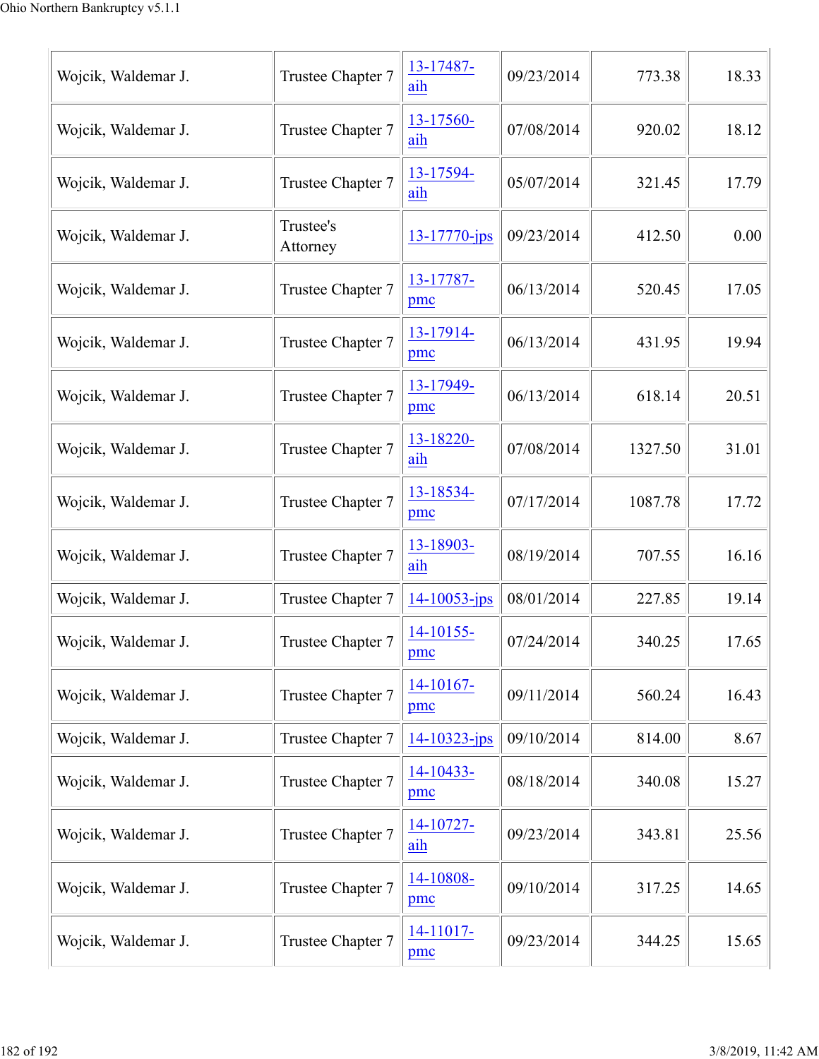| | | | | | |
|---|---|---|---|---|---|
| Wojcik, Waldemar J. | Trustee Chapter 7 | 13-17487-aih | 09/23/2014 | 773.38 | 18.33 |
| Wojcik, Waldemar J. | Trustee Chapter 7 | 13-17560-aih | 07/08/2014 | 920.02 | 18.12 |
| Wojcik, Waldemar J. | Trustee Chapter 7 | 13-17594-aih | 05/07/2014 | 321.45 | 17.79 |
| Wojcik, Waldemar J. | Trustee's Attorney | 13-17770-jps | 09/23/2014 | 412.50 | 0.00 |
| Wojcik, Waldemar J. | Trustee Chapter 7 | 13-17787-pmc | 06/13/2014 | 520.45 | 17.05 |
| Wojcik, Waldemar J. | Trustee Chapter 7 | 13-17914-pmc | 06/13/2014 | 431.95 | 19.94 |
| Wojcik, Waldemar J. | Trustee Chapter 7 | 13-17949-pmc | 06/13/2014 | 618.14 | 20.51 |
| Wojcik, Waldemar J. | Trustee Chapter 7 | 13-18220-aih | 07/08/2014 | 1327.50 | 31.01 |
| Wojcik, Waldemar J. | Trustee Chapter 7 | 13-18534-pmc | 07/17/2014 | 1087.78 | 17.72 |
| Wojcik, Waldemar J. | Trustee Chapter 7 | 13-18903-aih | 08/19/2014 | 707.55 | 16.16 |
| Wojcik, Waldemar J. | Trustee Chapter 7 | 14-10053-jps | 08/01/2014 | 227.85 | 19.14 |
| Wojcik, Waldemar J. | Trustee Chapter 7 | 14-10155-pmc | 07/24/2014 | 340.25 | 17.65 |
| Wojcik, Waldemar J. | Trustee Chapter 7 | 14-10167-pmc | 09/11/2014 | 560.24 | 16.43 |
| Wojcik, Waldemar J. | Trustee Chapter 7 | 14-10323-jps | 09/10/2014 | 814.00 | 8.67 |
| Wojcik, Waldemar J. | Trustee Chapter 7 | 14-10433-pmc | 08/18/2014 | 340.08 | 15.27 |
| Wojcik, Waldemar J. | Trustee Chapter 7 | 14-10727-aih | 09/23/2014 | 343.81 | 25.56 |
| Wojcik, Waldemar J. | Trustee Chapter 7 | 14-10808-pmc | 09/10/2014 | 317.25 | 14.65 |
| Wojcik, Waldemar J. | Trustee Chapter 7 | 14-11017-pmc | 09/23/2014 | 344.25 | 15.65 |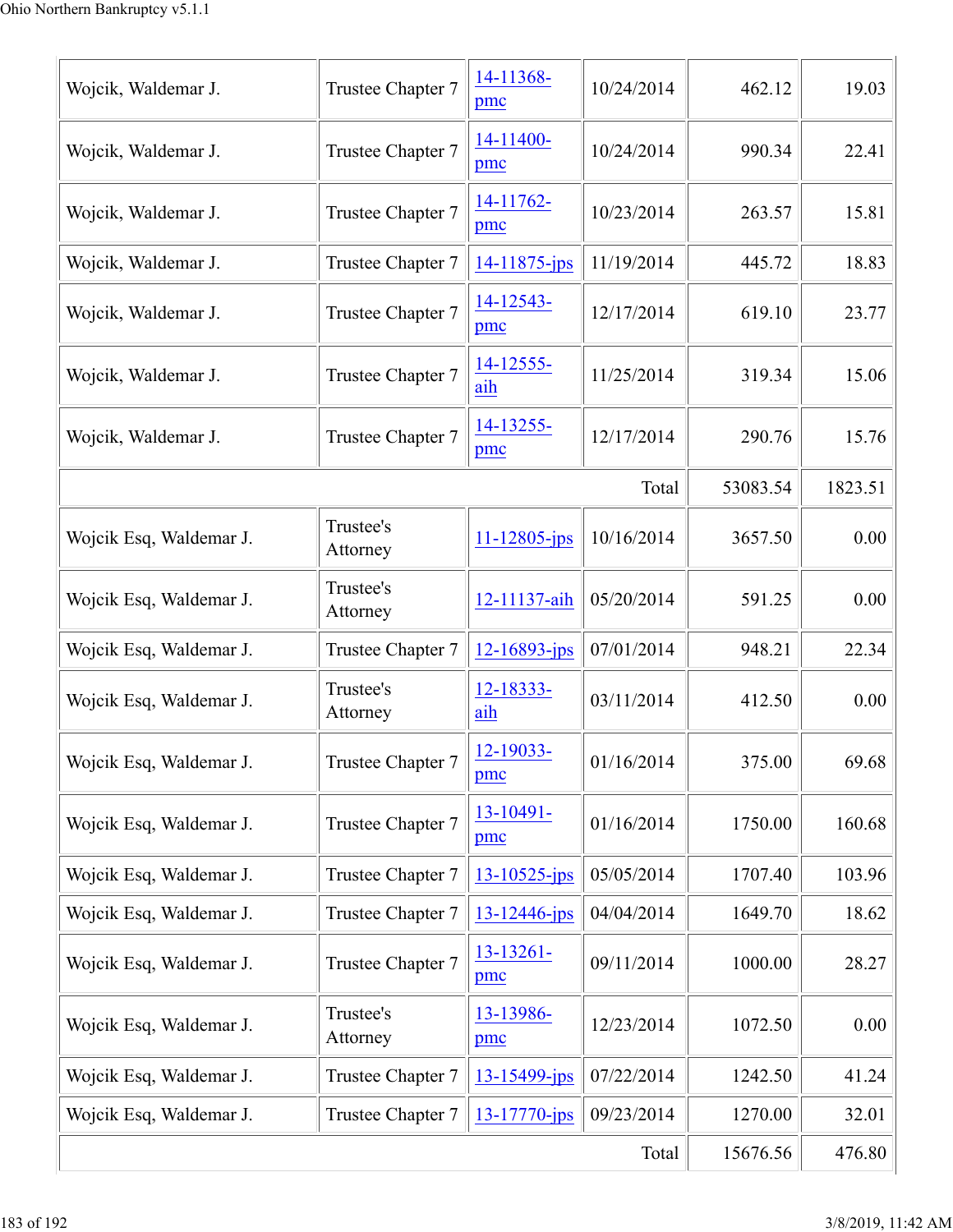| | | | | | |
|---|---|---|---|---|---|
| Wojcik, Waldemar J. | Trustee Chapter 7 | 14-11368-pmc | 10/24/2014 | 462.12 | 19.03 |
| Wojcik, Waldemar J. | Trustee Chapter 7 | 14-11400-pmc | 10/24/2014 | 990.34 | 22.41 |
| Wojcik, Waldemar J. | Trustee Chapter 7 | 14-11762-pmc | 10/23/2014 | 263.57 | 15.81 |
| Wojcik, Waldemar J. | Trustee Chapter 7 | 14-11875-jps | 11/19/2014 | 445.72 | 18.83 |
| Wojcik, Waldemar J. | Trustee Chapter 7 | 14-12543-pmc | 12/17/2014 | 619.10 | 23.77 |
| Wojcik, Waldemar J. | Trustee Chapter 7 | 14-12555-aih | 11/25/2014 | 319.34 | 15.06 |
| Wojcik, Waldemar J. | Trustee Chapter 7 | 14-13255-pmc | 12/17/2014 | 290.76 | 15.76 |
| | | | Total | 53083.54 | 1823.51 |
| Wojcik Esq, Waldemar J. | Trustee's Attorney | 11-12805-jps | 10/16/2014 | 3657.50 | 0.00 |
| Wojcik Esq, Waldemar J. | Trustee's Attorney | 12-11137-aih | 05/20/2014 | 591.25 | 0.00 |
| Wojcik Esq, Waldemar J. | Trustee Chapter 7 | 12-16893-jps | 07/01/2014 | 948.21 | 22.34 |
| Wojcik Esq, Waldemar J. | Trustee's Attorney | 12-18333-aih | 03/11/2014 | 412.50 | 0.00 |
| Wojcik Esq, Waldemar J. | Trustee Chapter 7 | 12-19033-pmc | 01/16/2014 | 375.00 | 69.68 |
| Wojcik Esq, Waldemar J. | Trustee Chapter 7 | 13-10491-pmc | 01/16/2014 | 1750.00 | 160.68 |
| Wojcik Esq, Waldemar J. | Trustee Chapter 7 | 13-10525-jps | 05/05/2014 | 1707.40 | 103.96 |
| Wojcik Esq, Waldemar J. | Trustee Chapter 7 | 13-12446-jps | 04/04/2014 | 1649.70 | 18.62 |
| Wojcik Esq, Waldemar J. | Trustee Chapter 7 | 13-13261-pmc | 09/11/2014 | 1000.00 | 28.27 |
| Wojcik Esq, Waldemar J. | Trustee's Attorney | 13-13986-pmc | 12/23/2014 | 1072.50 | 0.00 |
| Wojcik Esq, Waldemar J. | Trustee Chapter 7 | 13-15499-jps | 07/22/2014 | 1242.50 | 41.24 |
| Wojcik Esq, Waldemar J. | Trustee Chapter 7 | 13-17770-jps | 09/23/2014 | 1270.00 | 32.01 |
| | | | Total | 15676.56 | 476.80 |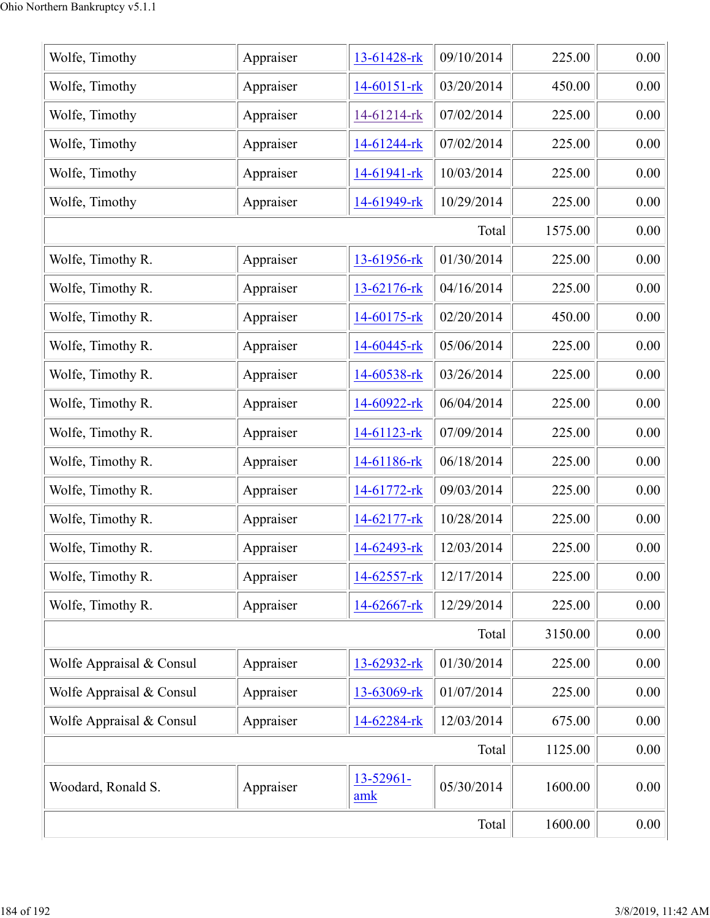| | | | | | |
|---|---|---|---|---|---|
| Wolfe, Timothy | Appraiser | 13-61428-rk | 09/10/2014 | 225.00 | 0.00 |
| Wolfe, Timothy | Appraiser | 14-60151-rk | 03/20/2014 | 450.00 | 0.00 |
| Wolfe, Timothy | Appraiser | 14-61214-rk | 07/02/2014 | 225.00 | 0.00 |
| Wolfe, Timothy | Appraiser | 14-61244-rk | 07/02/2014 | 225.00 | 0.00 |
| Wolfe, Timothy | Appraiser | 14-61941-rk | 10/03/2014 | 225.00 | 0.00 |
| Wolfe, Timothy | Appraiser | 14-61949-rk | 10/29/2014 | 225.00 | 0.00 |
| | | | Total | 1575.00 | 0.00 |
| Wolfe, Timothy R. | Appraiser | 13-61956-rk | 01/30/2014 | 225.00 | 0.00 |
| Wolfe, Timothy R. | Appraiser | 13-62176-rk | 04/16/2014 | 225.00 | 0.00 |
| Wolfe, Timothy R. | Appraiser | 14-60175-rk | 02/20/2014 | 450.00 | 0.00 |
| Wolfe, Timothy R. | Appraiser | 14-60445-rk | 05/06/2014 | 225.00 | 0.00 |
| Wolfe, Timothy R. | Appraiser | 14-60538-rk | 03/26/2014 | 225.00 | 0.00 |
| Wolfe, Timothy R. | Appraiser | 14-60922-rk | 06/04/2014 | 225.00 | 0.00 |
| Wolfe, Timothy R. | Appraiser | 14-61123-rk | 07/09/2014 | 225.00 | 0.00 |
| Wolfe, Timothy R. | Appraiser | 14-61186-rk | 06/18/2014 | 225.00 | 0.00 |
| Wolfe, Timothy R. | Appraiser | 14-61772-rk | 09/03/2014 | 225.00 | 0.00 |
| Wolfe, Timothy R. | Appraiser | 14-62177-rk | 10/28/2014 | 225.00 | 0.00 |
| Wolfe, Timothy R. | Appraiser | 14-62493-rk | 12/03/2014 | 225.00 | 0.00 |
| Wolfe, Timothy R. | Appraiser | 14-62557-rk | 12/17/2014 | 225.00 | 0.00 |
| Wolfe, Timothy R. | Appraiser | 14-62667-rk | 12/29/2014 | 225.00 | 0.00 |
| | | | Total | 3150.00 | 0.00 |
| Wolfe Appraisal & Consul | Appraiser | 13-62932-rk | 01/30/2014 | 225.00 | 0.00 |
| Wolfe Appraisal & Consul | Appraiser | 13-63069-rk | 01/07/2014 | 225.00 | 0.00 |
| Wolfe Appraisal & Consul | Appraiser | 14-62284-rk | 12/03/2014 | 675.00 | 0.00 |
| | | | Total | 1125.00 | 0.00 |
| Woodard, Ronald S. | Appraiser | 13-52961-amk | 05/30/2014 | 1600.00 | 0.00 |
| | | | Total | 1600.00 | 0.00 |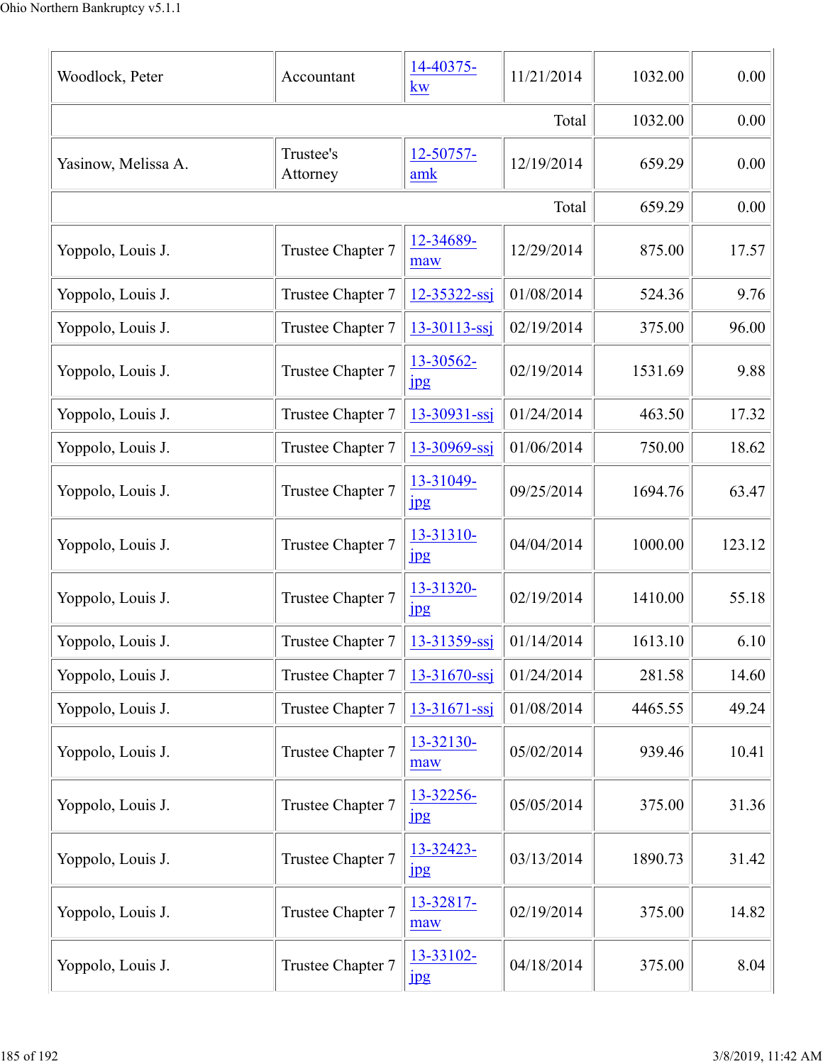| | | | | | |
|---|---|---|---|---|---|
| Woodlock, Peter | Accountant | 14-40375-kw | 11/21/2014 | 1032.00 | 0.00 |
| | | | Total | 1032.00 | 0.00 |
| Yasinow, Melissa A. | Trustee's Attorney | 12-50757-amk | 12/19/2014 | 659.29 | 0.00 |
| | | | Total | 659.29 | 0.00 |
| Yoppolo, Louis J. | Trustee Chapter 7 | 12-34689-maw | 12/29/2014 | 875.00 | 17.57 |
| Yoppolo, Louis J. | Trustee Chapter 7 | 12-35322-ssj | 01/08/2014 | 524.36 | 9.76 |
| Yoppolo, Louis J. | Trustee Chapter 7 | 13-30113-ssj | 02/19/2014 | 375.00 | 96.00 |
| Yoppolo, Louis J. | Trustee Chapter 7 | 13-30562-jpg | 02/19/2014 | 1531.69 | 9.88 |
| Yoppolo, Louis J. | Trustee Chapter 7 | 13-30931-ssj | 01/24/2014 | 463.50 | 17.32 |
| Yoppolo, Louis J. | Trustee Chapter 7 | 13-30969-ssj | 01/06/2014 | 750.00 | 18.62 |
| Yoppolo, Louis J. | Trustee Chapter 7 | 13-31049-jpg | 09/25/2014 | 1694.76 | 63.47 |
| Yoppolo, Louis J. | Trustee Chapter 7 | 13-31310-jpg | 04/04/2014 | 1000.00 | 123.12 |
| Yoppolo, Louis J. | Trustee Chapter 7 | 13-31320-jpg | 02/19/2014 | 1410.00 | 55.18 |
| Yoppolo, Louis J. | Trustee Chapter 7 | 13-31359-ssj | 01/14/2014 | 1613.10 | 6.10 |
| Yoppolo, Louis J. | Trustee Chapter 7 | 13-31670-ssj | 01/24/2014 | 281.58 | 14.60 |
| Yoppolo, Louis J. | Trustee Chapter 7 | 13-31671-ssj | 01/08/2014 | 4465.55 | 49.24 |
| Yoppolo, Louis J. | Trustee Chapter 7 | 13-32130-maw | 05/02/2014 | 939.46 | 10.41 |
| Yoppolo, Louis J. | Trustee Chapter 7 | 13-32256-jpg | 05/05/2014 | 375.00 | 31.36 |
| Yoppolo, Louis J. | Trustee Chapter 7 | 13-32423-jpg | 03/13/2014 | 1890.73 | 31.42 |
| Yoppolo, Louis J. | Trustee Chapter 7 | 13-32817-maw | 02/19/2014 | 375.00 | 14.82 |
| Yoppolo, Louis J. | Trustee Chapter 7 | 13-33102-jpg | 04/18/2014 | 375.00 | 8.04 |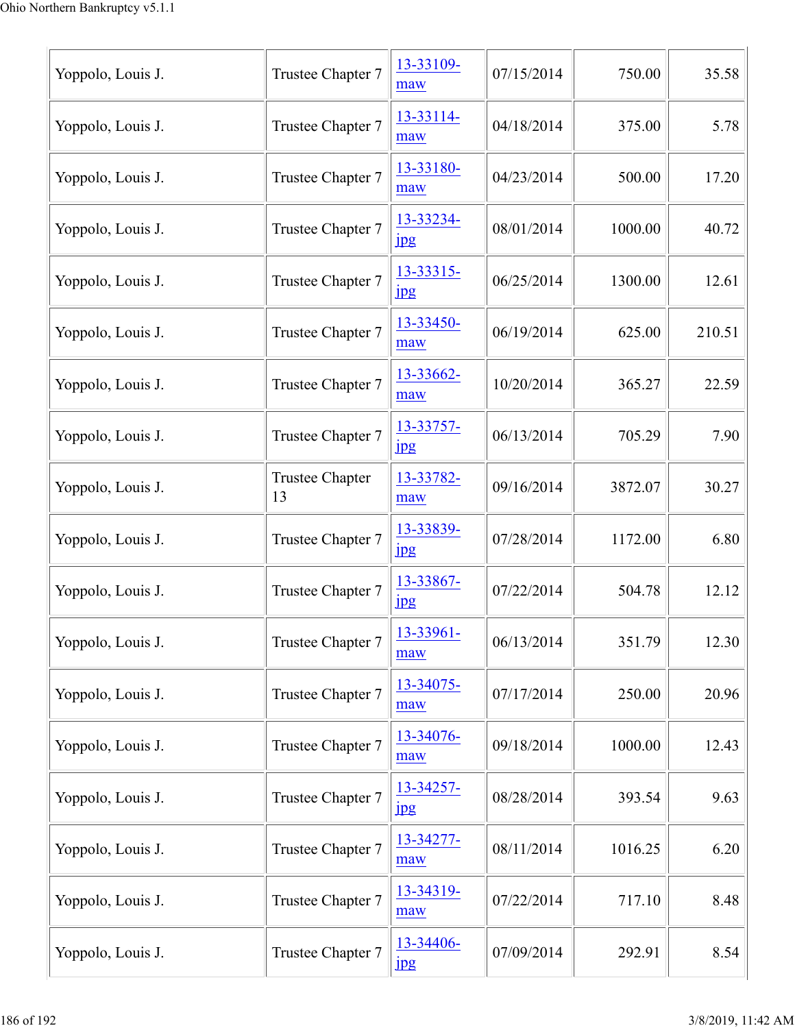| | | | | | |
|---|---|---|---|---|---|
| Yoppolo, Louis J. | Trustee Chapter 7 | 13-33109-maw | 07/15/2014 | 750.00 | 35.58 |
| Yoppolo, Louis J. | Trustee Chapter 7 | 13-33114-maw | 04/18/2014 | 375.00 | 5.78 |
| Yoppolo, Louis J. | Trustee Chapter 7 | 13-33180-maw | 04/23/2014 | 500.00 | 17.20 |
| Yoppolo, Louis J. | Trustee Chapter 7 | 13-33234-jpg | 08/01/2014 | 1000.00 | 40.72 |
| Yoppolo, Louis J. | Trustee Chapter 7 | 13-33315-jpg | 06/25/2014 | 1300.00 | 12.61 |
| Yoppolo, Louis J. | Trustee Chapter 7 | 13-33450-maw | 06/19/2014 | 625.00 | 210.51 |
| Yoppolo, Louis J. | Trustee Chapter 7 | 13-33662-maw | 10/20/2014 | 365.27 | 22.59 |
| Yoppolo, Louis J. | Trustee Chapter 7 | 13-33757-jpg | 06/13/2014 | 705.29 | 7.90 |
| Yoppolo, Louis J. | Trustee Chapter 13 | 13-33782-maw | 09/16/2014 | 3872.07 | 30.27 |
| Yoppolo, Louis J. | Trustee Chapter 7 | 13-33839-jpg | 07/28/2014 | 1172.00 | 6.80 |
| Yoppolo, Louis J. | Trustee Chapter 7 | 13-33867-jpg | 07/22/2014 | 504.78 | 12.12 |
| Yoppolo, Louis J. | Trustee Chapter 7 | 13-33961-maw | 06/13/2014 | 351.79 | 12.30 |
| Yoppolo, Louis J. | Trustee Chapter 7 | 13-34075-maw | 07/17/2014 | 250.00 | 20.96 |
| Yoppolo, Louis J. | Trustee Chapter 7 | 13-34076-maw | 09/18/2014 | 1000.00 | 12.43 |
| Yoppolo, Louis J. | Trustee Chapter 7 | 13-34257-jpg | 08/28/2014 | 393.54 | 9.63 |
| Yoppolo, Louis J. | Trustee Chapter 7 | 13-34277-maw | 08/11/2014 | 1016.25 | 6.20 |
| Yoppolo, Louis J. | Trustee Chapter 7 | 13-34319-maw | 07/22/2014 | 717.10 | 8.48 |
| Yoppolo, Louis J. | Trustee Chapter 7 | 13-34406-jpg | 07/09/2014 | 292.91 | 8.54 |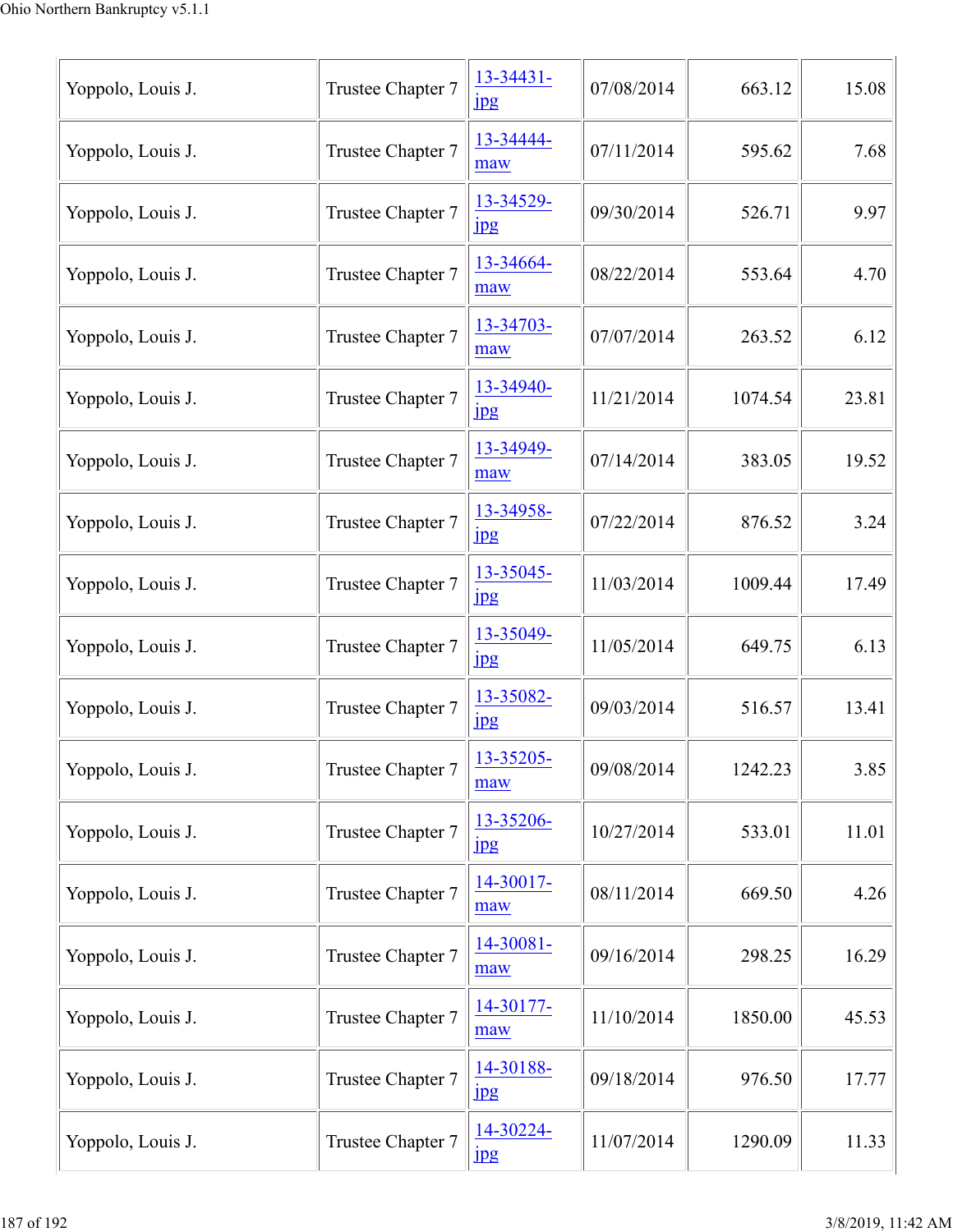| | | | | | |
|---|---|---|---|---|---|
| Yoppolo, Louis J. | Trustee Chapter 7 | 13-34431-jpg | 07/08/2014 | 663.12 | 15.08 |
| Yoppolo, Louis J. | Trustee Chapter 7 | 13-34444-maw | 07/11/2014 | 595.62 | 7.68 |
| Yoppolo, Louis J. | Trustee Chapter 7 | 13-34529-jpg | 09/30/2014 | 526.71 | 9.97 |
| Yoppolo, Louis J. | Trustee Chapter 7 | 13-34664-maw | 08/22/2014 | 553.64 | 4.70 |
| Yoppolo, Louis J. | Trustee Chapter 7 | 13-34703-maw | 07/07/2014 | 263.52 | 6.12 |
| Yoppolo, Louis J. | Trustee Chapter 7 | 13-34940-jpg | 11/21/2014 | 1074.54 | 23.81 |
| Yoppolo, Louis J. | Trustee Chapter 7 | 13-34949-maw | 07/14/2014 | 383.05 | 19.52 |
| Yoppolo, Louis J. | Trustee Chapter 7 | 13-34958-jpg | 07/22/2014 | 876.52 | 3.24 |
| Yoppolo, Louis J. | Trustee Chapter 7 | 13-35045-jpg | 11/03/2014 | 1009.44 | 17.49 |
| Yoppolo, Louis J. | Trustee Chapter 7 | 13-35049-jpg | 11/05/2014 | 649.75 | 6.13 |
| Yoppolo, Louis J. | Trustee Chapter 7 | 13-35082-jpg | 09/03/2014 | 516.57 | 13.41 |
| Yoppolo, Louis J. | Trustee Chapter 7 | 13-35205-maw | 09/08/2014 | 1242.23 | 3.85 |
| Yoppolo, Louis J. | Trustee Chapter 7 | 13-35206-jpg | 10/27/2014 | 533.01 | 11.01 |
| Yoppolo, Louis J. | Trustee Chapter 7 | 14-30017-maw | 08/11/2014 | 669.50 | 4.26 |
| Yoppolo, Louis J. | Trustee Chapter 7 | 14-30081-maw | 09/16/2014 | 298.25 | 16.29 |
| Yoppolo, Louis J. | Trustee Chapter 7 | 14-30177-maw | 11/10/2014 | 1850.00 | 45.53 |
| Yoppolo, Louis J. | Trustee Chapter 7 | 14-30188-jpg | 09/18/2014 | 976.50 | 17.77 |
| Yoppolo, Louis J. | Trustee Chapter 7 | 14-30224-jpg | 11/07/2014 | 1290.09 | 11.33 |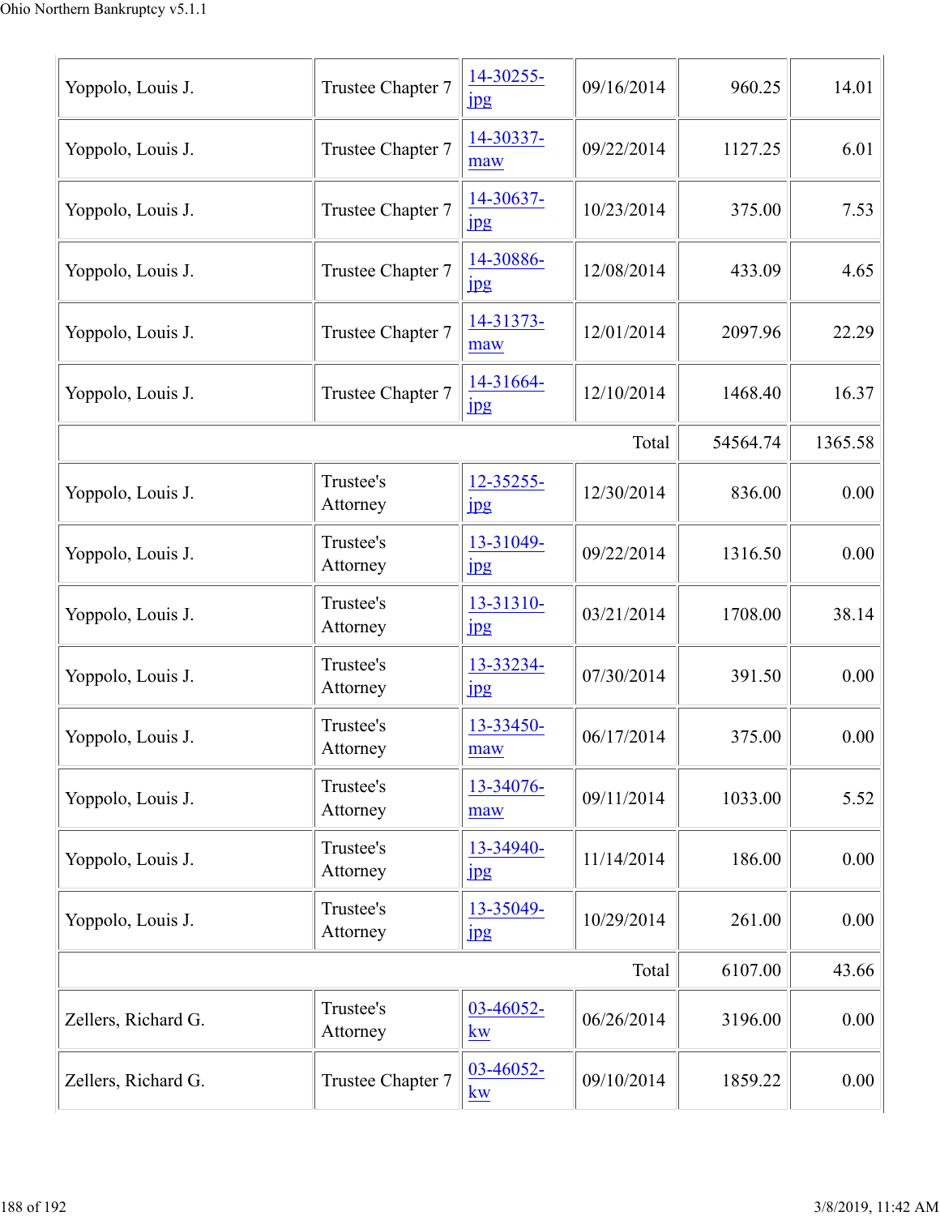| | | | | | |
|---|---|---|---|---|---|
| Yoppolo, Louis J. | Trustee Chapter 7 | 14-30255-jpg | 09/16/2014 | 960.25 | 14.01 |
| Yoppolo, Louis J. | Trustee Chapter 7 | 14-30337-maw | 09/22/2014 | 1127.25 | 6.01 |
| Yoppolo, Louis J. | Trustee Chapter 7 | 14-30637-jpg | 10/23/2014 | 375.00 | 7.53 |
| Yoppolo, Louis J. | Trustee Chapter 7 | 14-30886-jpg | 12/08/2014 | 433.09 | 4.65 |
| Yoppolo, Louis J. | Trustee Chapter 7 | 14-31373-maw | 12/01/2014 | 2097.96 | 22.29 |
| Yoppolo, Louis J. | Trustee Chapter 7 | 14-31664-jpg | 12/10/2014 | 1468.40 | 16.37 |
| | | | Total | 54564.74 | 1365.58 |
| Yoppolo, Louis J. | Trustee's Attorney | 12-35255-jpg | 12/30/2014 | 836.00 | 0.00 |
| Yoppolo, Louis J. | Trustee's Attorney | 13-31049-jpg | 09/22/2014 | 1316.50 | 0.00 |
| Yoppolo, Louis J. | Trustee's Attorney | 13-31310-jpg | 03/21/2014 | 1708.00 | 38.14 |
| Yoppolo, Louis J. | Trustee's Attorney | 13-33234-jpg | 07/30/2014 | 391.50 | 0.00 |
| Yoppolo, Louis J. | Trustee's Attorney | 13-33450-maw | 06/17/2014 | 375.00 | 0.00 |
| Yoppolo, Louis J. | Trustee's Attorney | 13-34076-maw | 09/11/2014 | 1033.00 | 5.52 |
| Yoppolo, Louis J. | Trustee's Attorney | 13-34940-jpg | 11/14/2014 | 186.00 | 0.00 |
| Yoppolo, Louis J. | Trustee's Attorney | 13-35049-jpg | 10/29/2014 | 261.00 | 0.00 |
| | | | Total | 6107.00 | 43.66 |
| Zellers, Richard G. | Trustee's Attorney | 03-46052-kw | 06/26/2014 | 3196.00 | 0.00 |
| Zellers, Richard G. | Trustee Chapter 7 | 03-46052-kw | 09/10/2014 | 1859.22 | 0.00 |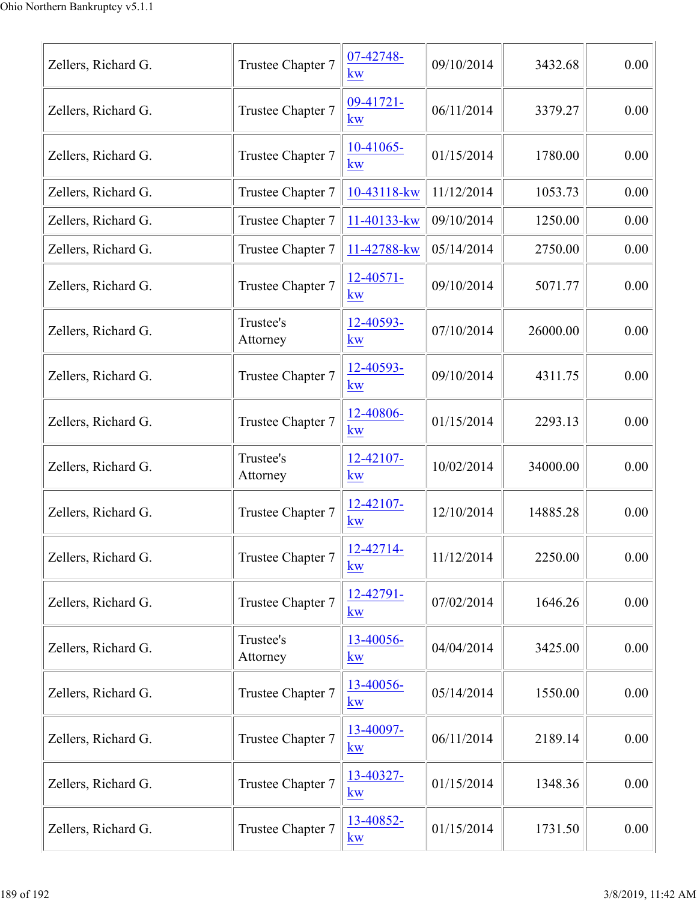| | | | | | |
|---|---|---|---|---|---|
| Zellers, Richard G. | Trustee Chapter 7 | 07-42748-kw | 09/10/2014 | 3432.68 | 0.00 |
| Zellers, Richard G. | Trustee Chapter 7 | 09-41721-kw | 06/11/2014 | 3379.27 | 0.00 |
| Zellers, Richard G. | Trustee Chapter 7 | 10-41065-kw | 01/15/2014 | 1780.00 | 0.00 |
| Zellers, Richard G. | Trustee Chapter 7 | 10-43118-kw | 11/12/2014 | 1053.73 | 0.00 |
| Zellers, Richard G. | Trustee Chapter 7 | 11-40133-kw | 09/10/2014 | 1250.00 | 0.00 |
| Zellers, Richard G. | Trustee Chapter 7 | 11-42788-kw | 05/14/2014 | 2750.00 | 0.00 |
| Zellers, Richard G. | Trustee Chapter 7 | 12-40571-kw | 09/10/2014 | 5071.77 | 0.00 |
| Zellers, Richard G. | Trustee's Attorney | 12-40593-kw | 07/10/2014 | 26000.00 | 0.00 |
| Zellers, Richard G. | Trustee Chapter 7 | 12-40593-kw | 09/10/2014 | 4311.75 | 0.00 |
| Zellers, Richard G. | Trustee Chapter 7 | 12-40806-kw | 01/15/2014 | 2293.13 | 0.00 |
| Zellers, Richard G. | Trustee's Attorney | 12-42107-kw | 10/02/2014 | 34000.00 | 0.00 |
| Zellers, Richard G. | Trustee Chapter 7 | 12-42107-kw | 12/10/2014 | 14885.28 | 0.00 |
| Zellers, Richard G. | Trustee Chapter 7 | 12-42714-kw | 11/12/2014 | 2250.00 | 0.00 |
| Zellers, Richard G. | Trustee Chapter 7 | 12-42791-kw | 07/02/2014 | 1646.26 | 0.00 |
| Zellers, Richard G. | Trustee's Attorney | 13-40056-kw | 04/04/2014 | 3425.00 | 0.00 |
| Zellers, Richard G. | Trustee Chapter 7 | 13-40056-kw | 05/14/2014 | 1550.00 | 0.00 |
| Zellers, Richard G. | Trustee Chapter 7 | 13-40097-kw | 06/11/2014 | 2189.14 | 0.00 |
| Zellers, Richard G. | Trustee Chapter 7 | 13-40327-kw | 01/15/2014 | 1348.36 | 0.00 |
| Zellers, Richard G. | Trustee Chapter 7 | 13-40852-kw | 01/15/2014 | 1731.50 | 0.00 |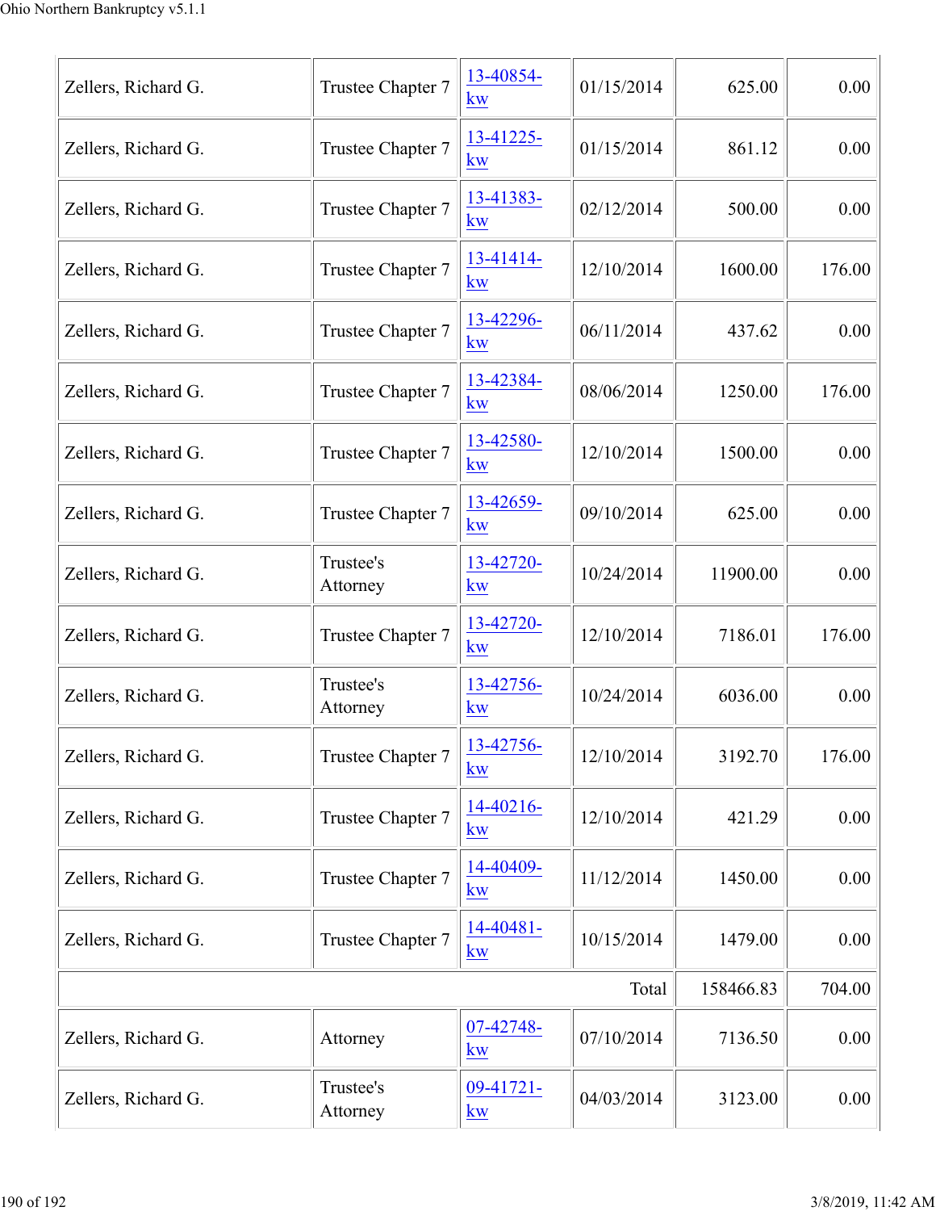| | | | | | |
|---|---|---|---|---|---|
| Zellers, Richard G. | Trustee Chapter 7 | 13-40854-kw | 01/15/2014 | 625.00 | 0.00 |
| Zellers, Richard G. | Trustee Chapter 7 | 13-41225-kw | 01/15/2014 | 861.12 | 0.00 |
| Zellers, Richard G. | Trustee Chapter 7 | 13-41383-kw | 02/12/2014 | 500.00 | 0.00 |
| Zellers, Richard G. | Trustee Chapter 7 | 13-41414-kw | 12/10/2014 | 1600.00 | 176.00 |
| Zellers, Richard G. | Trustee Chapter 7 | 13-42296-kw | 06/11/2014 | 437.62 | 0.00 |
| Zellers, Richard G. | Trustee Chapter 7 | 13-42384-kw | 08/06/2014 | 1250.00 | 176.00 |
| Zellers, Richard G. | Trustee Chapter 7 | 13-42580-kw | 12/10/2014 | 1500.00 | 0.00 |
| Zellers, Richard G. | Trustee Chapter 7 | 13-42659-kw | 09/10/2014 | 625.00 | 0.00 |
| Zellers, Richard G. | Trustee's Attorney | 13-42720-kw | 10/24/2014 | 11900.00 | 0.00 |
| Zellers, Richard G. | Trustee Chapter 7 | 13-42720-kw | 12/10/2014 | 7186.01 | 176.00 |
| Zellers, Richard G. | Trustee's Attorney | 13-42756-kw | 10/24/2014 | 6036.00 | 0.00 |
| Zellers, Richard G. | Trustee Chapter 7 | 13-42756-kw | 12/10/2014 | 3192.70 | 176.00 |
| Zellers, Richard G. | Trustee Chapter 7 | 14-40216-kw | 12/10/2014 | 421.29 | 0.00 |
| Zellers, Richard G. | Trustee Chapter 7 | 14-40409-kw | 11/12/2014 | 1450.00 | 0.00 |
| Zellers, Richard G. | Trustee Chapter 7 | 14-40481-kw | 10/15/2014 | 1479.00 | 0.00 |
| | | | Total | 158466.83 | 704.00 |
| Zellers, Richard G. | Attorney | 07-42748-kw | 07/10/2014 | 7136.50 | 0.00 |
| Zellers, Richard G. | Trustee's Attorney | 09-41721-kw | 04/03/2014 | 3123.00 | 0.00 |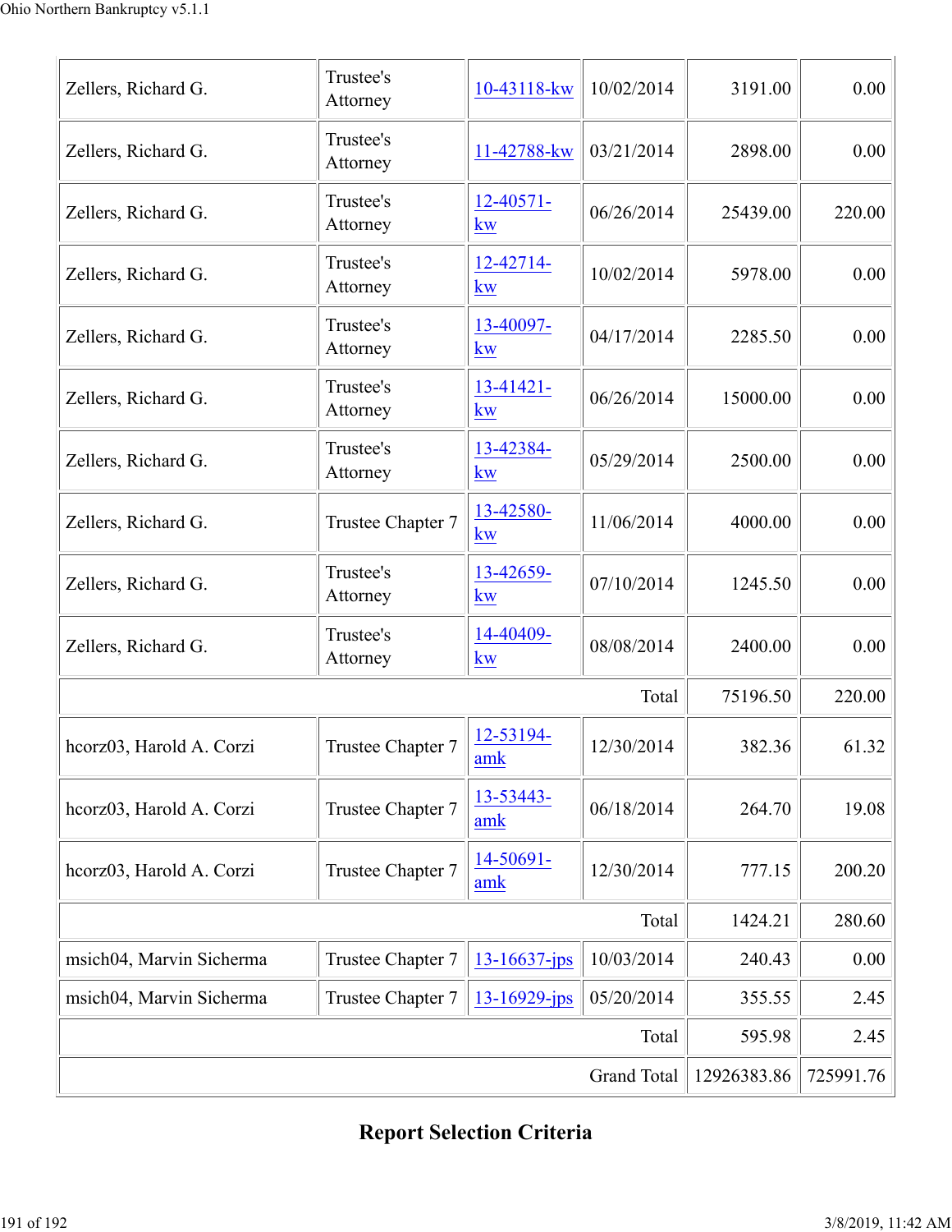| | | | | | |
|---|---|---|---|---|---|
| Zellers, Richard G. | Trustee's Attorney | 10-43118-kw | 10/02/2014 | 3191.00 | 0.00 |
| Zellers, Richard G. | Trustee's Attorney | 11-42788-kw | 03/21/2014 | 2898.00 | 0.00 |
| Zellers, Richard G. | Trustee's Attorney | 12-40571-kw | 06/26/2014 | 25439.00 | 220.00 |
| Zellers, Richard G. | Trustee's Attorney | 12-42714-kw | 10/02/2014 | 5978.00 | 0.00 |
| Zellers, Richard G. | Trustee's Attorney | 13-40097-kw | 04/17/2014 | 2285.50 | 0.00 |
| Zellers, Richard G. | Trustee's Attorney | 13-41421-kw | 06/26/2014 | 15000.00 | 0.00 |
| Zellers, Richard G. | Trustee's Attorney | 13-42384-kw | 05/29/2014 | 2500.00 | 0.00 |
| Zellers, Richard G. | Trustee Chapter 7 | 13-42580-kw | 11/06/2014 | 4000.00 | 0.00 |
| Zellers, Richard G. | Trustee's Attorney | 13-42659-kw | 07/10/2014 | 1245.50 | 0.00 |
| Zellers, Richard G. | Trustee's Attorney | 14-40409-kw | 08/08/2014 | 2400.00 | 0.00 |
| | | | Total | 75196.50 | 220.00 |
| hcorz03, Harold A. Corzi | Trustee Chapter 7 | 12-53194-amk | 12/30/2014 | 382.36 | 61.32 |
| hcorz03, Harold A. Corzi | Trustee Chapter 7 | 13-53443-amk | 06/18/2014 | 264.70 | 19.08 |
| hcorz03, Harold A. Corzi | Trustee Chapter 7 | 14-50691-amk | 12/30/2014 | 777.15 | 200.20 |
| | | | Total | 1424.21 | 280.60 |
| msich04, Marvin Sicherma | Trustee Chapter 7 | 13-16637-jps | 10/03/2014 | 240.43 | 0.00 |
| msich04, Marvin Sicherma | Trustee Chapter 7 | 13-16929-jps | 05/20/2014 | 355.55 | 2.45 |
| | | | Total | 595.98 | 2.45 |
| | | | Grand Total | 12926383.86 | 725991.76 |

## Report Selection Criteria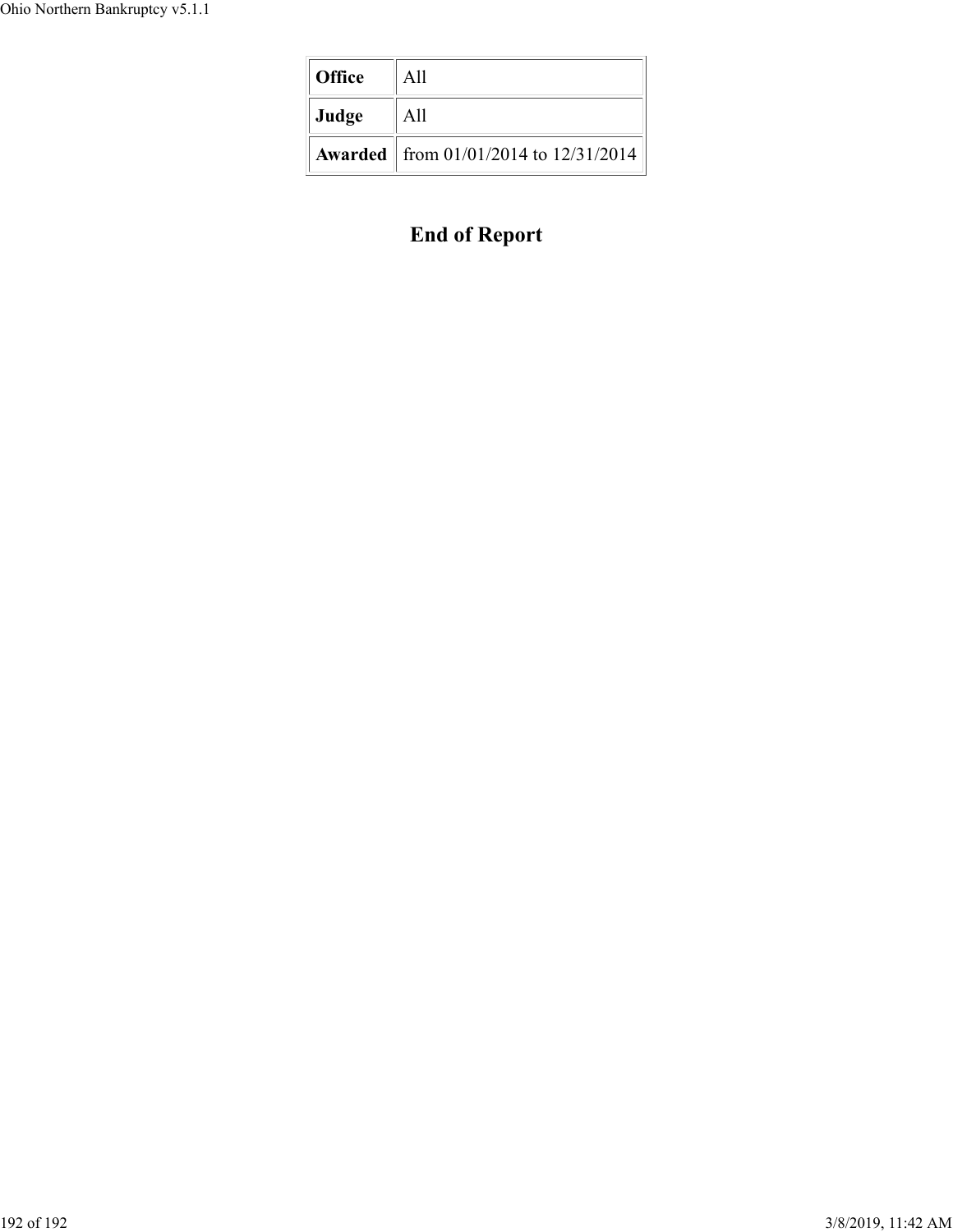| | |
|---|---|
| **Office** | All |
| **Judge** | All |
| **Awarded** | from 01/01/2014 to 12/31/2014 |

## End of Report